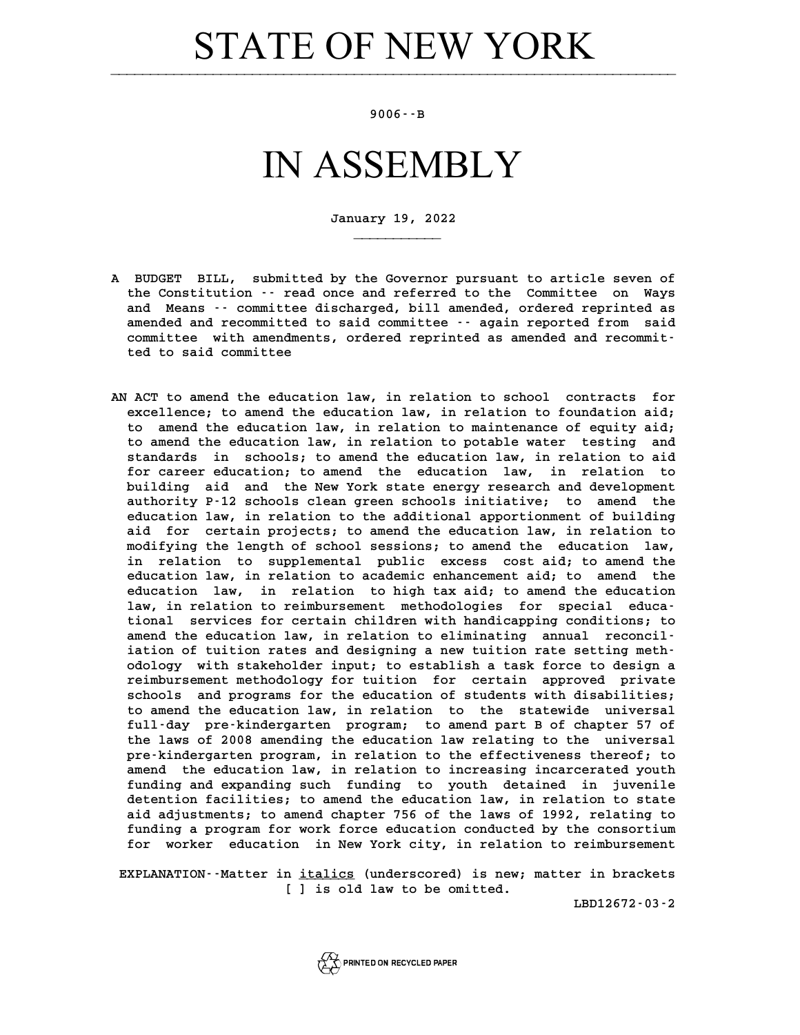# STATE OF NEW YORK

9006--B

# IN ASSEMBLY

January 19, 2022

A BUDGET BILL, submitted by the Governor pursuant to article seven of the Constitution -- read once and referred to the Committee on Ways and Means -- committee discharged, bill amended, ordered reprinted as amended and recommitted to said committee -- again reported from said committee with amendments, ordered reprinted as amended and recommitted to said committee

AN ACT to amend the education law, in relation to school contracts for excellence; to amend the education law, in relation to foundation aid; to amend the education law, in relation to maintenance of equity aid; to amend the education law, in relation to potable water testing and standards in schools; to amend the education law, in relation to aid for career education; to amend the education law, in relation to building aid and the New York state energy research and development authority P-12 schools clean green schools initiative; to amend the education law, in relation to the additional apportionment of building aid for certain projects; to amend the education law, in relation to modifying the length of school sessions; to amend the education law, in relation to supplemental public excess cost aid; to amend the education law, in relation to academic enhancement aid; to amend the education law, in relation to high tax aid; to amend the education law, in relation to reimbursement methodologies for special educational services for certain children with handicapping conditions; to amend the education law, in relation to eliminating annual reconciliation of tuition rates and designing a new tuition rate setting methodology with stakeholder input; to establish a task force to design a reimbursement methodology for tuition for certain approved private schools and programs for the education of students with disabilities; to amend the education law, in relation to the statewide universal full-day pre-kindergarten program; to amend part B of chapter 57 of the laws of 2008 amending the education law relating to the universal pre-kindergarten program, in relation to the effectiveness thereof; to amend the education law, in relation to increasing incarcerated youth funding and expanding such funding to youth detained in juvenile detention facilities; to amend the education law, in relation to state aid adjustments; to amend chapter 756 of the laws of 1992, relating to funding a program for work force education conducted by the consortium for worker education in New York city, in relation to reimbursement

EXPLANATION--Matter in *italics* (underscored) is new; matter in brackets [ ] is old law to be omitted.

LBD12672-03-2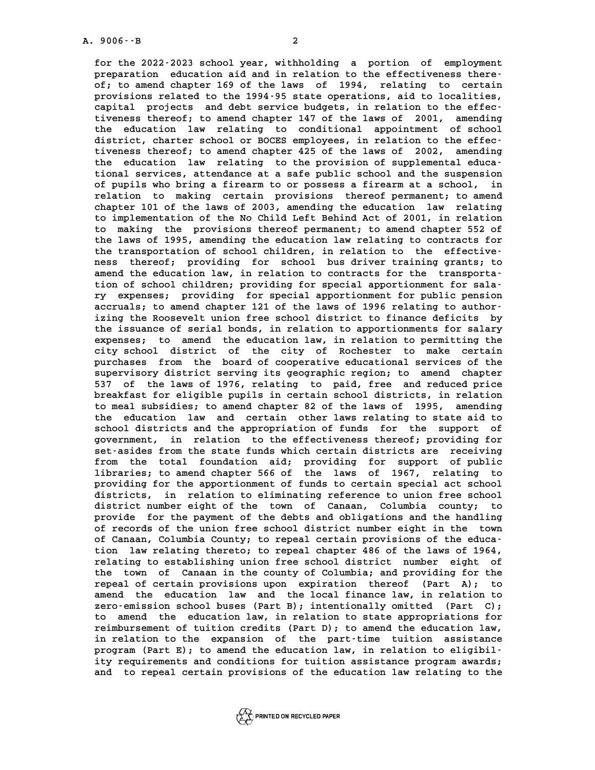for the 2022-2023 school year, withholding a portion of employment preparation education aid and in relation to the effectiveness thereof; to amend chapter 169 of the laws of 1994, relating to certain provisions related to the 1994-95 state operations, aid to localities, capital projects and debt service budgets, in relation to the effectiveness thereof; to amend chapter 147 of the laws of 2001, amending the education law relating to conditional appointment of school district, charter school or BOCES employees, in relation to the effectiveness thereof; to amend chapter 425 of the laws of 2002, amending the education law relating to the provision of supplemental educational services, attendance at a safe public school and the suspension of pupils who bring a firearm to or possess a firearm at a school, in relation to making certain provisions thereof permanent; to amend chapter 101 of the laws of 2003, amending the education law relating to implementation of the No Child Left Behind Act of 2001, in relation to making the provisions thereof permanent; to amend chapter 552 of the laws of 1995, amending the education law relating to contracts for the transportation of school children, in relation to the effectiveness thereof; providing for school bus driver training grants; to amend the education law, in relation to contracts for the transportation of school children; providing for special apportionment for salary expenses; providing for special apportionment for public pension accruals; to amend chapter 121 of the laws of 1996 relating to authorizing the Roosevelt union free school district to finance deficits by the issuance of serial bonds, in relation to apportionments for salary expenses; to amend the education law, in relation to permitting the city school district of the city of Rochester to make certain purchases from the board of cooperative educational services of the supervisory district serving its geographic region; to amend chapter 537 of the laws of 1976, relating to paid, free and reduced price breakfast for eligible pupils in certain school districts, in relation to meal subsidies; to amend chapter 82 of the laws of 1995, amending the education law and certain other laws relating to state aid to school districts and the appropriation of funds for the support of government, in relation to the effectiveness thereof; providing for set-asides from the state funds which certain districts are receiving from the total foundation aid; providing for support of public libraries; to amend chapter 566 of the laws of 1967, relating to providing for the apportionment of funds to certain special act school districts, in relation to eliminating reference to union free school district number eight of the town of Canaan, Columbia county; to provide for the payment of the debts and obligations and the handling of records of the union free school district number eight in the town of Canaan, Columbia County; to repeal certain provisions of the education law relating thereto; to repeal chapter 486 of the laws of 1964, relating to establishing union free school district number eight of the town of Canaan in the county of Columbia; and providing for the repeal of certain provisions upon expiration thereof (Part A); to amend the education law and the local finance law, in relation to zero-emission school buses (Part B); intentionally omitted (Part C); to amend the education law, in relation to state appropriations for reimbursement of tuition credits (Part D); to amend the education law, in relation to the expansion of the part-time tuition assistance program (Part E); to amend the education law, in relation to eligibility requirements and conditions for tuition assistance program awards; and to repeal certain provisions of the education law relating to the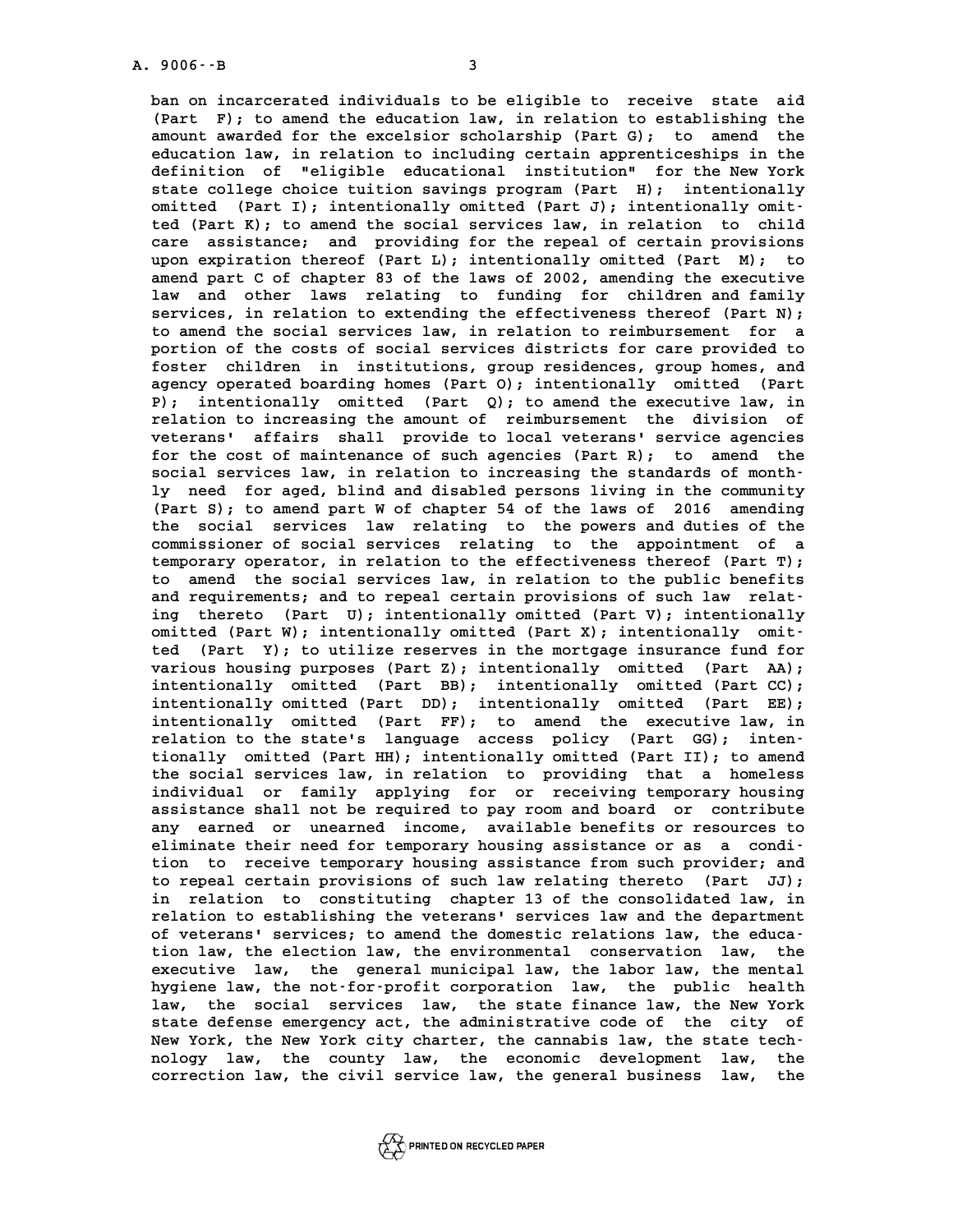ban on incarcerated individuals to be eligible to receive state aid (Part F); to amend the education law, in relation to establishing the amount awarded for the excelsior scholarship (Part G); to amend the education law, in relation to including certain apprenticeships in the definition of "eligible educational institution" for the New York state college choice tuition savings program (Part H); intentionally omitted (Part I); intentionally omitted (Part J); intentionally omitted (Part K); to amend the social services law, in relation to child care assistance; and providing for the repeal of certain provisions upon expiration thereof (Part L); intentionally omitted (Part M); to amend part C of chapter 83 of the laws of 2002, amending the executive law and other laws relating to funding for children and family services, in relation to extending the effectiveness thereof (Part N); to amend the social services law, in relation to reimbursement for a portion of the costs of social services districts for care provided to foster children in institutions, group residences, group homes, and agency operated boarding homes (Part O); intentionally omitted (Part P); intentionally omitted (Part Q); to amend the executive law, in relation to increasing the amount of reimbursement the division of veterans' affairs shall provide to local veterans' service agencies for the cost of maintenance of such agencies (Part R); to amend the social services law, in relation to increasing the standards of monthly need for aged, blind and disabled persons living in the community (Part S); to amend part W of chapter 54 of the laws of 2016 amending the social services law relating to the powers and duties of the commissioner of social services relating to the appointment of a temporary operator, in relation to the effectiveness thereof (Part T); to amend the social services law, in relation to the public benefits and requirements; and to repeal certain provisions of such law relating thereto (Part U); intentionally omitted (Part V); intentionally omitted (Part W); intentionally omitted (Part X); intentionally omitted (Part Y); to utilize reserves in the mortgage insurance fund for various housing purposes (Part Z); intentionally omitted (Part AA); intentionally omitted (Part BB); intentionally omitted (Part CC); intentionally omitted (Part DD); intentionally omitted (Part EE); intentionally omitted (Part FF); to amend the executive law, in relation to the state's language access policy (Part GG); intentionally omitted (Part HH); intentionally omitted (Part II); to amend the social services law, in relation to providing that a homeless individual or family applying for or receiving temporary housing assistance shall not be required to pay room and board or contribute any earned or unearned income, available benefits or resources to eliminate their need for temporary housing assistance or as a condition to receive temporary housing assistance from such provider; and to repeal certain provisions of such law relating thereto (Part JJ); in relation to constituting chapter 13 of the consolidated law, in relation to establishing the veterans' services law and the department of veterans' services; to amend the domestic relations law, the education law, the election law, the environmental conservation law, the executive law, the general municipal law, the labor law, the mental hygiene law, the not-for-profit corporation law, the public health law, the social services law, the state finance law, the New York state defense emergency act, the administrative code of the city of New York, the New York city charter, the cannabis law, the state technology law, the county law, the economic development law, the correction law, the civil service law, the general business law, the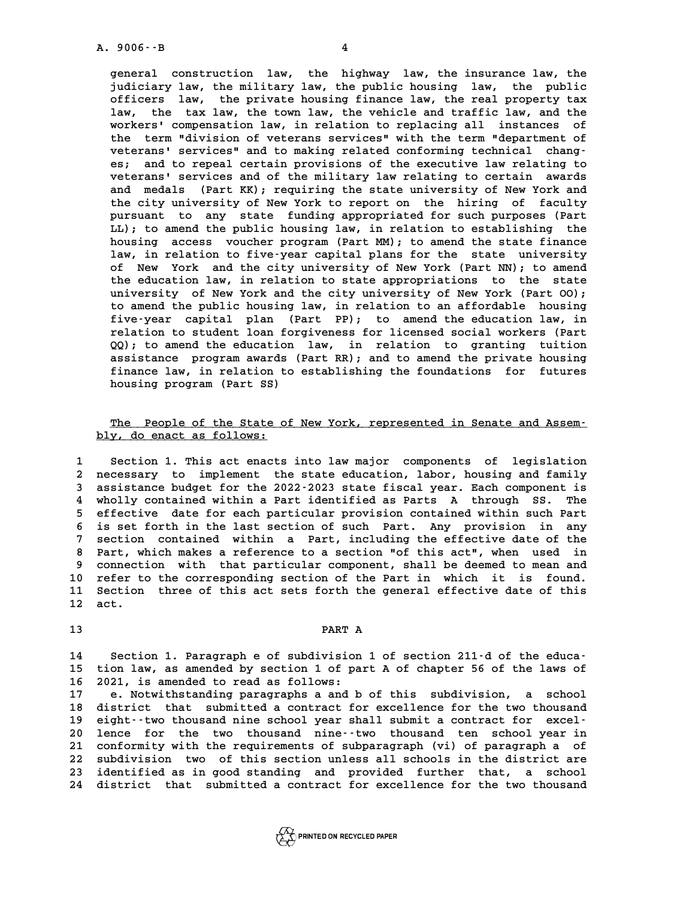general construction law, the highway law, the insurance law, the judiciary law, the military law, the public housing law, the public officers law, the private housing finance law, the real property tax law, the tax law, the town law, the vehicle and traffic law, and the workers' compensation law, in relation to replacing all instances of the term "division of veterans services" with the term "department of veterans' services" and to making related conforming technical changes; and to repeal certain provisions of the executive law relating to veterans' services and of the military law relating to certain awards and medals (Part KK); requiring the state university of New York and the city university of New York to report on the hiring of faculty pursuant to any state funding appropriated for such purposes (Part LL); to amend the public housing law, in relation to establishing the housing access voucher program (Part MM); to amend the state finance law, in relation to five-year capital plans for the state university of New York and the city university of New York (Part NN); to amend the education law, in relation to state appropriations to the state university of New York and the city university of New York (Part OO); to amend the public housing law, in relation to an affordable housing five-year capital plan (Part PP); to amend the education law, in relation to student loan forgiveness for licensed social workers (Part QQ); to amend the education law, in relation to granting tuition assistance program awards (Part RR); and to amend the private housing finance law, in relation to establishing the foundations for futures housing program (Part SS)

The People of the State of New York, represented in Senate and Assembly, do enact as follows:

1 Section 1. This act enacts into law major components of legislation
2 necessary to implement the state education, labor, housing and family
3 assistance budget for the 2022-2023 state fiscal year. Each component is
4 wholly contained within a Part identified as Parts A through SS. The
5 effective date for each particular provision contained within such Part
6 is set forth in the last section of such Part. Any provision in any
7 section contained within a Part, including the effective date of the
8 Part, which makes a reference to a section "of this act", when used in
9 connection with that particular component, shall be deemed to mean and
10 refer to the corresponding section of the Part in which it is found.
11 Section three of this act sets forth the general effective date of this
12 act.

13 PART A

14 Section 1. Paragraph e of subdivision 1 of section 211-d of the educa-
15 tion law, as amended by section 1 of part A of chapter 56 of the laws of
16 2021, is amended to read as follows:
17 e. Notwithstanding paragraphs a and b of this subdivision, a school
18 district that submitted a contract for excellence for the two thousand
19 eight--two thousand nine school year shall submit a contract for excel-
20 lence for the two thousand nine--two thousand ten school year in
21 conformity with the requirements of subparagraph (vi) of paragraph a of
22 subdivision two of this section unless all schools in the district are
23 identified as in good standing and provided further that, a school
24 district that submitted a contract for excellence for the two thousand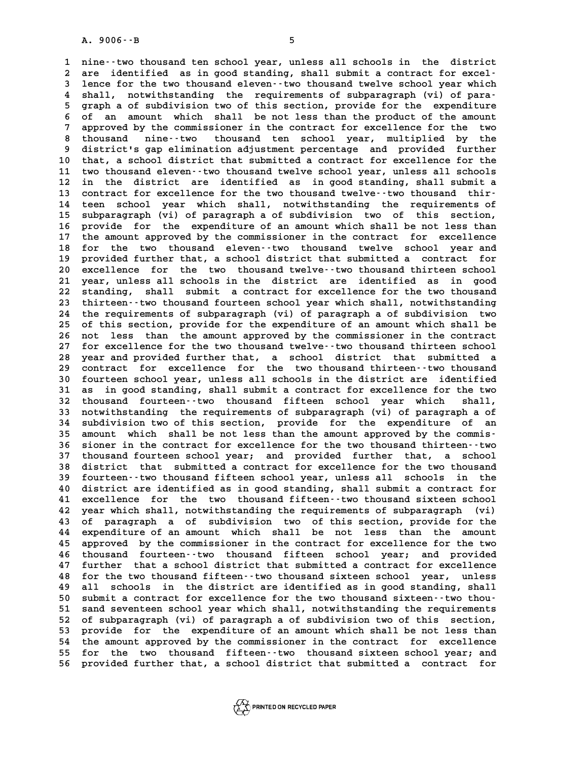nine--two thousand ten school year, unless all schools in the district are identified as in good standing, shall submit a contract for excellence for the two thousand eleven--two thousand twelve school year which shall, notwithstanding the requirements of subparagraph (vi) of paragraph a of subdivision two of this section, provide for the expenditure of an amount which shall be not less than the product of the amount approved by the commissioner in the contract for excellence for the two thousand nine--two thousand ten school year, multiplied by the district's gap elimination adjustment percentage and provided further that, a school district that submitted a contract for excellence for the two thousand eleven--two thousand twelve school year, unless all schools in the district are identified as in good standing, shall submit a contract for excellence for the two thousand twelve--two thousand thirteen school year which shall, notwithstanding the requirements of subparagraph (vi) of paragraph a of subdivision two of this section, provide for the expenditure of an amount which shall be not less than the amount approved by the commissioner in the contract for excellence for the two thousand eleven--two thousand twelve school year and provided further that, a school district that submitted a contract for excellence for the two thousand twelve--two thousand thirteen school year, unless all schools in the district are identified as in good standing, shall submit a contract for excellence for the two thousand thirteen--two thousand fourteen school year which shall, notwithstanding the requirements of subparagraph (vi) of paragraph a of subdivision two of this section, provide for the expenditure of an amount which shall be not less than the amount approved by the commissioner in the contract for excellence for the two thousand twelve--two thousand thirteen school year and provided further that, a school district that submitted a contract for excellence for the two thousand thirteen--two thousand fourteen school year, unless all schools in the district are identified as in good standing, shall submit a contract for excellence for the two thousand fourteen--two thousand fifteen school year which shall, notwithstanding the requirements of subparagraph (vi) of paragraph a of subdivision two of this section, provide for the expenditure of an amount which shall be not less than the amount approved by the commissioner in the contract for excellence for the two thousand thirteen--two thousand fourteen school year; and provided further that, a school district that submitted a contract for excellence for the two thousand fourteen--two thousand fifteen school year, unless all schools in the district are identified as in good standing, shall submit a contract for excellence for the two thousand fifteen--two thousand sixteen school year which shall, notwithstanding the requirements of subparagraph (vi) of paragraph a of subdivision two of this section, provide for the expenditure of an amount which shall be not less than the amount approved by the commissioner in the contract for excellence for the two thousand fourteen--two thousand fifteen school year; and provided further that a school district that submitted a contract for excellence for the two thousand fifteen--two thousand sixteen school year, unless all schools in the district are identified as in good standing, shall submit a contract for excellence for the two thousand sixteen--two thousand seventeen school year which shall, notwithstanding the requirements of subparagraph (vi) of paragraph a of subdivision two of this section, provide for the expenditure of an amount which shall be not less than the amount approved by the commissioner in the contract for excellence for the two thousand fifteen--two thousand sixteen school year; and provided further that, a school district that submitted a contract for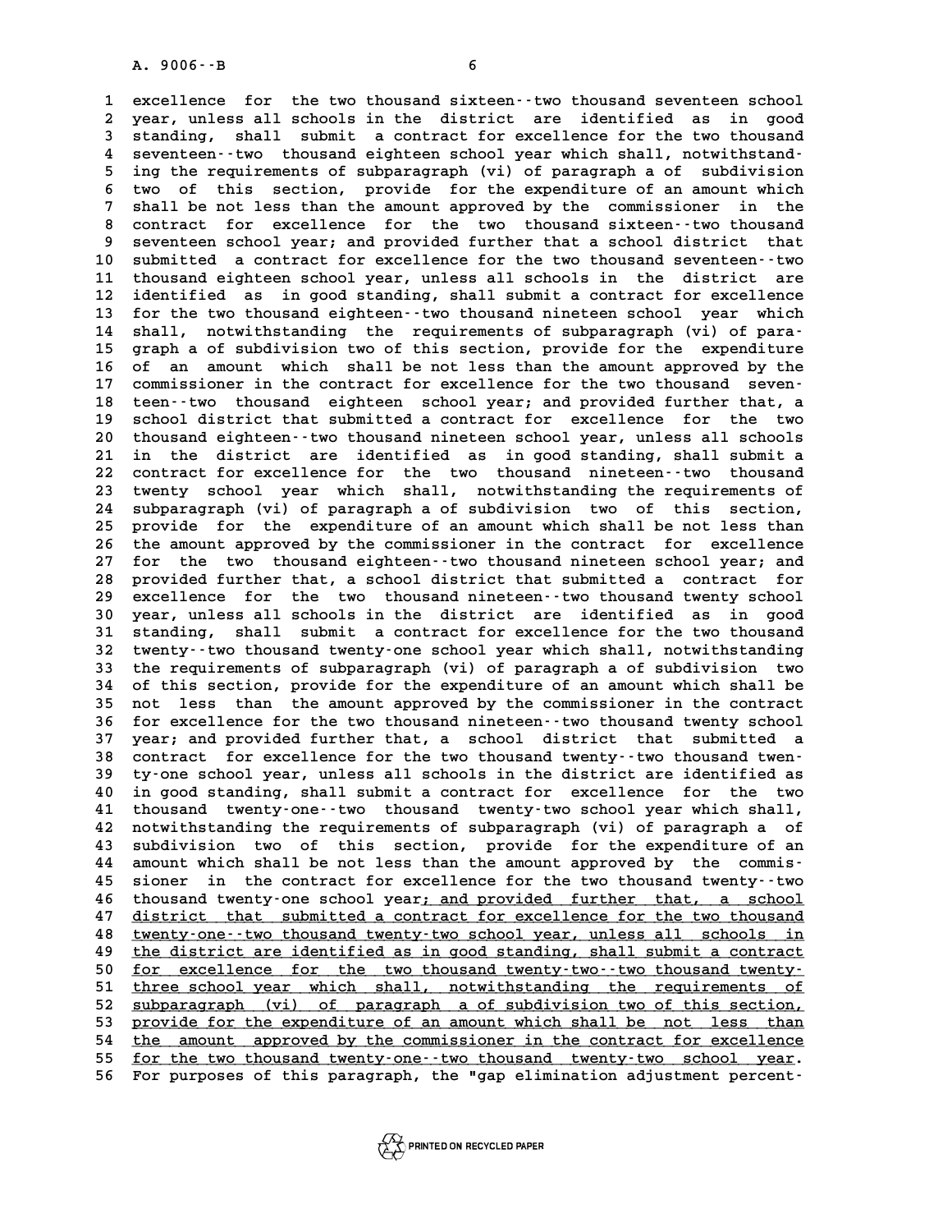excellence for the two thousand sixteen--two thousand seventeen school year, unless all schools in the district are identified as in good standing, shall submit a contract for excellence for the two thousand seventeen--two thousand eighteen school year which shall, notwithstanding the requirements of subparagraph (vi) of paragraph a of subdivision two of this section, provide for the expenditure of an amount which shall be not less than the amount approved by the commissioner in the contract for excellence for the two thousand sixteen--two thousand seventeen school year; and provided further that a school district that submitted a contract for excellence for the two thousand seventeen--two thousand eighteen school year, unless all schools in the district are identified as in good standing, shall submit a contract for excellence for the two thousand eighteen--two thousand nineteen school year which shall, notwithstanding the requirements of subparagraph (vi) of paragraph a of subdivision two of this section, provide for the expenditure of an amount which shall be not less than the amount approved by the commissioner in the contract for excellence for the two thousand seventeen--two thousand eighteen school year; and provided further that, a school district that submitted a contract for excellence for the two thousand eighteen--two thousand nineteen school year, unless all schools in the district are identified as in good standing, shall submit a contract for excellence for the two thousand nineteen--two thousand twenty school year which shall, notwithstanding the requirements of subparagraph (vi) of paragraph a of subdivision two of this section, provide for the expenditure of an amount which shall be not less than the amount approved by the commissioner in the contract for excellence for the two thousand eighteen--two thousand nineteen school year; and provided further that, a school district that submitted a contract for excellence for the two thousand nineteen--two thousand twenty school year, unless all schools in the district are identified as in good standing, shall submit a contract for excellence for the two thousand twenty--two thousand twenty-one school year which shall, notwithstanding the requirements of subparagraph (vi) of paragraph a of subdivision two of this section, provide for the expenditure of an amount which shall be not less than the amount approved by the commissioner in the contract for excellence for the two thousand nineteen--two thousand twenty school year; and provided further that, a school district that submitted a contract for excellence for the two thousand twenty--two thousand twenty-one school year, unless all schools in the district are identified as in good standing, shall submit a contract for excellence for the two thousand twenty-one--two thousand twenty-two school year which shall, notwithstanding the requirements of subparagraph (vi) of paragraph a of subdivision two of this section, provide for the expenditure of an amount which shall be not less than the amount approved by the commissioner in the contract for excellence for the two thousand twenty--two thousand twenty-one school year<u>; and provided further that, a school district that submitted a contract for excellence for the two thousand twenty-one--two thousand twenty-two school year, unless all schools in the district are identified as in good standing, shall submit a contract for excellence for the two thousand twenty-two--two thousand twenty-three school year which shall, notwithstanding the requirements of subparagraph (vi) of paragraph a of subdivision two of this section, provide for the expenditure of an amount which shall be not less than the amount approved by the commissioner in the contract for excellence for the two thousand twenty-one--two thousand twenty-two school year</u>. For purposes of this paragraph, the "gap elimination adjustment percent-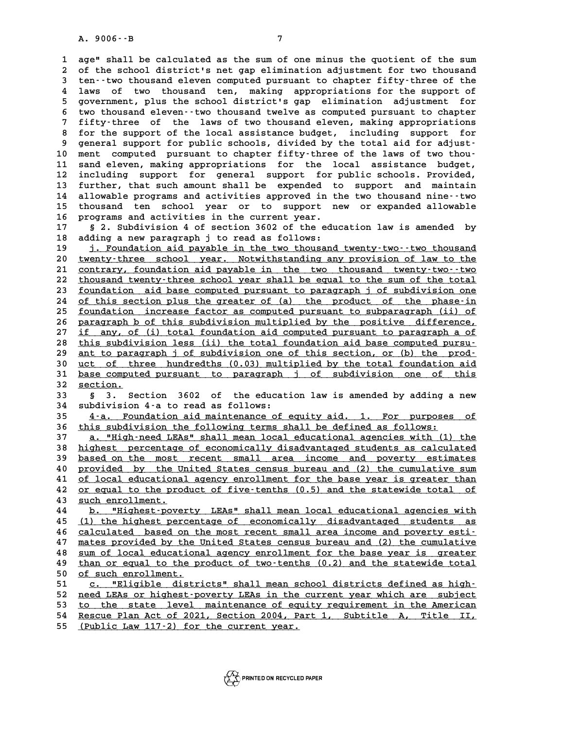age" shall be calculated as the sum of one minus the quotient of the sum of the school district's net gap elimination adjustment for two thousand ten--two thousand eleven computed pursuant to chapter fifty-three of the laws of two thousand ten, making appropriations for the support of government, plus the school district's gap elimination adjustment for two thousand eleven--two thousand twelve as computed pursuant to chapter fifty-three of the laws of two thousand eleven, making appropriations for the support of the local assistance budget, including support for general support for public schools, divided by the total aid for adjustment computed pursuant to chapter fifty-three of the laws of two thousand eleven, making appropriations for the local assistance budget, including support for general support for public schools. Provided, further, that such amount shall be expended to support and maintain allowable programs and activities approved in the two thousand nine--two thousand ten school year or to support new or expanded allowable programs and activities in the current year.

§ 2. Subdivision 4 of section 3602 of the education law is amended by adding a new paragraph j to read as follows:

j. Foundation aid payable in the two thousand twenty-two--two thousand twenty-three school year. Notwithstanding any provision of law to the contrary, foundation aid payable in the two thousand twenty-two--two thousand twenty-three school year shall be equal to the sum of the total foundation aid base computed pursuant to paragraph j of subdivision one of this section plus the greater of (a) the product of the phase-in foundation increase factor as computed pursuant to subparagraph (ii) of paragraph b of this subdivision multiplied by the positive difference, if any, of (i) total foundation aid computed pursuant to paragraph a of this subdivision less (ii) the total foundation aid base computed pursuant to paragraph j of subdivision one of this section, or (b) the product of three hundredths (0.03) multiplied by the total foundation aid base computed pursuant to paragraph j of subdivision one of this section.

§ 3. Section 3602 of the education law is amended by adding a new subdivision 4-a to read as follows:

4-a. Foundation aid maintenance of equity aid. 1. For purposes of this subdivision the following terms shall be defined as follows:

a. "High-need LEAs" shall mean local educational agencies with (1) the highest percentage of economically disadvantaged students as calculated based on the most recent small area income and poverty estimates provided by the United States census bureau and (2) the cumulative sum of local educational agency enrollment for the base year is greater than or equal to the product of five-tenths (0.5) and the statewide total of such enrollment.

b. "Highest-poverty LEAs" shall mean local educational agencies with (1) the highest percentage of economically disadvantaged students as calculated based on the most recent small area income and poverty estimates provided by the United States census bureau and (2) the cumulative sum of local educational agency enrollment for the base year is greater than or equal to the product of two-tenths (0.2) and the statewide total of such enrollment.

c. "Eligible districts" shall mean school districts defined as high-need LEAs or highest-poverty LEAs in the current year which are subject to the state level maintenance of equity requirement in the American Rescue Plan Act of 2021, Section 2004, Part 1, Subtitle A, Title II, (Public Law 117-2) for the current year.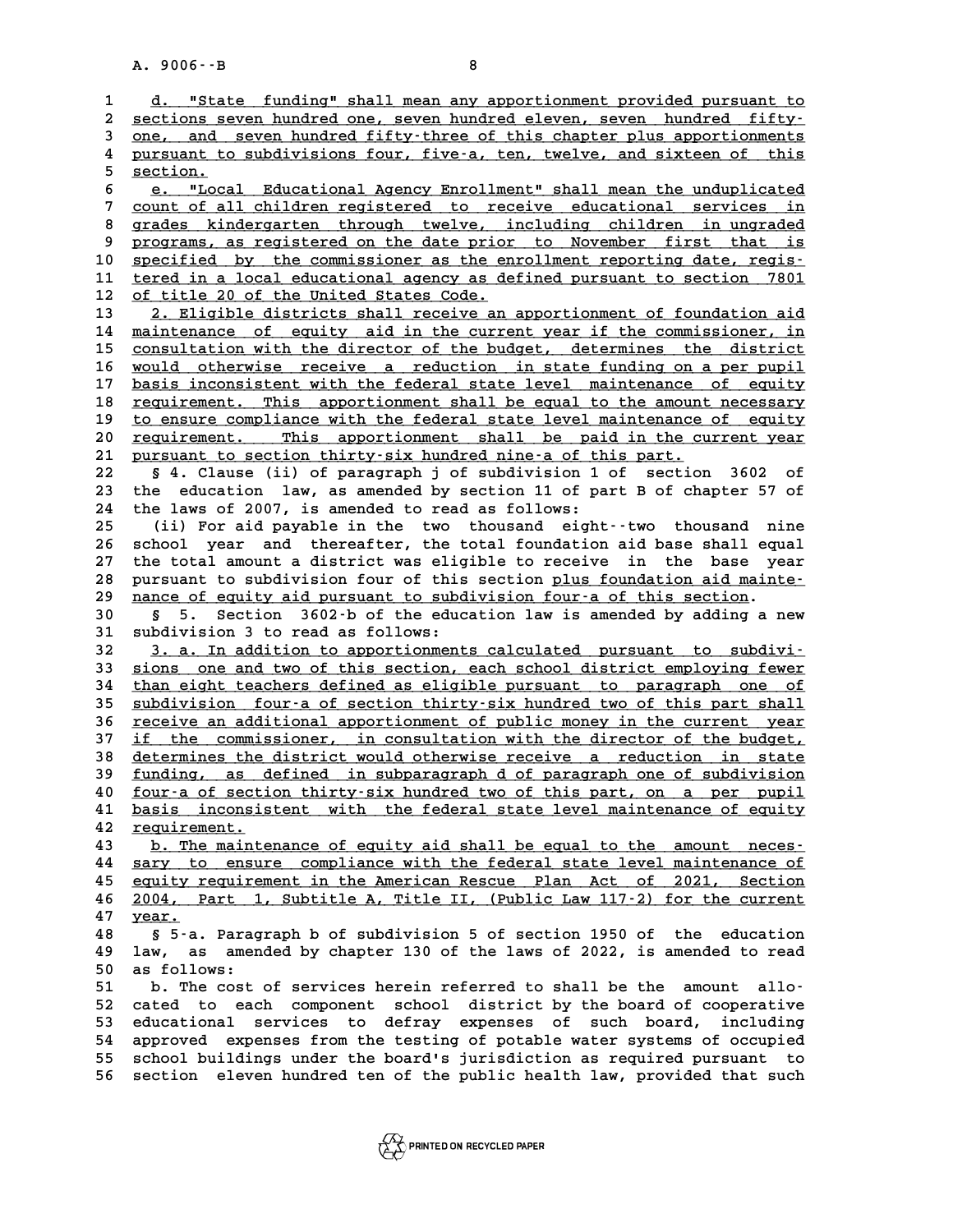d. "State funding" shall mean any apportionment provided pursuant to sections seven hundred one, seven hundred eleven, seven hundred fifty-one, and seven hundred fifty-three of this chapter plus apportionments pursuant to subdivisions four, five-a, ten, twelve, and sixteen of this section.

e. "Local Educational Agency Enrollment" shall mean the unduplicated count of all children registered to receive educational services in grades kindergarten through twelve, including children in ungraded programs, as registered on the date prior to November first that is specified by the commissioner as the enrollment reporting date, registered in a local educational agency as defined pursuant to section 7801 of title 20 of the United States Code.

2. Eligible districts shall receive an apportionment of foundation aid maintenance of equity aid in the current year if the commissioner, in consultation with the director of the budget, determines the district would otherwise receive a reduction in state funding on a per pupil basis inconsistent with the federal state level maintenance of equity requirement. This apportionment shall be equal to the amount necessary to ensure compliance with the federal state level maintenance of equity requirement. This apportionment shall be paid in the current year pursuant to section thirty-six hundred nine-a of this part.

§ 4. Clause (ii) of paragraph j of subdivision 1 of section 3602 of the education law, as amended by section 11 of part B of chapter 57 of the laws of 2007, is amended to read as follows:

(ii) For aid payable in the two thousand eight--two thousand nine school year and thereafter, the total foundation aid base shall equal the total amount a district was eligible to receive in the base year pursuant to subdivision four of this section plus foundation aid maintenance of equity aid pursuant to subdivision four-a of this section.

§ 5. Section 3602-b of the education law is amended by adding a new subdivision 3 to read as follows:

3. a. In addition to apportionments calculated pursuant to subdivisions one and two of this section, each school district employing fewer than eight teachers defined as eligible pursuant to paragraph one of subdivision four-a of section thirty-six hundred two of this part shall receive an additional apportionment of public money in the current year if the commissioner, in consultation with the director of the budget, determines the district would otherwise receive a reduction in state funding, as defined in subparagraph d of paragraph one of subdivision four-a of section thirty-six hundred two of this part, on a per pupil basis inconsistent with the federal state level maintenance of equity requirement.

b. The maintenance of equity aid shall be equal to the amount necessary to ensure compliance with the federal state level maintenance of equity requirement in the American Rescue Plan Act of 2021, Section 2004, Part 1, Subtitle A, Title II, (Public Law 117-2) for the current year.

§ 5-a. Paragraph b of subdivision 5 of section 1950 of the education law, as amended by chapter 130 of the laws of 2022, is amended to read as follows:

b. The cost of services herein referred to shall be the amount allocated to each component school district by the board of cooperative educational services to defray expenses of such board, including approved expenses from the testing of potable water systems of occupied school buildings under the board's jurisdiction as required pursuant to section eleven hundred ten of the public health law, provided that such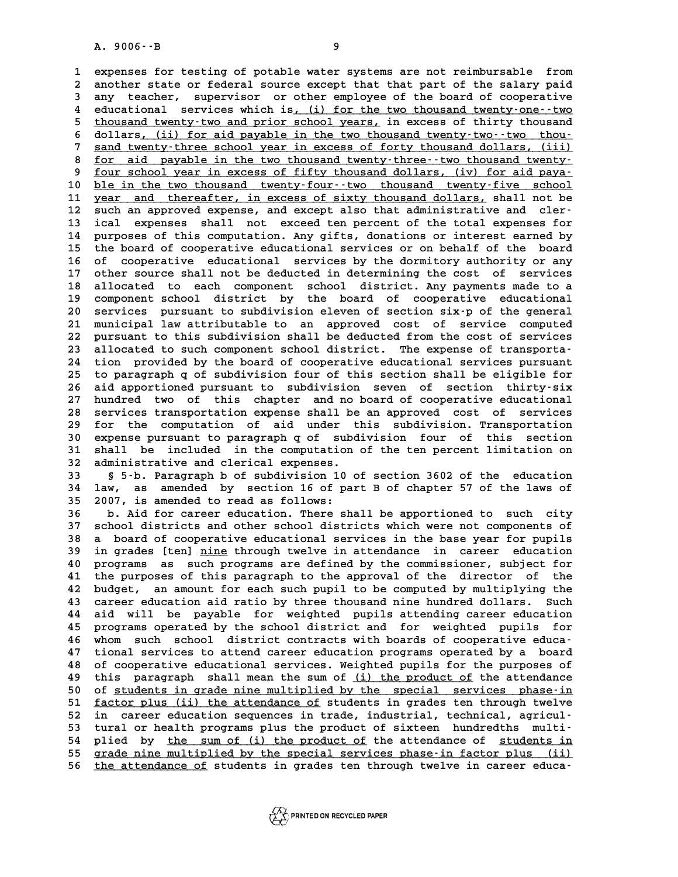expenses for testing of potable water systems are not reimbursable from another state or federal source except that that part of the salary paid any teacher, supervisor or other employee of the board of cooperative educational services which is, (i) for the two thousand twenty-one--two thousand twenty-two and prior school years, in excess of thirty thousand dollars, (ii) for aid payable in the two thousand twenty-two--two thousand twenty-three school year in excess of forty thousand dollars, (iii) for aid payable in the two thousand twenty-three--two thousand twenty-four school year in excess of fifty thousand dollars, (iv) for aid payable in the two thousand twenty-four--two thousand twenty-five school year and thereafter, in excess of sixty thousand dollars, shall not be such an approved expense, and except also that administrative and clerical expenses shall not exceed ten percent of the total expenses for purposes of this computation. Any gifts, donations or interest earned by the board of cooperative educational services or on behalf of the board of cooperative educational services by the dormitory authority or any other source shall not be deducted in determining the cost of services allocated to each component school district. Any payments made to a component school district by the board of cooperative educational services pursuant to subdivision eleven of section six-p of the general municipal law attributable to an approved cost of service computed pursuant to this subdivision shall be deducted from the cost of services allocated to such component school district. The expense of transportation provided by the board of cooperative educational services pursuant to paragraph q of subdivision four of this section shall be eligible for aid apportioned pursuant to subdivision seven of section thirty-six hundred two of this chapter and no board of cooperative educational services transportation expense shall be an approved cost of services for the computation of aid under this subdivision. Transportation expense pursuant to paragraph q of subdivision four of this section shall be included in the computation of the ten percent limitation on administrative and clerical expenses.

§ 5-b. Paragraph b of subdivision 10 of section 3602 of the education law, as amended by section 16 of part B of chapter 57 of the laws of 2007, is amended to read as follows:

b. Aid for career education. There shall be apportioned to such city school districts and other school districts which were not components of a board of cooperative educational services in the base year for pupils in grades [ten] nine through twelve in attendance in career education programs as such programs are defined by the commissioner, subject for the purposes of this paragraph to the approval of the director of the budget, an amount for each such pupil to be computed by multiplying the career education aid ratio by three thousand nine hundred dollars. Such aid will be payable for weighted pupils attending career education programs operated by the school district and for weighted pupils for whom such school district contracts with boards of cooperative educational services to attend career education programs operated by a board of cooperative educational services. Weighted pupils for the purposes of this paragraph shall mean the sum of (i) the product of the attendance of students in grade nine multiplied by the special services phase-in factor plus (ii) the attendance of students in grades ten through twelve in career education sequences in trade, industrial, technical, agricultural or health programs plus the product of sixteen hundredths multiplied by the sum of (i) the product of the attendance of students in grade nine multiplied by the special services phase-in factor plus (ii) the attendance of students in grades ten through twelve in career educa-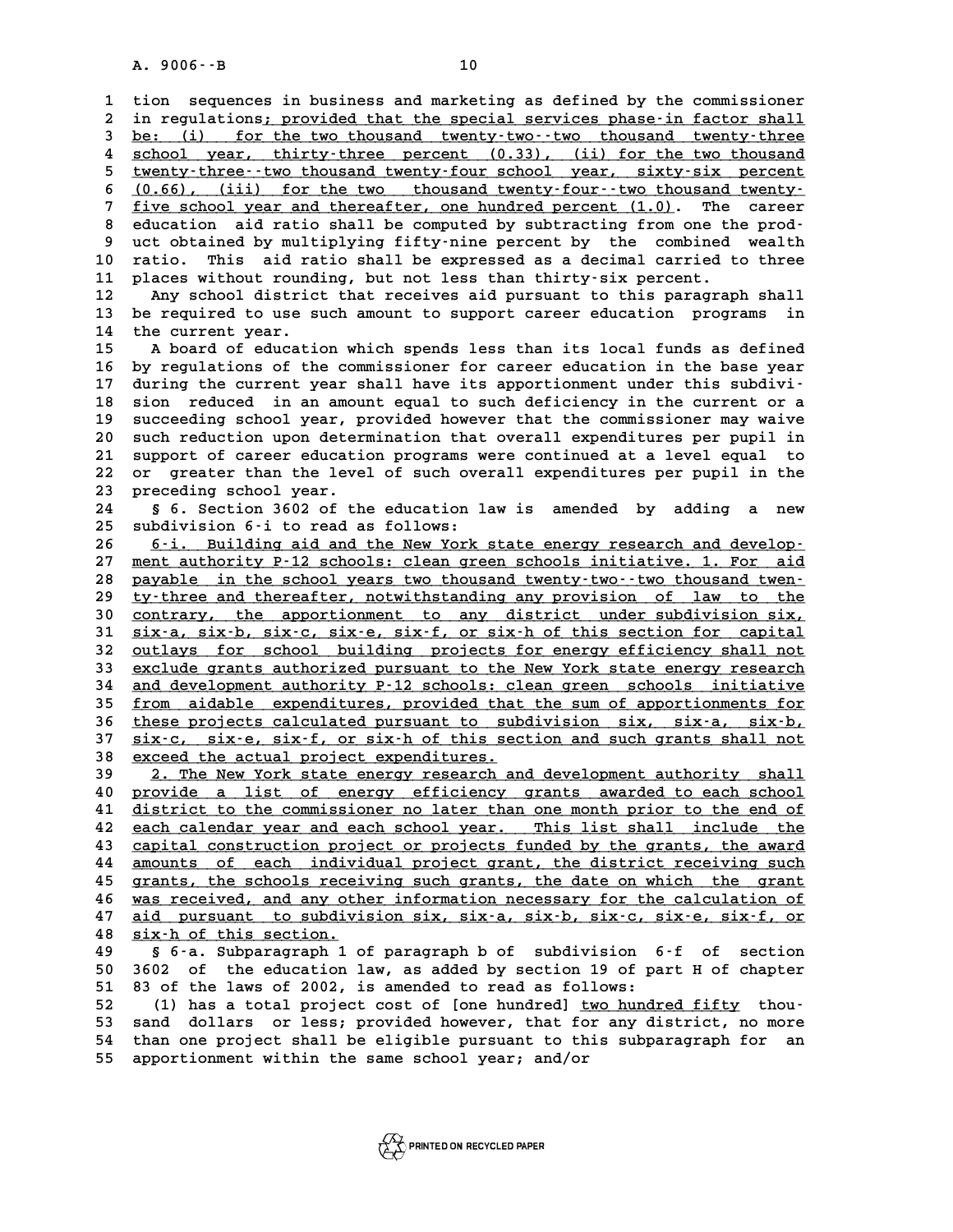tion sequences in business and marketing as defined by the commissioner in regulations; provided that the special services phase-in factor shall be: (i) for the two thousand twenty-two--two thousand twenty-three school year, thirty-three percent (0.33), (ii) for the two thousand twenty-three--two thousand twenty-four school year, sixty-six percent (0.66), (iii) for the two thousand twenty-four--two thousand twenty-five school year and thereafter, one hundred percent (1.0). The career education aid ratio shall be computed by subtracting from one the product obtained by multiplying fifty-nine percent by the combined wealth ratio. This aid ratio shall be expressed as a decimal carried to three places without rounding, but not less than thirty-six percent.

Any school district that receives aid pursuant to this paragraph shall be required to use such amount to support career education programs in the current year.

A board of education which spends less than its local funds as defined by regulations of the commissioner for career education in the base year during the current year shall have its apportionment under this subdivision reduced in an amount equal to such deficiency in the current or a succeeding school year, provided however that the commissioner may waive such reduction upon determination that overall expenditures per pupil in support of career education programs were continued at a level equal to or greater than the level of such overall expenditures per pupil in the preceding school year.

§ 6. Section 3602 of the education law is amended by adding a new subdivision 6-i to read as follows:

6-i. Building aid and the New York state energy research and development authority P-12 schools: clean green schools initiative. 1. For aid payable in the school years two thousand twenty-two--two thousand twenty-three and thereafter, notwithstanding any provision of law to the contrary, the apportionment to any district under subdivision six, six-a, six-b, six-c, six-e, six-f, or six-h of this section for capital outlays for school building projects for energy efficiency shall not exclude grants authorized pursuant to the New York state energy research and development authority P-12 schools: clean green schools initiative from aidable expenditures, provided that the sum of apportionments for these projects calculated pursuant to subdivision six, six-a, six-b, six-c, six-e, six-f, or six-h of this section and such grants shall not exceed the actual project expenditures.

2. The New York state energy research and development authority shall provide a list of energy efficiency grants awarded to each school district to the commissioner no later than one month prior to the end of each calendar year and each school year. This list shall include the capital construction project or projects funded by the grants, the award amounts of each individual project grant, the district receiving such grants, the schools receiving such grants, the date on which the grant was received, and any other information necessary for the calculation of aid pursuant to subdivision six, six-a, six-b, six-c, six-e, six-f, or six-h of this section.

§ 6-a. Subparagraph 1 of paragraph b of subdivision 6-f of section 3602 of the education law, as added by section 19 of part H of chapter 83 of the laws of 2002, is amended to read as follows:

(1) has a total project cost of [one hundred] two hundred fifty thousand dollars or less; provided however, that for any district, no more than one project shall be eligible pursuant to this subparagraph for an apportionment within the same school year; and/or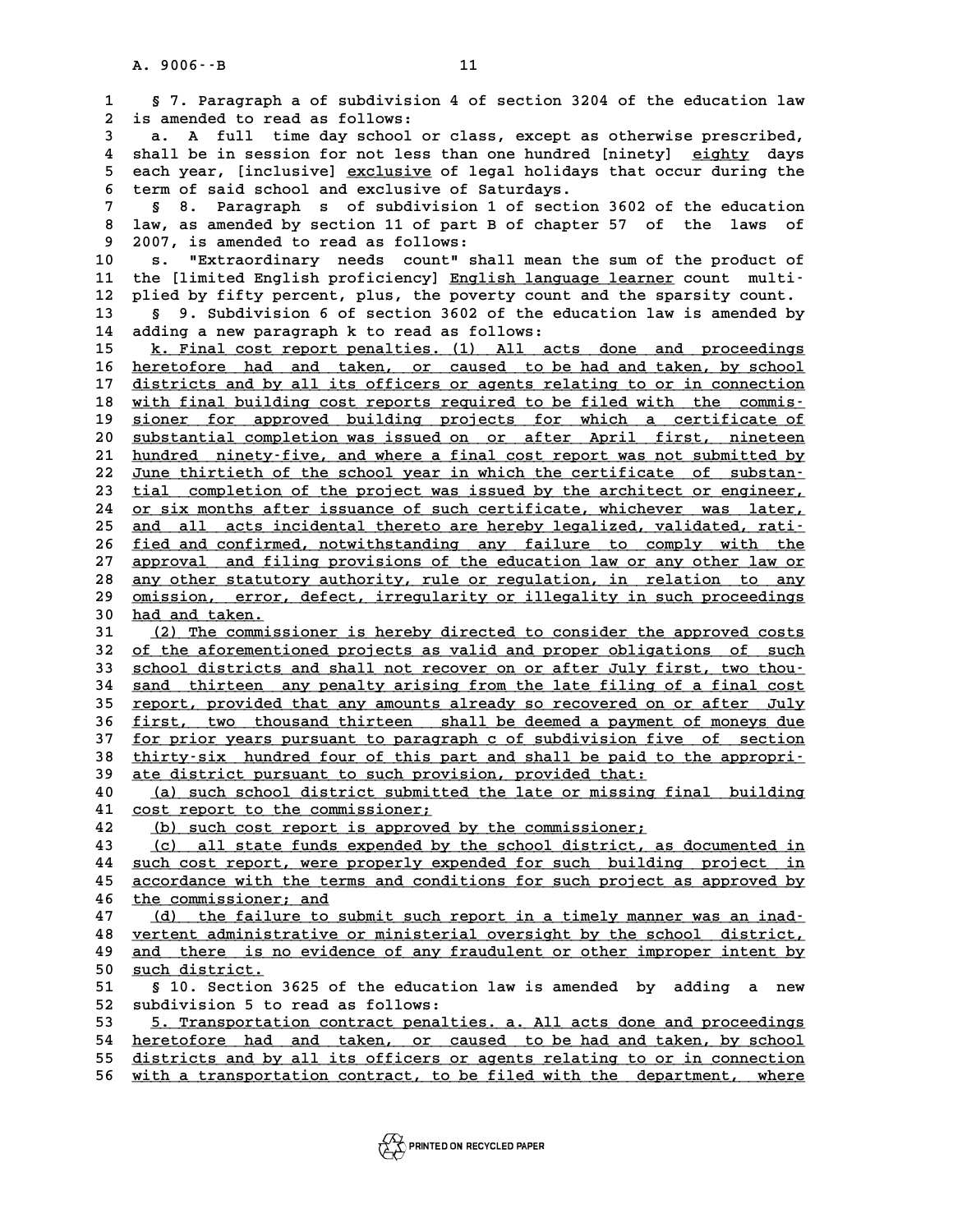§ 7. Paragraph a of subdivision 4 of section 3204 of the education law is amended to read as follows:

a. A full time day school or class, except as otherwise prescribed, shall be in session for not less than one hundred [ninety] eighty days each year, [inclusive] exclusive of legal holidays that occur during the term of said school and exclusive of Saturdays.

§ 8. Paragraph s of subdivision 1 of section 3602 of the education law, as amended by section 11 of part B of chapter 57 of the laws of 2007, is amended to read as follows:

s. "Extraordinary needs count" shall mean the sum of the product of the [limited English proficiency] English language learner count multiplied by fifty percent, plus, the poverty count and the sparsity count.

§ 9. Subdivision 6 of section 3602 of the education law is amended by adding a new paragraph k to read as follows:

k. Final cost report penalties. (1) All acts done and proceedings heretofore had and taken, or caused to be had and taken, by school districts and by all its officers or agents relating to or in connection with final building cost reports required to be filed with the commissioner for approved building projects for which a certificate of substantial completion was issued on or after April first, nineteen hundred ninety-five, and where a final cost report was not submitted by June thirtieth of the school year in which the certificate of substantial completion of the project was issued by the architect or engineer, or six months after issuance of such certificate, whichever was later, and all acts incidental thereto are hereby legalized, validated, ratified and confirmed, notwithstanding any failure to comply with the approval and filing provisions of the education law or any other law or any other statutory authority, rule or regulation, in relation to any omission, error, defect, irregularity or illegality in such proceedings had and taken.

(2) The commissioner is hereby directed to consider the approved costs of the aforementioned projects as valid and proper obligations of such school districts and shall not recover on or after July first, two thousand thirteen any penalty arising from the late filing of a final cost report, provided that any amounts already so recovered on or after July first, two thousand thirteen shall be deemed a payment of moneys due for prior years pursuant to paragraph c of subdivision five of section thirty-six hundred four of this part and shall be paid to the appropriate district pursuant to such provision, provided that:

(a) such school district submitted the late or missing final building cost report to the commissioner;

(b) such cost report is approved by the commissioner;

(c) all state funds expended by the school district, as documented in such cost report, were properly expended for such building project in accordance with the terms and conditions for such project as approved by the commissioner; and

(d) the failure to submit such report in a timely manner was an inadvertent administrative or ministerial oversight by the school district, and there is no evidence of any fraudulent or other improper intent by such district.

§ 10. Section 3625 of the education law is amended by adding a new subdivision 5 to read as follows:

5. Transportation contract penalties. a. All acts done and proceedings heretofore had and taken, or caused to be had and taken, by school districts and by all its officers or agents relating to or in connection with a transportation contract, to be filed with the department, where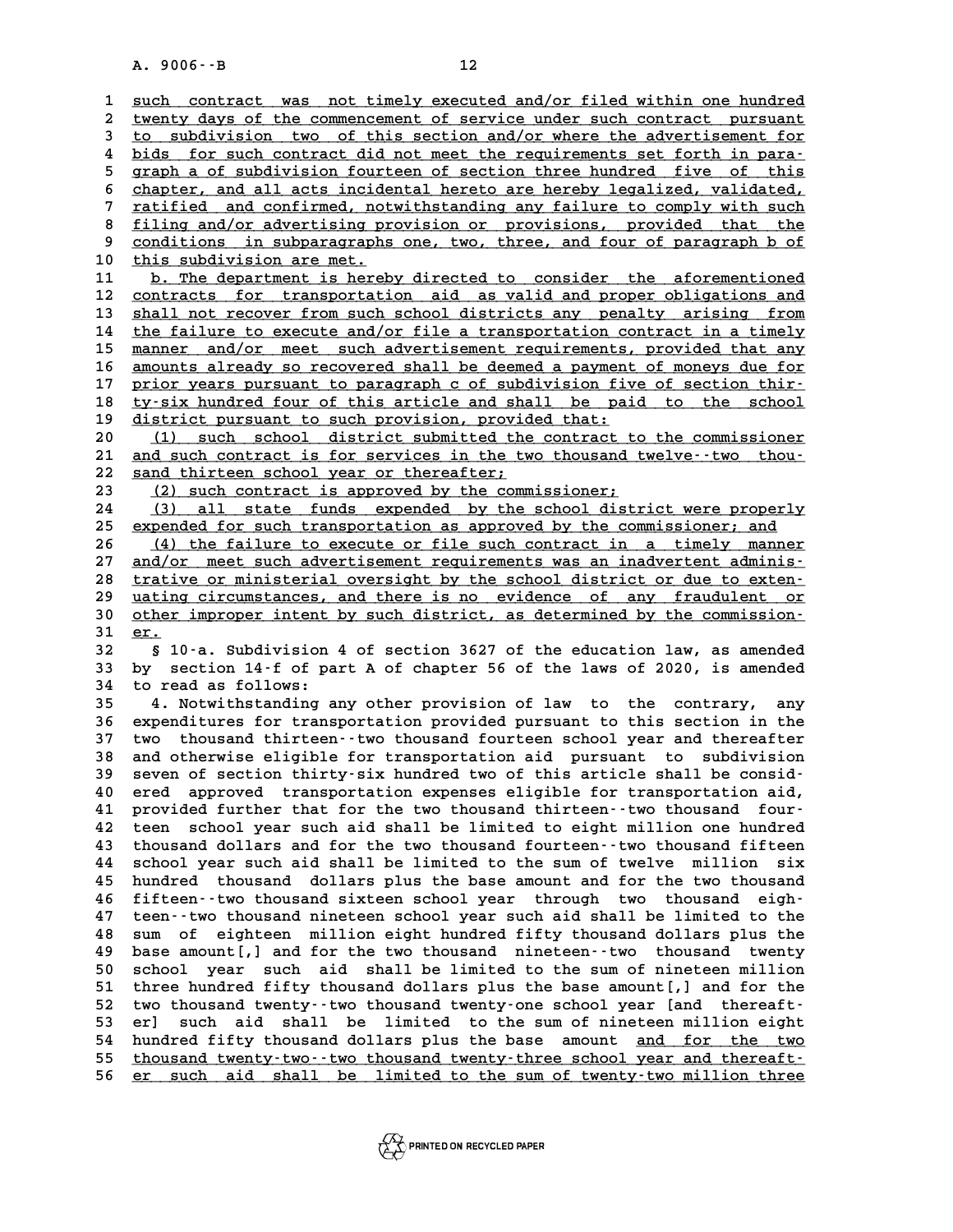such contract was not timely executed and/or filed within one hundred twenty days of the commencement of service under such contract pursuant to subdivision two of this section and/or where the advertisement for bids for such contract did not meet the requirements set forth in paragraph a of subdivision fourteen of section three hundred five of this chapter, and all acts incidental hereto are hereby legalized, validated, ratified and confirmed, notwithstanding any failure to comply with such filing and/or advertising provision or provisions, provided that the conditions in subparagraphs one, two, three, and four of paragraph b of this subdivision are met.

b. The department is hereby directed to consider the aforementioned contracts for transportation aid as valid and proper obligations and shall not recover from such school districts any penalty arising from the failure to execute and/or file a transportation contract in a timely manner and/or meet such advertisement requirements, provided that any amounts already so recovered shall be deemed a payment of moneys due for prior years pursuant to paragraph c of subdivision five of section thirty-six hundred four of this article and shall be paid to the school district pursuant to such provision, provided that:

(1) such school district submitted the contract to the commissioner and such contract is for services in the two thousand twelve--two thousand thirteen school year or thereafter;

(2) such contract is approved by the commissioner;

(3) all state funds expended by the school district were properly expended for such transportation as approved by the commissioner; and

(4) the failure to execute or file such contract in a timely manner and/or meet such advertisement requirements was an inadvertent administrative or ministerial oversight by the school district or due to extenuating circumstances, and there is no evidence of any fraudulent or other improper intent by such district, as determined by the commissioner.

§ 10-a. Subdivision 4 of section 3627 of the education law, as amended by section 14-f of part A of chapter 56 of the laws of 2020, is amended to read as follows:

4. Notwithstanding any other provision of law to the contrary, any expenditures for transportation provided pursuant to this section in the two thousand thirteen--two thousand fourteen school year and thereafter and otherwise eligible for transportation aid pursuant to subdivision seven of section thirty-six hundred two of this article shall be considered approved transportation expenses eligible for transportation aid, provided further that for the two thousand thirteen--two thousand fourteen school year such aid shall be limited to eight million one hundred thousand dollars and for the two thousand fourteen--two thousand fifteen school year such aid shall be limited to the sum of twelve million six hundred thousand dollars plus the base amount and for the two thousand fifteen--two thousand sixteen school year through two thousand eighteen--two thousand nineteen school year such aid shall be limited to the sum of eighteen million eight hundred fifty thousand dollars plus the base amount[,] and for the two thousand nineteen--two thousand twenty school year such aid shall be limited to the sum of nineteen million three hundred fifty thousand dollars plus the base amount[,] and for the two thousand twenty--two thousand twenty-one school year [and thereafter] such aid shall be limited to the sum of nineteen million eight hundred fifty thousand dollars plus the base amount and for the two thousand twenty-two--two thousand twenty-three school year and thereafter such aid shall be limited to the sum of twenty-two million three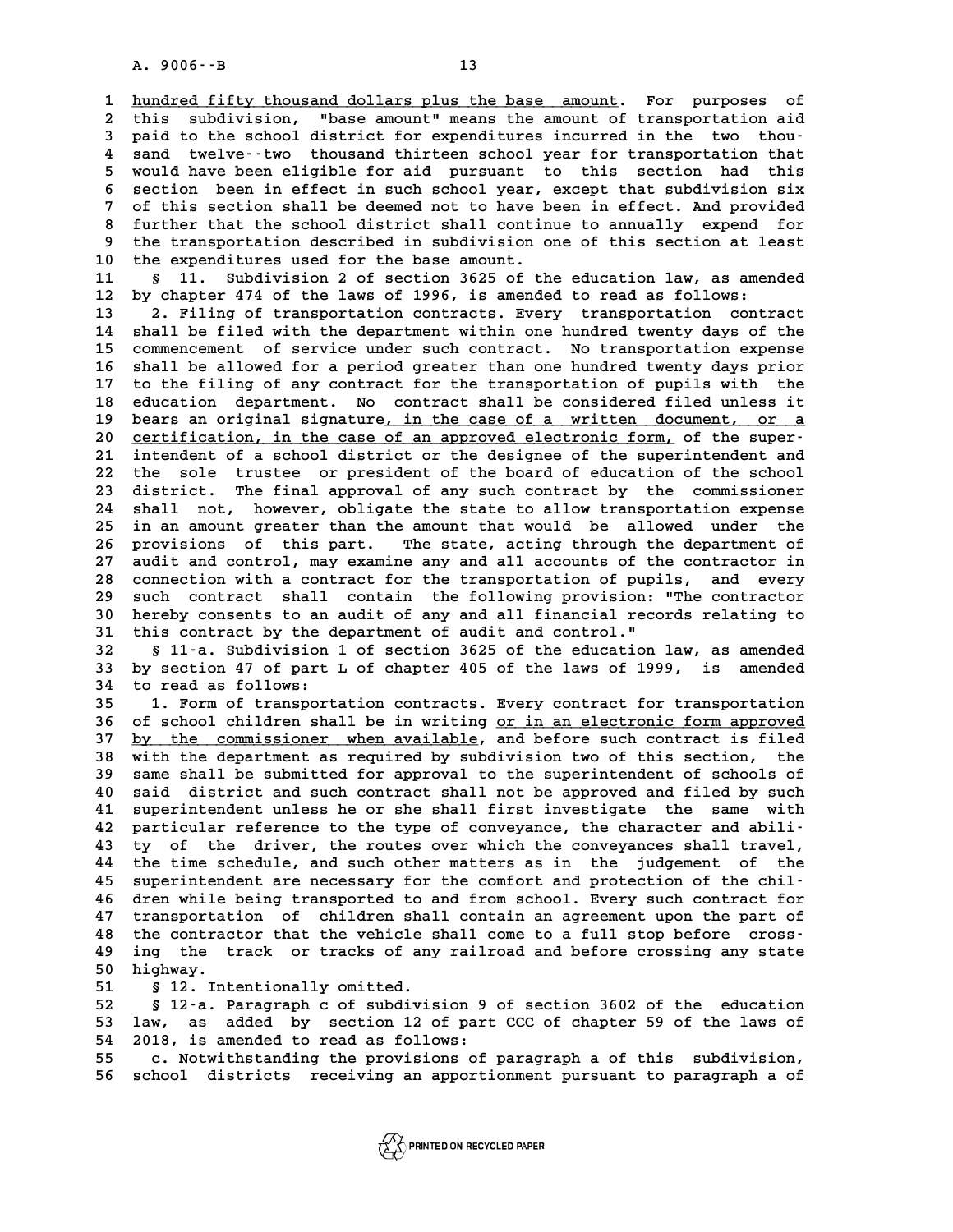hundred fifty thousand dollars plus the base amount. For purposes of this subdivision, "base amount" means the amount of transportation aid paid to the school district for expenditures incurred in the two thousand twelve--two thousand thirteen school year for transportation that would have been eligible for aid pursuant to this section had this section been in effect in such school year, except that subdivision six of this section shall be deemed not to have been in effect. And provided further that the school district shall continue to annually expend for the transportation described in subdivision one of this section at least the expenditures used for the base amount.

§ 11. Subdivision 2 of section 3625 of the education law, as amended by chapter 474 of the laws of 1996, is amended to read as follows:

2. Filing of transportation contracts. Every transportation contract shall be filed with the department within one hundred twenty days of the commencement of service under such contract. No transportation expense shall be allowed for a period greater than one hundred twenty days prior to the filing of any contract for the transportation of pupils with the education department. No contract shall be considered filed unless it bears an original signature, in the case of a written document, or a certification, in the case of an approved electronic form, of the superintendent of a school district or the designee of the superintendent and the sole trustee or president of the board of education of the school district. The final approval of any such contract by the commissioner shall not, however, obligate the state to allow transportation expense in an amount greater than the amount that would be allowed under the provisions of this part. The state, acting through the department of audit and control, may examine any and all accounts of the contractor in connection with a contract for the transportation of pupils, and every such contract shall contain the following provision: "The contractor hereby consents to an audit of any and all financial records relating to this contract by the department of audit and control."

§ 11-a. Subdivision 1 of section 3625 of the education law, as amended by section 47 of part L of chapter 405 of the laws of 1999, is amended to read as follows:

1. Form of transportation contracts. Every contract for transportation of school children shall be in writing or in an electronic form approved by the commissioner when available, and before such contract is filed with the department as required by subdivision two of this section, the same shall be submitted for approval to the superintendent of schools of said district and such contract shall not be approved and filed by such superintendent unless he or she shall first investigate the same with particular reference to the type of conveyance, the character and ability of the driver, the routes over which the conveyances shall travel, the time schedule, and such other matters as in the judgement of the superintendent are necessary for the comfort and protection of the children while being transported to and from school. Every such contract for transportation of children shall contain an agreement upon the part of the contractor that the vehicle shall come to a full stop before crossing the track or tracks of any railroad and before crossing any state highway.

§ 12. Intentionally omitted.

§ 12-a. Paragraph c of subdivision 9 of section 3602 of the education law, as added by section 12 of part CCC of chapter 59 of the laws of 2018, is amended to read as follows:

c. Notwithstanding the provisions of paragraph a of this subdivision, school districts receiving an apportionment pursuant to paragraph a of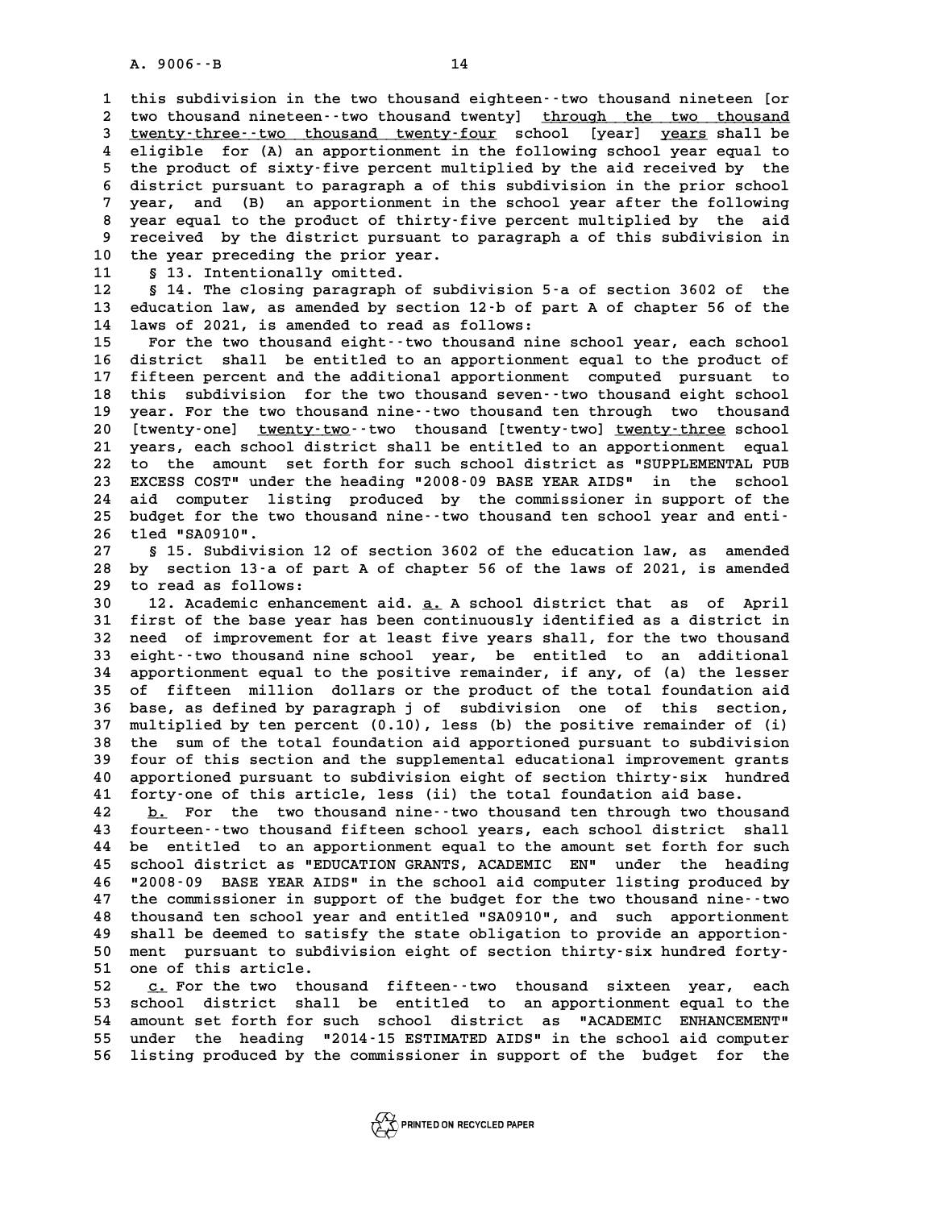this subdivision in the two thousand eighteen--two thousand nineteen [or two thousand nineteen--two thousand twenty] through the two thousand twenty-three--two thousand twenty-four school [year] years shall be eligible for (A) an apportionment in the following school year equal to the product of sixty-five percent multiplied by the aid received by the district pursuant to paragraph a of this subdivision in the prior school year, and (B) an apportionment in the school year after the following year equal to the product of thirty-five percent multiplied by the aid received by the district pursuant to paragraph a of this subdivision in the year preceding the prior year.

§ 13. Intentionally omitted.

§ 14. The closing paragraph of subdivision 5-a of section 3602 of the education law, as amended by section 12-b of part A of chapter 56 of the laws of 2021, is amended to read as follows:

For the two thousand eight--two thousand nine school year, each school district shall be entitled to an apportionment equal to the product of fifteen percent and the additional apportionment computed pursuant to this subdivision for the two thousand seven--two thousand eight school year. For the two thousand nine--two thousand ten through two thousand [twenty-one] twenty-two--two thousand [twenty-two] twenty-three school years, each school district shall be entitled to an apportionment equal to the amount set forth for such school district as "SUPPLEMENTAL PUB EXCESS COST" under the heading "2008-09 BASE YEAR AIDS" in the school aid computer listing produced by the commissioner in support of the budget for the two thousand nine--two thousand ten school year and entitled "SA0910".

§ 15. Subdivision 12 of section 3602 of the education law, as amended by section 13-a of part A of chapter 56 of the laws of 2021, is amended to read as follows:

12. Academic enhancement aid. a. A school district that as of April first of the base year has been continuously identified as a district in need of improvement for at least five years shall, for the two thousand eight--two thousand nine school year, be entitled to an additional apportionment equal to the positive remainder, if any, of (a) the lesser of fifteen million dollars or the product of the total foundation aid base, as defined by paragraph j of subdivision one of this section, multiplied by ten percent (0.10), less (b) the positive remainder of (i) the sum of the total foundation aid apportioned pursuant to subdivision four of this section and the supplemental educational improvement grants apportioned pursuant to subdivision eight of section thirty-six hundred forty-one of this article, less (ii) the total foundation aid base.

b. For the two thousand nine--two thousand ten through two thousand fourteen--two thousand fifteen school years, each school district shall be entitled to an apportionment equal to the amount set forth for such school district as "EDUCATION GRANTS, ACADEMIC EN" under the heading "2008-09 BASE YEAR AIDS" in the school aid computer listing produced by the commissioner in support of the budget for the two thousand nine--two thousand ten school year and entitled "SA0910", and such apportionment shall be deemed to satisfy the state obligation to provide an apportionment pursuant to subdivision eight of section thirty-six hundred forty-one of this article.

c. For the two thousand fifteen--two thousand sixteen year, each school district shall be entitled to an apportionment equal to the amount set forth for such school district as "ACADEMIC ENHANCEMENT" under the heading "2014-15 ESTIMATED AIDS" in the school aid computer listing produced by the commissioner in support of the budget for the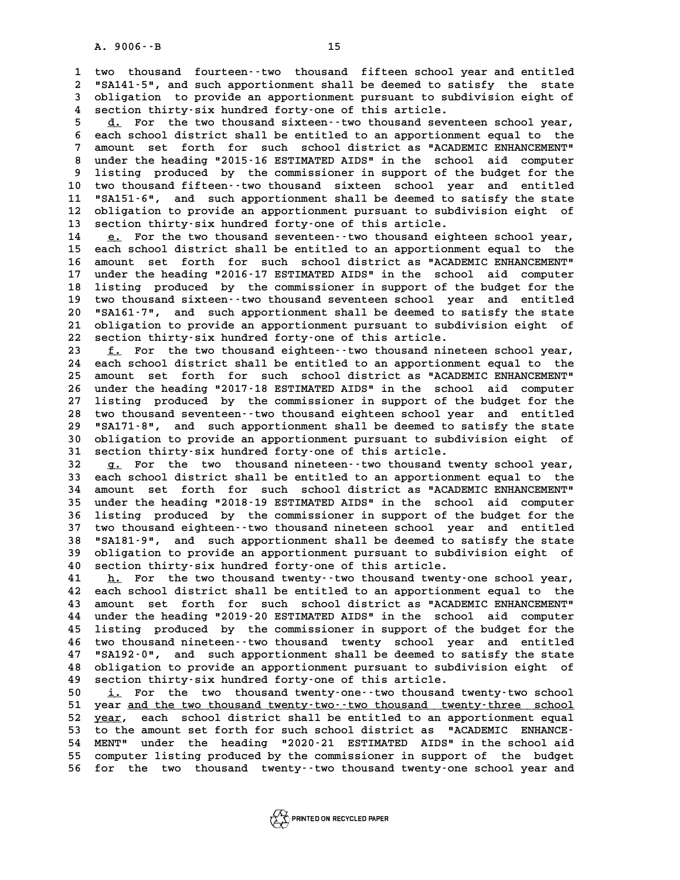two thousand fourteen--two thousand fifteen school year and entitled "SA141-5", and such apportionment shall be deemed to satisfy the state obligation to provide an apportionment pursuant to subdivision eight of section thirty-six hundred forty-one of this article.

d. For the two thousand sixteen--two thousand seventeen school year, each school district shall be entitled to an apportionment equal to the amount set forth for such school district as "ACADEMIC ENHANCEMENT" under the heading "2015-16 ESTIMATED AIDS" in the school aid computer listing produced by the commissioner in support of the budget for the two thousand fifteen--two thousand sixteen school year and entitled "SA151-6", and such apportionment shall be deemed to satisfy the state obligation to provide an apportionment pursuant to subdivision eight of section thirty-six hundred forty-one of this article.

e. For the two thousand seventeen--two thousand eighteen school year, each school district shall be entitled to an apportionment equal to the amount set forth for such school district as "ACADEMIC ENHANCEMENT" under the heading "2016-17 ESTIMATED AIDS" in the school aid computer listing produced by the commissioner in support of the budget for the two thousand sixteen--two thousand seventeen school year and entitled "SA161-7", and such apportionment shall be deemed to satisfy the state obligation to provide an apportionment pursuant to subdivision eight of section thirty-six hundred forty-one of this article.

f. For the two thousand eighteen--two thousand nineteen school year, each school district shall be entitled to an apportionment equal to the amount set forth for such school district as "ACADEMIC ENHANCEMENT" under the heading "2017-18 ESTIMATED AIDS" in the school aid computer listing produced by the commissioner in support of the budget for the two thousand seventeen--two thousand eighteen school year and entitled "SA171-8", and such apportionment shall be deemed to satisfy the state obligation to provide an apportionment pursuant to subdivision eight of section thirty-six hundred forty-one of this article.

g. For the two thousand nineteen--two thousand twenty school year, each school district shall be entitled to an apportionment equal to the amount set forth for such school district as "ACADEMIC ENHANCEMENT" under the heading "2018-19 ESTIMATED AIDS" in the school aid computer listing produced by the commissioner in support of the budget for the two thousand eighteen--two thousand nineteen school year and entitled "SA181-9", and such apportionment shall be deemed to satisfy the state obligation to provide an apportionment pursuant to subdivision eight of section thirty-six hundred forty-one of this article.

h. For the two thousand twenty--two thousand twenty-one school year, each school district shall be entitled to an apportionment equal to the amount set forth for such school district as "ACADEMIC ENHANCEMENT" under the heading "2019-20 ESTIMATED AIDS" in the school aid computer listing produced by the commissioner in support of the budget for the two thousand nineteen--two thousand twenty school year and entitled "SA192-0", and such apportionment shall be deemed to satisfy the state obligation to provide an apportionment pursuant to subdivision eight of section thirty-six hundred forty-one of this article.

i. For the two thousand twenty-one--two thousand twenty-two school year <u>and the two thousand twenty-two--two thousand twenty-three school year</u>, each school district shall be entitled to an apportionment equal to the amount set forth for such school district as "ACADEMIC ENHANCEMENT" under the heading "2020-21 ESTIMATED AIDS" in the school aid computer listing produced by the commissioner in support of the budget for the two thousand twenty--two thousand twenty-one school year and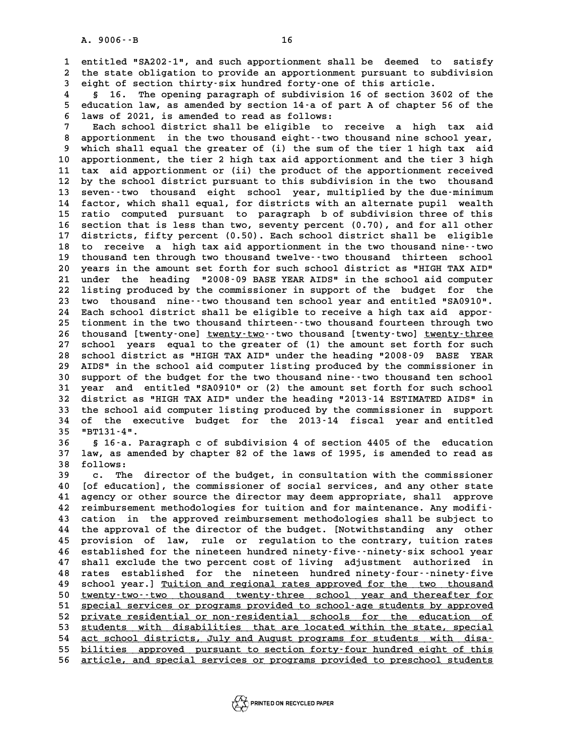entitled "SA202-1", and such apportionment shall be deemed to satisfy the state obligation to provide an apportionment pursuant to subdivision eight of section thirty-six hundred forty-one of this article.

§ 16. The opening paragraph of subdivision 16 of section 3602 of the education law, as amended by section 14-a of part A of chapter 56 of the laws of 2021, is amended to read as follows:

Each school district shall be eligible to receive a high tax aid apportionment in the two thousand eight--two thousand nine school year, which shall equal the greater of (i) the sum of the tier 1 high tax aid apportionment, the tier 2 high tax aid apportionment and the tier 3 high tax aid apportionment or (ii) the product of the apportionment received by the school district pursuant to this subdivision in the two thousand seven--two thousand eight school year, multiplied by the due-minimum factor, which shall equal, for districts with an alternate pupil wealth ratio computed pursuant to paragraph b of subdivision three of this section that is less than two, seventy percent (0.70), and for all other districts, fifty percent (0.50). Each school district shall be eligible to receive a high tax aid apportionment in the two thousand nine--two thousand ten through two thousand twelve--two thousand thirteen school years in the amount set forth for such school district as "HIGH TAX AID" under the heading "2008-09 BASE YEAR AIDS" in the school aid computer listing produced by the commissioner in support of the budget for the two thousand nine--two thousand ten school year and entitled "SA0910". Each school district shall be eligible to receive a high tax aid apportionment in the two thousand thirteen--two thousand fourteen through two thousand [twenty-one] <u>twenty-two</u>--two thousand [twenty-two] <u>twenty-three</u> school years equal to the greater of (1) the amount set forth for such school district as "HIGH TAX AID" under the heading "2008-09 BASE YEAR AIDS" in the school aid computer listing produced by the commissioner in support of the budget for the two thousand nine--two thousand ten school year and entitled "SA0910" or (2) the amount set forth for such school district as "HIGH TAX AID" under the heading "2013-14 ESTIMATED AIDS" in the school aid computer listing produced by the commissioner in support of the executive budget for the 2013-14 fiscal year and entitled "BT131-4".

§ 16-a. Paragraph c of subdivision 4 of section 4405 of the education law, as amended by chapter 82 of the laws of 1995, is amended to read as follows:

c. The director of the budget, in consultation with the commissioner [of education], the commissioner of social services, and any other state agency or other source the director may deem appropriate, shall approve reimbursement methodologies for tuition and for maintenance. Any modification in the approved reimbursement methodologies shall be subject to the approval of the director of the budget. [Notwithstanding any other provision of law, rule or regulation to the contrary, tuition rates established for the nineteen hundred ninety-five--ninety-six school year shall exclude the two percent cost of living adjustment authorized in rates established for the nineteen hundred ninety-four--ninety-five school year.] <u>Tuition and regional rates approved for the two thousand twenty-two--two thousand twenty-three school year and thereafter for special services or programs provided to school-age students by approved private residential or non-residential schools for the education of students with disabilities that are located within the state, special act school districts, July and August programs for students with disabilities approved pursuant to section forty-four hundred eight of this article, and special services or programs provided to preschool students</u>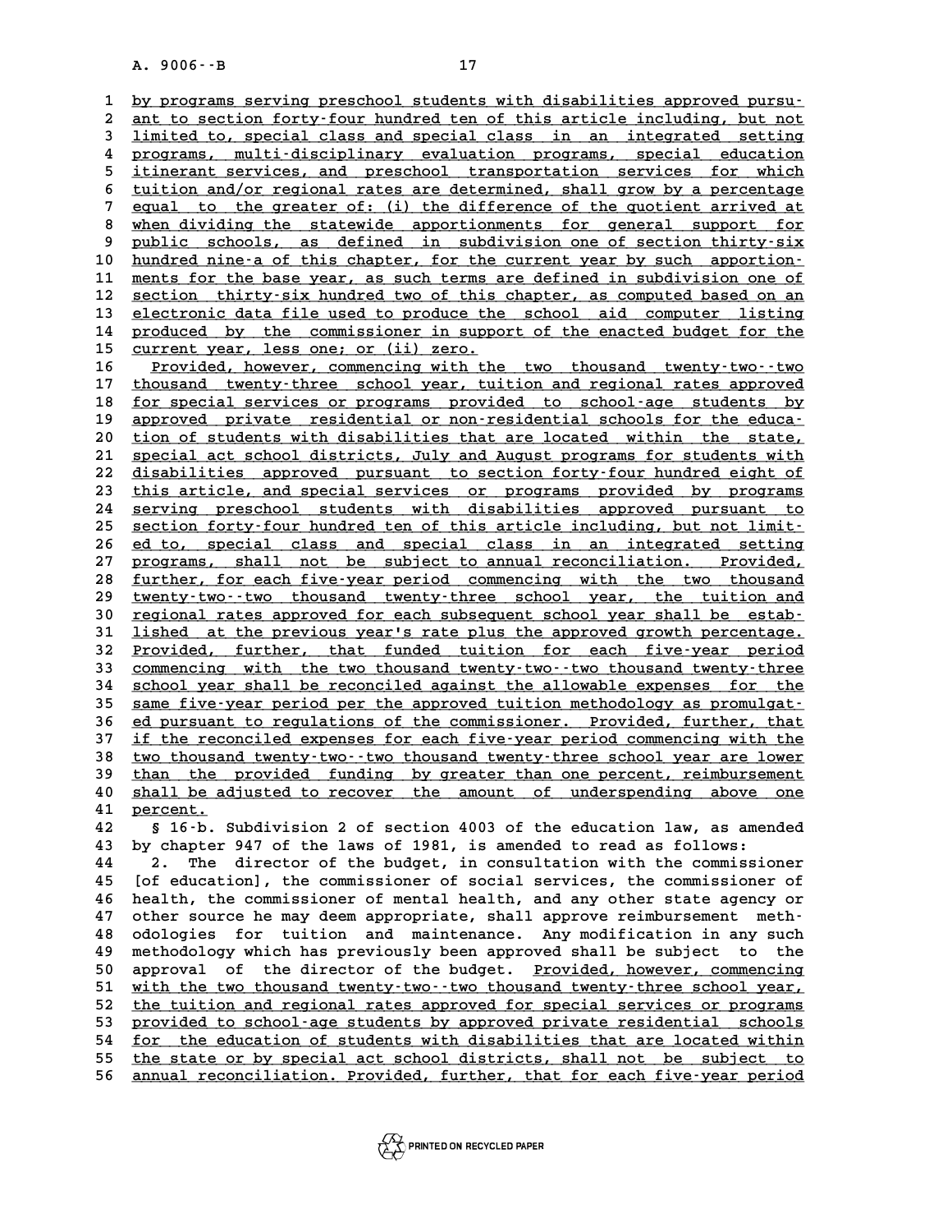by programs serving preschool students with disabilities approved pursuant to section forty-four hundred ten of this article including, but not limited to, special class and special class in an integrated setting programs, multi-disciplinary evaluation programs, special education itinerant services, and preschool transportation services for which tuition and/or regional rates are determined, shall grow by a percentage equal to the greater of: (i) the difference of the quotient arrived at when dividing the statewide apportionments for general support for public schools, as defined in subdivision one of section thirty-six hundred nine-a of this chapter, for the current year by such apportionments for the base year, as such terms are defined in subdivision one of section thirty-six hundred two of this chapter, as computed based on an electronic data file used to produce the school aid computer listing produced by the commissioner in support of the enacted budget for the current year, less one; or (ii) zero.

Provided, however, commencing with the two thousand twenty-two--two thousand twenty-three school year, tuition and regional rates approved for special services or programs provided to school-age students by approved private residential or non-residential schools for the education of students with disabilities that are located within the state, special act school districts, July and August programs for students with disabilities approved pursuant to section forty-four hundred eight of this article, and special services or programs provided by programs serving preschool students with disabilities approved pursuant to section forty-four hundred ten of this article including, but not limited to, special class and special class in an integrated setting programs, shall not be subject to annual reconciliation. Provided, further, for each five-year period commencing with the two thousand twenty-two--two thousand twenty-three school year, the tuition and regional rates approved for each subsequent school year shall be established at the previous year's rate plus the approved growth percentage. Provided, further, that funded tuition for each five-year period commencing with the two thousand twenty-two--two thousand twenty-three school year shall be reconciled against the allowable expenses for the same five-year period per the approved tuition methodology as promulgated pursuant to regulations of the commissioner. Provided, further, that if the reconciled expenses for each five-year period commencing with the two thousand twenty-two--two thousand twenty-three school year are lower than the provided funding by greater than one percent, reimbursement shall be adjusted to recover the amount of underspending above one percent.

§ 16-b. Subdivision 2 of section 4003 of the education law, as amended by chapter 947 of the laws of 1981, is amended to read as follows:

2. The director of the budget, in consultation with the commissioner [of education], the commissioner of social services, the commissioner of health, the commissioner of mental health, and any other state agency or other source he may deem appropriate, shall approve reimbursement methodologies for tuition and maintenance. Any modification in any such methodology which has previously been approved shall be subject to the approval of the director of the budget. Provided, however, commencing with the two thousand twenty-two--two thousand twenty-three school year, the tuition and regional rates approved for special services or programs provided to school-age students by approved private residential schools for the education of students with disabilities that are located within the state or by special act school districts, shall not be subject to annual reconciliation. Provided, further, that for each five-year period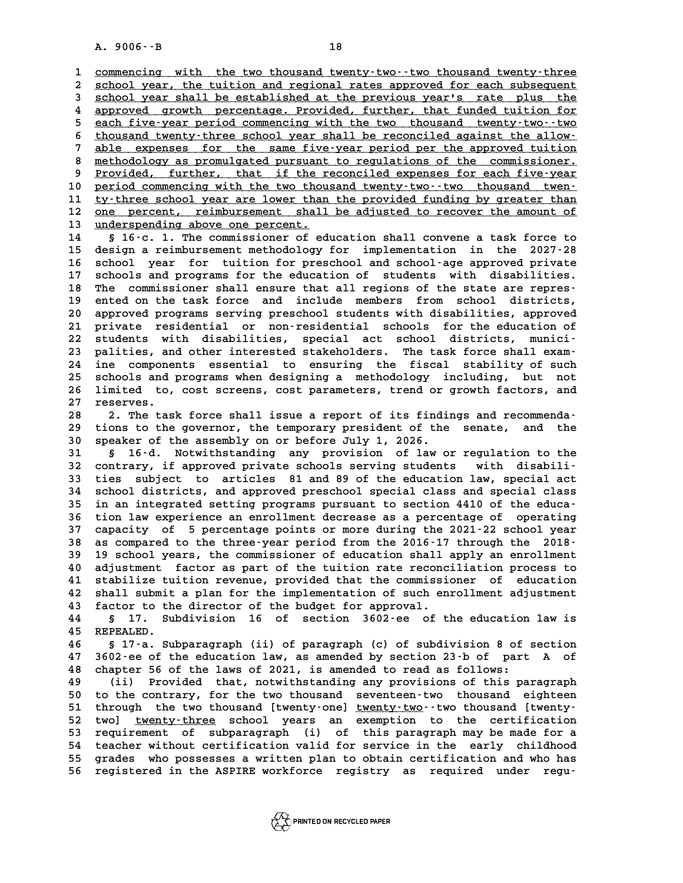commencing with the two thousand twenty-two--two thousand twenty-three school year, the tuition and regional rates approved for each subsequent school year shall be established at the previous year's rate plus the approved growth percentage. Provided, further, that funded tuition for each five-year period commencing with the two thousand twenty-two--two thousand twenty-three school year shall be reconciled against the allowable expenses for the same five-year period per the approved tuition methodology as promulgated pursuant to regulations of the commissioner. Provided, further, that if the reconciled expenses for each five-year period commencing with the two thousand twenty-two--two thousand twenty-three school year are lower than the provided funding by greater than one percent, reimbursement shall be adjusted to recover the amount of underspending above one percent.

§ 16-c. 1. The commissioner of education shall convene a task force to design a reimbursement methodology for implementation in the 2027-28 school year for tuition for preschool and school-age approved private schools and programs for the education of students with disabilities. The commissioner shall ensure that all regions of the state are represented on the task force and include members from school districts, approved programs serving preschool students with disabilities, approved private residential or non-residential schools for the education of students with disabilities, special act school districts, municipalities, and other interested stakeholders. The task force shall examine components essential to ensuring the fiscal stability of such schools and programs when designing a methodology including, but not limited to, cost screens, cost parameters, trend or growth factors, and reserves.

2. The task force shall issue a report of its findings and recommendations to the governor, the temporary president of the senate, and the speaker of the assembly on or before July 1, 2026.

§ 16-d. Notwithstanding any provision of law or regulation to the contrary, if approved private schools serving students with disabilities subject to articles 81 and 89 of the education law, special act school districts, and approved preschool special class and special class in an integrated setting programs pursuant to section 4410 of the education law experience an enrollment decrease as a percentage of operating capacity of 5 percentage points or more during the 2021-22 school year as compared to the three-year period from the 2016-17 through the 2018-19 school years, the commissioner of education shall apply an enrollment adjustment factor as part of the tuition rate reconciliation process to stabilize tuition revenue, provided that the commissioner of education shall submit a plan for the implementation of such enrollment adjustment factor to the director of the budget for approval.

§ 17. Subdivision 16 of section 3602-ee of the education law is REPEALED.

§ 17-a. Subparagraph (ii) of paragraph (c) of subdivision 8 of section 3602-ee of the education law, as amended by section 23-b of part A of chapter 56 of the laws of 2021, is amended to read as follows:

(ii) Provided that, notwithstanding any provisions of this paragraph to the contrary, for the two thousand seventeen-two thousand eighteen through the two thousand [twenty-one] twenty-two--two thousand [twenty-two] twenty-three school years an exemption to the certification requirement of subparagraph (i) of this paragraph may be made for a teacher without certification valid for service in the early childhood grades who possesses a written plan to obtain certification and who has registered in the ASPIRE workforce registry as required under regu-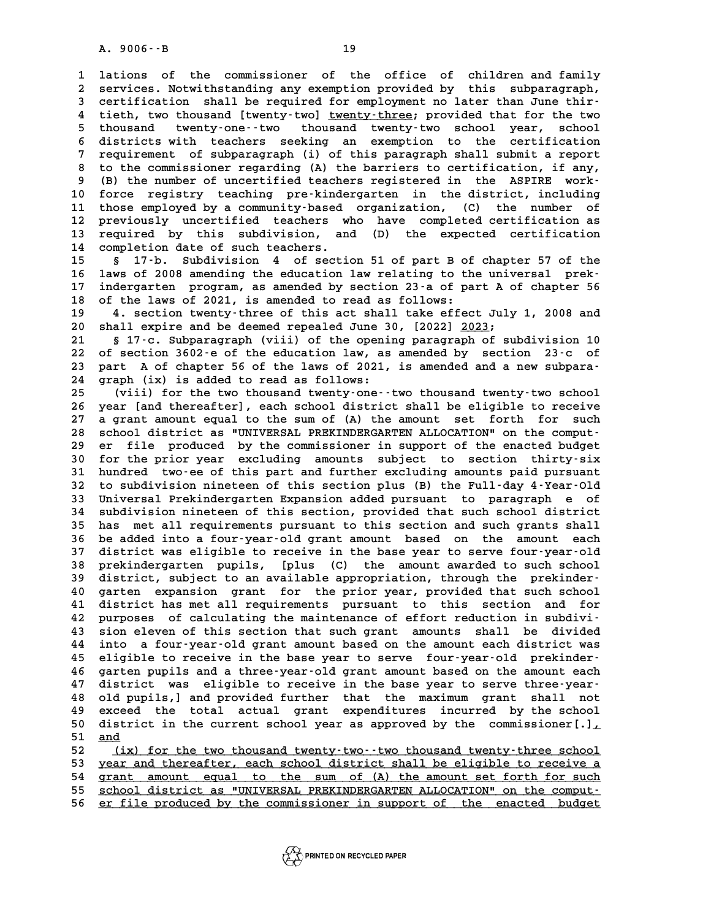lations of the commissioner of the office of children and family services. Notwithstanding any exemption provided by this subparagraph, certification shall be required for employment no later than June thirtieth, two thousand [twenty-two] twenty-three; provided that for the two thousand twenty-one--two thousand twenty-two school year, school districts with teachers seeking an exemption to the certification requirement of subparagraph (i) of this paragraph shall submit a report to the commissioner regarding (A) the barriers to certification, if any, (B) the number of uncertified teachers registered in the ASPIRE workforce registry teaching pre-kindergarten in the district, including those employed by a community-based organization, (C) the number of previously uncertified teachers who have completed certification as required by this subdivision, and (D) the expected certification completion date of such teachers.

§ 17-b. Subdivision 4 of section 51 of part B of chapter 57 of the laws of 2008 amending the education law relating to the universal prekindergarten program, as amended by section 23-a of part A of chapter 56 of the laws of 2021, is amended to read as follows:

4. section twenty-three of this act shall take effect July 1, 2008 and shall expire and be deemed repealed June 30, [2022] 2023;

§ 17-c. Subparagraph (viii) of the opening paragraph of subdivision 10 of section 3602-e of the education law, as amended by section 23-c of part A of chapter 56 of the laws of 2021, is amended and a new subparagraph (ix) is added to read as follows:

(viii) for the two thousand twenty-one--two thousand twenty-two school year [and thereafter], each school district shall be eligible to receive a grant amount equal to the sum of (A) the amount set forth for such school district as "UNIVERSAL PREKINDERGARTEN ALLOCATION" on the computer file produced by the commissioner in support of the enacted budget for the prior year excluding amounts subject to section thirty-six hundred two-ee of this part and further excluding amounts paid pursuant to subdivision nineteen of this section plus (B) the Full-day 4-Year-Old Universal Prekindergarten Expansion added pursuant to paragraph e of subdivision nineteen of this section, provided that such school district has met all requirements pursuant to this section and such grants shall be added into a four-year-old grant amount based on the amount each district was eligible to receive in the base year to serve four-year-old prekindergarten pupils, [plus (C) the amount awarded to such school district, subject to an available appropriation, through the prekindergarten expansion grant for the prior year, provided that such school district has met all requirements pursuant to this section and for purposes of calculating the maintenance of effort reduction in subdivision eleven of this section that such grant amounts shall be divided into a four-year-old grant amount based on the amount each district was eligible to receive in the base year to serve four-year-old prekindergarten pupils and a three-year-old grant amount based on the amount each district was eligible to receive in the base year to serve three-year-old pupils,] and provided further that the maximum grant shall not exceed the total actual grant expenditures incurred by the school district in the current school year as approved by the commissioner[.], and

(ix) for the two thousand twenty-two--two thousand twenty-three school year and thereafter, each school district shall be eligible to receive a grant amount equal to the sum of (A) the amount set forth for such school district as "UNIVERSAL PREKINDERGARTEN ALLOCATION" on the computer file produced by the commissioner in support of the enacted budget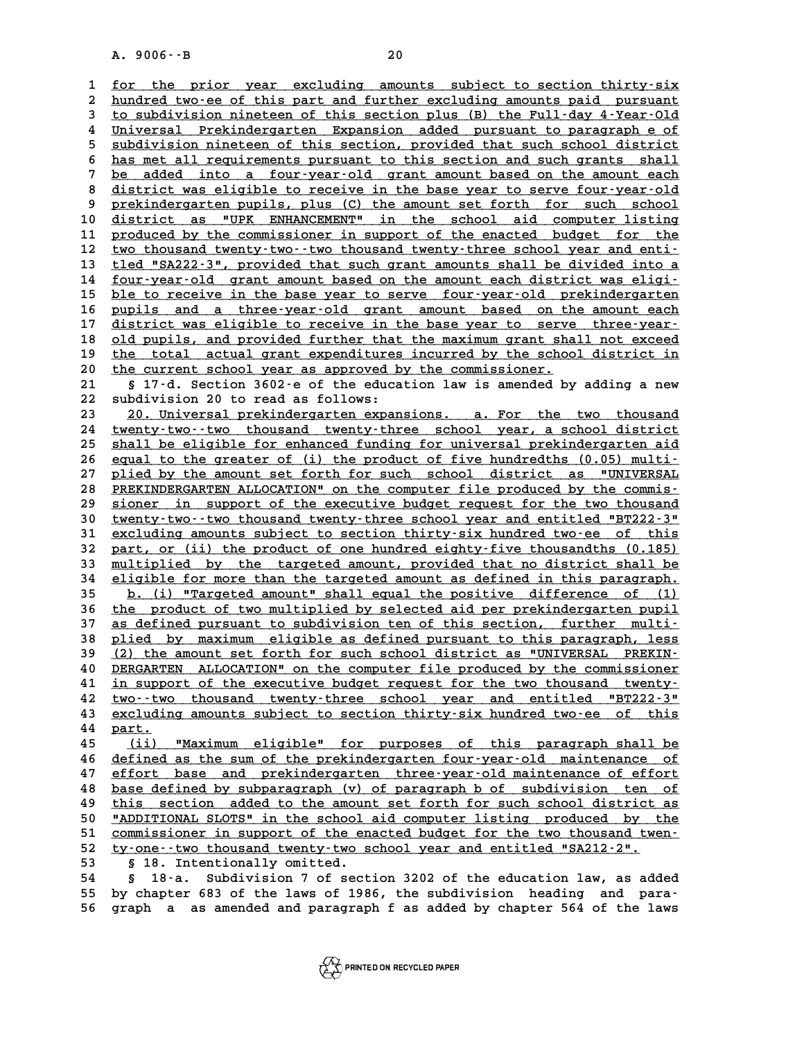for the prior year excluding amounts subject to section thirty-six hundred two-ee of this part and further excluding amounts paid pursuant to subdivision nineteen of this section plus (B) the Full-day 4-Year-Old Universal Prekindergarten Expansion added pursuant to paragraph e of subdivision nineteen of this section, provided that such school district has met all requirements pursuant to this section and such grants shall be added into a four-year-old grant amount based on the amount each district was eligible to receive in the base year to serve four-year-old prekindergarten pupils, plus (C) the amount set forth for such school district as "UPK ENHANCEMENT" in the school aid computer listing produced by the commissioner in support of the enacted budget for the two thousand twenty-two--two thousand twenty-three school year and entitled "SA222-3", provided that such grant amounts shall be divided into a four-year-old grant amount based on the amount each district was eligible to receive in the base year to serve four-year-old prekindergarten pupils and a three-year-old grant amount based on the amount each district was eligible to receive in the base year to serve three-year-old pupils, and provided further that the maximum grant shall not exceed the total actual grant expenditures incurred by the school district in the current school year as approved by the commissioner.

§ 17-d. Section 3602-e of the education law is amended by adding a new subdivision 20 to read as follows:

20. Universal prekindergarten expansions. a. For the two thousand twenty-two--two thousand twenty-three school year, a school district shall be eligible for enhanced funding for universal prekindergarten aid equal to the greater of (i) the product of five hundredths (0.05) multiplied by the amount set forth for such school district as "UNIVERSAL PREKINDERGARTEN ALLOCATION" on the computer file produced by the commissioner in support of the executive budget request for the two thousand twenty-two--two thousand twenty-three school year and entitled "BT222-3" excluding amounts subject to section thirty-six hundred two-ee of this part, or (ii) the product of one hundred eighty-five thousandths (0.185) multiplied by the targeted amount, provided that no district shall be eligible for more than the targeted amount as defined in this paragraph.

b. (i) "Targeted amount" shall equal the positive difference of (1) the product of two multiplied by selected aid per prekindergarten pupil as defined pursuant to subdivision ten of this section, further multiplied by maximum eligible as defined pursuant to this paragraph, less (2) the amount set forth for such school district as "UNIVERSAL PREKINDERGARTEN ALLOCATION" on the computer file produced by the commissioner in support of the executive budget request for the two thousand twenty-two--two thousand twenty-three school year and entitled "BT222-3" excluding amounts subject to section thirty-six hundred two-ee of this part.

(ii) "Maximum eligible" for purposes of this paragraph shall be defined as the sum of the prekindergarten four-year-old maintenance of effort base and prekindergarten three-year-old maintenance of effort base defined by subparagraph (v) of paragraph b of subdivision ten of this section added to the amount set forth for such school district as "ADDITIONAL SLOTS" in the school aid computer listing produced by the commissioner in support of the enacted budget for the two thousand twenty-one--two thousand twenty-two school year and entitled "SA212-2".

§ 18. Intentionally omitted.

§ 18-a. Subdivision 7 of section 3202 of the education law, as added by chapter 683 of the laws of 1986, the subdivision heading and paragraph a as amended and paragraph f as added by chapter 564 of the laws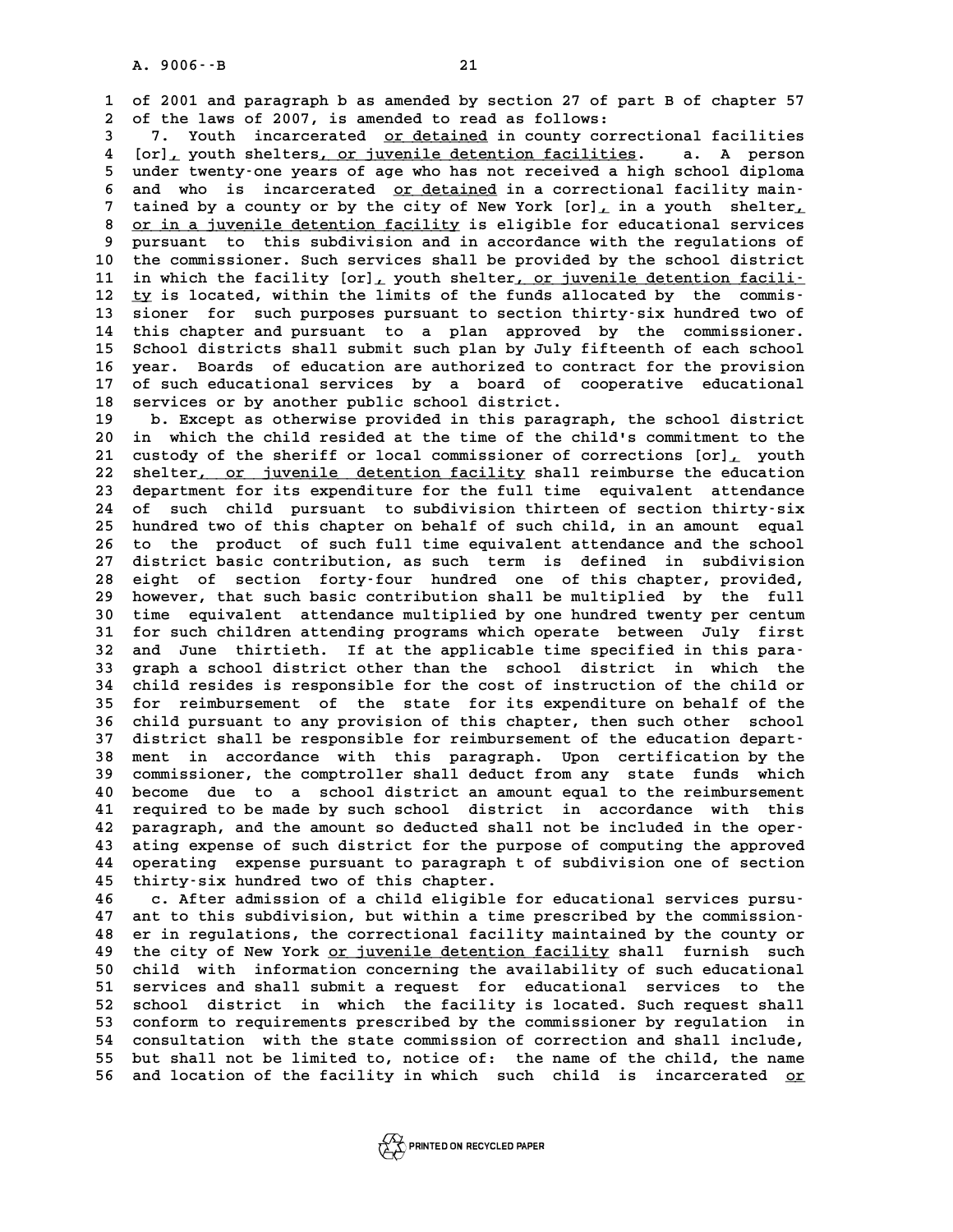of 2001 and paragraph b as amended by section 27 of part B of chapter 57 of the laws of 2007, is amended to read as follows:

7. Youth incarcerated or detained in county correctional facilities [or], youth shelters, or juvenile detention facilities. a. A person under twenty-one years of age who has not received a high school diploma and who is incarcerated or detained in a correctional facility maintained by a county or by the city of New York [or], in a youth shelter, or in a juvenile detention facility is eligible for educational services pursuant to this subdivision and in accordance with the regulations of the commissioner. Such services shall be provided by the school district in which the facility [or], youth shelter, or juvenile detention facility is located, within the limits of the funds allocated by the commissioner for such purposes pursuant to section thirty-six hundred two of this chapter and pursuant to a plan approved by the commissioner. School districts shall submit such plan by July fifteenth of each school year. Boards of education are authorized to contract for the provision of such educational services by a board of cooperative educational services or by another public school district.

b. Except as otherwise provided in this paragraph, the school district in which the child resided at the time of the child's commitment to the custody of the sheriff or local commissioner of corrections [or], youth shelter, or juvenile detention facility shall reimburse the education department for its expenditure for the full time equivalent attendance of such child pursuant to subdivision thirteen of section thirty-six hundred two of this chapter on behalf of such child, in an amount equal to the product of such full time equivalent attendance and the school district basic contribution, as such term is defined in subdivision eight of section forty-four hundred one of this chapter, provided, however, that such basic contribution shall be multiplied by the full time equivalent attendance multiplied by one hundred twenty per centum for such children attending programs which operate between July first and June thirtieth. If at the applicable time specified in this paragraph a school district other than the school district in which the child resides is responsible for the cost of instruction of the child or for reimbursement of the state for its expenditure on behalf of the child pursuant to any provision of this chapter, then such other school district shall be responsible for reimbursement of the education department in accordance with this paragraph. Upon certification by the commissioner, the comptroller shall deduct from any state funds which become due to a school district an amount equal to the reimbursement required to be made by such school district in accordance with this paragraph, and the amount so deducted shall not be included in the operating expense of such district for the purpose of computing the approved operating expense pursuant to paragraph t of subdivision one of section thirty-six hundred two of this chapter.

c. After admission of a child eligible for educational services pursuant to this subdivision, but within a time prescribed by the commissioner in regulations, the correctional facility maintained by the county or the city of New York or juvenile detention facility shall furnish such child with information concerning the availability of such educational services and shall submit a request for educational services to the school district in which the facility is located. Such request shall conform to requirements prescribed by the commissioner by regulation in consultation with the state commission of correction and shall include, but shall not be limited to, notice of: the name of the child, the name and location of the facility in which such child is incarcerated or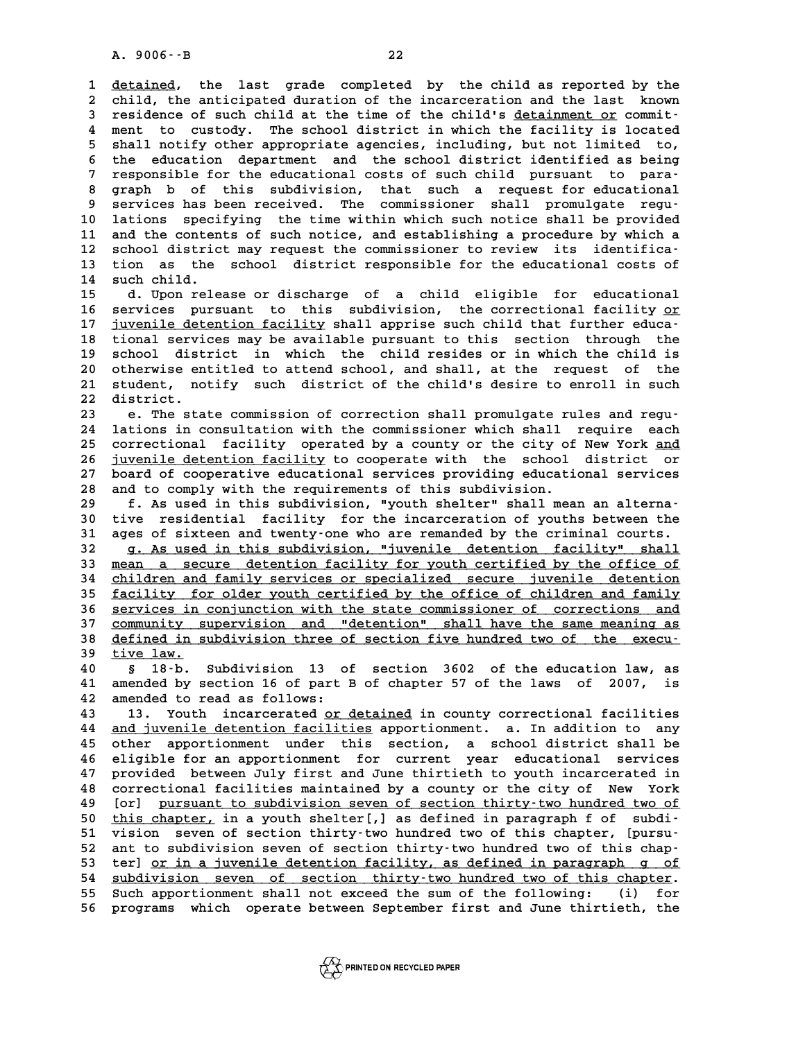detained, the last grade completed by the child as reported by the child, the anticipated duration of the incarceration and the last known residence of such child at the time of the child's detainment or commitment to custody. The school district in which the facility is located shall notify other appropriate agencies, including, but not limited to, the education department and the school district identified as being responsible for the educational costs of such child pursuant to paragraph b of this subdivision, that such a request for educational services has been received. The commissioner shall promulgate regulations specifying the time within which such notice shall be provided and the contents of such notice, and establishing a procedure by which a school district may request the commissioner to review its identification as the school district responsible for the educational costs of such child.

d. Upon release or discharge of a child eligible for educational services pursuant to this subdivision, the correctional facility or juvenile detention facility shall apprise such child that further educational services may be available pursuant to this section through the school district in which the child resides or in which the child is otherwise entitled to attend school, and shall, at the request of the student, notify such district of the child's desire to enroll in such district.

e. The state commission of correction shall promulgate rules and regulations in consultation with the commissioner which shall require each correctional facility operated by a county or the city of New York and juvenile detention facility to cooperate with the school district or board of cooperative educational services providing educational services and to comply with the requirements of this subdivision.

f. As used in this subdivision, "youth shelter" shall mean an alternative residential facility for the incarceration of youths between the ages of sixteen and twenty-one who are remanded by the criminal courts.

g. As used in this subdivision, "juvenile detention facility" shall mean a secure detention facility for youth certified by the office of children and family services or specialized secure juvenile detention facility for older youth certified by the office of children and family services in conjunction with the state commissioner of corrections and community supervision and "detention" shall have the same meaning as defined in subdivision three of section five hundred two of the executive law.

§ 18-b. Subdivision 13 of section 3602 of the education law, as amended by section 16 of part B of chapter 57 of the laws of 2007, is amended to read as follows:

13. Youth incarcerated or detained in county correctional facilities and juvenile detention facilities apportionment. a. In addition to any other apportionment under this section, a school district shall be eligible for an apportionment for current year educational services provided between July first and June thirtieth to youth incarcerated in correctional facilities maintained by a county or the city of New York [or] pursuant to subdivision seven of section thirty-two hundred two of this chapter, in a youth shelter[,] as defined in paragraph f of subdivision seven of section thirty-two hundred two of this chapter, [pursuant to subdivision seven of section thirty-two hundred two of this chapter] or in a juvenile detention facility, as defined in paragraph g of subdivision seven of section thirty-two hundred two of this chapter. Such apportionment shall not exceed the sum of the following: (i) for programs which operate between September first and June thirtieth, the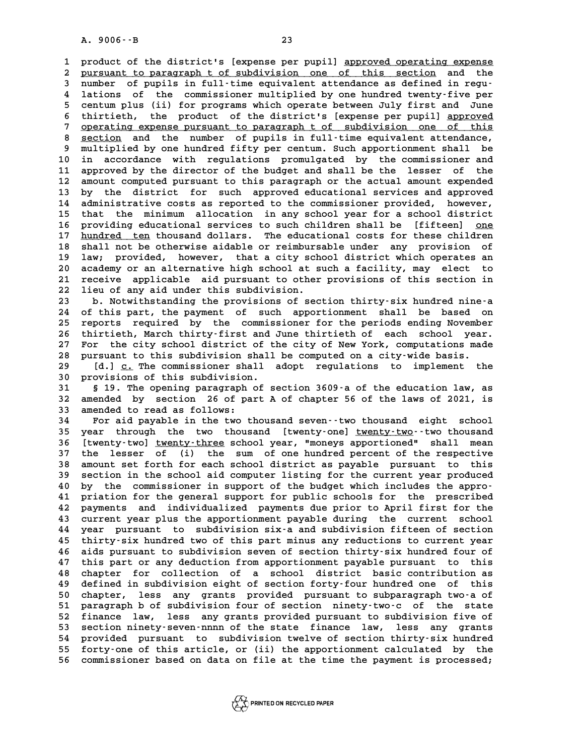product of the district's [expense per pupil] approved operating expense pursuant to paragraph t of subdivision one of this section and the number of pupils in full-time equivalent attendance as defined in regulations of the commissioner multiplied by one hundred twenty-five per centum plus (ii) for programs which operate between July first and June thirtieth, the product of the district's [expense per pupil] approved operating expense pursuant to paragraph t of subdivision one of this section and the number of pupils in full-time equivalent attendance, multiplied by one hundred fifty per centum. Such apportionment shall be in accordance with regulations promulgated by the commissioner and approved by the director of the budget and shall be the lesser of the amount computed pursuant to this paragraph or the actual amount expended by the district for such approved educational services and approved administrative costs as reported to the commissioner provided, however, that the minimum allocation in any school year for a school district providing educational services to such children shall be [fifteen] one hundred ten thousand dollars. The educational costs for these children shall not be otherwise aidable or reimbursable under any provision of law; provided, however, that a city school district which operates an academy or an alternative high school at such a facility, may elect to receive applicable aid pursuant to other provisions of this section in lieu of any aid under this subdivision.

b. Notwithstanding the provisions of section thirty-six hundred nine-a of this part, the payment of such apportionment shall be based on reports required by the commissioner for the periods ending November thirtieth, March thirty-first and June thirtieth of each school year. For the city school district of the city of New York, computations made pursuant to this subdivision shall be computed on a city-wide basis.

[d.] c. The commissioner shall adopt regulations to implement the provisions of this subdivision.

§ 19. The opening paragraph of section 3609-a of the education law, as amended by section 26 of part A of chapter 56 of the laws of 2021, is amended to read as follows:

For aid payable in the two thousand seven--two thousand eight school year through the two thousand [twenty-one] twenty-two--two thousand [twenty-two] twenty-three school year, "moneys apportioned" shall mean the lesser of (i) the sum of one hundred percent of the respective amount set forth for each school district as payable pursuant to this section in the school aid computer listing for the current year produced by the commissioner in support of the budget which includes the appropriation for the general support for public schools for the prescribed payments and individualized payments due prior to April first for the current year plus the apportionment payable during the current school year pursuant to subdivision six-a and subdivision fifteen of section thirty-six hundred two of this part minus any reductions to current year aids pursuant to subdivision seven of section thirty-six hundred four of this part or any deduction from apportionment payable pursuant to this chapter for collection of a school district basic contribution as defined in subdivision eight of section forty-four hundred one of this chapter, less any grants provided pursuant to subparagraph two-a of paragraph b of subdivision four of section ninety-two-c of the state finance law, less any grants provided pursuant to subdivision five of section ninety-seven-nnnn of the state finance law, less any grants provided pursuant to subdivision twelve of section thirty-six hundred forty-one of this article, or (ii) the apportionment calculated by the commissioner based on data on file at the time the payment is processed;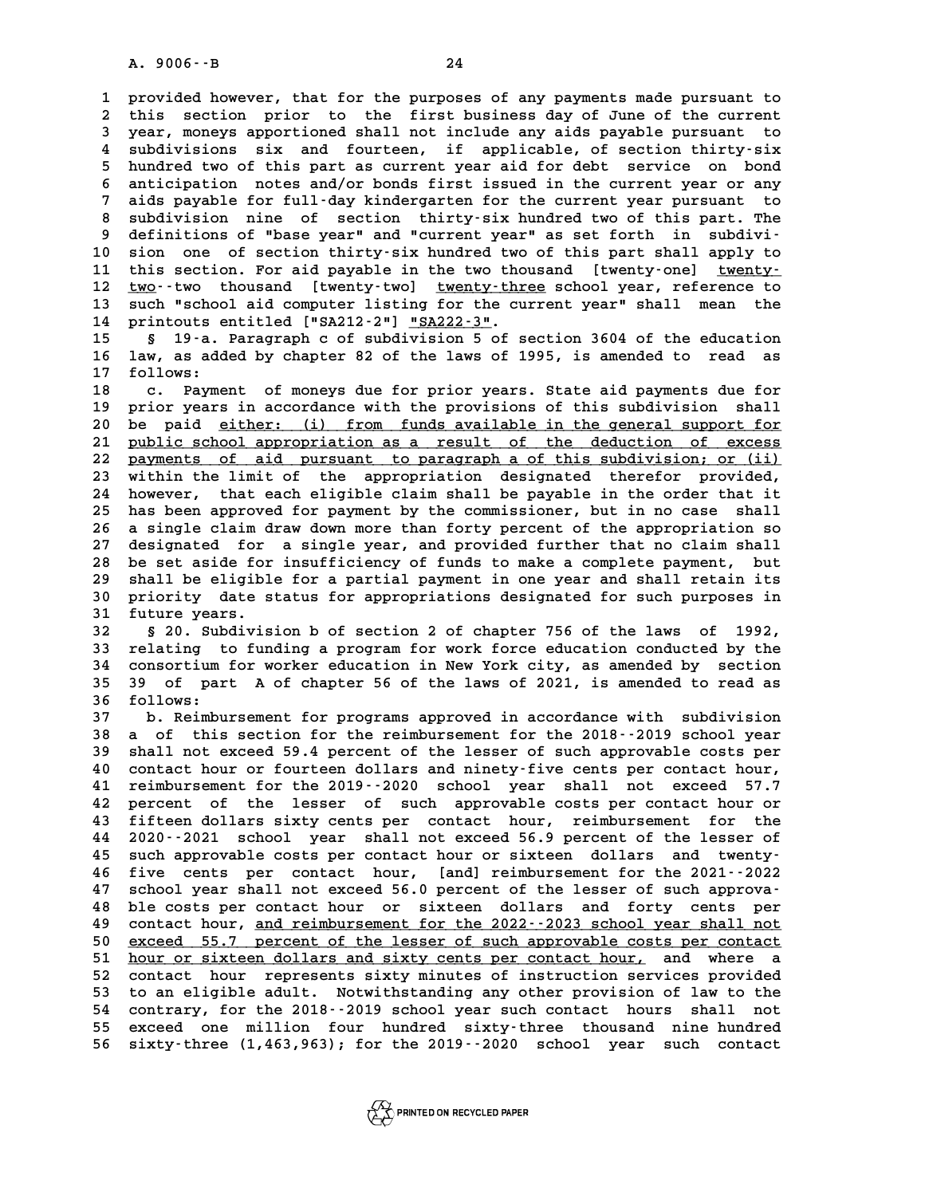provided however, that for the purposes of any payments made pursuant to this section prior to the first business day of June of the current year, moneys apportioned shall not include any aids payable pursuant to subdivisions six and fourteen, if applicable, of section thirty-six hundred two of this part as current year aid for debt service on bond anticipation notes and/or bonds first issued in the current year or any aids payable for full-day kindergarten for the current year pursuant to subdivision nine of section thirty-six hundred two of this part. The definitions of "base year" and "current year" as set forth in subdivision one of section thirty-six hundred two of this part shall apply to this section. For aid payable in the two thousand [twenty-one] twenty-two--two thousand [twenty-two] twenty-three school year, reference to such "school aid computer listing for the current year" shall mean the printouts entitled ["SA212-2"] "SA222-3".

§ 19-a. Paragraph c of subdivision 5 of section 3604 of the education law, as added by chapter 82 of the laws of 1995, is amended to read as follows:

c. Payment of moneys due for prior years. State aid payments due for prior years in accordance with the provisions of this subdivision shall be paid either: (i) from funds available in the general support for public school appropriation as a result of the deduction of excess payments of aid pursuant to paragraph a of this subdivision; or (ii) within the limit of the appropriation designated therefor provided, however, that each eligible claim shall be payable in the order that it has been approved for payment by the commissioner, but in no case shall a single claim draw down more than forty percent of the appropriation so designated for a single year, and provided further that no claim shall be set aside for insufficiency of funds to make a complete payment, but shall be eligible for a partial payment in one year and shall retain its priority date status for appropriations designated for such purposes in future years.

§ 20. Subdivision b of section 2 of chapter 756 of the laws of 1992, relating to funding a program for work force education conducted by the consortium for worker education in New York city, as amended by section 39 of part A of chapter 56 of the laws of 2021, is amended to read as follows:

b. Reimbursement for programs approved in accordance with subdivision a of this section for the reimbursement for the 2018--2019 school year shall not exceed 59.4 percent of the lesser of such approvable costs per contact hour or fourteen dollars and ninety-five cents per contact hour, reimbursement for the 2019--2020 school year shall not exceed 57.7 percent of the lesser of such approvable costs per contact hour or fifteen dollars sixty cents per contact hour, reimbursement for the 2020--2021 school year shall not exceed 56.9 percent of the lesser of such approvable costs per contact hour or sixteen dollars and twenty-five cents per contact hour, [and] reimbursement for the 2021--2022 school year shall not exceed 56.0 percent of the lesser of such approvable costs per contact hour or sixteen dollars and forty cents per contact hour, and reimbursement for the 2022--2023 school year shall not exceed 55.7 percent of the lesser of such approvable costs per contact hour or sixteen dollars and sixty cents per contact hour, and where a contact hour represents sixty minutes of instruction services provided to an eligible adult. Notwithstanding any other provision of law to the contrary, for the 2018--2019 school year such contact hours shall not exceed one million four hundred sixty-three thousand nine hundred sixty-three (1,463,963); for the 2019--2020 school year such contact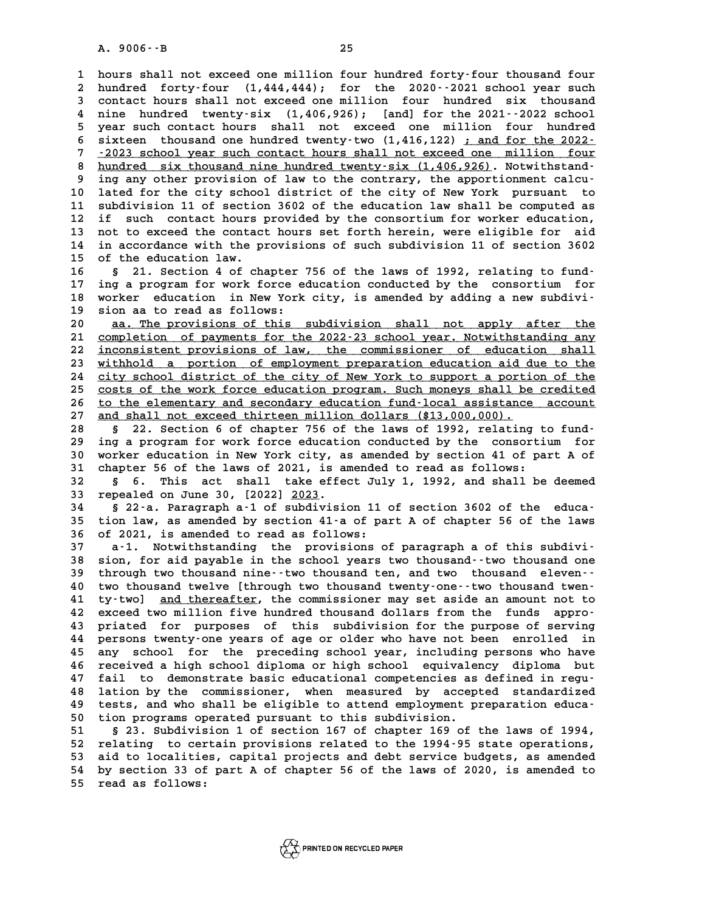hours shall not exceed one million four hundred forty-four thousand four hundred forty-four (1,444,444); for the 2020--2021 school year such contact hours shall not exceed one million four hundred six thousand nine hundred twenty-six (1,406,926); [and] for the 2021--2022 school year such contact hours shall not exceed one million four hundred sixteen thousand one hundred twenty-two (1,416,122) ; and for the 2022--2023 school year such contact hours shall not exceed one million four hundred six thousand nine hundred twenty-six (1,406,926). Notwithstanding any other provision of law to the contrary, the apportionment calculated for the city school district of the city of New York pursuant to subdivision 11 of section 3602 of the education law shall be computed as if such contact hours provided by the consortium for worker education, not to exceed the contact hours set forth herein, were eligible for aid in accordance with the provisions of such subdivision 11 of section 3602 of the education law.

§ 21. Section 4 of chapter 756 of the laws of 1992, relating to funding a program for work force education conducted by the consortium for worker education in New York city, is amended by adding a new subdivision aa to read as follows:

aa. The provisions of this subdivision shall not apply after the completion of payments for the 2022-23 school year. Notwithstanding any inconsistent provisions of law, the commissioner of education shall withhold a portion of employment preparation education aid due to the city school district of the city of New York to support a portion of the costs of the work force education program. Such moneys shall be credited to the elementary and secondary education fund-local assistance account and shall not exceed thirteen million dollars ($13,000,000).

§ 22. Section 6 of chapter 756 of the laws of 1992, relating to funding a program for work force education conducted by the consortium for worker education in New York city, as amended by section 41 of part A of chapter 56 of the laws of 2021, is amended to read as follows:

§ 6. This act shall take effect July 1, 1992, and shall be deemed repealed on June 30, [2022] 2023.

§ 22-a. Paragraph a-1 of subdivision 11 of section 3602 of the education law, as amended by section 41-a of part A of chapter 56 of the laws of 2021, is amended to read as follows:

a-1. Notwithstanding the provisions of paragraph a of this subdivision, for aid payable in the school years two thousand--two thousand one through two thousand nine--two thousand ten, and two thousand eleven--two thousand twelve [through two thousand twenty-one--two thousand twenty-two] and thereafter, the commissioner may set aside an amount not to exceed two million five hundred thousand dollars from the funds appropriated for purposes of this subdivision for the purpose of serving persons twenty-one years of age or older who have not been enrolled in any school for the preceding school year, including persons who have received a high school diploma or high school equivalency diploma but fail to demonstrate basic educational competencies as defined in regulation by the commissioner, when measured by accepted standardized tests, and who shall be eligible to attend employment preparation education programs operated pursuant to this subdivision.

§ 23. Subdivision 1 of section 167 of chapter 169 of the laws of 1994, relating to certain provisions related to the 1994-95 state operations, aid to localities, capital projects and debt service budgets, as amended by section 33 of part A of chapter 56 of the laws of 2020, is amended to read as follows: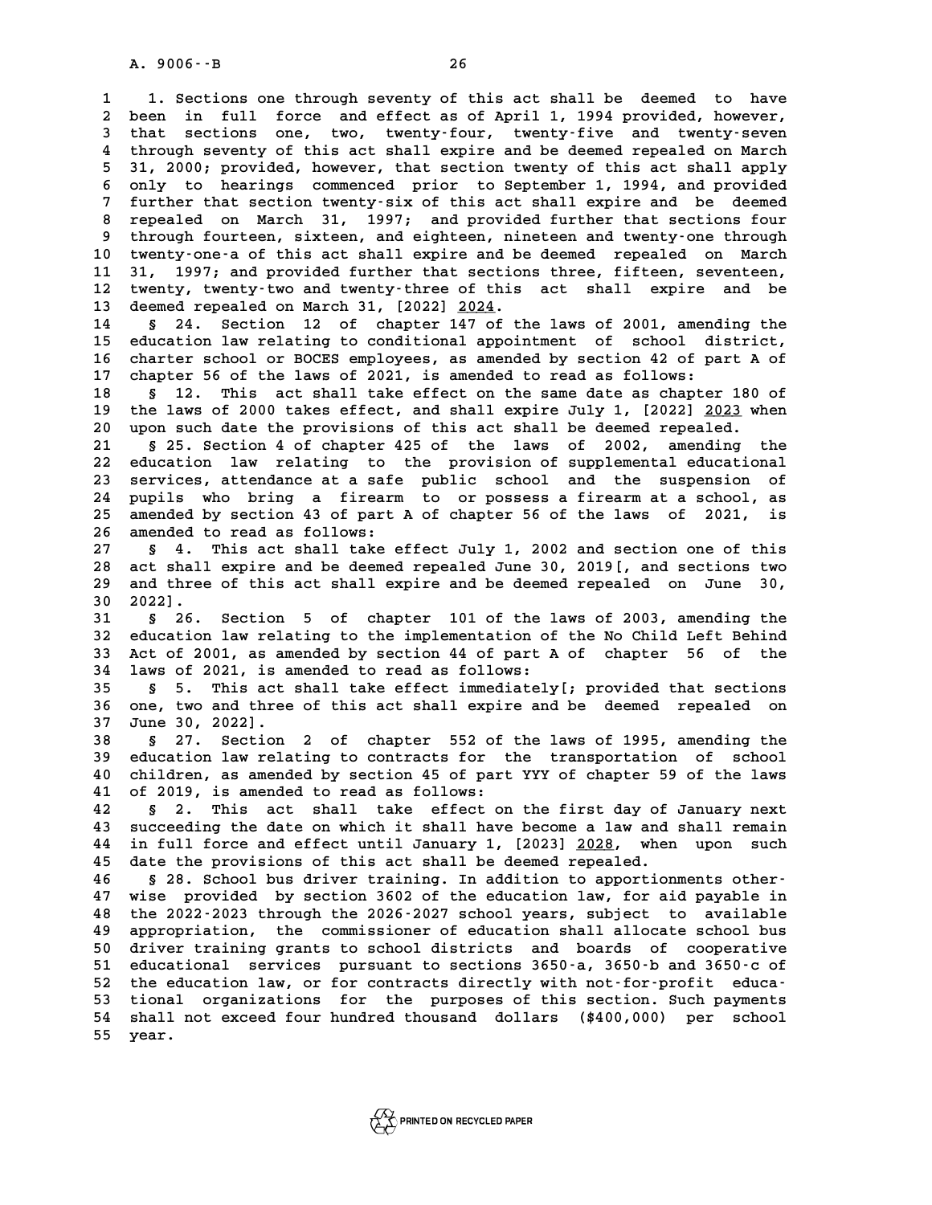1. Sections one through seventy of this act shall be deemed to have been in full force and effect as of April 1, 1994 provided, however, that sections one, two, twenty-four, twenty-five and twenty-seven through seventy of this act shall expire and be deemed repealed on March 31, 2000; provided, however, that section twenty of this act shall apply only to hearings commenced prior to September 1, 1994, and provided further that section twenty-six of this act shall expire and be deemed repealed on March 31, 1997; and provided further that sections four through fourteen, sixteen, and eighteen, nineteen and twenty-one through twenty-one-a of this act shall expire and be deemed repealed on March 31, 1997; and provided further that sections three, fifteen, seventeen, twenty, twenty-two and twenty-three of this act shall expire and be deemed repealed on March 31, [2022] 2024.

§ 24. Section 12 of chapter 147 of the laws of 2001, amending the education law relating to conditional appointment of school district, charter school or BOCES employees, as amended by section 42 of part A of chapter 56 of the laws of 2021, is amended to read as follows:

§ 12. This act shall take effect on the same date as chapter 180 of the laws of 2000 takes effect, and shall expire July 1, [2022] 2023 when upon such date the provisions of this act shall be deemed repealed.

§ 25. Section 4 of chapter 425 of the laws of 2002, amending the education law relating to the provision of supplemental educational services, attendance at a safe public school and the suspension of pupils who bring a firearm to or possess a firearm at a school, as amended by section 43 of part A of chapter 56 of the laws of 2021, is amended to read as follows:

§ 4. This act shall take effect July 1, 2002 and section one of this act shall expire and be deemed repealed June 30, 2019[, and sections two and three of this act shall expire and be deemed repealed on June 30, 2022].

§ 26. Section 5 of chapter 101 of the laws of 2003, amending the education law relating to the implementation of the No Child Left Behind Act of 2001, as amended by section 44 of part A of chapter 56 of the laws of 2021, is amended to read as follows:

§ 5. This act shall take effect immediately[; provided that sections one, two and three of this act shall expire and be deemed repealed on June 30, 2022].

§ 27. Section 2 of chapter 552 of the laws of 1995, amending the education law relating to contracts for the transportation of school children, as amended by section 45 of part YYY of chapter 59 of the laws of 2019, is amended to read as follows:

§ 2. This act shall take effect on the first day of January next succeeding the date on which it shall have become a law and shall remain in full force and effect until January 1, [2023] 2028, when upon such date the provisions of this act shall be deemed repealed.

§ 28. School bus driver training. In addition to apportionments otherwise provided by section 3602 of the education law, for aid payable in the 2022-2023 through the 2026-2027 school years, subject to available appropriation, the commissioner of education shall allocate school bus driver training grants to school districts and boards of cooperative educational services pursuant to sections 3650-a, 3650-b and 3650-c of the education law, or for contracts directly with not-for-profit educational organizations for the purposes of this section. Such payments shall not exceed four hundred thousand dollars ($400,000) per school year.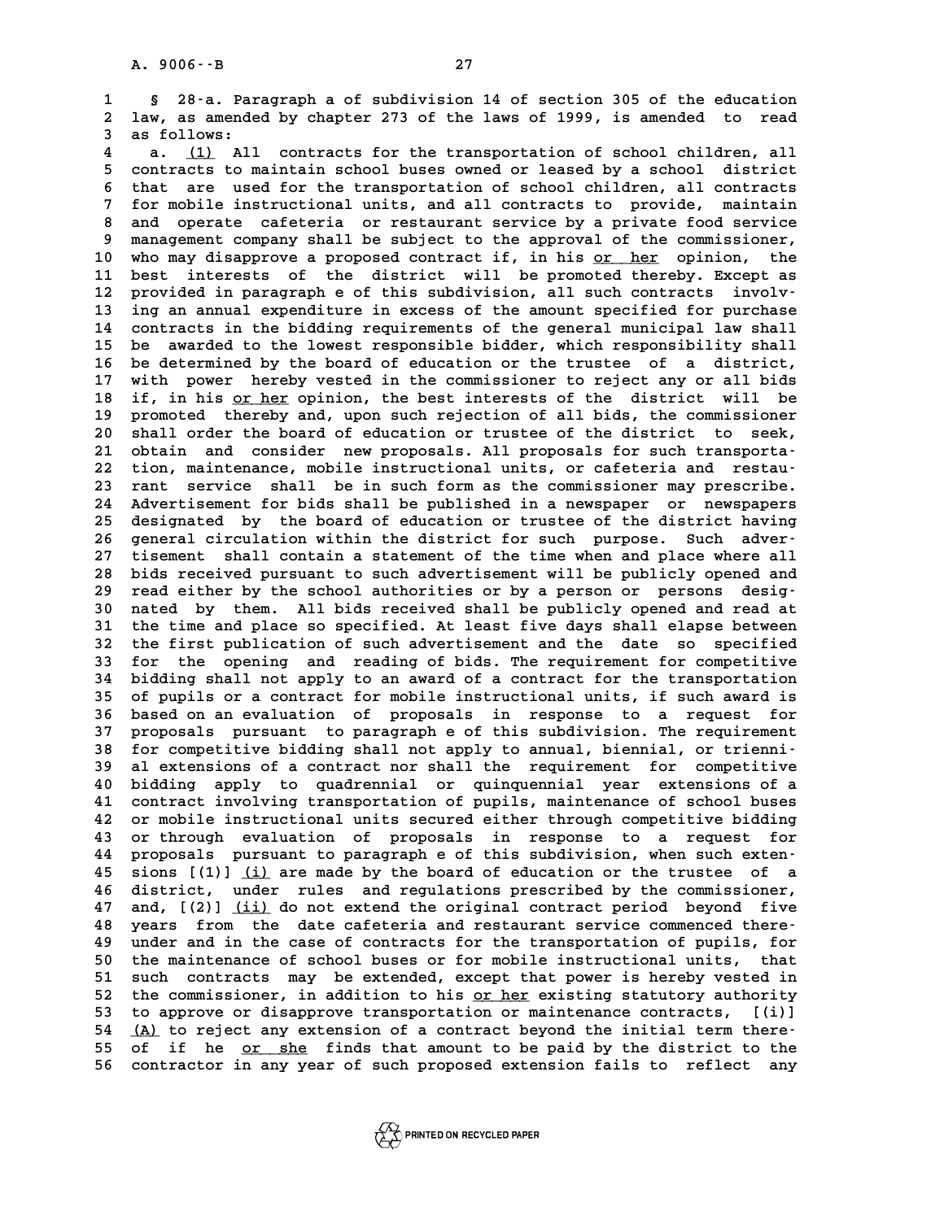§ 28-a. Paragraph a of subdivision 14 of section 305 of the education law, as amended by chapter 273 of the laws of 1999, is amended to read as follows:

a. (1) All contracts for the transportation of school children, all contracts to maintain school buses owned or leased by a school district that are used for the transportation of school children, all contracts for mobile instructional units, and all contracts to provide, maintain and operate cafeteria or restaurant service by a private food service management company shall be subject to the approval of the commissioner, who may disapprove a proposed contract if, in his or her opinion, the best interests of the district will be promoted thereby. Except as provided in paragraph e of this subdivision, all such contracts involving an annual expenditure in excess of the amount specified for purchase contracts in the bidding requirements of the general municipal law shall be awarded to the lowest responsible bidder, which responsibility shall be determined by the board of education or the trustee of a district, with power hereby vested in the commissioner to reject any or all bids if, in his or her opinion, the best interests of the district will be promoted thereby and, upon such rejection of all bids, the commissioner shall order the board of education or trustee of the district to seek, obtain and consider new proposals. All proposals for such transportation, maintenance, mobile instructional units, or cafeteria and restaurant service shall be in such form as the commissioner may prescribe. Advertisement for bids shall be published in a newspaper or newspapers designated by the board of education or trustee of the district having general circulation within the district for such purpose. Such advertisement shall contain a statement of the time when and place where all bids received pursuant to such advertisement will be publicly opened and read either by the school authorities or by a person or persons designated by them. All bids received shall be publicly opened and read at the time and place so specified. At least five days shall elapse between the first publication of such advertisement and the date so specified for the opening and reading of bids. The requirement for competitive bidding shall not apply to an award of a contract for the transportation of pupils or a contract for mobile instructional units, if such award is based on an evaluation of proposals in response to a request for proposals pursuant to paragraph e of this subdivision. The requirement for competitive bidding shall not apply to annual, biennial, or triennial extensions of a contract nor shall the requirement for competitive bidding apply to quadrennial or quinquennial year extensions of a contract involving transportation of pupils, maintenance of school buses or mobile instructional units secured either through competitive bidding or through evaluation of proposals in response to a request for proposals pursuant to paragraph e of this subdivision, when such extensions [(1)] (i) are made by the board of education or the trustee of a district, under rules and regulations prescribed by the commissioner, and, [(2)] (ii) do not extend the original contract period beyond five years from the date cafeteria and restaurant service commenced thereunder and in the case of contracts for the transportation of pupils, for the maintenance of school buses or for mobile instructional units, that such contracts may be extended, except that power is hereby vested in the commissioner, in addition to his or her existing statutory authority to approve or disapprove transportation or maintenance contracts, [(i)] (A) to reject any extension of a contract beyond the initial term thereof if he or she finds that amount to be paid by the district to the contractor in any year of such proposed extension fails to reflect any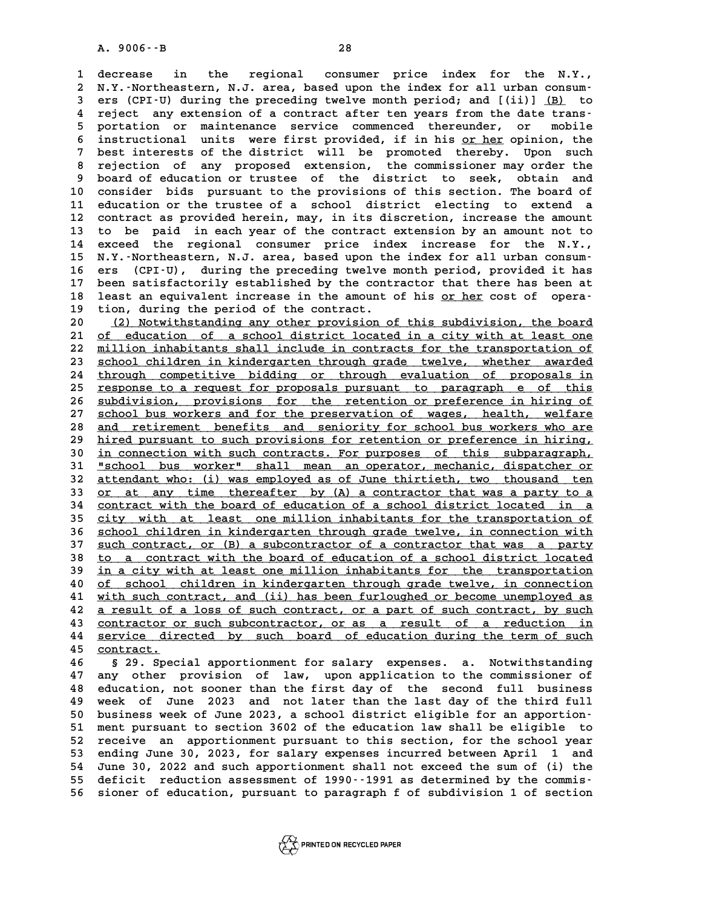decrease in the regional consumer price index for the N.Y., N.Y.-Northeastern, N.J. area, based upon the index for all urban consumers (CPI-U) during the preceding twelve month period; and [(ii)] <u>(B)</u> to reject any extension of a contract after ten years from the date transportation or maintenance service commenced thereunder, or mobile instructional units were first provided, if in his <u>or her</u> opinion, the best interests of the district will be promoted thereby. Upon such rejection of any proposed extension, the commissioner may order the board of education or trustee of the district to seek, obtain and consider bids pursuant to the provisions of this section. The board of education or the trustee of a school district electing to extend a contract as provided herein, may, in its discretion, increase the amount to be paid in each year of the contract extension by an amount not to exceed the regional consumer price index increase for the N.Y., N.Y.-Northeastern, N.J. area, based upon the index for all urban consumers (CPI-U), during the preceding twelve month period, provided it has been satisfactorily established by the contractor that there has been at least an equivalent increase in the amount of his <u>or her</u> cost of operation, during the period of the contract.

<u>(2) Notwithstanding any other provision of this subdivision, the board of education of a school district located in a city with at least one million inhabitants shall include in contracts for the transportation of school children in kindergarten through grade twelve, whether awarded through competitive bidding or through evaluation of proposals in response to a request for proposals pursuant to paragraph e of this subdivision, provisions for the retention or preference in hiring of school bus workers and for the preservation of wages, health, welfare and retirement benefits and seniority for school bus workers who are hired pursuant to such provisions for retention or preference in hiring, in connection with such contracts. For purposes of this subparagraph, "school bus worker" shall mean an operator, mechanic, dispatcher or attendant who: (i) was employed as of June thirtieth, two thousand ten or at any time thereafter by (A) a contractor that was a party to a contract with the board of education of a school district located in a city with at least one million inhabitants for the transportation of school children in kindergarten through grade twelve, in connection with such contract, or (B) a subcontractor of a contractor that was a party to a contract with the board of education of a school district located in a city with at least one million inhabitants for the transportation of school children in kindergarten through grade twelve, in connection with such contract, and (ii) has been furloughed or become unemployed as a result of a loss of such contract, or a part of such contract, by such contractor or such subcontractor, or as a result of a reduction in service directed by such board of education during the term of such contract.</u>

§ 29. Special apportionment for salary expenses. a. Notwithstanding any other provision of law, upon application to the commissioner of education, not sooner than the first day of the second full business week of June 2023 and not later than the last day of the third full business week of June 2023, a school district eligible for an apportionment pursuant to section 3602 of the education law shall be eligible to receive an apportionment pursuant to this section, for the school year ending June 30, 2023, for salary expenses incurred between April 1 and June 30, 2022 and such apportionment shall not exceed the sum of (i) the deficit reduction assessment of 1990--1991 as determined by the commissioner of education, pursuant to paragraph f of subdivision 1 of section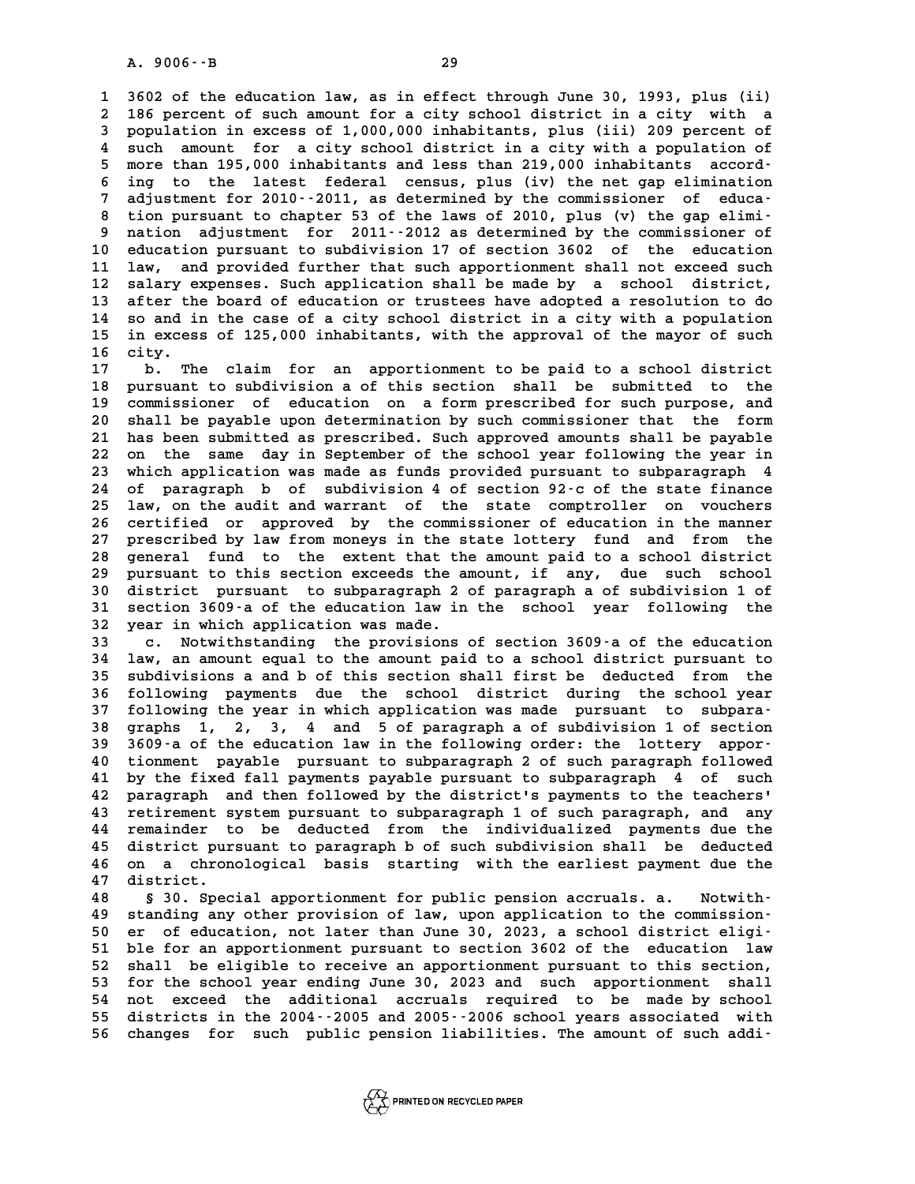3602 of the education law, as in effect through June 30, 1993, plus (ii) 186 percent of such amount for a city school district in a city with a population in excess of 1,000,000 inhabitants, plus (iii) 209 percent of such amount for a city school district in a city with a population of more than 195,000 inhabitants and less than 219,000 inhabitants according to the latest federal census, plus (iv) the net gap elimination adjustment for 2010--2011, as determined by the commissioner of education pursuant to chapter 53 of the laws of 2010, plus (v) the gap elimination adjustment for 2011--2012 as determined by the commissioner of education pursuant to subdivision 17 of section 3602 of the education law, and provided further that such apportionment shall not exceed such salary expenses. Such application shall be made by a school district, after the board of education or trustees have adopted a resolution to do so and in the case of a city school district in a city with a population in excess of 125,000 inhabitants, with the approval of the mayor of such city.

b. The claim for an apportionment to be paid to a school district pursuant to subdivision a of this section shall be submitted to the commissioner of education on a form prescribed for such purpose, and shall be payable upon determination by such commissioner that the form has been submitted as prescribed. Such approved amounts shall be payable on the same day in September of the school year following the year in which application was made as funds provided pursuant to subparagraph 4 of paragraph b of subdivision 4 of section 92-c of the state finance law, on the audit and warrant of the state comptroller on vouchers certified or approved by the commissioner of education in the manner prescribed by law from moneys in the state lottery fund and from the general fund to the extent that the amount paid to a school district pursuant to this section exceeds the amount, if any, due such school district pursuant to subparagraph 2 of paragraph a of subdivision 1 of section 3609-a of the education law in the school year following the year in which application was made.

c. Notwithstanding the provisions of section 3609-a of the education law, an amount equal to the amount paid to a school district pursuant to subdivisions a and b of this section shall first be deducted from the following payments due the school district during the school year following the year in which application was made pursuant to subparagraphs 1, 2, 3, 4 and 5 of paragraph a of subdivision 1 of section 3609-a of the education law in the following order: the lottery apportionment payable pursuant to subparagraph 2 of such paragraph followed by the fixed fall payments payable pursuant to subparagraph 4 of such paragraph and then followed by the district's payments to the teachers' retirement system pursuant to subparagraph 1 of such paragraph, and any remainder to be deducted from the individualized payments due the district pursuant to paragraph b of such subdivision shall be deducted on a chronological basis starting with the earliest payment due the district.

§ 30. Special apportionment for public pension accruals. a. Notwithstanding any other provision of law, upon application to the commissioner of education, not later than June 30, 2023, a school district eligible for an apportionment pursuant to section 3602 of the education law shall be eligible to receive an apportionment pursuant to this section, for the school year ending June 30, 2023 and such apportionment shall not exceed the additional accruals required to be made by school districts in the 2004--2005 and 2005--2006 school years associated with changes for such public pension liabilities. The amount of such addi-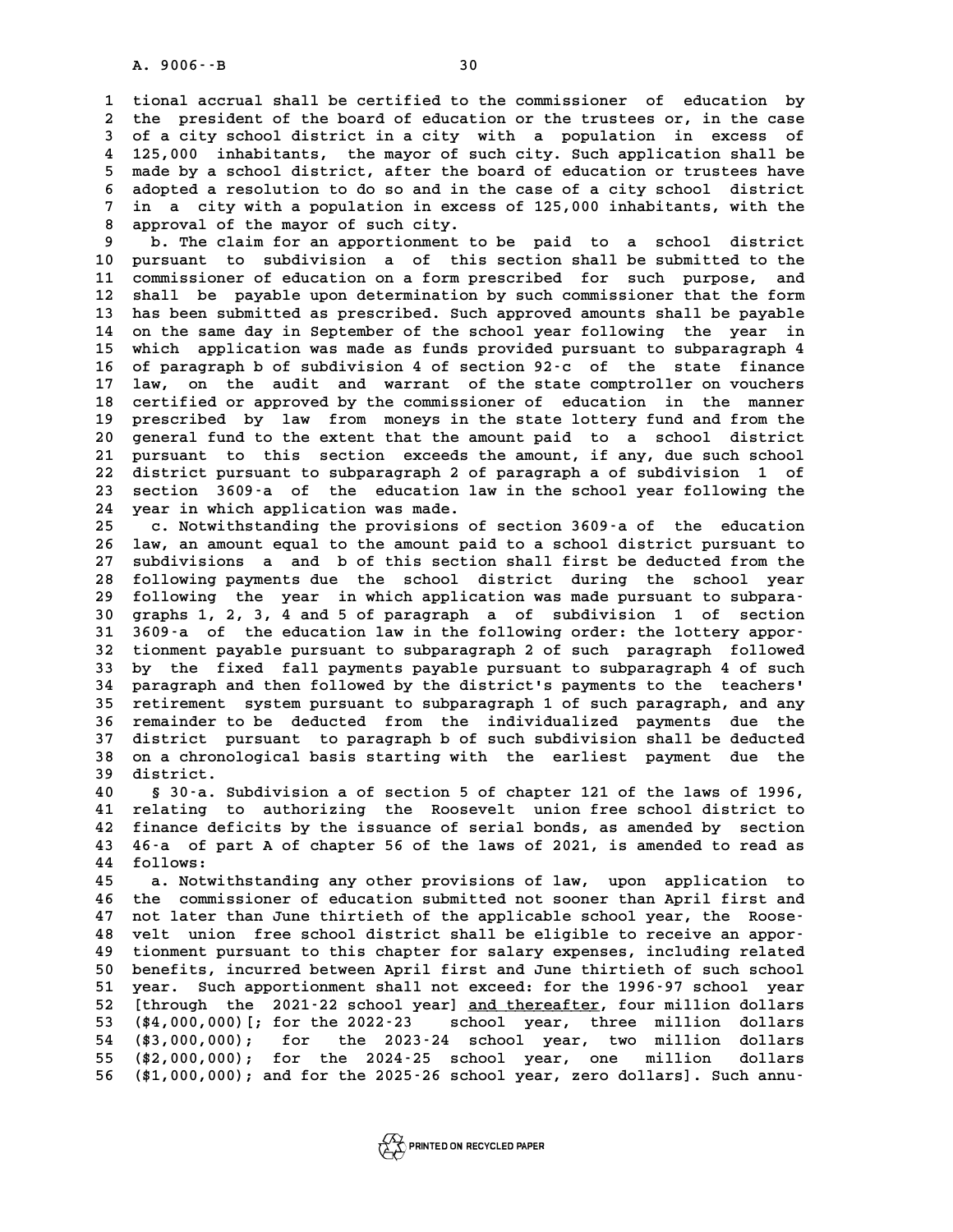tional accrual shall be certified to the commissioner of education by the president of the board of education or the trustees or, in the case of a city school district in a city with a population in excess of 125,000 inhabitants, the mayor of such city. Such application shall be made by a school district, after the board of education or trustees have adopted a resolution to do so and in the case of a city school district in a city with a population in excess of 125,000 inhabitants, with the approval of the mayor of such city.

b. The claim for an apportionment to be paid to a school district pursuant to subdivision a of this section shall be submitted to the commissioner of education on a form prescribed for such purpose, and shall be payable upon determination by such commissioner that the form has been submitted as prescribed. Such approved amounts shall be payable on the same day in September of the school year following the year in which application was made as funds provided pursuant to subparagraph 4 of paragraph b of subdivision 4 of section 92-c of the state finance law, on the audit and warrant of the state comptroller on vouchers certified or approved by the commissioner of education in the manner prescribed by law from moneys in the state lottery fund and from the general fund to the extent that the amount paid to a school district pursuant to this section exceeds the amount, if any, due such school district pursuant to subparagraph 2 of paragraph a of subdivision 1 of section 3609-a of the education law in the school year following the year in which application was made.

c. Notwithstanding the provisions of section 3609-a of the education law, an amount equal to the amount paid to a school district pursuant to subdivisions a and b of this section shall first be deducted from the following payments due the school district during the school year following the year in which application was made pursuant to subparagraphs 1, 2, 3, 4 and 5 of paragraph a of subdivision 1 of section 3609-a of the education law in the following order: the lottery apportionment payable pursuant to subparagraph 2 of such paragraph followed by the fixed fall payments payable pursuant to subparagraph 4 of such paragraph and then followed by the district's payments to the teachers' retirement system pursuant to subparagraph 1 of such paragraph, and any remainder to be deducted from the individualized payments due the district pursuant to paragraph b of such subdivision shall be deducted on a chronological basis starting with the earliest payment due the district.

§ 30-a. Subdivision a of section 5 of chapter 121 of the laws of 1996, relating to authorizing the Roosevelt union free school district to finance deficits by the issuance of serial bonds, as amended by section 46-a of part A of chapter 56 of the laws of 2021, is amended to read as follows:

a. Notwithstanding any other provisions of law, upon application to the commissioner of education submitted not sooner than April first and not later than June thirtieth of the applicable school year, the Roosevelt union free school district shall be eligible to receive an apportionment pursuant to this chapter for salary expenses, including related benefits, incurred between April first and June thirtieth of such school year. Such apportionment shall not exceed: for the 1996-97 school year [through the 2021-22 school year] <u>and thereafter</u>, four million dollars ($4,000,000)[; for the 2022-23 school year, three million dollars ($3,000,000); for the 2023-24 school year, two million dollars ($2,000,000); for the 2024-25 school year, one million dollars ($1,000,000); and for the 2025-26 school year, zero dollars]. Such annu-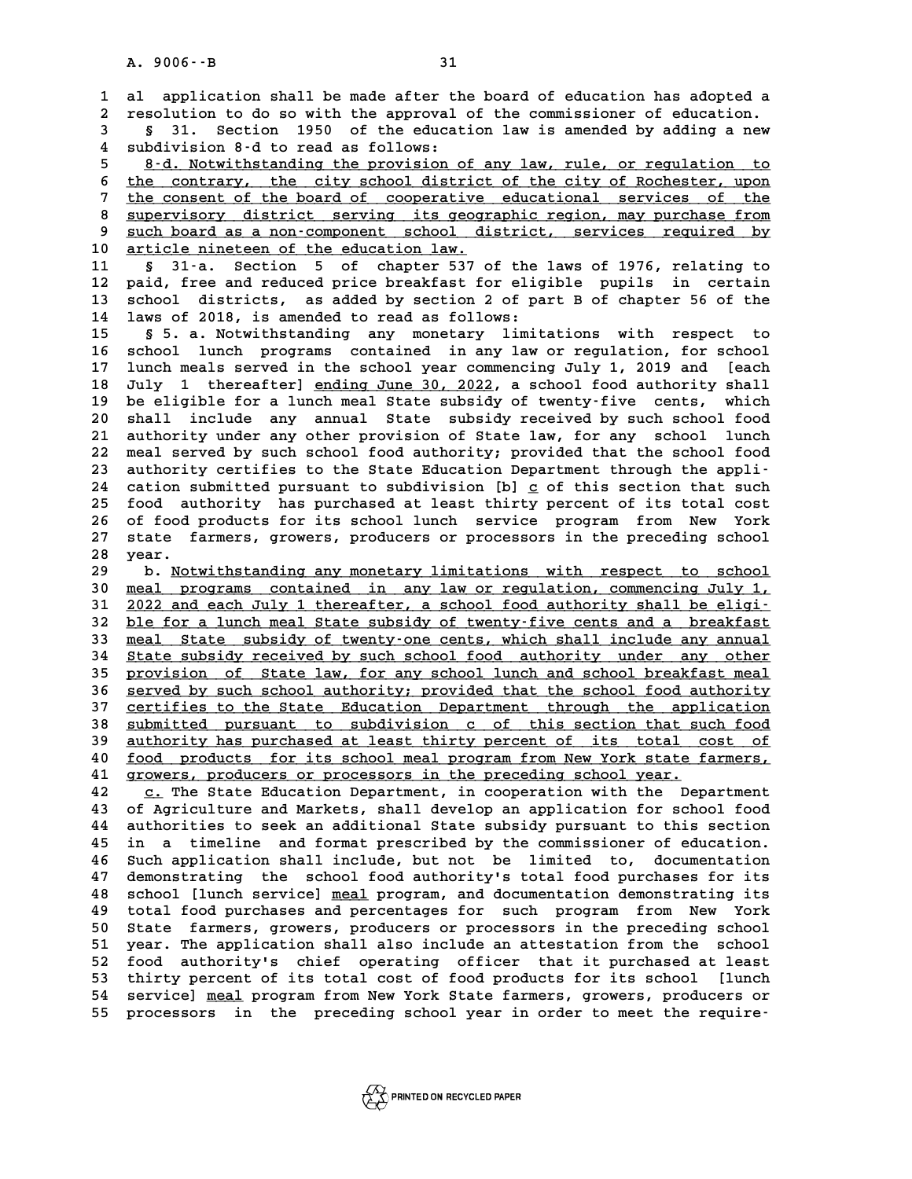al application shall be made after the board of education has adopted a resolution to do so with the approval of the commissioner of education.

§ 31. Section 1950 of the education law is amended by adding a new subdivision 8-d to read as follows:

8-d. Notwithstanding the provision of any law, rule, or regulation to the contrary, the city school district of the city of Rochester, upon the consent of the board of cooperative educational services of the supervisory district serving its geographic region, may purchase from such board as a non-component school district, services required by article nineteen of the education law.

§ 31-a. Section 5 of chapter 537 of the laws of 1976, relating to paid, free and reduced price breakfast for eligible pupils in certain school districts, as added by section 2 of part B of chapter 56 of the laws of 2018, is amended to read as follows:

§ 5. a. Notwithstanding any monetary limitations with respect to school lunch programs contained in any law or regulation, for school lunch meals served in the school year commencing July 1, 2019 and [each July 1 thereafter] ending June 30, 2022, a school food authority shall be eligible for a lunch meal State subsidy of twenty-five cents, which shall include any annual State subsidy received by such school food authority under any other provision of State law, for any school lunch meal served by such school food authority; provided that the school food authority certifies to the State Education Department through the application submitted pursuant to subdivision [b] c of this section that such food authority has purchased at least thirty percent of its total cost of food products for its school lunch service program from New York state farmers, growers, producers or processors in the preceding school year.

b. Notwithstanding any monetary limitations with respect to school meal programs contained in any law or regulation, commencing July 1, 2022 and each July 1 thereafter, a school food authority shall be eligible for a lunch meal State subsidy of twenty-five cents and a breakfast meal State subsidy of twenty-one cents, which shall include any annual State subsidy received by such school food authority under any other provision of State law, for any school lunch and school breakfast meal served by such school authority; provided that the school food authority certifies to the State Education Department through the application submitted pursuant to subdivision c of this section that such food authority has purchased at least thirty percent of its total cost of food products for its school meal program from New York state farmers, growers, producers or processors in the preceding school year.

c. The State Education Department, in cooperation with the Department of Agriculture and Markets, shall develop an application for school food authorities to seek an additional State subsidy pursuant to this section in a timeline and format prescribed by the commissioner of education. Such application shall include, but not be limited to, documentation demonstrating the school food authority's total food purchases for its school [lunch service] meal program, and documentation demonstrating its total food purchases and percentages for such program from New York State farmers, growers, producers or processors in the preceding school year. The application shall also include an attestation from the school food authority's chief operating officer that it purchased at least thirty percent of its total cost of food products for its school [lunch service] meal program from New York State farmers, growers, producers or processors in the preceding school year in order to meet the require-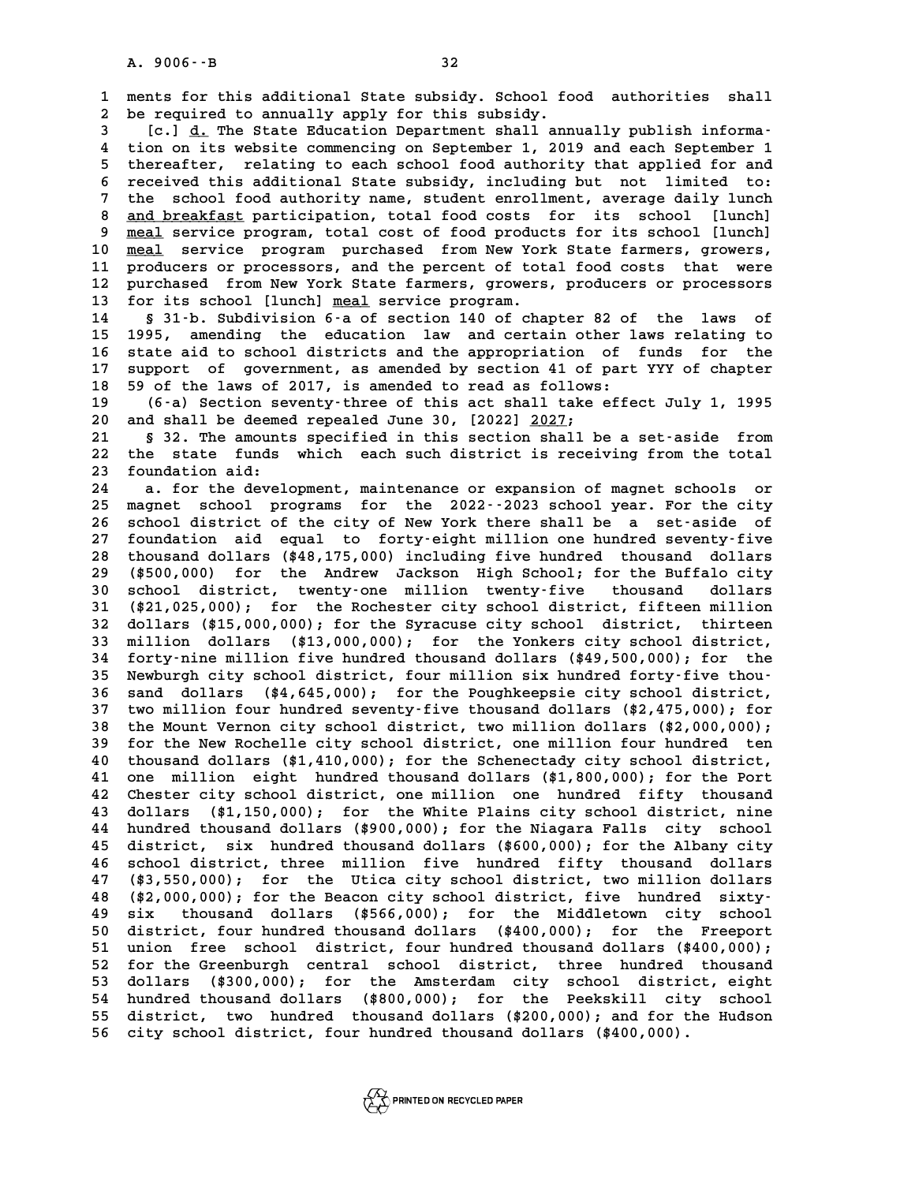ments for this additional State subsidy. School food authorities shall be required to annually apply for this subsidy.

[c.] d. The State Education Department shall annually publish information on its website commencing on September 1, 2019 and each September 1 thereafter, relating to each school food authority that applied for and received this additional State subsidy, including but not limited to: the school food authority name, student enrollment, average daily lunch and breakfast participation, total food costs for its school [lunch] meal service program, total cost of food products for its school [lunch] meal service program purchased from New York State farmers, growers, producers or processors, and the percent of total food costs that were purchased from New York State farmers, growers, producers or processors for its school [lunch] meal service program.

§ 31-b. Subdivision 6-a of section 140 of chapter 82 of the laws of 1995, amending the education law and certain other laws relating to state aid to school districts and the appropriation of funds for the support of government, as amended by section 41 of part YYY of chapter 59 of the laws of 2017, is amended to read as follows:

(6-a) Section seventy-three of this act shall take effect July 1, 1995 and shall be deemed repealed June 30, [2022] 2027;

§ 32. The amounts specified in this section shall be a set-aside from the state funds which each such district is receiving from the total foundation aid:

a. for the development, maintenance or expansion of magnet schools or magnet school programs for the 2022--2023 school year. For the city school district of the city of New York there shall be a set-aside of foundation aid equal to forty-eight million one hundred seventy-five thousand dollars ($48,175,000) including five hundred thousand dollars ($500,000) for the Andrew Jackson High School; for the Buffalo city school district, twenty-one million twenty-five thousand dollars ($21,025,000); for the Rochester city school district, fifteen million dollars ($15,000,000); for the Syracuse city school district, thirteen million dollars ($13,000,000); for the Yonkers city school district, forty-nine million five hundred thousand dollars ($49,500,000); for the Newburgh city school district, four million six hundred forty-five thousand dollars ($4,645,000); for the Poughkeepsie city school district, two million four hundred seventy-five thousand dollars ($2,475,000); for the Mount Vernon city school district, two million dollars ($2,000,000); for the New Rochelle city school district, one million four hundred ten thousand dollars ($1,410,000); for the Schenectady city school district, one million eight hundred thousand dollars ($1,800,000); for the Port Chester city school district, one million one hundred fifty thousand dollars ($1,150,000); for the White Plains city school district, nine hundred thousand dollars ($900,000); for the Niagara Falls city school district, six hundred thousand dollars ($600,000); for the Albany city school district, three million five hundred fifty thousand dollars ($3,550,000); for the Utica city school district, two million dollars ($2,000,000); for the Beacon city school district, five hundred sixty-six thousand dollars ($566,000); for the Middletown city school district, four hundred thousand dollars ($400,000); for the Freeport union free school district, four hundred thousand dollars ($400,000); for the Greenburgh central school district, three hundred thousand dollars ($300,000); for the Amsterdam city school district, eight hundred thousand dollars ($800,000); for the Peekskill city school district, two hundred thousand dollars ($200,000); and for the Hudson city school district, four hundred thousand dollars ($400,000).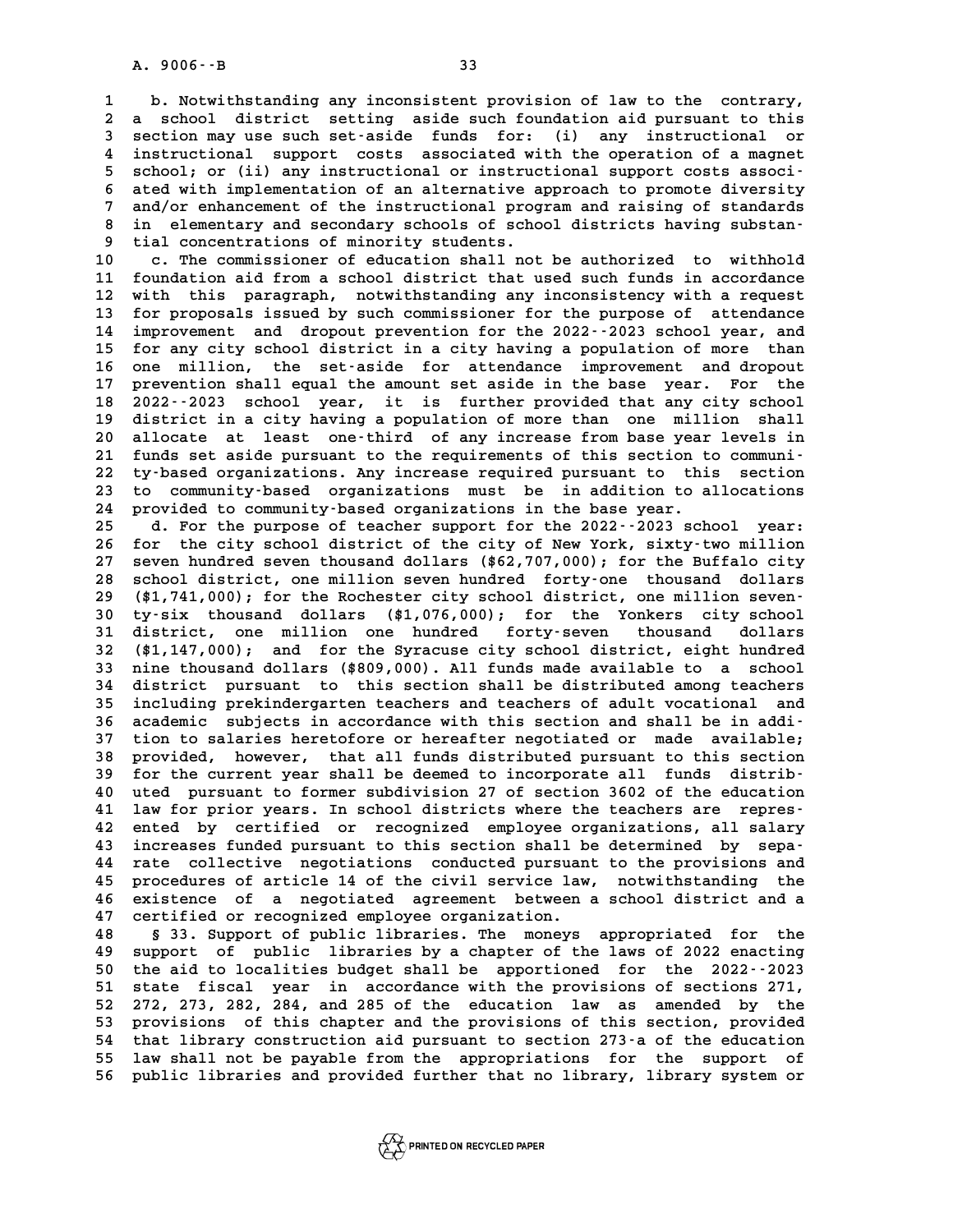b. Notwithstanding any inconsistent provision of law to the contrary, a school district setting aside such foundation aid pursuant to this section may use such set-aside funds for: (i) any instructional or instructional support costs associated with the operation of a magnet school; or (ii) any instructional or instructional support costs associated with implementation of an alternative approach to promote diversity and/or enhancement of the instructional program and raising of standards in elementary and secondary schools of school districts having substantial concentrations of minority students.

c. The commissioner of education shall not be authorized to withhold foundation aid from a school district that used such funds in accordance with this paragraph, notwithstanding any inconsistency with a request for proposals issued by such commissioner for the purpose of attendance improvement and dropout prevention for the 2022--2023 school year, and for any city school district in a city having a population of more than one million, the set-aside for attendance improvement and dropout prevention shall equal the amount set aside in the base year. For the 2022--2023 school year, it is further provided that any city school district in a city having a population of more than one million shall allocate at least one-third of any increase from base year levels in funds set aside pursuant to the requirements of this section to community-based organizations. Any increase required pursuant to this section to community-based organizations must be in addition to allocations provided to community-based organizations in the base year.

d. For the purpose of teacher support for the 2022--2023 school year: for the city school district of the city of New York, sixty-two million seven hundred seven thousand dollars ($62,707,000); for the Buffalo city school district, one million seven hundred forty-one thousand dollars ($1,741,000); for the Rochester city school district, one million seventy-six thousand dollars ($1,076,000); for the Yonkers city school district, one million one hundred forty-seven thousand dollars ($1,147,000); and for the Syracuse city school district, eight hundred nine thousand dollars ($809,000). All funds made available to a school district pursuant to this section shall be distributed among teachers including prekindergarten teachers and teachers of adult vocational and academic subjects in accordance with this section and shall be in addition to salaries heretofore or hereafter negotiated or made available; provided, however, that all funds distributed pursuant to this section for the current year shall be deemed to incorporate all funds distributed pursuant to former subdivision 27 of section 3602 of the education law for prior years. In school districts where the teachers are represented by certified or recognized employee organizations, all salary increases funded pursuant to this section shall be determined by separate collective negotiations conducted pursuant to the provisions and procedures of article 14 of the civil service law, notwithstanding the existence of a negotiated agreement between a school district and a certified or recognized employee organization.

§ 33. Support of public libraries. The moneys appropriated for the support of public libraries by a chapter of the laws of 2022 enacting the aid to localities budget shall be apportioned for the 2022--2023 state fiscal year in accordance with the provisions of sections 271, 272, 273, 282, 284, and 285 of the education law as amended by the provisions of this chapter and the provisions of this section, provided that library construction aid pursuant to section 273-a of the education law shall not be payable from the appropriations for the support of public libraries and provided further that no library, library system or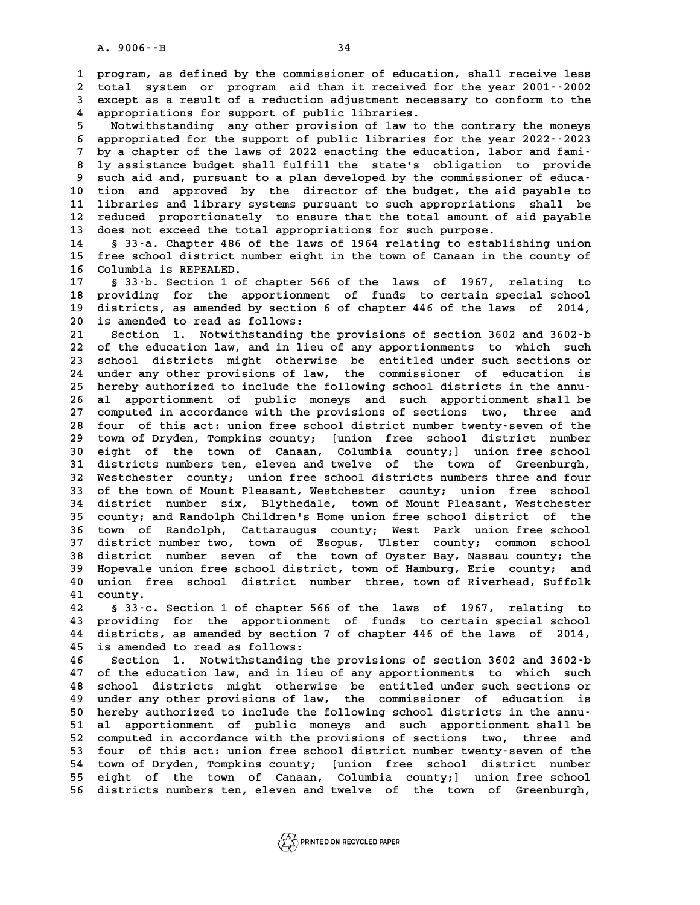program, as defined by the commissioner of education, shall receive less total system or program aid than it received for the year 2001--2002 except as a result of a reduction adjustment necessary to conform to the appropriations for support of public libraries.

Notwithstanding any other provision of law to the contrary the moneys appropriated for the support of public libraries for the year 2022--2023 by a chapter of the laws of 2022 enacting the education, labor and family assistance budget shall fulfill the state's obligation to provide such aid and, pursuant to a plan developed by the commissioner of education and approved by the director of the budget, the aid payable to libraries and library systems pursuant to such appropriations shall be reduced proportionately to ensure that the total amount of aid payable does not exceed the total appropriations for such purpose.

§ 33-a. Chapter 486 of the laws of 1964 relating to establishing union free school district number eight in the town of Canaan in the county of Columbia is REPEALED.

§ 33-b. Section 1 of chapter 566 of the laws of 1967, relating to providing for the apportionment of funds to certain special school districts, as amended by section 6 of chapter 446 of the laws of 2014, is amended to read as follows:

Section 1. Notwithstanding the provisions of section 3602 and 3602-b of the education law, and in lieu of any apportionments to which such school districts might otherwise be entitled under such sections or under any other provisions of law, the commissioner of education is hereby authorized to include the following school districts in the annual apportionment of public moneys and such apportionment shall be computed in accordance with the provisions of sections two, three and four of this act: union free school district number twenty-seven of the town of Dryden, Tompkins county; [union free school district number eight of the town of Canaan, Columbia county;] union free school districts numbers ten, eleven and twelve of the town of Greenburgh, Westchester county; union free school districts numbers three and four of the town of Mount Pleasant, Westchester county; union free school district number six, Blythedale, town of Mount Pleasant, Westchester county; and Randolph Children's Home union free school district of the town of Randolph, Cattaraugus county; West Park union free school district number two, town of Esopus, Ulster county; common school district number seven of the town of Oyster Bay, Nassau county; the Hopevale union free school district, town of Hamburg, Erie county; and union free school district number three, town of Riverhead, Suffolk county.

§ 33-c. Section 1 of chapter 566 of the laws of 1967, relating to providing for the apportionment of funds to certain special school districts, as amended by section 7 of chapter 446 of the laws of 2014, is amended to read as follows:

Section 1. Notwithstanding the provisions of section 3602 and 3602-b of the education law, and in lieu of any apportionments to which such school districts might otherwise be entitled under such sections or under any other provisions of law, the commissioner of education is hereby authorized to include the following school districts in the annual apportionment of public moneys and such apportionment shall be computed in accordance with the provisions of sections two, three and four of this act: union free school district number twenty-seven of the town of Dryden, Tompkins county; [union free school district number eight of the town of Canaan, Columbia county;] union free school districts numbers ten, eleven and twelve of the town of Greenburgh,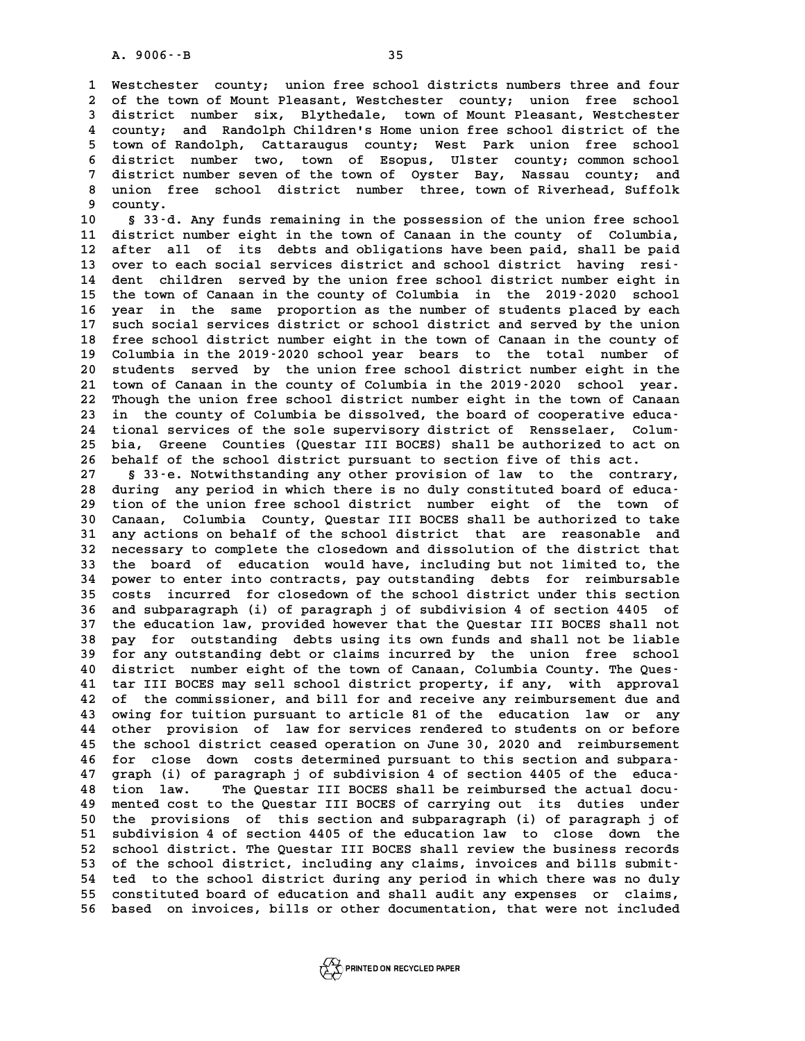Westchester county; union free school districts numbers three and four of the town of Mount Pleasant, Westchester county; union free school district number six, Blythedale, town of Mount Pleasant, Westchester county; and Randolph Children's Home union free school district of the town of Randolph, Cattaraugus county; West Park union free school district number two, town of Esopus, Ulster county; common school district number seven of the town of Oyster Bay, Nassau county; and union free school district number three, town of Riverhead, Suffolk county.

§ 33-d. Any funds remaining in the possession of the union free school district number eight in the town of Canaan in the county of Columbia, after all of its debts and obligations have been paid, shall be paid over to each social services district and school district having resident children served by the union free school district number eight in the town of Canaan in the county of Columbia in the 2019-2020 school year in the same proportion as the number of students placed by each such social services district or school district and served by the union free school district number eight in the town of Canaan in the county of Columbia in the 2019-2020 school year bears to the total number of students served by the union free school district number eight in the town of Canaan in the county of Columbia in the 2019-2020 school year. Though the union free school district number eight in the town of Canaan in the county of Columbia be dissolved, the board of cooperative educational services of the sole supervisory district of Rensselaer, Columbia, Greene Counties (Questar III BOCES) shall be authorized to act on behalf of the school district pursuant to section five of this act.

§ 33-e. Notwithstanding any other provision of law to the contrary, during any period in which there is no duly constituted board of education of the union free school district number eight of the town of Canaan, Columbia County, Questar III BOCES shall be authorized to take any actions on behalf of the school district that are reasonable and necessary to complete the closedown and dissolution of the district that the board of education would have, including but not limited to, the power to enter into contracts, pay outstanding debts for reimbursable costs incurred for closedown of the school district under this section and subparagraph (i) of paragraph j of subdivision 4 of section 4405 of the education law, provided however that the Questar III BOCES shall not pay for outstanding debts using its own funds and shall not be liable for any outstanding debt or claims incurred by the union free school district number eight of the town of Canaan, Columbia County. The Questar III BOCES may sell school district property, if any, with approval of the commissioner, and bill for and receive any reimbursement due and owing for tuition pursuant to article 81 of the education law or any other provision of law for services rendered to students on or before the school district ceased operation on June 30, 2020 and reimbursement for close down costs determined pursuant to this section and subparagraph (i) of paragraph j of subdivision 4 of section 4405 of the education law. The Questar III BOCES shall be reimbursed the actual documented cost to the Questar III BOCES of carrying out its duties under the provisions of this section and subparagraph (i) of paragraph j of subdivision 4 of section 4405 of the education law to close down the school district. The Questar III BOCES shall review the business records of the school district, including any claims, invoices and bills submitted to the school district during any period in which there was no duly constituted board of education and shall audit any expenses or claims, based on invoices, bills or other documentation, that were not included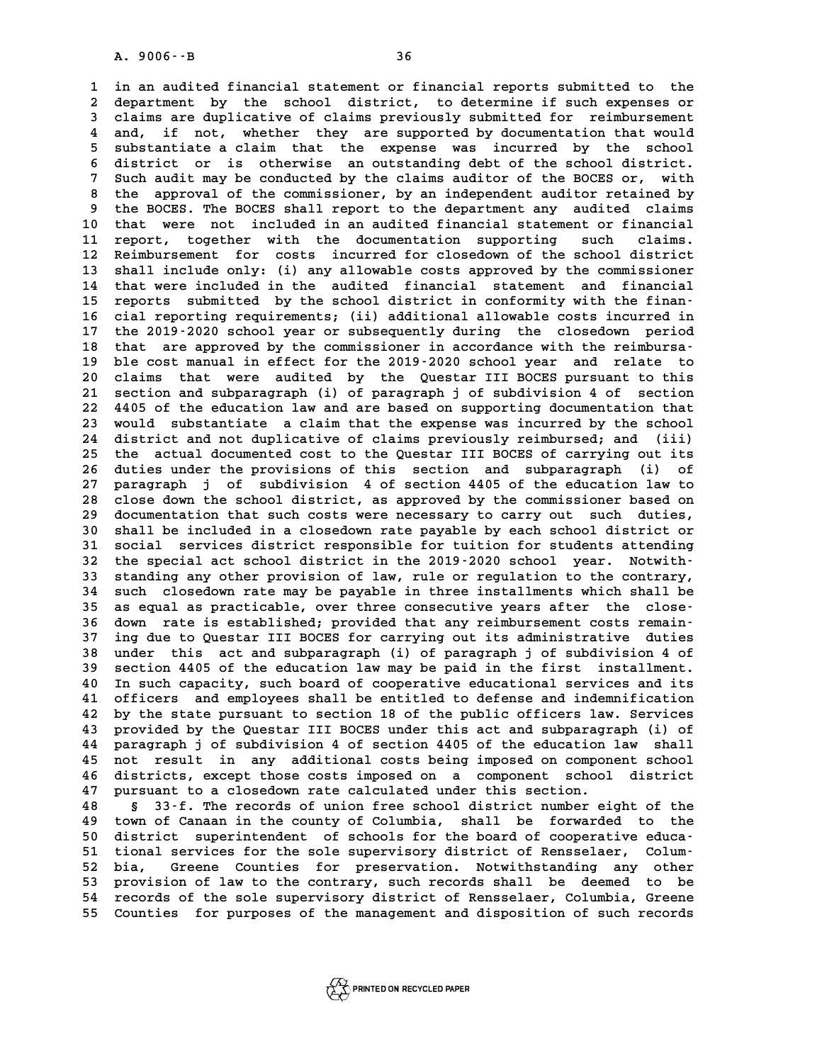in an audited financial statement or financial reports submitted to the department by the school district, to determine if such expenses or claims are duplicative of claims previously submitted for reimbursement and, if not, whether they are supported by documentation that would substantiate a claim that the expense was incurred by the school district or is otherwise an outstanding debt of the school district. Such audit may be conducted by the claims auditor of the BOCES or, with the approval of the commissioner, by an independent auditor retained by the BOCES. The BOCES shall report to the department any audited claims that were not included in an audited financial statement or financial report, together with the documentation supporting such claims. Reimbursement for costs incurred for closedown of the school district shall include only: (i) any allowable costs approved by the commissioner that were included in the audited financial statement and financial reports submitted by the school district in conformity with the financial reporting requirements; (ii) additional allowable costs incurred in the 2019-2020 school year or subsequently during the closedown period that are approved by the commissioner in accordance with the reimbursable cost manual in effect for the 2019-2020 school year and relate to claims that were audited by the Questar III BOCES pursuant to this section and subparagraph (i) of paragraph j of subdivision 4 of section 4405 of the education law and are based on supporting documentation that would substantiate a claim that the expense was incurred by the school district and not duplicative of claims previously reimbursed; and (iii) the actual documented cost to the Questar III BOCES of carrying out its duties under the provisions of this section and subparagraph (i) of paragraph j of subdivision 4 of section 4405 of the education law to close down the school district, as approved by the commissioner based on documentation that such costs were necessary to carry out such duties, shall be included in a closedown rate payable by each school district or social services district responsible for tuition for students attending the special act school district in the 2019-2020 school year. Notwithstanding any other provision of law, rule or regulation to the contrary, such closedown rate may be payable in three installments which shall be as equal as practicable, over three consecutive years after the closedown rate is established; provided that any reimbursement costs remaining due to Questar III BOCES for carrying out its administrative duties under this act and subparagraph (i) of paragraph j of subdivision 4 of section 4405 of the education law may be paid in the first installment. In such capacity, such board of cooperative educational services and its officers and employees shall be entitled to defense and indemnification by the state pursuant to section 18 of the public officers law. Services provided by the Questar III BOCES under this act and subparagraph (i) of paragraph j of subdivision 4 of section 4405 of the education law shall not result in any additional costs being imposed on component school districts, except those costs imposed on a component school district pursuant to a closedown rate calculated under this section.

§ 33-f. The records of union free school district number eight of the town of Canaan in the county of Columbia, shall be forwarded to the district superintendent of schools for the board of cooperative educational services for the sole supervisory district of Rensselaer, Columbia, Greene Counties for preservation. Notwithstanding any other provision of law to the contrary, such records shall be deemed to be records of the sole supervisory district of Rensselaer, Columbia, Greene Counties for purposes of the management and disposition of such records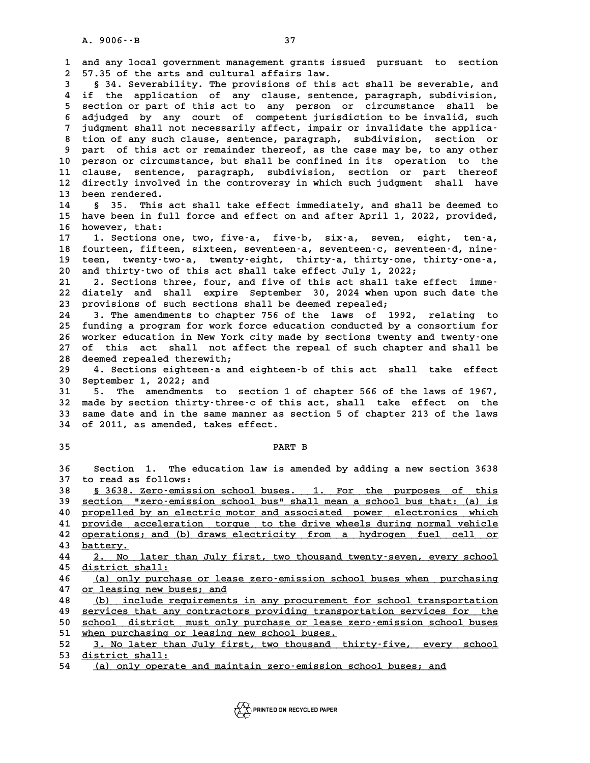and any local government management grants issued pursuant to section 57.35 of the arts and cultural affairs law.

§ 34. Severability. The provisions of this act shall be severable, and if the application of any clause, sentence, paragraph, subdivision, section or part of this act to any person or circumstance shall be adjudged by any court of competent jurisdiction to be invalid, such judgment shall not necessarily affect, impair or invalidate the application of any such clause, sentence, paragraph, subdivision, section or part of this act or remainder thereof, as the case may be, to any other person or circumstance, but shall be confined in its operation to the clause, sentence, paragraph, subdivision, section or part thereof directly involved in the controversy in which such judgment shall have been rendered.

§ 35. This act shall take effect immediately, and shall be deemed to have been in full force and effect on and after April 1, 2022, provided, however, that:

1. Sections one, two, five-a, five-b, six-a, seven, eight, ten-a, fourteen, fifteen, sixteen, seventeen-a, seventeen-c, seventeen-d, nineteen, twenty-two-a, twenty-eight, thirty-a, thirty-one, thirty-one-a, and thirty-two of this act shall take effect July 1, 2022;

2. Sections three, four, and five of this act shall take effect immediately and shall expire September 30, 2024 when upon such date the provisions of such sections shall be deemed repealed;

3. The amendments to chapter 756 of the laws of 1992, relating to funding a program for work force education conducted by a consortium for worker education in New York city made by sections twenty and twenty-one of this act shall not affect the repeal of such chapter and shall be deemed repealed therewith;

4. Sections eighteen-a and eighteen-b of this act shall take effect September 1, 2022; and

5. The amendments to section 1 of chapter 566 of the laws of 1967, made by section thirty-three-c of this act, shall take effect on the same date and in the same manner as section 5 of chapter 213 of the laws of 2011, as amended, takes effect.

## PART B

Section 1. The education law is amended by adding a new section 3638 to read as follows:

§ 3638. Zero-emission school buses. 1. For the purposes of this section "zero-emission school bus" shall mean a school bus that: (a) is propelled by an electric motor and associated power electronics which provide acceleration torque to the drive wheels during normal vehicle operations; and (b) draws electricity from a hydrogen fuel cell or battery.

2. No later than July first, two thousand twenty-seven, every school district shall:

(a) only purchase or lease zero-emission school buses when purchasing or leasing new buses; and

(b) include requirements in any procurement for school transportation services that any contractors providing transportation services for the school district must only purchase or lease zero-emission school buses when purchasing or leasing new school buses.

3. No later than July first, two thousand thirty-five, every school district shall:

(a) only operate and maintain zero-emission school buses; and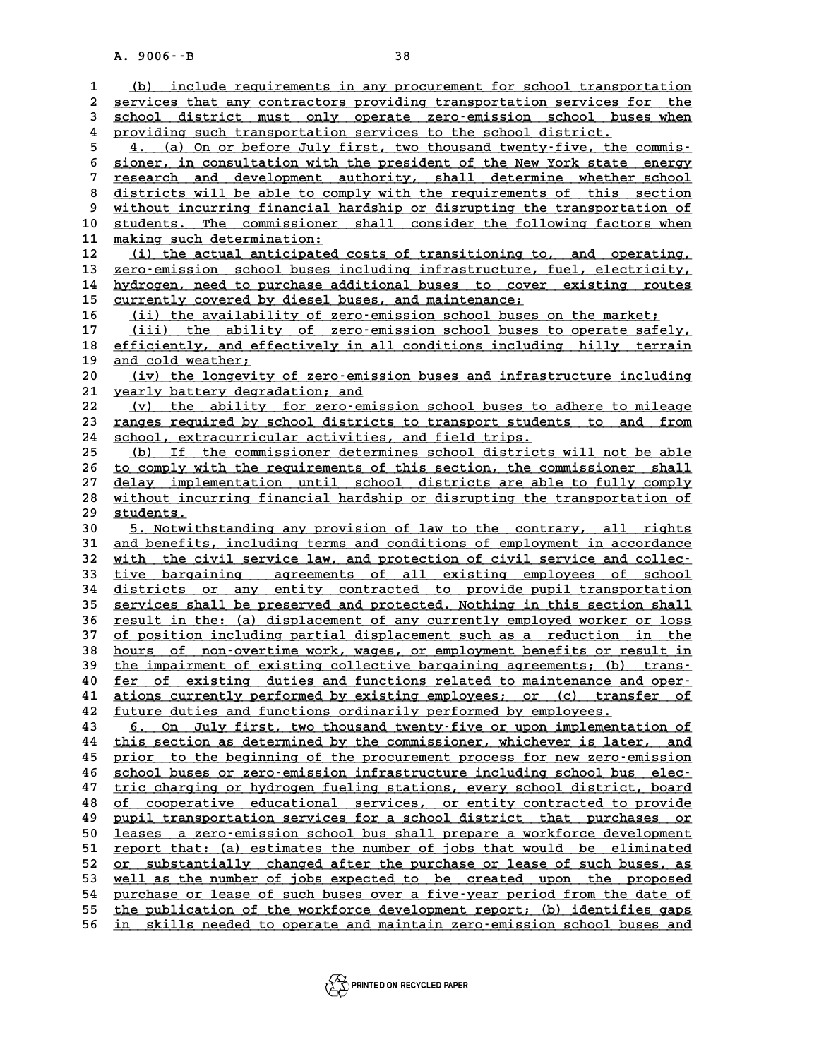(b) include requirements in any procurement for school transportation services that any contractors providing transportation services for the school district must only operate zero-emission school buses when providing such transportation services to the school district.

4. (a) On or before July first, two thousand twenty-five, the commissioner, in consultation with the president of the New York state energy research and development authority, shall determine whether school districts will be able to comply with the requirements of this section without incurring financial hardship or disrupting the transportation of students. The commissioner shall consider the following factors when making such determination:

(i) the actual anticipated costs of transitioning to, and operating, zero-emission school buses including infrastructure, fuel, electricity, hydrogen, need to purchase additional buses to cover existing routes currently covered by diesel buses, and maintenance;

(ii) the availability of zero-emission school buses on the market;

(iii) the ability of zero-emission school buses to operate safely, efficiently, and effectively in all conditions including hilly terrain and cold weather;

(iv) the longevity of zero-emission buses and infrastructure including yearly battery degradation; and

(v) the ability for zero-emission school buses to adhere to mileage ranges required by school districts to transport students to and from school, extracurricular activities, and field trips.

(b) If the commissioner determines school districts will not be able to comply with the requirements of this section, the commissioner shall delay implementation until school districts are able to fully comply without incurring financial hardship or disrupting the transportation of students.

5. Notwithstanding any provision of law to the contrary, all rights and benefits, including terms and conditions of employment in accordance with the civil service law, and protection of civil service and collective bargaining agreements of all existing employees of school districts or any entity contracted to provide pupil transportation services shall be preserved and protected. Nothing in this section shall result in the: (a) displacement of any currently employed worker or loss of position including partial displacement such as a reduction in the hours of non-overtime work, wages, or employment benefits or result in the impairment of existing collective bargaining agreements; (b) transfer of existing duties and functions related to maintenance and operations currently performed by existing employees; or (c) transfer of future duties and functions ordinarily performed by employees.

6. On July first, two thousand twenty-five or upon implementation of this section as determined by the commissioner, whichever is later, and prior to the beginning of the procurement process for new zero-emission school buses or zero-emission infrastructure including school bus electric charging or hydrogen fueling stations, every school district, board of cooperative educational services, or entity contracted to provide pupil transportation services for a school district that purchases or leases a zero-emission school bus shall prepare a workforce development report that: (a) estimates the number of jobs that would be eliminated or substantially changed after the purchase or lease of such buses, as well as the number of jobs expected to be created upon the proposed purchase or lease of such buses over a five-year period from the date of the publication of the workforce development report; (b) identifies gaps in skills needed to operate and maintain zero-emission school buses and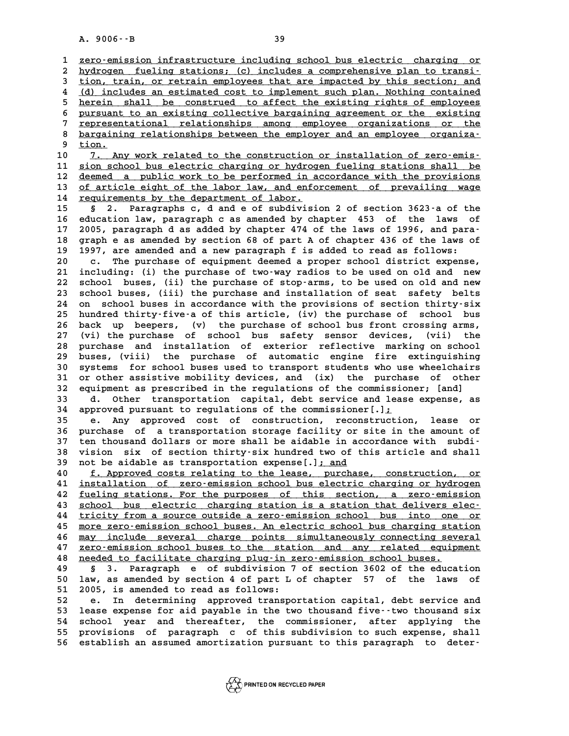zero-emission infrastructure including school bus electric charging or hydrogen fueling stations; (c) includes a comprehensive plan to transition, train, or retrain employees that are impacted by this section; and (d) includes an estimated cost to implement such plan. Nothing contained herein shall be construed to affect the existing rights of employees pursuant to an existing collective bargaining agreement or the existing representational relationships among employee organizations or the bargaining relationships between the employer and an employee organization.

7. Any work related to the construction or installation of zero-emission school bus electric charging or hydrogen fueling stations shall be deemed a public work to be performed in accordance with the provisions of article eight of the labor law, and enforcement of prevailing wage requirements by the department of labor.

§ 2. Paragraphs c, d and e of subdivision 2 of section 3623-a of the education law, paragraph c as amended by chapter 453 of the laws of 2005, paragraph d as added by chapter 474 of the laws of 1996, and paragraph e as amended by section 68 of part A of chapter 436 of the laws of 1997, are amended and a new paragraph f is added to read as follows:

c. The purchase of equipment deemed a proper school district expense, including: (i) the purchase of two-way radios to be used on old and new school buses, (ii) the purchase of stop-arms, to be used on old and new school buses, (iii) the purchase and installation of seat safety belts on school buses in accordance with the provisions of section thirty-six hundred thirty-five-a of this article, (iv) the purchase of school bus back up beepers, (v) the purchase of school bus front crossing arms, (vi) the purchase of school bus safety sensor devices, (vii) the purchase and installation of exterior reflective marking on school buses, (viii) the purchase of automatic engine fire extinguishing systems for school buses used to transport students who use wheelchairs or other assistive mobility devices, and (ix) the purchase of other equipment as prescribed in the regulations of the commissioner; [and]

d. Other transportation capital, debt service and lease expense, as approved pursuant to regulations of the commissioner[.];

e. Any approved cost of construction, reconstruction, lease or purchase of a transportation storage facility or site in the amount of ten thousand dollars or more shall be aidable in accordance with subdivision six of section thirty-six hundred two of this article and shall not be aidable as transportation expense[.]; and

f. Approved costs relating to the lease, purchase, construction, or installation of zero-emission school bus electric charging or hydrogen fueling stations. For the purposes of this section, a zero-emission school bus electric charging station is a station that delivers electricity from a source outside a zero-emission school bus into one or more zero-emission school buses. An electric school bus charging station may include several charge points simultaneously connecting several zero-emission school buses to the station and any related equipment needed to facilitate charging plug-in zero-emission school buses.

§ 3. Paragraph e of subdivision 7 of section 3602 of the education law, as amended by section 4 of part L of chapter 57 of the laws of 2005, is amended to read as follows:

e. In determining approved transportation capital, debt service and lease expense for aid payable in the two thousand five--two thousand six school year and thereafter, the commissioner, after applying the provisions of paragraph c of this subdivision to such expense, shall establish an assumed amortization pursuant to this paragraph to deter-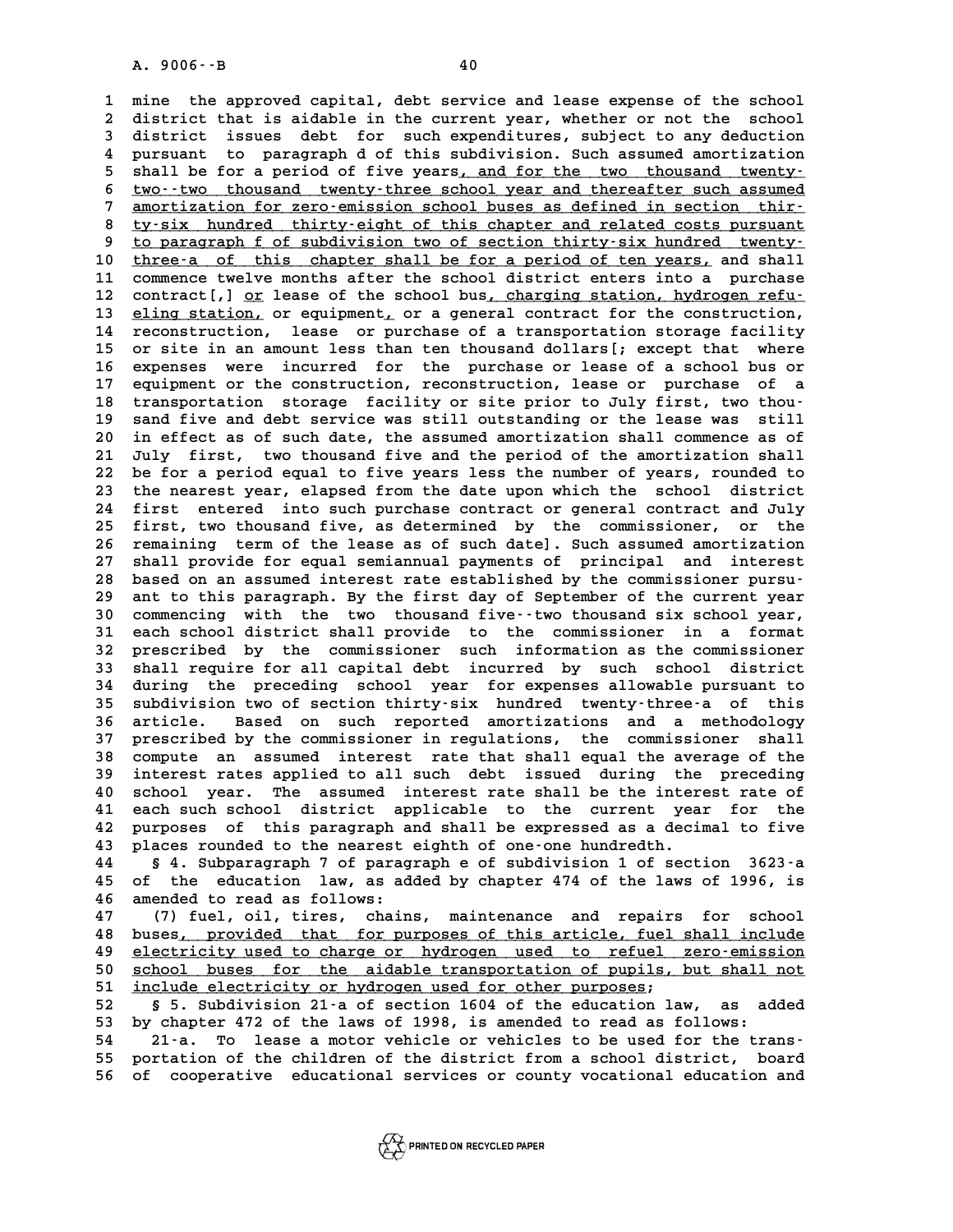mine the approved capital, debt service and lease expense of the school district that is aidable in the current year, whether or not the school district issues debt for such expenditures, subject to any deduction pursuant to paragraph d of this subdivision. Such assumed amortization shall be for a period of five years, and for the two thousand twenty-two--two thousand twenty-three school year and thereafter such assumed amortization for zero-emission school buses as defined in section thirty-six hundred thirty-eight of this chapter and related costs pursuant to paragraph f of subdivision two of section thirty-six hundred twenty-three-a of this chapter shall be for a period of ten years, and shall commence twelve months after the school district enters into a purchase contract[,] or lease of the school bus, charging station, hydrogen refueling station, or equipment, or a general contract for the construction, reconstruction, lease or purchase of a transportation storage facility or site in an amount less than ten thousand dollars[; except that where expenses were incurred for the purchase or lease of a school bus or equipment or the construction, reconstruction, lease or purchase of a transportation storage facility or site prior to July first, two thousand five and debt service was still outstanding or the lease was still in effect as of such date, the assumed amortization shall commence as of July first, two thousand five and the period of the amortization shall be for a period equal to five years less the number of years, rounded to the nearest year, elapsed from the date upon which the school district first entered into such purchase contract or general contract and July first, two thousand five, as determined by the commissioner, or the remaining term of the lease as of such date]. Such assumed amortization shall provide for equal semiannual payments of principal and interest based on an assumed interest rate established by the commissioner pursuant to this paragraph. By the first day of September of the current year commencing with the two thousand five--two thousand six school year, each school district shall provide to the commissioner in a format prescribed by the commissioner such information as the commissioner shall require for all capital debt incurred by such school district during the preceding school year for expenses allowable pursuant to subdivision two of section thirty-six hundred twenty-three-a of this article. Based on such reported amortizations and a methodology prescribed by the commissioner in regulations, the commissioner shall compute an assumed interest rate that shall equal the average of the interest rates applied to all such debt issued during the preceding school year. The assumed interest rate shall be the interest rate of each such school district applicable to the current year for the purposes of this paragraph and shall be expressed as a decimal to five places rounded to the nearest eighth of one-one hundredth.

§ 4. Subparagraph 7 of paragraph e of subdivision 1 of section 3623-a of the education law, as added by chapter 474 of the laws of 1996, is amended to read as follows:

(7) fuel, oil, tires, chains, maintenance and repairs for school buses, provided that for purposes of this article, fuel shall include electricity used to charge or hydrogen used to refuel zero-emission school buses for the aidable transportation of pupils, but shall not include electricity or hydrogen used for other purposes;

§ 5. Subdivision 21-a of section 1604 of the education law, as added by chapter 472 of the laws of 1998, is amended to read as follows:

21-a. To lease a motor vehicle or vehicles to be used for the transportation of the children of the district from a school district, board of cooperative educational services or county vocational education and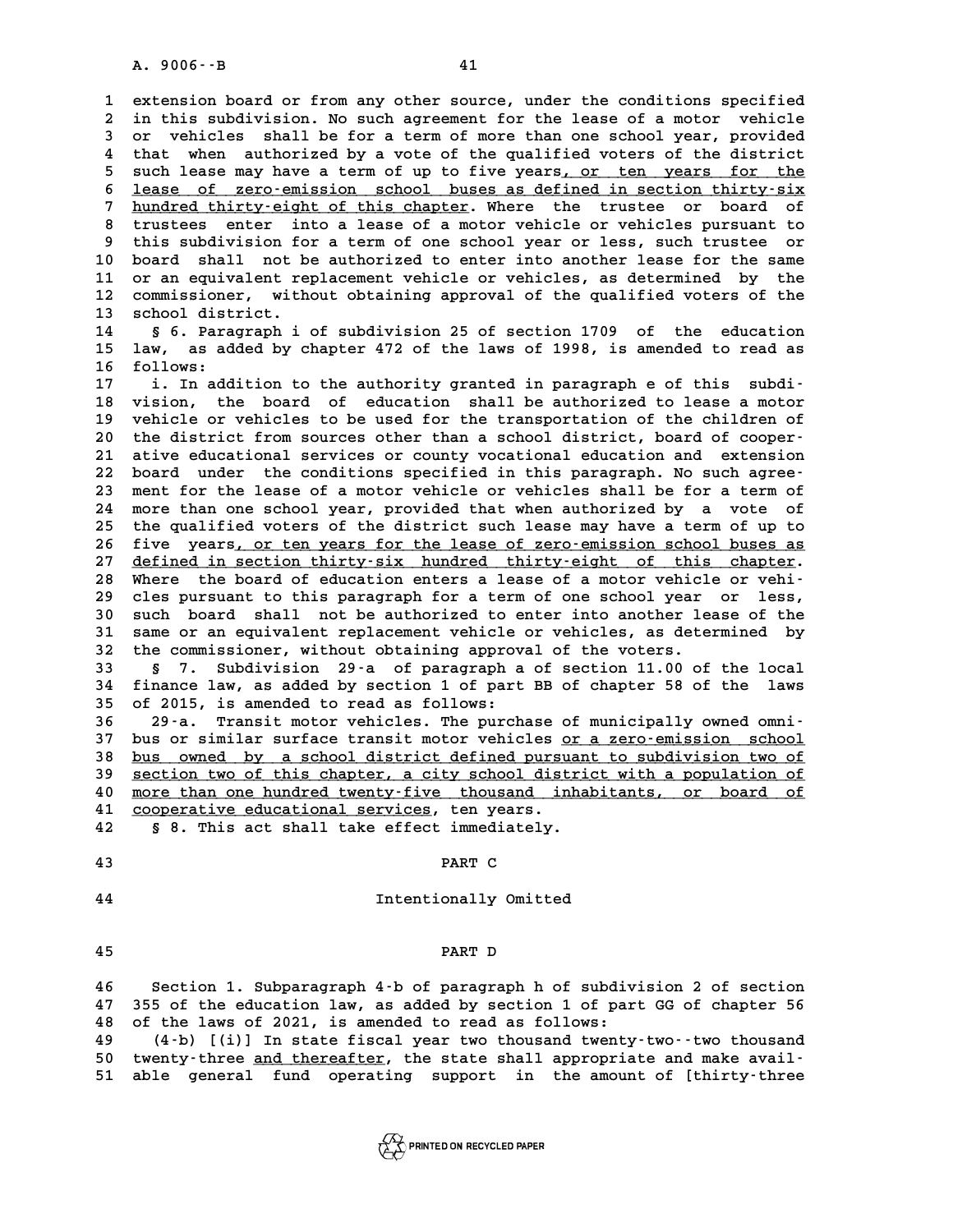extension board or from any other source, under the conditions specified in this subdivision. No such agreement for the lease of a motor vehicle or vehicles shall be for a term of more than one school year, provided that when authorized by a vote of the qualified voters of the district such lease may have a term of up to five years, or ten years for the lease of zero-emission school buses as defined in section thirty-six hundred thirty-eight of this chapter. Where the trustee or board of trustees enter into a lease of a motor vehicle or vehicles pursuant to this subdivision for a term of one school year or less, such trustee or board shall not be authorized to enter into another lease for the same or an equivalent replacement vehicle or vehicles, as determined by the commissioner, without obtaining approval of the qualified voters of the school district.

§ 6. Paragraph i of subdivision 25 of section 1709 of the education law, as added by chapter 472 of the laws of 1998, is amended to read as follows:

i. In addition to the authority granted in paragraph e of this subdivision, the board of education shall be authorized to lease a motor vehicle or vehicles to be used for the transportation of the children of the district from sources other than a school district, board of cooperative educational services or county vocational education and extension board under the conditions specified in this paragraph. No such agreement for the lease of a motor vehicle or vehicles shall be for a term of more than one school year, provided that when authorized by a vote of the qualified voters of the district such lease may have a term of up to five years, or ten years for the lease of zero-emission school buses as defined in section thirty-six hundred thirty-eight of this chapter. Where the board of education enters a lease of a motor vehicle or vehicles pursuant to this paragraph for a term of one school year or less, such board shall not be authorized to enter into another lease of the same or an equivalent replacement vehicle or vehicles, as determined by the commissioner, without obtaining approval of the voters.

§ 7. Subdivision 29-a of paragraph a of section 11.00 of the local finance law, as added by section 1 of part BB of chapter 58 of the laws of 2015, is amended to read as follows:

29-a. Transit motor vehicles. The purchase of municipally owned omnibus or similar surface transit motor vehicles or a zero-emission school bus owned by a school district defined pursuant to subdivision two of section two of this chapter, a city school district with a population of more than one hundred twenty-five thousand inhabitants, or board of cooperative educational services, ten years.

§ 8. This act shall take effect immediately.

## PART C

Intentionally Omitted

## PART D

Section 1. Subparagraph 4-b of paragraph h of subdivision 2 of section 355 of the education law, as added by section 1 of part GG of chapter 56 of the laws of 2021, is amended to read as follows:

(4-b) [(i)] In state fiscal year two thousand twenty-two--two thousand twenty-three and thereafter, the state shall appropriate and make available general fund operating support in the amount of [thirty-three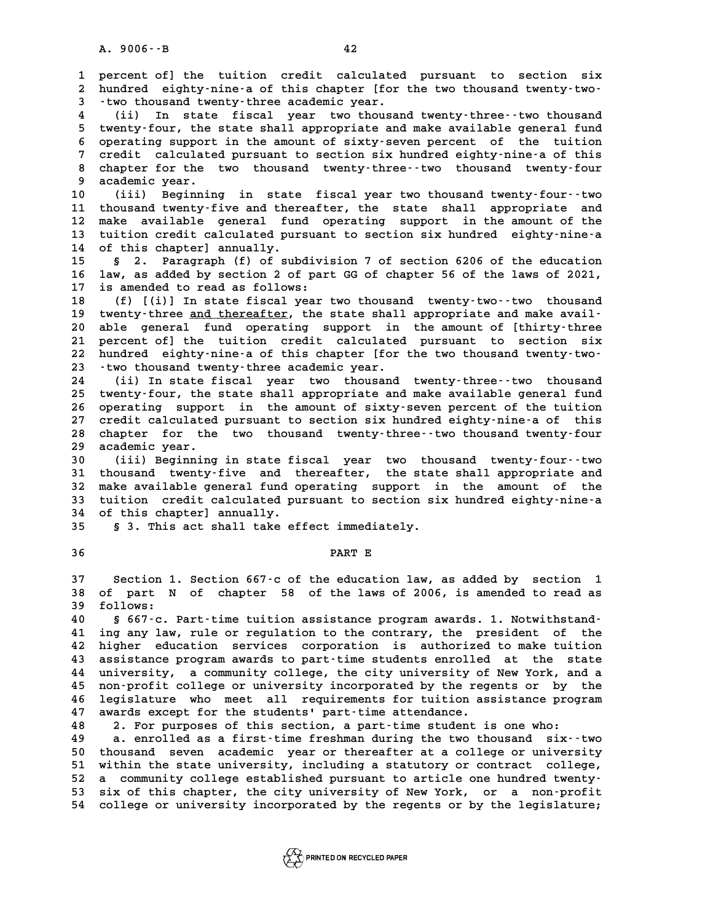percent of] the tuition credit calculated pursuant to section six hundred eighty-nine-a of this chapter [for the two thousand twenty-two--two thousand twenty-three academic year.

(ii) In state fiscal year two thousand twenty-three--two thousand twenty-four, the state shall appropriate and make available general fund operating support in the amount of sixty-seven percent of the tuition credit calculated pursuant to section six hundred eighty-nine-a of this chapter for the two thousand twenty-three--two thousand twenty-four academic year.

(iii) Beginning in state fiscal year two thousand twenty-four--two thousand twenty-five and thereafter, the state shall appropriate and make available general fund operating support in the amount of the tuition credit calculated pursuant to section six hundred eighty-nine-a of this chapter] annually.

§ 2. Paragraph (f) of subdivision 7 of section 6206 of the education law, as added by section 2 of part GG of chapter 56 of the laws of 2021, is amended to read as follows:

(f) [(i)] In state fiscal year two thousand twenty-two--two thousand twenty-three and thereafter, the state shall appropriate and make available general fund operating support in the amount of [thirty-three percent of] the tuition credit calculated pursuant to section six hundred eighty-nine-a of this chapter [for the two thousand twenty-two--two thousand twenty-three academic year.

(ii) In state fiscal year two thousand twenty-three--two thousand twenty-four, the state shall appropriate and make available general fund operating support in the amount of sixty-seven percent of the tuition credit calculated pursuant to section six hundred eighty-nine-a of this chapter for the two thousand twenty-three--two thousand twenty-four academic year.

(iii) Beginning in state fiscal year two thousand twenty-four--two thousand twenty-five and thereafter, the state shall appropriate and make available general fund operating support in the amount of the tuition credit calculated pursuant to section six hundred eighty-nine-a of this chapter] annually.

§ 3. This act shall take effect immediately.

## PART E

Section 1. Section 667-c of the education law, as added by section 1 of part N of chapter 58 of the laws of 2006, is amended to read as follows:

§ 667-c. Part-time tuition assistance program awards. 1. Notwithstanding any law, rule or regulation to the contrary, the president of the higher education services corporation is authorized to make tuition assistance program awards to part-time students enrolled at the state university, a community college, the city university of New York, and a non-profit college or university incorporated by the regents or by the legislature who meet all requirements for tuition assistance program awards except for the students' part-time attendance.

2. For purposes of this section, a part-time student is one who:

a. enrolled as a first-time freshman during the two thousand six--two thousand seven academic year or thereafter at a college or university within the state university, including a statutory or contract college, a community college established pursuant to article one hundred twenty-six of this chapter, the city university of New York, or a non-profit college or university incorporated by the regents or by the legislature;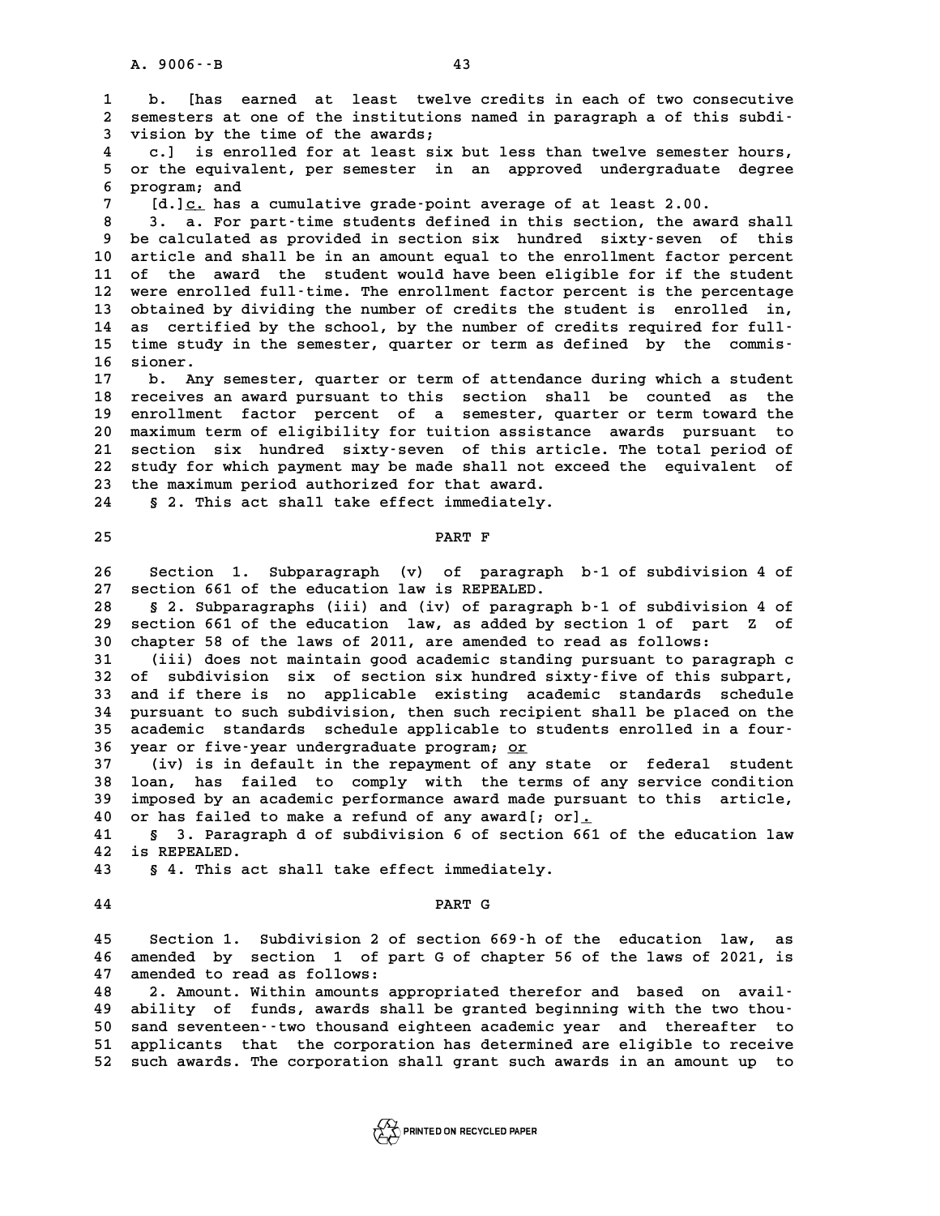b. [has earned at least twelve credits in each of two consecutive semesters at one of the institutions named in paragraph a of this subdivision by the time of the awards;

c.] is enrolled for at least six but less than twelve semester hours, or the equivalent, per semester in an approved undergraduate degree program; and

[d.]c. has a cumulative grade-point average of at least 2.00.

3. a. For part-time students defined in this section, the award shall be calculated as provided in section six hundred sixty-seven of this article and shall be in an amount equal to the enrollment factor percent of the award the student would have been eligible for if the student were enrolled full-time. The enrollment factor percent is the percentage obtained by dividing the number of credits the student is enrolled in, as certified by the school, by the number of credits required for full-time study in the semester, quarter or term as defined by the commissioner.

b. Any semester, quarter or term of attendance during which a student receives an award pursuant to this section shall be counted as the enrollment factor percent of a semester, quarter or term toward the maximum term of eligibility for tuition assistance awards pursuant to section six hundred sixty-seven of this article. The total period of study for which payment may be made shall not exceed the equivalent of the maximum period authorized for that award.

§ 2. This act shall take effect immediately.

PART F

Section 1. Subparagraph (v) of paragraph b-1 of subdivision 4 of section 661 of the education law is REPEALED.

§ 2. Subparagraphs (iii) and (iv) of paragraph b-1 of subdivision 4 of section 661 of the education law, as added by section 1 of part Z of chapter 58 of the laws of 2011, are amended to read as follows:

(iii) does not maintain good academic standing pursuant to paragraph c of subdivision six of section six hundred sixty-five of this subpart, and if there is no applicable existing academic standards schedule pursuant to such subdivision, then such recipient shall be placed on the academic standards schedule applicable to students enrolled in a four-year or five-year undergraduate program; or

(iv) is in default in the repayment of any state or federal student loan, has failed to comply with the terms of any service condition imposed by an academic performance award made pursuant to this article, or has failed to make a refund of any award[; or].

§ 3. Paragraph d of subdivision 6 of section 661 of the education law is REPEALED.

§ 4. This act shall take effect immediately.

PART G

Section 1. Subdivision 2 of section 669-h of the education law, as amended by section 1 of part G of chapter 56 of the laws of 2021, is amended to read as follows:

2. Amount. Within amounts appropriated therefor and based on availability of funds, awards shall be granted beginning with the two thousand seventeen--two thousand eighteen academic year and thereafter to applicants that the corporation has determined are eligible to receive such awards. The corporation shall grant such awards in an amount up to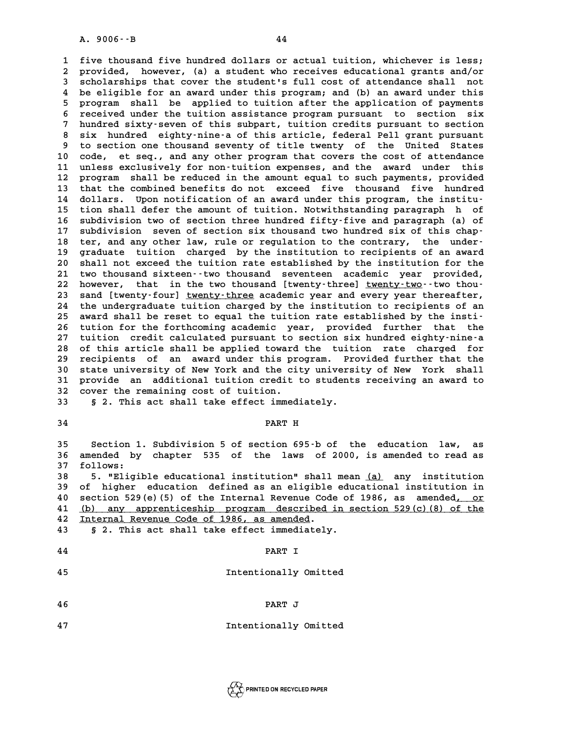five thousand five hundred dollars or actual tuition, whichever is less; provided, however, (a) a student who receives educational grants and/or scholarships that cover the student's full cost of attendance shall not be eligible for an award under this program; and (b) an award under this program shall be applied to tuition after the application of payments received under the tuition assistance program pursuant to section six hundred sixty-seven of this subpart, tuition credits pursuant to section six hundred eighty-nine-a of this article, federal Pell grant pursuant to section one thousand seventy of title twenty of the United States code, et seq., and any other program that covers the cost of attendance unless exclusively for non-tuition expenses, and the award under this program shall be reduced in the amount equal to such payments, provided that the combined benefits do not exceed five thousand five hundred dollars. Upon notification of an award under this program, the institution shall defer the amount of tuition. Notwithstanding paragraph h of subdivision two of section three hundred fifty-five and paragraph (a) of subdivision seven of section six thousand two hundred six of this chapter, and any other law, rule or regulation to the contrary, the undergraduate tuition charged by the institution to recipients of an award shall not exceed the tuition rate established by the institution for the two thousand sixteen--two thousand seventeen academic year provided, however, that in the two thousand [twenty-three] <u>twenty-two</u>--two thousand [twenty-four] <u>twenty-three</u> academic year and every year thereafter, the undergraduate tuition charged by the institution to recipients of an award shall be reset to equal the tuition rate established by the institution for the forthcoming academic year, provided further that the tuition credit calculated pursuant to section six hundred eighty-nine-a of this article shall be applied toward the tuition rate charged for recipients of an award under this program. Provided further that the state university of New York and the city university of New York shall provide an additional tuition credit to students receiving an award to cover the remaining cost of tuition.

§ 2. This act shall take effect immediately.

## PART H

Section 1. Subdivision 5 of section 695-b of the education law, as amended by chapter 535 of the laws of 2000, is amended to read as follows:

5. "Eligible educational institution" shall mean <u>(a)</u> any institution of higher education defined as an eligible educational institution in section 529(e)(5) of the Internal Revenue Code of 1986, as amended<u>, or (b) any apprenticeship program described in section 529(c)(8) of the Internal Revenue Code of 1986, as amended</u>.

§ 2. This act shall take effect immediately.

## PART I

Intentionally Omitted

## PART J

Intentionally Omitted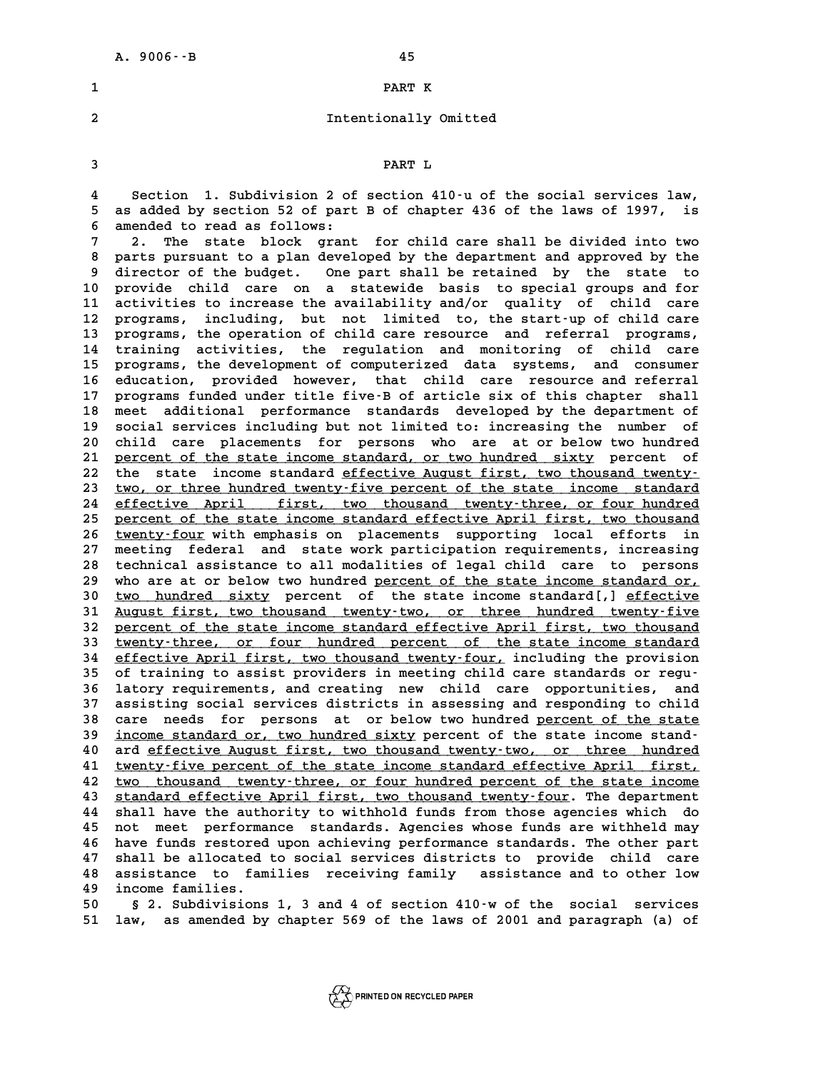PART K

Intentionally Omitted

PART L

Section 1. Subdivision 2 of section 410-u of the social services law, as added by section 52 of part B of chapter 436 of the laws of 1997, is amended to read as follows:

2. The state block grant for child care shall be divided into two parts pursuant to a plan developed by the department and approved by the director of the budget. One part shall be retained by the state to provide child care on a statewide basis to special groups and for activities to increase the availability and/or quality of child care programs, including, but not limited to, the start-up of child care programs, the operation of child care resource and referral programs, training activities, the regulation and monitoring of child care programs, the development of computerized data systems, and consumer education, provided however, that child care resource and referral programs funded under title five-B of article six of this chapter shall meet additional performance standards developed by the department of social services including but not limited to: increasing the number of child care placements for persons who are at or below two hundred percent of the state income standard, or two hundred sixty percent of the state income standard effective August first, two thousand twenty-two, or three hundred twenty-five percent of the state income standard effective April first, two thousand twenty-three, or four hundred percent of the state income standard effective April first, two thousand twenty-four with emphasis on placements supporting local efforts in meeting federal and state work participation requirements, increasing technical assistance to all modalities of legal child care to persons who are at or below two hundred percent of the state income standard or, two hundred sixty percent of the state income standard[,] effective August first, two thousand twenty-two, or three hundred twenty-five percent of the state income standard effective April first, two thousand twenty-three, or four hundred percent of the state income standard effective April first, two thousand twenty-four, including the provision of training to assist providers in meeting child care standards or regulatory requirements, and creating new child care opportunities, and assisting social services districts in assessing and responding to child care needs for persons at or below two hundred percent of the state income standard or, two hundred sixty percent of the state income standard effective August first, two thousand twenty-two, or three hundred twenty-five percent of the state income standard effective April first, two thousand twenty-three, or four hundred percent of the state income standard effective April first, two thousand twenty-four. The department shall have the authority to withhold funds from those agencies which do not meet performance standards. Agencies whose funds are withheld may have funds restored upon achieving performance standards. The other part shall be allocated to social services districts to provide child care assistance to families receiving family assistance and to other low income families.

§ 2. Subdivisions 1, 3 and 4 of section 410-w of the social services law, as amended by chapter 569 of the laws of 2001 and paragraph (a) of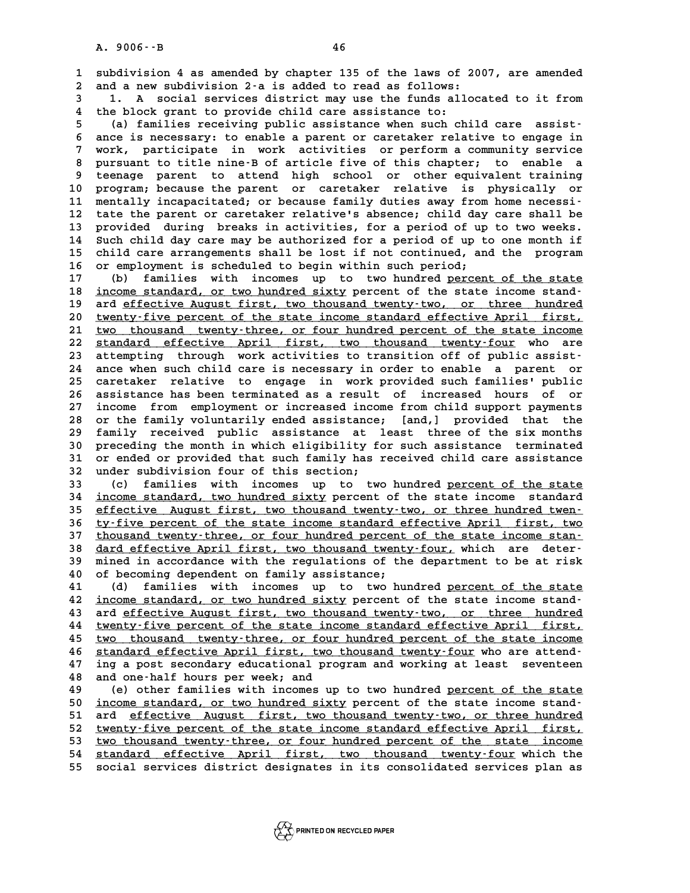subdivision 4 as amended by chapter 135 of the laws of 2007, are amended and a new subdivision 2-a is added to read as follows:

1. A social services district may use the funds allocated to it from the block grant to provide child care assistance to:

(a) families receiving public assistance when such child care assistance is necessary: to enable a parent or caretaker relative to engage in work, participate in work activities or perform a community service pursuant to title nine-B of article five of this chapter; to enable a teenage parent to attend high school or other equivalent training program; because the parent or caretaker relative is physically or mentally incapacitated; or because family duties away from home necessitate the parent or caretaker relative's absence; child day care shall be provided during breaks in activities, for a period of up to two weeks. Such child day care may be authorized for a period of up to one month if child care arrangements shall be lost if not continued, and the program or employment is scheduled to begin within such period;

(b) families with incomes up to two hundred percent of the state income standard, or two hundred sixty percent of the state income standard effective August first, two thousand twenty-two, or three hundred twenty-five percent of the state income standard effective April first, two thousand twenty-three, or four hundred percent of the state income standard effective April first, two thousand twenty-four who are attempting through work activities to transition off of public assistance when such child care is necessary in order to enable a parent or caretaker relative to engage in work provided such families' public assistance has been terminated as a result of increased hours of or income from employment or increased income from child support payments or the family voluntarily ended assistance; [and,] provided that the family received public assistance at least three of the six months preceding the month in which eligibility for such assistance terminated or ended or provided that such family has received child care assistance under subdivision four of this section;

(c) families with incomes up to two hundred percent of the state income standard, two hundred sixty percent of the state income standard effective August first, two thousand twenty-two, or three hundred twenty-five percent of the state income standard effective April first, two thousand twenty-three, or four hundred percent of the state income standard effective April first, two thousand twenty-four, which are determined in accordance with the regulations of the department to be at risk of becoming dependent on family assistance;

(d) families with incomes up to two hundred percent of the state income standard, or two hundred sixty percent of the state income standard effective August first, two thousand twenty-two, or three hundred twenty-five percent of the state income standard effective April first, two thousand twenty-three, or four hundred percent of the state income standard effective April first, two thousand twenty-four who are attending a post secondary educational program and working at least seventeen and one-half hours per week; and

(e) other families with incomes up to two hundred percent of the state income standard, or two hundred sixty percent of the state income standard effective August first, two thousand twenty-two, or three hundred twenty-five percent of the state income standard effective April first, two thousand twenty-three, or four hundred percent of the state income standard effective April first, two thousand twenty-four which the social services district designates in its consolidated services plan as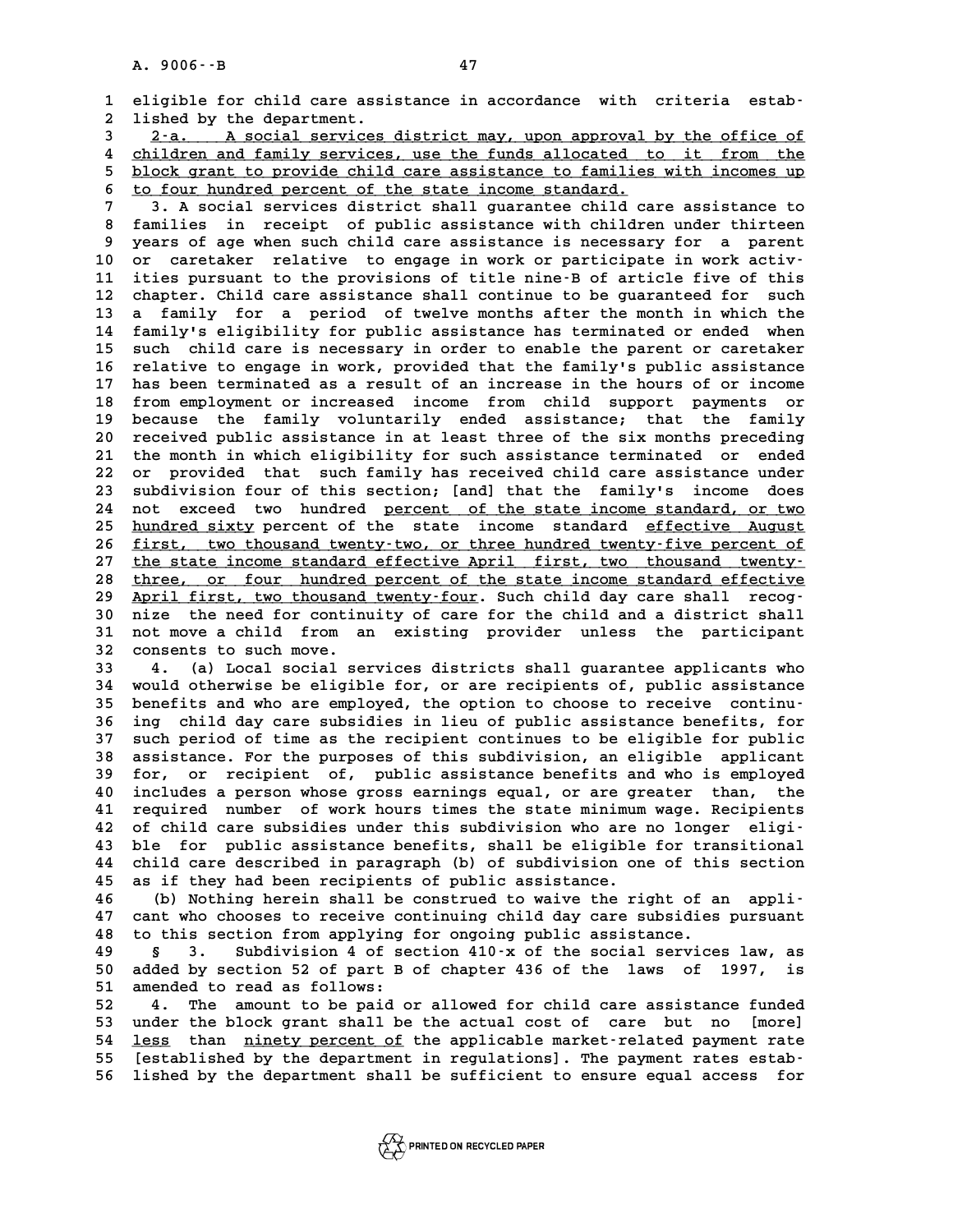eligible for child care assistance in accordance with criteria established by the department.

2-a. A social services district may, upon approval by the office of children and family services, use the funds allocated to it from the block grant to provide child care assistance to families with incomes up to four hundred percent of the state income standard.

3. A social services district shall guarantee child care assistance to families in receipt of public assistance with children under thirteen years of age when such child care assistance is necessary for a parent or caretaker relative to engage in work or participate in work activities pursuant to the provisions of title nine-B of article five of this chapter. Child care assistance shall continue to be guaranteed for such a family for a period of twelve months after the month in which the family's eligibility for public assistance has terminated or ended when such child care is necessary in order to enable the parent or caretaker relative to engage in work, provided that the family's public assistance has been terminated as a result of an increase in the hours of or income from employment or increased income from child support payments or because the family voluntarily ended assistance; that the family received public assistance in at least three of the six months preceding the month in which eligibility for such assistance terminated or ended or provided that such family has received child care assistance under subdivision four of this section; [and] that the family's income does not exceed two hundred percent of the state income standard, or two hundred sixty percent of the state income standard effective August first, two thousand twenty-two, or three hundred twenty-five percent of the state income standard effective April first, two thousand twenty-three, or four hundred percent of the state income standard effective April first, two thousand twenty-four. Such child day care shall recognize the need for continuity of care for the child and a district shall not move a child from an existing provider unless the participant consents to such move.

4. (a) Local social services districts shall guarantee applicants who would otherwise be eligible for, or are recipients of, public assistance benefits and who are employed, the option to choose to receive continuing child day care subsidies in lieu of public assistance benefits, for such period of time as the recipient continues to be eligible for public assistance. For the purposes of this subdivision, an eligible applicant for, or recipient of, public assistance benefits and who is employed includes a person whose gross earnings equal, or are greater than, the required number of work hours times the state minimum wage. Recipients of child care subsidies under this subdivision who are no longer eligible for public assistance benefits, shall be eligible for transitional child care described in paragraph (b) of subdivision one of this section as if they had been recipients of public assistance.

(b) Nothing herein shall be construed to waive the right of an applicant who chooses to receive continuing child day care subsidies pursuant to this section from applying for ongoing public assistance.

§ 3. Subdivision 4 of section 410-x of the social services law, as added by section 52 of part B of chapter 436 of the laws of 1997, is amended to read as follows:

4. The amount to be paid or allowed for child care assistance funded under the block grant shall be the actual cost of care but no [more] less than ninety percent of the applicable market-related payment rate [established by the department in regulations]. The payment rates established by the department shall be sufficient to ensure equal access for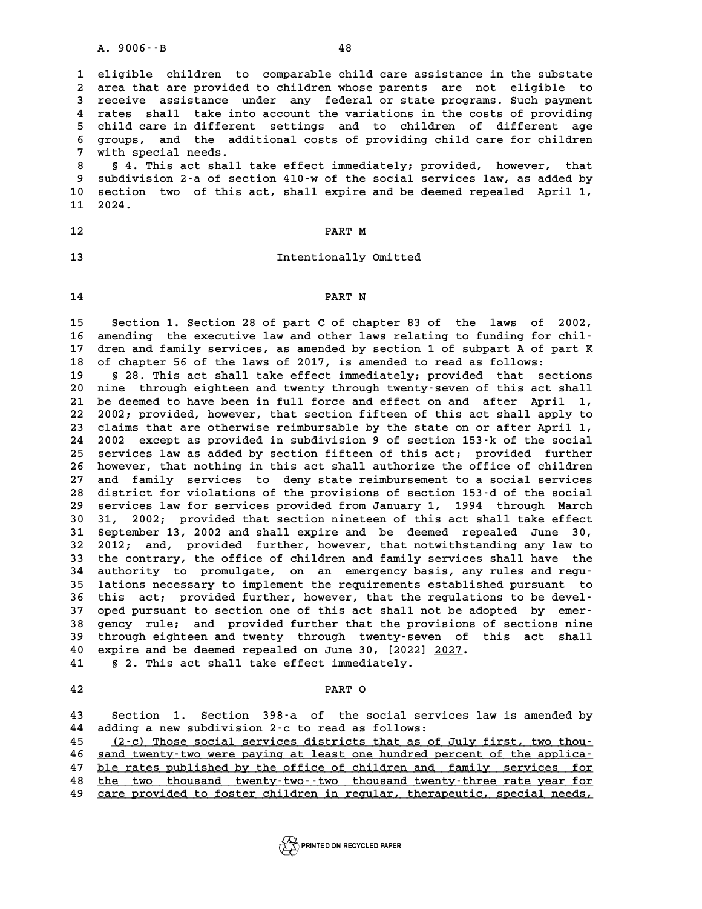eligible children to comparable child care assistance in the substate area that are provided to children whose parents are not eligible to receive assistance under any federal or state programs. Such payment rates shall take into account the variations in the costs of providing child care in different settings and to children of different age groups, and the additional costs of providing child care for children with special needs.

§ 4. This act shall take effect immediately; provided, however, that subdivision 2-a of section 410-w of the social services law, as added by section two of this act, shall expire and be deemed repealed April 1, 2024.

PART M

Intentionally Omitted

PART N

Section 1. Section 28 of part C of chapter 83 of the laws of 2002, amending the executive law and other laws relating to funding for children and family services, as amended by section 1 of subpart A of part K of chapter 56 of the laws of 2017, is amended to read as follows:

§ 28. This act shall take effect immediately; provided that sections nine through eighteen and twenty through twenty-seven of this act shall be deemed to have been in full force and effect on and after April 1, 2002; provided, however, that section fifteen of this act shall apply to claims that are otherwise reimbursable by the state on or after April 1, 2002 except as provided in subdivision 9 of section 153-k of the social services law as added by section fifteen of this act; provided further however, that nothing in this act shall authorize the office of children and family services to deny state reimbursement to a social services district for violations of the provisions of section 153-d of the social services law for services provided from January 1, 1994 through March 31, 2002; provided that section nineteen of this act shall take effect September 13, 2002 and shall expire and be deemed repealed June 30, 2012; and, provided further, however, that notwithstanding any law to the contrary, the office of children and family services shall have the authority to promulgate, on an emergency basis, any rules and regulations necessary to implement the requirements established pursuant to this act; provided further, however, that the regulations to be developed pursuant to section one of this act shall not be adopted by emergency rule; and provided further that the provisions of sections nine through eighteen and twenty through twenty-seven of this act shall expire and be deemed repealed on June 30, [2022] <u>2027</u>.

§ 2. This act shall take effect immediately.

PART O

Section 1. Section 398-a of the social services law is amended by adding a new subdivision 2-c to read as follows:

<u>(2-c) Those social services districts that as of July first, two thousand twenty-two were paying at least one hundred percent of the applicable rates published by the office of children and family services for the two thousand twenty-two--two thousand twenty-three rate year for care provided to foster children in regular, therapeutic, special needs,</u>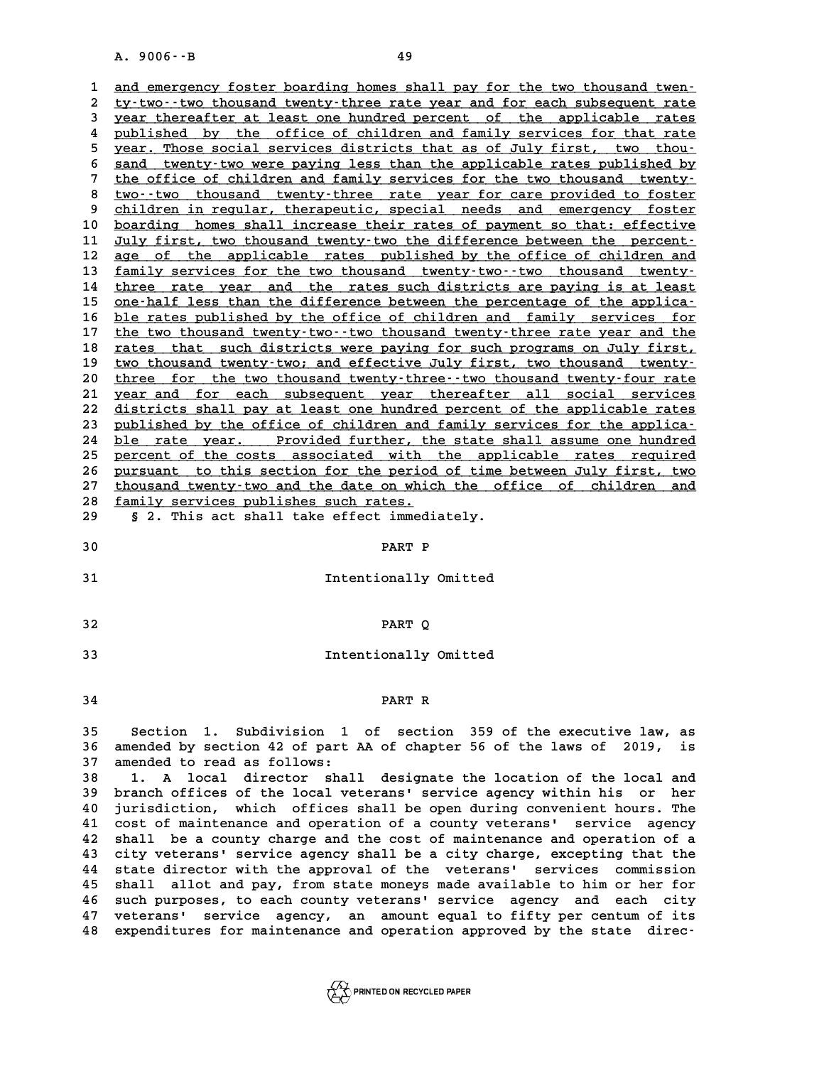and emergency foster boarding homes shall pay for the two thousand twenty-two--two thousand twenty-three rate year and for each subsequent rate year thereafter at least one hundred percent of the applicable rates published by the office of children and family services for that rate year. Those social services districts that as of July first, two thousand twenty-two were paying less than the applicable rates published by the office of children and family services for the two thousand twenty-two--two thousand twenty-three rate year for care provided to foster children in regular, therapeutic, special needs and emergency foster boarding homes shall increase their rates of payment so that: effective July first, two thousand twenty-two the difference between the percentage of the applicable rates published by the office of children and family services for the two thousand twenty-two--two thousand twenty-three rate year and the rates such districts are paying is at least one-half less than the difference between the percentage of the applicable rates published by the office of children and family services for the two thousand twenty-two--two thousand twenty-three rate year and the rates that such districts were paying for such programs on July first, two thousand twenty-two; and effective July first, two thousand twenty-three for the two thousand twenty-three--two thousand twenty-four rate year and for each subsequent year thereafter all social services districts shall pay at least one hundred percent of the applicable rates published by the office of children and family services for the applicable rate year. Provided further, the state shall assume one hundred percent of the costs associated with the applicable rates required pursuant to this section for the period of time between July first, two thousand twenty-two and the date on which the office of children and family services publishes such rates.

§ 2. This act shall take effect immediately.

PART P

Intentionally Omitted

PART Q

Intentionally Omitted

PART R

Section 1. Subdivision 1 of section 359 of the executive law, as amended by section 42 of part AA of chapter 56 of the laws of 2019, is amended to read as follows:

1. A local director shall designate the location of the local and branch offices of the local veterans' service agency within his or her jurisdiction, which offices shall be open during convenient hours. The cost of maintenance and operation of a county veterans' service agency shall be a county charge and the cost of maintenance and operation of a city veterans' service agency shall be a city charge, excepting that the state director with the approval of the veterans' services commission shall allot and pay, from state moneys made available to him or her for such purposes, to each county veterans' service agency and each city veterans' service agency, an amount equal to fifty per centum of its expenditures for maintenance and operation approved by the state direc-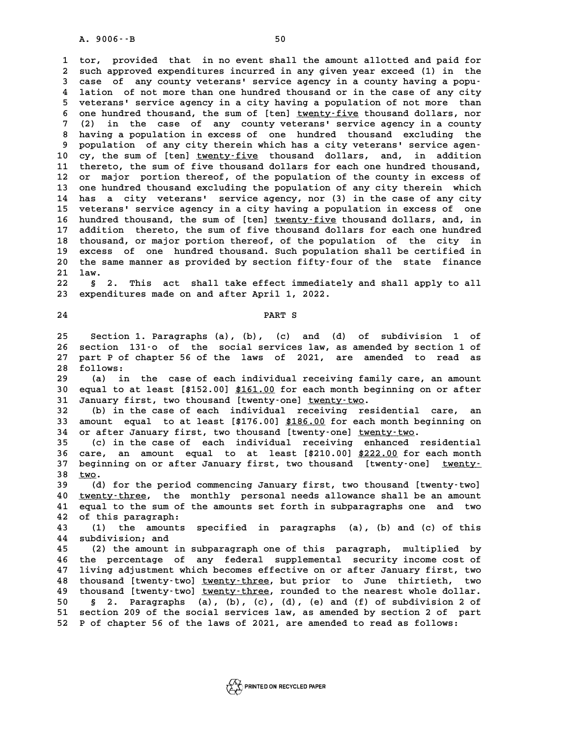tor, provided that in no event shall the amount allotted and paid for such approved expenditures incurred in any given year exceed (1) in the case of any county veterans' service agency in a county having a population of not more than one hundred thousand or in the case of any city veterans' service agency in a city having a population of not more than one hundred thousand, the sum of [ten] twenty-five thousand dollars, nor (2) in the case of any county veterans' service agency in a county having a population in excess of one hundred thousand excluding the population of any city therein which has a city veterans' service agency, the sum of [ten] twenty-five thousand dollars, and, in addition thereto, the sum of five thousand dollars for each one hundred thousand, or major portion thereof, of the population of the county in excess of one hundred thousand excluding the population of any city therein which has a city veterans' service agency, nor (3) in the case of any city veterans' service agency in a city having a population in excess of one hundred thousand, the sum of [ten] twenty-five thousand dollars, and, in addition thereto, the sum of five thousand dollars for each one hundred thousand, or major portion thereof, of the population of the city in excess of one hundred thousand. Such population shall be certified in the same manner as provided by section fifty-four of the state finance law.

§ 2. This act shall take effect immediately and shall apply to all expenditures made on and after April 1, 2022.

PART S

Section 1. Paragraphs (a), (b), (c) and (d) of subdivision 1 of section 131-o of the social services law, as amended by section 1 of part P of chapter 56 of the laws of 2021, are amended to read as follows:

(a) in the case of each individual receiving family care, an amount equal to at least [$152.00] $161.00 for each month beginning on or after January first, two thousand [twenty-one] twenty-two.

(b) in the case of each individual receiving residential care, an amount equal to at least [$176.00] $186.00 for each month beginning on or after January first, two thousand [twenty-one] twenty-two.

(c) in the case of each individual receiving enhanced residential care, an amount equal to at least [$210.00] $222.00 for each month beginning on or after January first, two thousand [twenty-one] twenty-two.

(d) for the period commencing January first, two thousand [twenty-two] twenty-three, the monthly personal needs allowance shall be an amount equal to the sum of the amounts set forth in subparagraphs one and two of this paragraph:

(1) the amounts specified in paragraphs (a), (b) and (c) of this subdivision; and

(2) the amount in subparagraph one of this paragraph, multiplied by the percentage of any federal supplemental security income cost of living adjustment which becomes effective on or after January first, two thousand [twenty-two] twenty-three, but prior to June thirtieth, two thousand [twenty-two] twenty-three, rounded to the nearest whole dollar.

§ 2. Paragraphs (a), (b), (c), (d), (e) and (f) of subdivision 2 of section 209 of the social services law, as amended by section 2 of part P of chapter 56 of the laws of 2021, are amended to read as follows: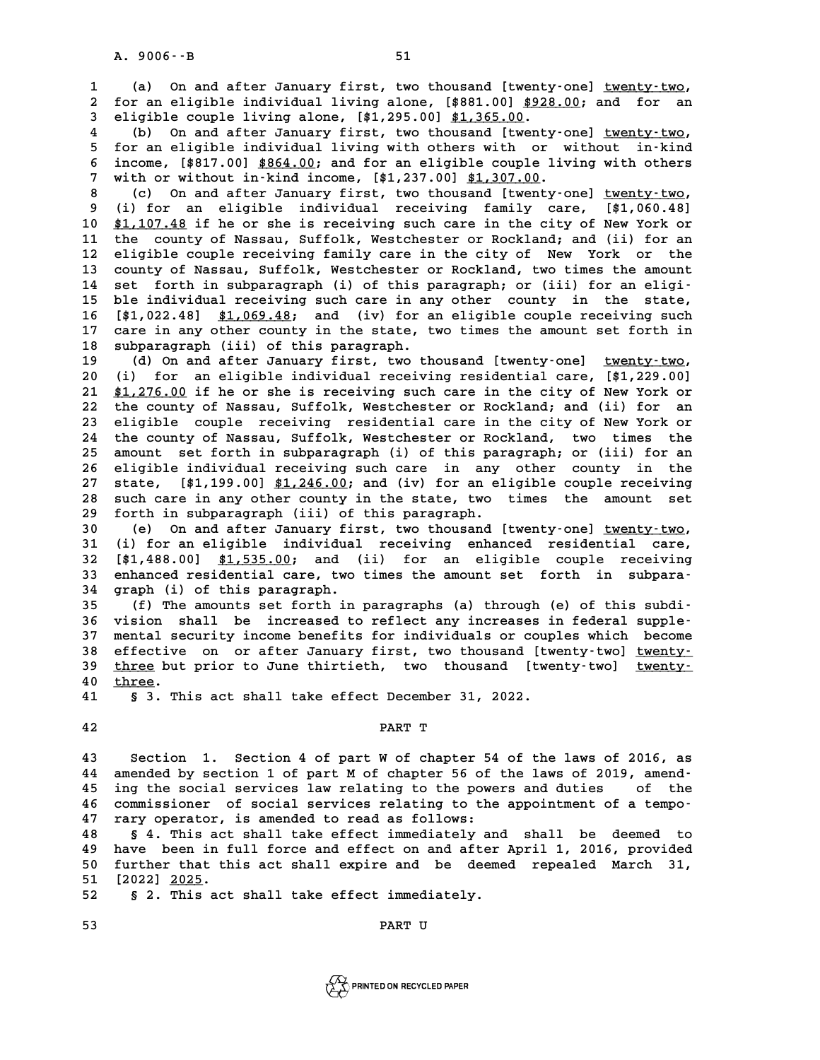(a) On and after January first, two thousand [twenty-one] twenty-two, for an eligible individual living alone, [$881.00] $928.00; and for an eligible couple living alone, [$1,295.00] $1,365.00.

(b) On and after January first, two thousand [twenty-one] twenty-two, for an eligible individual living with others with or without in-kind income, [$817.00] $864.00; and for an eligible couple living with others with or without in-kind income, [$1,237.00] $1,307.00.

(c) On and after January first, two thousand [twenty-one] twenty-two, (i) for an eligible individual receiving family care, [$1,060.48] $1,107.48 if he or she is receiving such care in the city of New York or the county of Nassau, Suffolk, Westchester or Rockland; and (ii) for an eligible couple receiving family care in the city of New York or the county of Nassau, Suffolk, Westchester or Rockland, two times the amount set forth in subparagraph (i) of this paragraph; or (iii) for an eligible individual receiving such care in any other county in the state, [$1,022.48] $1,069.48; and (iv) for an eligible couple receiving such care in any other county in the state, two times the amount set forth in subparagraph (iii) of this paragraph.

(d) On and after January first, two thousand [twenty-one] twenty-two, (i) for an eligible individual receiving residential care, [$1,229.00] $1,276.00 if he or she is receiving such care in the city of New York or the county of Nassau, Suffolk, Westchester or Rockland; and (ii) for an eligible couple receiving residential care in the city of New York or the county of Nassau, Suffolk, Westchester or Rockland, two times the amount set forth in subparagraph (i) of this paragraph; or (iii) for an eligible individual receiving such care in any other county in the state, [$1,199.00] $1,246.00; and (iv) for an eligible couple receiving such care in any other county in the state, two times the amount set forth in subparagraph (iii) of this paragraph.

(e) On and after January first, two thousand [twenty-one] twenty-two, (i) for an eligible individual receiving enhanced residential care, [$1,488.00] $1,535.00; and (ii) for an eligible couple receiving enhanced residential care, two times the amount set forth in subparagraph (i) of this paragraph.

(f) The amounts set forth in paragraphs (a) through (e) of this subdivision shall be increased to reflect any increases in federal supplemental security income benefits for individuals or couples which become effective on or after January first, two thousand [twenty-two] twenty-three but prior to June thirtieth, two thousand [twenty-two] twenty-three.

§ 3. This act shall take effect December 31, 2022.

PART T

Section 1. Section 4 of part W of chapter 54 of the laws of 2016, as amended by section 1 of part M of chapter 56 of the laws of 2019, amending the social services law relating to the powers and duties of the commissioner of social services relating to the appointment of a temporary operator, is amended to read as follows:

§ 4. This act shall take effect immediately and shall be deemed to have been in full force and effect on and after April 1, 2016, provided further that this act shall expire and be deemed repealed March 31, [2022] 2025.

§ 2. This act shall take effect immediately.

PART U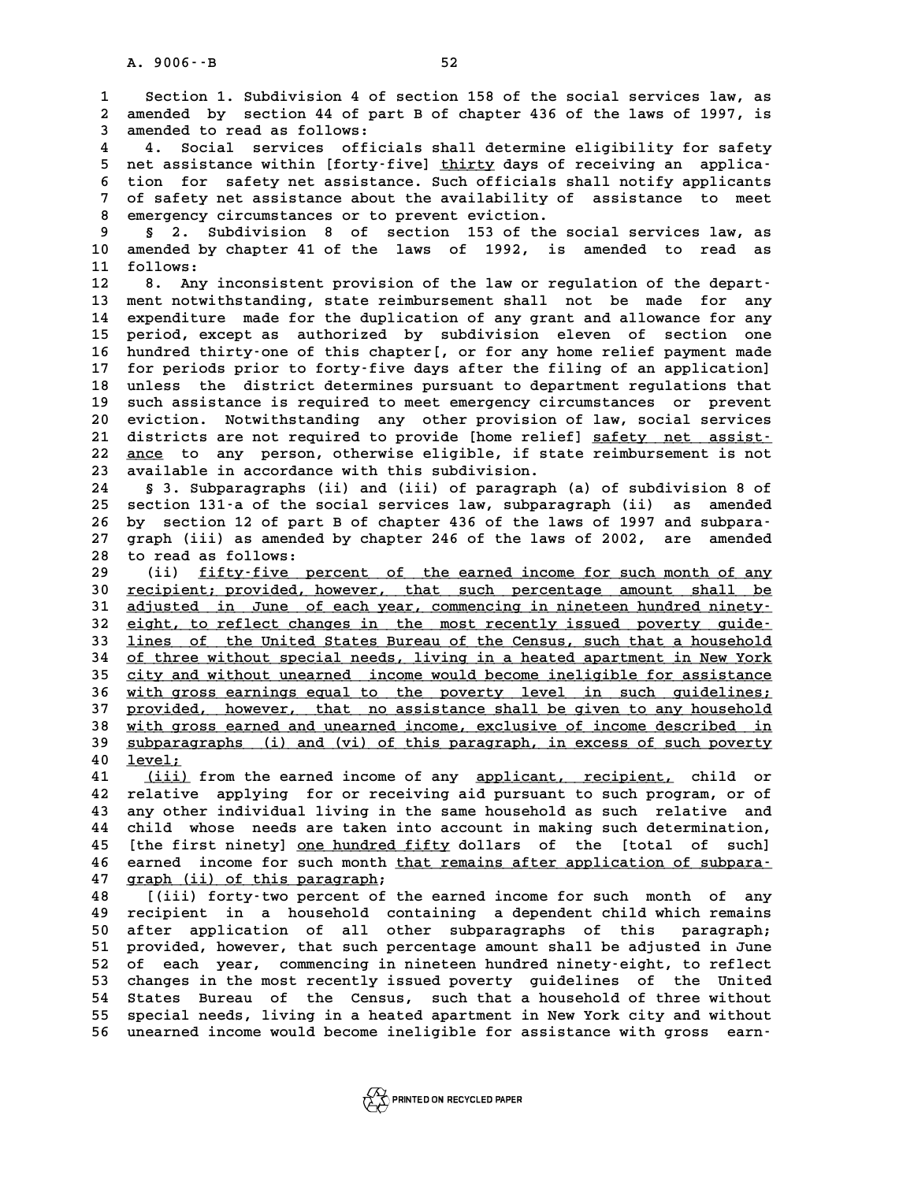Section 1. Subdivision 4 of section 158 of the social services law, as amended by section 44 of part B of chapter 436 of the laws of 1997, is amended to read as follows:

4. Social services officials shall determine eligibility for safety net assistance within [forty-five] thirty days of receiving an application for safety net assistance. Such officials shall notify applicants of safety net assistance about the availability of assistance to meet emergency circumstances or to prevent eviction.

§ 2. Subdivision 8 of section 153 of the social services law, as amended by chapter 41 of the laws of 1992, is amended to read as follows:

8. Any inconsistent provision of the law or regulation of the department notwithstanding, state reimbursement shall not be made for any expenditure made for the duplication of any grant and allowance for any period, except as authorized by subdivision eleven of section one hundred thirty-one of this chapter[, or for any home relief payment made for periods prior to forty-five days after the filing of an application] unless the district determines pursuant to department regulations that such assistance is required to meet emergency circumstances or prevent eviction. Notwithstanding any other provision of law, social services districts are not required to provide [home relief] safety net assistance to any person, otherwise eligible, if state reimbursement is not available in accordance with this subdivision.

§ 3. Subparagraphs (ii) and (iii) of paragraph (a) of subdivision 8 of section 131-a of the social services law, subparagraph (ii) as amended by section 12 of part B of chapter 436 of the laws of 1997 and subparagraph (iii) as amended by chapter 246 of the laws of 2002, are amended to read as follows:

(ii) fifty-five percent of the earned income for such month of any recipient; provided, however, that such percentage amount shall be adjusted in June of each year, commencing in nineteen hundred ninety-eight, to reflect changes in the most recently issued poverty guidelines of the United States Bureau of the Census, such that a household of three without special needs, living in a heated apartment in New York city and without unearned income would become ineligible for assistance with gross earnings equal to the poverty level in such guidelines; provided, however, that no assistance shall be given to any household with gross earned and unearned income, exclusive of income described in subparagraphs (i) and (vi) of this paragraph, in excess of such poverty level;

(iii) from the earned income of any applicant, recipient, child or relative applying for or receiving aid pursuant to such program, or of any other individual living in the same household as such relative and child whose needs are taken into account in making such determination, [the first ninety] one hundred fifty dollars of the [total of such] earned income for such month that remains after application of subparagraph (ii) of this paragraph;

[(iii) forty-two percent of the earned income for such month of any recipient in a household containing a dependent child which remains after application of all other subparagraphs of this paragraph; provided, however, that such percentage amount shall be adjusted in June of each year, commencing in nineteen hundred ninety-eight, to reflect changes in the most recently issued poverty guidelines of the United States Bureau of the Census, such that a household of three without special needs, living in a heated apartment in New York city and without unearned income would become ineligible for assistance with gross earn-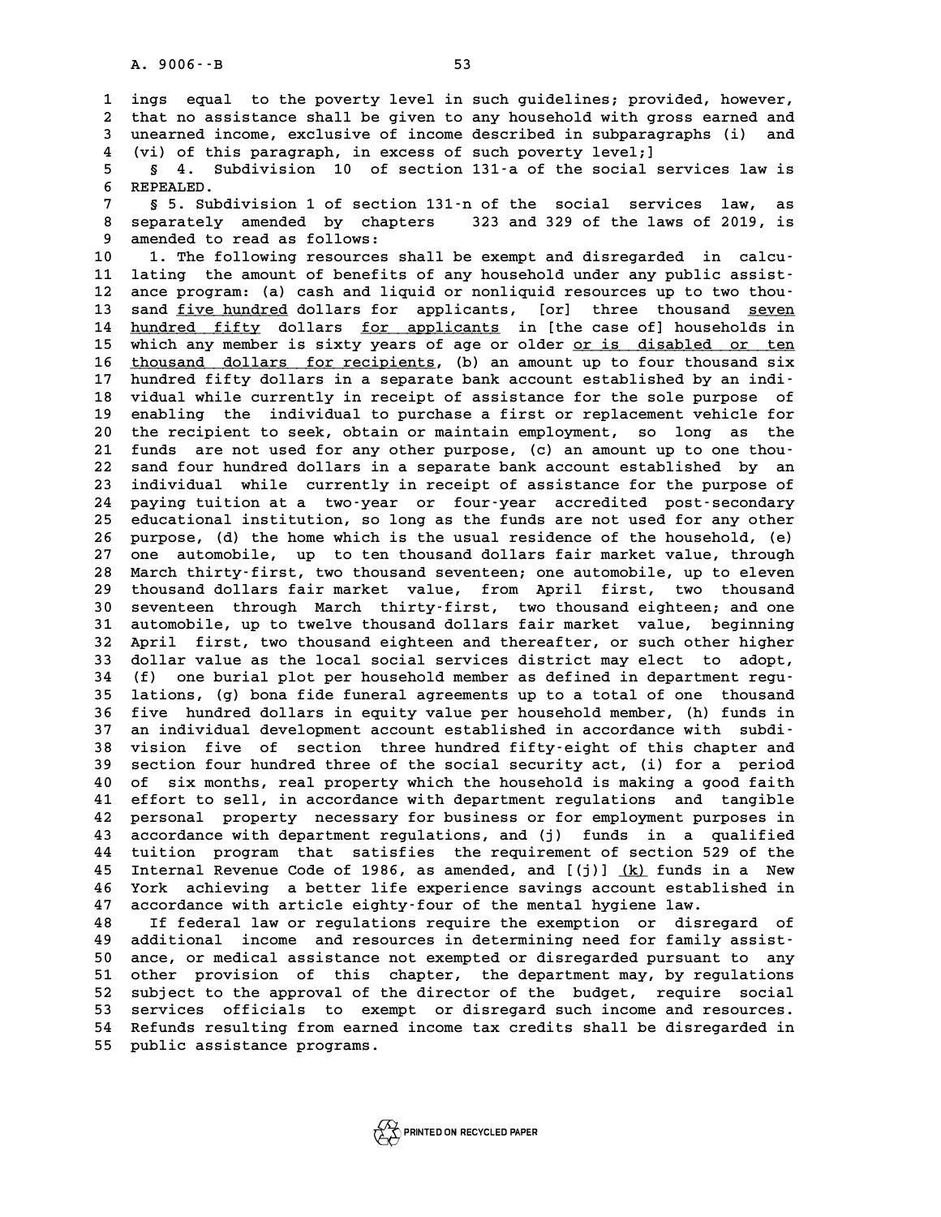ings equal to the poverty level in such guidelines; provided, however, that no assistance shall be given to any household with gross earned and unearned income, exclusive of income described in subparagraphs (i) and (vi) of this paragraph, in excess of such poverty level;]

§ 4. Subdivision 10 of section 131-a of the social services law is REPEALED.

§ 5. Subdivision 1 of section 131-n of the social services law, as separately amended by chapters 323 and 329 of the laws of 2019, is amended to read as follows:

1. The following resources shall be exempt and disregarded in calculating the amount of benefits of any household under any public assistance program: (a) cash and liquid or nonliquid resources up to two thousand <u>five hundred</u> dollars for applicants, [or] three thousand <u>seven hundred fifty</u> dollars <u>for applicants</u> in [the case of] households in which any member is sixty years of age or older <u>or is disabled or ten thousand dollars for recipients</u>, (b) an amount up to four thousand six hundred fifty dollars in a separate bank account established by an individual while currently in receipt of assistance for the sole purpose of enabling the individual to purchase a first or replacement vehicle for the recipient to seek, obtain or maintain employment, so long as the funds are not used for any other purpose, (c) an amount up to one thousand four hundred dollars in a separate bank account established by an individual while currently in receipt of assistance for the purpose of paying tuition at a two-year or four-year accredited post-secondary educational institution, so long as the funds are not used for any other purpose, (d) the home which is the usual residence of the household, (e) one automobile, up to ten thousand dollars fair market value, through March thirty-first, two thousand seventeen; one automobile, up to eleven thousand dollars fair market value, from April first, two thousand seventeen through March thirty-first, two thousand eighteen; and one automobile, up to twelve thousand dollars fair market value, beginning April first, two thousand eighteen and thereafter, or such other higher dollar value as the local social services district may elect to adopt, (f) one burial plot per household member as defined in department regulations, (g) bona fide funeral agreements up to a total of one thousand five hundred dollars in equity value per household member, (h) funds in an individual development account established in accordance with subdivision five of section three hundred fifty-eight of this chapter and section four hundred three of the social security act, (i) for a period of six months, real property which the household is making a good faith effort to sell, in accordance with department regulations and tangible personal property necessary for business or for employment purposes in accordance with department regulations, and (j) funds in a qualified tuition program that satisfies the requirement of section 529 of the Internal Revenue Code of 1986, as amended, and [(j)] <u>(k)</u> funds in a New York achieving a better life experience savings account established in accordance with article eighty-four of the mental hygiene law.

If federal law or regulations require the exemption or disregard of additional income and resources in determining need for family assistance, or medical assistance not exempted or disregarded pursuant to any other provision of this chapter, the department may, by regulations subject to the approval of the director of the budget, require social services officials to exempt or disregard such income and resources. Refunds resulting from earned income tax credits shall be disregarded in public assistance programs.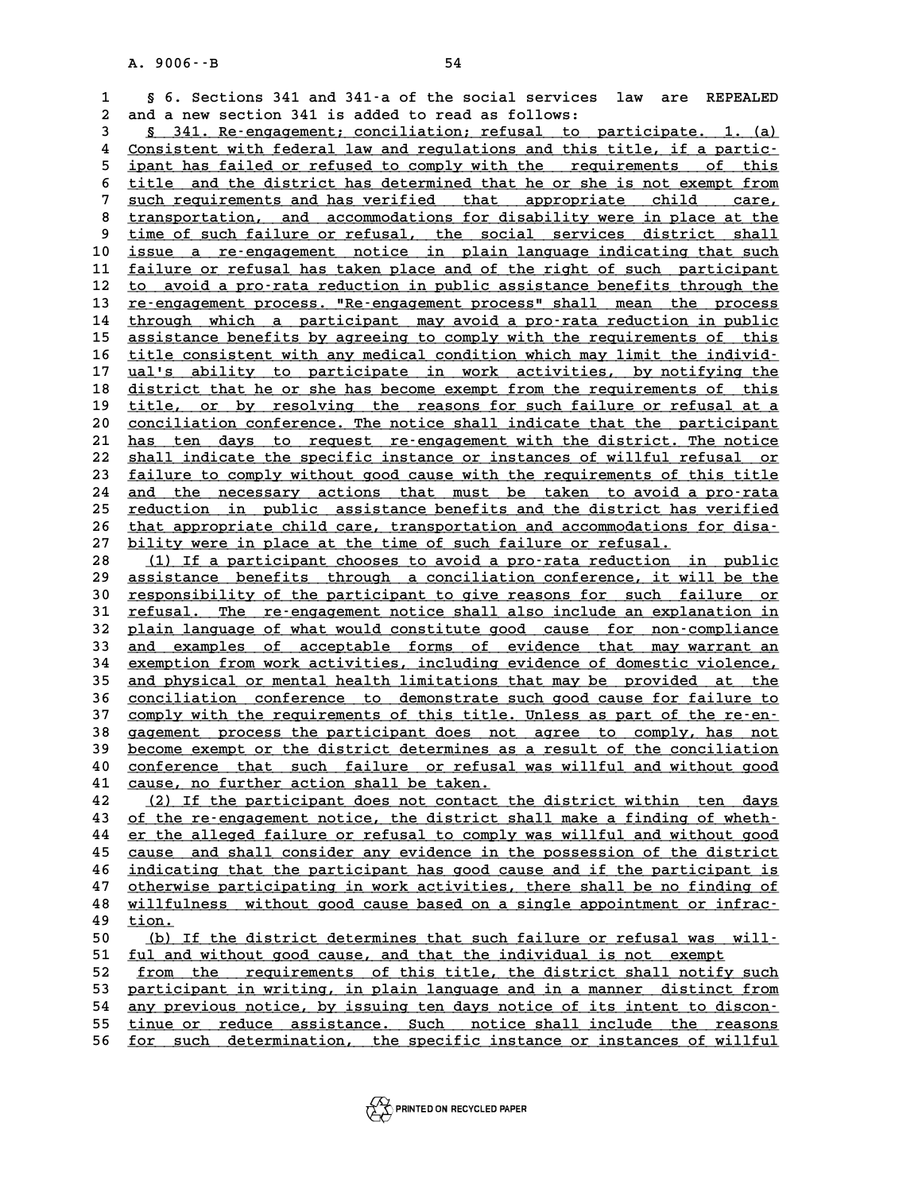§ 6. Sections 341 and 341-a of the social services law are REPEALED and a new section 341 is added to read as follows:

§ 341. Re-engagement; conciliation; refusal to participate. 1. (a) Consistent with federal law and regulations and this title, if a participant has failed or refused to comply with the requirements of this title and the district has determined that he or she is not exempt from such requirements and has verified that appropriate child care, transportation, and accommodations for disability were in place at the time of such failure or refusal, the social services district shall issue a re-engagement notice in plain language indicating that such failure or refusal has taken place and of the right of such participant to avoid a pro-rata reduction in public assistance benefits through the re-engagement process. "Re-engagement process" shall mean the process through which a participant may avoid a pro-rata reduction in public assistance benefits by agreeing to comply with the requirements of this title consistent with any medical condition which may limit the individual's ability to participate in work activities, by notifying the district that he or she has become exempt from the requirements of this title, or by resolving the reasons for such failure or refusal at a conciliation conference. The notice shall indicate that the participant has ten days to request re-engagement with the district. The notice shall indicate the specific instance or instances of willful refusal or failure to comply without good cause with the requirements of this title and the necessary actions that must be taken to avoid a pro-rata reduction in public assistance benefits and the district has verified that appropriate child care, transportation and accommodations for disability were in place at the time of such failure or refusal.

(1) If a participant chooses to avoid a pro-rata reduction in public assistance benefits through a conciliation conference, it will be the responsibility of the participant to give reasons for such failure or refusal. The re-engagement notice shall also include an explanation in plain language of what would constitute good cause for non-compliance and examples of acceptable forms of evidence that may warrant an exemption from work activities, including evidence of domestic violence, and physical or mental health limitations that may be provided at the conciliation conference to demonstrate such good cause for failure to comply with the requirements of this title. Unless as part of the re-engagement process the participant does not agree to comply, has not become exempt or the district determines as a result of the conciliation conference that such failure or refusal was willful and without good cause, no further action shall be taken.

(2) If the participant does not contact the district within ten days of the re-engagement notice, the district shall make a finding of whether the alleged failure or refusal to comply was willful and without good cause and shall consider any evidence in the possession of the district indicating that the participant has good cause and if the participant is otherwise participating in work activities, there shall be no finding of willfulness without good cause based on a single appointment or infraction.

(b) If the district determines that such failure or refusal was willful and without good cause, and that the individual is not exempt from the requirements of this title, the district shall notify such participant in writing, in plain language and in a manner distinct from any previous notice, by issuing ten days notice of its intent to discontinue or reduce assistance. Such notice shall include the reasons for such determination, the specific instance or instances of willful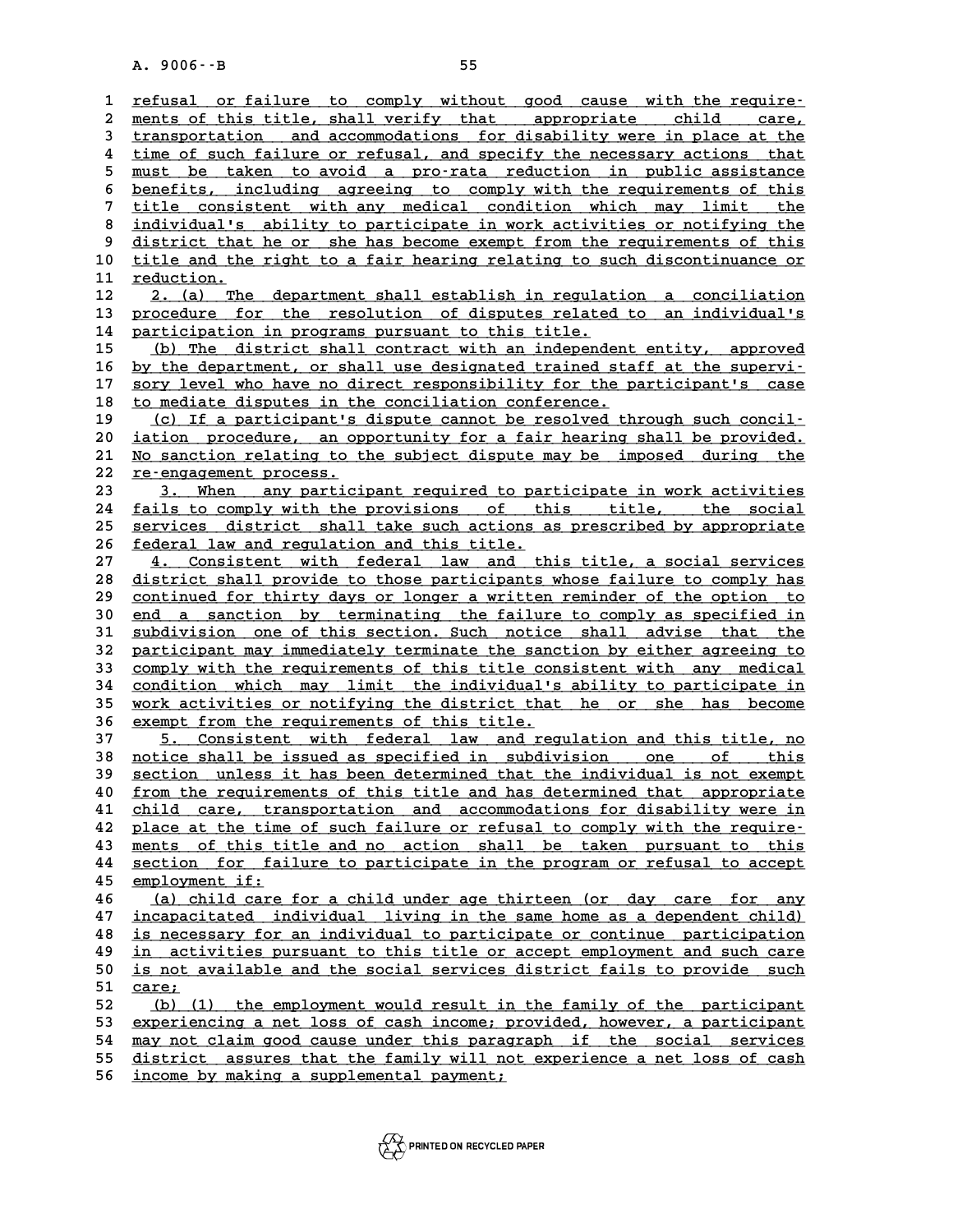refusal or failure to comply without good cause with the requirements of this title, shall verify that appropriate child care, transportation and accommodations for disability were in place at the time of such failure or refusal, and specify the necessary actions that must be taken to avoid a pro-rata reduction in public assistance benefits, including agreeing to comply with the requirements of this title consistent with any medical condition which may limit the individual's ability to participate in work activities or notifying the district that he or she has become exempt from the requirements of this title and the right to a fair hearing relating to such discontinuance or reduction.

2. (a) The department shall establish in regulation a conciliation procedure for the resolution of disputes related to an individual's participation in programs pursuant to this title.

(b) The district shall contract with an independent entity, approved by the department, or shall use designated trained staff at the supervisory level who have no direct responsibility for the participant's case to mediate disputes in the conciliation conference.

(c) If a participant's dispute cannot be resolved through such conciliation procedure, an opportunity for a fair hearing shall be provided. No sanction relating to the subject dispute may be imposed during the re-engagement process.

3. When any participant required to participate in work activities fails to comply with the provisions of this title, the social services district shall take such actions as prescribed by appropriate federal law and regulation and this title.

4. Consistent with federal law and this title, a social services district shall provide to those participants whose failure to comply has continued for thirty days or longer a written reminder of the option to end a sanction by terminating the failure to comply as specified in subdivision one of this section. Such notice shall advise that the participant may immediately terminate the sanction by either agreeing to comply with the requirements of this title consistent with any medical condition which may limit the individual's ability to participate in work activities or notifying the district that he or she has become exempt from the requirements of this title.

5. Consistent with federal law and regulation and this title, no notice shall be issued as specified in subdivision one of this section unless it has been determined that the individual is not exempt from the requirements of this title and has determined that appropriate child care, transportation and accommodations for disability were in place at the time of such failure or refusal to comply with the requirements of this title and no action shall be taken pursuant to this section for failure to participate in the program or refusal to accept employment if:

(a) child care for a child under age thirteen (or day care for any incapacitated individual living in the same home as a dependent child) is necessary for an individual to participate or continue participation in activities pursuant to this title or accept employment and such care is not available and the social services district fails to provide such care;

(b) (1) the employment would result in the family of the participant experiencing a net loss of cash income; provided, however, a participant may not claim good cause under this paragraph if the social services district assures that the family will not experience a net loss of cash income by making a supplemental payment;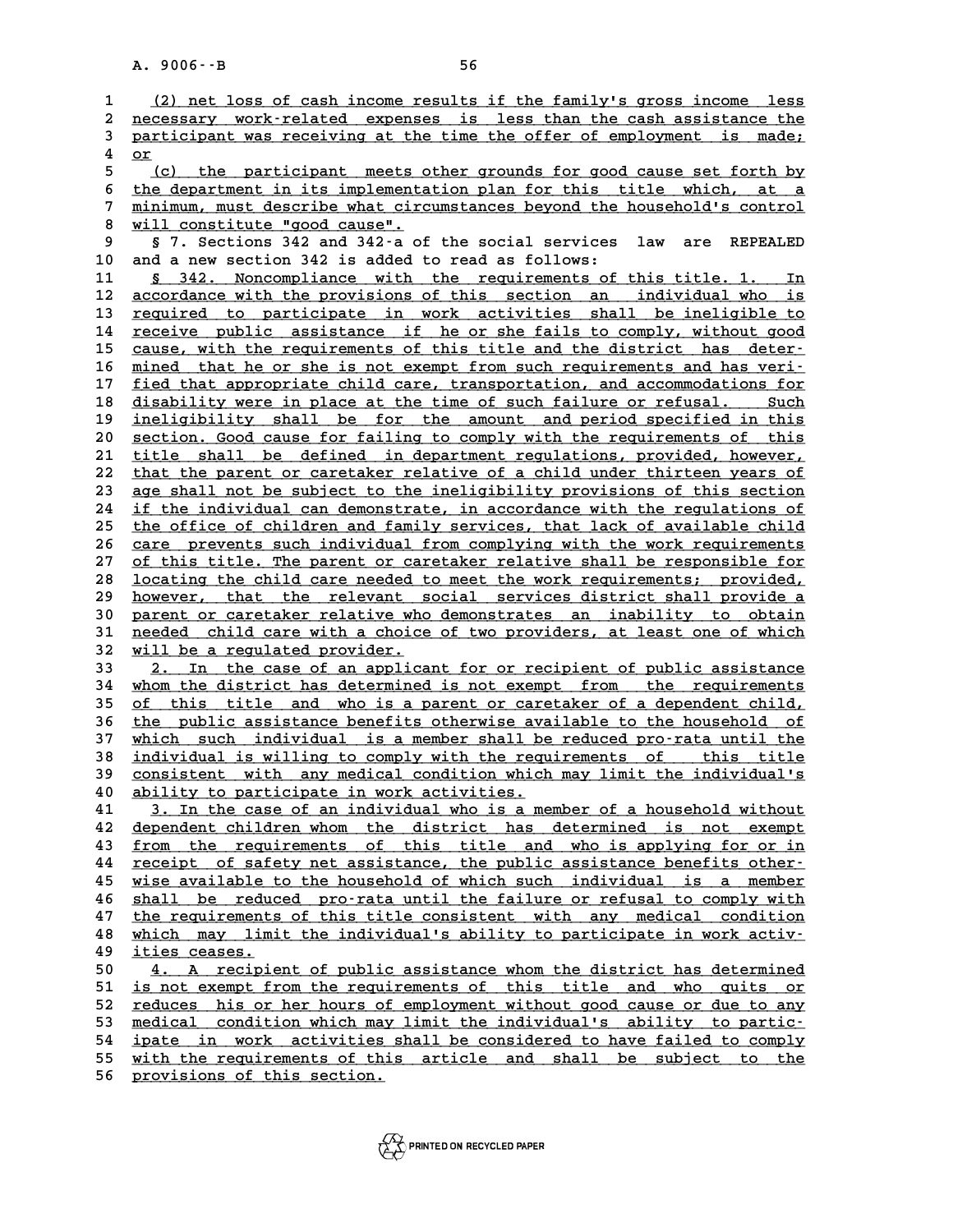(2) net loss of cash income results if the family's gross income less necessary work-related expenses is less than the cash assistance the participant was receiving at the time the offer of employment is made; or

(c) the participant meets other grounds for good cause set forth by the department in its implementation plan for this title which, at a minimum, must describe what circumstances beyond the household's control will constitute "good cause".

§ 7. Sections 342 and 342-a of the social services law are REPEALED and a new section 342 is added to read as follows:

§ 342. Noncompliance with the requirements of this title. 1. In accordance with the provisions of this section an individual who is required to participate in work activities shall be ineligible to receive public assistance if he or she fails to comply, without good cause, with the requirements of this title and the district has determined that he or she is not exempt from such requirements and has verified that appropriate child care, transportation, and accommodations for disability were in place at the time of such failure or refusal. Such ineligibility shall be for the amount and period specified in this section. Good cause for failing to comply with the requirements of this title shall be defined in department regulations, provided, however, that the parent or caretaker relative of a child under thirteen years of age shall not be subject to the ineligibility provisions of this section if the individual can demonstrate, in accordance with the regulations of the office of children and family services, that lack of available child care prevents such individual from complying with the work requirements of this title. The parent or caretaker relative shall be responsible for locating the child care needed to meet the work requirements; provided, however, that the relevant social services district shall provide a parent or caretaker relative who demonstrates an inability to obtain needed child care with a choice of two providers, at least one of which will be a regulated provider.

2. In the case of an applicant for or recipient of public assistance whom the district has determined is not exempt from the requirements of this title and who is a parent or caretaker of a dependent child, the public assistance benefits otherwise available to the household of which such individual is a member shall be reduced pro-rata until the individual is willing to comply with the requirements of this title consistent with any medical condition which may limit the individual's ability to participate in work activities.

3. In the case of an individual who is a member of a household without dependent children whom the district has determined is not exempt from the requirements of this title and who is applying for or in receipt of safety net assistance, the public assistance benefits otherwise available to the household of which such individual is a member shall be reduced pro-rata until the failure or refusal to comply with the requirements of this title consistent with any medical condition which may limit the individual's ability to participate in work activities ceases.

4. A recipient of public assistance whom the district has determined is not exempt from the requirements of this title and who quits or reduces his or her hours of employment without good cause or due to any medical condition which may limit the individual's ability to participate in work activities shall be considered to have failed to comply with the requirements of this article and shall be subject to the provisions of this section.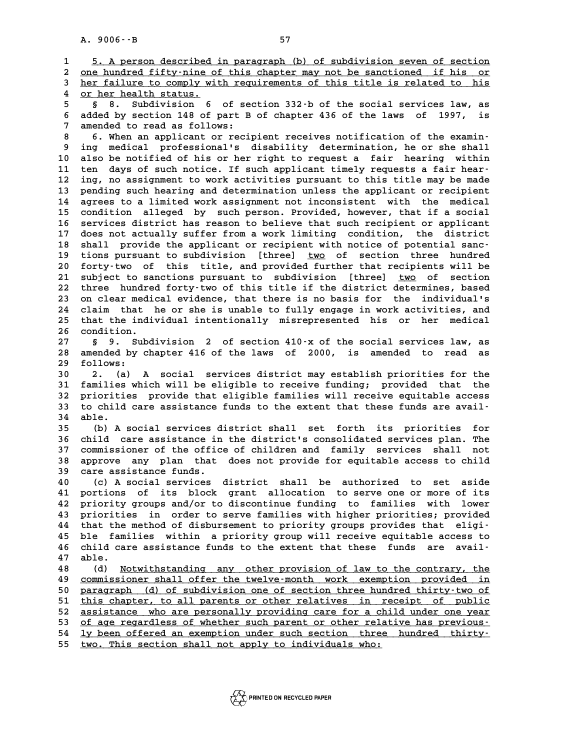5. A person described in paragraph (b) of subdivision seven of section one hundred fifty-nine of this chapter may not be sanctioned if his or her failure to comply with requirements of this title is related to his or her health status.

§ 8. Subdivision 6 of section 332-b of the social services law, as added by section 148 of part B of chapter 436 of the laws of 1997, is amended to read as follows:

6. When an applicant or recipient receives notification of the examining medical professional's disability determination, he or she shall also be notified of his or her right to request a fair hearing within ten days of such notice. If such applicant timely requests a fair hearing, no assignment to work activities pursuant to this title may be made pending such hearing and determination unless the applicant or recipient agrees to a limited work assignment not inconsistent with the medical condition alleged by such person. Provided, however, that if a social services district has reason to believe that such recipient or applicant does not actually suffer from a work limiting condition, the district shall provide the applicant or recipient with notice of potential sanctions pursuant to subdivision [three] two of section three hundred forty-two of this title, and provided further that recipients will be subject to sanctions pursuant to subdivision [three] two of section three hundred forty-two of this title if the district determines, based on clear medical evidence, that there is no basis for the individual's claim that he or she is unable to fully engage in work activities, and that the individual intentionally misrepresented his or her medical condition.

§ 9. Subdivision 2 of section 410-x of the social services law, as amended by chapter 416 of the laws of 2000, is amended to read as follows:

2. (a) A social services district may establish priorities for the families which will be eligible to receive funding; provided that the priorities provide that eligible families will receive equitable access to child care assistance funds to the extent that these funds are available.

(b) A social services district shall set forth its priorities for child care assistance in the district's consolidated services plan. The commissioner of the office of children and family services shall not approve any plan that does not provide for equitable access to child care assistance funds.

(c) A social services district shall be authorized to set aside portions of its block grant allocation to serve one or more of its priority groups and/or to discontinue funding to families with lower priorities in order to serve families with higher priorities; provided that the method of disbursement to priority groups provides that eligible families within a priority group will receive equitable access to child care assistance funds to the extent that these funds are available.

(d) Notwithstanding any other provision of law to the contrary, the commissioner shall offer the twelve-month work exemption provided in paragraph (d) of subdivision one of section three hundred thirty-two of this chapter, to all parents or other relatives in receipt of public assistance who are personally providing care for a child under one year of age regardless of whether such parent or other relative has previously been offered an exemption under such section three hundred thirty-two. This section shall not apply to individuals who: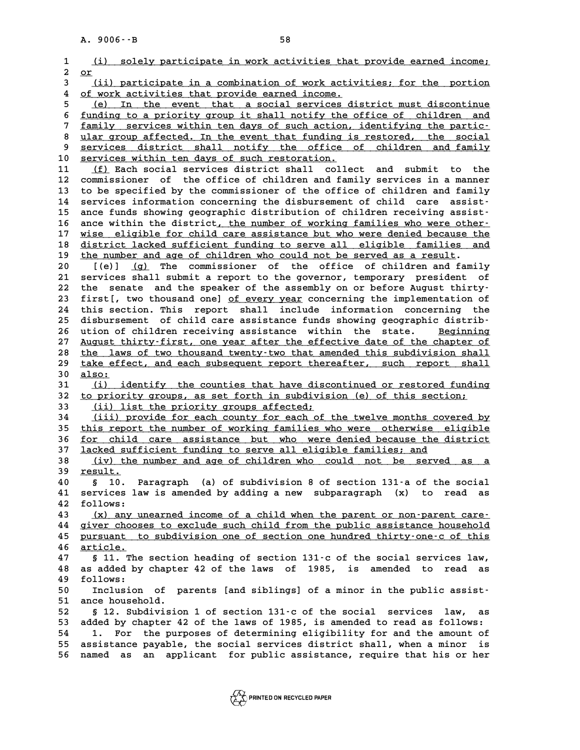(i) solely participate in work activities that provide earned income; or

(ii) participate in a combination of work activities; for the portion of work activities that provide earned income.

(e) In the event that a social services district must discontinue funding to a priority group it shall notify the office of children and family services within ten days of such action, identifying the particular group affected. In the event that funding is restored, the social services district shall notify the office of children and family services within ten days of such restoration.

(f) Each social services district shall collect and submit to the commissioner of the office of children and family services in a manner to be specified by the commissioner of the office of children and family services information concerning the disbursement of child care assistance funds showing geographic distribution of children receiving assistance within the district, the number of working families who were otherwise eligible for child care assistance but who were denied because the district lacked sufficient funding to serve all eligible families and the number and age of children who could not be served as a result.

[(e)] (g) The commissioner of the office of children and family services shall submit a report to the governor, temporary president of the senate and the speaker of the assembly on or before August thirty-first[, two thousand one] of every year concerning the implementation of this section. This report shall include information concerning the disbursement of child care assistance funds showing geographic distribution of children receiving assistance within the state. Beginning August thirty-first, one year after the effective date of the chapter of the laws of two thousand twenty-two that amended this subdivision shall take effect, and each subsequent report thereafter, such report shall also:

(i) identify the counties that have discontinued or restored funding to priority groups, as set forth in subdivision (e) of this section;

(ii) list the priority groups affected;

(iii) provide for each county for each of the twelve months covered by this report the number of working families who were otherwise eligible for child care assistance but who were denied because the district lacked sufficient funding to serve all eligible families; and

(iv) the number and age of children who could not be served as a result.

§ 10. Paragraph (a) of subdivision 8 of section 131-a of the social services law is amended by adding a new subparagraph (x) to read as follows:

(x) any unearned income of a child when the parent or non-parent caregiver chooses to exclude such child from the public assistance household pursuant to subdivision one of section one hundred thirty-one-c of this article.

§ 11. The section heading of section 131-c of the social services law, as added by chapter 42 of the laws of 1985, is amended to read as follows:

Inclusion of parents [and siblings] of a minor in the public assistance household.

§ 12. Subdivision 1 of section 131-c of the social services law, as added by chapter 42 of the laws of 1985, is amended to read as follows:

1. For the purposes of determining eligibility for and the amount of assistance payable, the social services district shall, when a minor is named as an applicant for public assistance, require that his or her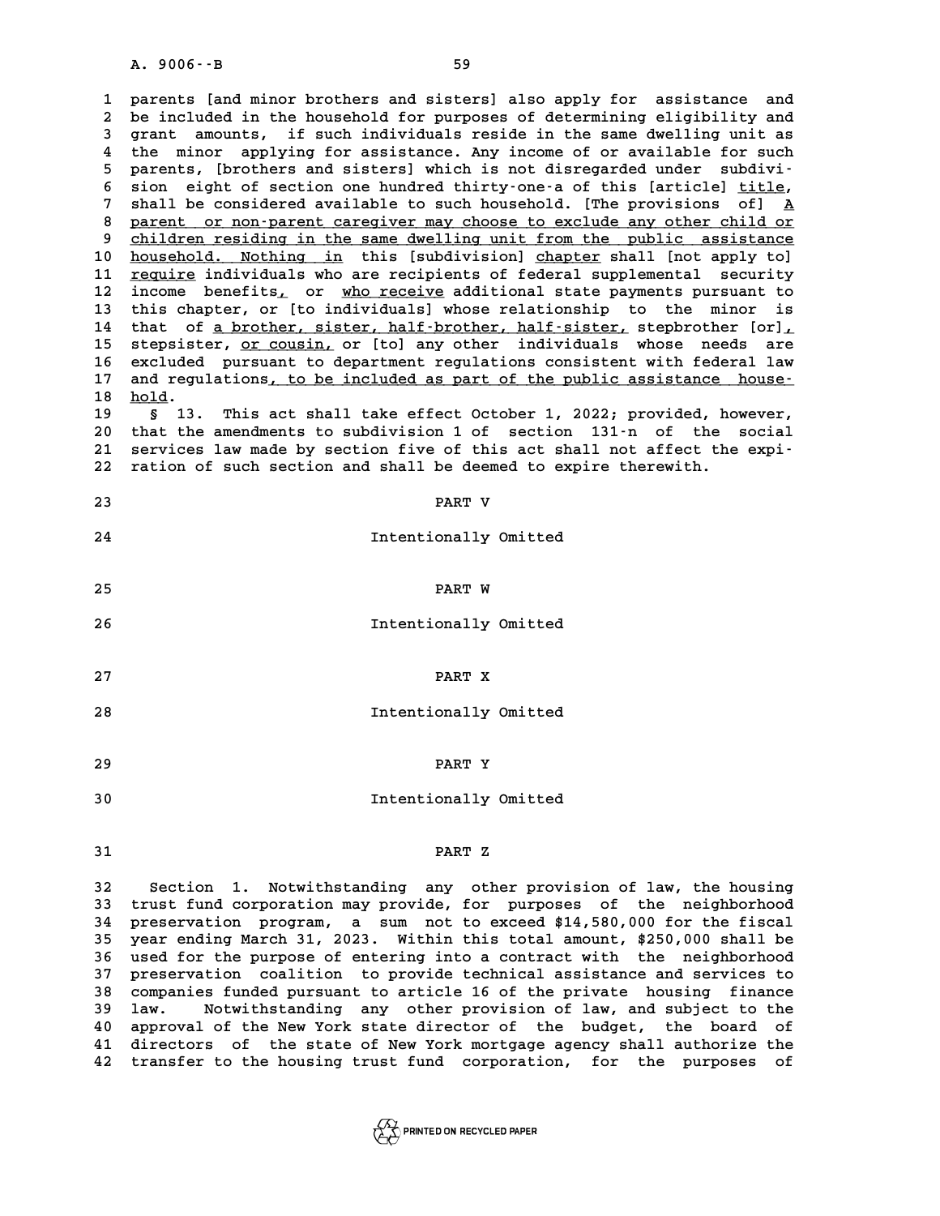parents [and minor brothers and sisters] also apply for assistance and be included in the household for purposes of determining eligibility and grant amounts, if such individuals reside in the same dwelling unit as the minor applying for assistance. Any income of or available for such parents, [brothers and sisters] which is not disregarded under subdivision eight of section one hundred thirty-one-a of this [article] title, shall be considered available to such household. [The provisions of] A parent or non-parent caregiver may choose to exclude any other child or children residing in the same dwelling unit from the public assistance household. Nothing in this [subdivision] chapter shall [not apply to] require individuals who are recipients of federal supplemental security income benefits, or who receive additional state payments pursuant to this chapter, or [to individuals] whose relationship to the minor is that of a brother, sister, half-brother, half-sister, stepbrother [or], stepsister, or cousin, or [to] any other individuals whose needs are excluded pursuant to department regulations consistent with federal law and regulations, to be included as part of the public assistance household.

§ 13. This act shall take effect October 1, 2022; provided, however, that the amendments to subdivision 1 of section 131-n of the social services law made by section five of this act shall not affect the expiration of such section and shall be deemed to expire therewith.

PART V

Intentionally Omitted

PART W

Intentionally Omitted

PART X

Intentionally Omitted

PART Y

Intentionally Omitted

PART Z

Section 1. Notwithstanding any other provision of law, the housing trust fund corporation may provide, for purposes of the neighborhood preservation program, a sum not to exceed $14,580,000 for the fiscal year ending March 31, 2023. Within this total amount, $250,000 shall be used for the purpose of entering into a contract with the neighborhood preservation coalition to provide technical assistance and services to companies funded pursuant to article 16 of the private housing finance law. Notwithstanding any other provision of law, and subject to the approval of the New York state director of the budget, the board of directors of the state of New York mortgage agency shall authorize the transfer to the housing trust fund corporation, for the purposes of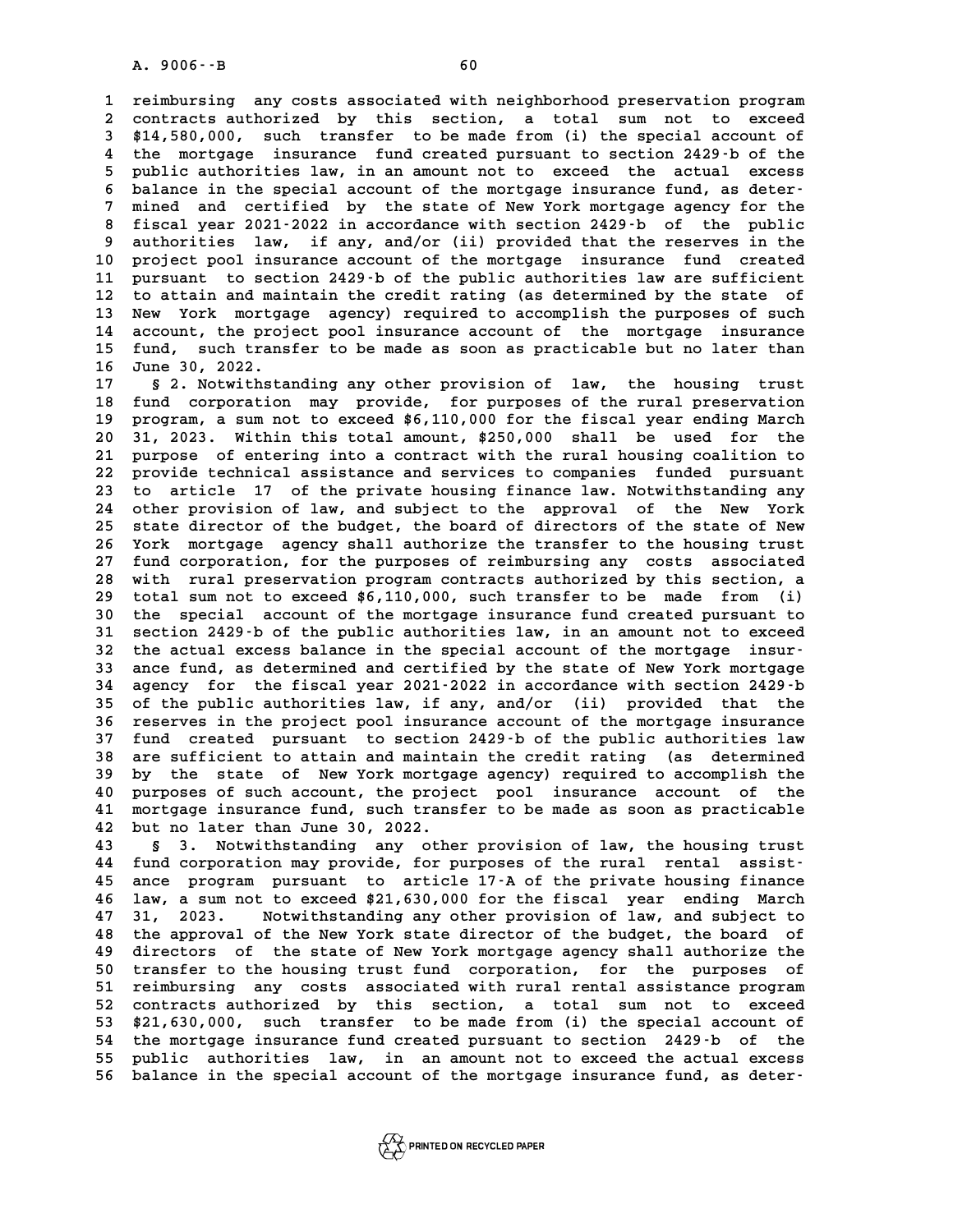reimbursing any costs associated with neighborhood preservation program contracts authorized by this section, a total sum not to exceed $14,580,000, such transfer to be made from (i) the special account of the mortgage insurance fund created pursuant to section 2429-b of the public authorities law, in an amount not to exceed the actual excess balance in the special account of the mortgage insurance fund, as determined and certified by the state of New York mortgage agency for the fiscal year 2021-2022 in accordance with section 2429-b of the public authorities law, if any, and/or (ii) provided that the reserves in the project pool insurance account of the mortgage insurance fund created pursuant to section 2429-b of the public authorities law are sufficient to attain and maintain the credit rating (as determined by the state of New York mortgage agency) required to accomplish the purposes of such account, the project pool insurance account of the mortgage insurance fund, such transfer to be made as soon as practicable but no later than June 30, 2022.

§ 2. Notwithstanding any other provision of law, the housing trust fund corporation may provide, for purposes of the rural preservation program, a sum not to exceed $6,110,000 for the fiscal year ending March 31, 2023. Within this total amount, $250,000 shall be used for the purpose of entering into a contract with the rural housing coalition to provide technical assistance and services to companies funded pursuant to article 17 of the private housing finance law. Notwithstanding any other provision of law, and subject to the approval of the New York state director of the budget, the board of directors of the state of New York mortgage agency shall authorize the transfer to the housing trust fund corporation, for the purposes of reimbursing any costs associated with rural preservation program contracts authorized by this section, a total sum not to exceed $6,110,000, such transfer to be made from (i) the special account of the mortgage insurance fund created pursuant to section 2429-b of the public authorities law, in an amount not to exceed the actual excess balance in the special account of the mortgage insurance fund, as determined and certified by the state of New York mortgage agency for the fiscal year 2021-2022 in accordance with section 2429-b of the public authorities law, if any, and/or (ii) provided that the reserves in the project pool insurance account of the mortgage insurance fund created pursuant to section 2429-b of the public authorities law are sufficient to attain and maintain the credit rating (as determined by the state of New York mortgage agency) required to accomplish the purposes of such account, the project pool insurance account of the mortgage insurance fund, such transfer to be made as soon as practicable but no later than June 30, 2022.

§ 3. Notwithstanding any other provision of law, the housing trust fund corporation may provide, for purposes of the rural rental assistance program pursuant to article 17-A of the private housing finance law, a sum not to exceed $21,630,000 for the fiscal year ending March 31, 2023. Notwithstanding any other provision of law, and subject to the approval of the New York state director of the budget, the board of directors of the state of New York mortgage agency shall authorize the transfer to the housing trust fund corporation, for the purposes of reimbursing any costs associated with rural rental assistance program contracts authorized by this section, a total sum not to exceed $21,630,000, such transfer to be made from (i) the special account of the mortgage insurance fund created pursuant to section 2429-b of the public authorities law, in an amount not to exceed the actual excess balance in the special account of the mortgage insurance fund, as deter-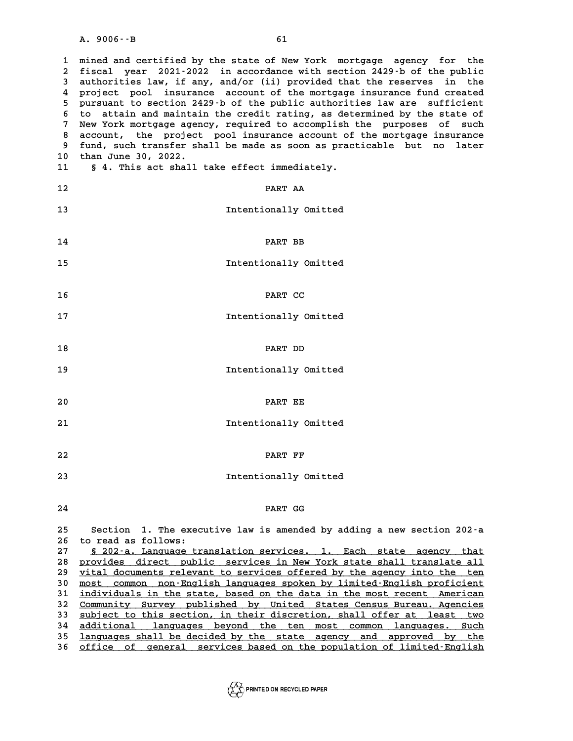mined and certified by the state of New York mortgage agency for the fiscal year 2021-2022 in accordance with section 2429-b of the public authorities law, if any, and/or (ii) provided that the reserves in the project pool insurance account of the mortgage insurance fund created pursuant to section 2429-b of the public authorities law are sufficient to attain and maintain the credit rating, as determined by the state of New York mortgage agency, required to accomplish the purposes of such account, the project pool insurance account of the mortgage insurance fund, such transfer shall be made as soon as practicable but no later than June 30, 2022.

§ 4. This act shall take effect immediately.

## PART AA

Intentionally Omitted

## PART BB

Intentionally Omitted

## PART CC

Intentionally Omitted

## PART DD

Intentionally Omitted

## PART EE

Intentionally Omitted

## PART FF

Intentionally Omitted

## PART GG

Section 1. The executive law is amended by adding a new section 202-a to read as follows:

§ 202-a. Language translation services. 1. Each state agency that provides direct public services in New York state shall translate all vital documents relevant to services offered by the agency into the ten most common non-English languages spoken by limited-English proficient individuals in the state, based on the data in the most recent American Community Survey published by United States Census Bureau. Agencies subject to this section, in their discretion, shall offer at least two additional languages beyond the ten most common languages. Such languages shall be decided by the state agency and approved by the office of general services based on the population of limited-English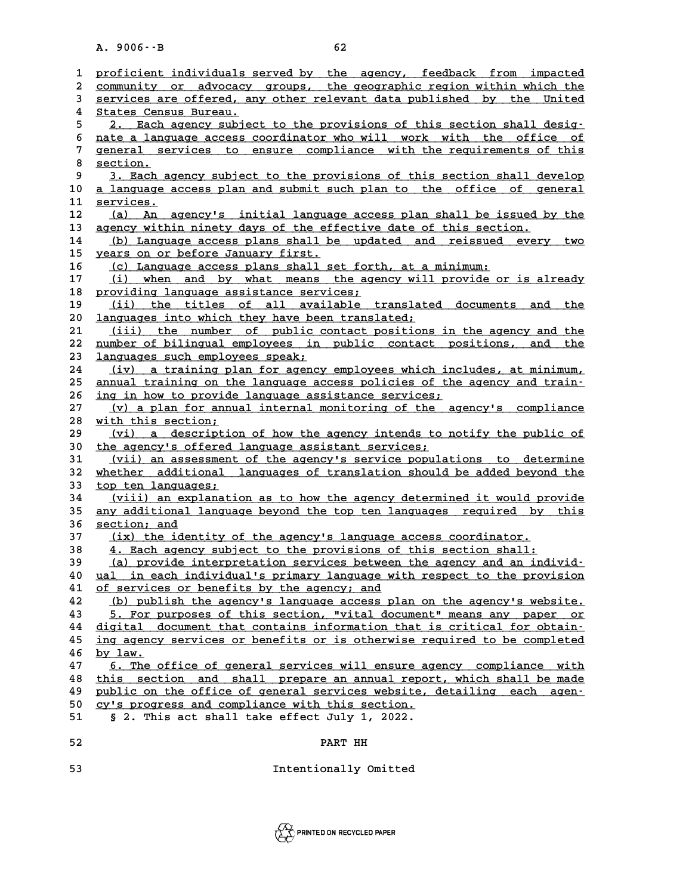proficient individuals served by the agency, feedback from impacted community or advocacy groups, the geographic region within which the services are offered, any other relevant data published by the United States Census Bureau.

2. Each agency subject to the provisions of this section shall designate a language access coordinator who will work with the office of general services to ensure compliance with the requirements of this section.

3. Each agency subject to the provisions of this section shall develop a language access plan and submit such plan to the office of general services.

(a) An agency's initial language access plan shall be issued by the agency within ninety days of the effective date of this section.

(b) Language access plans shall be updated and reissued every two years on or before January first.

(c) Language access plans shall set forth, at a minimum:

(i) when and by what means the agency will provide or is already providing language assistance services;

(ii) the titles of all available translated documents and the languages into which they have been translated;

(iii) the number of public contact positions in the agency and the number of bilingual employees in public contact positions, and the languages such employees speak;

(iv) a training plan for agency employees which includes, at minimum, annual training on the language access policies of the agency and training in how to provide language assistance services;

(v) a plan for annual internal monitoring of the agency's compliance with this section;

(vi) a description of how the agency intends to notify the public of the agency's offered language assistant services;

(vii) an assessment of the agency's service populations to determine whether additional languages of translation should be added beyond the top ten languages;

(viii) an explanation as to how the agency determined it would provide any additional language beyond the top ten languages required by this section; and

(ix) the identity of the agency's language access coordinator.

4. Each agency subject to the provisions of this section shall:

(a) provide interpretation services between the agency and an individual in each individual's primary language with respect to the provision of services or benefits by the agency; and

(b) publish the agency's language access plan on the agency's website.

5. For purposes of this section, "vital document" means any paper or digital document that contains information that is critical for obtaining agency services or benefits or is otherwise required to be completed by law.

6. The office of general services will ensure agency compliance with this section and shall prepare an annual report, which shall be made public on the office of general services website, detailing each agency's progress and compliance with this section.

§ 2. This act shall take effect July 1, 2022.

PART HH

Intentionally Omitted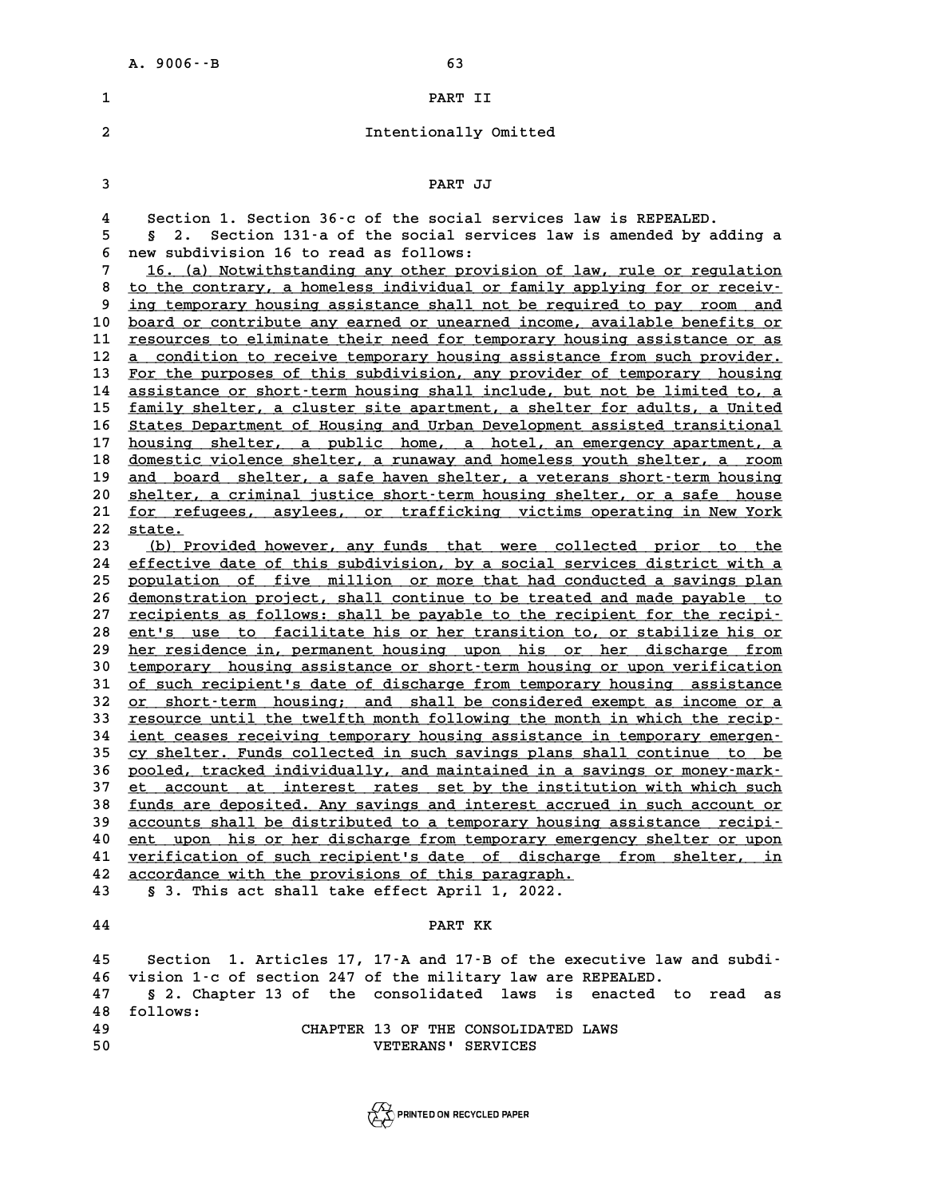PART II

Intentionally Omitted

PART JJ

Section 1. Section 36-c of the social services law is REPEALED.

§ 2. Section 131-a of the social services law is amended by adding a new subdivision 16 to read as follows:

16. (a) Notwithstanding any other provision of law, rule or regulation to the contrary, a homeless individual or family applying for or receiving temporary housing assistance shall not be required to pay room and board or contribute any earned or unearned income, available benefits or resources to eliminate their need for temporary housing assistance or as a condition to receive temporary housing assistance from such provider. For the purposes of this subdivision, any provider of temporary housing assistance or short-term housing shall include, but not be limited to, a family shelter, a cluster site apartment, a shelter for adults, a United States Department of Housing and Urban Development assisted transitional housing shelter, a public home, a hotel, an emergency apartment, a domestic violence shelter, a runaway and homeless youth shelter, a room and board shelter, a safe haven shelter, a veterans short-term housing shelter, a criminal justice short-term housing shelter, or a safe house for refugees, asylees, or trafficking victims operating in New York state.

(b) Provided however, any funds that were collected prior to the effective date of this subdivision, by a social services district with a population of five million or more that had conducted a savings plan demonstration project, shall continue to be treated and made payable to recipients as follows: shall be payable to the recipient for the recipient's use to facilitate his or her transition to, or stabilize his or her residence in, permanent housing upon his or her discharge from temporary housing assistance or short-term housing or upon verification of such recipient's date of discharge from temporary housing assistance or short-term housing; and shall be considered exempt as income or a resource until the twelfth month following the month in which the recipient ceases receiving temporary housing assistance in temporary emergency shelter. Funds collected in such savings plans shall continue to be pooled, tracked individually, and maintained in a savings or money-market account at interest rates set by the institution with which such funds are deposited. Any savings and interest accrued in such account or accounts shall be distributed to a temporary housing assistance recipient upon his or her discharge from temporary emergency shelter or upon verification of such recipient's date of discharge from shelter, in accordance with the provisions of this paragraph.

§ 3. This act shall take effect April 1, 2022.

PART KK

Section 1. Articles 17, 17-A and 17-B of the executive law and subdivision 1-c of section 247 of the military law are REPEALED.

§ 2. Chapter 13 of the consolidated laws is enacted to read as follows:

CHAPTER 13 OF THE CONSOLIDATED LAWS
VETERANS' SERVICES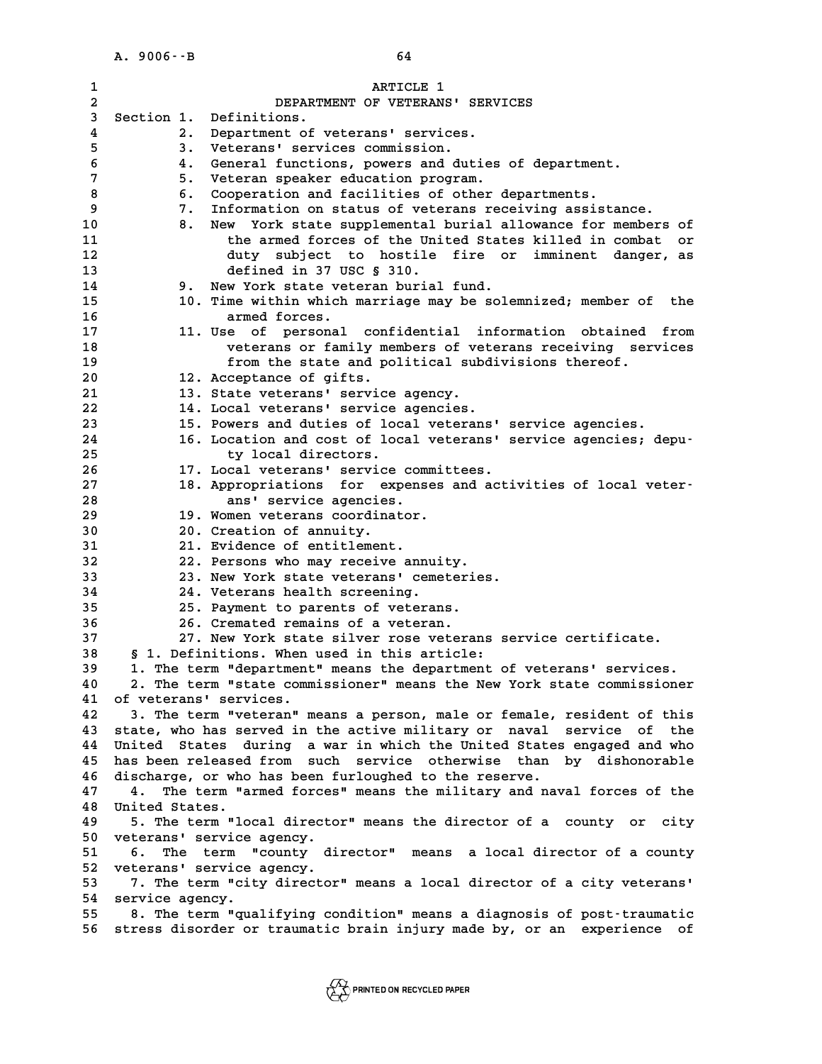ARTICLE 1

DEPARTMENT OF VETERANS' SERVICES

Section 1. Definitions.
2. Department of veterans' services.
3. Veterans' services commission.
4. General functions, powers and duties of department.
5. Veteran speaker education program.
6. Cooperation and facilities of other departments.
7. Information on status of veterans receiving assistance.
8. New York state supplemental burial allowance for members of the armed forces of the United States killed in combat or duty subject to hostile fire or imminent danger, as defined in 37 USC § 310.
9. New York state veteran burial fund.
10. Time within which marriage may be solemnized; member of the armed forces.
11. Use of personal confidential information obtained from veterans or family members of veterans receiving services from the state and political subdivisions thereof.
12. Acceptance of gifts.
13. State veterans' service agency.
14. Local veterans' service agencies.
15. Powers and duties of local veterans' service agencies.
16. Location and cost of local veterans' service agencies; deputy local directors.
17. Local veterans' service committees.
18. Appropriations for expenses and activities of local veterans' service agencies.
19. Women veterans coordinator.
20. Creation of annuity.
21. Evidence of entitlement.
22. Persons who may receive annuity.
23. New York state veterans' cemeteries.
24. Veterans health screening.
25. Payment to parents of veterans.
26. Cremated remains of a veteran.
27. New York state silver rose veterans service certificate.

§ 1. Definitions. When used in this article:

1. The term "department" means the department of veterans' services.

2. The term "state commissioner" means the New York state commissioner of veterans' services.

3. The term "veteran" means a person, male or female, resident of this state, who has served in the active military or naval service of the United States during a war in which the United States engaged and who has been released from such service otherwise than by dishonorable discharge, or who has been furloughed to the reserve.

4. The term "armed forces" means the military and naval forces of the United States.

5. The term "local director" means the director of a county or city veterans' service agency.

6. The term "county director" means a local director of a county veterans' service agency.

7. The term "city director" means a local director of a city veterans' service agency.

8. The term "qualifying condition" means a diagnosis of post-traumatic stress disorder or traumatic brain injury made by, or an experience of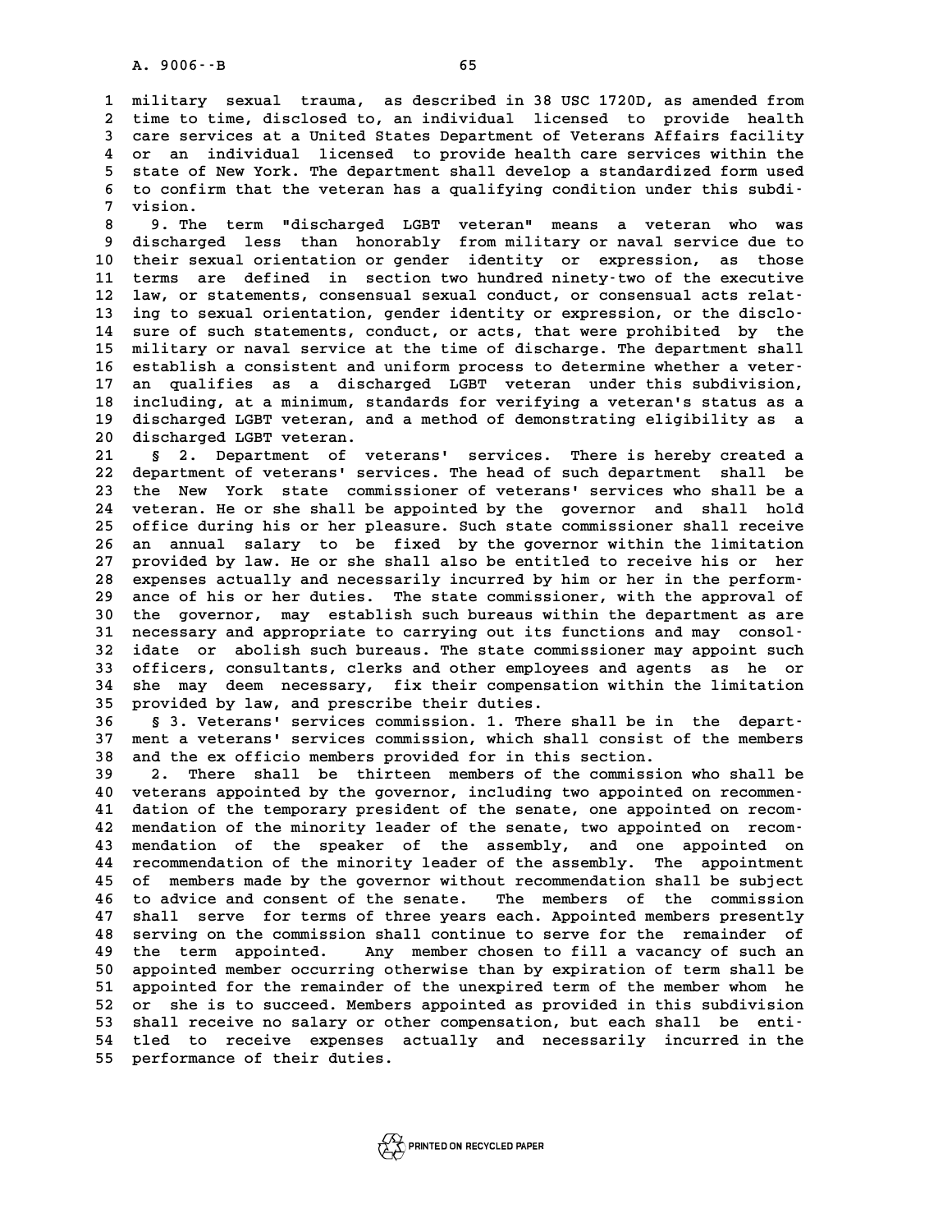military sexual trauma, as described in 38 USC 1720D, as amended from time to time, disclosed to, an individual licensed to provide health care services at a United States Department of Veterans Affairs facility or an individual licensed to provide health care services within the state of New York. The department shall develop a standardized form used to confirm that the veteran has a qualifying condition under this subdivision.

9. The term "discharged LGBT veteran" means a veteran who was discharged less than honorably from military or naval service due to their sexual orientation or gender identity or expression, as those terms are defined in section two hundred ninety-two of the executive law, or statements, consensual sexual conduct, or consensual acts relating to sexual orientation, gender identity or expression, or the disclosure of such statements, conduct, or acts, that were prohibited by the military or naval service at the time of discharge. The department shall establish a consistent and uniform process to determine whether a veteran qualifies as a discharged LGBT veteran under this subdivision, including, at a minimum, standards for verifying a veteran's status as a discharged LGBT veteran, and a method of demonstrating eligibility as a discharged LGBT veteran.

§ 2. Department of veterans' services. There is hereby created a department of veterans' services. The head of such department shall be the New York state commissioner of veterans' services who shall be a veteran. He or she shall be appointed by the governor and shall hold office during his or her pleasure. Such state commissioner shall receive an annual salary to be fixed by the governor within the limitation provided by law. He or she shall also be entitled to receive his or her expenses actually and necessarily incurred by him or her in the performance of his or her duties. The state commissioner, with the approval of the governor, may establish such bureaus within the department as are necessary and appropriate to carrying out its functions and may consolidate or abolish such bureaus. The state commissioner may appoint such officers, consultants, clerks and other employees and agents as he or she may deem necessary, fix their compensation within the limitation provided by law, and prescribe their duties.

§ 3. Veterans' services commission. 1. There shall be in the department a veterans' services commission, which shall consist of the members and the ex officio members provided for in this section.

2. There shall be thirteen members of the commission who shall be veterans appointed by the governor, including two appointed on recommendation of the temporary president of the senate, one appointed on recommendation of the minority leader of the senate, two appointed on recommendation of the speaker of the assembly, and one appointed on recommendation of the minority leader of the assembly. The appointment of members made by the governor without recommendation shall be subject to advice and consent of the senate. The members of the commission shall serve for terms of three years each. Appointed members presently serving on the commission shall continue to serve for the remainder of the term appointed. Any member chosen to fill a vacancy of such an appointed member occurring otherwise than by expiration of term shall be appointed for the remainder of the unexpired term of the member whom he or she is to succeed. Members appointed as provided in this subdivision shall receive no salary or other compensation, but each shall be entitled to receive expenses actually and necessarily incurred in the performance of their duties.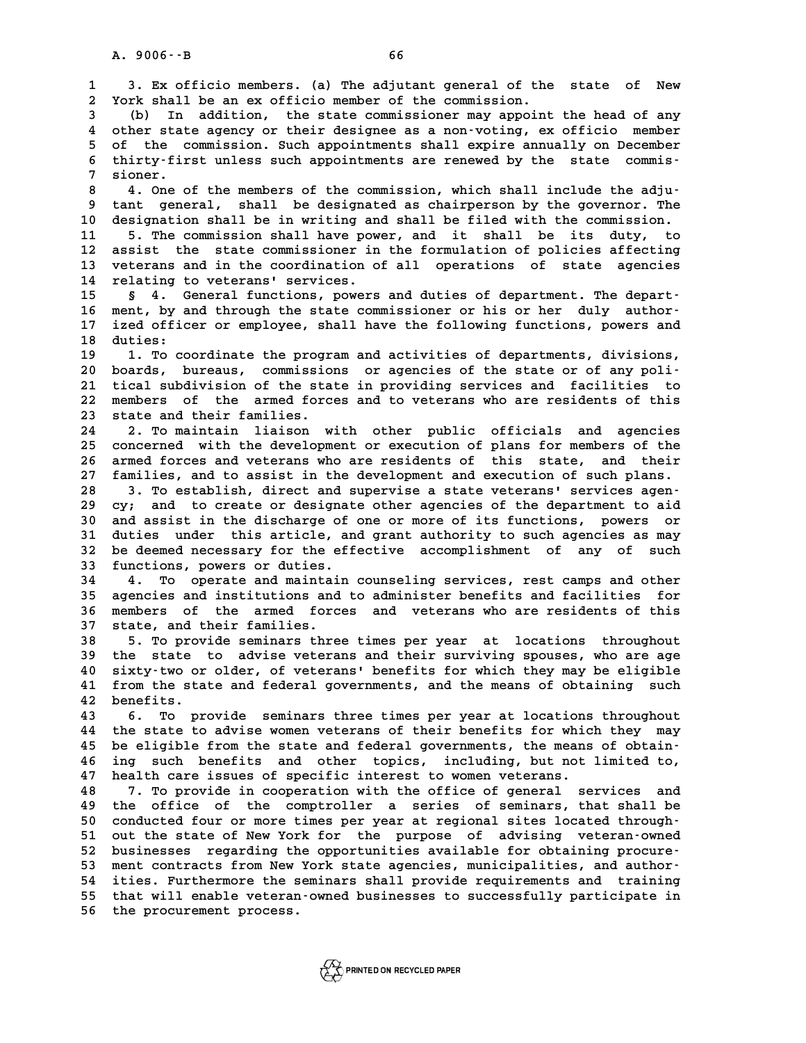3. Ex officio members. (a) The adjutant general of the state of New York shall be an ex officio member of the commission.

(b) In addition, the state commissioner may appoint the head of any other state agency or their designee as a non-voting, ex officio member of the commission. Such appointments shall expire annually on December thirty-first unless such appointments are renewed by the state commissioner.

4. One of the members of the commission, which shall include the adjutant general, shall be designated as chairperson by the governor. The designation shall be in writing and shall be filed with the commission.

5. The commission shall have power, and it shall be its duty, to assist the state commissioner in the formulation of policies affecting veterans and in the coordination of all operations of state agencies relating to veterans' services.

§ 4. General functions, powers and duties of department. The department, by and through the state commissioner or his or her duly authorized officer or employee, shall have the following functions, powers and duties:

1. To coordinate the program and activities of departments, divisions, boards, bureaus, commissions or agencies of the state or of any political subdivision of the state in providing services and facilities to members of the armed forces and to veterans who are residents of this state and their families.

2. To maintain liaison with other public officials and agencies concerned with the development or execution of plans for members of the armed forces and veterans who are residents of this state, and their families, and to assist in the development and execution of such plans.

3. To establish, direct and supervise a state veterans' services agency; and to create or designate other agencies of the department to aid and assist in the discharge of one or more of its functions, powers or duties under this article, and grant authority to such agencies as may be deemed necessary for the effective accomplishment of any of such functions, powers or duties.

4. To operate and maintain counseling services, rest camps and other agencies and institutions and to administer benefits and facilities for members of the armed forces and veterans who are residents of this state, and their families.

5. To provide seminars three times per year at locations throughout the state to advise veterans and their surviving spouses, who are age sixty-two or older, of veterans' benefits for which they may be eligible from the state and federal governments, and the means of obtaining such benefits.

6. To provide seminars three times per year at locations throughout the state to advise women veterans of their benefits for which they may be eligible from the state and federal governments, the means of obtaining such benefits and other topics, including, but not limited to, health care issues of specific interest to women veterans.

7. To provide in cooperation with the office of general services and the office of the comptroller a series of seminars, that shall be conducted four or more times per year at regional sites located throughout the state of New York for the purpose of advising veteran-owned businesses regarding the opportunities available for obtaining procurement contracts from New York state agencies, municipalities, and authorities. Furthermore the seminars shall provide requirements and training that will enable veteran-owned businesses to successfully participate in the procurement process.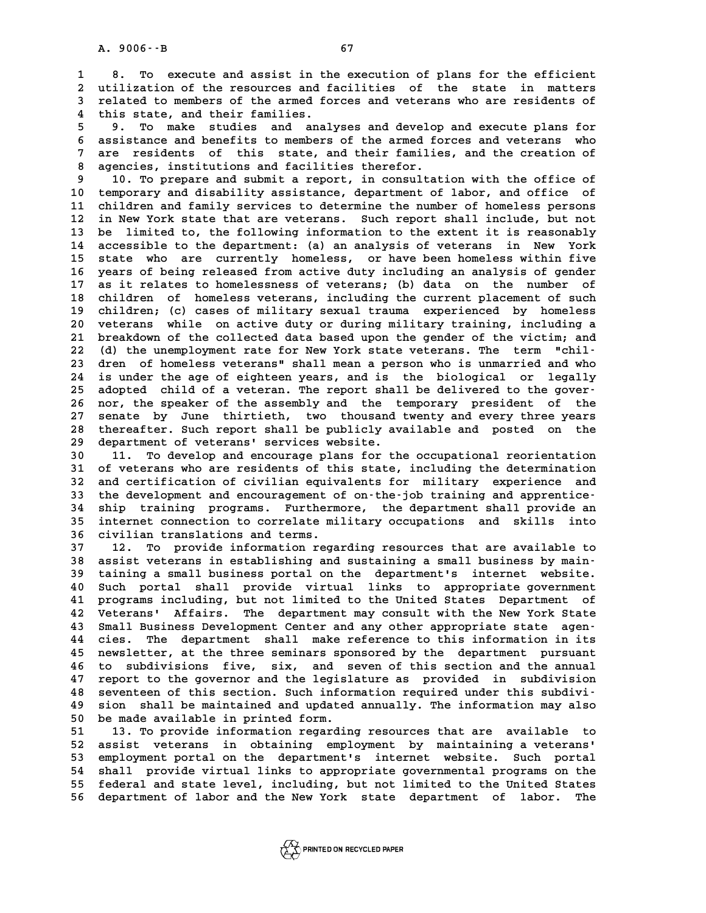8. To execute and assist in the execution of plans for the efficient utilization of the resources and facilities of the state in matters related to members of the armed forces and veterans who are residents of this state, and their families.

9. To make studies and analyses and develop and execute plans for assistance and benefits to members of the armed forces and veterans who are residents of this state, and their families, and the creation of agencies, institutions and facilities therefor.

10. To prepare and submit a report, in consultation with the office of temporary and disability assistance, department of labor, and office of children and family services to determine the number of homeless persons in New York state that are veterans. Such report shall include, but not be limited to, the following information to the extent it is reasonably accessible to the department: (a) an analysis of veterans in New York state who are currently homeless, or have been homeless within five years of being released from active duty including an analysis of gender as it relates to homelessness of veterans; (b) data on the number of children of homeless veterans, including the current placement of such children; (c) cases of military sexual trauma experienced by homeless veterans while on active duty or during military training, including a breakdown of the collected data based upon the gender of the victim; and (d) the unemployment rate for New York state veterans. The term "children of homeless veterans" shall mean a person who is unmarried and who is under the age of eighteen years, and is the biological or legally adopted child of a veteran. The report shall be delivered to the governor, the speaker of the assembly and the temporary president of the senate by June thirtieth, two thousand twenty and every three years thereafter. Such report shall be publicly available and posted on the department of veterans' services website.

11. To develop and encourage plans for the occupational reorientation of veterans who are residents of this state, including the determination and certification of civilian equivalents for military experience and the development and encouragement of on-the-job training and apprenticeship training programs. Furthermore, the department shall provide an internet connection to correlate military occupations and skills into civilian translations and terms.

12. To provide information regarding resources that are available to assist veterans in establishing and sustaining a small business by maintaining a small business portal on the department's internet website. Such portal shall provide virtual links to appropriate government programs including, but not limited to the United States Department of Veterans' Affairs. The department may consult with the New York State Small Business Development Center and any other appropriate state agencies. The department shall make reference to this information in its newsletter, at the three seminars sponsored by the department pursuant to subdivisions five, six, and seven of this section and the annual report to the governor and the legislature as provided in subdivision seventeen of this section. Such information required under this subdivision shall be maintained and updated annually. The information may also be made available in printed form.

13. To provide information regarding resources that are available to assist veterans in obtaining employment by maintaining a veterans' employment portal on the department's internet website. Such portal shall provide virtual links to appropriate governmental programs on the federal and state level, including, but not limited to the United States department of labor and the New York state department of labor. The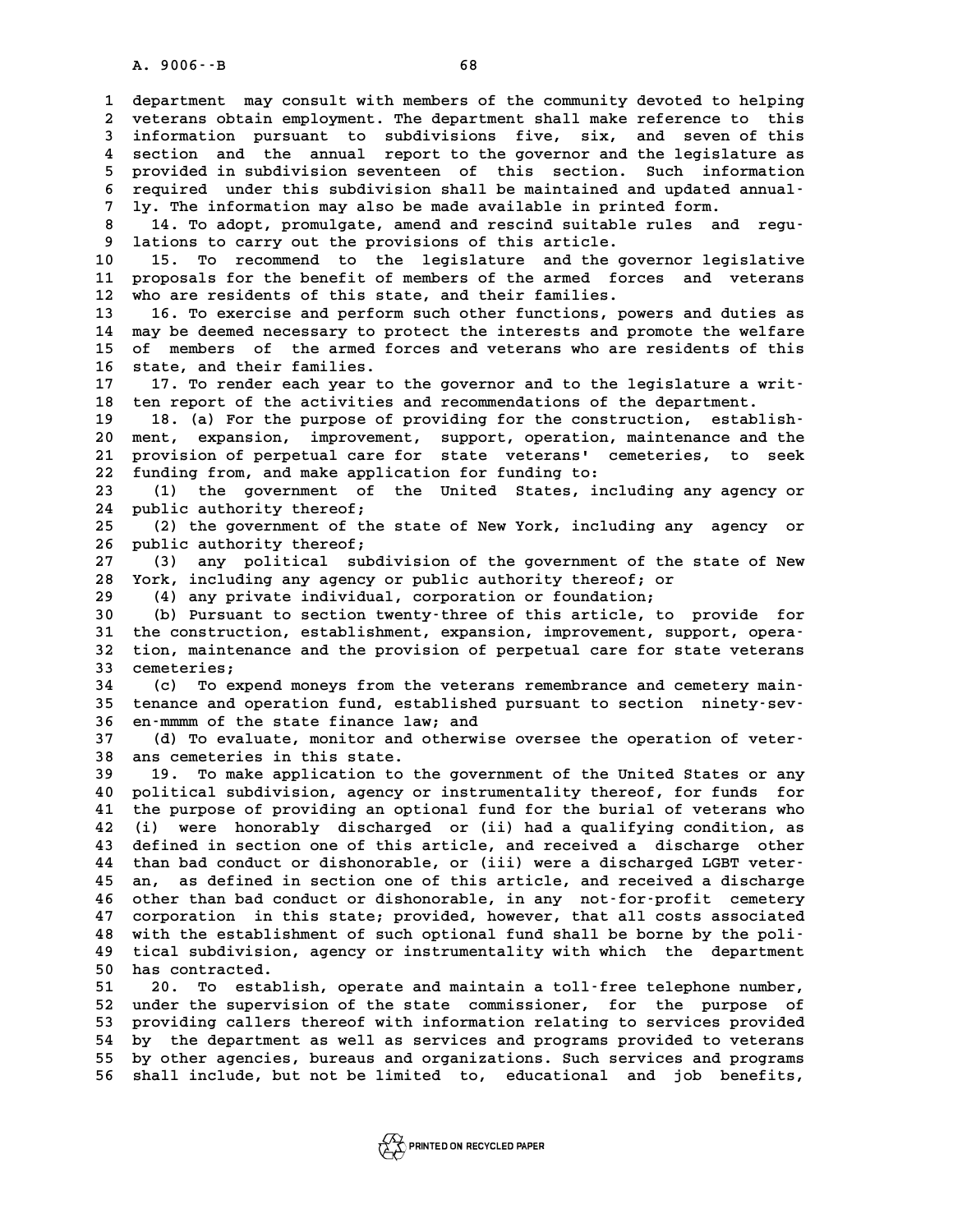department may consult with members of the community devoted to helping veterans obtain employment. The department shall make reference to this information pursuant to subdivisions five, six, and seven of this section and the annual report to the governor and the legislature as provided in subdivision seventeen of this section. Such information required under this subdivision shall be maintained and updated annually. The information may also be made available in printed form.

14. To adopt, promulgate, amend and rescind suitable rules and regulations to carry out the provisions of this article.

15. To recommend to the legislature and the governor legislative proposals for the benefit of members of the armed forces and veterans who are residents of this state, and their families.

16. To exercise and perform such other functions, powers and duties as may be deemed necessary to protect the interests and promote the welfare of members of the armed forces and veterans who are residents of this state, and their families.

17. To render each year to the governor and to the legislature a written report of the activities and recommendations of the department.

18. (a) For the purpose of providing for the construction, establishment, expansion, improvement, support, operation, maintenance and the provision of perpetual care for state veterans' cemeteries, to seek funding from, and make application for funding to:

(1) the government of the United States, including any agency or public authority thereof;

(2) the government of the state of New York, including any agency or public authority thereof;

(3) any political subdivision of the government of the state of New York, including any agency or public authority thereof; or

(4) any private individual, corporation or foundation;

(b) Pursuant to section twenty-three of this article, to provide for the construction, establishment, expansion, improvement, support, operation, maintenance and the provision of perpetual care for state veterans cemeteries;

(c) To expend moneys from the veterans remembrance and cemetery maintenance and operation fund, established pursuant to section ninety-seven-mmmm of the state finance law; and

(d) To evaluate, monitor and otherwise oversee the operation of veterans cemeteries in this state.

19. To make application to the government of the United States or any political subdivision, agency or instrumentality thereof, for funds for the purpose of providing an optional fund for the burial of veterans who (i) were honorably discharged or (ii) had a qualifying condition, as defined in section one of this article, and received a discharge other than bad conduct or dishonorable, or (iii) were a discharged LGBT veteran, as defined in section one of this article, and received a discharge other than bad conduct or dishonorable, in any not-for-profit cemetery corporation in this state; provided, however, that all costs associated with the establishment of such optional fund shall be borne by the political subdivision, agency or instrumentality with which the department has contracted.

20. To establish, operate and maintain a toll-free telephone number, under the supervision of the state commissioner, for the purpose of providing callers thereof with information relating to services provided by the department as well as services and programs provided to veterans by other agencies, bureaus and organizations. Such services and programs shall include, but not be limited to, educational and job benefits,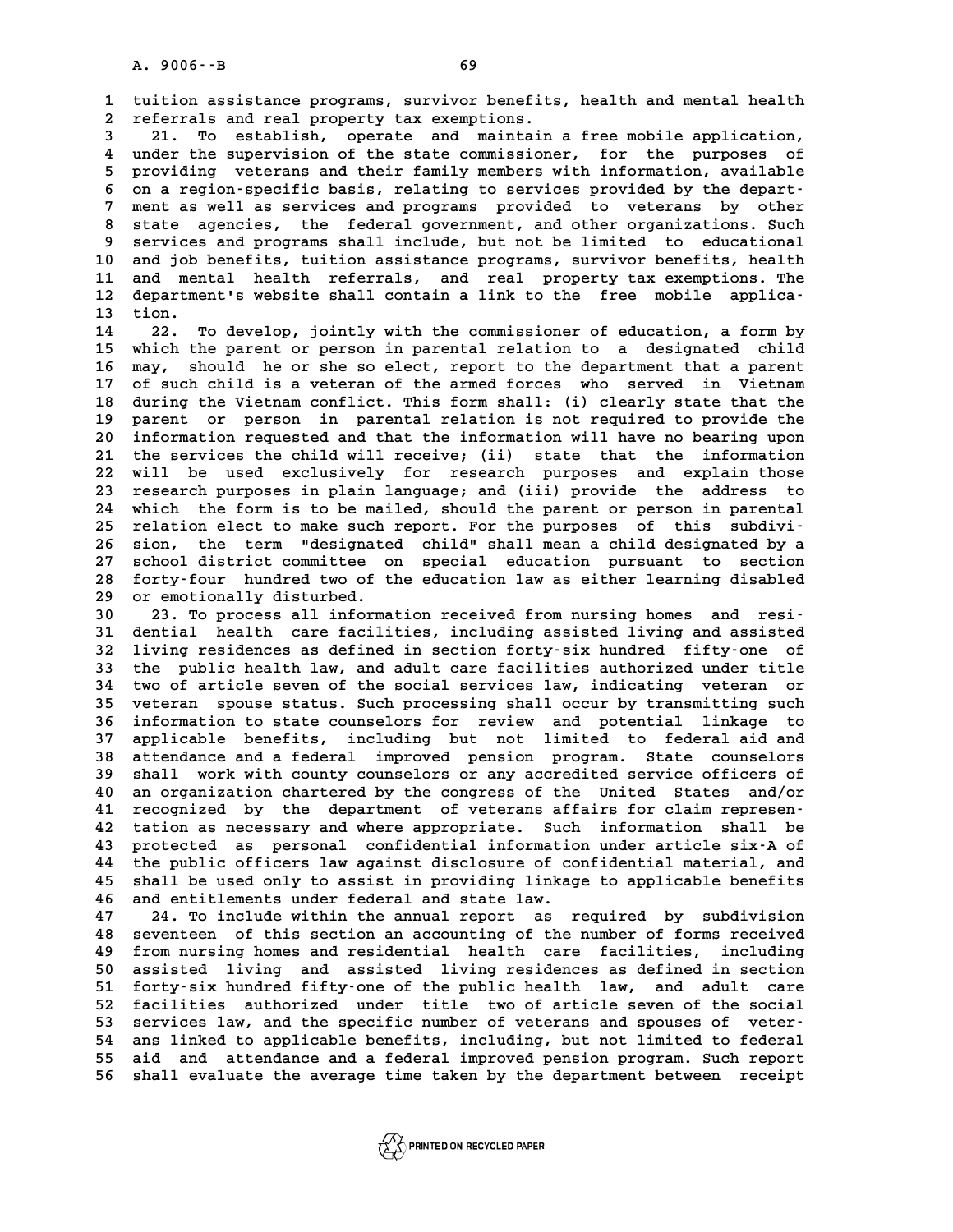tuition assistance programs, survivor benefits, health and mental health referrals and real property tax exemptions.

21. To establish, operate and maintain a free mobile application, under the supervision of the state commissioner, for the purposes of providing veterans and their family members with information, available on a region-specific basis, relating to services provided by the department as well as services and programs provided to veterans by other state agencies, the federal government, and other organizations. Such services and programs shall include, but not be limited to educational and job benefits, tuition assistance programs, survivor benefits, health and mental health referrals, and real property tax exemptions. The department's website shall contain a link to the free mobile application.

22. To develop, jointly with the commissioner of education, a form by which the parent or person in parental relation to a designated child may, should he or she so elect, report to the department that a parent of such child is a veteran of the armed forces who served in Vietnam during the Vietnam conflict. This form shall: (i) clearly state that the parent or person in parental relation is not required to provide the information requested and that the information will have no bearing upon the services the child will receive; (ii) state that the information will be used exclusively for research purposes and explain those research purposes in plain language; and (iii) provide the address to which the form is to be mailed, should the parent or person in parental relation elect to make such report. For the purposes of this subdivision, the term "designated child" shall mean a child designated by a school district committee on special education pursuant to section forty-four hundred two of the education law as either learning disabled or emotionally disturbed.

23. To process all information received from nursing homes and residential health care facilities, including assisted living and assisted living residences as defined in section forty-six hundred fifty-one of the public health law, and adult care facilities authorized under title two of article seven of the social services law, indicating veteran or veteran spouse status. Such processing shall occur by transmitting such information to state counselors for review and potential linkage to applicable benefits, including but not limited to federal aid and attendance and a federal improved pension program. State counselors shall work with county counselors or any accredited service officers of an organization chartered by the congress of the United States and/or recognized by the department of veterans affairs for claim representation as necessary and where appropriate. Such information shall be protected as personal confidential information under article six-A of the public officers law against disclosure of confidential material, and shall be used only to assist in providing linkage to applicable benefits and entitlements under federal and state law.

24. To include within the annual report as required by subdivision seventeen of this section an accounting of the number of forms received from nursing homes and residential health care facilities, including assisted living and assisted living residences as defined in section forty-six hundred fifty-one of the public health law, and adult care facilities authorized under title two of article seven of the social services law, and the specific number of veterans and spouses of veterans linked to applicable benefits, including, but not limited to federal aid and attendance and a federal improved pension program. Such report shall evaluate the average time taken by the department between receipt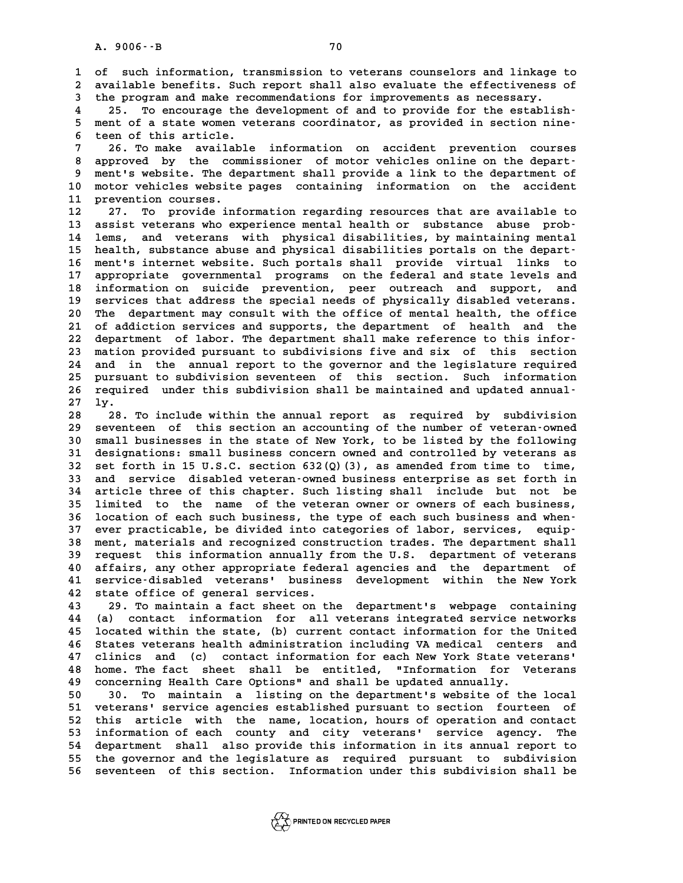of such information, transmission to veterans counselors and linkage to available benefits. Such report shall also evaluate the effectiveness of the program and make recommendations for improvements as necessary.

25. To encourage the development of and to provide for the establishment of a state women veterans coordinator, as provided in section nineteen of this article.

26. To make available information on accident prevention courses approved by the commissioner of motor vehicles online on the department's website. The department shall provide a link to the department of motor vehicles website pages containing information on the accident prevention courses.

27. To provide information regarding resources that are available to assist veterans who experience mental health or substance abuse problems, and veterans with physical disabilities, by maintaining mental health, substance abuse and physical disabilities portals on the department's internet website. Such portals shall provide virtual links to appropriate governmental programs on the federal and state levels and information on suicide prevention, peer outreach and support, and services that address the special needs of physically disabled veterans. The department may consult with the office of mental health, the office of addiction services and supports, the department of health and the department of labor. The department shall make reference to this information provided pursuant to subdivisions five and six of this section and in the annual report to the governor and the legislature required pursuant to subdivision seventeen of this section. Such information required under this subdivision shall be maintained and updated annually.

28. To include within the annual report as required by subdivision seventeen of this section an accounting of the number of veteran-owned small businesses in the state of New York, to be listed by the following designations: small business concern owned and controlled by veterans as set forth in 15 U.S.C. section 632(Q)(3), as amended from time to time, and service disabled veteran-owned business enterprise as set forth in article three of this chapter. Such listing shall include but not be limited to the name of the veteran owner or owners of each business, location of each such business, the type of each such business and whenever practicable, be divided into categories of labor, services, equipment, materials and recognized construction trades. The department shall request this information annually from the U.S. department of veterans affairs, any other appropriate federal agencies and the department of service-disabled veterans' business development within the New York state office of general services.

29. To maintain a fact sheet on the department's webpage containing (a) contact information for all veterans integrated service networks located within the state, (b) current contact information for the United States veterans health administration including VA medical centers and clinics and (c) contact information for each New York State veterans' home. The fact sheet shall be entitled, "Information for Veterans concerning Health Care Options" and shall be updated annually.

30. To maintain a listing on the department's website of the local veterans' service agencies established pursuant to section fourteen of this article with the name, location, hours of operation and contact information of each county and city veterans' service agency. The department shall also provide this information in its annual report to the governor and the legislature as required pursuant to subdivision seventeen of this section. Information under this subdivision shall be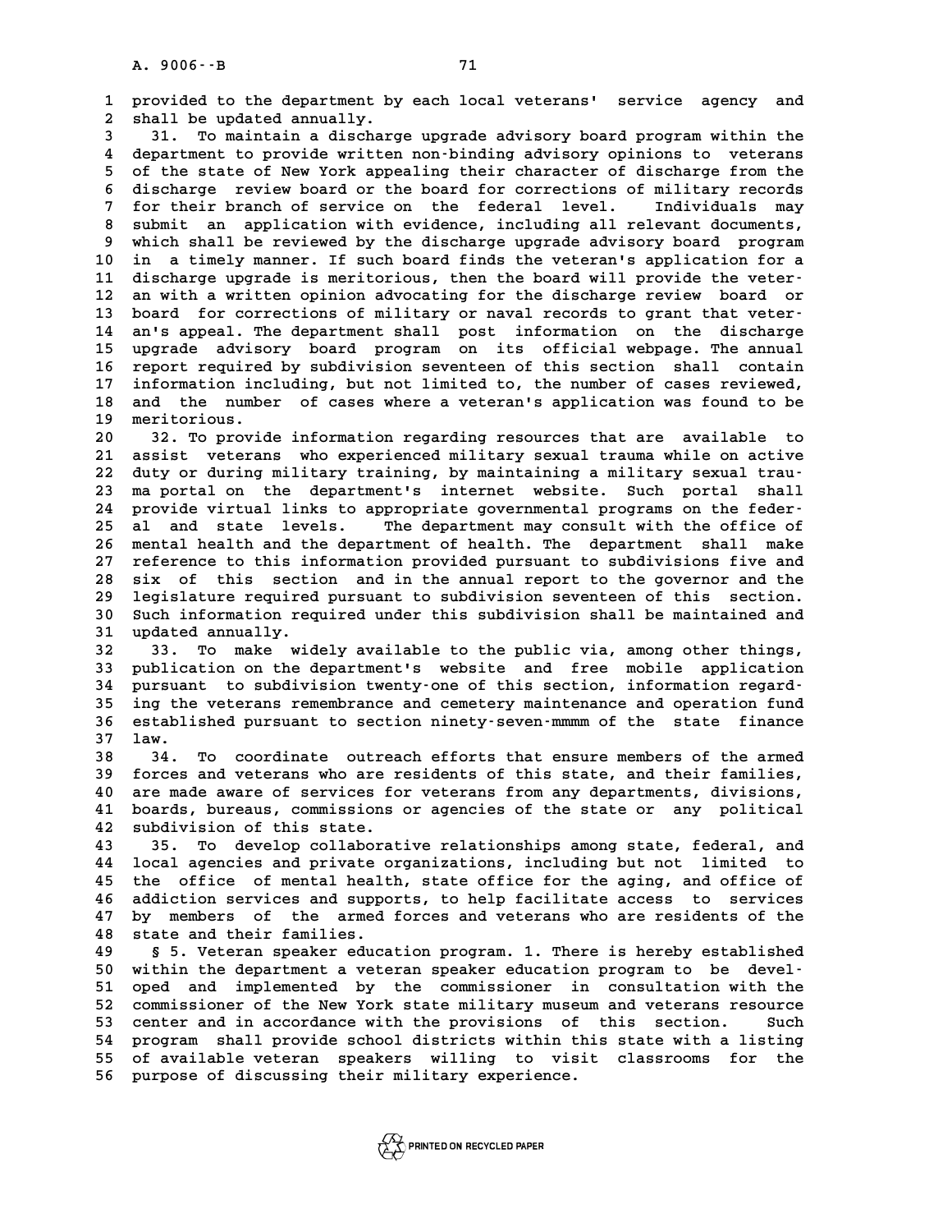provided to the department by each local veterans' service agency and shall be updated annually.

31. To maintain a discharge upgrade advisory board program within the department to provide written non-binding advisory opinions to veterans of the state of New York appealing their character of discharge from the discharge review board or the board for corrections of military records for their branch of service on the federal level. Individuals may submit an application with evidence, including all relevant documents, which shall be reviewed by the discharge upgrade advisory board program in a timely manner. If such board finds the veteran's application for a discharge upgrade is meritorious, then the board will provide the veteran with a written opinion advocating for the discharge review board or board for corrections of military or naval records to grant that veteran's appeal. The department shall post information on the discharge upgrade advisory board program on its official webpage. The annual report required by subdivision seventeen of this section shall contain information including, but not limited to, the number of cases reviewed, and the number of cases where a veteran's application was found to be meritorious.

32. To provide information regarding resources that are available to assist veterans who experienced military sexual trauma while on active duty or during military training, by maintaining a military sexual trauma portal on the department's internet website. Such portal shall provide virtual links to appropriate governmental programs on the federal and state levels. The department may consult with the office of mental health and the department of health. The department shall make reference to this information provided pursuant to subdivisions five and six of this section and in the annual report to the governor and the legislature required pursuant to subdivision seventeen of this section. Such information required under this subdivision shall be maintained and updated annually.

33. To make widely available to the public via, among other things, publication on the department's website and free mobile application pursuant to subdivision twenty-one of this section, information regarding the veterans remembrance and cemetery maintenance and operation fund established pursuant to section ninety-seven-mmmm of the state finance law.

34. To coordinate outreach efforts that ensure members of the armed forces and veterans who are residents of this state, and their families, are made aware of services for veterans from any departments, divisions, boards, bureaus, commissions or agencies of the state or any political subdivision of this state.

35. To develop collaborative relationships among state, federal, and local agencies and private organizations, including but not limited to the office of mental health, state office for the aging, and office of addiction services and supports, to help facilitate access to services by members of the armed forces and veterans who are residents of the state and their families.

§ 5. Veteran speaker education program. 1. There is hereby established within the department a veteran speaker education program to be developed and implemented by the commissioner in consultation with the commissioner of the New York state military museum and veterans resource center and in accordance with the provisions of this section. Such program shall provide school districts within this state with a listing of available veteran speakers willing to visit classrooms for the purpose of discussing their military experience.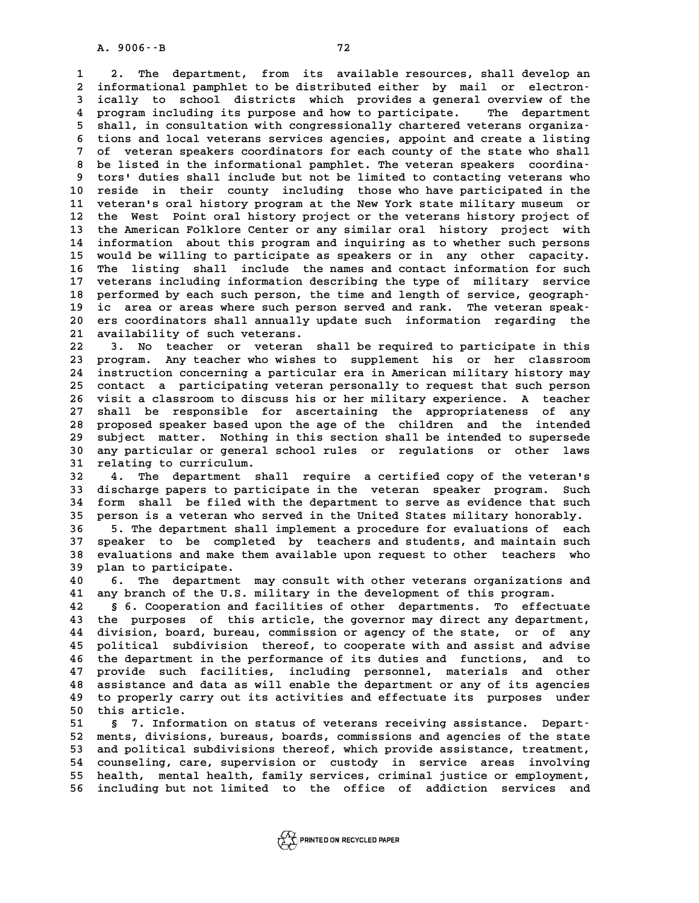2. The department, from its available resources, shall develop an informational pamphlet to be distributed either by mail or electronically to school districts which provides a general overview of the program including its purpose and how to participate. The department shall, in consultation with congressionally chartered veterans organizations and local veterans services agencies, appoint and create a listing of veteran speakers coordinators for each county of the state who shall be listed in the informational pamphlet. The veteran speakers coordinators' duties shall include but not be limited to contacting veterans who reside in their county including those who have participated in the veteran's oral history program at the New York state military museum or the West Point oral history project or the veterans history project of the American Folklore Center or any similar oral history project with information about this program and inquiring as to whether such persons would be willing to participate as speakers or in any other capacity. The listing shall include the names and contact information for such veterans including information describing the type of military service performed by each such person, the time and length of service, geographic area or areas where such person served and rank. The veteran speakers coordinators shall annually update such information regarding the availability of such veterans.

3. No teacher or veteran shall be required to participate in this program. Any teacher who wishes to supplement his or her classroom instruction concerning a particular era in American military history may contact a participating veteran personally to request that such person visit a classroom to discuss his or her military experience. A teacher shall be responsible for ascertaining the appropriateness of any proposed speaker based upon the age of the children and the intended subject matter. Nothing in this section shall be intended to supersede any particular or general school rules or regulations or other laws relating to curriculum.

4. The department shall require a certified copy of the veteran's discharge papers to participate in the veteran speaker program. Such form shall be filed with the department to serve as evidence that such person is a veteran who served in the United States military honorably.

5. The department shall implement a procedure for evaluations of each speaker to be completed by teachers and students, and maintain such evaluations and make them available upon request to other teachers who plan to participate.

6. The department may consult with other veterans organizations and any branch of the U.S. military in the development of this program.

§ 6. Cooperation and facilities of other departments. To effectuate the purposes of this article, the governor may direct any department, division, board, bureau, commission or agency of the state, or of any political subdivision thereof, to cooperate with and assist and advise the department in the performance of its duties and functions, and to provide such facilities, including personnel, materials and other assistance and data as will enable the department or any of its agencies to properly carry out its activities and effectuate its purposes under this article.

§ 7. Information on status of veterans receiving assistance. Departments, divisions, bureaus, boards, commissions and agencies of the state and political subdivisions thereof, which provide assistance, treatment, counseling, care, supervision or custody in service areas involving health, mental health, family services, criminal justice or employment, including but not limited to the office of addiction services and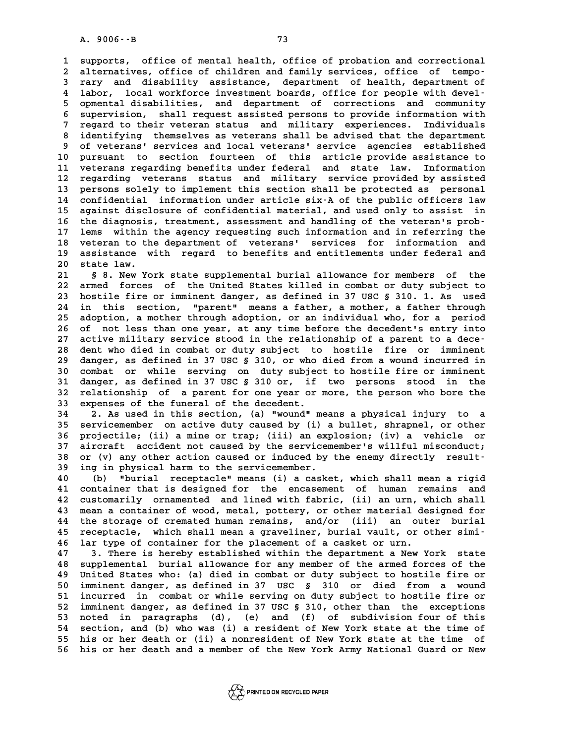supports, office of mental health, office of probation and correctional alternatives, office of children and family services, office of temporary and disability assistance, department of health, department of labor, local workforce investment boards, office for people with developmental disabilities, and department of corrections and community supervision, shall request assisted persons to provide information with regard to their veteran status and military experiences. Individuals identifying themselves as veterans shall be advised that the department of veterans' services and local veterans' service agencies established pursuant to section fourteen of this article provide assistance to veterans regarding benefits under federal and state law. Information regarding veterans status and military service provided by assisted persons solely to implement this section shall be protected as personal confidential information under article six-A of the public officers law against disclosure of confidential material, and used only to assist in the diagnosis, treatment, assessment and handling of the veteran's problems within the agency requesting such information and in referring the veteran to the department of veterans' services for information and assistance with regard to benefits and entitlements under federal and state law.

§ 8. New York state supplemental burial allowance for members of the armed forces of the United States killed in combat or duty subject to hostile fire or imminent danger, as defined in 37 USC § 310. 1. As used in this section, "parent" means a father, a mother, a father through adoption, a mother through adoption, or an individual who, for a period of not less than one year, at any time before the decedent's entry into active military service stood in the relationship of a parent to a decedent who died in combat or duty subject to hostile fire or imminent danger, as defined in 37 USC § 310, or who died from a wound incurred in combat or while serving on duty subject to hostile fire or imminent danger, as defined in 37 USC § 310 or, if two persons stood in the relationship of a parent for one year or more, the person who bore the expenses of the funeral of the decedent.

2. As used in this section, (a) "wound" means a physical injury to a servicemember on active duty caused by (i) a bullet, shrapnel, or other projectile; (ii) a mine or trap; (iii) an explosion; (iv) a vehicle or aircraft accident not caused by the servicemember's willful misconduct; or (v) any other action caused or induced by the enemy directly resulting in physical harm to the servicemember.

(b) "burial receptacle" means (i) a casket, which shall mean a rigid container that is designed for the encasement of human remains and customarily ornamented and lined with fabric, (ii) an urn, which shall mean a container of wood, metal, pottery, or other material designed for the storage of cremated human remains, and/or (iii) an outer burial receptacle, which shall mean a graveliner, burial vault, or other similar type of container for the placement of a casket or urn.

3. There is hereby established within the department a New York state supplemental burial allowance for any member of the armed forces of the United States who: (a) died in combat or duty subject to hostile fire or imminent danger, as defined in 37 USC § 310 or died from a wound incurred in combat or while serving on duty subject to hostile fire or imminent danger, as defined in 37 USC § 310, other than the exceptions noted in paragraphs (d), (e) and (f) of subdivision four of this section, and (b) who was (i) a resident of New York state at the time of his or her death or (ii) a nonresident of New York state at the time of his or her death and a member of the New York Army National Guard or New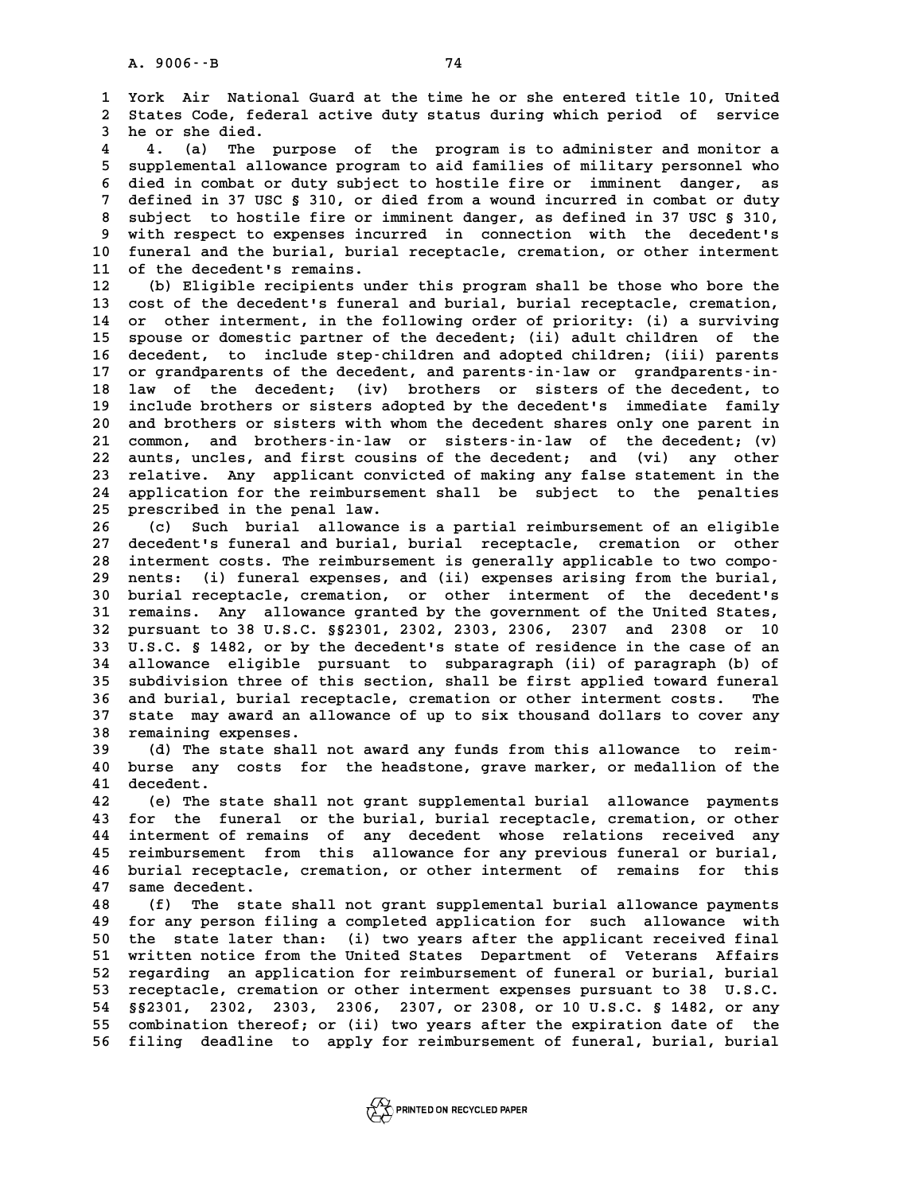York Air National Guard at the time he or she entered title 10, United States Code, federal active duty status during which period of service he or she died.

4. (a) The purpose of the program is to administer and monitor a supplemental allowance program to aid families of military personnel who died in combat or duty subject to hostile fire or imminent danger, as defined in 37 USC § 310, or died from a wound incurred in combat or duty subject to hostile fire or imminent danger, as defined in 37 USC § 310, with respect to expenses incurred in connection with the decedent's funeral and the burial, burial receptacle, cremation, or other interment of the decedent's remains.

(b) Eligible recipients under this program shall be those who bore the cost of the decedent's funeral and burial, burial receptacle, cremation, or other interment, in the following order of priority: (i) a surviving spouse or domestic partner of the decedent; (ii) adult children of the decedent, to include step-children and adopted children; (iii) parents or grandparents of the decedent, and parents-in-law or grandparents-in-law of the decedent; (iv) brothers or sisters of the decedent, to include brothers or sisters adopted by the decedent's immediate family and brothers or sisters with whom the decedent shares only one parent in common, and brothers-in-law or sisters-in-law of the decedent; (v) aunts, uncles, and first cousins of the decedent; and (vi) any other relative. Any applicant convicted of making any false statement in the application for the reimbursement shall be subject to the penalties prescribed in the penal law.

(c) Such burial allowance is a partial reimbursement of an eligible decedent's funeral and burial, burial receptacle, cremation or other interment costs. The reimbursement is generally applicable to two components: (i) funeral expenses, and (ii) expenses arising from the burial, burial receptacle, cremation, or other interment of the decedent's remains. Any allowance granted by the government of the United States, pursuant to 38 U.S.C. §§2301, 2302, 2303, 2306, 2307 and 2308 or 10 U.S.C. § 1482, or by the decedent's state of residence in the case of an allowance eligible pursuant to subparagraph (ii) of paragraph (b) of subdivision three of this section, shall be first applied toward funeral and burial, burial receptacle, cremation or other interment costs. The state may award an allowance of up to six thousand dollars to cover any remaining expenses.

(d) The state shall not award any funds from this allowance to reimburse any costs for the headstone, grave marker, or medallion of the decedent.

(e) The state shall not grant supplemental burial allowance payments for the funeral or the burial, burial receptacle, cremation, or other interment of remains of any decedent whose relations received any reimbursement from this allowance for any previous funeral or burial, burial receptacle, cremation, or other interment of remains for this same decedent.

(f) The state shall not grant supplemental burial allowance payments for any person filing a completed application for such allowance with the state later than: (i) two years after the applicant received final written notice from the United States Department of Veterans Affairs regarding an application for reimbursement of funeral or burial, burial receptacle, cremation or other interment expenses pursuant to 38 U.S.C. §§2301, 2302, 2303, 2306, 2307, or 2308, or 10 U.S.C. § 1482, or any combination thereof; or (ii) two years after the expiration date of the filing deadline to apply for reimbursement of funeral, burial, burial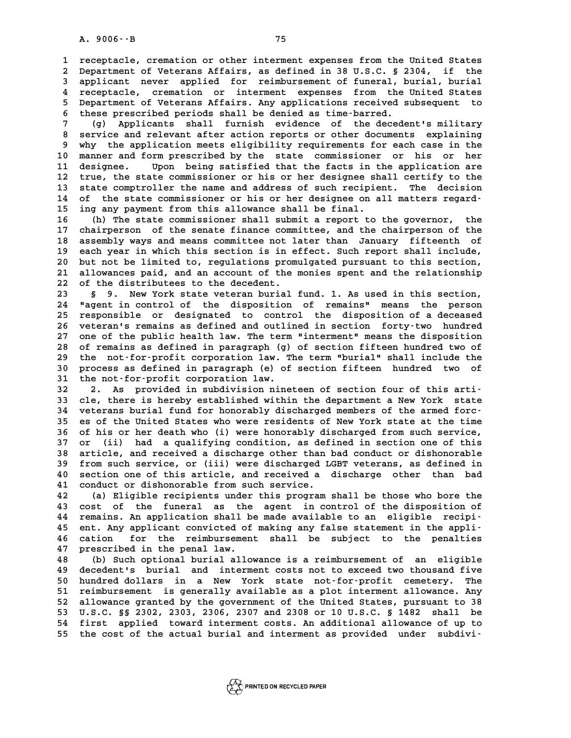receptacle, cremation or other interment expenses from the United States Department of Veterans Affairs, as defined in 38 U.S.C. § 2304, if the applicant never applied for reimbursement of funeral, burial, burial receptacle, cremation or interment expenses from the United States Department of Veterans Affairs. Any applications received subsequent to these prescribed periods shall be denied as time-barred.

(g) Applicants shall furnish evidence of the decedent's military service and relevant after action reports or other documents explaining why the application meets eligibility requirements for each case in the manner and form prescribed by the state commissioner or his or her designee. Upon being satisfied that the facts in the application are true, the state commissioner or his or her designee shall certify to the state comptroller the name and address of such recipient. The decision of the state commissioner or his or her designee on all matters regarding any payment from this allowance shall be final.

(h) The state commissioner shall submit a report to the governor, the chairperson of the senate finance committee, and the chairperson of the assembly ways and means committee not later than January fifteenth of each year in which this section is in effect. Such report shall include, but not be limited to, regulations promulgated pursuant to this section, allowances paid, and an account of the monies spent and the relationship of the distributees to the decedent.

§ 9. New York state veteran burial fund. 1. As used in this section, "agent in control of the disposition of remains" means the person responsible or designated to control the disposition of a deceased veteran's remains as defined and outlined in section forty-two hundred one of the public health law. The term "interment" means the disposition of remains as defined in paragraph (g) of section fifteen hundred two of the not-for-profit corporation law. The term "burial" shall include the process as defined in paragraph (e) of section fifteen hundred two of the not-for-profit corporation law.

2. As provided in subdivision nineteen of section four of this article, there is hereby established within the department a New York state veterans burial fund for honorably discharged members of the armed forces of the United States who were residents of New York state at the time of his or her death who (i) were honorably discharged from such service, or (ii) had a qualifying condition, as defined in section one of this article, and received a discharge other than bad conduct or dishonorable from such service, or (iii) were discharged LGBT veterans, as defined in section one of this article, and received a discharge other than bad conduct or dishonorable from such service.

(a) Eligible recipients under this program shall be those who bore the cost of the funeral as the agent in control of the disposition of remains. An application shall be made available to an eligible recipient. Any applicant convicted of making any false statement in the application for the reimbursement shall be subject to the penalties prescribed in the penal law.

(b) Such optional burial allowance is a reimbursement of an eligible decedent's burial and interment costs not to exceed two thousand five hundred dollars in a New York state not-for-profit cemetery. The reimbursement is generally available as a plot interment allowance. Any allowance granted by the government of the United States, pursuant to 38 U.S.C. §§ 2302, 2303, 2306, 2307 and 2308 or 10 U.S.C. § 1482 shall be first applied toward interment costs. An additional allowance of up to the cost of the actual burial and interment as provided under subdivi-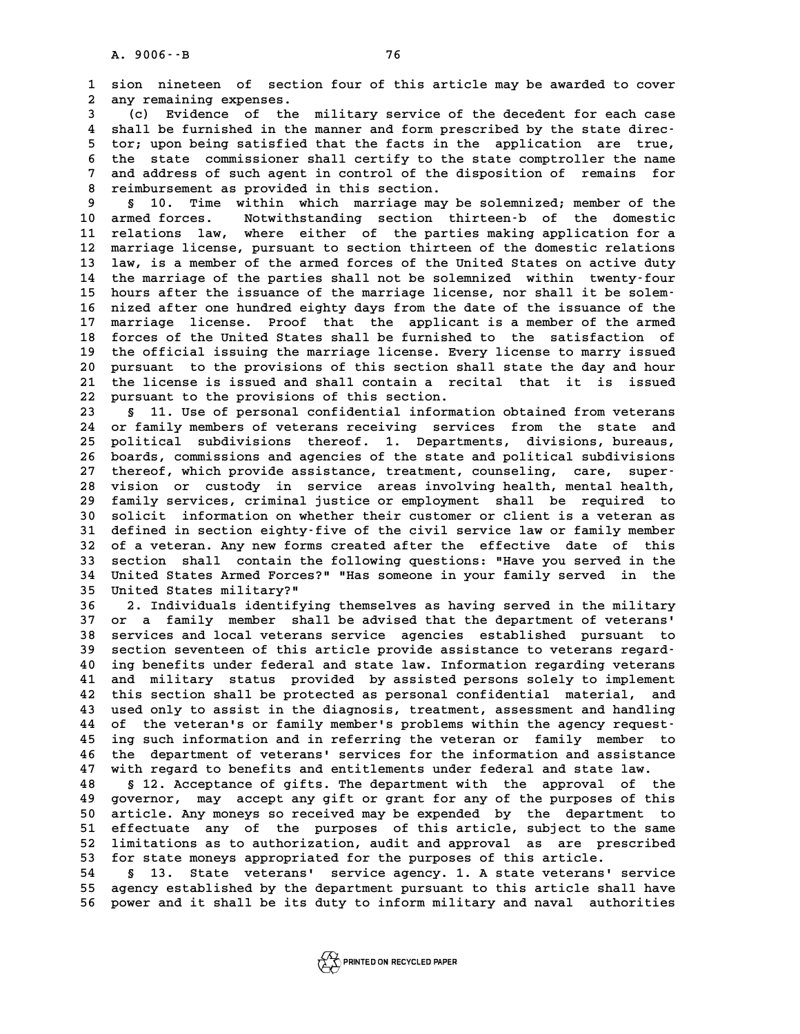sion nineteen of section four of this article may be awarded to cover any remaining expenses.

(c) Evidence of the military service of the decedent for each case shall be furnished in the manner and form prescribed by the state director; upon being satisfied that the facts in the application are true, the state commissioner shall certify to the state comptroller the name and address of such agent in control of the disposition of remains for reimbursement as provided in this section.

§ 10. Time within which marriage may be solemnized; member of the armed forces. Notwithstanding section thirteen-b of the domestic relations law, where either of the parties making application for a marriage license, pursuant to section thirteen of the domestic relations law, is a member of the armed forces of the United States on active duty the marriage of the parties shall not be solemnized within twenty-four hours after the issuance of the marriage license, nor shall it be solemnized after one hundred eighty days from the date of the issuance of the marriage license. Proof that the applicant is a member of the armed forces of the United States shall be furnished to the satisfaction of the official issuing the marriage license. Every license to marry issued pursuant to the provisions of this section shall state the day and hour the license is issued and shall contain a recital that it is issued pursuant to the provisions of this section.

§ 11. Use of personal confidential information obtained from veterans or family members of veterans receiving services from the state and political subdivisions thereof. 1. Departments, divisions, bureaus, boards, commissions and agencies of the state and political subdivisions thereof, which provide assistance, treatment, counseling, care, supervision or custody in service areas involving health, mental health, family services, criminal justice or employment shall be required to solicit information on whether their customer or client is a veteran as defined in section eighty-five of the civil service law or family member of a veteran. Any new forms created after the effective date of this section shall contain the following questions: "Have you served in the United States Armed Forces?" "Has someone in your family served in the United States military?"

2. Individuals identifying themselves as having served in the military or a family member shall be advised that the department of veterans' services and local veterans service agencies established pursuant to section seventeen of this article provide assistance to veterans regarding benefits under federal and state law. Information regarding veterans and military status provided by assisted persons solely to implement this section shall be protected as personal confidential material, and used only to assist in the diagnosis, treatment, assessment and handling of the veteran's or family member's problems within the agency requesting such information and in referring the veteran or family member to the department of veterans' services for the information and assistance with regard to benefits and entitlements under federal and state law.

§ 12. Acceptance of gifts. The department with the approval of the governor, may accept any gift or grant for any of the purposes of this article. Any moneys so received may be expended by the department to effectuate any of the purposes of this article, subject to the same limitations as to authorization, audit and approval as are prescribed for state moneys appropriated for the purposes of this article.

§ 13. State veterans' service agency. 1. A state veterans' service agency established by the department pursuant to this article shall have power and it shall be its duty to inform military and naval authorities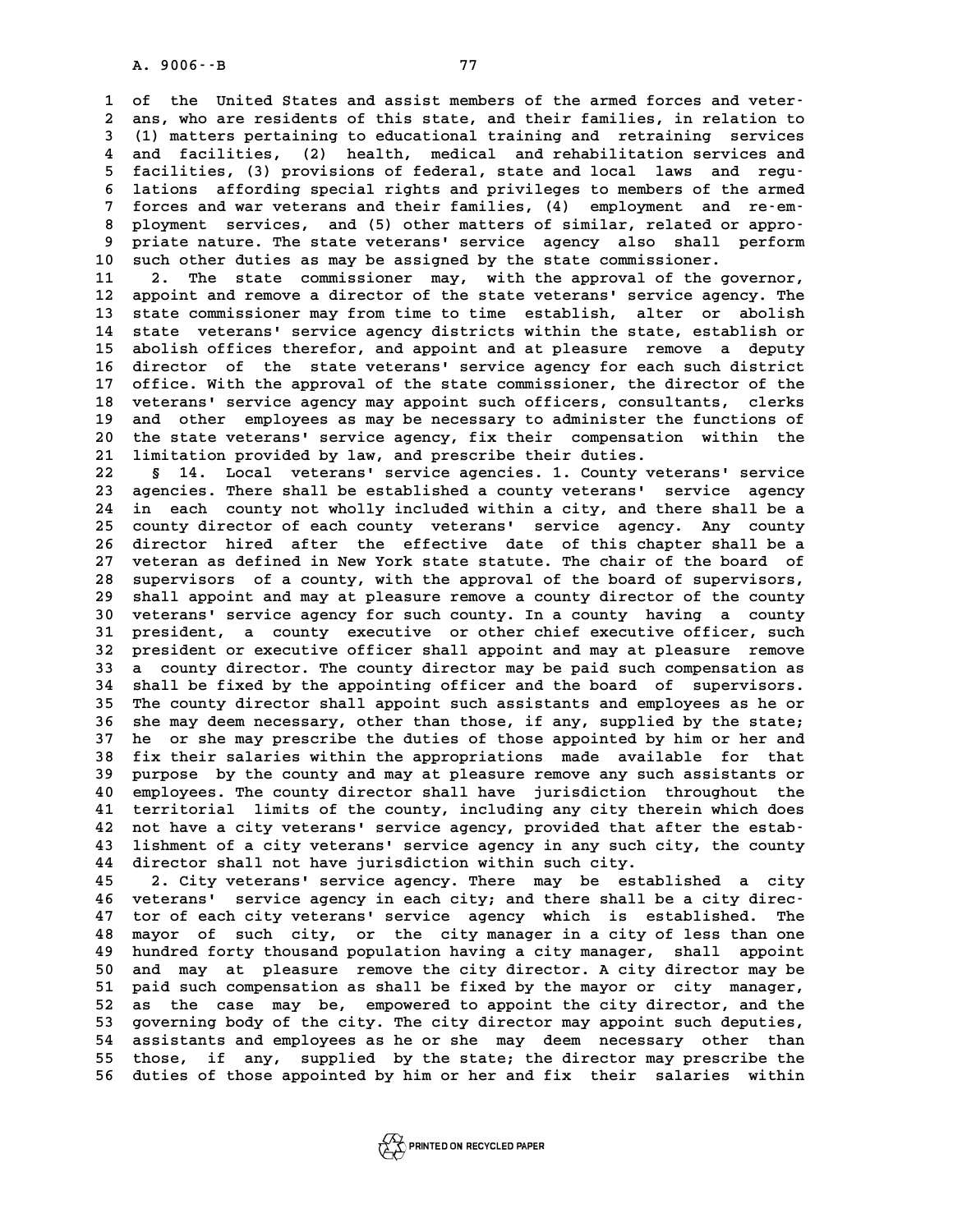of the United States and assist members of the armed forces and veterans, who are residents of this state, and their families, in relation to (1) matters pertaining to educational training and retraining services and facilities, (2) health, medical and rehabilitation services and facilities, (3) provisions of federal, state and local laws and regulations affording special rights and privileges to members of the armed forces and war veterans and their families, (4) employment and re-employment services, and (5) other matters of similar, related or appropriate nature. The state veterans' service agency also shall perform such other duties as may be assigned by the state commissioner.

2. The state commissioner may, with the approval of the governor, appoint and remove a director of the state veterans' service agency. The state commissioner may from time to time establish, alter or abolish state veterans' service agency districts within the state, establish or abolish offices therefor, and appoint and at pleasure remove a deputy director of the state veterans' service agency for each such district office. With the approval of the state commissioner, the director of the veterans' service agency may appoint such officers, consultants, clerks and other employees as may be necessary to administer the functions of the state veterans' service agency, fix their compensation within the limitation provided by law, and prescribe their duties.

§ 14. Local veterans' service agencies. 1. County veterans' service agencies. There shall be established a county veterans' service agency in each county not wholly included within a city, and there shall be a county director of each county veterans' service agency. Any county director hired after the effective date of this chapter shall be a veteran as defined in New York state statute. The chair of the board of supervisors of a county, with the approval of the board of supervisors, shall appoint and may at pleasure remove a county director of the county veterans' service agency for such county. In a county having a county president, a county executive or other chief executive officer, such president or executive officer shall appoint and may at pleasure remove a county director. The county director may be paid such compensation as shall be fixed by the appointing officer and the board of supervisors. The county director shall appoint such assistants and employees as he or she may deem necessary, other than those, if any, supplied by the state; he or she may prescribe the duties of those appointed by him or her and fix their salaries within the appropriations made available for that purpose by the county and may at pleasure remove any such assistants or employees. The county director shall have jurisdiction throughout the territorial limits of the county, including any city therein which does not have a city veterans' service agency, provided that after the establishment of a city veterans' service agency in any such city, the county director shall not have jurisdiction within such city.

2. City veterans' service agency. There may be established a city veterans' service agency in each city; and there shall be a city director of each city veterans' service agency which is established. The mayor of such city, or the city manager in a city of less than one hundred forty thousand population having a city manager, shall appoint and may at pleasure remove the city director. A city director may be paid such compensation as shall be fixed by the mayor or city manager, as the case may be, empowered to appoint the city director, and the governing body of the city. The city director may appoint such deputies, assistants and employees as he or she may deem necessary other than those, if any, supplied by the state; the director may prescribe the duties of those appointed by him or her and fix their salaries within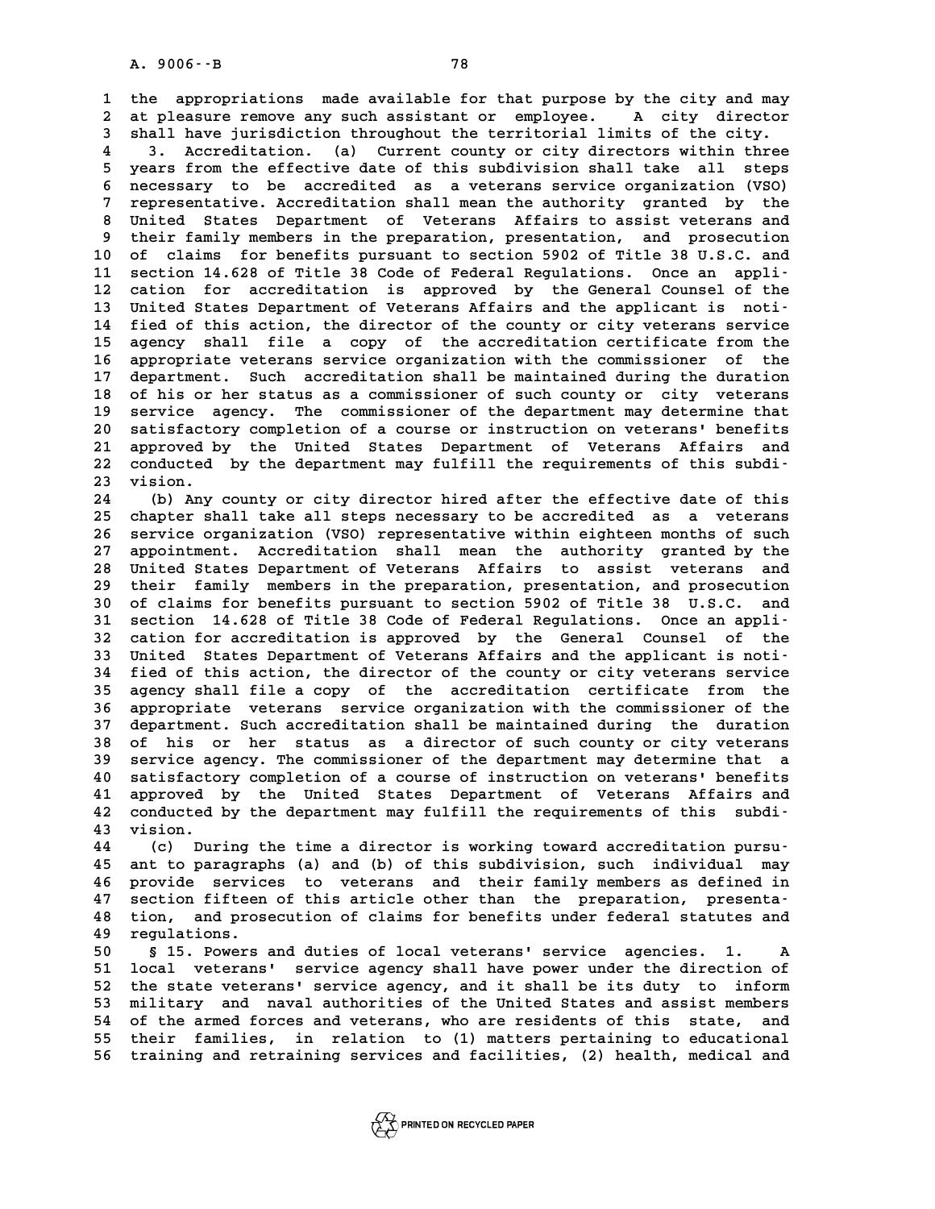the appropriations made available for that purpose by the city and may at pleasure remove any such assistant or employee. A city director shall have jurisdiction throughout the territorial limits of the city.

3. Accreditation. (a) Current county or city directors within three years from the effective date of this subdivision shall take all steps necessary to be accredited as a veterans service organization (VSO) representative. Accreditation shall mean the authority granted by the United States Department of Veterans Affairs to assist veterans and their family members in the preparation, presentation, and prosecution of claims for benefits pursuant to section 5902 of Title 38 U.S.C. and section 14.628 of Title 38 Code of Federal Regulations. Once an application for accreditation is approved by the General Counsel of the United States Department of Veterans Affairs and the applicant is notified of this action, the director of the county or city veterans service agency shall file a copy of the accreditation certificate from the appropriate veterans service organization with the commissioner of the department. Such accreditation shall be maintained during the duration of his or her status as a commissioner of such county or city veterans service agency. The commissioner of the department may determine that satisfactory completion of a course or instruction on veterans' benefits approved by the United States Department of Veterans Affairs and conducted by the department may fulfill the requirements of this subdivision.

(b) Any county or city director hired after the effective date of this chapter shall take all steps necessary to be accredited as a veterans service organization (VSO) representative within eighteen months of such appointment. Accreditation shall mean the authority granted by the United States Department of Veterans Affairs to assist veterans and their family members in the preparation, presentation, and prosecution of claims for benefits pursuant to section 5902 of Title 38 U.S.C. and section 14.628 of Title 38 Code of Federal Regulations. Once an application for accreditation is approved by the General Counsel of the United States Department of Veterans Affairs and the applicant is notified of this action, the director of the county or city veterans service agency shall file a copy of the accreditation certificate from the appropriate veterans service organization with the commissioner of the department. Such accreditation shall be maintained during the duration of his or her status as a director of such county or city veterans service agency. The commissioner of the department may determine that a satisfactory completion of a course of instruction on veterans' benefits approved by the United States Department of Veterans Affairs and conducted by the department may fulfill the requirements of this subdivision.

(c) During the time a director is working toward accreditation pursuant to paragraphs (a) and (b) of this subdivision, such individual may provide services to veterans and their family members as defined in section fifteen of this article other than the preparation, presentation, and prosecution of claims for benefits under federal statutes and regulations.

§ 15. Powers and duties of local veterans' service agencies. 1. A local veterans' service agency shall have power under the direction of the state veterans' service agency, and it shall be its duty to inform military and naval authorities of the United States and assist members of the armed forces and veterans, who are residents of this state, and their families, in relation to (1) matters pertaining to educational training and retraining services and facilities, (2) health, medical and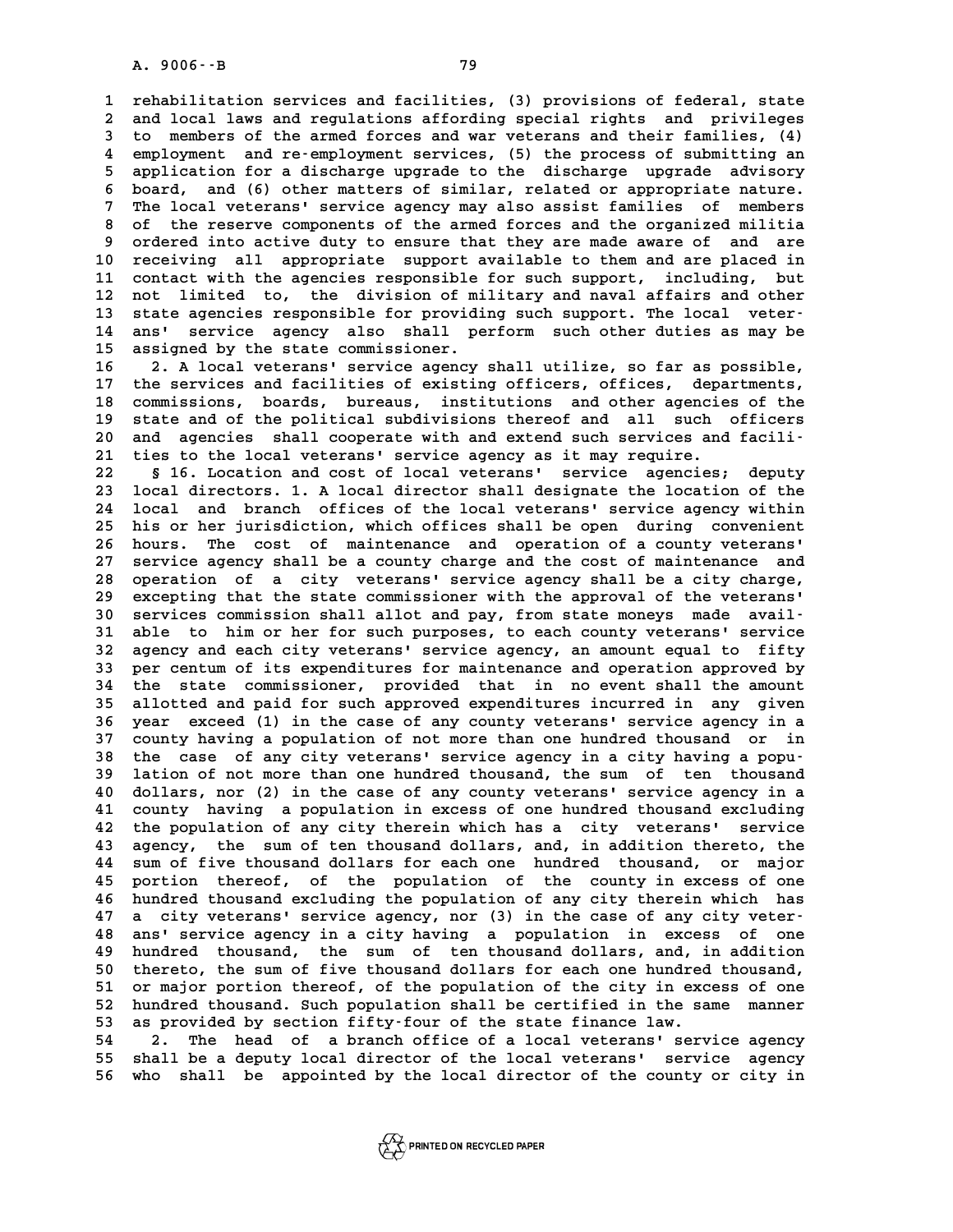rehabilitation services and facilities, (3) provisions of federal, state and local laws and regulations affording special rights and privileges to members of the armed forces and war veterans and their families, (4) employment and re-employment services, (5) the process of submitting an application for a discharge upgrade to the discharge upgrade advisory board, and (6) other matters of similar, related or appropriate nature. The local veterans' service agency may also assist families of members of the reserve components of the armed forces and the organized militia ordered into active duty to ensure that they are made aware of and are receiving all appropriate support available to them and are placed in contact with the agencies responsible for such support, including, but not limited to, the division of military and naval affairs and other state agencies responsible for providing such support. The local veterans' service agency also shall perform such other duties as may be assigned by the state commissioner.

2. A local veterans' service agency shall utilize, so far as possible, the services and facilities of existing officers, offices, departments, commissions, boards, bureaus, institutions and other agencies of the state and of the political subdivisions thereof and all such officers and agencies shall cooperate with and extend such services and facilities to the local veterans' service agency as it may require.

§ 16. Location and cost of local veterans' service agencies; deputy local directors. 1. A local director shall designate the location of the local and branch offices of the local veterans' service agency within his or her jurisdiction, which offices shall be open during convenient hours. The cost of maintenance and operation of a county veterans' service agency shall be a county charge and the cost of maintenance and operation of a city veterans' service agency shall be a city charge, excepting that the state commissioner with the approval of the veterans' services commission shall allot and pay, from state moneys made available to him or her for such purposes, to each county veterans' service agency and each city veterans' service agency, an amount equal to fifty per centum of its expenditures for maintenance and operation approved by the state commissioner, provided that in no event shall the amount allotted and paid for such approved expenditures incurred in any given year exceed (1) in the case of any county veterans' service agency in a county having a population of not more than one hundred thousand or in the case of any city veterans' service agency in a city having a population of not more than one hundred thousand, the sum of ten thousand dollars, nor (2) in the case of any county veterans' service agency in a county having a population in excess of one hundred thousand excluding the population of any city therein which has a city veterans' service agency, the sum of ten thousand dollars, and, in addition thereto, the sum of five thousand dollars for each one hundred thousand, or major portion thereof, of the population of the county in excess of one hundred thousand excluding the population of any city therein which has a city veterans' service agency, nor (3) in the case of any city veterans' service agency in a city having a population in excess of one hundred thousand, the sum of ten thousand dollars, and, in addition thereto, the sum of five thousand dollars for each one hundred thousand, or major portion thereof, of the population of the city in excess of one hundred thousand. Such population shall be certified in the same manner as provided by section fifty-four of the state finance law.

2. The head of a branch office of a local veterans' service agency shall be a deputy local director of the local veterans' service agency who shall be appointed by the local director of the county or city in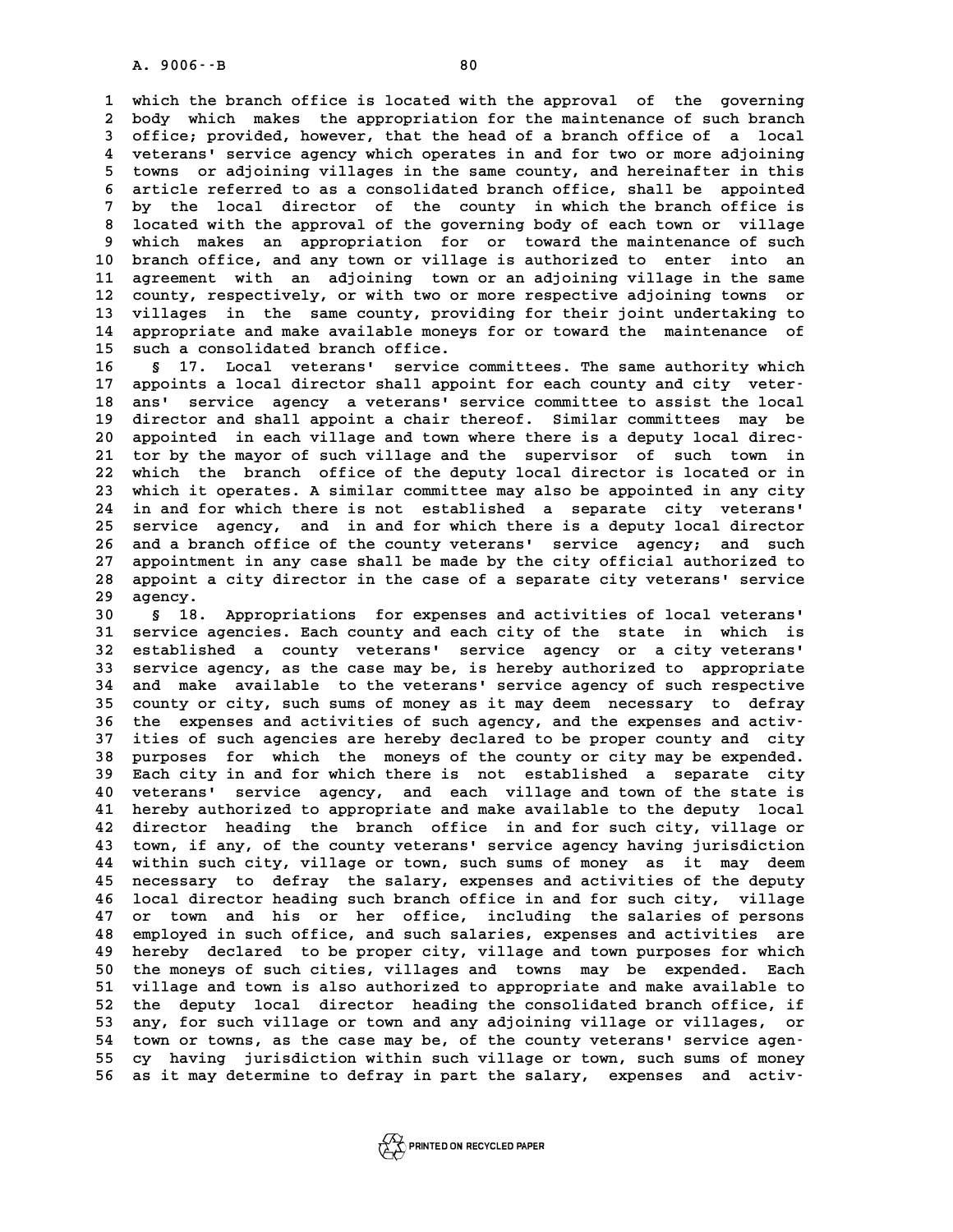which the branch office is located with the approval of the governing body which makes the appropriation for the maintenance of such branch office; provided, however, that the head of a branch office of a local veterans' service agency which operates in and for two or more adjoining towns or adjoining villages in the same county, and hereinafter in this article referred to as a consolidated branch office, shall be appointed by the local director of the county in which the branch office is located with the approval of the governing body of each town or village which makes an appropriation for or toward the maintenance of such branch office, and any town or village is authorized to enter into an agreement with an adjoining town or an adjoining village in the same county, respectively, or with two or more respective adjoining towns or villages in the same county, providing for their joint undertaking to appropriate and make available moneys for or toward the maintenance of such a consolidated branch office.

§ 17. Local veterans' service committees. The same authority which appoints a local director shall appoint for each county and city veterans' service agency a veterans' service committee to assist the local director and shall appoint a chair thereof. Similar committees may be appointed in each village and town where there is a deputy local director by the mayor of such village and the supervisor of such town in which the branch office of the deputy local director is located or in which it operates. A similar committee may also be appointed in any city in and for which there is not established a separate city veterans' service agency, and in and for which there is a deputy local director and a branch office of the county veterans' service agency; and such appointment in any case shall be made by the city official authorized to appoint a city director in the case of a separate city veterans' service agency.

§ 18. Appropriations for expenses and activities of local veterans' service agencies. Each county and each city of the state in which is established a county veterans' service agency or a city veterans' service agency, as the case may be, is hereby authorized to appropriate and make available to the veterans' service agency of such respective county or city, such sums of money as it may deem necessary to defray the expenses and activities of such agency, and the expenses and activities of such agencies are hereby declared to be proper county and city purposes for which the moneys of the county or city may be expended. Each city in and for which there is not established a separate city veterans' service agency, and each village and town of the state is hereby authorized to appropriate and make available to the deputy local director heading the branch office in and for such city, village or town, if any, of the county veterans' service agency having jurisdiction within such city, village or town, such sums of money as it may deem necessary to defray the salary, expenses and activities of the deputy local director heading such branch office in and for such city, village or town and his or her office, including the salaries of persons employed in such office, and such salaries, expenses and activities are hereby declared to be proper city, village and town purposes for which the moneys of such cities, villages and towns may be expended. Each village and town is also authorized to appropriate and make available to the deputy local director heading the consolidated branch office, if any, for such village or town and any adjoining village or villages, or town or towns, as the case may be, of the county veterans' service agency having jurisdiction within such village or town, such sums of money as it may determine to defray in part the salary, expenses and activ-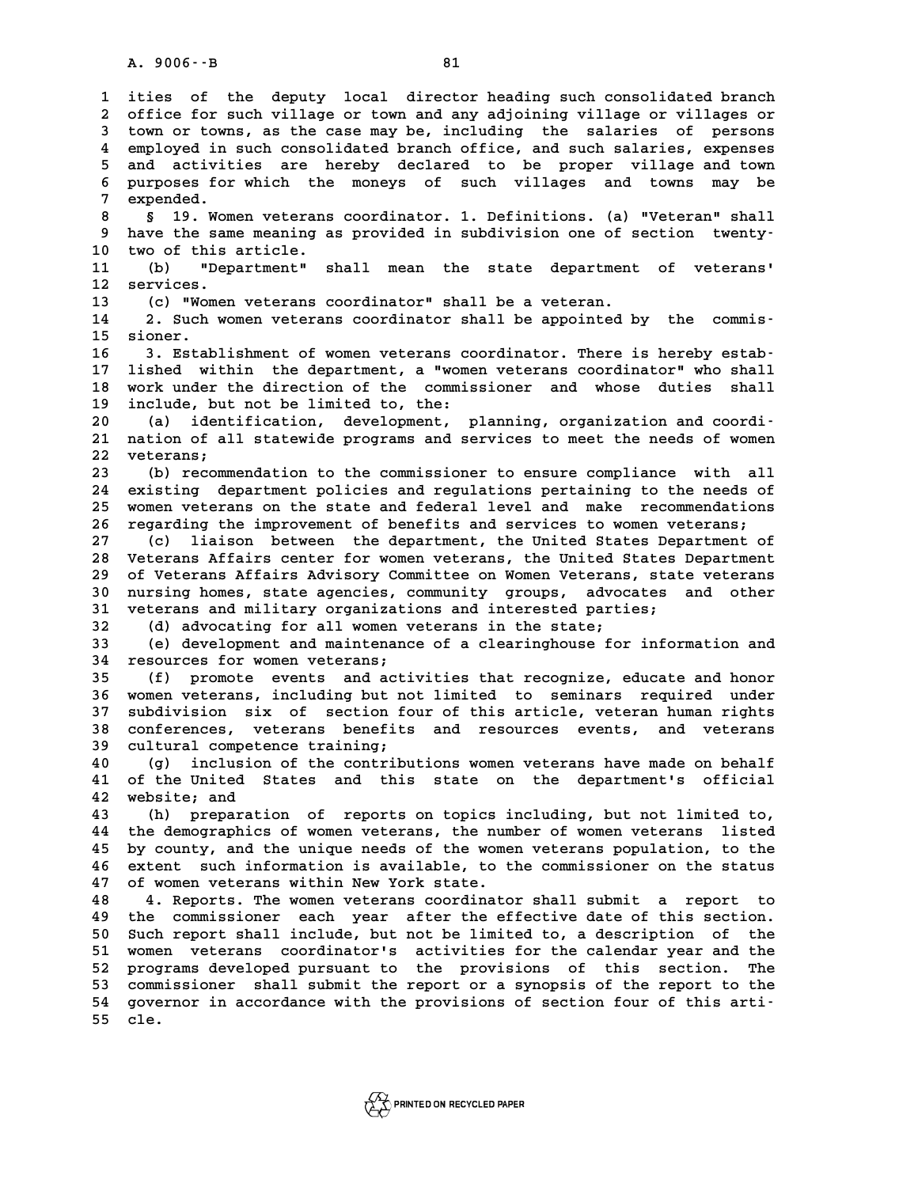ities of the deputy local director heading such consolidated branch office for such village or town and any adjoining village or villages or town or towns, as the case may be, including the salaries of persons employed in such consolidated branch office, and such salaries, expenses and activities are hereby declared to be proper village and town purposes for which the moneys of such villages and towns may be expended.

§ 19. Women veterans coordinator. 1. Definitions. (a) "Veteran" shall have the same meaning as provided in subdivision one of section twenty-two of this article.

(b) "Department" shall mean the state department of veterans' services.

(c) "Women veterans coordinator" shall be a veteran.

2. Such women veterans coordinator shall be appointed by the commissioner.

3. Establishment of women veterans coordinator. There is hereby established within the department, a "women veterans coordinator" who shall work under the direction of the commissioner and whose duties shall include, but not be limited to, the:

(a) identification, development, planning, organization and coordination of all statewide programs and services to meet the needs of women veterans;

(b) recommendation to the commissioner to ensure compliance with all existing department policies and regulations pertaining to the needs of women veterans on the state and federal level and make recommendations regarding the improvement of benefits and services to women veterans;

(c) liaison between the department, the United States Department of Veterans Affairs center for women veterans, the United States Department of Veterans Affairs Advisory Committee on Women Veterans, state veterans nursing homes, state agencies, community groups, advocates and other veterans and military organizations and interested parties;

(d) advocating for all women veterans in the state;

(e) development and maintenance of a clearinghouse for information and resources for women veterans;

(f) promote events and activities that recognize, educate and honor women veterans, including but not limited to seminars required under subdivision six of section four of this article, veteran human rights conferences, veterans benefits and resources events, and veterans cultural competence training;

(g) inclusion of the contributions women veterans have made on behalf of the United States and this state on the department's official website; and

(h) preparation of reports on topics including, but not limited to, the demographics of women veterans, the number of women veterans listed by county, and the unique needs of the women veterans population, to the extent such information is available, to the commissioner on the status of women veterans within New York state.

4. Reports. The women veterans coordinator shall submit a report to the commissioner each year after the effective date of this section. Such report shall include, but not be limited to, a description of the women veterans coordinator's activities for the calendar year and the programs developed pursuant to the provisions of this section. The commissioner shall submit the report or a synopsis of the report to the governor in accordance with the provisions of section four of this article.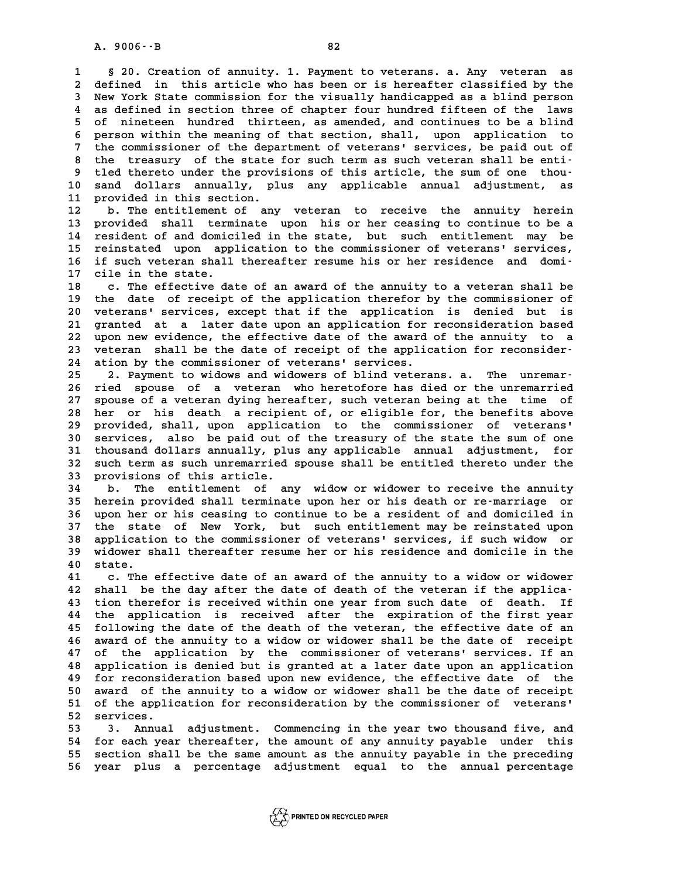§ 20. Creation of annuity. 1. Payment to veterans. a. Any veteran as defined in this article who has been or is hereafter classified by the New York State commission for the visually handicapped as a blind person as defined in section three of chapter four hundred fifteen of the laws of nineteen hundred thirteen, as amended, and continues to be a blind person within the meaning of that section, shall, upon application to the commissioner of the department of veterans' services, be paid out of the treasury of the state for such term as such veteran shall be entitled thereto under the provisions of this article, the sum of one thousand dollars annually, plus any applicable annual adjustment, as provided in this section.

b. The entitlement of any veteran to receive the annuity herein provided shall terminate upon his or her ceasing to continue to be a resident of and domiciled in the state, but such entitlement may be reinstated upon application to the commissioner of veterans' services, if such veteran shall thereafter resume his or her residence and domicile in the state.

c. The effective date of an award of the annuity to a veteran shall be the date of receipt of the application therefor by the commissioner of veterans' services, except that if the application is denied but is granted at a later date upon an application for reconsideration based upon new evidence, the effective date of the award of the annuity to a veteran shall be the date of receipt of the application for reconsideration by the commissioner of veterans' services.

2. Payment to widows and widowers of blind veterans. a. The unremarried spouse of a veteran who heretofore has died or the unremarried spouse of a veteran dying hereafter, such veteran being at the time of her or his death a recipient of, or eligible for, the benefits above provided, shall, upon application to the commissioner of veterans' services, also be paid out of the treasury of the state the sum of one thousand dollars annually, plus any applicable annual adjustment, for such term as such unremarried spouse shall be entitled thereto under the provisions of this article.

b. The entitlement of any widow or widower to receive the annuity herein provided shall terminate upon her or his death or re-marriage or upon her or his ceasing to continue to be a resident of and domiciled in the state of New York, but such entitlement may be reinstated upon application to the commissioner of veterans' services, if such widow or widower shall thereafter resume her or his residence and domicile in the state.

c. The effective date of an award of the annuity to a widow or widower shall be the day after the date of death of the veteran if the application therefor is received within one year from such date of death. If the application is received after the expiration of the first year following the date of the death of the veteran, the effective date of an award of the annuity to a widow or widower shall be the date of receipt of the application by the commissioner of veterans' services. If an application is denied but is granted at a later date upon an application for reconsideration based upon new evidence, the effective date of the award of the annuity to a widow or widower shall be the date of receipt of the application for reconsideration by the commissioner of veterans' services.

3. Annual adjustment. Commencing in the year two thousand five, and for each year thereafter, the amount of any annuity payable under this section shall be the same amount as the annuity payable in the preceding year plus a percentage adjustment equal to the annual percentage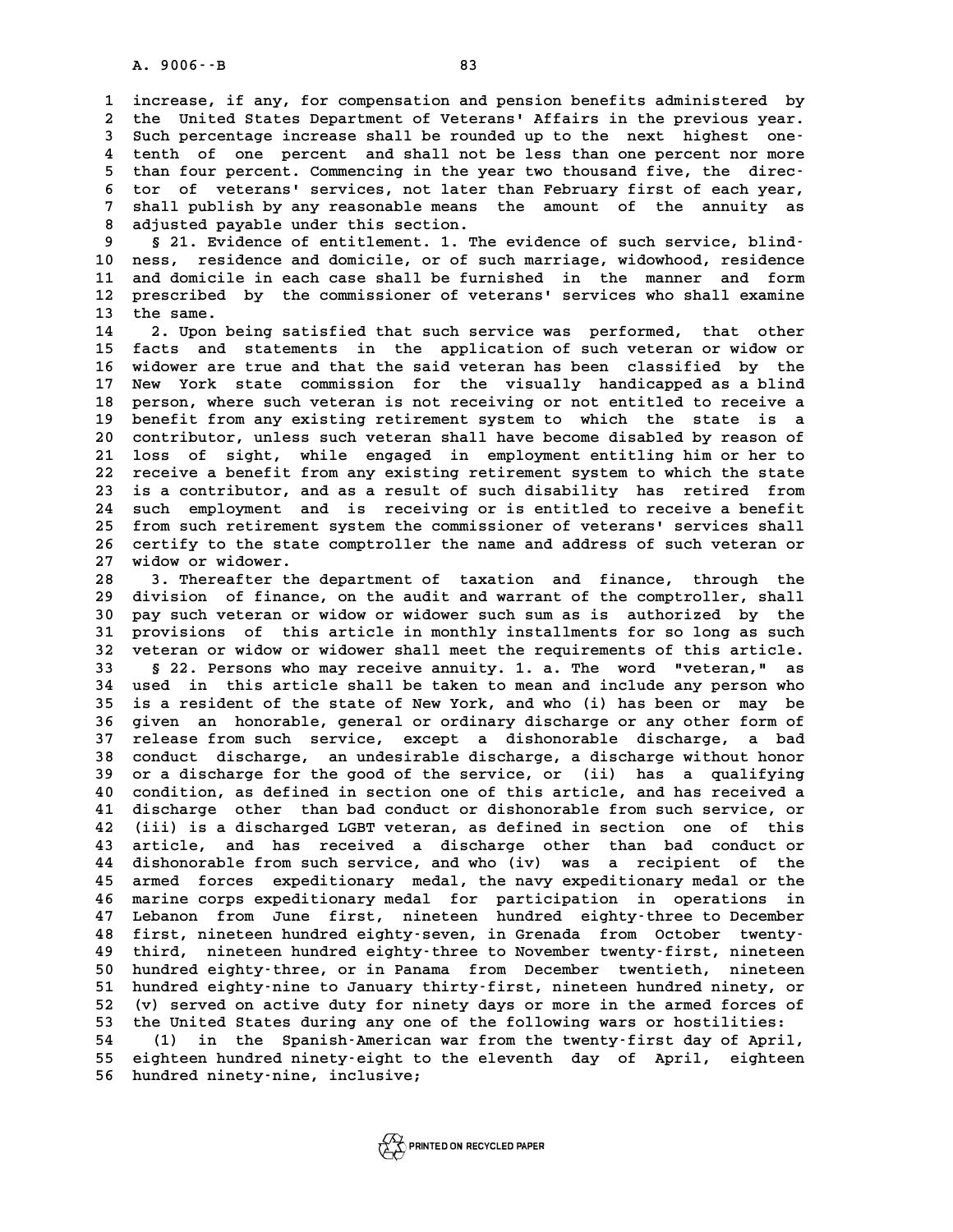increase, if any, for compensation and pension benefits administered by the United States Department of Veterans' Affairs in the previous year. Such percentage increase shall be rounded up to the next highest one-tenth of one percent and shall not be less than one percent nor more than four percent. Commencing in the year two thousand five, the director of veterans' services, not later than February first of each year, shall publish by any reasonable means the amount of the annuity as adjusted payable under this section.

§ 21. Evidence of entitlement. 1. The evidence of such service, blindness, residence and domicile, or of such marriage, widowhood, residence and domicile in each case shall be furnished in the manner and form prescribed by the commissioner of veterans' services who shall examine the same.

2. Upon being satisfied that such service was performed, that other facts and statements in the application of such veteran or widow or widower are true and that the said veteran has been classified by the New York state commission for the visually handicapped as a blind person, where such veteran is not receiving or not entitled to receive a benefit from any existing retirement system to which the state is a contributor, unless such veteran shall have become disabled by reason of loss of sight, while engaged in employment entitling him or her to receive a benefit from any existing retirement system to which the state is a contributor, and as a result of such disability has retired from such employment and is receiving or is entitled to receive a benefit from such retirement system the commissioner of veterans' services shall certify to the state comptroller the name and address of such veteran or widow or widower.

3. Thereafter the department of taxation and finance, through the division of finance, on the audit and warrant of the comptroller, shall pay such veteran or widow or widower such sum as is authorized by the provisions of this article in monthly installments for so long as such veteran or widow or widower shall meet the requirements of this article.

§ 22. Persons who may receive annuity. 1. a. The word "veteran," as used in this article shall be taken to mean and include any person who is a resident of the state of New York, and who (i) has been or may be given an honorable, general or ordinary discharge or any other form of release from such service, except a dishonorable discharge, a bad conduct discharge, an undesirable discharge, a discharge without honor or a discharge for the good of the service, or (ii) has a qualifying condition, as defined in section one of this article, and has received a discharge other than bad conduct or dishonorable from such service, or (iii) is a discharged LGBT veteran, as defined in section one of this article, and has received a discharge other than bad conduct or dishonorable from such service, and who (iv) was a recipient of the armed forces expeditionary medal, the navy expeditionary medal or the marine corps expeditionary medal for participation in operations in Lebanon from June first, nineteen hundred eighty-three to December first, nineteen hundred eighty-seven, in Grenada from October twenty-third, nineteen hundred eighty-three to November twenty-first, nineteen hundred eighty-three, or in Panama from December twentieth, nineteen hundred eighty-nine to January thirty-first, nineteen hundred ninety, or (v) served on active duty for ninety days or more in the armed forces of the United States during any one of the following wars or hostilities:

(1) in the Spanish-American war from the twenty-first day of April, eighteen hundred ninety-eight to the eleventh day of April, eighteen hundred ninety-nine, inclusive;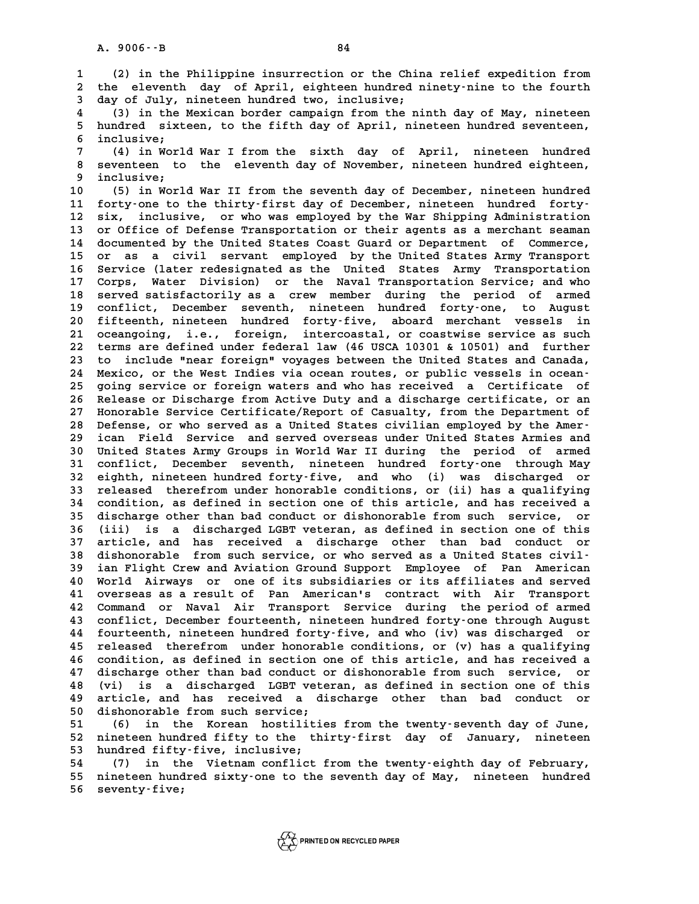(2) in the Philippine insurrection or the China relief expedition from the eleventh day of April, eighteen hundred ninety-nine to the fourth day of July, nineteen hundred two, inclusive;

(3) in the Mexican border campaign from the ninth day of May, nineteen hundred sixteen, to the fifth day of April, nineteen hundred seventeen, inclusive;

(4) in World War I from the sixth day of April, nineteen hundred seventeen to the eleventh day of November, nineteen hundred eighteen, inclusive;

(5) in World War II from the seventh day of December, nineteen hundred forty-one to the thirty-first day of December, nineteen hundred forty-six, inclusive, or who was employed by the War Shipping Administration or Office of Defense Transportation or their agents as a merchant seaman documented by the United States Coast Guard or Department of Commerce, or as a civil servant employed by the United States Army Transport Service (later redesignated as the United States Army Transportation Corps, Water Division) or the Naval Transportation Service; and who served satisfactorily as a crew member during the period of armed conflict, December seventh, nineteen hundred forty-one, to August fifteenth, nineteen hundred forty-five, aboard merchant vessels in oceangoing, i.e., foreign, intercoastal, or coastwise service as such terms are defined under federal law (46 USCA 10301 & 10501) and further to include "near foreign" voyages between the United States and Canada, Mexico, or the West Indies via ocean routes, or public vessels in oceangoing service or foreign waters and who has received a Certificate of Release or Discharge from Active Duty and a discharge certificate, or an Honorable Service Certificate/Report of Casualty, from the Department of Defense, or who served as a United States civilian employed by the American Field Service and served overseas under United States Armies and United States Army Groups in World War II during the period of armed conflict, December seventh, nineteen hundred forty-one through May eighth, nineteen hundred forty-five, and who (i) was discharged or released therefrom under honorable conditions, or (ii) has a qualifying condition, as defined in section one of this article, and has received a discharge other than bad conduct or dishonorable from such service, or (iii) is a discharged LGBT veteran, as defined in section one of this article, and has received a discharge other than bad conduct or dishonorable from such service, or who served as a United States civilian Flight Crew and Aviation Ground Support Employee of Pan American World Airways or one of its subsidiaries or its affiliates and served overseas as a result of Pan American's contract with Air Transport Command or Naval Air Transport Service during the period of armed conflict, December fourteenth, nineteen hundred forty-one through August fourteenth, nineteen hundred forty-five, and who (iv) was discharged or released therefrom under honorable conditions, or (v) has a qualifying condition, as defined in section one of this article, and has received a discharge other than bad conduct or dishonorable from such service, or (vi) is a discharged LGBT veteran, as defined in section one of this article, and has received a discharge other than bad conduct or dishonorable from such service;

(6) in the Korean hostilities from the twenty-seventh day of June, nineteen hundred fifty to the thirty-first day of January, nineteen hundred fifty-five, inclusive;

(7) in the Vietnam conflict from the twenty-eighth day of February, nineteen hundred sixty-one to the seventh day of May, nineteen hundred seventy-five;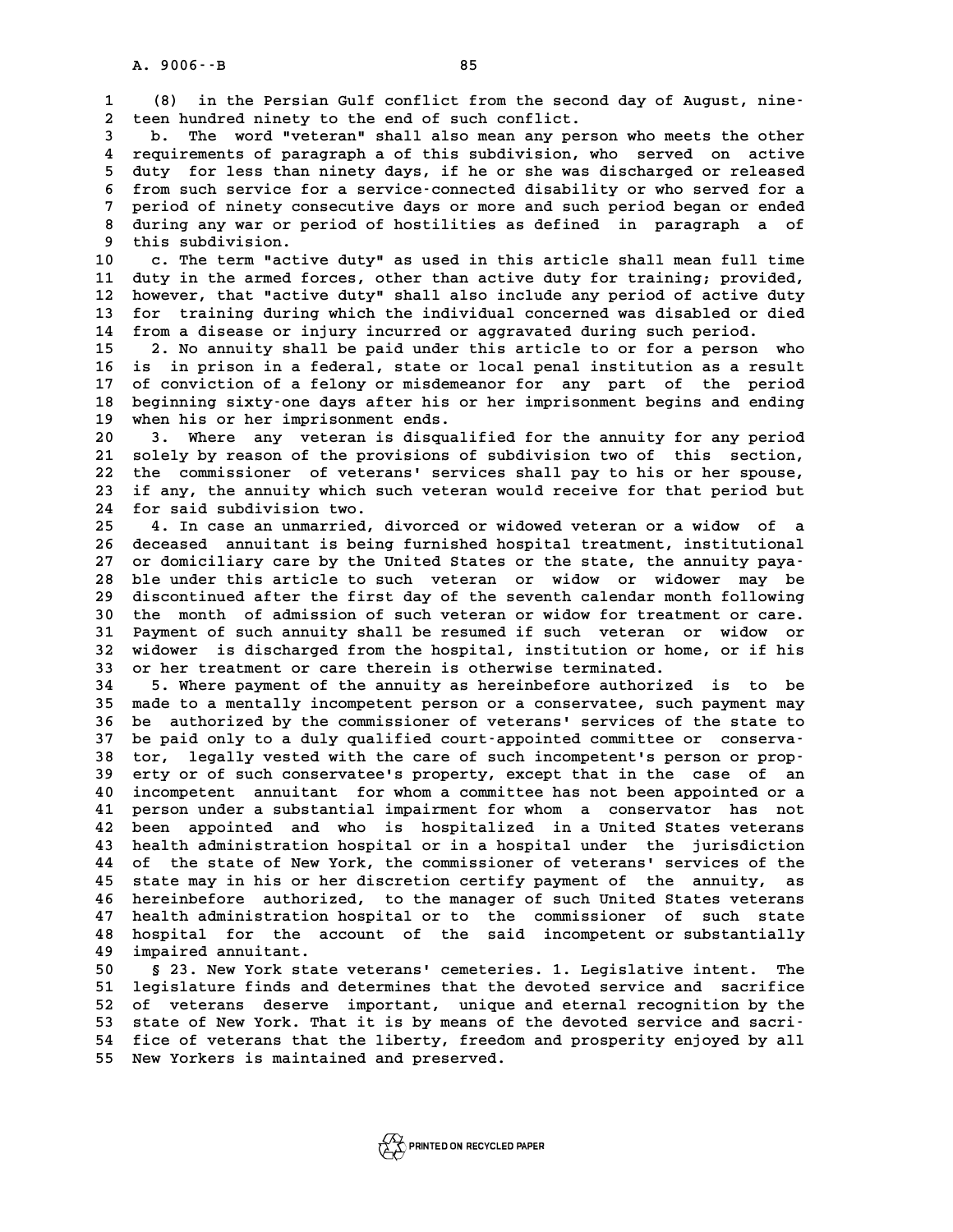(8) in the Persian Gulf conflict from the second day of August, nineteen hundred ninety to the end of such conflict.

b. The word "veteran" shall also mean any person who meets the other requirements of paragraph a of this subdivision, who served on active duty for less than ninety days, if he or she was discharged or released from such service for a service-connected disability or who served for a period of ninety consecutive days or more and such period began or ended during any war or period of hostilities as defined in paragraph a of this subdivision.

c. The term "active duty" as used in this article shall mean full time duty in the armed forces, other than active duty for training; provided, however, that "active duty" shall also include any period of active duty for training during which the individual concerned was disabled or died from a disease or injury incurred or aggravated during such period.

2. No annuity shall be paid under this article to or for a person who is in prison in a federal, state or local penal institution as a result of conviction of a felony or misdemeanor for any part of the period beginning sixty-one days after his or her imprisonment begins and ending when his or her imprisonment ends.

3. Where any veteran is disqualified for the annuity for any period solely by reason of the provisions of subdivision two of this section, the commissioner of veterans' services shall pay to his or her spouse, if any, the annuity which such veteran would receive for that period but for said subdivision two.

4. In case an unmarried, divorced or widowed veteran or a widow of a deceased annuitant is being furnished hospital treatment, institutional or domiciliary care by the United States or the state, the annuity payable under this article to such veteran or widow or widower may be discontinued after the first day of the seventh calendar month following the month of admission of such veteran or widow for treatment or care. Payment of such annuity shall be resumed if such veteran or widow or widower is discharged from the hospital, institution or home, or if his or her treatment or care therein is otherwise terminated.

5. Where payment of the annuity as hereinbefore authorized is to be made to a mentally incompetent person or a conservatee, such payment may be authorized by the commissioner of veterans' services of the state to be paid only to a duly qualified court-appointed committee or conservator, legally vested with the care of such incompetent's person or property or of such conservatee's property, except that in the case of an incompetent annuitant for whom a committee has not been appointed or a person under a substantial impairment for whom a conservator has not been appointed and who is hospitalized in a United States veterans health administration hospital or in a hospital under the jurisdiction of the state of New York, the commissioner of veterans' services of the state may in his or her discretion certify payment of the annuity, as hereinbefore authorized, to the manager of such United States veterans health administration hospital or to the commissioner of such state hospital for the account of the said incompetent or substantially impaired annuitant.

§ 23. New York state veterans' cemeteries. 1. Legislative intent. The legislature finds and determines that the devoted service and sacrifice of veterans deserve important, unique and eternal recognition by the state of New York. That it is by means of the devoted service and sacrifice of veterans that the liberty, freedom and prosperity enjoyed by all New Yorkers is maintained and preserved.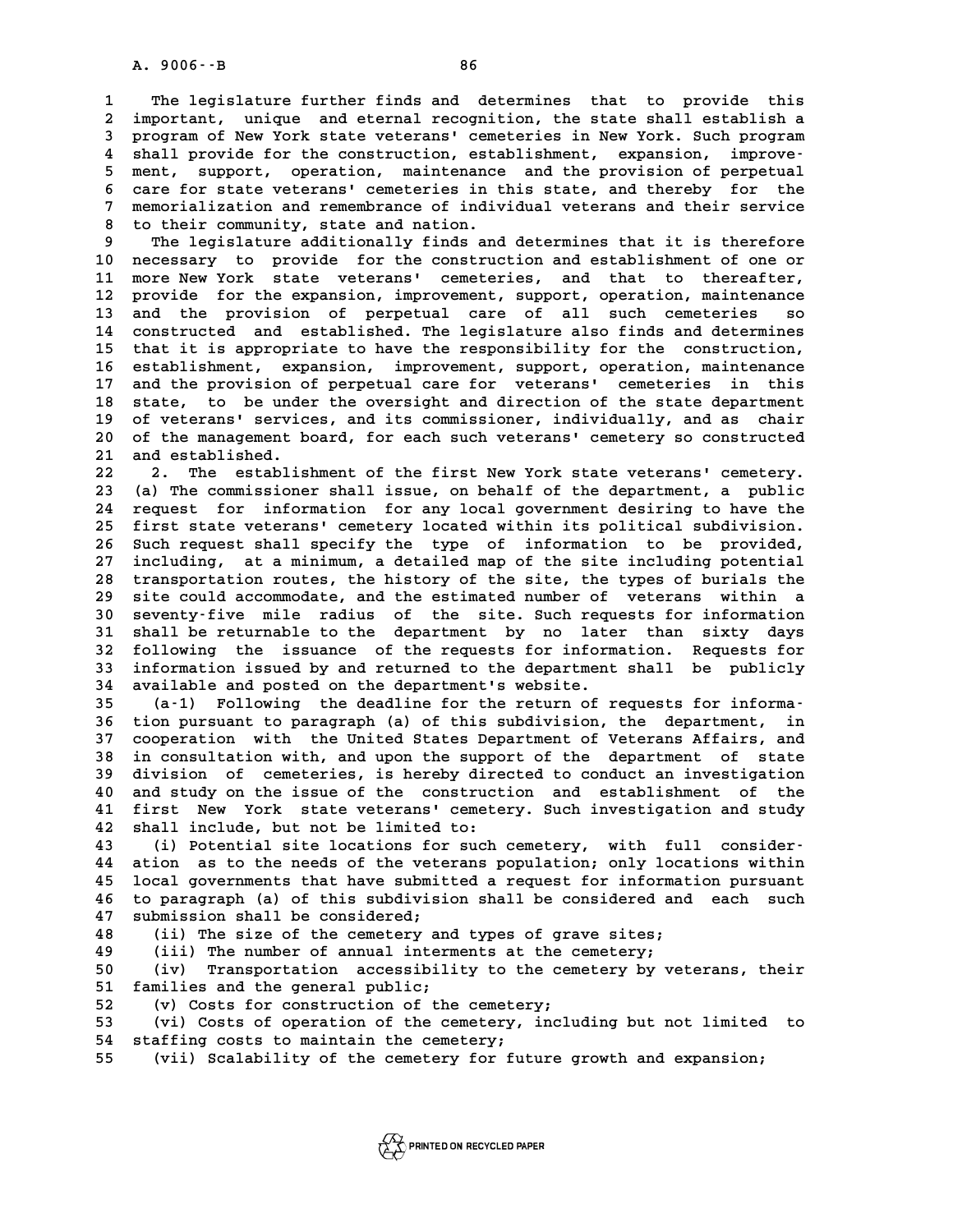The legislature further finds and determines that to provide this important, unique and eternal recognition, the state shall establish a program of New York state veterans' cemeteries in New York. Such program shall provide for the construction, establishment, expansion, improvement, support, operation, maintenance and the provision of perpetual care for state veterans' cemeteries in this state, and thereby for the memorialization and remembrance of individual veterans and their service to their community, state and nation.

The legislature additionally finds and determines that it is therefore necessary to provide for the construction and establishment of one or more New York state veterans' cemeteries, and that to thereafter, provide for the expansion, improvement, support, operation, maintenance and the provision of perpetual care of all such cemeteries so constructed and established. The legislature also finds and determines that it is appropriate to have the responsibility for the construction, establishment, expansion, improvement, support, operation, maintenance and the provision of perpetual care for veterans' cemeteries in this state, to be under the oversight and direction of the state department of veterans' services, and its commissioner, individually, and as chair of the management board, for each such veterans' cemetery so constructed and established.

2. The establishment of the first New York state veterans' cemetery. (a) The commissioner shall issue, on behalf of the department, a public request for information for any local government desiring to have the first state veterans' cemetery located within its political subdivision. Such request shall specify the type of information to be provided, including, at a minimum, a detailed map of the site including potential transportation routes, the history of the site, the types of burials the site could accommodate, and the estimated number of veterans within a seventy-five mile radius of the site. Such requests for information shall be returnable to the department by no later than sixty days following the issuance of the requests for information. Requests for information issued by and returned to the department shall be publicly available and posted on the department's website.

(a-1) Following the deadline for the return of requests for information pursuant to paragraph (a) of this subdivision, the department, in cooperation with the United States Department of Veterans Affairs, and in consultation with, and upon the support of the department of state division of cemeteries, is hereby directed to conduct an investigation and study on the issue of the construction and establishment of the first New York state veterans' cemetery. Such investigation and study shall include, but not be limited to:

(i) Potential site locations for such cemetery, with full consideration as to the needs of the veterans population; only locations within local governments that have submitted a request for information pursuant to paragraph (a) of this subdivision shall be considered and each such submission shall be considered;

(ii) The size of the cemetery and types of grave sites;

(iii) The number of annual interments at the cemetery;

(iv) Transportation accessibility to the cemetery by veterans, their families and the general public;

(v) Costs for construction of the cemetery;

(vi) Costs of operation of the cemetery, including but not limited to staffing costs to maintain the cemetery;

(vii) Scalability of the cemetery for future growth and expansion;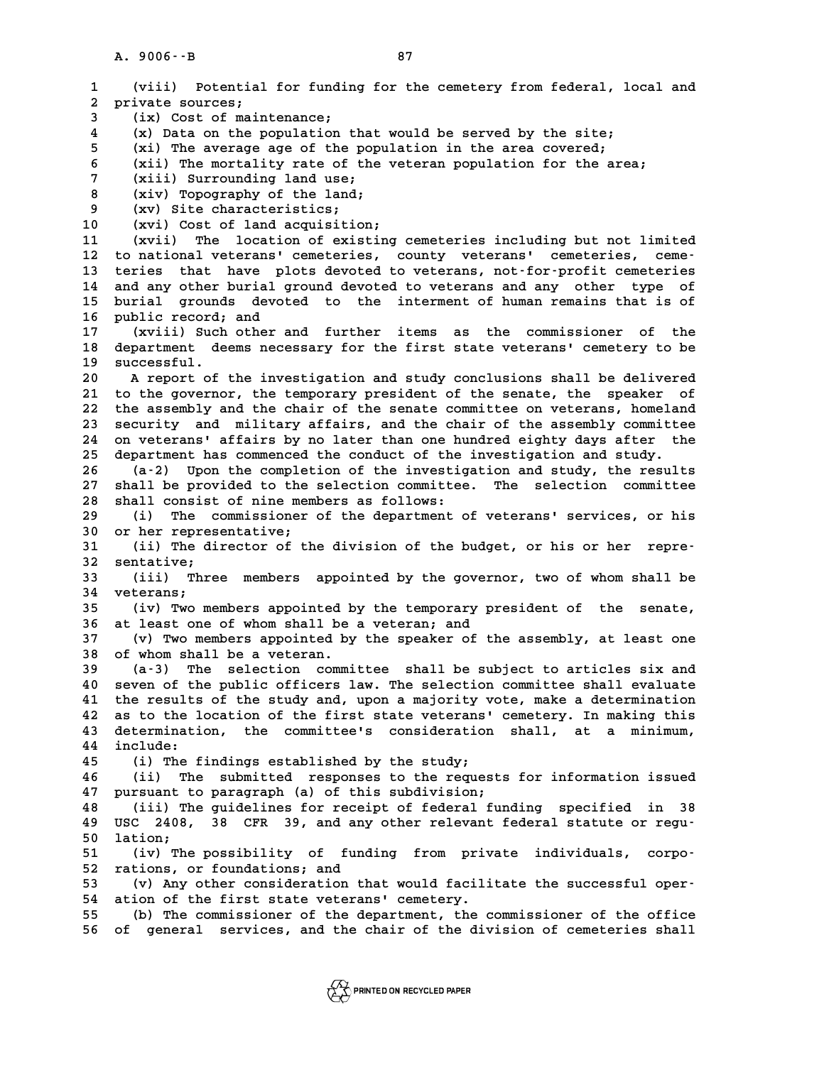(viii) Potential for funding for the cemetery from federal, local and private sources;

(ix) Cost of maintenance;

(x) Data on the population that would be served by the site;

(xi) The average age of the population in the area covered;

(xii) The mortality rate of the veteran population for the area;

(xiii) Surrounding land use;

(xiv) Topography of the land;

(xv) Site characteristics;

(xvi) Cost of land acquisition;

(xvii) The location of existing cemeteries including but not limited to national veterans' cemeteries, county veterans' cemeteries, cemeteries that have plots devoted to veterans, not-for-profit cemeteries and any other burial ground devoted to veterans and any other type of burial grounds devoted to the interment of human remains that is of public record; and

(xviii) Such other and further items as the commissioner of the department deems necessary for the first state veterans' cemetery to be successful.

A report of the investigation and study conclusions shall be delivered to the governor, the temporary president of the senate, the speaker of the assembly and the chair of the senate committee on veterans, homeland security and military affairs, and the chair of the assembly committee on veterans' affairs by no later than one hundred eighty days after the department has commenced the conduct of the investigation and study.

(a-2) Upon the completion of the investigation and study, the results shall be provided to the selection committee. The selection committee shall consist of nine members as follows:

(i) The commissioner of the department of veterans' services, or his or her representative;

(ii) The director of the division of the budget, or his or her representative;

(iii) Three members appointed by the governor, two of whom shall be veterans;

(iv) Two members appointed by the temporary president of the senate, at least one of whom shall be a veteran; and

(v) Two members appointed by the speaker of the assembly, at least one of whom shall be a veteran.

(a-3) The selection committee shall be subject to articles six and seven of the public officers law. The selection committee shall evaluate the results of the study and, upon a majority vote, make a determination as to the location of the first state veterans' cemetery. In making this determination, the committee's consideration shall, at a minimum, include:

(i) The findings established by the study;

(ii) The submitted responses to the requests for information issued pursuant to paragraph (a) of this subdivision;

(iii) The guidelines for receipt of federal funding specified in 38 USC 2408, 38 CFR 39, and any other relevant federal statute or regulation;

(iv) The possibility of funding from private individuals, corporations, or foundations; and

(v) Any other consideration that would facilitate the successful operation of the first state veterans' cemetery.

(b) The commissioner of the department, the commissioner of the office of general services, and the chair of the division of cemeteries shall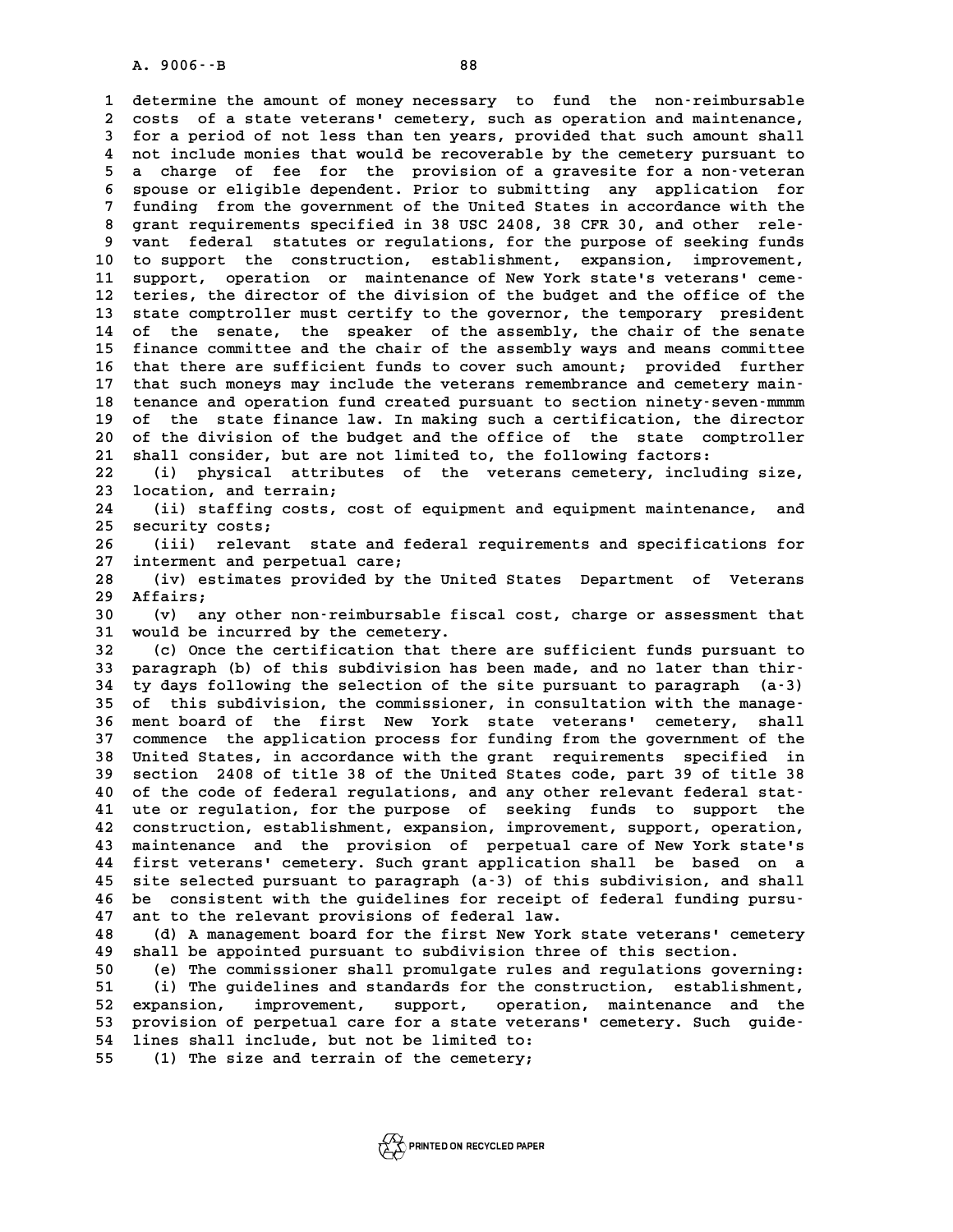determine the amount of money necessary to fund the non-reimbursable costs of a state veterans' cemetery, such as operation and maintenance, for a period of not less than ten years, provided that such amount shall not include monies that would be recoverable by the cemetery pursuant to a charge of fee for the provision of a gravesite for a non-veteran spouse or eligible dependent. Prior to submitting any application for funding from the government of the United States in accordance with the grant requirements specified in 38 USC 2408, 38 CFR 30, and other relevant federal statutes or regulations, for the purpose of seeking funds to support the construction, establishment, expansion, improvement, support, operation or maintenance of New York state's veterans' cemeteries, the director of the division of the budget and the office of the state comptroller must certify to the governor, the temporary president of the senate, the speaker of the assembly, the chair of the senate finance committee and the chair of the assembly ways and means committee that there are sufficient funds to cover such amount; provided further that such moneys may include the veterans remembrance and cemetery maintenance and operation fund created pursuant to section ninety-seven-mmmm of the state finance law. In making such a certification, the director of the division of the budget and the office of the state comptroller shall consider, but are not limited to, the following factors:

(i) physical attributes of the veterans cemetery, including size, location, and terrain;

(ii) staffing costs, cost of equipment and equipment maintenance, and security costs;

(iii) relevant state and federal requirements and specifications for interment and perpetual care;

(iv) estimates provided by the United States Department of Veterans Affairs;

(v) any other non-reimbursable fiscal cost, charge or assessment that would be incurred by the cemetery.

(c) Once the certification that there are sufficient funds pursuant to paragraph (b) of this subdivision has been made, and no later than thirty days following the selection of the site pursuant to paragraph (a-3) of this subdivision, the commissioner, in consultation with the management board of the first New York state veterans' cemetery, shall commence the application process for funding from the government of the United States, in accordance with the grant requirements specified in section 2408 of title 38 of the United States code, part 39 of title 38 of the code of federal regulations, and any other relevant federal statute or regulation, for the purpose of seeking funds to support the construction, establishment, expansion, improvement, support, operation, maintenance and the provision of perpetual care of New York state's first veterans' cemetery. Such grant application shall be based on a site selected pursuant to paragraph (a-3) of this subdivision, and shall be consistent with the guidelines for receipt of federal funding pursuant to the relevant provisions of federal law.

(d) A management board for the first New York state veterans' cemetery shall be appointed pursuant to subdivision three of this section.

(e) The commissioner shall promulgate rules and regulations governing:

(i) The guidelines and standards for the construction, establishment, expansion, improvement, support, operation, maintenance and the provision of perpetual care for a state veterans' cemetery. Such guidelines shall include, but not be limited to:

(1) The size and terrain of the cemetery;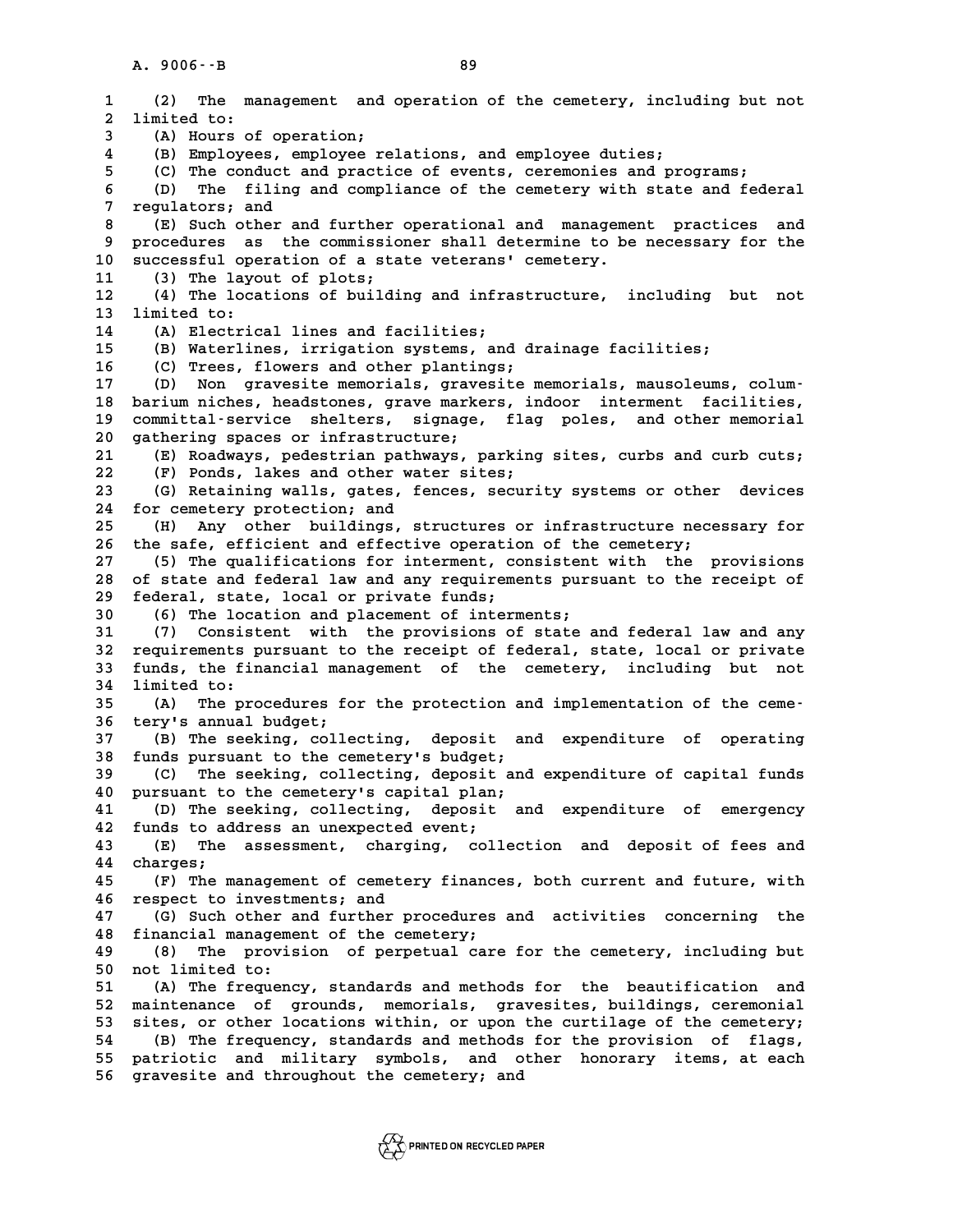(2) The management and operation of the cemetery, including but not limited to:

(A) Hours of operation;

(B) Employees, employee relations, and employee duties;

(C) The conduct and practice of events, ceremonies and programs;

(D) The filing and compliance of the cemetery with state and federal regulators; and

(E) Such other and further operational and management practices and procedures as the commissioner shall determine to be necessary for the successful operation of a state veterans' cemetery.

(3) The layout of plots;

(4) The locations of building and infrastructure, including but not limited to:

(A) Electrical lines and facilities;

(B) Waterlines, irrigation systems, and drainage facilities;

(C) Trees, flowers and other plantings;

(D) Non gravesite memorials, gravesite memorials, mausoleums, columbarium niches, headstones, grave markers, indoor interment facilities, committal-service shelters, signage, flag poles, and other memorial gathering spaces or infrastructure;

(E) Roadways, pedestrian pathways, parking sites, curbs and curb cuts;

(F) Ponds, lakes and other water sites;

(G) Retaining walls, gates, fences, security systems or other devices for cemetery protection; and

(H) Any other buildings, structures or infrastructure necessary for the safe, efficient and effective operation of the cemetery;

(5) The qualifications for interment, consistent with the provisions of state and federal law and any requirements pursuant to the receipt of federal, state, local or private funds;

(6) The location and placement of interments;

(7) Consistent with the provisions of state and federal law and any requirements pursuant to the receipt of federal, state, local or private funds, the financial management of the cemetery, including but not limited to:

(A) The procedures for the protection and implementation of the cemetery's annual budget;

(B) The seeking, collecting, deposit and expenditure of operating funds pursuant to the cemetery's budget;

(C) The seeking, collecting, deposit and expenditure of capital funds pursuant to the cemetery's capital plan;

(D) The seeking, collecting, deposit and expenditure of emergency funds to address an unexpected event;

(E) The assessment, charging, collection and deposit of fees and charges;

(F) The management of cemetery finances, both current and future, with respect to investments; and

(G) Such other and further procedures and activities concerning the financial management of the cemetery;

(8) The provision of perpetual care for the cemetery, including but not limited to:

(A) The frequency, standards and methods for the beautification and maintenance of grounds, memorials, gravesites, buildings, ceremonial sites, or other locations within, or upon the curtilage of the cemetery;

(B) The frequency, standards and methods for the provision of flags, patriotic and military symbols, and other honorary items, at each gravesite and throughout the cemetery; and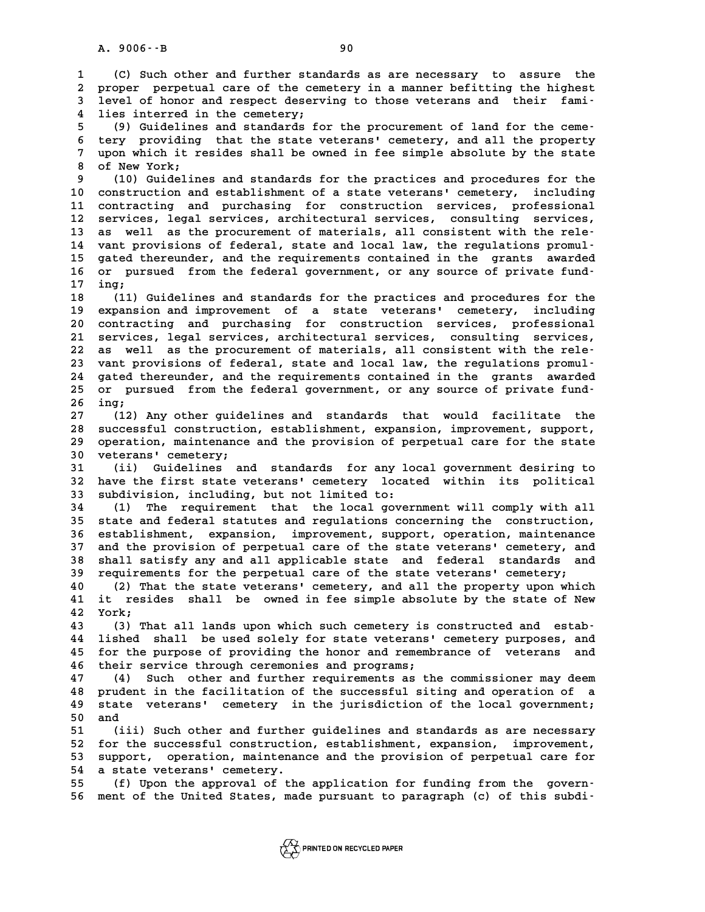(C) Such other and further standards as are necessary to assure the proper perpetual care of the cemetery in a manner befitting the highest level of honor and respect deserving to those veterans and their families interred in the cemetery;

(9) Guidelines and standards for the procurement of land for the cemetery providing that the state veterans' cemetery, and all the property upon which it resides shall be owned in fee simple absolute by the state of New York;

(10) Guidelines and standards for the practices and procedures for the construction and establishment of a state veterans' cemetery, including contracting and purchasing for construction services, professional services, legal services, architectural services, consulting services, as well as the procurement of materials, all consistent with the relevant provisions of federal, state and local law, the regulations promulgated thereunder, and the requirements contained in the grants awarded or pursued from the federal government, or any source of private funding;

(11) Guidelines and standards for the practices and procedures for the expansion and improvement of a state veterans' cemetery, including contracting and purchasing for construction services, professional services, legal services, architectural services, consulting services, as well as the procurement of materials, all consistent with the relevant provisions of federal, state and local law, the regulations promulgated thereunder, and the requirements contained in the grants awarded or pursued from the federal government, or any source of private funding;

(12) Any other guidelines and standards that would facilitate the successful construction, establishment, expansion, improvement, support, operation, maintenance and the provision of perpetual care for the state veterans' cemetery;

(ii) Guidelines and standards for any local government desiring to have the first state veterans' cemetery located within its political subdivision, including, but not limited to:

(1) The requirement that the local government will comply with all state and federal statutes and regulations concerning the construction, establishment, expansion, improvement, support, operation, maintenance and the provision of perpetual care of the state veterans' cemetery, and shall satisfy any and all applicable state and federal standards and requirements for the perpetual care of the state veterans' cemetery;

(2) That the state veterans' cemetery, and all the property upon which it resides shall be owned in fee simple absolute by the state of New York;

(3) That all lands upon which such cemetery is constructed and established shall be used solely for state veterans' cemetery purposes, and for the purpose of providing the honor and remembrance of veterans and their service through ceremonies and programs;

(4) Such other and further requirements as the commissioner may deem prudent in the facilitation of the successful siting and operation of a state veterans' cemetery in the jurisdiction of the local government; and

(iii) Such other and further guidelines and standards as are necessary for the successful construction, establishment, expansion, improvement, support, operation, maintenance and the provision of perpetual care for a state veterans' cemetery.

(f) Upon the approval of the application for funding from the government of the United States, made pursuant to paragraph (c) of this subdi-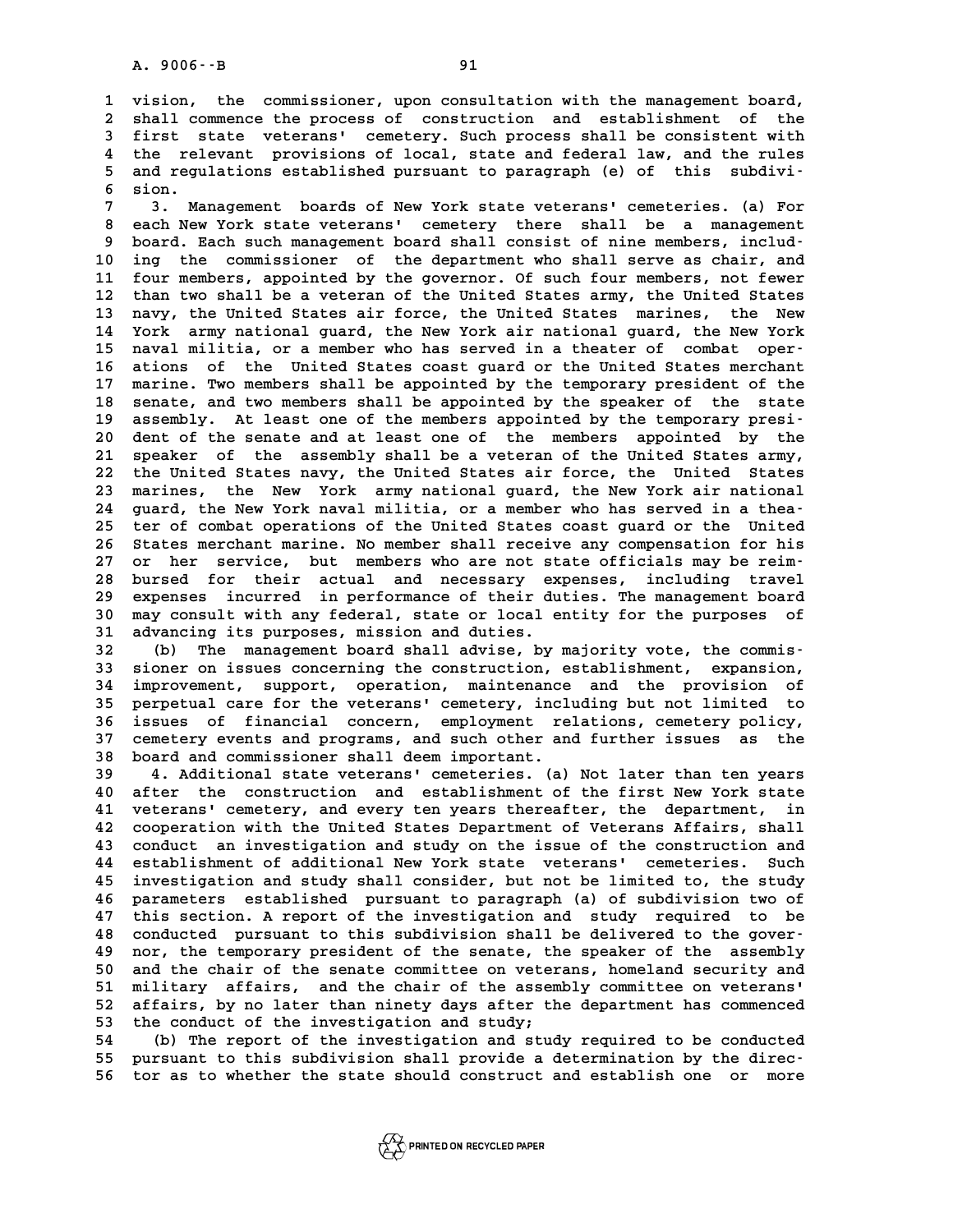vision, the commissioner, upon consultation with the management board, shall commence the process of construction and establishment of the first state veterans' cemetery. Such process shall be consistent with the relevant provisions of local, state and federal law, and the rules and regulations established pursuant to paragraph (e) of this subdivision.

3. Management boards of New York state veterans' cemeteries. (a) For each New York state veterans' cemetery there shall be a management board. Each such management board shall consist of nine members, including the commissioner of the department who shall serve as chair, and four members, appointed by the governor. Of such four members, not fewer than two shall be a veteran of the United States army, the United States navy, the United States air force, the United States marines, the New York army national guard, the New York air national guard, the New York naval militia, or a member who has served in a theater of combat operations of the United States coast guard or the United States merchant marine. Two members shall be appointed by the temporary president of the senate, and two members shall be appointed by the speaker of the state assembly. At least one of the members appointed by the temporary president of the senate and at least one of the members appointed by the speaker of the assembly shall be a veteran of the United States army, the United States navy, the United States air force, the United States marines, the New York army national guard, the New York air national guard, the New York naval militia, or a member who has served in a theater of combat operations of the United States coast guard or the United States merchant marine. No member shall receive any compensation for his or her service, but members who are not state officials may be reimbursed for their actual and necessary expenses, including travel expenses incurred in performance of their duties. The management board may consult with any federal, state or local entity for the purposes of advancing its purposes, mission and duties.

(b) The management board shall advise, by majority vote, the commissioner on issues concerning the construction, establishment, expansion, improvement, support, operation, maintenance and the provision of perpetual care for the veterans' cemetery, including but not limited to issues of financial concern, employment relations, cemetery policy, cemetery events and programs, and such other and further issues as the board and commissioner shall deem important.

4. Additional state veterans' cemeteries. (a) Not later than ten years after the construction and establishment of the first New York state veterans' cemetery, and every ten years thereafter, the department, in cooperation with the United States Department of Veterans Affairs, shall conduct an investigation and study on the issue of the construction and establishment of additional New York state veterans' cemeteries. Such investigation and study shall consider, but not be limited to, the study parameters established pursuant to paragraph (a) of subdivision two of this section. A report of the investigation and study required to be conducted pursuant to this subdivision shall be delivered to the governor, the temporary president of the senate, the speaker of the assembly and the chair of the senate committee on veterans, homeland security and military affairs, and the chair of the assembly committee on veterans' affairs, by no later than ninety days after the department has commenced the conduct of the investigation and study;

(b) The report of the investigation and study required to be conducted pursuant to this subdivision shall provide a determination by the director as to whether the state should construct and establish one or more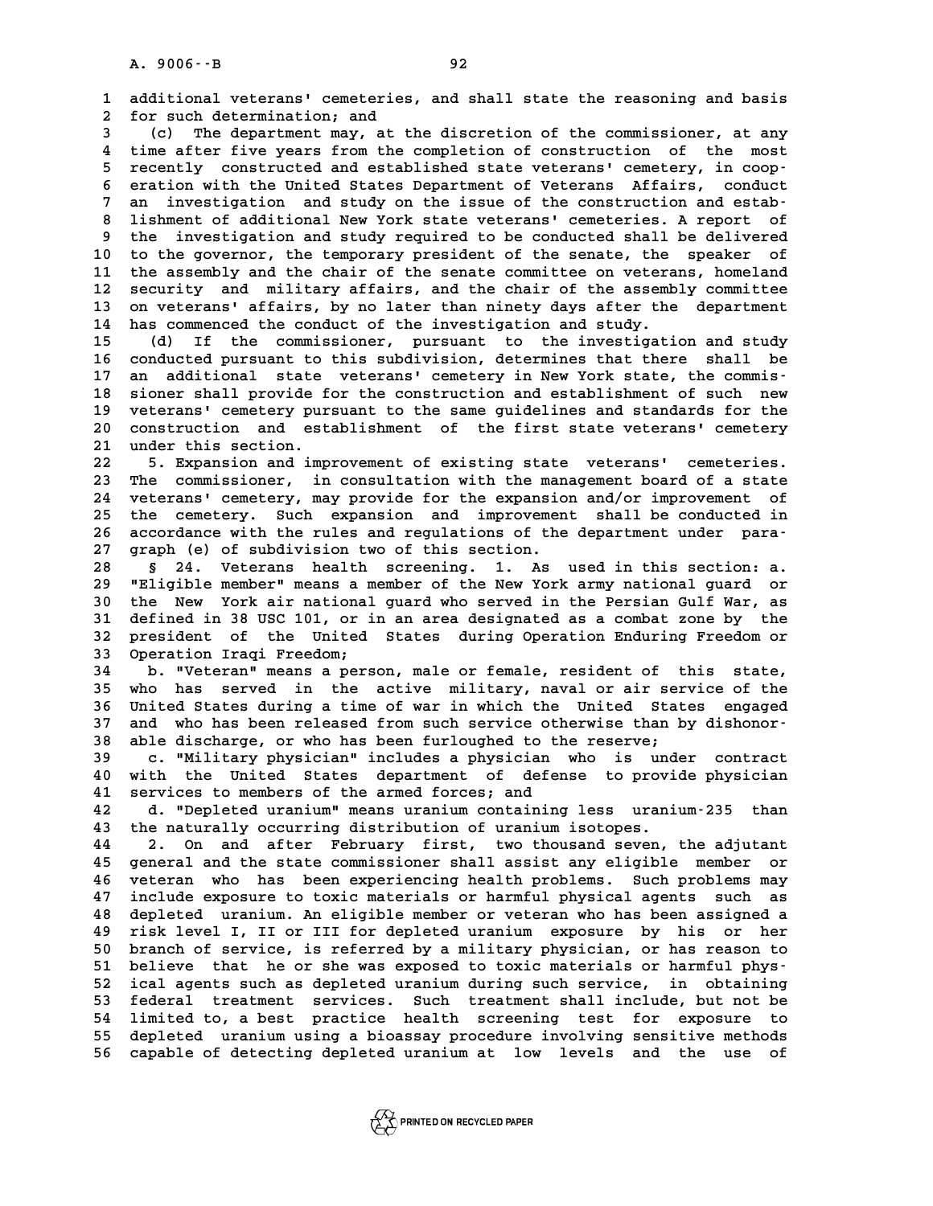additional veterans' cemeteries, and shall state the reasoning and basis for such determination; and

(c) The department may, at the discretion of the commissioner, at any time after five years from the completion of construction of the most recently constructed and established state veterans' cemetery, in cooperation with the United States Department of Veterans Affairs, conduct an investigation and study on the issue of the construction and establishment of additional New York state veterans' cemeteries. A report of the investigation and study required to be conducted shall be delivered to the governor, the temporary president of the senate, the speaker of the assembly and the chair of the senate committee on veterans, homeland security and military affairs, and the chair of the assembly committee on veterans' affairs, by no later than ninety days after the department has commenced the conduct of the investigation and study.

(d) If the commissioner, pursuant to the investigation and study conducted pursuant to this subdivision, determines that there shall be an additional state veterans' cemetery in New York state, the commissioner shall provide for the construction and establishment of such new veterans' cemetery pursuant to the same guidelines and standards for the construction and establishment of the first state veterans' cemetery under this section.

5. Expansion and improvement of existing state veterans' cemeteries. The commissioner, in consultation with the management board of a state veterans' cemetery, may provide for the expansion and/or improvement of the cemetery. Such expansion and improvement shall be conducted in accordance with the rules and regulations of the department under paragraph (e) of subdivision two of this section.

§ 24. Veterans health screening. 1. As used in this section: a. "Eligible member" means a member of the New York army national guard or the New York air national guard who served in the Persian Gulf War, as defined in 38 USC 101, or in an area designated as a combat zone by the president of the United States during Operation Enduring Freedom or Operation Iraqi Freedom;

b. "Veteran" means a person, male or female, resident of this state, who has served in the active military, naval or air service of the United States during a time of war in which the United States engaged and who has been released from such service otherwise than by dishonorable discharge, or who has been furloughed to the reserve;

c. "Military physician" includes a physician who is under contract with the United States department of defense to provide physician services to members of the armed forces; and

d. "Depleted uranium" means uranium containing less uranium-235 than the naturally occurring distribution of uranium isotopes.

2. On and after February first, two thousand seven, the adjutant general and the state commissioner shall assist any eligible member or veteran who has been experiencing health problems. Such problems may include exposure to toxic materials or harmful physical agents such as depleted uranium. An eligible member or veteran who has been assigned a risk level I, II or III for depleted uranium exposure by his or her branch of service, is referred by a military physician, or has reason to believe that he or she was exposed to toxic materials or harmful physical agents such as depleted uranium during such service, in obtaining federal treatment services. Such treatment shall include, but not be limited to, a best practice health screening test for exposure to depleted uranium using a bioassay procedure involving sensitive methods capable of detecting depleted uranium at low levels and the use of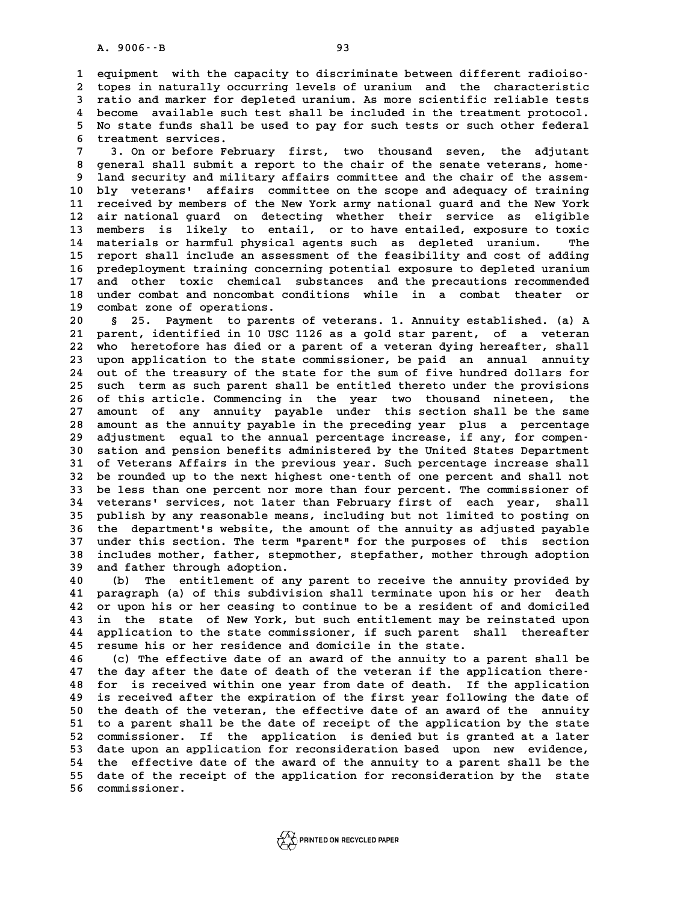equipment with the capacity to discriminate between different radioisotopes in naturally occurring levels of uranium and the characteristic ratio and marker for depleted uranium. As more scientific reliable tests become available such test shall be included in the treatment protocol. No state funds shall be used to pay for such tests or such other federal treatment services.

3. On or before February first, two thousand seven, the adjutant general shall submit a report to the chair of the senate veterans, homeland security and military affairs committee and the chair of the assembly veterans' affairs committee on the scope and adequacy of training received by members of the New York army national guard and the New York air national guard on detecting whether their service as eligible members is likely to entail, or to have entailed, exposure to toxic materials or harmful physical agents such as depleted uranium. The report shall include an assessment of the feasibility and cost of adding predeployment training concerning potential exposure to depleted uranium and other toxic chemical substances and the precautions recommended under combat and noncombat conditions while in a combat theater or combat zone of operations.

§ 25. Payment to parents of veterans. 1. Annuity established. (a) A parent, identified in 10 USC 1126 as a gold star parent, of a veteran who heretofore has died or a parent of a veteran dying hereafter, shall upon application to the state commissioner, be paid an annual annuity out of the treasury of the state for the sum of five hundred dollars for such term as such parent shall be entitled thereto under the provisions of this article. Commencing in the year two thousand nineteen, the amount of any annuity payable under this section shall be the same amount as the annuity payable in the preceding year plus a percentage adjustment equal to the annual percentage increase, if any, for compensation and pension benefits administered by the United States Department of Veterans Affairs in the previous year. Such percentage increase shall be rounded up to the next highest one-tenth of one percent and shall not be less than one percent nor more than four percent. The commissioner of veterans' services, not later than February first of each year, shall publish by any reasonable means, including but not limited to posting on the department's website, the amount of the annuity as adjusted payable under this section. The term "parent" for the purposes of this section includes mother, father, stepmother, stepfather, mother through adoption and father through adoption.

(b) The entitlement of any parent to receive the annuity provided by paragraph (a) of this subdivision shall terminate upon his or her death or upon his or her ceasing to continue to be a resident of and domiciled in the state of New York, but such entitlement may be reinstated upon application to the state commissioner, if such parent shall thereafter resume his or her residence and domicile in the state.

(c) The effective date of an award of the annuity to a parent shall be the day after the date of death of the veteran if the application therefor is received within one year from date of death. If the application is received after the expiration of the first year following the date of the death of the veteran, the effective date of an award of the annuity to a parent shall be the date of receipt of the application by the state commissioner. If the application is denied but is granted at a later date upon an application for reconsideration based upon new evidence, the effective date of the award of the annuity to a parent shall be the date of the receipt of the application for reconsideration by the state commissioner.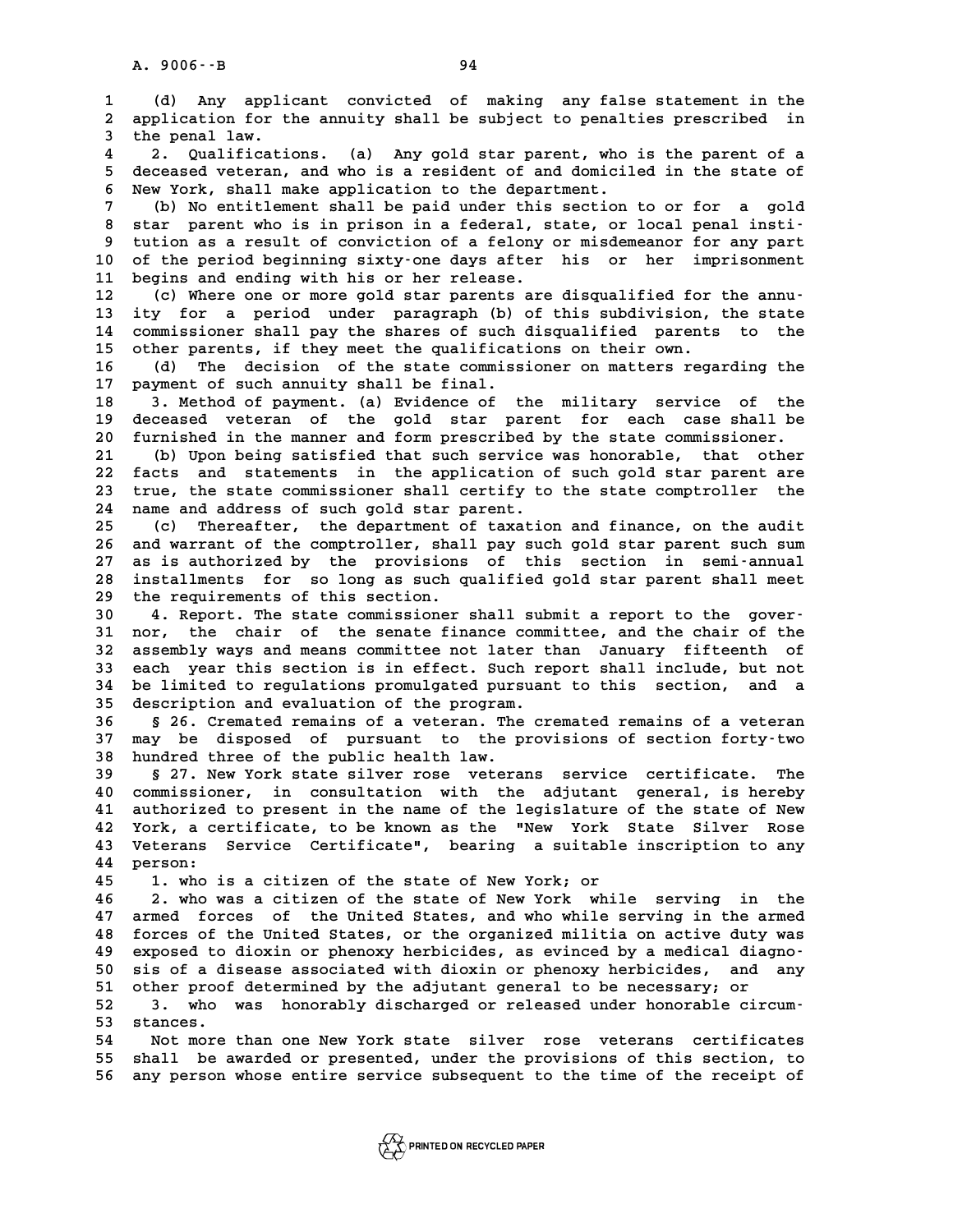(d) Any applicant convicted of making any false statement in the application for the annuity shall be subject to penalties prescribed in the penal law.

2. Qualifications. (a) Any gold star parent, who is the parent of a deceased veteran, and who is a resident of and domiciled in the state of New York, shall make application to the department.

(b) No entitlement shall be paid under this section to or for a gold star parent who is in prison in a federal, state, or local penal institution as a result of conviction of a felony or misdemeanor for any part of the period beginning sixty-one days after his or her imprisonment begins and ending with his or her release.

(c) Where one or more gold star parents are disqualified for the annuity for a period under paragraph (b) of this subdivision, the state commissioner shall pay the shares of such disqualified parents to the other parents, if they meet the qualifications on their own.

(d) The decision of the state commissioner on matters regarding the payment of such annuity shall be final.

3. Method of payment. (a) Evidence of the military service of the deceased veteran of the gold star parent for each case shall be furnished in the manner and form prescribed by the state commissioner.

(b) Upon being satisfied that such service was honorable, that other facts and statements in the application of such gold star parent are true, the state commissioner shall certify to the state comptroller the name and address of such gold star parent.

(c) Thereafter, the department of taxation and finance, on the audit and warrant of the comptroller, shall pay such gold star parent such sum as is authorized by the provisions of this section in semi-annual installments for so long as such qualified gold star parent shall meet the requirements of this section.

4. Report. The state commissioner shall submit a report to the governor, the chair of the senate finance committee, and the chair of the assembly ways and means committee not later than January fifteenth of each year this section is in effect. Such report shall include, but not be limited to regulations promulgated pursuant to this section, and a description and evaluation of the program.

§ 26. Cremated remains of a veteran. The cremated remains of a veteran may be disposed of pursuant to the provisions of section forty-two hundred three of the public health law.

§ 27. New York state silver rose veterans service certificate. The commissioner, in consultation with the adjutant general, is hereby authorized to present in the name of the legislature of the state of New York, a certificate, to be known as the "New York State Silver Rose Veterans Service Certificate", bearing a suitable inscription to any person:

1. who is a citizen of the state of New York; or

2. who was a citizen of the state of New York while serving in the armed forces of the United States, and who while serving in the armed forces of the United States, or the organized militia on active duty was exposed to dioxin or phenoxy herbicides, as evinced by a medical diagnosis of a disease associated with dioxin or phenoxy herbicides, and any other proof determined by the adjutant general to be necessary; or

3. who was honorably discharged or released under honorable circumstances.

Not more than one New York state silver rose veterans certificates shall be awarded or presented, under the provisions of this section, to any person whose entire service subsequent to the time of the receipt of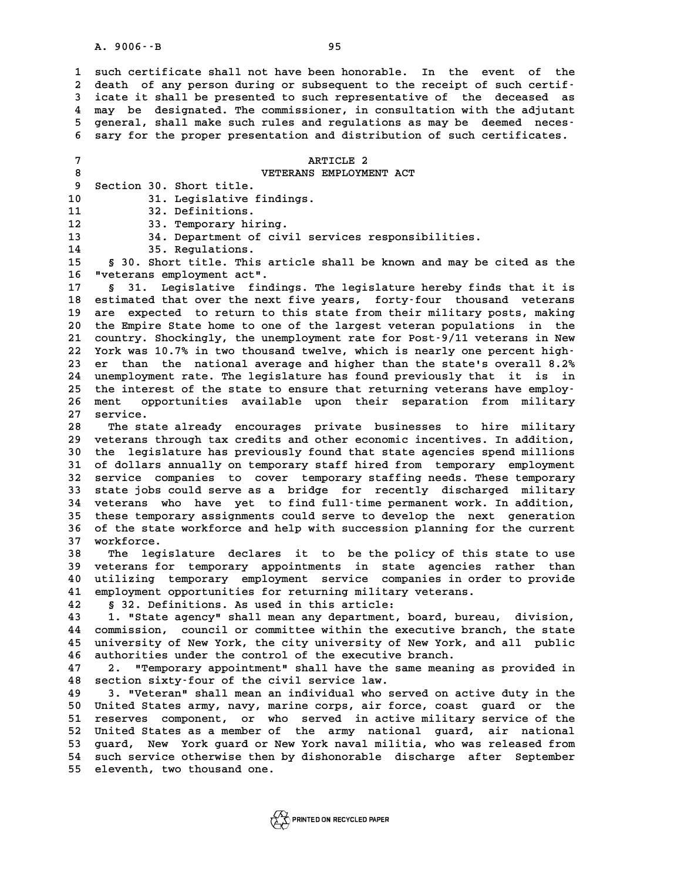such certificate shall not have been honorable. In the event of the death of any person during or subsequent to the receipt of such certificate it shall be presented to such representative of the deceased as may be designated. The commissioner, in consultation with the adjutant general, shall make such rules and regulations as may be deemed necessary for the proper presentation and distribution of such certificates.

## ARTICLE 2
## VETERANS EMPLOYMENT ACT

Section 30. Short title.
31. Legislative findings.
32. Definitions.
33. Temporary hiring.
34. Department of civil services responsibilities.
35. Regulations.

§ 30. Short title. This article shall be known and may be cited as the "veterans employment act".

§ 31. Legislative findings. The legislature hereby finds that it is estimated that over the next five years, forty-four thousand veterans are expected to return to this state from their military posts, making the Empire State home to one of the largest veteran populations in the country. Shockingly, the unemployment rate for Post-9/11 veterans in New York was 10.7% in two thousand twelve, which is nearly one percent higher than the national average and higher than the state's overall 8.2% unemployment rate. The legislature has found previously that it is in the interest of the state to ensure that returning veterans have employment opportunities available upon their separation from military service.

The state already encourages private businesses to hire military veterans through tax credits and other economic incentives. In addition, the legislature has previously found that state agencies spend millions of dollars annually on temporary staff hired from temporary employment service companies to cover temporary staffing needs. These temporary state jobs could serve as a bridge for recently discharged military veterans who have yet to find full-time permanent work. In addition, these temporary assignments could serve to develop the next generation of the state workforce and help with succession planning for the current workforce.

The legislature declares it to be the policy of this state to use veterans for temporary appointments in state agencies rather than utilizing temporary employment service companies in order to provide employment opportunities for returning military veterans.

§ 32. Definitions. As used in this article:

1. "State agency" shall mean any department, board, bureau, division, commission, council or committee within the executive branch, the state university of New York, the city university of New York, and all public authorities under the control of the executive branch.

2. "Temporary appointment" shall have the same meaning as provided in section sixty-four of the civil service law.

3. "Veteran" shall mean an individual who served on active duty in the United States army, navy, marine corps, air force, coast guard or the reserves component, or who served in active military service of the United States as a member of the army national guard, air national guard, New York guard or New York naval militia, who was released from such service otherwise then by dishonorable discharge after September eleventh, two thousand one.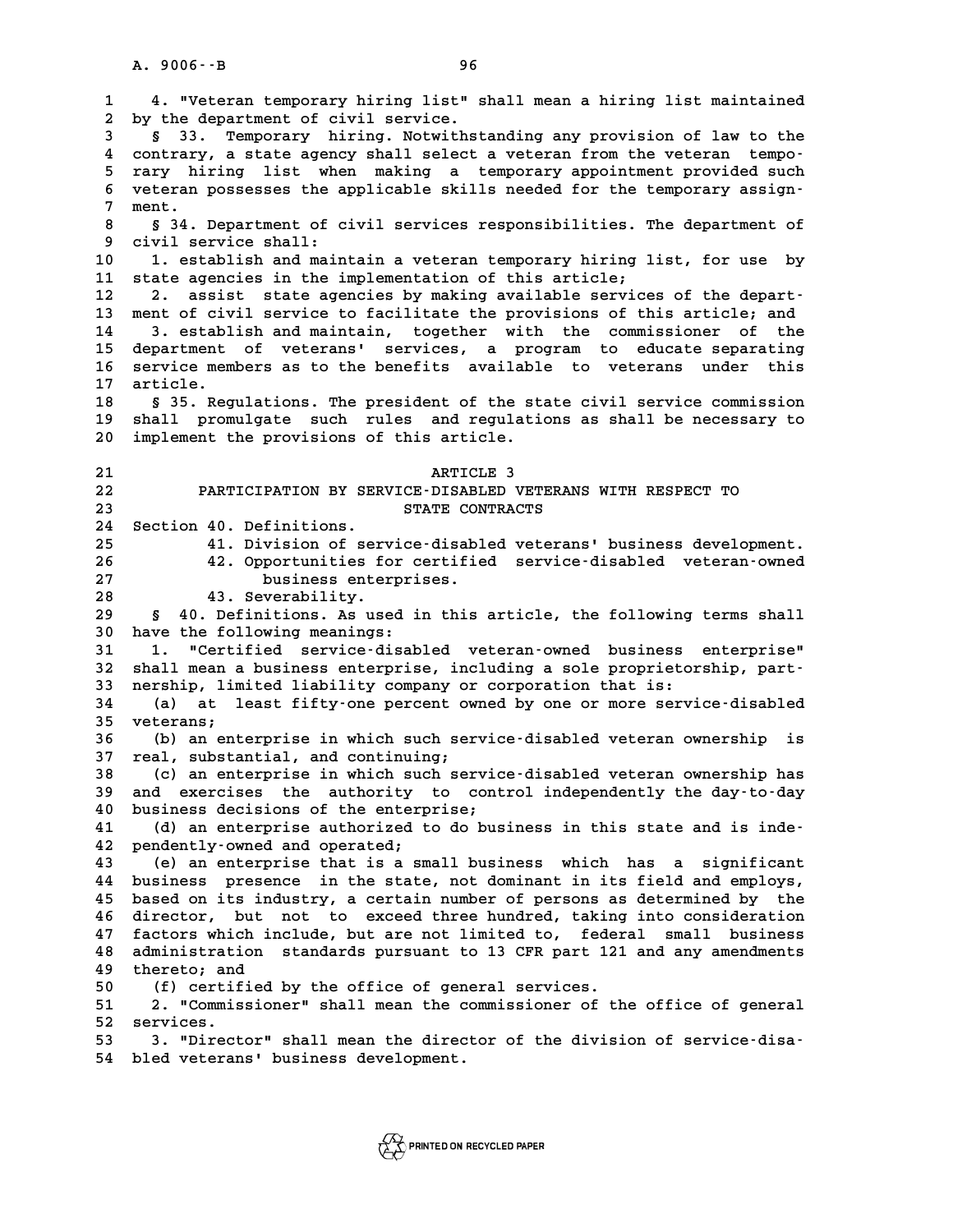4. "Veteran temporary hiring list" shall mean a hiring list maintained by the department of civil service.

§ 33. Temporary hiring. Notwithstanding any provision of law to the contrary, a state agency shall select a veteran from the veteran temporary hiring list when making a temporary appointment provided such veteran possesses the applicable skills needed for the temporary assignment.

§ 34. Department of civil services responsibilities. The department of civil service shall:

1. establish and maintain a veteran temporary hiring list, for use by state agencies in the implementation of this article;

2. assist state agencies by making available services of the department of civil service to facilitate the provisions of this article; and

3. establish and maintain, together with the commissioner of the department of veterans' services, a program to educate separating service members as to the benefits available to veterans under this article.

§ 35. Regulations. The president of the state civil service commission shall promulgate such rules and regulations as shall be necessary to implement the provisions of this article.

ARTICLE 3

PARTICIPATION BY SERVICE-DISABLED VETERANS WITH RESPECT TO STATE CONTRACTS

Section 40. Definitions.
41. Division of service-disabled veterans' business development.
42. Opportunities for certified service-disabled veteran-owned business enterprises.
43. Severability.

§ 40. Definitions. As used in this article, the following terms shall have the following meanings:

1. "Certified service-disabled veteran-owned business enterprise" shall mean a business enterprise, including a sole proprietorship, partnership, limited liability company or corporation that is:

(a) at least fifty-one percent owned by one or more service-disabled veterans;

(b) an enterprise in which such service-disabled veteran ownership is real, substantial, and continuing;

(c) an enterprise in which such service-disabled veteran ownership has and exercises the authority to control independently the day-to-day business decisions of the enterprise;

(d) an enterprise authorized to do business in this state and is independently-owned and operated;

(e) an enterprise that is a small business which has a significant business presence in the state, not dominant in its field and employs, based on its industry, a certain number of persons as determined by the director, but not to exceed three hundred, taking into consideration factors which include, but are not limited to, federal small business administration standards pursuant to 13 CFR part 121 and any amendments thereto; and

(f) certified by the office of general services.

2. "Commissioner" shall mean the commissioner of the office of general services.

3. "Director" shall mean the director of the division of service-disabled veterans' business development.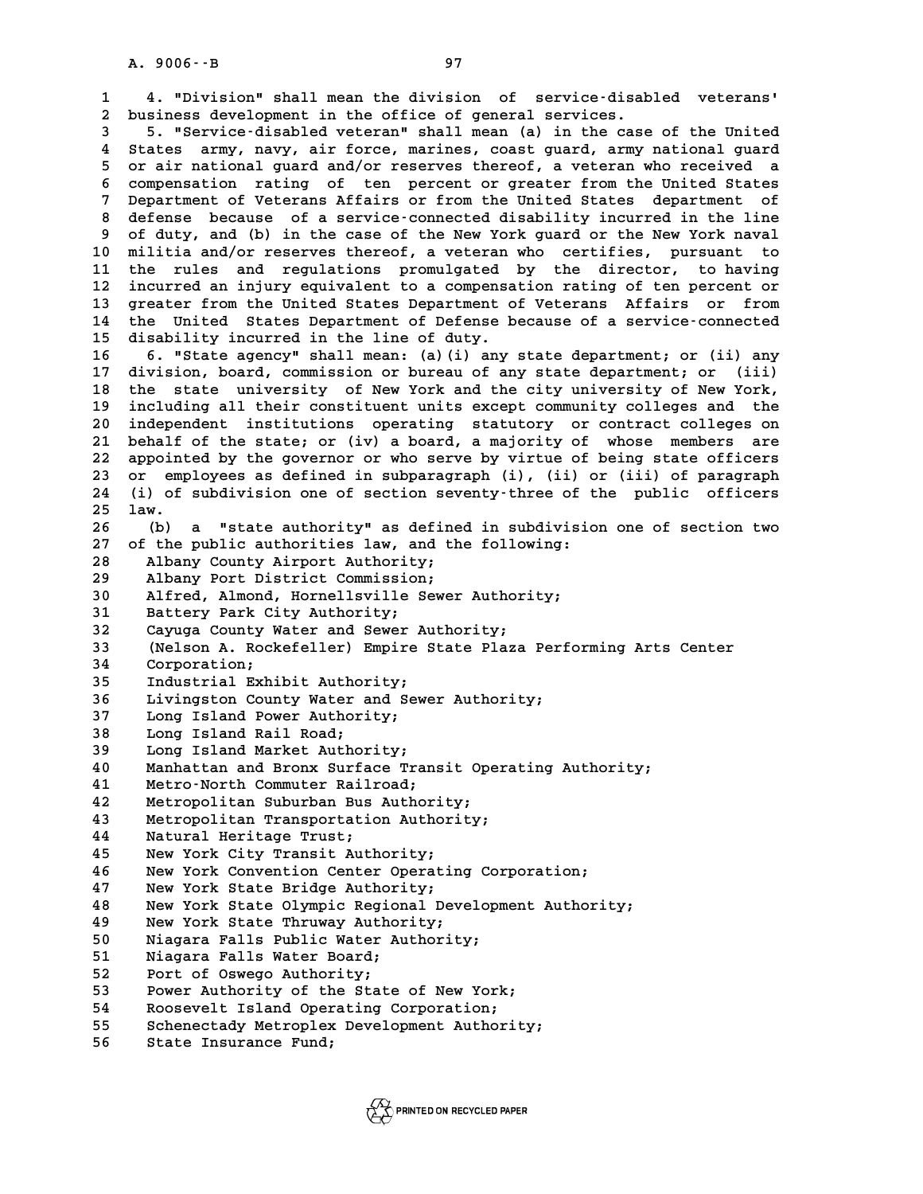4. "Division" shall mean the division of service-disabled veterans' business development in the office of general services.

5. "Service-disabled veteran" shall mean (a) in the case of the United States army, navy, air force, marines, coast guard, army national guard or air national guard and/or reserves thereof, a veteran who received a compensation rating of ten percent or greater from the United States Department of Veterans Affairs or from the United States department of defense because of a service-connected disability incurred in the line of duty, and (b) in the case of the New York guard or the New York naval militia and/or reserves thereof, a veteran who certifies, pursuant to the rules and regulations promulgated by the director, to having incurred an injury equivalent to a compensation rating of ten percent or greater from the United States Department of Veterans Affairs or from the United States Department of Defense because of a service-connected disability incurred in the line of duty.

6. "State agency" shall mean: (a)(i) any state department; or (ii) any division, board, commission or bureau of any state department; or (iii) the state university of New York and the city university of New York, including all their constituent units except community colleges and the independent institutions operating statutory or contract colleges on behalf of the state; or (iv) a board, a majority of whose members are appointed by the governor or who serve by virtue of being state officers or employees as defined in subparagraph (i), (ii) or (iii) of paragraph (i) of subdivision one of section seventy-three of the public officers law.

(b) a "state authority" as defined in subdivision one of section two of the public authorities law, and the following:

Albany County Airport Authority;
Albany Port District Commission;
Alfred, Almond, Hornellsville Sewer Authority;
Battery Park City Authority;
Cayuga County Water and Sewer Authority;
(Nelson A. Rockefeller) Empire State Plaza Performing Arts Center Corporation;
Industrial Exhibit Authority;
Livingston County Water and Sewer Authority;
Long Island Power Authority;
Long Island Rail Road;
Long Island Market Authority;
Manhattan and Bronx Surface Transit Operating Authority;
Metro-North Commuter Railroad;
Metropolitan Suburban Bus Authority;
Metropolitan Transportation Authority;
Natural Heritage Trust;
New York City Transit Authority;
New York Convention Center Operating Corporation;
New York State Bridge Authority;
New York State Olympic Regional Development Authority;
New York State Thruway Authority;
Niagara Falls Public Water Authority;
Niagara Falls Water Board;
Port of Oswego Authority;
Power Authority of the State of New York;
Roosevelt Island Operating Corporation;
Schenectady Metroplex Development Authority;
State Insurance Fund;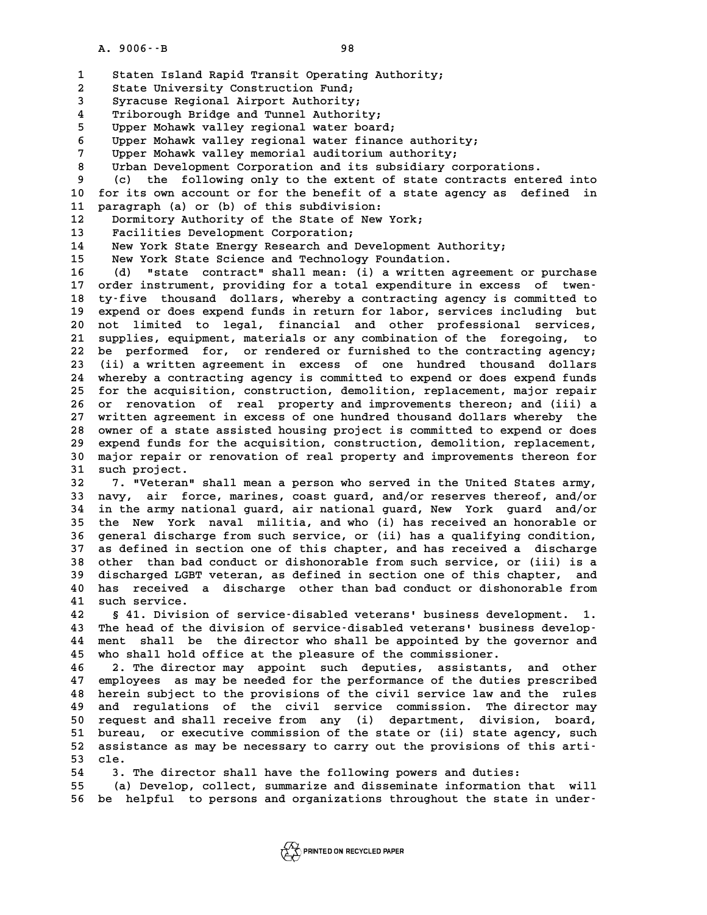Staten Island Rapid Transit Operating Authority;
State University Construction Fund;
Syracuse Regional Airport Authority;
Triborough Bridge and Tunnel Authority;
Upper Mohawk valley regional water board;
Upper Mohawk valley regional water finance authority;
Upper Mohawk valley memorial auditorium authority;
Urban Development Corporation and its subsidiary corporations.

(c) the following only to the extent of state contracts entered into for its own account or for the benefit of a state agency as defined in paragraph (a) or (b) of this subdivision:

Dormitory Authority of the State of New York;
Facilities Development Corporation;
New York State Energy Research and Development Authority;
New York State Science and Technology Foundation.

(d) "state contract" shall mean: (i) a written agreement or purchase order instrument, providing for a total expenditure in excess of twenty-five thousand dollars, whereby a contracting agency is committed to expend or does expend funds in return for labor, services including but not limited to legal, financial and other professional services, supplies, equipment, materials or any combination of the foregoing, to be performed for, or rendered or furnished to the contracting agency; (ii) a written agreement in excess of one hundred thousand dollars whereby a contracting agency is committed to expend or does expend funds for the acquisition, construction, demolition, replacement, major repair or renovation of real property and improvements thereon; and (iii) a written agreement in excess of one hundred thousand dollars whereby the owner of a state assisted housing project is committed to expend or does expend funds for the acquisition, construction, demolition, replacement, major repair or renovation of real property and improvements thereon for such project.

7. "Veteran" shall mean a person who served in the United States army, navy, air force, marines, coast guard, and/or reserves thereof, and/or in the army national guard, air national guard, New York guard and/or the New York naval militia, and who (i) has received an honorable or general discharge from such service, or (ii) has a qualifying condition, as defined in section one of this chapter, and has received a discharge other than bad conduct or dishonorable from such service, or (iii) is a discharged LGBT veteran, as defined in section one of this chapter, and has received a discharge other than bad conduct or dishonorable from such service.

§ 41. Division of service-disabled veterans' business development. 1. The head of the division of service-disabled veterans' business development shall be the director who shall be appointed by the governor and who shall hold office at the pleasure of the commissioner.

2. The director may appoint such deputies, assistants, and other employees as may be needed for the performance of the duties prescribed herein subject to the provisions of the civil service law and the rules and regulations of the civil service commission. The director may request and shall receive from any (i) department, division, board, bureau, or executive commission of the state or (ii) state agency, such assistance as may be necessary to carry out the provisions of this article.

3. The director shall have the following powers and duties:

(a) Develop, collect, summarize and disseminate information that will be helpful to persons and organizations throughout the state in under-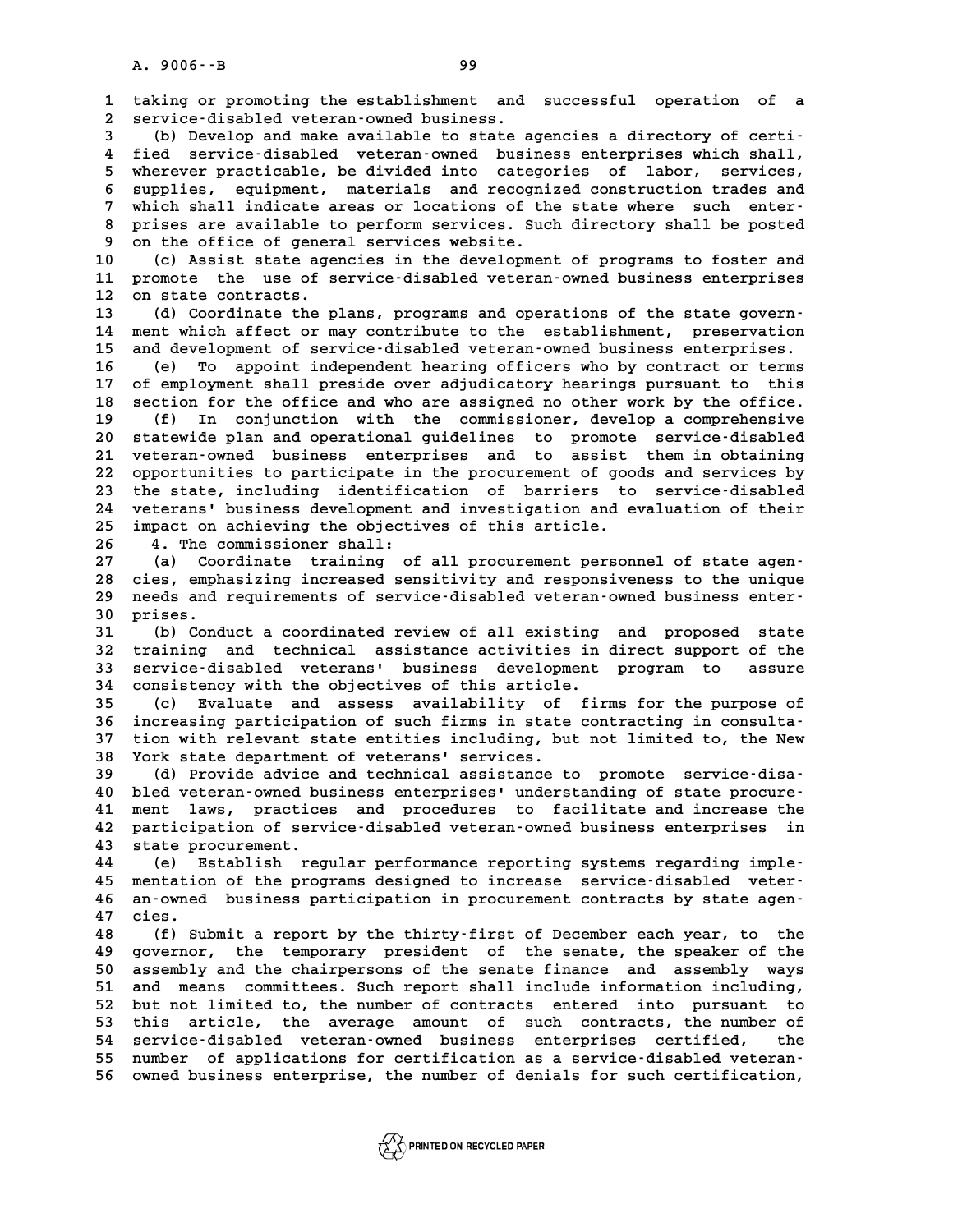taking or promoting the establishment and successful operation of a service-disabled veteran-owned business.

(b) Develop and make available to state agencies a directory of certified service-disabled veteran-owned business enterprises which shall, wherever practicable, be divided into categories of labor, services, supplies, equipment, materials and recognized construction trades and which shall indicate areas or locations of the state where such enterprises are available to perform services. Such directory shall be posted on the office of general services website.

(c) Assist state agencies in the development of programs to foster and promote the use of service-disabled veteran-owned business enterprises on state contracts.

(d) Coordinate the plans, programs and operations of the state government which affect or may contribute to the establishment, preservation and development of service-disabled veteran-owned business enterprises.

(e) To appoint independent hearing officers who by contract or terms of employment shall preside over adjudicatory hearings pursuant to this section for the office and who are assigned no other work by the office.

(f) In conjunction with the commissioner, develop a comprehensive statewide plan and operational guidelines to promote service-disabled veteran-owned business enterprises and to assist them in obtaining opportunities to participate in the procurement of goods and services by the state, including identification of barriers to service-disabled veterans' business development and investigation and evaluation of their impact on achieving the objectives of this article.

4. The commissioner shall:

(a) Coordinate training of all procurement personnel of state agencies, emphasizing increased sensitivity and responsiveness to the unique needs and requirements of service-disabled veteran-owned business enterprises.

(b) Conduct a coordinated review of all existing and proposed state training and technical assistance activities in direct support of the service-disabled veterans' business development program to assure consistency with the objectives of this article.

(c) Evaluate and assess availability of firms for the purpose of increasing participation of such firms in state contracting in consultation with relevant state entities including, but not limited to, the New York state department of veterans' services.

(d) Provide advice and technical assistance to promote service-disabled veteran-owned business enterprises' understanding of state procurement laws, practices and procedures to facilitate and increase the participation of service-disabled veteran-owned business enterprises in state procurement.

(e) Establish regular performance reporting systems regarding implementation of the programs designed to increase service-disabled veteran-owned business participation in procurement contracts by state agencies.

(f) Submit a report by the thirty-first of December each year, to the governor, the temporary president of the senate, the speaker of the assembly and the chairpersons of the senate finance and assembly ways and means committees. Such report shall include information including, but not limited to, the number of contracts entered into pursuant to this article, the average amount of such contracts, the number of service-disabled veteran-owned business enterprises certified, the number of applications for certification as a service-disabled veteran-owned business enterprise, the number of denials for such certification,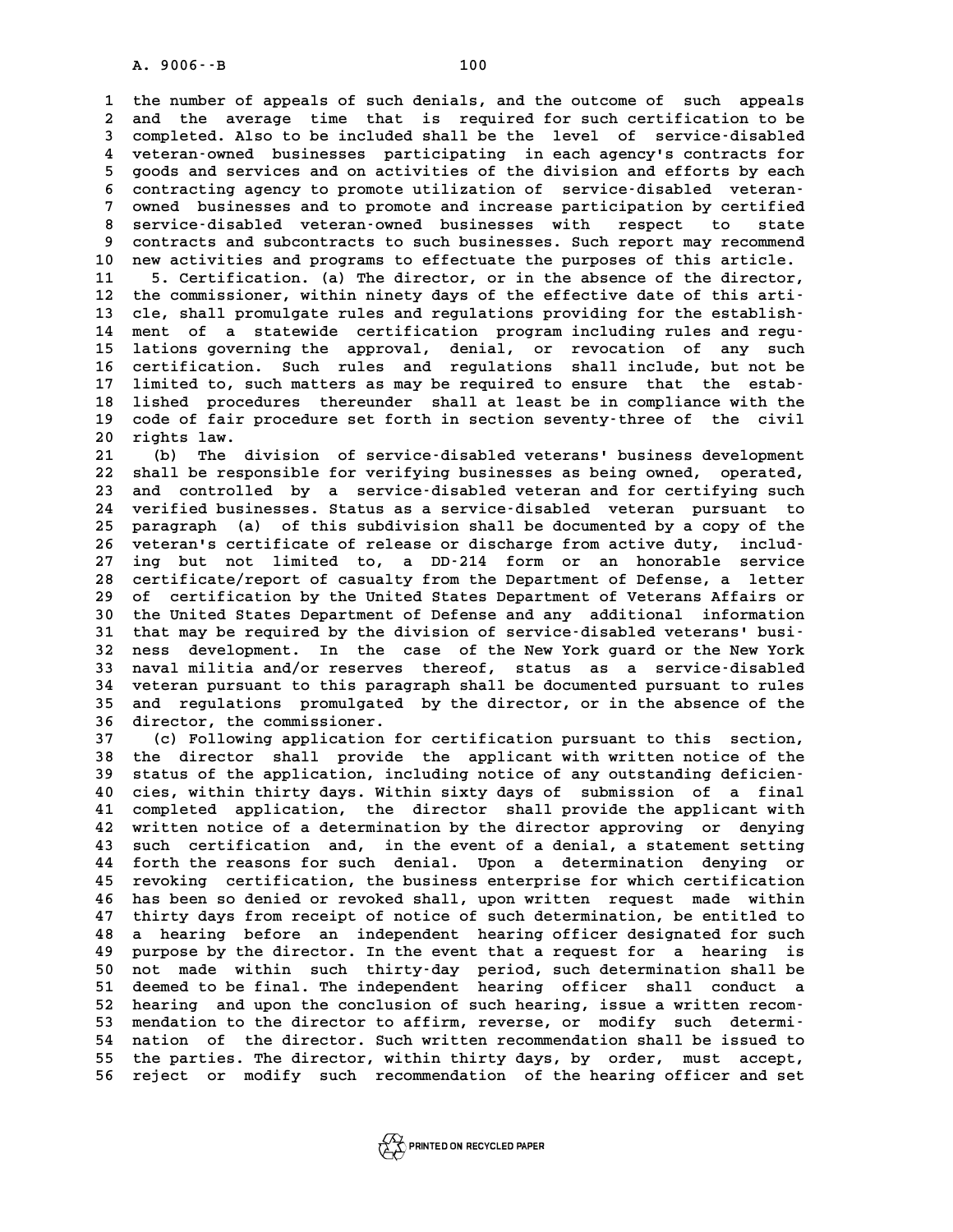the number of appeals of such denials, and the outcome of such appeals and the average time that is required for such certification to be completed. Also to be included shall be the level of service-disabled veteran-owned businesses participating in each agency's contracts for goods and services and on activities of the division and efforts by each contracting agency to promote utilization of service-disabled veteran-owned businesses and to promote and increase participation by certified service-disabled veteran-owned businesses with respect to state contracts and subcontracts to such businesses. Such report may recommend new activities and programs to effectuate the purposes of this article.

5. Certification. (a) The director, or in the absence of the director, the commissioner, within ninety days of the effective date of this article, shall promulgate rules and regulations providing for the establishment of a statewide certification program including rules and regulations governing the approval, denial, or revocation of any such certification. Such rules and regulations shall include, but not be limited to, such matters as may be required to ensure that the established procedures thereunder shall at least be in compliance with the code of fair procedure set forth in section seventy-three of the civil rights law.

(b) The division of service-disabled veterans' business development shall be responsible for verifying businesses as being owned, operated, and controlled by a service-disabled veteran and for certifying such verified businesses. Status as a service-disabled veteran pursuant to paragraph (a) of this subdivision shall be documented by a copy of the veteran's certificate of release or discharge from active duty, including but not limited to, a DD-214 form or an honorable service certificate/report of casualty from the Department of Defense, a letter of certification by the United States Department of Veterans Affairs or the United States Department of Defense and any additional information that may be required by the division of service-disabled veterans' business development. In the case of the New York guard or the New York naval militia and/or reserves thereof, status as a service-disabled veteran pursuant to this paragraph shall be documented pursuant to rules and regulations promulgated by the director, or in the absence of the director, the commissioner.

(c) Following application for certification pursuant to this section, the director shall provide the applicant with written notice of the status of the application, including notice of any outstanding deficiencies, within thirty days. Within sixty days of submission of a final completed application, the director shall provide the applicant with written notice of a determination by the director approving or denying such certification and, in the event of a denial, a statement setting forth the reasons for such denial. Upon a determination denying or revoking certification, the business enterprise for which certification has been so denied or revoked shall, upon written request made within thirty days from receipt of notice of such determination, be entitled to a hearing before an independent hearing officer designated for such purpose by the director. In the event that a request for a hearing is not made within such thirty-day period, such determination shall be deemed to be final. The independent hearing officer shall conduct a hearing and upon the conclusion of such hearing, issue a written recommendation to the director to affirm, reverse, or modify such determination of the director. Such written recommendation shall be issued to the parties. The director, within thirty days, by order, must accept, reject or modify such recommendation of the hearing officer and set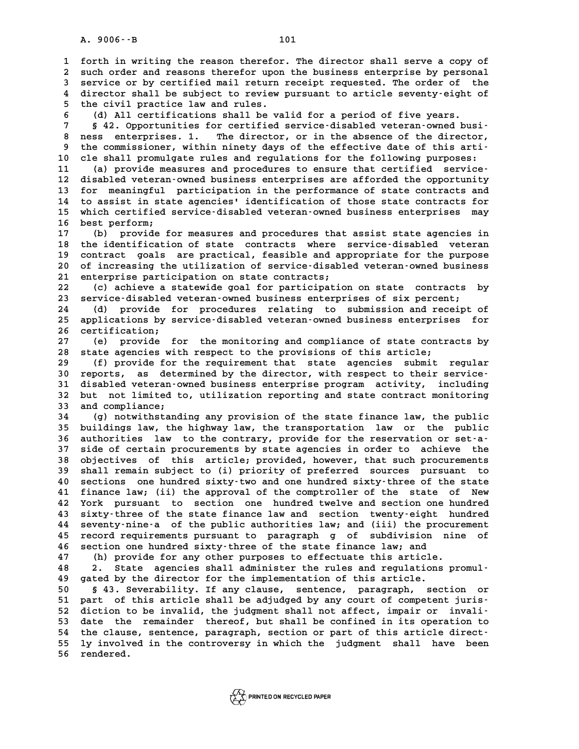forth in writing the reason therefor. The director shall serve a copy of such order and reasons therefor upon the business enterprise by personal service or by certified mail return receipt requested. The order of the director shall be subject to review pursuant to article seventy-eight of the civil practice law and rules.

(d) All certifications shall be valid for a period of five years.

§ 42. Opportunities for certified service-disabled veteran-owned business enterprises. 1. The director, or in the absence of the director, the commissioner, within ninety days of the effective date of this article shall promulgate rules and regulations for the following purposes:

(a) provide measures and procedures to ensure that certified service-disabled veteran-owned business enterprises are afforded the opportunity for meaningful participation in the performance of state contracts and to assist in state agencies' identification of those state contracts for which certified service-disabled veteran-owned business enterprises may best perform;

(b) provide for measures and procedures that assist state agencies in the identification of state contracts where service-disabled veteran contract goals are practical, feasible and appropriate for the purpose of increasing the utilization of service-disabled veteran-owned business enterprise participation on state contracts;

(c) achieve a statewide goal for participation on state contracts by service-disabled veteran-owned business enterprises of six percent;

(d) provide for procedures relating to submission and receipt of applications by service-disabled veteran-owned business enterprises for certification;

(e) provide for the monitoring and compliance of state contracts by state agencies with respect to the provisions of this article;

(f) provide for the requirement that state agencies submit regular reports, as determined by the director, with respect to their service-disabled veteran-owned business enterprise program activity, including but not limited to, utilization reporting and state contract monitoring and compliance;

(g) notwithstanding any provision of the state finance law, the public buildings law, the highway law, the transportation law or the public authorities law to the contrary, provide for the reservation or set-a-side of certain procurements by state agencies in order to achieve the objectives of this article; provided, however, that such procurements shall remain subject to (i) priority of preferred sources pursuant to sections one hundred sixty-two and one hundred sixty-three of the state finance law; (ii) the approval of the comptroller of the state of New York pursuant to section one hundred twelve and section one hundred sixty-three of the state finance law and section twenty-eight hundred seventy-nine-a of the public authorities law; and (iii) the procurement record requirements pursuant to paragraph g of subdivision nine of section one hundred sixty-three of the state finance law; and

(h) provide for any other purposes to effectuate this article.

2. State agencies shall administer the rules and regulations promulgated by the director for the implementation of this article.

§ 43. Severability. If any clause, sentence, paragraph, section or part of this article shall be adjudged by any court of competent jurisdiction to be invalid, the judgment shall not affect, impair or invalidate the remainder thereof, but shall be confined in its operation to the clause, sentence, paragraph, section or part of this article directly involved in the controversy in which the judgment shall have been rendered.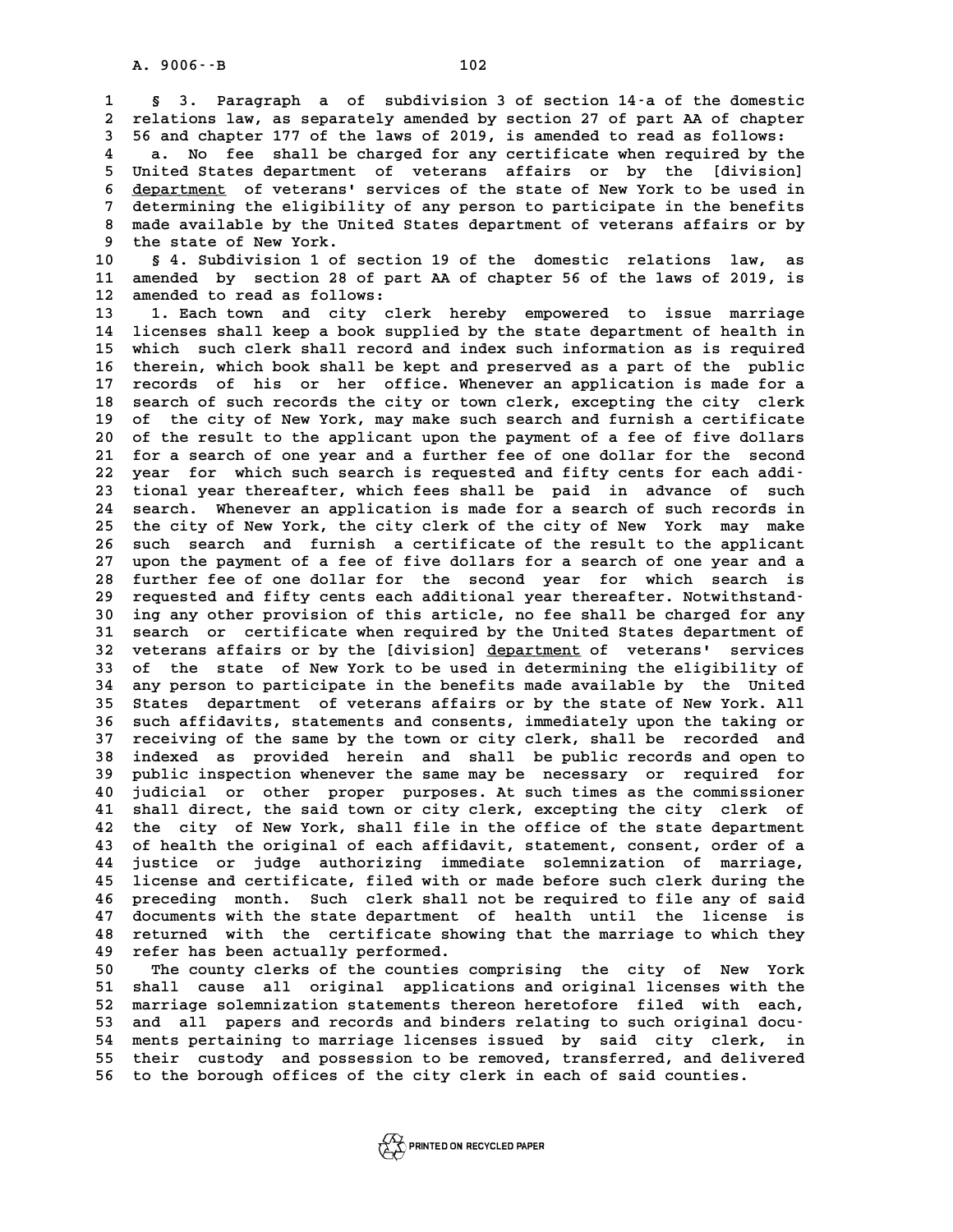§ 3. Paragraph a of subdivision 3 of section 14-a of the domestic relations law, as separately amended by section 27 of part AA of chapter 56 and chapter 177 of the laws of 2019, is amended to read as follows:

a. No fee shall be charged for any certificate when required by the United States department of veterans affairs or by the [division] department of veterans' services of the state of New York to be used in determining the eligibility of any person to participate in the benefits made available by the United States department of veterans affairs or by the state of New York.

§ 4. Subdivision 1 of section 19 of the domestic relations law, as amended by section 28 of part AA of chapter 56 of the laws of 2019, is amended to read as follows:

1. Each town and city clerk hereby empowered to issue marriage licenses shall keep a book supplied by the state department of health in which such clerk shall record and index such information as is required therein, which book shall be kept and preserved as a part of the public records of his or her office. Whenever an application is made for a search of such records the city or town clerk, excepting the city clerk of the city of New York, may make such search and furnish a certificate of the result to the applicant upon the payment of a fee of five dollars for a search of one year and a further fee of one dollar for the second year for which such search is requested and fifty cents for each additional year thereafter, which fees shall be paid in advance of such search. Whenever an application is made for a search of such records in the city of New York, the city clerk of the city of New York may make such search and furnish a certificate of the result to the applicant upon the payment of a fee of five dollars for a search of one year and a further fee of one dollar for the second year for which search is requested and fifty cents each additional year thereafter. Notwithstanding any other provision of this article, no fee shall be charged for any search or certificate when required by the United States department of veterans affairs or by the [division] department of veterans' services of the state of New York to be used in determining the eligibility of any person to participate in the benefits made available by the United States department of veterans affairs or by the state of New York. All such affidavits, statements and consents, immediately upon the taking or receiving of the same by the town or city clerk, shall be recorded and indexed as provided herein and shall be public records and open to public inspection whenever the same may be necessary or required for judicial or other proper purposes. At such times as the commissioner shall direct, the said town or city clerk, excepting the city clerk of the city of New York, shall file in the office of the state department of health the original of each affidavit, statement, consent, order of a justice or judge authorizing immediate solemnization of marriage, license and certificate, filed with or made before such clerk during the preceding month. Such clerk shall not be required to file any of said documents with the state department of health until the license is returned with the certificate showing that the marriage to which they refer has been actually performed.

The county clerks of the counties comprising the city of New York shall cause all original applications and original licenses with the marriage solemnization statements thereon heretofore filed with each, and all papers and records and binders relating to such original documents pertaining to marriage licenses issued by said city clerk, in their custody and possession to be removed, transferred, and delivered to the borough offices of the city clerk in each of said counties.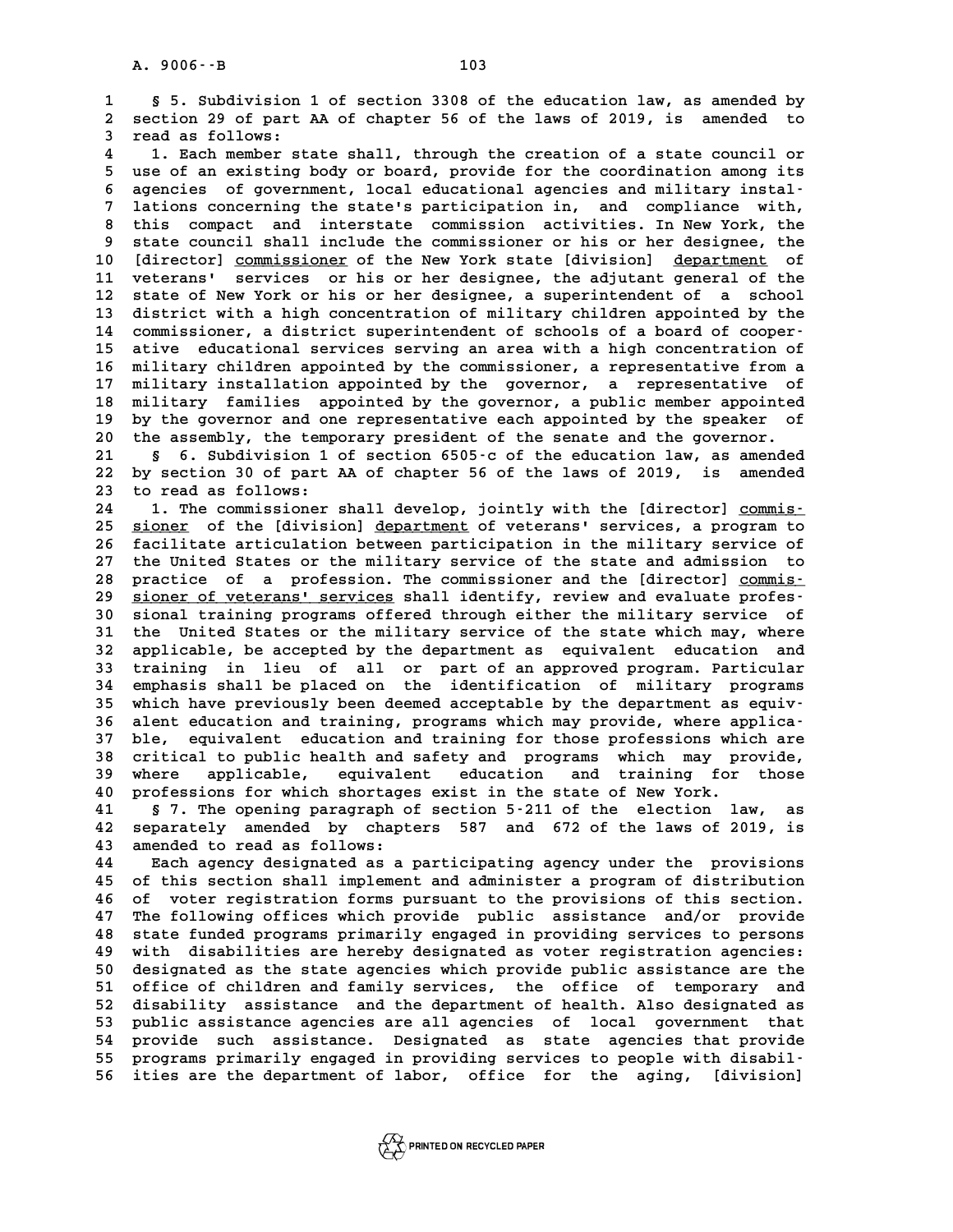§ 5. Subdivision 1 of section 3308 of the education law, as amended by section 29 of part AA of chapter 56 of the laws of 2019, is amended to read as follows:

1. Each member state shall, through the creation of a state council or use of an existing body or board, provide for the coordination among its agencies of government, local educational agencies and military installations concerning the state's participation in, and compliance with, this compact and interstate commission activities. In New York, the state council shall include the commissioner or his or her designee, the [director] commissioner of the New York state [division] department of veterans' services or his or her designee, the adjutant general of the state of New York or his or her designee, a superintendent of a school district with a high concentration of military children appointed by the commissioner, a district superintendent of schools of a board of cooperative educational services serving an area with a high concentration of military children appointed by the commissioner, a representative from a military installation appointed by the governor, a representative of military families appointed by the governor, a public member appointed by the governor and one representative each appointed by the speaker of the assembly, the temporary president of the senate and the governor.

§ 6. Subdivision 1 of section 6505-c of the education law, as amended by section 30 of part AA of chapter 56 of the laws of 2019, is amended to read as follows:

1. The commissioner shall develop, jointly with the [director] commissioner of the [division] department of veterans' services, a program to facilitate articulation between participation in the military service of the United States or the military service of the state and admission to practice of a profession. The commissioner and the [director] commissioner of veterans' services shall identify, review and evaluate professional training programs offered through either the military service of the United States or the military service of the state which may, where applicable, be accepted by the department as equivalent education and training in lieu of all or part of an approved program. Particular emphasis shall be placed on the identification of military programs which have previously been deemed acceptable by the department as equivalent education and training, programs which may provide, where applicable, equivalent education and training for those professions which are critical to public health and safety and programs which may provide, where applicable, equivalent education and training for those professions for which shortages exist in the state of New York.

§ 7. The opening paragraph of section 5-211 of the election law, as separately amended by chapters 587 and 672 of the laws of 2019, is amended to read as follows:

Each agency designated as a participating agency under the provisions of this section shall implement and administer a program of distribution of voter registration forms pursuant to the provisions of this section. The following offices which provide public assistance and/or provide state funded programs primarily engaged in providing services to persons with disabilities are hereby designated as voter registration agencies: designated as the state agencies which provide public assistance are the office of children and family services, the office of temporary and disability assistance and the department of health. Also designated as public assistance agencies are all agencies of local government that provide such assistance. Designated as state agencies that provide programs primarily engaged in providing services to people with disabilities are the department of labor, office for the aging, [division]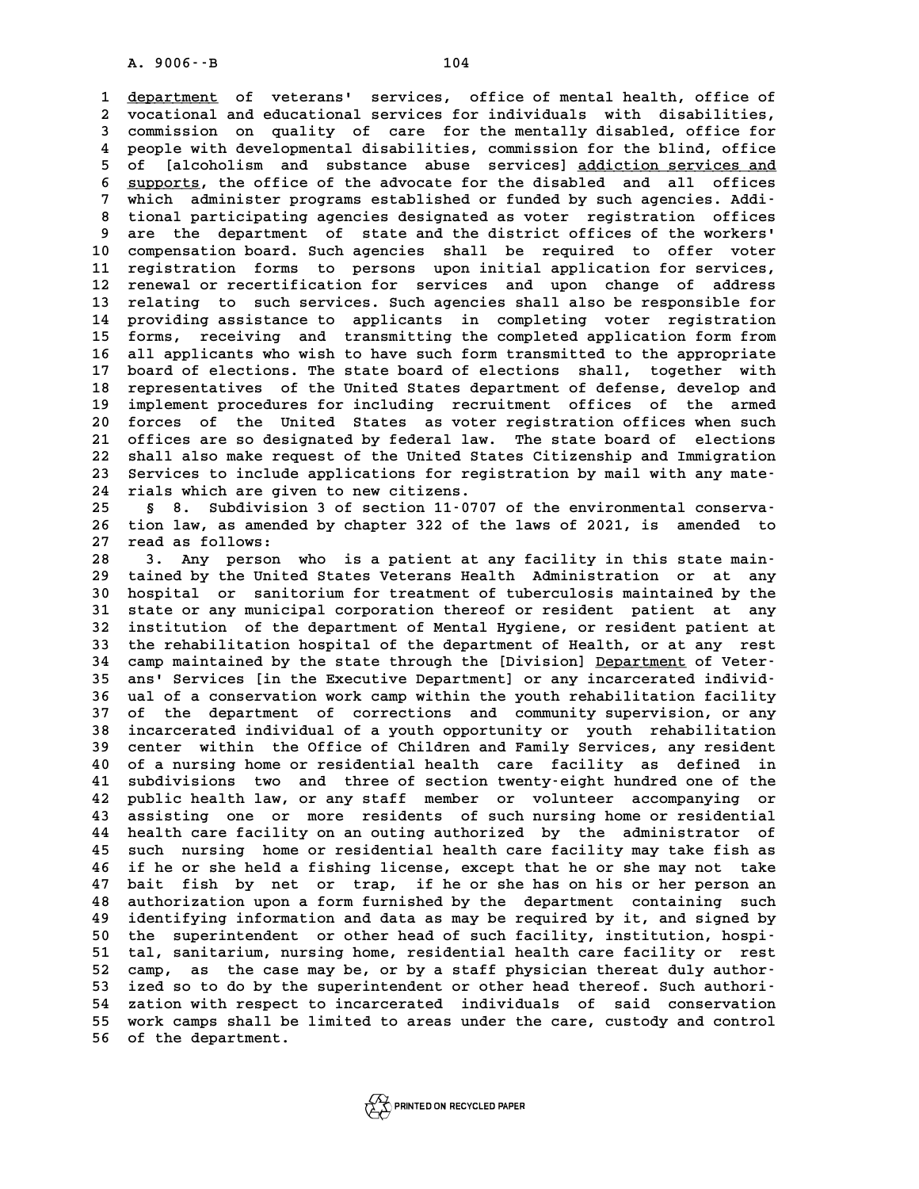department of veterans' services, office of mental health, office of vocational and educational services for individuals with disabilities, commission on quality of care for the mentally disabled, office for people with developmental disabilities, commission for the blind, office of [alcoholism and substance abuse services] addiction services and supports, the office of the advocate for the disabled and all offices which administer programs established or funded by such agencies. Additional participating agencies designated as voter registration offices are the department of state and the district offices of the workers' compensation board. Such agencies shall be required to offer voter registration forms to persons upon initial application for services, renewal or recertification for services and upon change of address relating to such services. Such agencies shall also be responsible for providing assistance to applicants in completing voter registration forms, receiving and transmitting the completed application form from all applicants who wish to have such form transmitted to the appropriate board of elections. The state board of elections shall, together with representatives of the United States department of defense, develop and implement procedures for including recruitment offices of the armed forces of the United States as voter registration offices when such offices are so designated by federal law. The state board of elections shall also make request of the United States Citizenship and Immigration Services to include applications for registration by mail with any materials which are given to new citizens.

§ 8. Subdivision 3 of section 11-0707 of the environmental conservation law, as amended by chapter 322 of the laws of 2021, is amended to read as follows:

3. Any person who is a patient at any facility in this state maintained by the United States Veterans Health Administration or at any hospital or sanitorium for treatment of tuberculosis maintained by the state or any municipal corporation thereof or resident patient at any institution of the department of Mental Hygiene, or resident patient at the rehabilitation hospital of the department of Health, or at any rest camp maintained by the state through the [Division] Department of Veterans' Services [in the Executive Department] or any incarcerated individual of a conservation work camp within the youth rehabilitation facility of the department of corrections and community supervision, or any incarcerated individual of a youth opportunity or youth rehabilitation center within the Office of Children and Family Services, any resident of a nursing home or residential health care facility as defined in subdivisions two and three of section twenty-eight hundred one of the public health law, or any staff member or volunteer accompanying or assisting one or more residents of such nursing home or residential health care facility on an outing authorized by the administrator of such nursing home or residential health care facility may take fish as if he or she held a fishing license, except that he or she may not take bait fish by net or trap, if he or she has on his or her person an authorization upon a form furnished by the department containing such identifying information and data as may be required by it, and signed by the superintendent or other head of such facility, institution, hospital, sanitarium, nursing home, residential health care facility or rest camp, as the case may be, or by a staff physician thereat duly authorized so to do by the superintendent or other head thereof. Such authorization with respect to incarcerated individuals of said conservation work camps shall be limited to areas under the care, custody and control of the department.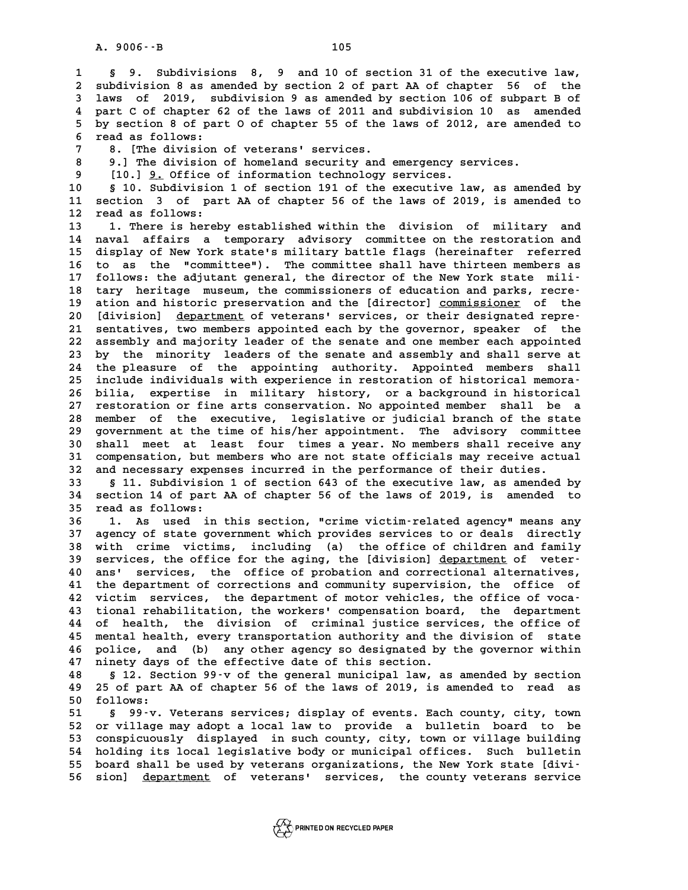§ 9. Subdivisions 8, 9 and 10 of section 31 of the executive law, subdivision 8 as amended by section 2 of part AA of chapter 56 of the laws of 2019, subdivision 9 as amended by section 106 of subpart B of part C of chapter 62 of the laws of 2011 and subdivision 10 as amended by section 8 of part O of chapter 55 of the laws of 2012, are amended to read as follows:

8. [The division of veterans' services.

9.] The division of homeland security and emergency services.

[10.] 9. Office of information technology services.

§ 10. Subdivision 1 of section 191 of the executive law, as amended by section 3 of part AA of chapter 56 of the laws of 2019, is amended to read as follows:

1. There is hereby established within the division of military and naval affairs a temporary advisory committee on the restoration and display of New York state's military battle flags (hereinafter referred to as the "committee"). The committee shall have thirteen members as follows: the adjutant general, the director of the New York state military heritage museum, the commissioners of education and parks, recreation and historic preservation and the [director] commissioner of the [division] department of veterans' services, or their designated representatives, two members appointed each by the governor, speaker of the assembly and majority leader of the senate and one member each appointed by the minority leaders of the senate and assembly and shall serve at the pleasure of the appointing authority. Appointed members shall include individuals with experience in restoration of historical memorabilia, expertise in military history, or a background in historical restoration or fine arts conservation. No appointed member shall be a member of the executive, legislative or judicial branch of the state government at the time of his/her appointment. The advisory committee shall meet at least four times a year. No members shall receive any compensation, but members who are not state officials may receive actual and necessary expenses incurred in the performance of their duties.

§ 11. Subdivision 1 of section 643 of the executive law, as amended by section 14 of part AA of chapter 56 of the laws of 2019, is amended to read as follows:

1. As used in this section, "crime victim-related agency" means any agency of state government which provides services to or deals directly with crime victims, including (a) the office of children and family services, the office for the aging, the [division] department of veterans' services, the office of probation and correctional alternatives, the department of corrections and community supervision, the office of victim services, the department of motor vehicles, the office of vocational rehabilitation, the workers' compensation board, the department of health, the division of criminal justice services, the office of mental health, every transportation authority and the division of state police, and (b) any other agency so designated by the governor within ninety days of the effective date of this section.

§ 12. Section 99-v of the general municipal law, as amended by section 25 of part AA of chapter 56 of the laws of 2019, is amended to read as follows:

§ 99-v. Veterans services; display of events. Each county, city, town or village may adopt a local law to provide a bulletin board to be conspicuously displayed in such county, city, town or village building holding its local legislative body or municipal offices. Such bulletin board shall be used by veterans organizations, the New York state [division] department of veterans' services, the county veterans service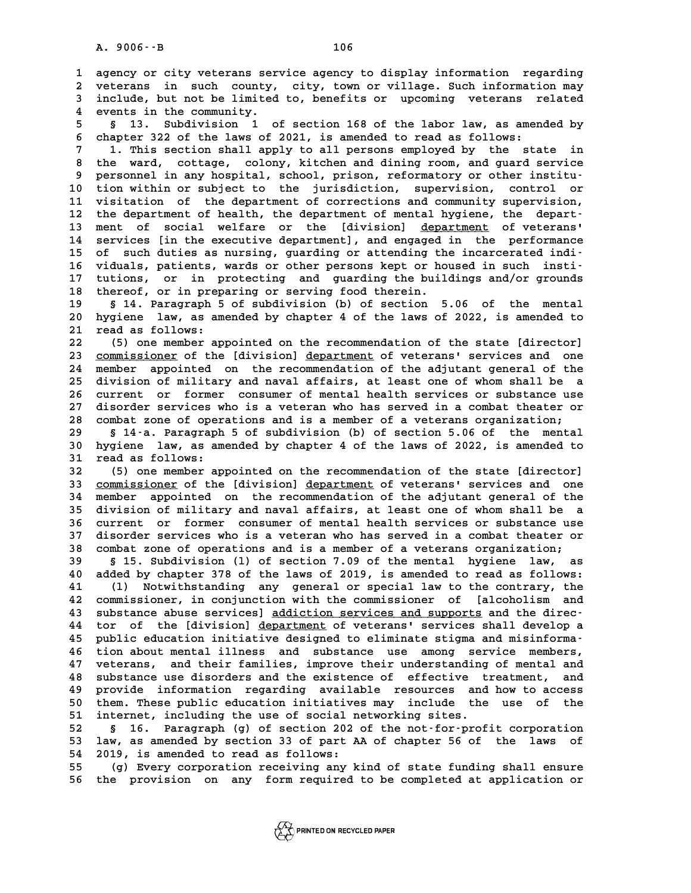agency or city veterans service agency to display information regarding veterans in such county, city, town or village. Such information may include, but not be limited to, benefits or upcoming veterans related events in the community.

§ 13. Subdivision 1 of section 168 of the labor law, as amended by chapter 322 of the laws of 2021, is amended to read as follows:

1. This section shall apply to all persons employed by the state in the ward, cottage, colony, kitchen and dining room, and guard service personnel in any hospital, school, prison, reformatory or other institution within or subject to the jurisdiction, supervision, control or visitation of the department of corrections and community supervision, the department of health, the department of mental hygiene, the department of social welfare or the [division] department of veterans' services [in the executive department], and engaged in the performance of such duties as nursing, guarding or attending the incarcerated individuals, patients, wards or other persons kept or housed in such institutions, or in protecting and guarding the buildings and/or grounds thereof, or in preparing or serving food therein.

§ 14. Paragraph 5 of subdivision (b) of section 5.06 of the mental hygiene law, as amended by chapter 4 of the laws of 2022, is amended to read as follows:

(5) one member appointed on the recommendation of the state [director] commissioner of the [division] department of veterans' services and one member appointed on the recommendation of the adjutant general of the division of military and naval affairs, at least one of whom shall be a current or former consumer of mental health services or substance use disorder services who is a veteran who has served in a combat theater or combat zone of operations and is a member of a veterans organization;

§ 14-a. Paragraph 5 of subdivision (b) of section 5.06 of the mental hygiene law, as amended by chapter 4 of the laws of 2022, is amended to read as follows:

(5) one member appointed on the recommendation of the state [director] commissioner of the [division] department of veterans' services and one member appointed on the recommendation of the adjutant general of the division of military and naval affairs, at least one of whom shall be a current or former consumer of mental health services or substance use disorder services who is a veteran who has served in a combat theater or combat zone of operations and is a member of a veterans organization;

§ 15. Subdivision (l) of section 7.09 of the mental hygiene law, as added by chapter 378 of the laws of 2019, is amended to read as follows:

(l) Notwithstanding any general or special law to the contrary, the commissioner, in conjunction with the commissioner of [alcoholism and substance abuse services] addiction services and supports and the director of the [division] department of veterans' services shall develop a public education initiative designed to eliminate stigma and misinformation about mental illness and substance use among service members, veterans, and their families, improve their understanding of mental and substance use disorders and the existence of effective treatment, and provide information regarding available resources and how to access them. These public education initiatives may include the use of the internet, including the use of social networking sites.

§ 16. Paragraph (g) of section 202 of the not-for-profit corporation law, as amended by section 33 of part AA of chapter 56 of the laws of 2019, is amended to read as follows:

(g) Every corporation receiving any kind of state funding shall ensure the provision on any form required to be completed at application or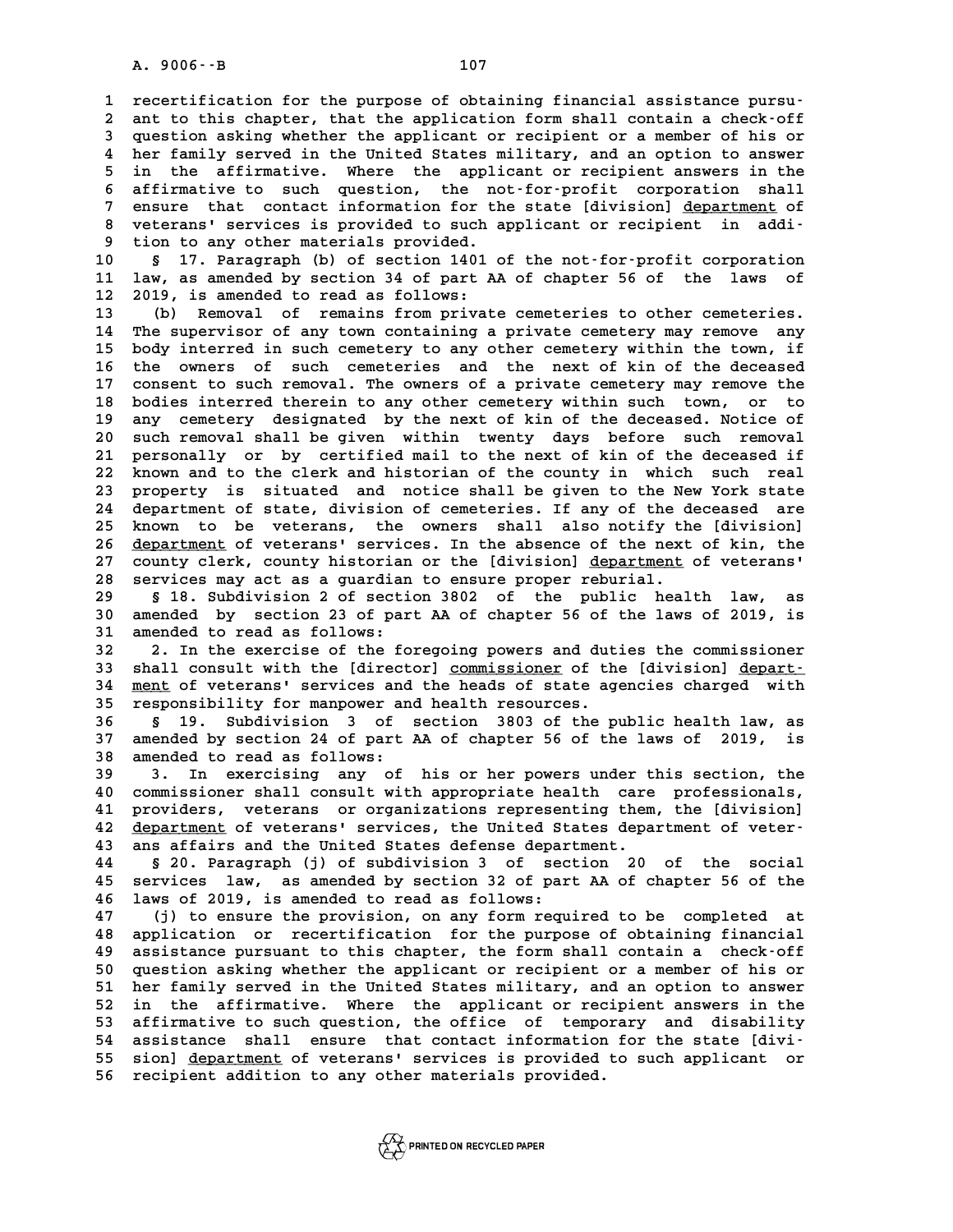recertification for the purpose of obtaining financial assistance pursuant to this chapter, that the application form shall contain a check-off question asking whether the applicant or recipient or a member of his or her family served in the United States military, and an option to answer in the affirmative. Where the applicant or recipient answers in the affirmative to such question, the not-for-profit corporation shall ensure that contact information for the state [division] department of veterans' services is provided to such applicant or recipient in addition to any other materials provided.

§ 17. Paragraph (b) of section 1401 of the not-for-profit corporation law, as amended by section 34 of part AA of chapter 56 of the laws of 2019, is amended to read as follows:

(b) Removal of remains from private cemeteries to other cemeteries. The supervisor of any town containing a private cemetery may remove any body interred in such cemetery to any other cemetery within the town, if the owners of such cemeteries and the next of kin of the deceased consent to such removal. The owners of a private cemetery may remove the bodies interred therein to any other cemetery within such town, or to any cemetery designated by the next of kin of the deceased. Notice of such removal shall be given within twenty days before such removal personally or by certified mail to the next of kin of the deceased if known and to the clerk and historian of the county in which such real property is situated and notice shall be given to the New York state department of state, division of cemeteries. If any of the deceased are known to be veterans, the owners shall also notify the [division] department of veterans' services. In the absence of the next of kin, the county clerk, county historian or the [division] department of veterans' services may act as a guardian to ensure proper reburial.

§ 18. Subdivision 2 of section 3802 of the public health law, as amended by section 23 of part AA of chapter 56 of the laws of 2019, is amended to read as follows:

2. In the exercise of the foregoing powers and duties the commissioner shall consult with the [director] commissioner of the [division] department of veterans' services and the heads of state agencies charged with responsibility for manpower and health resources.

§ 19. Subdivision 3 of section 3803 of the public health law, as amended by section 24 of part AA of chapter 56 of the laws of 2019, is amended to read as follows:

3. In exercising any of his or her powers under this section, the commissioner shall consult with appropriate health care professionals, providers, veterans or organizations representing them, the [division] department of veterans' services, the United States department of veterans affairs and the United States defense department.

§ 20. Paragraph (j) of subdivision 3 of section 20 of the social services law, as amended by section 32 of part AA of chapter 56 of the laws of 2019, is amended to read as follows:

(j) to ensure the provision, on any form required to be completed at application or recertification for the purpose of obtaining financial assistance pursuant to this chapter, the form shall contain a check-off question asking whether the applicant or recipient or a member of his or her family served in the United States military, and an option to answer in the affirmative. Where the applicant or recipient answers in the affirmative to such question, the office of temporary and disability assistance shall ensure that contact information for the state [division] department of veterans' services is provided to such applicant or recipient addition to any other materials provided.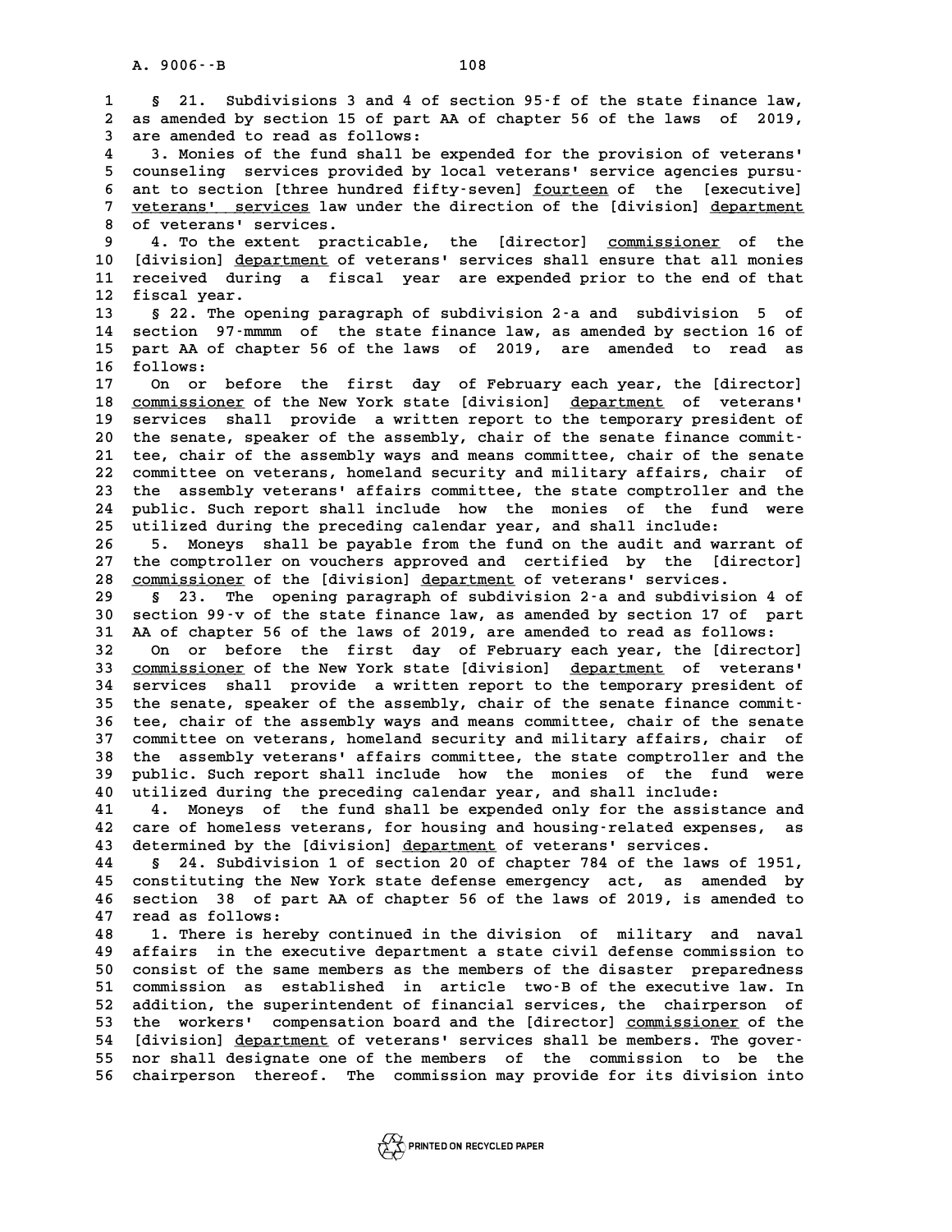§ 21. Subdivisions 3 and 4 of section 95-f of the state finance law, as amended by section 15 of part AA of chapter 56 of the laws of 2019, are amended to read as follows:

3. Monies of the fund shall be expended for the provision of veterans' counseling services provided by local veterans' service agencies pursuant to section [three hundred fifty-seven] fourteen of the [executive] veterans' services law under the direction of the [division] department of veterans' services.

4. To the extent practicable, the [director] commissioner of the [division] department of veterans' services shall ensure that all monies received during a fiscal year are expended prior to the end of that fiscal year.

§ 22. The opening paragraph of subdivision 2-a and subdivision 5 of section 97-mmmm of the state finance law, as amended by section 16 of part AA of chapter 56 of the laws of 2019, are amended to read as follows:

On or before the first day of February each year, the [director] commissioner of the New York state [division] department of veterans' services shall provide a written report to the temporary president of the senate, speaker of the assembly, chair of the senate finance committee, chair of the assembly ways and means committee, chair of the senate committee on veterans, homeland security and military affairs, chair of the assembly veterans' affairs committee, the state comptroller and the public. Such report shall include how the monies of the fund were utilized during the preceding calendar year, and shall include:

5. Moneys shall be payable from the fund on the audit and warrant of the comptroller on vouchers approved and certified by the [director] commissioner of the [division] department of veterans' services.

§ 23. The opening paragraph of subdivision 2-a and subdivision 4 of section 99-v of the state finance law, as amended by section 17 of part AA of chapter 56 of the laws of 2019, are amended to read as follows:

On or before the first day of February each year, the [director] commissioner of the New York state [division] department of veterans' services shall provide a written report to the temporary president of the senate, speaker of the assembly, chair of the senate finance committee, chair of the assembly ways and means committee, chair of the senate committee on veterans, homeland security and military affairs, chair of the assembly veterans' affairs committee, the state comptroller and the public. Such report shall include how the monies of the fund were utilized during the preceding calendar year, and shall include:

4. Moneys of the fund shall be expended only for the assistance and care of homeless veterans, for housing and housing-related expenses, as determined by the [division] department of veterans' services.

§ 24. Subdivision 1 of section 20 of chapter 784 of the laws of 1951, constituting the New York state defense emergency act, as amended by section 38 of part AA of chapter 56 of the laws of 2019, is amended to read as follows:

1. There is hereby continued in the division of military and naval affairs in the executive department a state civil defense commission to consist of the same members as the members of the disaster preparedness commission as established in article two-B of the executive law. In addition, the superintendent of financial services, the chairperson of the workers' compensation board and the [director] commissioner of the [division] department of veterans' services shall be members. The governor shall designate one of the members of the commission to be the chairperson thereof. The commission may provide for its division into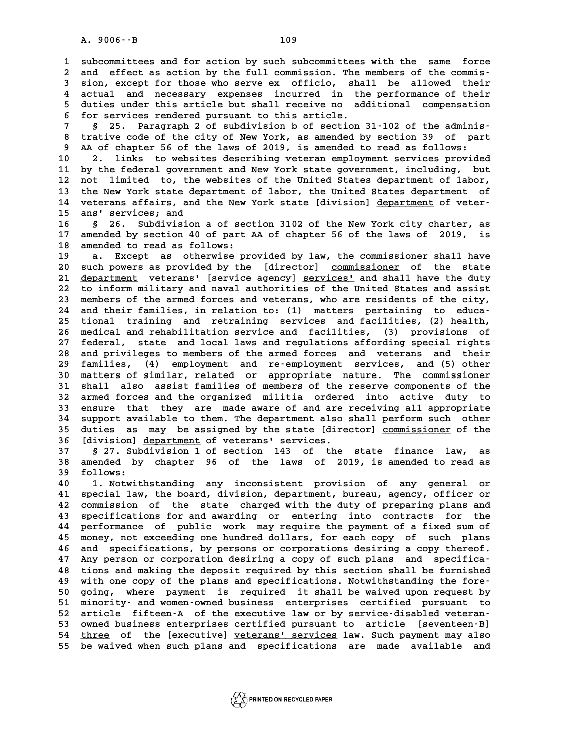subcommittees and for action by such subcommittees with the same force and effect as action by the full commission. The members of the commission, except for those who serve ex officio, shall be allowed their actual and necessary expenses incurred in the performance of their duties under this article but shall receive no additional compensation for services rendered pursuant to this article.

§ 25. Paragraph 2 of subdivision b of section 31-102 of the administrative code of the city of New York, as amended by section 39 of part AA of chapter 56 of the laws of 2019, is amended to read as follows:

2. links to websites describing veteran employment services provided by the federal government and New York state government, including, but not limited to, the websites of the United States department of labor, the New York state department of labor, the United States department of veterans affairs, and the New York state [division] department of veterans' services; and

§ 26. Subdivision a of section 3102 of the New York city charter, as amended by section 40 of part AA of chapter 56 of the laws of 2019, is amended to read as follows:

a. Except as otherwise provided by law, the commissioner shall have such powers as provided by the [director] commissioner of the state department veterans' [service agency] services' and shall have the duty to inform military and naval authorities of the United States and assist members of the armed forces and veterans, who are residents of the city, and their families, in relation to: (1) matters pertaining to educational training and retraining services and facilities, (2) health, medical and rehabilitation service and facilities, (3) provisions of federal, state and local laws and regulations affording special rights and privileges to members of the armed forces and veterans and their families, (4) employment and re-employment services, and (5) other matters of similar, related or appropriate nature. The commissioner shall also assist families of members of the reserve components of the armed forces and the organized militia ordered into active duty to ensure that they are made aware of and are receiving all appropriate support available to them. The department also shall perform such other duties as may be assigned by the state [director] commissioner of the [division] department of veterans' services.

§ 27. Subdivision 1 of section 143 of the state finance law, as amended by chapter 96 of the laws of 2019, is amended to read as follows:

1. Notwithstanding any inconsistent provision of any general or special law, the board, division, department, bureau, agency, officer or commission of the state charged with the duty of preparing plans and specifications for and awarding or entering into contracts for the performance of public work may require the payment of a fixed sum of money, not exceeding one hundred dollars, for each copy of such plans and specifications, by persons or corporations desiring a copy thereof. Any person or corporation desiring a copy of such plans and specifications and making the deposit required by this section shall be furnished with one copy of the plans and specifications. Notwithstanding the foregoing, where payment is required it shall be waived upon request by minority- and women-owned business enterprises certified pursuant to article fifteen-A of the executive law or by service-disabled veteran-owned business enterprises certified pursuant to article [seventeen-B] three of the [executive] veterans' services law. Such payment may also be waived when such plans and specifications are made available and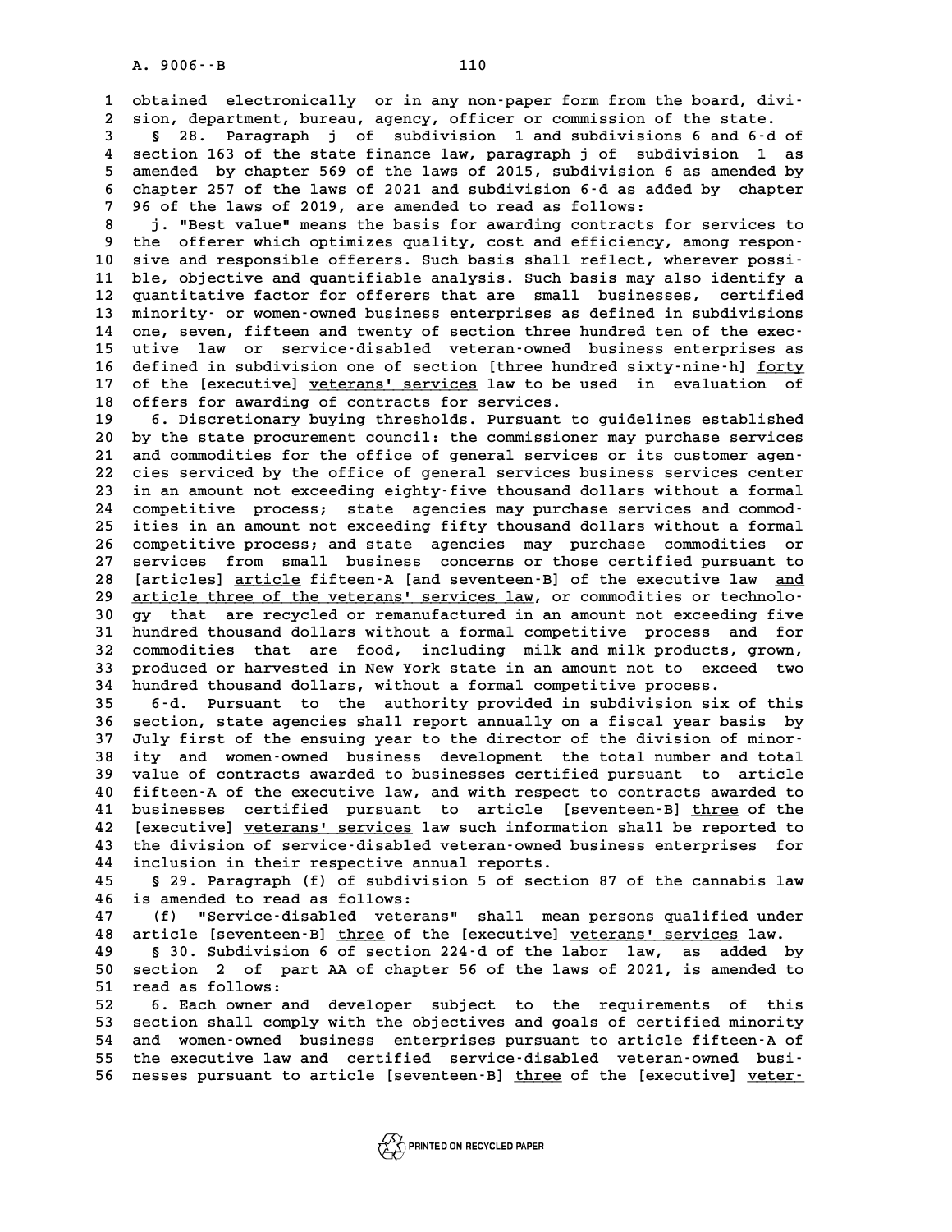obtained electronically or in any non-paper form from the board, division, department, bureau, agency, officer or commission of the state.

§ 28. Paragraph j of subdivision 1 and subdivisions 6 and 6-d of section 163 of the state finance law, paragraph j of subdivision 1 as amended by chapter 569 of the laws of 2015, subdivision 6 as amended by chapter 257 of the laws of 2021 and subdivision 6-d as added by chapter 96 of the laws of 2019, are amended to read as follows:

j. "Best value" means the basis for awarding contracts for services to the offerer which optimizes quality, cost and efficiency, among responsive and responsible offerers. Such basis shall reflect, wherever possible, objective and quantifiable analysis. Such basis may also identify a quantitative factor for offerers that are small businesses, certified minority- or women-owned business enterprises as defined in subdivisions one, seven, fifteen and twenty of section three hundred ten of the executive law or service-disabled veteran-owned business enterprises as defined in subdivision one of section [three hundred sixty-nine-h] forty of the [executive] veterans' services law to be used in evaluation of offers for awarding of contracts for services.

6. Discretionary buying thresholds. Pursuant to guidelines established by the state procurement council: the commissioner may purchase services and commodities for the office of general services or its customer agencies serviced by the office of general services business services center in an amount not exceeding eighty-five thousand dollars without a formal competitive process; state agencies may purchase services and commodities in an amount not exceeding fifty thousand dollars without a formal competitive process; and state agencies may purchase commodities or services from small business concerns or those certified pursuant to [articles] article fifteen-A [and seventeen-B] of the executive law and article three of the veterans' services law, or commodities or technology that are recycled or remanufactured in an amount not exceeding five hundred thousand dollars without a formal competitive process and for commodities that are food, including milk and milk products, grown, produced or harvested in New York state in an amount not to exceed two hundred thousand dollars, without a formal competitive process.

6-d. Pursuant to the authority provided in subdivision six of this section, state agencies shall report annually on a fiscal year basis by July first of the ensuing year to the director of the division of minority and women-owned business development the total number and total value of contracts awarded to businesses certified pursuant to article fifteen-A of the executive law, and with respect to contracts awarded to businesses certified pursuant to article [seventeen-B] three of the [executive] veterans' services law such information shall be reported to the division of service-disabled veteran-owned business enterprises for inclusion in their respective annual reports.

§ 29. Paragraph (f) of subdivision 5 of section 87 of the cannabis law is amended to read as follows:

(f) "Service-disabled veterans" shall mean persons qualified under article [seventeen-B] three of the [executive] veterans' services law.

§ 30. Subdivision 6 of section 224-d of the labor law, as added by section 2 of part AA of chapter 56 of the laws of 2021, is amended to read as follows:

6. Each owner and developer subject to the requirements of this section shall comply with the objectives and goals of certified minority and women-owned business enterprises pursuant to article fifteen-A of the executive law and certified service-disabled veteran-owned businesses pursuant to article [seventeen-B] three of the [executive] veter-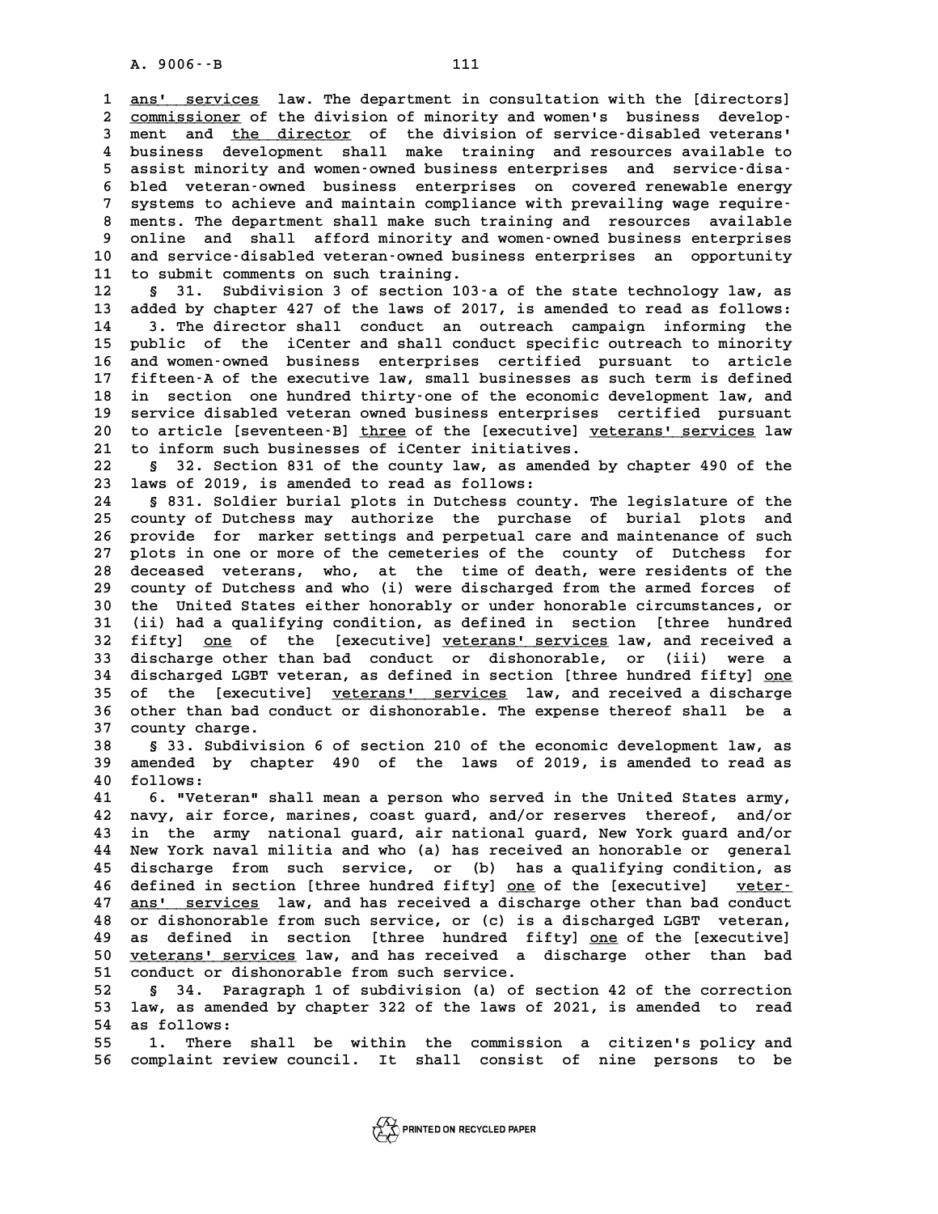ans' services law. The department in consultation with the [directors] commissioner of the division of minority and women's business development and the director of the division of service-disabled veterans' business development shall make training and resources available to assist minority and women-owned business enterprises and service-disabled veteran-owned business enterprises on covered renewable energy systems to achieve and maintain compliance with prevailing wage requirements. The department shall make such training and resources available online and shall afford minority and women-owned business enterprises and service-disabled veteran-owned business enterprises an opportunity to submit comments on such training.

§ 31. Subdivision 3 of section 103-a of the state technology law, as added by chapter 427 of the laws of 2017, is amended to read as follows:

3. The director shall conduct an outreach campaign informing the public of the iCenter and shall conduct specific outreach to minority and women-owned business enterprises certified pursuant to article fifteen-A of the executive law, small businesses as such term is defined in section one hundred thirty-one of the economic development law, and service disabled veteran owned business enterprises certified pursuant to article [seventeen-B] three of the [executive] veterans' services law to inform such businesses of iCenter initiatives.

§ 32. Section 831 of the county law, as amended by chapter 490 of the laws of 2019, is amended to read as follows:

§ 831. Soldier burial plots in Dutchess county. The legislature of the county of Dutchess may authorize the purchase of burial plots and provide for marker settings and perpetual care and maintenance of such plots in one or more of the cemeteries of the county of Dutchess for deceased veterans, who, at the time of death, were residents of the county of Dutchess and who (i) were discharged from the armed forces of the United States either honorably or under honorable circumstances, or (ii) had a qualifying condition, as defined in section [three hundred fifty] one of the [executive] veterans' services law, and received a discharge other than bad conduct or dishonorable, or (iii) were a discharged LGBT veteran, as defined in section [three hundred fifty] one of the [executive] veterans' services law, and received a discharge other than bad conduct or dishonorable. The expense thereof shall be a county charge.

§ 33. Subdivision 6 of section 210 of the economic development law, as amended by chapter 490 of the laws of 2019, is amended to read as follows:

6. "Veteran" shall mean a person who served in the United States army, navy, air force, marines, coast guard, and/or reserves thereof, and/or in the army national guard, air national guard, New York guard and/or New York naval militia and who (a) has received an honorable or general discharge from such service, or (b) has a qualifying condition, as defined in section [three hundred fifty] one of the [executive] veterans' services law, and has received a discharge other than bad conduct or dishonorable from such service, or (c) is a discharged LGBT veteran, as defined in section [three hundred fifty] one of the [executive] veterans' services law, and has received a discharge other than bad conduct or dishonorable from such service.

§ 34. Paragraph 1 of subdivision (a) of section 42 of the correction law, as amended by chapter 322 of the laws of 2021, is amended to read as follows:

1. There shall be within the commission a citizen's policy and complaint review council. It shall consist of nine persons to be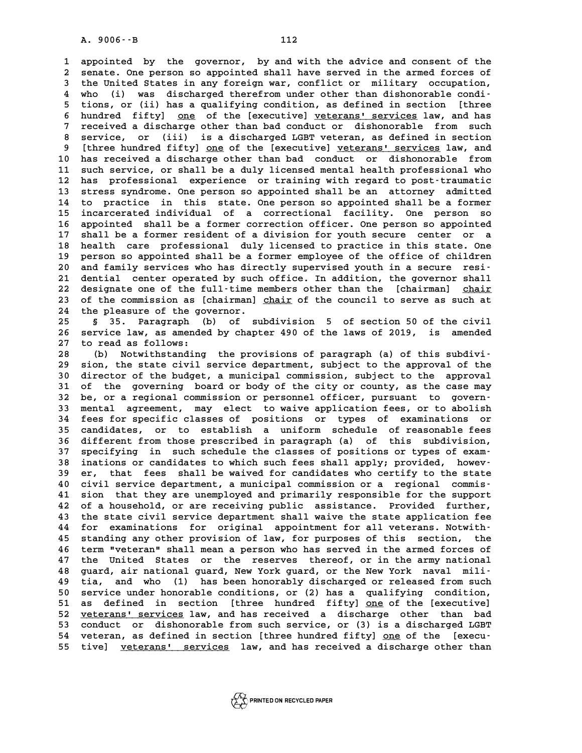appointed by the governor, by and with the advice and consent of the senate. One person so appointed shall have served in the armed forces of the United States in any foreign war, conflict or military occupation, who (i) was discharged therefrom under other than dishonorable conditions, or (ii) has a qualifying condition, as defined in section [three hundred fifty] one of the [executive] veterans' services law, and has received a discharge other than bad conduct or dishonorable from such service, or (iii) is a discharged LGBT veteran, as defined in section [three hundred fifty] one of the [executive] veterans' services law, and has received a discharge other than bad conduct or dishonorable from such service, or shall be a duly licensed mental health professional who has professional experience or training with regard to post-traumatic stress syndrome. One person so appointed shall be an attorney admitted to practice in this state. One person so appointed shall be a former incarcerated individual of a correctional facility. One person so appointed shall be a former correction officer. One person so appointed shall be a former resident of a division for youth secure center or a health care professional duly licensed to practice in this state. One person so appointed shall be a former employee of the office of children and family services who has directly supervised youth in a secure residential center operated by such office. In addition, the governor shall designate one of the full-time members other than the [chairman] chair of the commission as [chairman] chair of the council to serve as such at the pleasure of the governor.

§ 35. Paragraph (b) of subdivision 5 of section 50 of the civil service law, as amended by chapter 490 of the laws of 2019, is amended to read as follows:

(b) Notwithstanding the provisions of paragraph (a) of this subdivision, the state civil service department, subject to the approval of the director of the budget, a municipal commission, subject to the approval of the governing board or body of the city or county, as the case may be, or a regional commission or personnel officer, pursuant to governmental agreement, may elect to waive application fees, or to abolish fees for specific classes of positions or types of examinations or candidates, or to establish a uniform schedule of reasonable fees different from those prescribed in paragraph (a) of this subdivision, specifying in such schedule the classes of positions or types of examinations or candidates to which such fees shall apply; provided, however, that fees shall be waived for candidates who certify to the state civil service department, a municipal commission or a regional commission that they are unemployed and primarily responsible for the support of a household, or are receiving public assistance. Provided further, the state civil service department shall waive the state application fee for examinations for original appointment for all veterans. Notwithstanding any other provision of law, for purposes of this section, the term "veteran" shall mean a person who has served in the armed forces of the United States or the reserves thereof, or in the army national guard, air national guard, New York guard, or the New York naval militia, and who (1) has been honorably discharged or released from such service under honorable conditions, or (2) has a qualifying condition, as defined in section [three hundred fifty] one of the [executive] veterans' services law, and has received a discharge other than bad conduct or dishonorable from such service, or (3) is a discharged LGBT veteran, as defined in section [three hundred fifty] one of the [executive] veterans' services law, and has received a discharge other than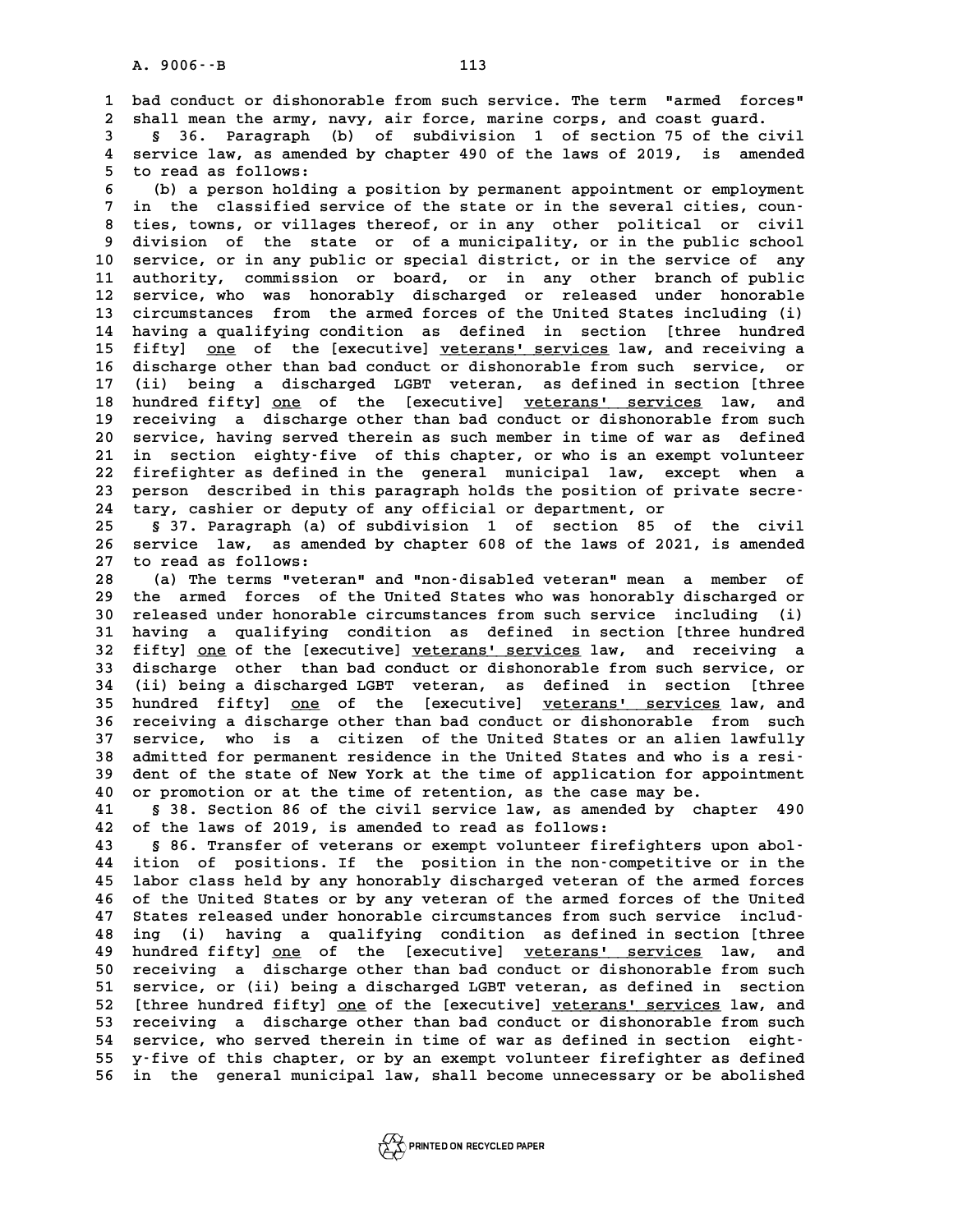bad conduct or dishonorable from such service. The term "armed forces" shall mean the army, navy, air force, marine corps, and coast guard.

§ 36. Paragraph (b) of subdivision 1 of section 75 of the civil service law, as amended by chapter 490 of the laws of 2019, is amended to read as follows:

(b) a person holding a position by permanent appointment or employment in the classified service of the state or in the several cities, counties, towns, or villages thereof, or in any other political or civil division of the state or of a municipality, or in the public school service, or in any public or special district, or in the service of any authority, commission or board, or in any other branch of public service, who was honorably discharged or released under honorable circumstances from the armed forces of the United States including (i) having a qualifying condition as defined in section [three hundred fifty] one of the [executive] veterans' services law, and receiving a discharge other than bad conduct or dishonorable from such service, or (ii) being a discharged LGBT veteran, as defined in section [three hundred fifty] one of the [executive] veterans' services law, and receiving a discharge other than bad conduct or dishonorable from such service, having served therein as such member in time of war as defined in section eighty-five of this chapter, or who is an exempt volunteer firefighter as defined in the general municipal law, except when a person described in this paragraph holds the position of private secretary, cashier or deputy of any official or department, or

§ 37. Paragraph (a) of subdivision 1 of section 85 of the civil service law, as amended by chapter 608 of the laws of 2021, is amended to read as follows:

(a) The terms "veteran" and "non-disabled veteran" mean a member of the armed forces of the United States who was honorably discharged or released under honorable circumstances from such service including (i) having a qualifying condition as defined in section [three hundred fifty] one of the [executive] veterans' services law, and receiving a discharge other than bad conduct or dishonorable from such service, or (ii) being a discharged LGBT veteran, as defined in section [three hundred fifty] one of the [executive] veterans' services law, and receiving a discharge other than bad conduct or dishonorable from such service, who is a citizen of the United States or an alien lawfully admitted for permanent residence in the United States and who is a resident of the state of New York at the time of application for appointment or promotion or at the time of retention, as the case may be.

§ 38. Section 86 of the civil service law, as amended by chapter 490 of the laws of 2019, is amended to read as follows:

§ 86. Transfer of veterans or exempt volunteer firefighters upon abolition of positions. If the position in the non-competitive or in the labor class held by any honorably discharged veteran of the armed forces of the United States or by any veteran of the armed forces of the United States released under honorable circumstances from such service including (i) having a qualifying condition as defined in section [three hundred fifty] one of the [executive] veterans' services law, and receiving a discharge other than bad conduct or dishonorable from such service, or (ii) being a discharged LGBT veteran, as defined in section [three hundred fifty] one of the [executive] veterans' services law, and receiving a discharge other than bad conduct or dishonorable from such service, who served therein in time of war as defined in section eighty-five of this chapter, or by an exempt volunteer firefighter as defined in the general municipal law, shall become unnecessary or be abolished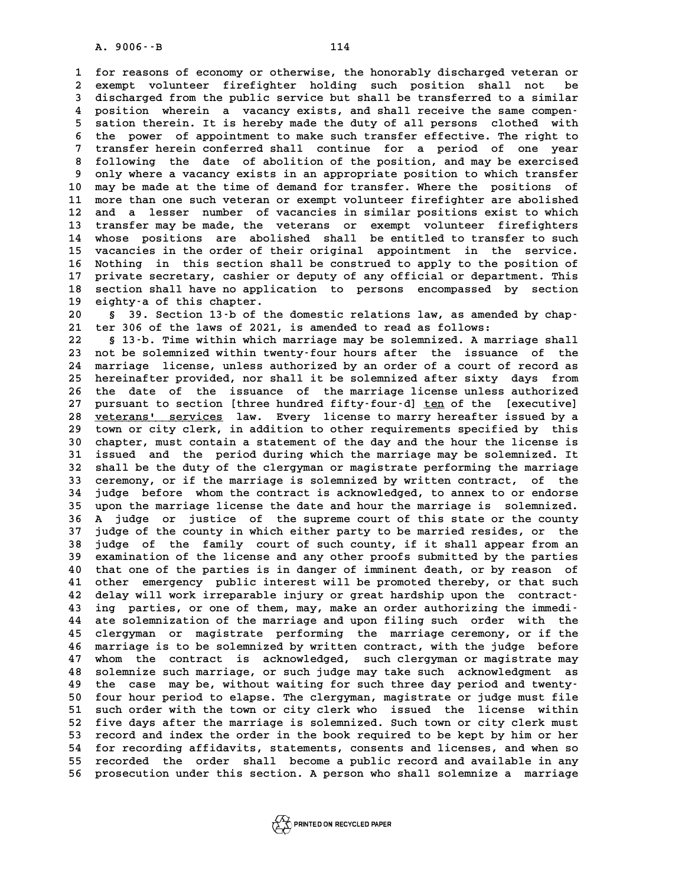for reasons of economy or otherwise, the honorably discharged veteran or exempt volunteer firefighter holding such position shall not be discharged from the public service but shall be transferred to a similar position wherein a vacancy exists, and shall receive the same compensation therein. It is hereby made the duty of all persons clothed with the power of appointment to make such transfer effective. The right to transfer herein conferred shall continue for a period of one year following the date of abolition of the position, and may be exercised only where a vacancy exists in an appropriate position to which transfer may be made at the time of demand for transfer. Where the positions of more than one such veteran or exempt volunteer firefighter are abolished and a lesser number of vacancies in similar positions exist to which transfer may be made, the veterans or exempt volunteer firefighters whose positions are abolished shall be entitled to transfer to such vacancies in the order of their original appointment in the service. Nothing in this section shall be construed to apply to the position of private secretary, cashier or deputy of any official or department. This section shall have no application to persons encompassed by section eighty-a of this chapter.

§ 39. Section 13-b of the domestic relations law, as amended by chapter 306 of the laws of 2021, is amended to read as follows:

§ 13-b. Time within which marriage may be solemnized. A marriage shall not be solemnized within twenty-four hours after the issuance of the marriage license, unless authorized by an order of a court of record as hereinafter provided, nor shall it be solemnized after sixty days from the date of the issuance of the marriage license unless authorized pursuant to section [three hundred fifty-four-d] ten of the [executive] veterans' services law. Every license to marry hereafter issued by a town or city clerk, in addition to other requirements specified by this chapter, must contain a statement of the day and the hour the license is issued and the period during which the marriage may be solemnized. It shall be the duty of the clergyman or magistrate performing the marriage ceremony, or if the marriage is solemnized by written contract, of the judge before whom the contract is acknowledged, to annex to or endorse upon the marriage license the date and hour the marriage is solemnized. A judge or justice of the supreme court of this state or the county judge of the county in which either party to be married resides, or the judge of the family court of such county, if it shall appear from an examination of the license and any other proofs submitted by the parties that one of the parties is in danger of imminent death, or by reason of other emergency public interest will be promoted thereby, or that such delay will work irreparable injury or great hardship upon the contracting parties, or one of them, may, make an order authorizing the immediate solemnization of the marriage and upon filing such order with the clergyman or magistrate performing the marriage ceremony, or if the marriage is to be solemnized by written contract, with the judge before whom the contract is acknowledged, such clergyman or magistrate may solemnize such marriage, or such judge may take such acknowledgment as the case may be, without waiting for such three day period and twenty-four hour period to elapse. The clergyman, magistrate or judge must file such order with the town or city clerk who issued the license within five days after the marriage is solemnized. Such town or city clerk must record and index the order in the book required to be kept by him or her for recording affidavits, statements, consents and licenses, and when so recorded the order shall become a public record and available in any prosecution under this section. A person who shall solemnize a marriage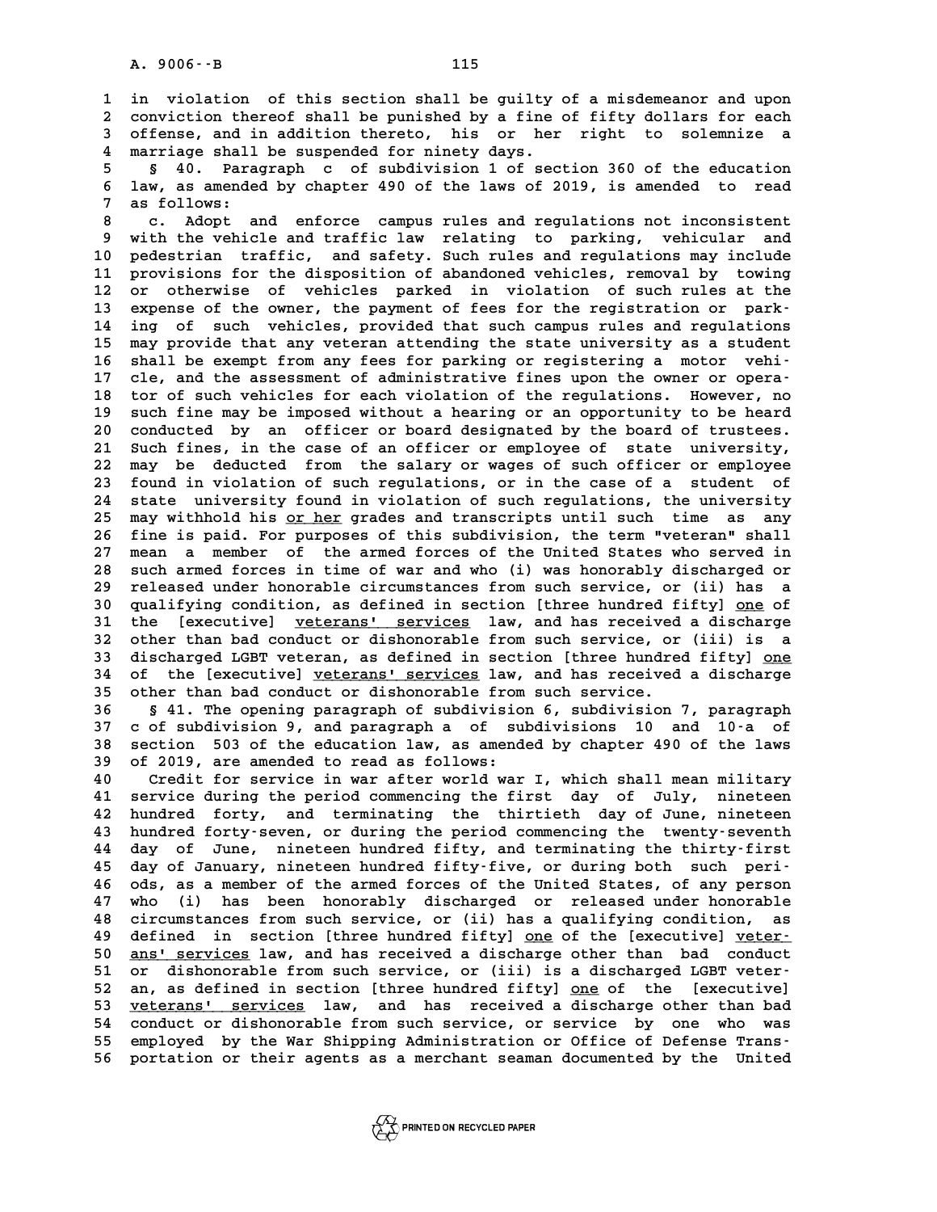in violation of this section shall be guilty of a misdemeanor and upon conviction thereof shall be punished by a fine of fifty dollars for each offense, and in addition thereto, his or her right to solemnize a marriage shall be suspended for ninety days.

§ 40. Paragraph c of subdivision 1 of section 360 of the education law, as amended by chapter 490 of the laws of 2019, is amended to read as follows:

c. Adopt and enforce campus rules and regulations not inconsistent with the vehicle and traffic law relating to parking, vehicular and pedestrian traffic, and safety. Such rules and regulations may include provisions for the disposition of abandoned vehicles, removal by towing or otherwise of vehicles parked in violation of such rules at the expense of the owner, the payment of fees for the registration or parking of such vehicles, provided that such campus rules and regulations may provide that any veteran attending the state university as a student shall be exempt from any fees for parking or registering a motor vehicle, and the assessment of administrative fines upon the owner or operator of such vehicles for each violation of the regulations. However, no such fine may be imposed without a hearing or an opportunity to be heard conducted by an officer or board designated by the board of trustees. Such fines, in the case of an officer or employee of state university, may be deducted from the salary or wages of such officer or employee found in violation of such regulations, or in the case of a student of state university found in violation of such regulations, the university may withhold his <u>or her</u> grades and transcripts until such time as any fine is paid. For purposes of this subdivision, the term "veteran" shall mean a member of the armed forces of the United States who served in such armed forces in time of war and who (i) was honorably discharged or released under honorable circumstances from such service, or (ii) has a qualifying condition, as defined in section [three hundred fifty] <u>one</u> of the [executive] <u>veterans' services</u> law, and has received a discharge other than bad conduct or dishonorable from such service, or (iii) is a discharged LGBT veteran, as defined in section [three hundred fifty] <u>one</u> of the [executive] <u>veterans' services</u> law, and has received a discharge other than bad conduct or dishonorable from such service.

§ 41. The opening paragraph of subdivision 6, subdivision 7, paragraph c of subdivision 9, and paragraph a of subdivisions 10 and 10-a of section 503 of the education law, as amended by chapter 490 of the laws of 2019, are amended to read as follows:

Credit for service in war after world war I, which shall mean military service during the period commencing the first day of July, nineteen hundred forty, and terminating the thirtieth day of June, nineteen hundred forty-seven, or during the period commencing the twenty-seventh day of June, nineteen hundred fifty, and terminating the thirty-first day of January, nineteen hundred fifty-five, or during both such periods, as a member of the armed forces of the United States, of any person who (i) has been honorably discharged or released under honorable circumstances from such service, or (ii) has a qualifying condition, as defined in section [three hundred fifty] <u>one</u> of the [executive] <u>veterans' services</u> law, and has received a discharge other than bad conduct or dishonorable from such service, or (iii) is a discharged LGBT veteran, as defined in section [three hundred fifty] <u>one</u> of the [executive] <u>veterans' services</u> law, and has received a discharge other than bad conduct or dishonorable from such service, or service by one who was employed by the War Shipping Administration or Office of Defense Transportation or their agents as a merchant seaman documented by the United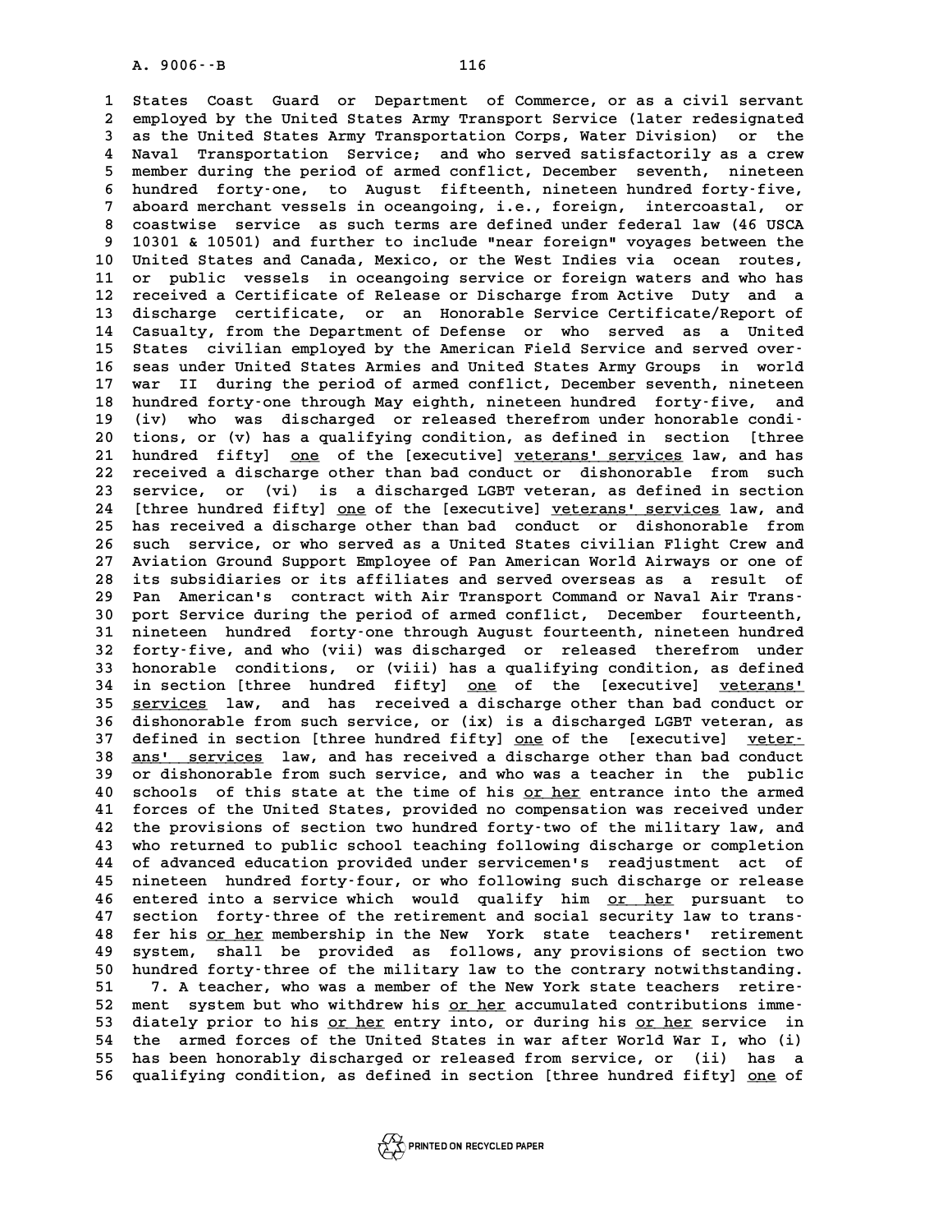States Coast Guard or Department of Commerce, or as a civil servant employed by the United States Army Transport Service (later redesignated as the United States Army Transportation Corps, Water Division) or the Naval Transportation Service; and who served satisfactorily as a crew member during the period of armed conflict, December seventh, nineteen hundred forty-one, to August fifteenth, nineteen hundred forty-five, aboard merchant vessels in oceangoing, i.e., foreign, intercoastal, or coastwise service as such terms are defined under federal law (46 USCA 10301 & 10501) and further to include "near foreign" voyages between the United States and Canada, Mexico, or the West Indies via ocean routes, or public vessels in oceangoing service or foreign waters and who has received a Certificate of Release or Discharge from Active Duty and a discharge certificate, or an Honorable Service Certificate/Report of Casualty, from the Department of Defense or who served as a United States civilian employed by the American Field Service and served overseas under United States Armies and United States Army Groups in world war II during the period of armed conflict, December seventh, nineteen hundred forty-one through May eighth, nineteen hundred forty-five, and (iv) who was discharged or released therefrom under honorable conditions, or (v) has a qualifying condition, as defined in section [three hundred fifty] one of the [executive] veterans' services law, and has received a discharge other than bad conduct or dishonorable from such service, or (vi) is a discharged LGBT veteran, as defined in section [three hundred fifty] one of the [executive] veterans' services law, and has received a discharge other than bad conduct or dishonorable from such service, or who served as a United States civilian Flight Crew and Aviation Ground Support Employee of Pan American World Airways or one of its subsidiaries or its affiliates and served overseas as a result of Pan American's contract with Air Transport Command or Naval Air Transport Service during the period of armed conflict, December fourteenth, nineteen hundred forty-one through August fourteenth, nineteen hundred forty-five, and who (vii) was discharged or released therefrom under honorable conditions, or (viii) has a qualifying condition, as defined in section [three hundred fifty] one of the [executive] veterans' services law, and has received a discharge other than bad conduct or dishonorable from such service, or (ix) is a discharged LGBT veteran, as defined in section [three hundred fifty] one of the [executive] veterans' services law, and has received a discharge other than bad conduct or dishonorable from such service, and who was a teacher in the public schools of this state at the time of his or her entrance into the armed forces of the United States, provided no compensation was received under the provisions of section two hundred forty-two of the military law, and who returned to public school teaching following discharge or completion of advanced education provided under servicemen's readjustment act of nineteen hundred forty-four, or who following such discharge or release entered into a service which would qualify him or her pursuant to section forty-three of the retirement and social security law to transfer his or her membership in the New York state teachers' retirement system, shall be provided as follows, any provisions of section two hundred forty-three of the military law to the contrary notwithstanding.

7. A teacher, who was a member of the New York state teachers retirement system but who withdrew his or her accumulated contributions immediately prior to his or her entry into, or during his or her service in the armed forces of the United States in war after World War I, who (i) has been honorably discharged or released from service, or (ii) has a qualifying condition, as defined in section [three hundred fifty] one of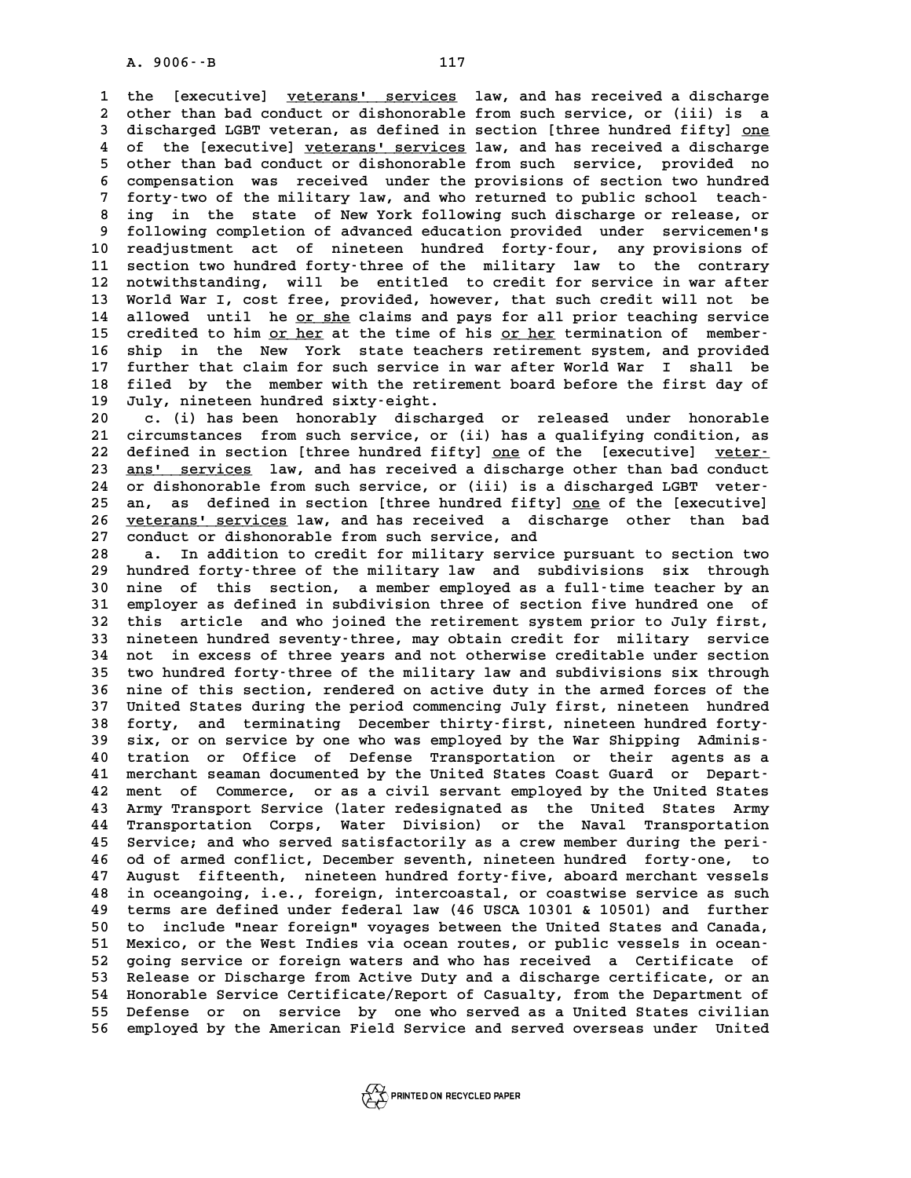the [executive] veterans' services law, and has received a discharge other than bad conduct or dishonorable from such service, or (iii) is a discharged LGBT veteran, as defined in section [three hundred fifty] one of the [executive] veterans' services law, and has received a discharge other than bad conduct or dishonorable from such service, provided no compensation was received under the provisions of section two hundred forty-two of the military law, and who returned to public school teaching in the state of New York following such discharge or release, or following completion of advanced education provided under servicemen's readjustment act of nineteen hundred forty-four, any provisions of section two hundred forty-three of the military law to the contrary notwithstanding, will be entitled to credit for service in war after World War I, cost free, provided, however, that such credit will not be allowed until he or she claims and pays for all prior teaching service credited to him or her at the time of his or her termination of membership in the New York state teachers retirement system, and provided further that claim for such service in war after World War I shall be filed by the member with the retirement board before the first day of July, nineteen hundred sixty-eight.

c. (i) has been honorably discharged or released under honorable circumstances from such service, or (ii) has a qualifying condition, as defined in section [three hundred fifty] one of the [executive] veterans' services law, and has received a discharge other than bad conduct or dishonorable from such service, or (iii) is a discharged LGBT veteran, as defined in section [three hundred fifty] one of the [executive] veterans' services law, and has received a discharge other than bad conduct or dishonorable from such service, and

a. In addition to credit for military service pursuant to section two hundred forty-three of the military law and subdivisions six through nine of this section, a member employed as a full-time teacher by an employer as defined in subdivision three of section five hundred one of this article and who joined the retirement system prior to July first, nineteen hundred seventy-three, may obtain credit for military service not in excess of three years and not otherwise creditable under section two hundred forty-three of the military law and subdivisions six through nine of this section, rendered on active duty in the armed forces of the United States during the period commencing July first, nineteen hundred forty, and terminating December thirty-first, nineteen hundred forty-six, or on service by one who was employed by the War Shipping Administration or Office of Defense Transportation or their agents as a merchant seaman documented by the United States Coast Guard or Department of Commerce, or as a civil servant employed by the United States Army Transport Service (later redesignated as the United States Army Transportation Corps, Water Division) or the Naval Transportation Service; and who served satisfactorily as a crew member during the period of armed conflict, December seventh, nineteen hundred forty-one, to August fifteenth, nineteen hundred forty-five, aboard merchant vessels in oceangoing, i.e., foreign, intercoastal, or coastwise service as such terms are defined under federal law (46 USCA 10301 & 10501) and further to include "near foreign" voyages between the United States and Canada, Mexico, or the West Indies via ocean routes, or public vessels in oceangoing service or foreign waters and who has received a Certificate of Release or Discharge from Active Duty and a discharge certificate, or an Honorable Service Certificate/Report of Casualty, from the Department of Defense or on service by one who served as a United States civilian employed by the American Field Service and served overseas under United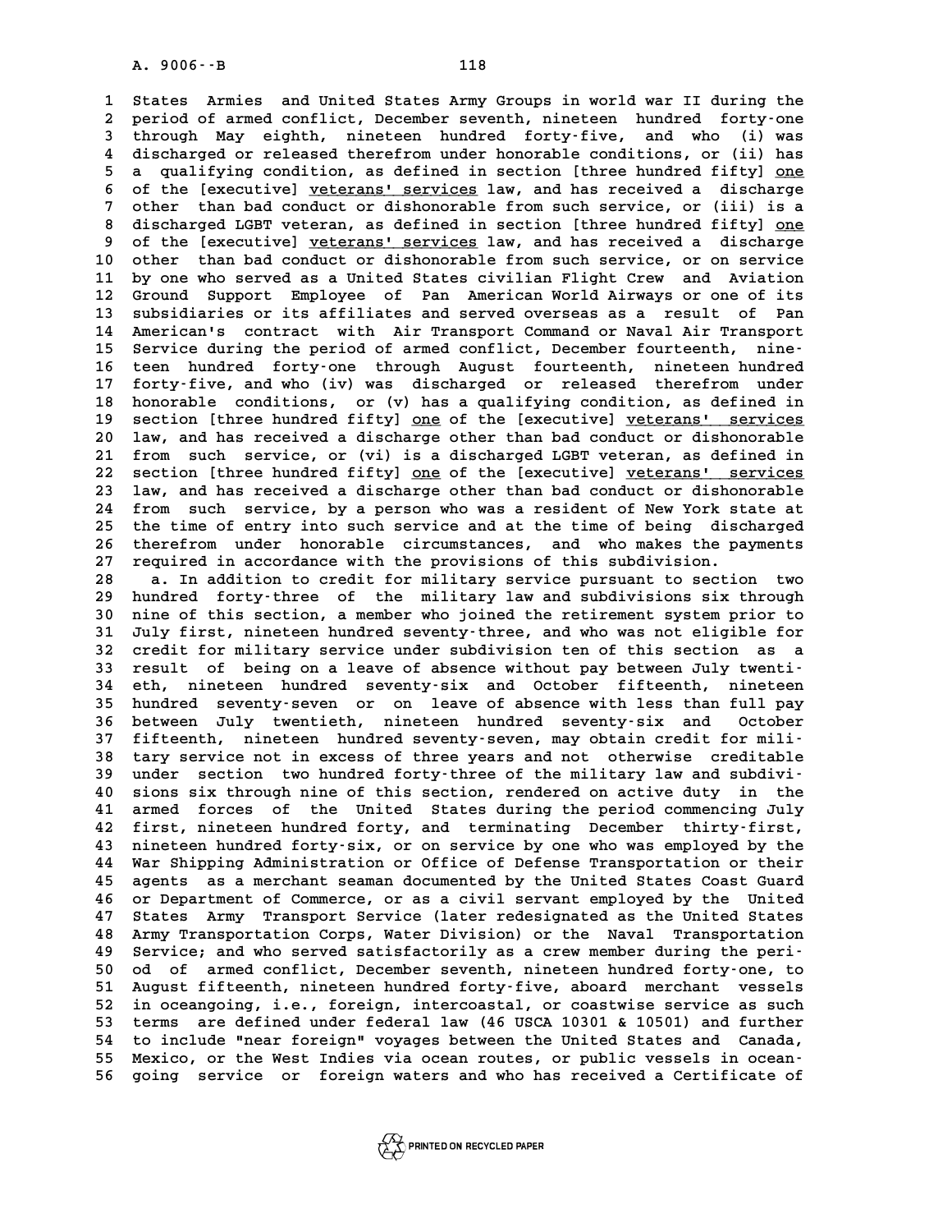States Armies and United States Army Groups in world war II during the period of armed conflict, December seventh, nineteen hundred forty-one through May eighth, nineteen hundred forty-five, and who (i) was discharged or released therefrom under honorable conditions, or (ii) has a qualifying condition, as defined in section [three hundred fifty] one of the [executive] veterans' services law, and has received a discharge other than bad conduct or dishonorable from such service, or (iii) is a discharged LGBT veteran, as defined in section [three hundred fifty] one of the [executive] veterans' services law, and has received a discharge other than bad conduct or dishonorable from such service, or on service by one who served as a United States civilian Flight Crew and Aviation Ground Support Employee of Pan American World Airways or one of its subsidiaries or its affiliates and served overseas as a result of Pan American's contract with Air Transport Command or Naval Air Transport Service during the period of armed conflict, December fourteenth, nineteen hundred forty-one through August fourteenth, nineteen hundred forty-five, and who (iv) was discharged or released therefrom under honorable conditions, or (v) has a qualifying condition, as defined in section [three hundred fifty] one of the [executive] veterans' services law, and has received a discharge other than bad conduct or dishonorable from such service, or (vi) is a discharged LGBT veteran, as defined in section [three hundred fifty] one of the [executive] veterans' services law, and has received a discharge other than bad conduct or dishonorable from such service, by a person who was a resident of New York state at the time of entry into such service and at the time of being discharged therefrom under honorable circumstances, and who makes the payments required in accordance with the provisions of this subdivision.

a. In addition to credit for military service pursuant to section two hundred forty-three of the military law and subdivisions six through nine of this section, a member who joined the retirement system prior to July first, nineteen hundred seventy-three, and who was not eligible for credit for military service under subdivision ten of this section as a result of being on a leave of absence without pay between July twentieth, nineteen hundred seventy-six and October fifteenth, nineteen hundred seventy-seven or on leave of absence with less than full pay between July twentieth, nineteen hundred seventy-six and October fifteenth, nineteen hundred seventy-seven, may obtain credit for military service not in excess of three years and not otherwise creditable under section two hundred forty-three of the military law and subdivisions six through nine of this section, rendered on active duty in the armed forces of the United States during the period commencing July first, nineteen hundred forty, and terminating December thirty-first, nineteen hundred forty-six, or on service by one who was employed by the War Shipping Administration or Office of Defense Transportation or their agents as a merchant seaman documented by the United States Coast Guard or Department of Commerce, or as a civil servant employed by the United States Army Transport Service (later redesignated as the United States Army Transportation Corps, Water Division) or the Naval Transportation Service; and who served satisfactorily as a crew member during the period of armed conflict, December seventh, nineteen hundred forty-one, to August fifteenth, nineteen hundred forty-five, aboard merchant vessels in oceangoing, i.e., foreign, intercoastal, or coastwise service as such terms are defined under federal law (46 USCA 10301 & 10501) and further to include "near foreign" voyages between the United States and Canada, Mexico, or the West Indies via ocean routes, or public vessels in oceangoing service or foreign waters and who has received a Certificate of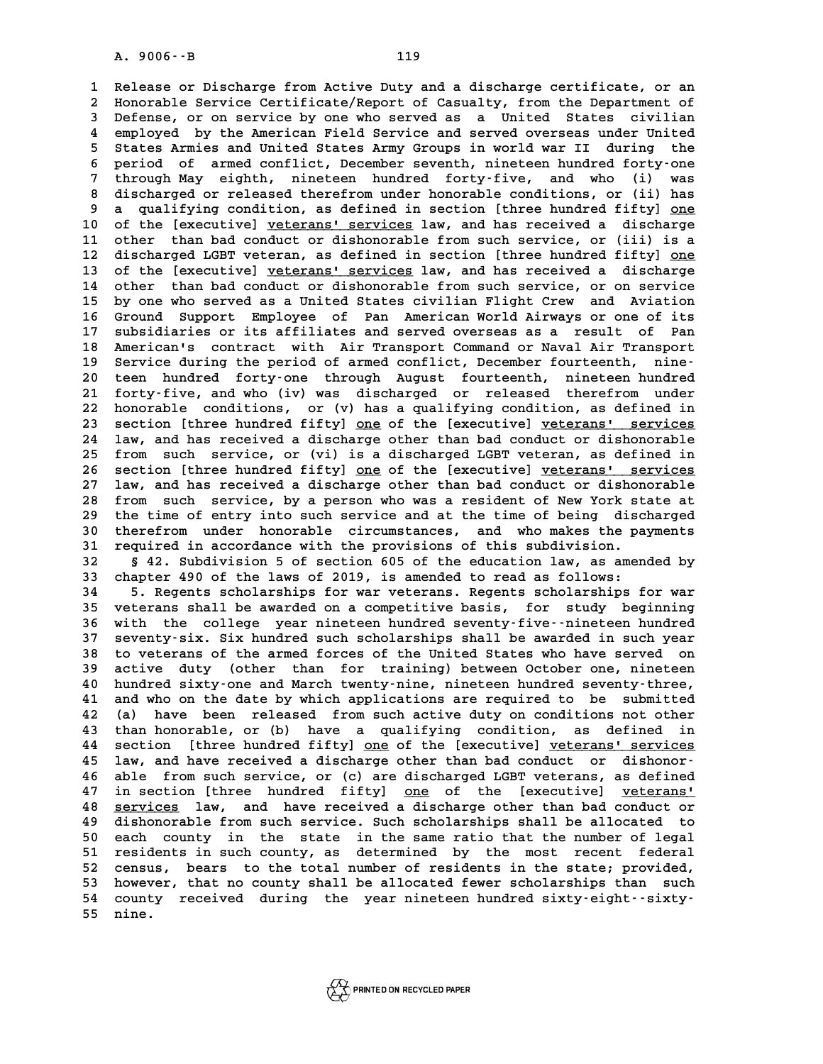Release or Discharge from Active Duty and a discharge certificate, or an Honorable Service Certificate/Report of Casualty, from the Department of Defense, or on service by one who served as a United States civilian employed by the American Field Service and served overseas under United States Armies and United States Army Groups in world war II during the period of armed conflict, December seventh, nineteen hundred forty-one through May eighth, nineteen hundred forty-five, and who (i) was discharged or released therefrom under honorable conditions, or (ii) has a qualifying condition, as defined in section [three hundred fifty] one of the [executive] veterans' services law, and has received a discharge other than bad conduct or dishonorable from such service, or (iii) is a discharged LGBT veteran, as defined in section [three hundred fifty] one of the [executive] veterans' services law, and has received a discharge other than bad conduct or dishonorable from such service, or on service by one who served as a United States civilian Flight Crew and Aviation Ground Support Employee of Pan American World Airways or one of its subsidiaries or its affiliates and served overseas as a result of Pan American's contract with Air Transport Command or Naval Air Transport Service during the period of armed conflict, December fourteenth, nineteen hundred forty-one through August fourteenth, nineteen hundred forty-five, and who (iv) was discharged or released therefrom under honorable conditions, or (v) has a qualifying condition, as defined in section [three hundred fifty] one of the [executive] veterans' services law, and has received a discharge other than bad conduct or dishonorable from such service, or (vi) is a discharged LGBT veteran, as defined in section [three hundred fifty] one of the [executive] veterans' services law, and has received a discharge other than bad conduct or dishonorable from such service, by a person who was a resident of New York state at the time of entry into such service and at the time of being discharged therefrom under honorable circumstances, and who makes the payments required in accordance with the provisions of this subdivision.

§ 42. Subdivision 5 of section 605 of the education law, as amended by chapter 490 of the laws of 2019, is amended to read as follows:

5. Regents scholarships for war veterans. Regents scholarships for war veterans shall be awarded on a competitive basis, for study beginning with the college year nineteen hundred seventy-five--nineteen hundred seventy-six. Six hundred such scholarships shall be awarded in such year to veterans of the armed forces of the United States who have served on active duty (other than for training) between October one, nineteen hundred sixty-one and March twenty-nine, nineteen hundred seventy-three, and who on the date by which applications are required to be submitted (a) have been released from such active duty on conditions not other than honorable, or (b) have a qualifying condition, as defined in section [three hundred fifty] one of the [executive] veterans' services law, and have received a discharge other than bad conduct or dishonorable from such service, or (c) are discharged LGBT veterans, as defined in section [three hundred fifty] one of the [executive] veterans' services law, and have received a discharge other than bad conduct or dishonorable from such service. Such scholarships shall be allocated to each county in the state in the same ratio that the number of legal residents in such county, as determined by the most recent federal census, bears to the total number of residents in the state; provided, however, that no county shall be allocated fewer scholarships than such county received during the year nineteen hundred sixty-eight--sixty-nine.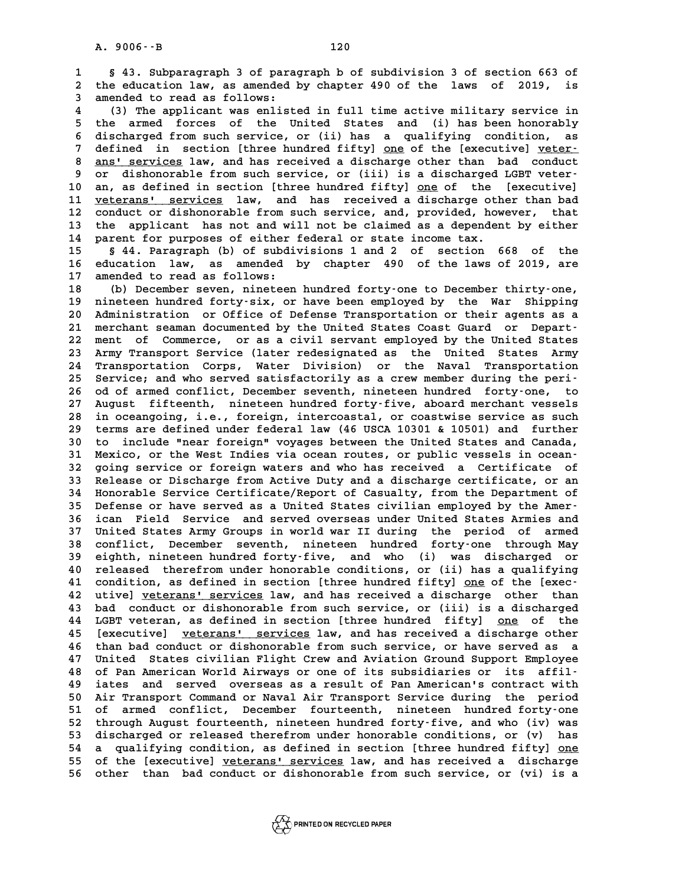§ 43. Subparagraph 3 of paragraph b of subdivision 3 of section 663 of the education law, as amended by chapter 490 of the laws of 2019, is amended to read as follows:

(3) The applicant was enlisted in full time active military service in the armed forces of the United States and (i) has been honorably discharged from such service, or (ii) has a qualifying condition, as defined in section [three hundred fifty] one of the [executive] veterans' services law, and has received a discharge other than bad conduct or dishonorable from such service, or (iii) is a discharged LGBT veteran, as defined in section [three hundred fifty] one of the [executive] veterans' services law, and has received a discharge other than bad conduct or dishonorable from such service, and, provided, however, that the applicant has not and will not be claimed as a dependent by either parent for purposes of either federal or state income tax.

§ 44. Paragraph (b) of subdivisions 1 and 2 of section 668 of the education law, as amended by chapter 490 of the laws of 2019, are amended to read as follows:

(b) December seven, nineteen hundred forty-one to December thirty-one, nineteen hundred forty-six, or have been employed by the War Shipping Administration or Office of Defense Transportation or their agents as a merchant seaman documented by the United States Coast Guard or Department of Commerce, or as a civil servant employed by the United States Army Transport Service (later redesignated as the United States Army Transportation Corps, Water Division) or the Naval Transportation Service; and who served satisfactorily as a crew member during the period of armed conflict, December seventh, nineteen hundred forty-one, to August fifteenth, nineteen hundred forty-five, aboard merchant vessels in oceangoing, i.e., foreign, intercoastal, or coastwise service as such terms are defined under federal law (46 USCA 10301 & 10501) and further to include "near foreign" voyages between the United States and Canada, Mexico, or the West Indies via ocean routes, or public vessels in oceangoing service or foreign waters and who has received a Certificate of Release or Discharge from Active Duty and a discharge certificate, or an Honorable Service Certificate/Report of Casualty, from the Department of Defense or have served as a United States civilian employed by the American Field Service and served overseas under United States Armies and United States Army Groups in world war II during the period of armed conflict, December seventh, nineteen hundred forty-one through May eighth, nineteen hundred forty-five, and who (i) was discharged or released therefrom under honorable conditions, or (ii) has a qualifying condition, as defined in section [three hundred fifty] one of the [executive] veterans' services law, and has received a discharge other than bad conduct or dishonorable from such service, or (iii) is a discharged LGBT veteran, as defined in section [three hundred fifty] one of the [executive] veterans' services law, and has received a discharge other than bad conduct or dishonorable from such service, or have served as a United States civilian Flight Crew and Aviation Ground Support Employee of Pan American World Airways or one of its subsidiaries or its affiliates and served overseas as a result of Pan American's contract with Air Transport Command or Naval Air Transport Service during the period of armed conflict, December fourteenth, nineteen hundred forty-one through August fourteenth, nineteen hundred forty-five, and who (iv) was discharged or released therefrom under honorable conditions, or (v) has a qualifying condition, as defined in section [three hundred fifty] one of the [executive] veterans' services law, and has received a discharge other than bad conduct or dishonorable from such service, or (vi) is a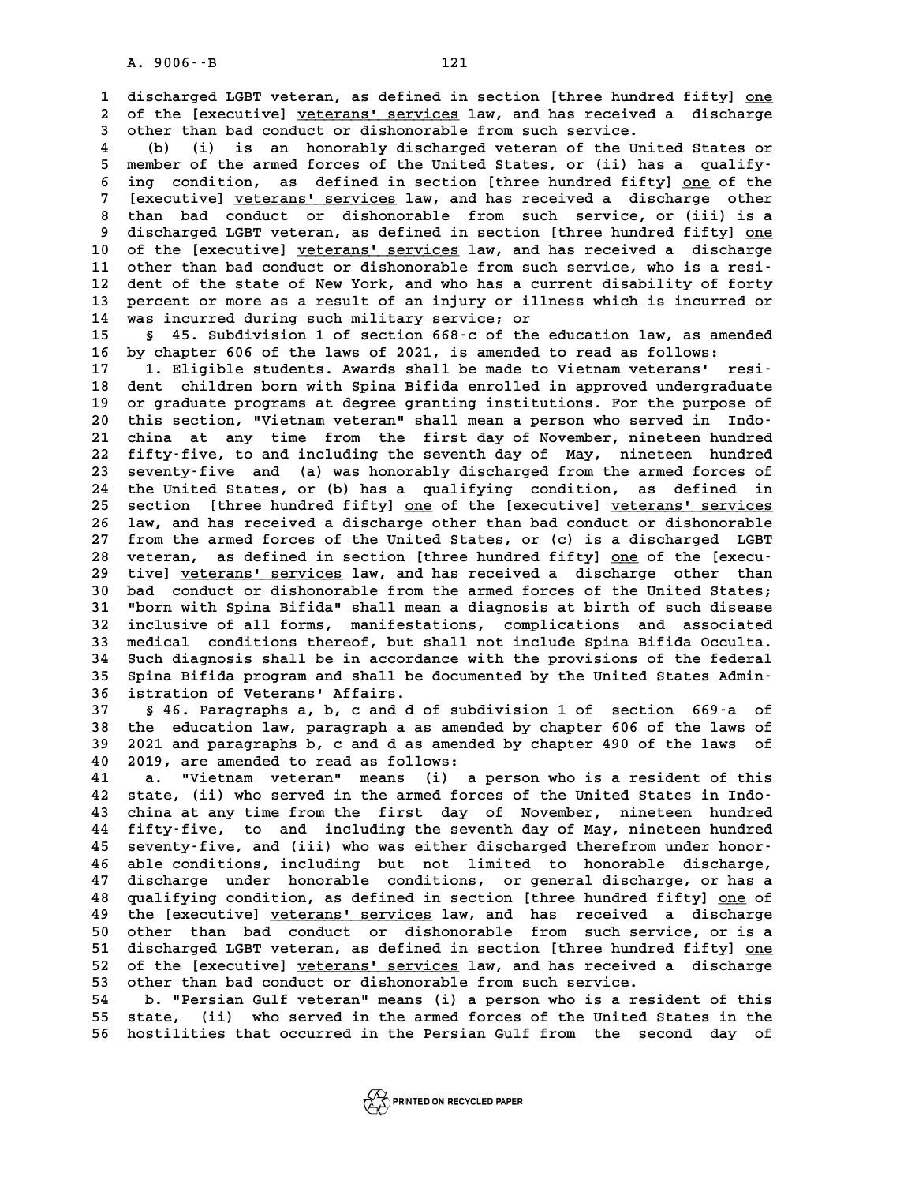discharged LGBT veteran, as defined in section [three hundred fifty] one of the [executive] veterans' services law, and has received a discharge other than bad conduct or dishonorable from such service.

(b) (i) is an honorably discharged veteran of the United States or member of the armed forces of the United States, or (ii) has a qualifying condition, as defined in section [three hundred fifty] one of the [executive] veterans' services law, and has received a discharge other than bad conduct or dishonorable from such service, or (iii) is a discharged LGBT veteran, as defined in section [three hundred fifty] one of the [executive] veterans' services law, and has received a discharge other than bad conduct or dishonorable from such service, who is a resident of the state of New York, and who has a current disability of forty percent or more as a result of an injury or illness which is incurred or was incurred during such military service; or

§ 45. Subdivision 1 of section 668-c of the education law, as amended by chapter 606 of the laws of 2021, is amended to read as follows:

1. Eligible students. Awards shall be made to Vietnam veterans' resident children born with Spina Bifida enrolled in approved undergraduate or graduate programs at degree granting institutions. For the purpose of this section, "Vietnam veteran" shall mean a person who served in Indochina at any time from the first day of November, nineteen hundred fifty-five, to and including the seventh day of May, nineteen hundred seventy-five and (a) was honorably discharged from the armed forces of the United States, or (b) has a qualifying condition, as defined in section [three hundred fifty] one of the [executive] veterans' services law, and has received a discharge other than bad conduct or dishonorable from the armed forces of the United States, or (c) is a discharged LGBT veteran, as defined in section [three hundred fifty] one of the [executive] veterans' services law, and has received a discharge other than bad conduct or dishonorable from the armed forces of the United States; "born with Spina Bifida" shall mean a diagnosis at birth of such disease inclusive of all forms, manifestations, complications and associated medical conditions thereof, but shall not include Spina Bifida Occulta. Such diagnosis shall be in accordance with the provisions of the federal Spina Bifida program and shall be documented by the United States Administration of Veterans' Affairs.

§ 46. Paragraphs a, b, c and d of subdivision 1 of section 669-a of the education law, paragraph a as amended by chapter 606 of the laws of 2021 and paragraphs b, c and d as amended by chapter 490 of the laws of 2019, are amended to read as follows:

a. "Vietnam veteran" means (i) a person who is a resident of this state, (ii) who served in the armed forces of the United States in Indochina at any time from the first day of November, nineteen hundred fifty-five, to and including the seventh day of May, nineteen hundred seventy-five, and (iii) who was either discharged therefrom under honorable conditions, including but not limited to honorable discharge, discharge under honorable conditions, or general discharge, or has a qualifying condition, as defined in section [three hundred fifty] one of the [executive] veterans' services law, and has received a discharge other than bad conduct or dishonorable from such service, or is a discharged LGBT veteran, as defined in section [three hundred fifty] one of the [executive] veterans' services law, and has received a discharge other than bad conduct or dishonorable from such service.

b. "Persian Gulf veteran" means (i) a person who is a resident of this state, (ii) who served in the armed forces of the United States in the hostilities that occurred in the Persian Gulf from the second day of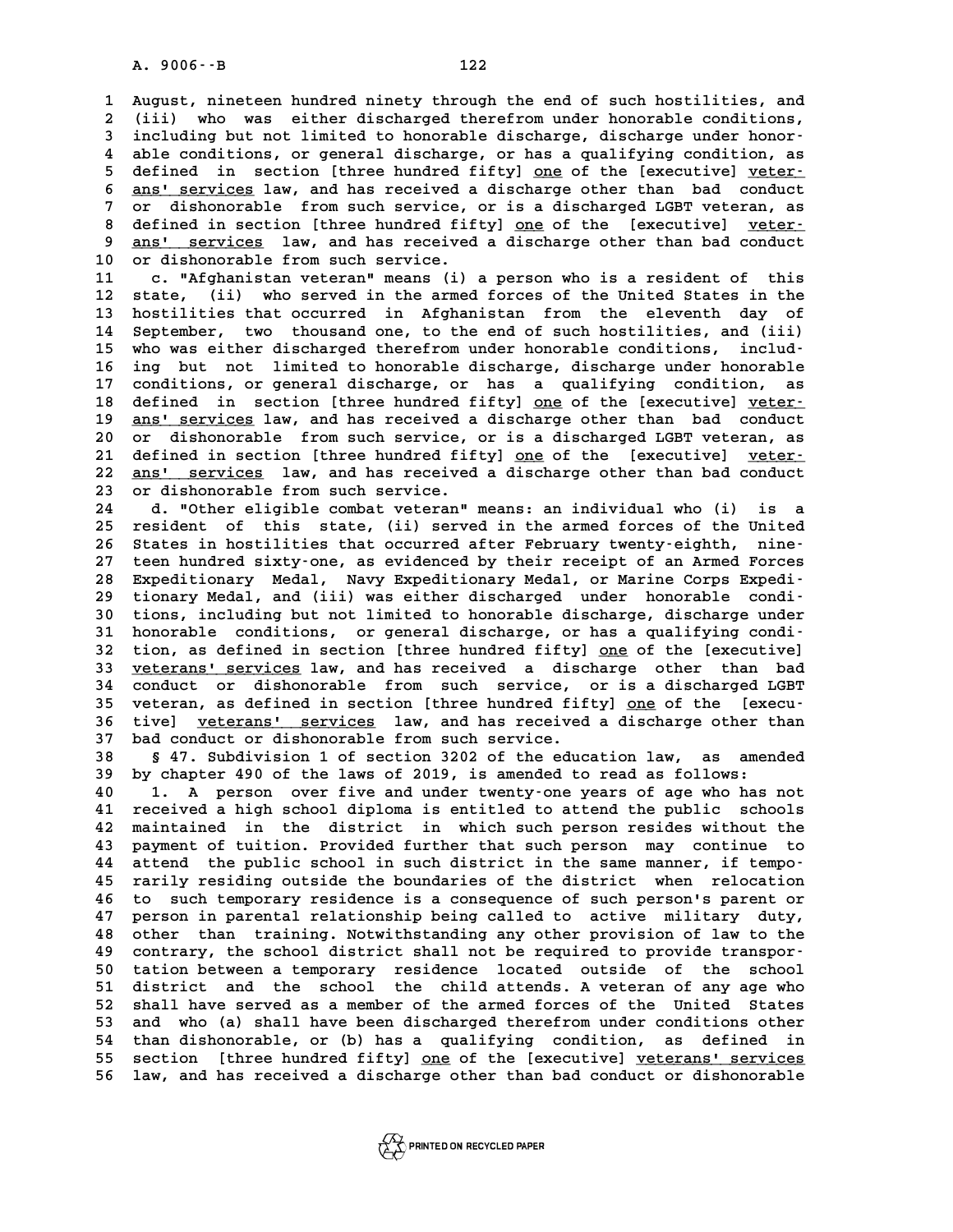August, nineteen hundred ninety through the end of such hostilities, and (iii) who was either discharged therefrom under honorable conditions, including but not limited to honorable discharge, discharge under honorable conditions, or general discharge, or has a qualifying condition, as defined in section [three hundred fifty] one of the [executive] veterans' services law, and has received a discharge other than bad conduct or dishonorable from such service, or is a discharged LGBT veteran, as defined in section [three hundred fifty] one of the [executive] veterans' services law, and has received a discharge other than bad conduct or dishonorable from such service.

c. "Afghanistan veteran" means (i) a person who is a resident of this state, (ii) who served in the armed forces of the United States in the hostilities that occurred in Afghanistan from the eleventh day of September, two thousand one, to the end of such hostilities, and (iii) who was either discharged therefrom under honorable conditions, including but not limited to honorable discharge, discharge under honorable conditions, or general discharge, or has a qualifying condition, as defined in section [three hundred fifty] one of the [executive] veterans' services law, and has received a discharge other than bad conduct or dishonorable from such service, or is a discharged LGBT veteran, as defined in section [three hundred fifty] one of the [executive] veterans' services law, and has received a discharge other than bad conduct or dishonorable from such service.

d. "Other eligible combat veteran" means: an individual who (i) is a resident of this state, (ii) served in the armed forces of the United States in hostilities that occurred after February twenty-eighth, nineteen hundred sixty-one, as evidenced by their receipt of an Armed Forces Expeditionary Medal, Navy Expeditionary Medal, or Marine Corps Expeditionary Medal, and (iii) was either discharged under honorable conditions, including but not limited to honorable discharge, discharge under honorable conditions, or general discharge, or has a qualifying condition, as defined in section [three hundred fifty] one of the [executive] veterans' services law, and has received a discharge other than bad conduct or dishonorable from such service, or is a discharged LGBT veteran, as defined in section [three hundred fifty] one of the [executive] veterans' services law, and has received a discharge other than bad conduct or dishonorable from such service.

§ 47. Subdivision 1 of section 3202 of the education law, as amended by chapter 490 of the laws of 2019, is amended to read as follows:

1. A person over five and under twenty-one years of age who has not received a high school diploma is entitled to attend the public schools maintained in the district in which such person resides without the payment of tuition. Provided further that such person may continue to attend the public school in such district in the same manner, if temporarily residing outside the boundaries of the district when relocation to such temporary residence is a consequence of such person's parent or person in parental relationship being called to active military duty, other than training. Notwithstanding any other provision of law to the contrary, the school district shall not be required to provide transportation between a temporary residence located outside of the school district and the school the child attends. A veteran of any age who shall have served as a member of the armed forces of the United States and who (a) shall have been discharged therefrom under conditions other than dishonorable, or (b) has a qualifying condition, as defined in section [three hundred fifty] one of the [executive] veterans' services law, and has received a discharge other than bad conduct or dishonorable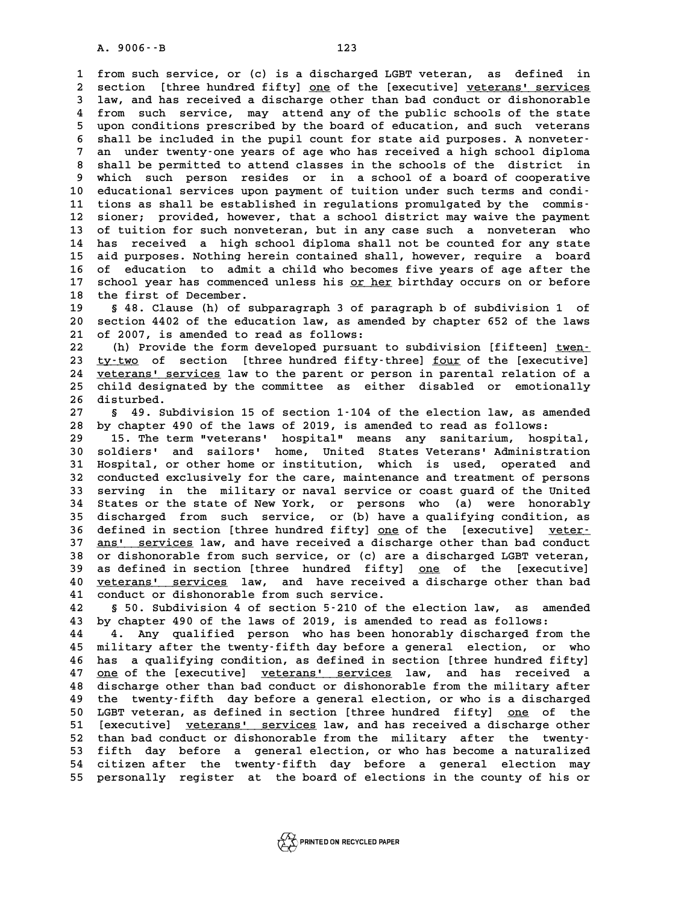from such service, or (c) is a discharged LGBT veteran, as defined in section [three hundred fifty] one of the [executive] veterans' services law, and has received a discharge other than bad conduct or dishonorable from such service, may attend any of the public schools of the state upon conditions prescribed by the board of education, and such veterans shall be included in the pupil count for state aid purposes. A nonveteran under twenty-one years of age who has received a high school diploma shall be permitted to attend classes in the schools of the district in which such person resides or in a school of a board of cooperative educational services upon payment of tuition under such terms and conditions as shall be established in regulations promulgated by the commissioner; provided, however, that a school district may waive the payment of tuition for such nonveteran, but in any case such a nonveteran who has received a high school diploma shall not be counted for any state aid purposes. Nothing herein contained shall, however, require a board of education to admit a child who becomes five years of age after the school year has commenced unless his or her birthday occurs on or before the first of December.

§ 48. Clause (h) of subparagraph 3 of paragraph b of subdivision 1 of section 4402 of the education law, as amended by chapter 652 of the laws of 2007, is amended to read as follows:

(h) Provide the form developed pursuant to subdivision [fifteen] twenty-two of section [three hundred fifty-three] four of the [executive] veterans' services law to the parent or person in parental relation of a child designated by the committee as either disabled or emotionally disturbed.

§ 49. Subdivision 15 of section 1-104 of the election law, as amended by chapter 490 of the laws of 2019, is amended to read as follows:

15. The term "veterans' hospital" means any sanitarium, hospital, soldiers' and sailors' home, United States Veterans' Administration Hospital, or other home or institution, which is used, operated and conducted exclusively for the care, maintenance and treatment of persons serving in the military or naval service or coast guard of the United States or the state of New York, or persons who (a) were honorably discharged from such service, or (b) have a qualifying condition, as defined in section [three hundred fifty] one of the [executive] veterans' services law, and have received a discharge other than bad conduct or dishonorable from such service, or (c) are a discharged LGBT veteran, as defined in section [three hundred fifty] one of the [executive] veterans' services law, and have received a discharge other than bad conduct or dishonorable from such service.

§ 50. Subdivision 4 of section 5-210 of the election law, as amended by chapter 490 of the laws of 2019, is amended to read as follows:

4. Any qualified person who has been honorably discharged from the military after the twenty-fifth day before a general election, or who has a qualifying condition, as defined in section [three hundred fifty] one of the [executive] veterans' services law, and has received a discharge other than bad conduct or dishonorable from the military after the twenty-fifth day before a general election, or who is a discharged LGBT veteran, as defined in section [three hundred fifty] one of the [executive] veterans' services law, and has received a discharge other than bad conduct or dishonorable from the military after the twenty-fifth day before a general election, or who has become a naturalized citizen after the twenty-fifth day before a general election may personally register at the board of elections in the county of his or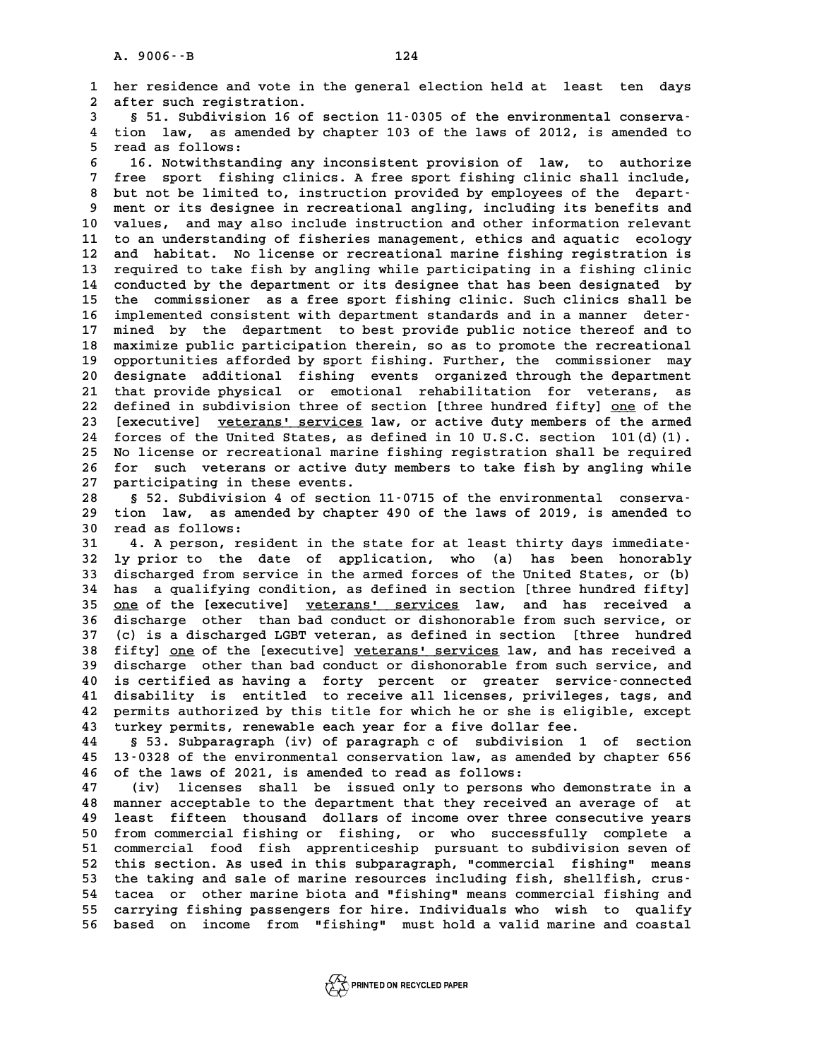her residence and vote in the general election held at least ten days after such registration.

§ 51. Subdivision 16 of section 11-0305 of the environmental conservation law, as amended by chapter 103 of the laws of 2012, is amended to read as follows:

16. Notwithstanding any inconsistent provision of law, to authorize free sport fishing clinics. A free sport fishing clinic shall include, but not be limited to, instruction provided by employees of the department or its designee in recreational angling, including its benefits and values, and may also include instruction and other information relevant to an understanding of fisheries management, ethics and aquatic ecology and habitat. No license or recreational marine fishing registration is required to take fish by angling while participating in a fishing clinic conducted by the department or its designee that has been designated by the commissioner as a free sport fishing clinic. Such clinics shall be implemented consistent with department standards and in a manner determined by the department to best provide public notice thereof and to maximize public participation therein, so as to promote the recreational opportunities afforded by sport fishing. Further, the commissioner may designate additional fishing events organized through the department that provide physical or emotional rehabilitation for veterans, as defined in subdivision three of section [three hundred fifty] one of the [executive] veterans' services law, or active duty members of the armed forces of the United States, as defined in 10 U.S.C. section 101(d)(1). No license or recreational marine fishing registration shall be required for such veterans or active duty members to take fish by angling while participating in these events.

§ 52. Subdivision 4 of section 11-0715 of the environmental conservation law, as amended by chapter 490 of the laws of 2019, is amended to read as follows:

4. A person, resident in the state for at least thirty days immediately prior to the date of application, who (a) has been honorably discharged from service in the armed forces of the United States, or (b) has a qualifying condition, as defined in section [three hundred fifty] one of the [executive] veterans' services law, and has received a discharge other than bad conduct or dishonorable from such service, or (c) is a discharged LGBT veteran, as defined in section [three hundred fifty] one of the [executive] veterans' services law, and has received a discharge other than bad conduct or dishonorable from such service, and is certified as having a forty percent or greater service-connected disability is entitled to receive all licenses, privileges, tags, and permits authorized by this title for which he or she is eligible, except turkey permits, renewable each year for a five dollar fee.

§ 53. Subparagraph (iv) of paragraph c of subdivision 1 of section 13-0328 of the environmental conservation law, as amended by chapter 656 of the laws of 2021, is amended to read as follows:

(iv) licenses shall be issued only to persons who demonstrate in a manner acceptable to the department that they received an average of at least fifteen thousand dollars of income over three consecutive years from commercial fishing or fishing, or who successfully complete a commercial food fish apprenticeship pursuant to subdivision seven of this section. As used in this subparagraph, "commercial fishing" means the taking and sale of marine resources including fish, shellfish, crustacea or other marine biota and "fishing" means commercial fishing and carrying fishing passengers for hire. Individuals who wish to qualify based on income from "fishing" must hold a valid marine and coastal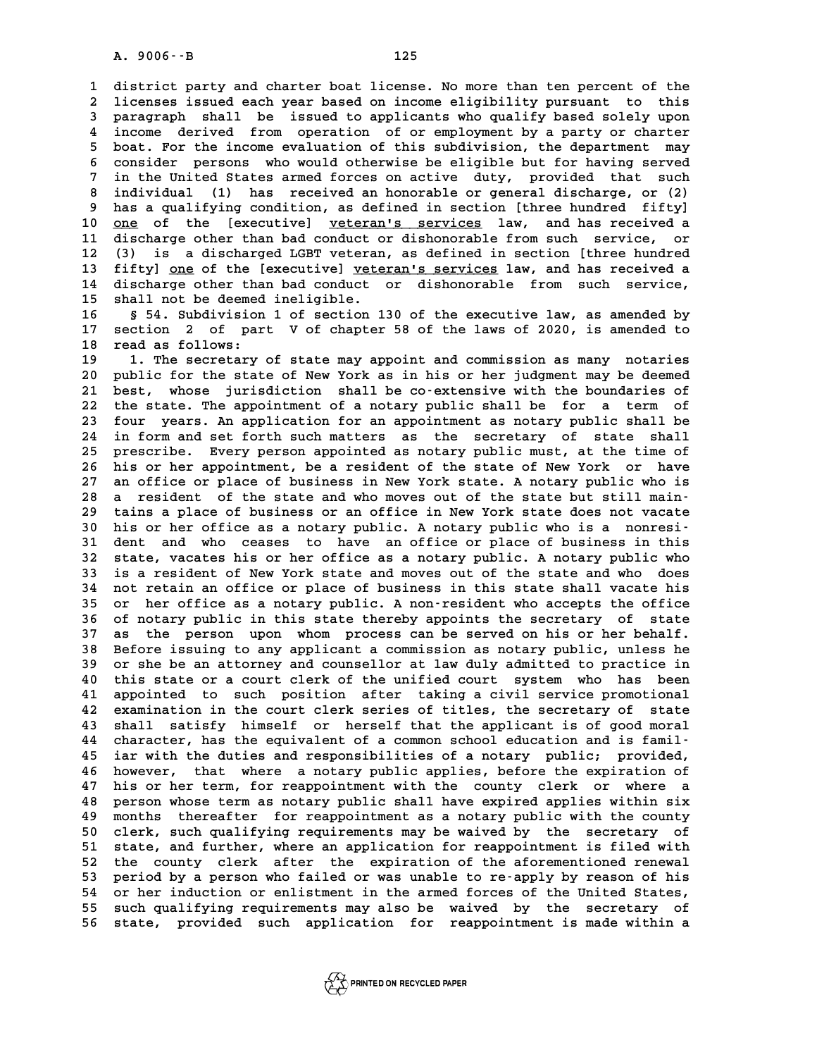district party and charter boat license. No more than ten percent of the licenses issued each year based on income eligibility pursuant to this paragraph shall be issued to applicants who qualify based solely upon income derived from operation of or employment by a party or charter boat. For the income evaluation of this subdivision, the department may consider persons who would otherwise be eligible but for having served in the United States armed forces on active duty, provided that such individual (1) has received an honorable or general discharge, or (2) has a qualifying condition, as defined in section [three hundred fifty] one of the [executive] veteran's services law, and has received a discharge other than bad conduct or dishonorable from such service, or (3) is a discharged LGBT veteran, as defined in section [three hundred fifty] one of the [executive] veteran's services law, and has received a discharge other than bad conduct or dishonorable from such service, shall not be deemed ineligible.

§ 54. Subdivision 1 of section 130 of the executive law, as amended by section 2 of part V of chapter 58 of the laws of 2020, is amended to read as follows:

1. The secretary of state may appoint and commission as many notaries public for the state of New York as in his or her judgment may be deemed best, whose jurisdiction shall be co-extensive with the boundaries of the state. The appointment of a notary public shall be for a term of four years. An application for an appointment as notary public shall be in form and set forth such matters as the secretary of state shall prescribe. Every person appointed as notary public must, at the time of his or her appointment, be a resident of the state of New York or have an office or place of business in New York state. A notary public who is a resident of the state and who moves out of the state but still maintains a place of business or an office in New York state does not vacate his or her office as a notary public. A notary public who is a nonresident and who ceases to have an office or place of business in this state, vacates his or her office as a notary public. A notary public who is a resident of New York state and moves out of the state and who does not retain an office or place of business in this state shall vacate his or her office as a notary public. A non-resident who accepts the office of notary public in this state thereby appoints the secretary of state as the person upon whom process can be served on his or her behalf. Before issuing to any applicant a commission as notary public, unless he or she be an attorney and counsellor at law duly admitted to practice in this state or a court clerk of the unified court system who has been appointed to such position after taking a civil service promotional examination in the court clerk series of titles, the secretary of state shall satisfy himself or herself that the applicant is of good moral character, has the equivalent of a common school education and is familiar with the duties and responsibilities of a notary public; provided, however, that where a notary public applies, before the expiration of his or her term, for reappointment with the county clerk or where a person whose term as notary public shall have expired applies within six months thereafter for reappointment as a notary public with the county clerk, such qualifying requirements may be waived by the secretary of state, and further, where an application for reappointment is filed with the county clerk after the expiration of the aforementioned renewal period by a person who failed or was unable to re-apply by reason of his or her induction or enlistment in the armed forces of the United States, such qualifying requirements may also be waived by the secretary of state, provided such application for reappointment is made within a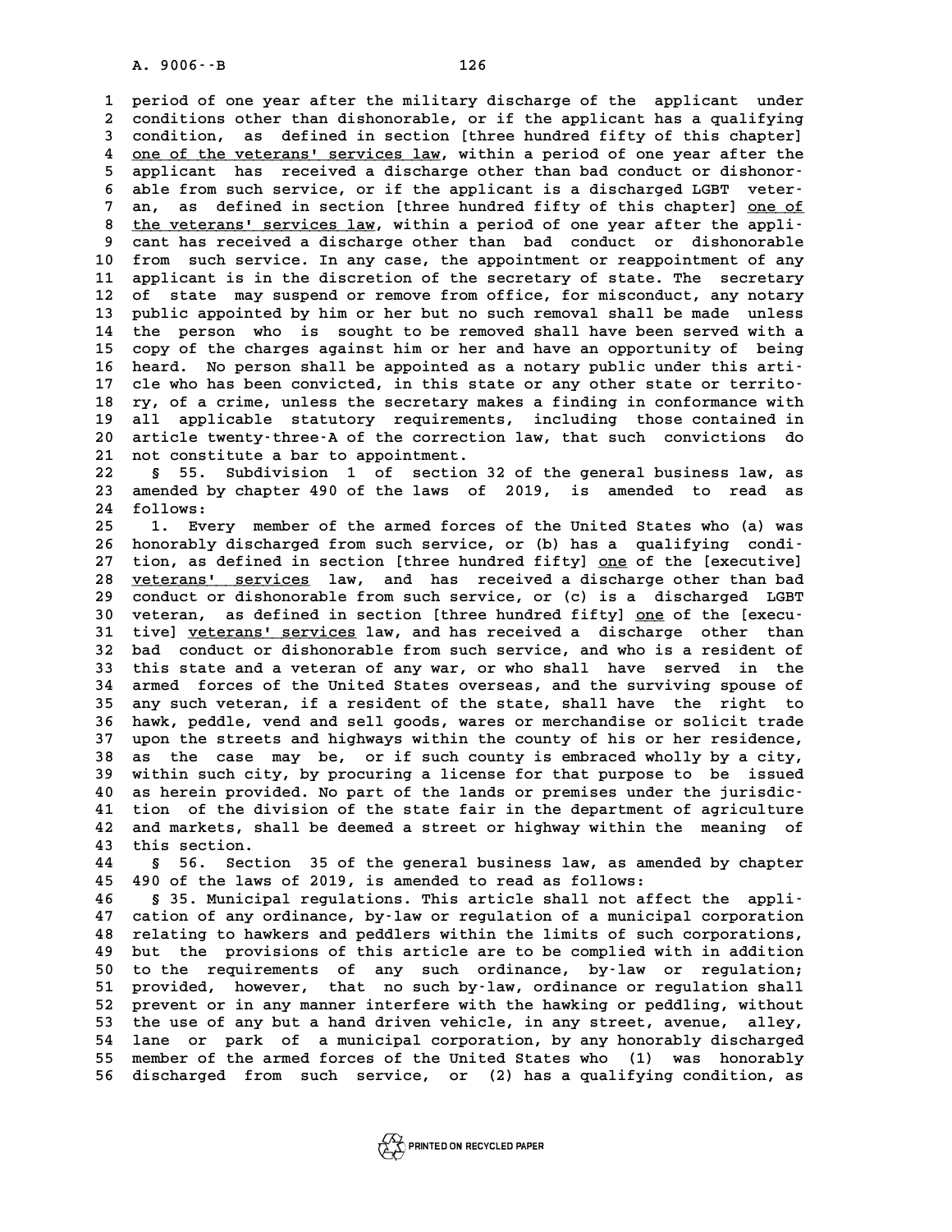period of one year after the military discharge of the applicant under conditions other than dishonorable, or if the applicant has a qualifying condition, as defined in section [three hundred fifty of this chapter] one of the veterans' services law, within a period of one year after the applicant has received a discharge other than bad conduct or dishonorable from such service, or if the applicant is a discharged LGBT veteran, as defined in section [three hundred fifty of this chapter] one of the veterans' services law, within a period of one year after the applicant has received a discharge other than bad conduct or dishonorable from such service. In any case, the appointment or reappointment of any applicant is in the discretion of the secretary of state. The secretary of state may suspend or remove from office, for misconduct, any notary public appointed by him or her but no such removal shall be made unless the person who is sought to be removed shall have been served with a copy of the charges against him or her and have an opportunity of being heard. No person shall be appointed as a notary public under this article who has been convicted, in this state or any other state or territory, of a crime, unless the secretary makes a finding in conformance with all applicable statutory requirements, including those contained in article twenty-three-A of the correction law, that such convictions do not constitute a bar to appointment.

§ 55. Subdivision 1 of section 32 of the general business law, as amended by chapter 490 of the laws of 2019, is amended to read as follows:

1. Every member of the armed forces of the United States who (a) was honorably discharged from such service, or (b) has a qualifying condition, as defined in section [three hundred fifty] one of the [executive] veterans' services law, and has received a discharge other than bad conduct or dishonorable from such service, or (c) is a discharged LGBT veteran, as defined in section [three hundred fifty] one of the [executive] veterans' services law, and has received a discharge other than bad conduct or dishonorable from such service, and who is a resident of this state and a veteran of any war, or who shall have served in the armed forces of the United States overseas, and the surviving spouse of any such veteran, if a resident of the state, shall have the right to hawk, peddle, vend and sell goods, wares or merchandise or solicit trade upon the streets and highways within the county of his or her residence, as the case may be, or if such county is embraced wholly by a city, within such city, by procuring a license for that purpose to be issued as herein provided. No part of the lands or premises under the jurisdiction of the division of the state fair in the department of agriculture and markets, shall be deemed a street or highway within the meaning of this section.

§ 56. Section 35 of the general business law, as amended by chapter 490 of the laws of 2019, is amended to read as follows:

§ 35. Municipal regulations. This article shall not affect the application of any ordinance, by-law or regulation of a municipal corporation relating to hawkers and peddlers within the limits of such corporations, but the provisions of this article are to be complied with in addition to the requirements of any such ordinance, by-law or regulation; provided, however, that no such by-law, ordinance or regulation shall prevent or in any manner interfere with the hawking or peddling, without the use of any but a hand driven vehicle, in any street, avenue, alley, lane or park of a municipal corporation, by any honorably discharged member of the armed forces of the United States who (1) was honorably discharged from such service, or (2) has a qualifying condition, as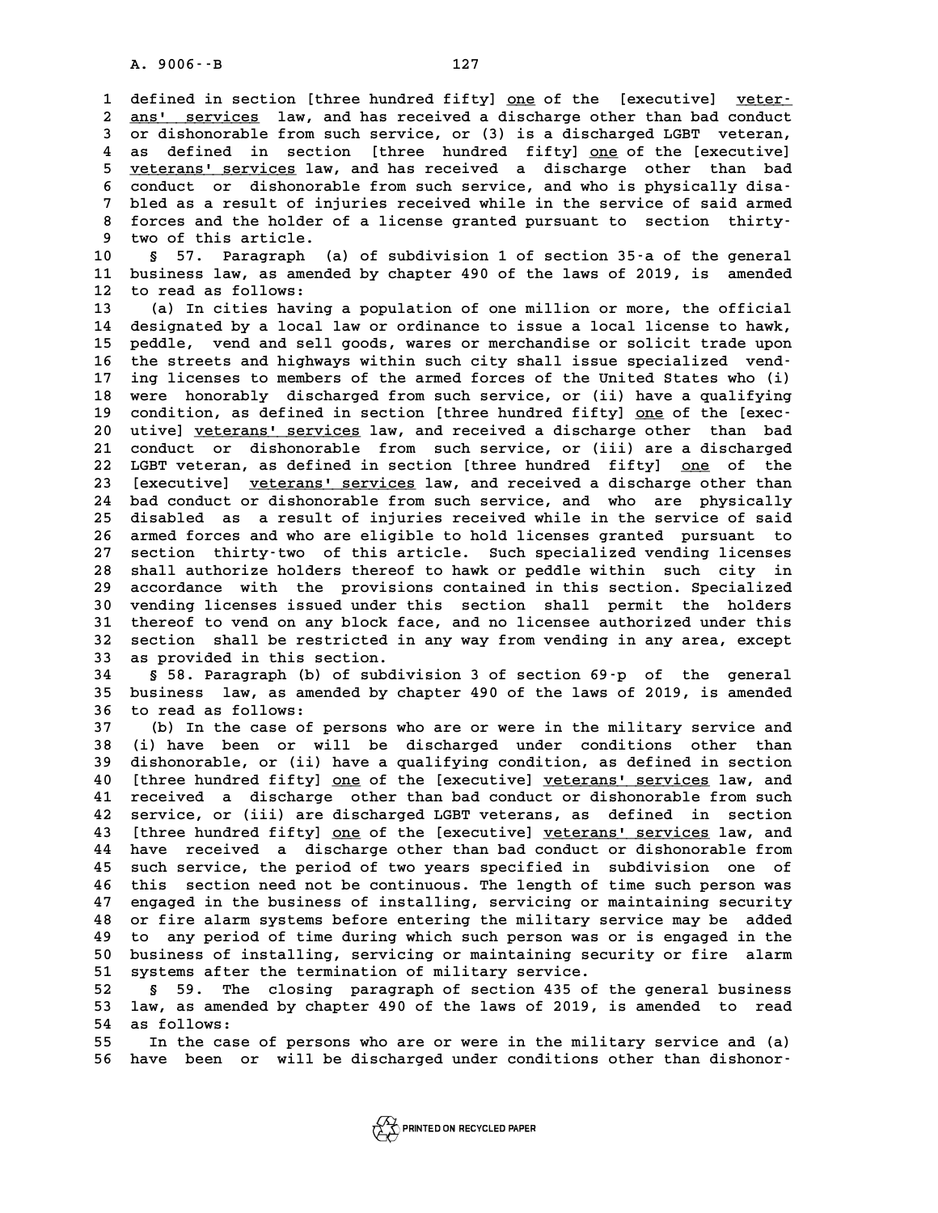defined in section [three hundred fifty] one of the [executive] veterans' services law, and has received a discharge other than bad conduct or dishonorable from such service, or (3) is a discharged LGBT veteran, as defined in section [three hundred fifty] one of the [executive] veterans' services law, and has received a discharge other than bad conduct or dishonorable from such service, and who is physically disabled as a result of injuries received while in the service of said armed forces and the holder of a license granted pursuant to section thirty-two of this article.

§ 57. Paragraph (a) of subdivision 1 of section 35-a of the general business law, as amended by chapter 490 of the laws of 2019, is amended to read as follows:

(a) In cities having a population of one million or more, the official designated by a local law or ordinance to issue a local license to hawk, peddle, vend and sell goods, wares or merchandise or solicit trade upon the streets and highways within such city shall issue specialized vending licenses to members of the armed forces of the United States who (i) were honorably discharged from such service, or (ii) have a qualifying condition, as defined in section [three hundred fifty] one of the [executive] veterans' services law, and received a discharge other than bad conduct or dishonorable from such service, or (iii) are a discharged LGBT veteran, as defined in section [three hundred fifty] one of the [executive] veterans' services law, and received a discharge other than bad conduct or dishonorable from such service, and who are physically disabled as a result of injuries received while in the service of said armed forces and who are eligible to hold licenses granted pursuant to section thirty-two of this article. Such specialized vending licenses shall authorize holders thereof to hawk or peddle within such city in accordance with the provisions contained in this section. Specialized vending licenses issued under this section shall permit the holders thereof to vend on any block face, and no licensee authorized under this section shall be restricted in any way from vending in any area, except as provided in this section.

§ 58. Paragraph (b) of subdivision 3 of section 69-p of the general business law, as amended by chapter 490 of the laws of 2019, is amended to read as follows:

(b) In the case of persons who are or were in the military service and (i) have been or will be discharged under conditions other than dishonorable, or (ii) have a qualifying condition, as defined in section [three hundred fifty] one of the [executive] veterans' services law, and received a discharge other than bad conduct or dishonorable from such service, or (iii) are discharged LGBT veterans, as defined in section [three hundred fifty] one of the [executive] veterans' services law, and have received a discharge other than bad conduct or dishonorable from such service, the period of two years specified in subdivision one of this section need not be continuous. The length of time such person was engaged in the business of installing, servicing or maintaining security or fire alarm systems before entering the military service may be added to any period of time during which such person was or is engaged in the business of installing, servicing or maintaining security or fire alarm systems after the termination of military service.

§ 59. The closing paragraph of section 435 of the general business law, as amended by chapter 490 of the laws of 2019, is amended to read as follows:

In the case of persons who are or were in the military service and (a) have been or will be discharged under conditions other than dishonor-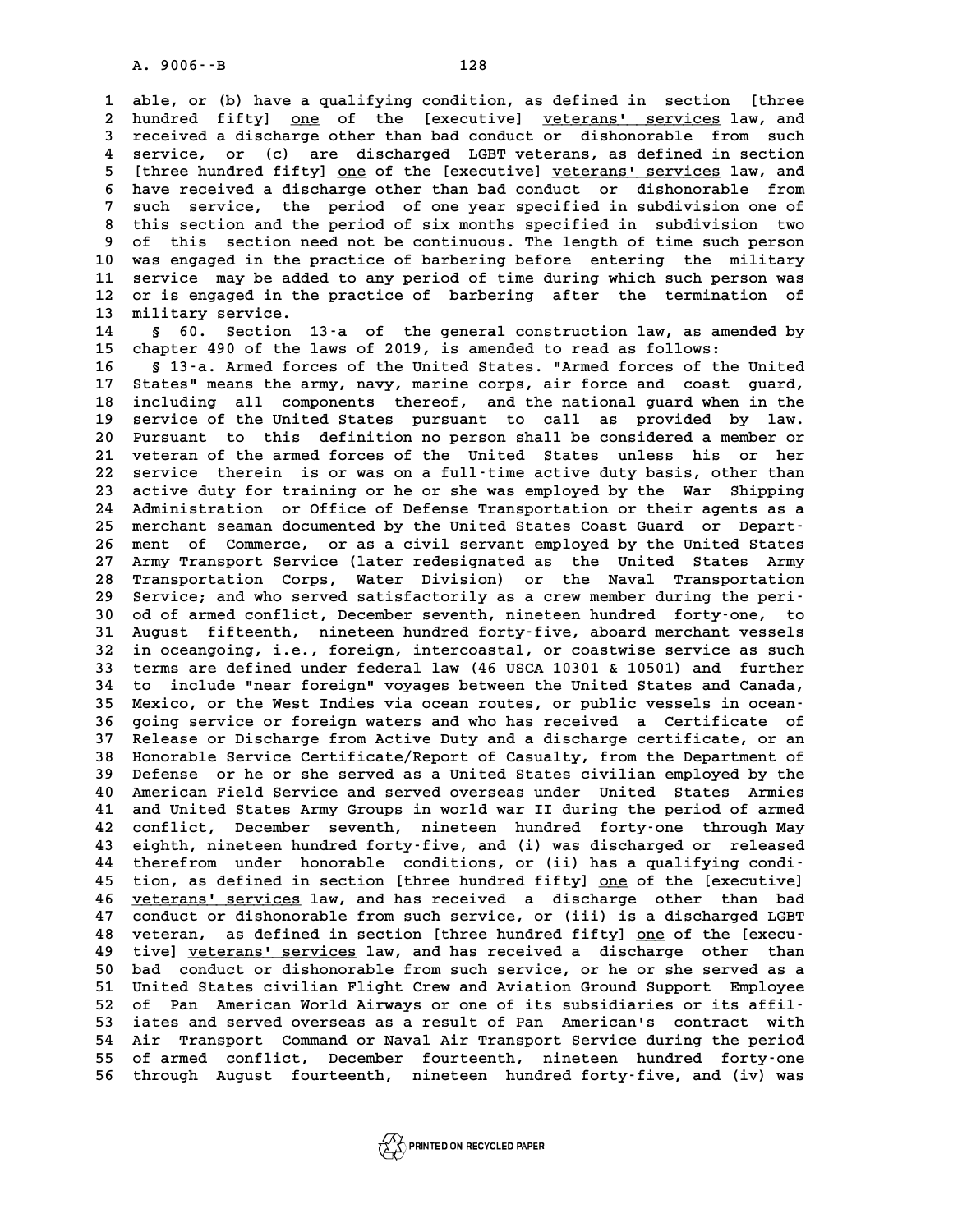able, or (b) have a qualifying condition, as defined in section [three hundred fifty] one of the [executive] veterans' services law, and received a discharge other than bad conduct or dishonorable from such service, or (c) are discharged LGBT veterans, as defined in section [three hundred fifty] one of the [executive] veterans' services law, and have received a discharge other than bad conduct or dishonorable from such service, the period of one year specified in subdivision one of this section and the period of six months specified in subdivision two of this section need not be continuous. The length of time such person was engaged in the practice of barbering before entering the military service may be added to any period of time during which such person was or is engaged in the practice of barbering after the termination of military service.

§ 60. Section 13-a of the general construction law, as amended by chapter 490 of the laws of 2019, is amended to read as follows:

§ 13-a. Armed forces of the United States. "Armed forces of the United States" means the army, navy, marine corps, air force and coast guard, including all components thereof, and the national guard when in the service of the United States pursuant to call as provided by law. Pursuant to this definition no person shall be considered a member or veteran of the armed forces of the United States unless his or her service therein is or was on a full-time active duty basis, other than active duty for training or he or she was employed by the War Shipping Administration or Office of Defense Transportation or their agents as a merchant seaman documented by the United States Coast Guard or Department of Commerce, or as a civil servant employed by the United States Army Transport Service (later redesignated as the United States Army Transportation Corps, Water Division) or the Naval Transportation Service; and who served satisfactorily as a crew member during the period of armed conflict, December seventh, nineteen hundred forty-one, to August fifteenth, nineteen hundred forty-five, aboard merchant vessels in oceangoing, i.e., foreign, intercoastal, or coastwise service as such terms are defined under federal law (46 USCA 10301 & 10501) and further to include "near foreign" voyages between the United States and Canada, Mexico, or the West Indies via ocean routes, or public vessels in oceangoing service or foreign waters and who has received a Certificate of Release or Discharge from Active Duty and a discharge certificate, or an Honorable Service Certificate/Report of Casualty, from the Department of Defense or he or she served as a United States civilian employed by the American Field Service and served overseas under United States Armies and United States Army Groups in world war II during the period of armed conflict, December seventh, nineteen hundred forty-one through May eighth, nineteen hundred forty-five, and (i) was discharged or released therefrom under honorable conditions, or (ii) has a qualifying condition, as defined in section [three hundred fifty] one of the [executive] veterans' services law, and has received a discharge other than bad conduct or dishonorable from such service, or (iii) is a discharged LGBT veteran, as defined in section [three hundred fifty] one of the [executive] veterans' services law, and has received a discharge other than bad conduct or dishonorable from such service, or he or she served as a United States civilian Flight Crew and Aviation Ground Support Employee of Pan American World Airways or one of its subsidiaries or its affiliates and served overseas as a result of Pan American's contract with Air Transport Command or Naval Air Transport Service during the period of armed conflict, December fourteenth, nineteen hundred forty-one through August fourteenth, nineteen hundred forty-five, and (iv) was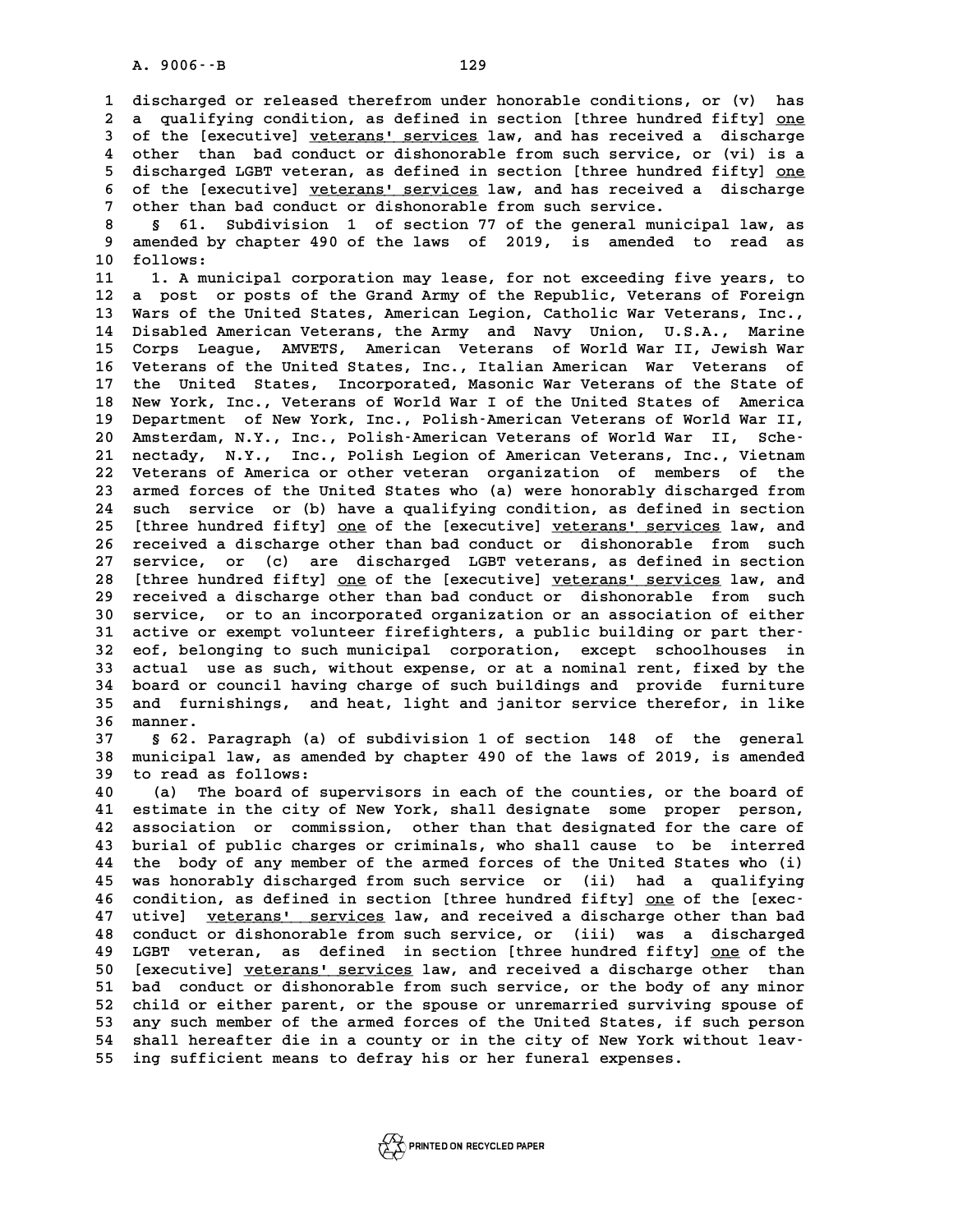discharged or released therefrom under honorable conditions, or (v) has a qualifying condition, as defined in section [three hundred fifty] <u>one</u> of the [executive] <u>veterans' services</u> law, and has received a discharge other than bad conduct or dishonorable from such service, or (vi) is a discharged LGBT veteran, as defined in section [three hundred fifty] <u>one</u> of the [executive] <u>veterans' services</u> law, and has received a discharge other than bad conduct or dishonorable from such service.

§ 61. Subdivision 1 of section 77 of the general municipal law, as amended by chapter 490 of the laws of 2019, is amended to read as follows:

1. A municipal corporation may lease, for not exceeding five years, to a post or posts of the Grand Army of the Republic, Veterans of Foreign Wars of the United States, American Legion, Catholic War Veterans, Inc., Disabled American Veterans, the Army and Navy Union, U.S.A., Marine Corps League, AMVETS, American Veterans of World War II, Jewish War Veterans of the United States, Inc., Italian American War Veterans of the United States, Incorporated, Masonic War Veterans of the State of New York, Inc., Veterans of World War I of the United States of America Department of New York, Inc., Polish-American Veterans of World War II, Amsterdam, N.Y., Inc., Polish-American Veterans of World War II, Schenectady, N.Y., Inc., Polish Legion of American Veterans, Inc., Vietnam Veterans of America or other veteran organization of members of the armed forces of the United States who (a) were honorably discharged from such service or (b) have a qualifying condition, as defined in section [three hundred fifty] <u>one</u> of the [executive] <u>veterans' services</u> law, and received a discharge other than bad conduct or dishonorable from such service, or (c) are discharged LGBT veterans, as defined in section [three hundred fifty] <u>one</u> of the [executive] <u>veterans' services</u> law, and received a discharge other than bad conduct or dishonorable from such service, or to an incorporated organization or an association of either active or exempt volunteer firefighters, a public building or part thereof, belonging to such municipal corporation, except schoolhouses in actual use as such, without expense, or at a nominal rent, fixed by the board or council having charge of such buildings and provide furniture and furnishings, and heat, light and janitor service therefor, in like manner.

§ 62. Paragraph (a) of subdivision 1 of section 148 of the general municipal law, as amended by chapter 490 of the laws of 2019, is amended to read as follows:

(a) The board of supervisors in each of the counties, or the board of estimate in the city of New York, shall designate some proper person, association or commission, other than that designated for the care of burial of public charges or criminals, who shall cause to be interred the body of any member of the armed forces of the United States who (i) was honorably discharged from such service or (ii) had a qualifying condition, as defined in section [three hundred fifty] <u>one</u> of the [executive] <u>veterans' services</u> law, and received a discharge other than bad conduct or dishonorable from such service, or (iii) was a discharged LGBT veteran, as defined in section [three hundred fifty] <u>one</u> of the [executive] <u>veterans' services</u> law, and received a discharge other than bad conduct or dishonorable from such service, or the body of any minor child or either parent, or the spouse or unremarried surviving spouse of any such member of the armed forces of the United States, if such person shall hereafter die in a county or in the city of New York without leaving sufficient means to defray his or her funeral expenses.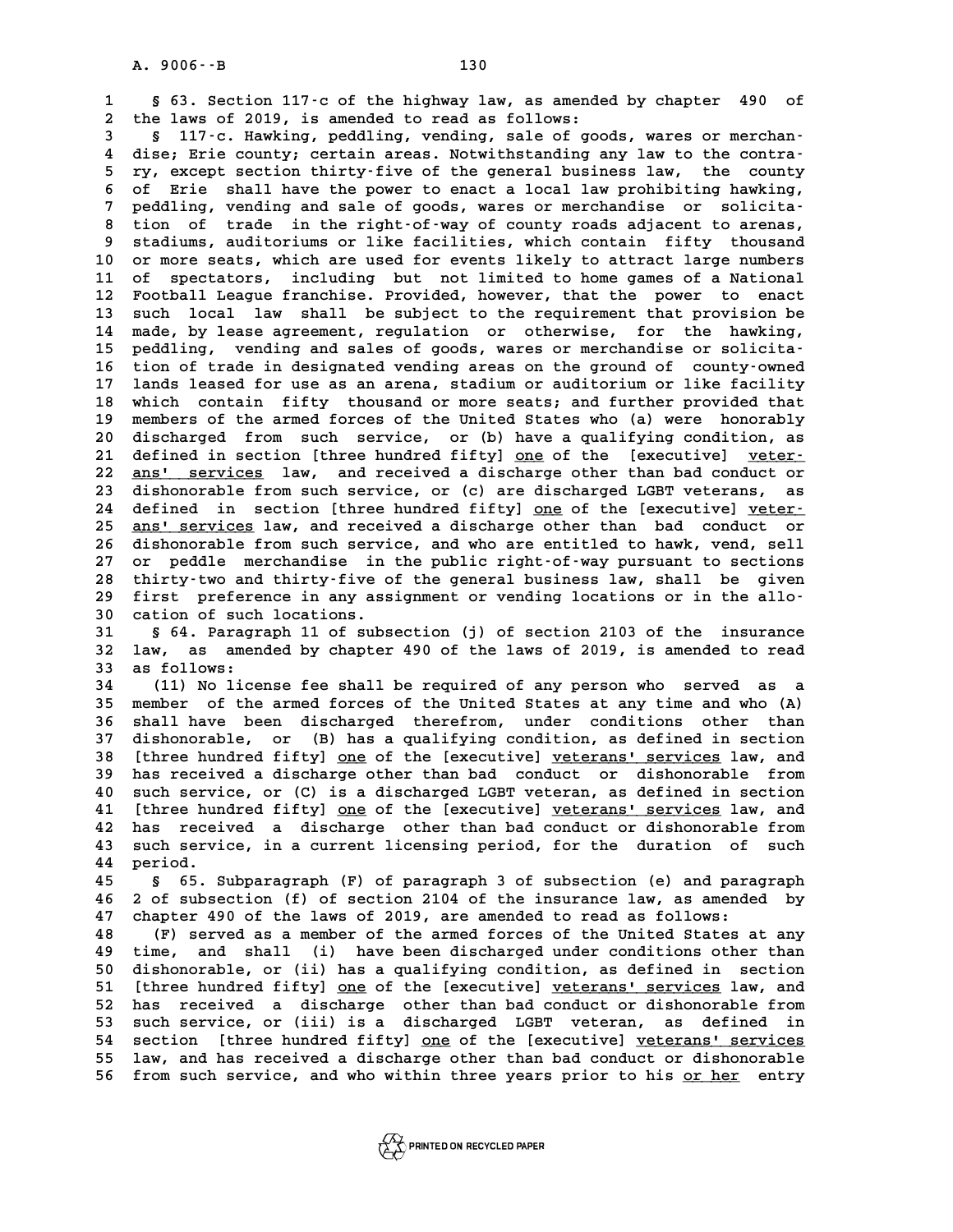§ 63. Section 117-c of the highway law, as amended by chapter 490 of the laws of 2019, is amended to read as follows:

§ 117-c. Hawking, peddling, vending, sale of goods, wares or merchandise; Erie county; certain areas. Notwithstanding any law to the contrary, except section thirty-five of the general business law, the county of Erie shall have the power to enact a local law prohibiting hawking, peddling, vending and sale of goods, wares or merchandise or solicitation of trade in the right-of-way of county roads adjacent to arenas, stadiums, auditoriums or like facilities, which contain fifty thousand or more seats, which are used for events likely to attract large numbers of spectators, including but not limited to home games of a National Football League franchise. Provided, however, that the power to enact such local law shall be subject to the requirement that provision be made, by lease agreement, regulation or otherwise, for the hawking, peddling, vending and sales of goods, wares or merchandise or solicitation of trade in designated vending areas on the ground of county-owned lands leased for use as an arena, stadium or auditorium or like facility which contain fifty thousand or more seats; and further provided that members of the armed forces of the United States who (a) were honorably discharged from such service, or (b) have a qualifying condition, as defined in section [three hundred fifty] <u>one</u> of the [executive] <u>veterans' services</u> law, and received a discharge other than bad conduct or dishonorable from such service, or (c) are discharged LGBT veterans, as defined in section [three hundred fifty] <u>one</u> of the [executive] <u>veterans' services</u> law, and received a discharge other than bad conduct or dishonorable from such service, and who are entitled to hawk, vend, sell or peddle merchandise in the public right-of-way pursuant to sections thirty-two and thirty-five of the general business law, shall be given first preference in any assignment or vending locations or in the allocation of such locations.

§ 64. Paragraph 11 of subsection (j) of section 2103 of the insurance law, as amended by chapter 490 of the laws of 2019, is amended to read as follows:

(11) No license fee shall be required of any person who served as a member of the armed forces of the United States at any time and who (A) shall have been discharged therefrom, under conditions other than dishonorable, or (B) has a qualifying condition, as defined in section [three hundred fifty] <u>one</u> of the [executive] <u>veterans' services</u> law, and has received a discharge other than bad conduct or dishonorable from such service, or (C) is a discharged LGBT veteran, as defined in section [three hundred fifty] <u>one</u> of the [executive] <u>veterans' services</u> law, and has received a discharge other than bad conduct or dishonorable from such service, in a current licensing period, for the duration of such period.

§ 65. Subparagraph (F) of paragraph 3 of subsection (e) and paragraph 2 of subsection (f) of section 2104 of the insurance law, as amended by chapter 490 of the laws of 2019, are amended to read as follows:

(F) served as a member of the armed forces of the United States at any time, and shall (i) have been discharged under conditions other than dishonorable, or (ii) has a qualifying condition, as defined in section [three hundred fifty] <u>one</u> of the [executive] <u>veterans' services</u> law, and has received a discharge other than bad conduct or dishonorable from such service, or (iii) is a discharged LGBT veteran, as defined in section [three hundred fifty] <u>one</u> of the [executive] <u>veterans' services</u> law, and has received a discharge other than bad conduct or dishonorable from such service, and who within three years prior to his <u>or her</u> entry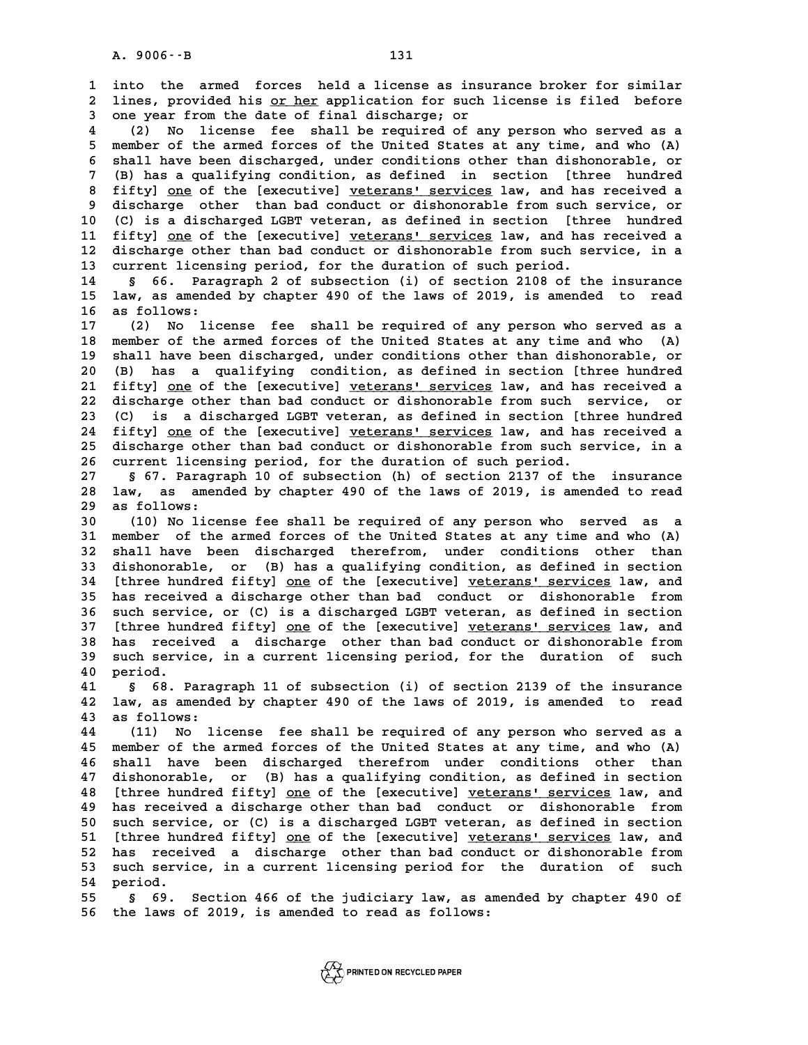into the armed forces held a license as insurance broker for similar lines, provided his <u>or her</u> application for such license is filed before one year from the date of final discharge; or

(2) No license fee shall be required of any person who served as a member of the armed forces of the United States at any time, and who (A) shall have been discharged, under conditions other than dishonorable, or (B) has a qualifying condition, as defined in section [three hundred fifty] <u>one</u> of the [executive] <u>veterans' services</u> law, and has received a discharge other than bad conduct or dishonorable from such service, or (C) is a discharged LGBT veteran, as defined in section [three hundred fifty] <u>one</u> of the [executive] <u>veterans' services</u> law, and has received a discharge other than bad conduct or dishonorable from such service, in a current licensing period, for the duration of such period.

§ 66. Paragraph 2 of subsection (i) of section 2108 of the insurance law, as amended by chapter 490 of the laws of 2019, is amended to read as follows:

(2) No license fee shall be required of any person who served as a member of the armed forces of the United States at any time and who (A) shall have been discharged, under conditions other than dishonorable, or (B) has a qualifying condition, as defined in section [three hundred fifty] <u>one</u> of the [executive] <u>veterans' services</u> law, and has received a discharge other than bad conduct or dishonorable from such service, or (C) is a discharged LGBT veteran, as defined in section [three hundred fifty] <u>one</u> of the [executive] <u>veterans' services</u> law, and has received a discharge other than bad conduct or dishonorable from such service, in a current licensing period, for the duration of such period.

§ 67. Paragraph 10 of subsection (h) of section 2137 of the insurance law, as amended by chapter 490 of the laws of 2019, is amended to read as follows:

(10) No license fee shall be required of any person who served as a member of the armed forces of the United States at any time and who (A) shall have been discharged therefrom, under conditions other than dishonorable, or (B) has a qualifying condition, as defined in section [three hundred fifty] <u>one</u> of the [executive] <u>veterans' services</u> law, and has received a discharge other than bad conduct or dishonorable from such service, or (C) is a discharged LGBT veteran, as defined in section [three hundred fifty] <u>one</u> of the [executive] <u>veterans' services</u> law, and has received a discharge other than bad conduct or dishonorable from such service, in a current licensing period, for the duration of such period.

§ 68. Paragraph 11 of subsection (i) of section 2139 of the insurance law, as amended by chapter 490 of the laws of 2019, is amended to read as follows:

(11) No license fee shall be required of any person who served as a member of the armed forces of the United States at any time, and who (A) shall have been discharged therefrom under conditions other than dishonorable, or (B) has a qualifying condition, as defined in section [three hundred fifty] <u>one</u> of the [executive] <u>veterans' services</u> law, and has received a discharge other than bad conduct or dishonorable from such service, or (C) is a discharged LGBT veteran, as defined in section [three hundred fifty] <u>one</u> of the [executive] <u>veterans' services</u> law, and has received a discharge other than bad conduct or dishonorable from such service, in a current licensing period for the duration of such period.

§ 69. Section 466 of the judiciary law, as amended by chapter 490 of the laws of 2019, is amended to read as follows: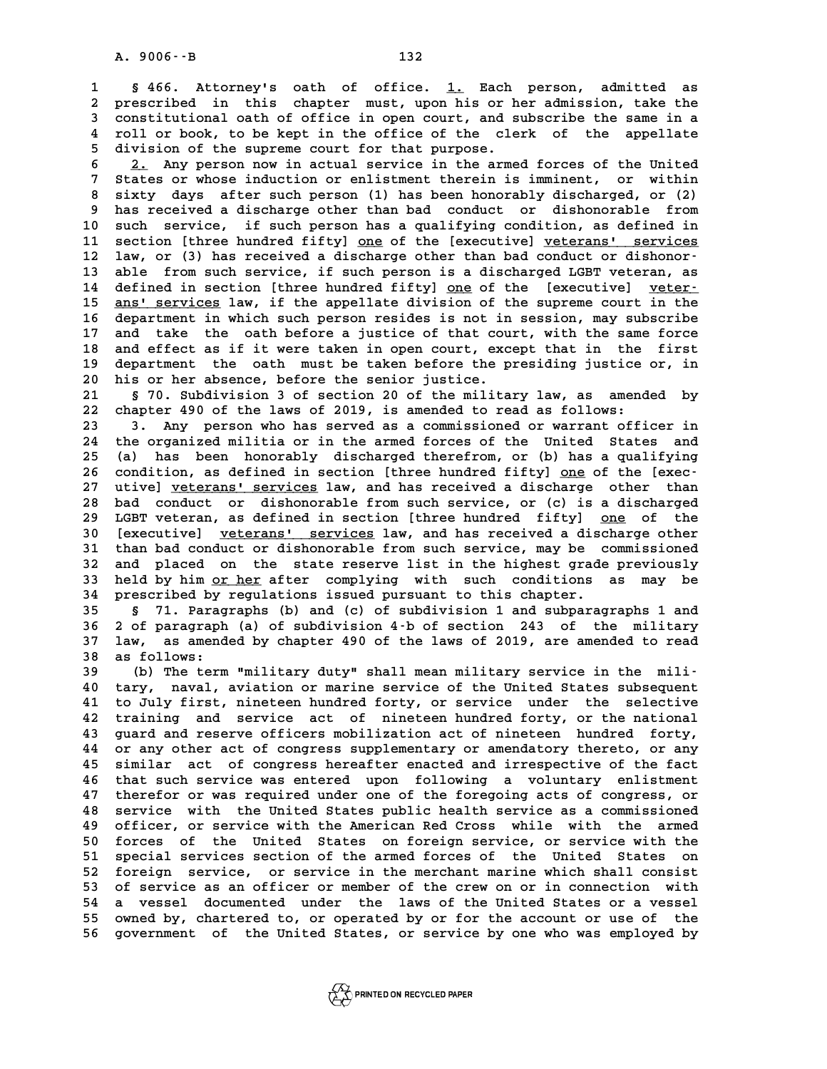§ 466. Attorney's oath of office. <u>1.</u> Each person, admitted as prescribed in this chapter must, upon his or her admission, take the constitutional oath of office in open court, and subscribe the same in a roll or book, to be kept in the office of the clerk of the appellate division of the supreme court for that purpose.

<u>2.</u> Any person now in actual service in the armed forces of the United States or whose induction or enlistment therein is imminent, or within sixty days after such person (1) has been honorably discharged, or (2) has received a discharge other than bad conduct or dishonorable from such service, if such person has a qualifying condition, as defined in section [three hundred fifty] <u>one</u> of the [executive] <u>veterans' services</u> law, or (3) has received a discharge other than bad conduct or dishonorable from such service, if such person is a discharged LGBT veteran, as defined in section [three hundred fifty] <u>one</u> of the [executive] <u>veterans' services</u> law, if the appellate division of the supreme court in the department in which such person resides is not in session, may subscribe and take the oath before a justice of that court, with the same force and effect as if it were taken in open court, except that in the first department the oath must be taken before the presiding justice or, in his or her absence, before the senior justice.

§ 70. Subdivision 3 of section 20 of the military law, as amended by chapter 490 of the laws of 2019, is amended to read as follows:

3. Any person who has served as a commissioned or warrant officer in the organized militia or in the armed forces of the United States and (a) has been honorably discharged therefrom, or (b) has a qualifying condition, as defined in section [three hundred fifty] <u>one</u> of the [executive] <u>veterans' services</u> law, and has received a discharge other than bad conduct or dishonorable from such service, or (c) is a discharged LGBT veteran, as defined in section [three hundred fifty] <u>one</u> of the [executive] <u>veterans' services</u> law, and has received a discharge other than bad conduct or dishonorable from such service, may be commissioned and placed on the state reserve list in the highest grade previously held by him <u>or her</u> after complying with such conditions as may be prescribed by regulations issued pursuant to this chapter.

§ 71. Paragraphs (b) and (c) of subdivision 1 and subparagraphs 1 and 2 of paragraph (a) of subdivision 4-b of section 243 of the military law, as amended by chapter 490 of the laws of 2019, are amended to read as follows:

(b) The term "military duty" shall mean military service in the military, naval, aviation or marine service of the United States subsequent to July first, nineteen hundred forty, or service under the selective training and service act of nineteen hundred forty, or the national guard and reserve officers mobilization act of nineteen hundred forty, or any other act of congress supplementary or amendatory thereto, or any similar act of congress hereafter enacted and irrespective of the fact that such service was entered upon following a voluntary enlistment therefor or was required under one of the foregoing acts of congress, or service with the United States public health service as a commissioned officer, or service with the American Red Cross while with the armed forces of the United States on foreign service, or service with the special services section of the armed forces of the United States on foreign service, or service in the merchant marine which shall consist of service as an officer or member of the crew on or in connection with a vessel documented under the laws of the United States or a vessel owned by, chartered to, or operated by or for the account or use of the government of the United States, or service by one who was employed by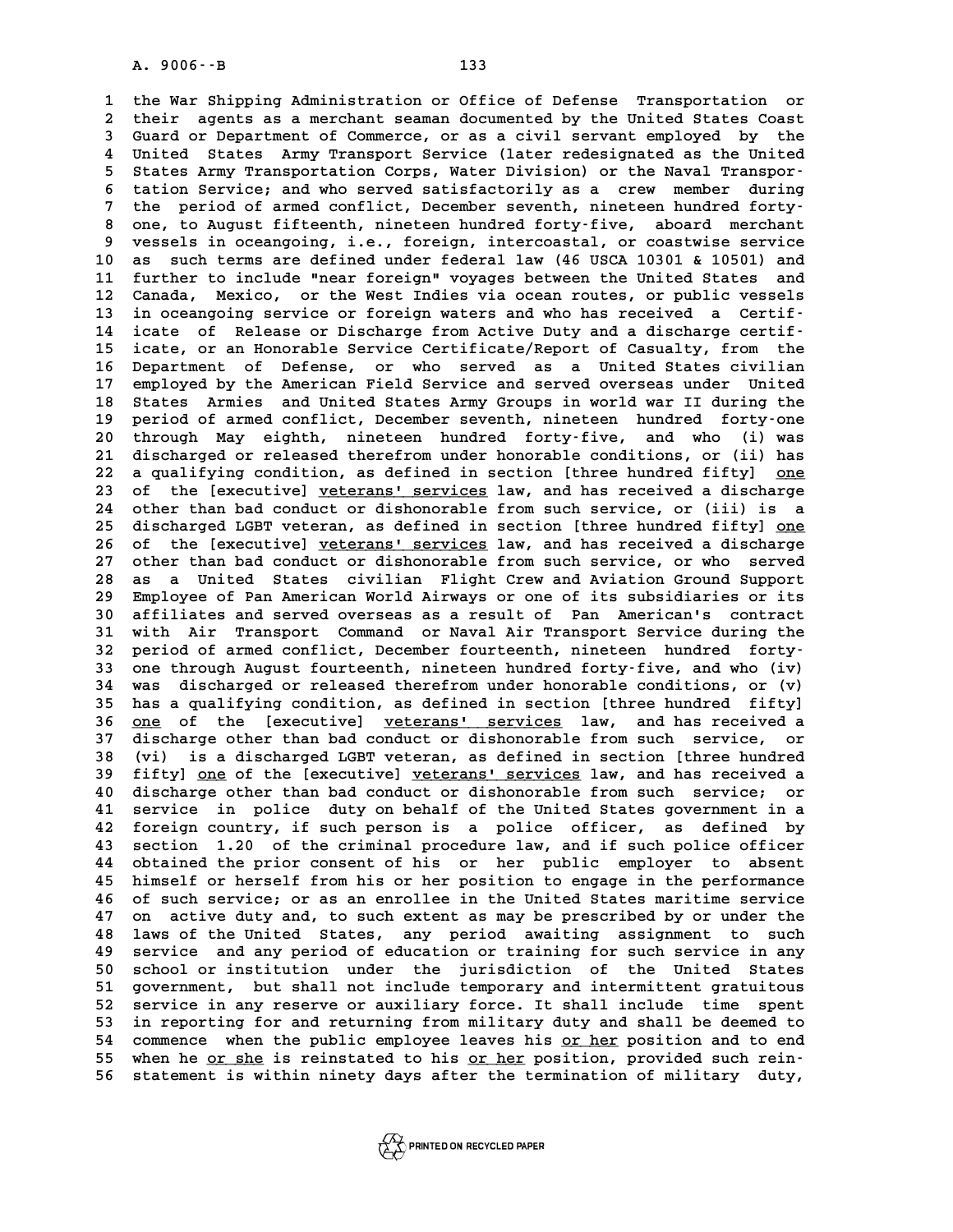the War Shipping Administration or Office of Defense Transportation or their agents as a merchant seaman documented by the United States Coast Guard or Department of Commerce, or as a civil servant employed by the United States Army Transport Service (later redesignated as the United States Army Transportation Corps, Water Division) or the Naval Transportation Service; and who served satisfactorily as a crew member during the period of armed conflict, December seventh, nineteen hundred forty-one, to August fifteenth, nineteen hundred forty-five, aboard merchant vessels in oceangoing, i.e., foreign, intercoastal, or coastwise service as such terms are defined under federal law (46 USCA 10301 & 10501) and further to include "near foreign" voyages between the United States and Canada, Mexico, or the West Indies via ocean routes, or public vessels in oceangoing service or foreign waters and who has received a Certificate of Release or Discharge from Active Duty and a discharge certificate, or an Honorable Service Certificate/Report of Casualty, from the Department of Defense, or who served as a United States civilian employed by the American Field Service and served overseas under United States Armies and United States Army Groups in world war II during the period of armed conflict, December seventh, nineteen hundred forty-one through May eighth, nineteen hundred forty-five, and who (i) was discharged or released therefrom under honorable conditions, or (ii) has a qualifying condition, as defined in section [three hundred fifty] one of the [executive] veterans' services law, and has received a discharge other than bad conduct or dishonorable from such service, or (iii) is a discharged LGBT veteran, as defined in section [three hundred fifty] one of the [executive] veterans' services law, and has received a discharge other than bad conduct or dishonorable from such service, or who served as a United States civilian Flight Crew and Aviation Ground Support Employee of Pan American World Airways or one of its subsidiaries or its affiliates and served overseas as a result of Pan American's contract with Air Transport Command or Naval Air Transport Service during the period of armed conflict, December fourteenth, nineteen hundred forty-one through August fourteenth, nineteen hundred forty-five, and who (iv) was discharged or released therefrom under honorable conditions, or (v) has a qualifying condition, as defined in section [three hundred fifty] one of the [executive] veterans' services law, and has received a discharge other than bad conduct or dishonorable from such service, or (vi) is a discharged LGBT veteran, as defined in section [three hundred fifty] one of the [executive] veterans' services law, and has received a discharge other than bad conduct or dishonorable from such service; or service in police duty on behalf of the United States government in a foreign country, if such person is a police officer, as defined by section 1.20 of the criminal procedure law, and if such police officer obtained the prior consent of his or her public employer to absent himself or herself from his or her position to engage in the performance of such service; or as an enrollee in the United States maritime service on active duty and, to such extent as may be prescribed by or under the laws of the United States, any period awaiting assignment to such service and any period of education or training for such service in any school or institution under the jurisdiction of the United States government, but shall not include temporary and intermittent gratuitous service in any reserve or auxiliary force. It shall include time spent in reporting for and returning from military duty and shall be deemed to commence when the public employee leaves his or her position and to end when he or she is reinstated to his or her position, provided such reinstatement is within ninety days after the termination of military duty,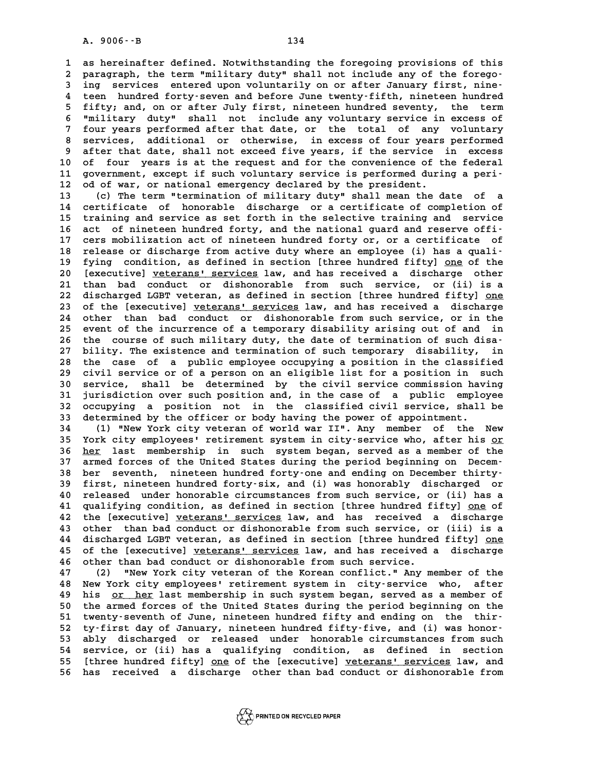as hereinafter defined. Notwithstanding the foregoing provisions of this paragraph, the term "military duty" shall not include any of the foregoing services entered upon voluntarily on or after January first, nineteen hundred forty-seven and before June twenty-fifth, nineteen hundred fifty; and, on or after July first, nineteen hundred seventy, the term "military duty" shall not include any voluntary service in excess of four years performed after that date, or the total of any voluntary services, additional or otherwise, in excess of four years performed after that date, shall not exceed five years, if the service in excess of four years is at the request and for the convenience of the federal government, except if such voluntary service is performed during a period of war, or national emergency declared by the president.

(c) The term "termination of military duty" shall mean the date of a certificate of honorable discharge or a certificate of completion of training and service as set forth in the selective training and service act of nineteen hundred forty, and the national guard and reserve officers mobilization act of nineteen hundred forty or, or a certificate of release or discharge from active duty where an employee (i) has a qualifying condition, as defined in section [three hundred fifty] one of the [executive] veterans' services law, and has received a discharge other than bad conduct or dishonorable from such service, or (ii) is a discharged LGBT veteran, as defined in section [three hundred fifty] one of the [executive] veterans' services law, and has received a discharge other than bad conduct or dishonorable from such service, or in the event of the incurrence of a temporary disability arising out of and in the course of such military duty, the date of termination of such disability. The existence and termination of such temporary disability, in the case of a public employee occupying a position in the classified civil service or of a person on an eligible list for a position in such service, shall be determined by the civil service commission having jurisdiction over such position and, in the case of a public employee occupying a position not in the classified civil service, shall be determined by the officer or body having the power of appointment.

(1) "New York city veteran of world war II". Any member of the New York city employees' retirement system in city-service who, after his or her last membership in such system began, served as a member of the armed forces of the United States during the period beginning on December seventh, nineteen hundred forty-one and ending on December thirty-first, nineteen hundred forty-six, and (i) was honorably discharged or released under honorable circumstances from such service, or (ii) has a qualifying condition, as defined in section [three hundred fifty] one of the [executive] veterans' services law, and has received a discharge other than bad conduct or dishonorable from such service, or (iii) is a discharged LGBT veteran, as defined in section [three hundred fifty] one of the [executive] veterans' services law, and has received a discharge other than bad conduct or dishonorable from such service.

(2) "New York city veteran of the Korean conflict." Any member of the New York city employees' retirement system in city-service who, after his or her last membership in such system began, served as a member of the armed forces of the United States during the period beginning on the twenty-seventh of June, nineteen hundred fifty and ending on the thirty-first day of January, nineteen hundred fifty-five, and (i) was honorably discharged or released under honorable circumstances from such service, or (ii) has a qualifying condition, as defined in section [three hundred fifty] one of the [executive] veterans' services law, and has received a discharge other than bad conduct or dishonorable from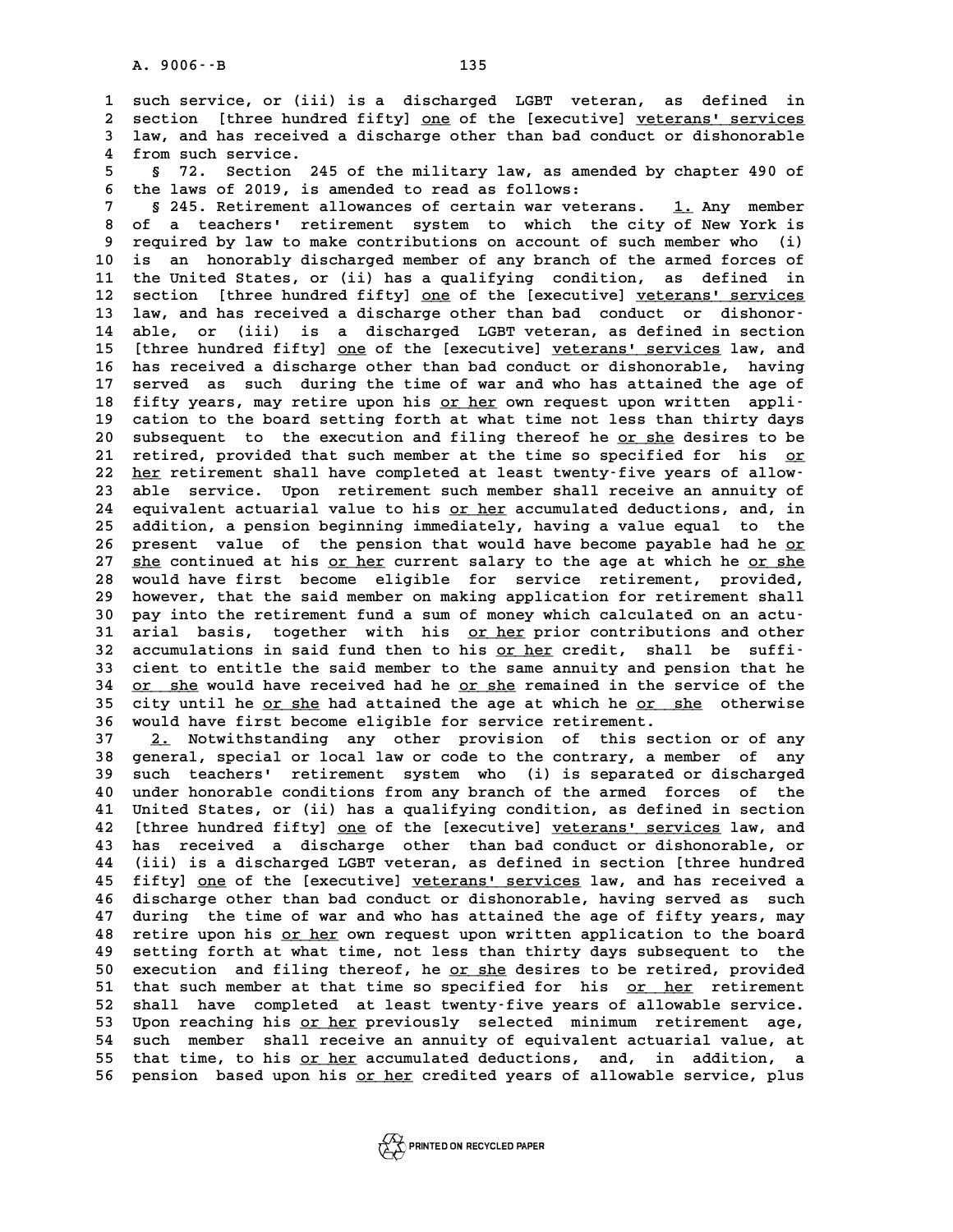such service, or (iii) is a discharged LGBT veteran, as defined in section [three hundred fifty] one of the [executive] veterans' services law, and has received a discharge other than bad conduct or dishonorable from such service.

§ 72. Section 245 of the military law, as amended by chapter 490 of the laws of 2019, is amended to read as follows:

§ 245. Retirement allowances of certain war veterans. 1. Any member of a teachers' retirement system to which the city of New York is required by law to make contributions on account of such member who (i) is an honorably discharged member of any branch of the armed forces of the United States, or (ii) has a qualifying condition, as defined in section [three hundred fifty] one of the [executive] veterans' services law, and has received a discharge other than bad conduct or dishonorable, or (iii) is a discharged LGBT veteran, as defined in section [three hundred fifty] one of the [executive] veterans' services law, and has received a discharge other than bad conduct or dishonorable, having served as such during the time of war and who has attained the age of fifty years, may retire upon his or her own request upon written application to the board setting forth at what time not less than thirty days subsequent to the execution and filing thereof he or she desires to be retired, provided that such member at the time so specified for his or her retirement shall have completed at least twenty-five years of allowable service. Upon retirement such member shall receive an annuity of equivalent actuarial value to his or her accumulated deductions, and, in addition, a pension beginning immediately, having a value equal to the present value of the pension that would have become payable had he or she continued at his or her current salary to the age at which he or she would have first become eligible for service retirement, provided, however, that the said member on making application for retirement shall pay into the retirement fund a sum of money which calculated on an actuarial basis, together with his or her prior contributions and other accumulations in said fund then to his or her credit, shall be sufficient to entitle the said member to the same annuity and pension that he or she would have received had he or she remained in the service of the city until he or she had attained the age at which he or she otherwise would have first become eligible for service retirement.

2. Notwithstanding any other provision of this section or of any general, special or local law or code to the contrary, a member of any such teachers' retirement system who (i) is separated or discharged under honorable conditions from any branch of the armed forces of the United States, or (ii) has a qualifying condition, as defined in section [three hundred fifty] one of the [executive] veterans' services law, and has received a discharge other than bad conduct or dishonorable, or (iii) is a discharged LGBT veteran, as defined in section [three hundred fifty] one of the [executive] veterans' services law, and has received a discharge other than bad conduct or dishonorable, having served as such during the time of war and who has attained the age of fifty years, may retire upon his or her own request upon written application to the board setting forth at what time, not less than thirty days subsequent to the execution and filing thereof, he or she desires to be retired, provided that such member at that time so specified for his or her retirement shall have completed at least twenty-five years of allowable service. Upon reaching his or her previously selected minimum retirement age, such member shall receive an annuity of equivalent actuarial value, at that time, to his or her accumulated deductions, and, in addition, a pension based upon his or her credited years of allowable service, plus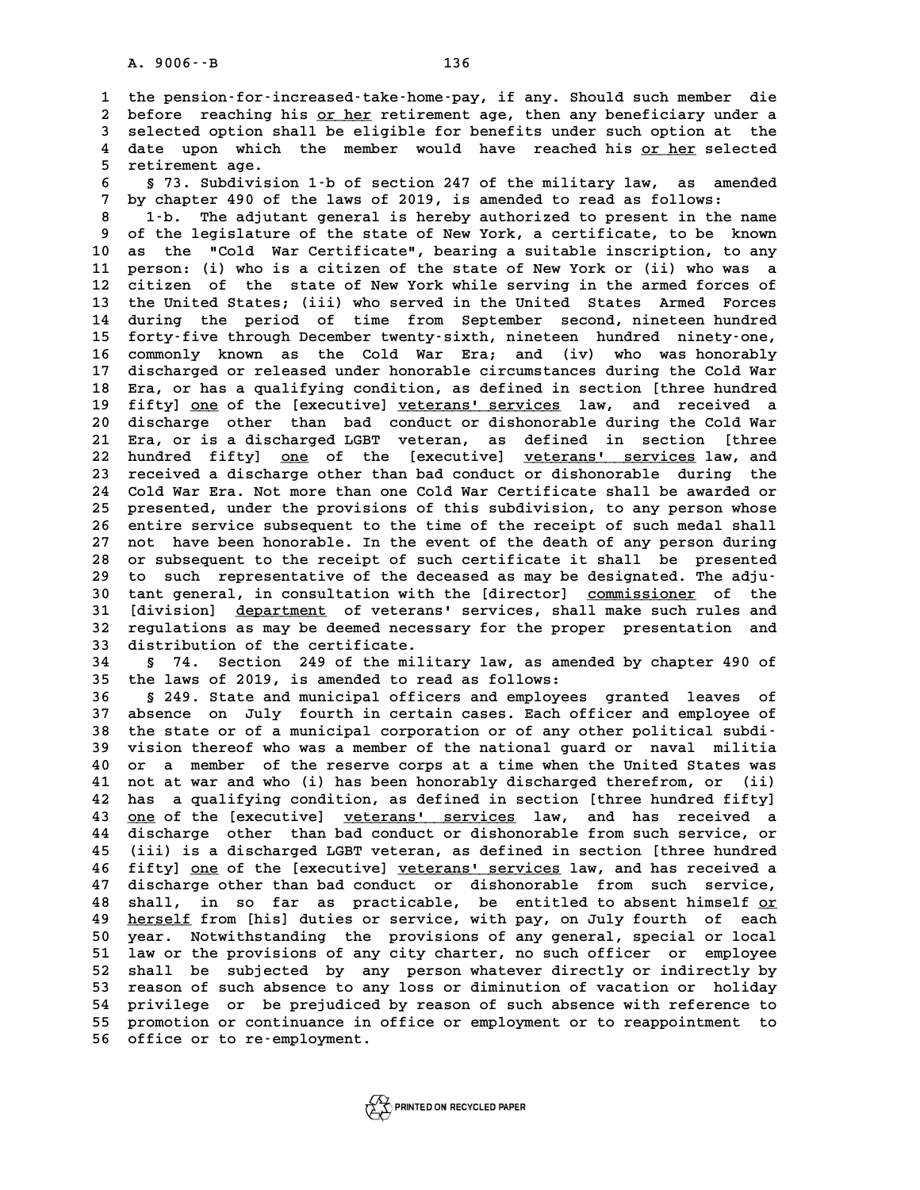the pension-for-increased-take-home-pay, if any. Should such member die before reaching his <u>or her</u> retirement age, then any beneficiary under a selected option shall be eligible for benefits under such option at the date upon which the member would have reached his <u>or her</u> selected retirement age.

§ 73. Subdivision 1-b of section 247 of the military law, as amended by chapter 490 of the laws of 2019, is amended to read as follows:

1-b. The adjutant general is hereby authorized to present in the name of the legislature of the state of New York, a certificate, to be known as the "Cold War Certificate", bearing a suitable inscription, to any person: (i) who is a citizen of the state of New York or (ii) who was a citizen of the state of New York while serving in the armed forces of the United States; (iii) who served in the United States Armed Forces during the period of time from September second, nineteen hundred forty-five through December twenty-sixth, nineteen hundred ninety-one, commonly known as the Cold War Era; and (iv) who was honorably discharged or released under honorable circumstances during the Cold War Era, or has a qualifying condition, as defined in section [three hundred fifty] <u>one</u> of the [executive] <u>veterans' services</u> law, and received a discharge other than bad conduct or dishonorable during the Cold War Era, or is a discharged LGBT veteran, as defined in section [three hundred fifty] <u>one</u> of the [executive] <u>veterans' services</u> law, and received a discharge other than bad conduct or dishonorable during the Cold War Era. Not more than one Cold War Certificate shall be awarded or presented, under the provisions of this subdivision, to any person whose entire service subsequent to the time of the receipt of such medal shall not have been honorable. In the event of the death of any person during or subsequent to the receipt of such certificate it shall be presented to such representative of the deceased as may be designated. The adjutant general, in consultation with the [director] <u>commissioner</u> of the [division] <u>department</u> of veterans' services, shall make such rules and regulations as may be deemed necessary for the proper presentation and distribution of the certificate.

§ 74. Section 249 of the military law, as amended by chapter 490 of the laws of 2019, is amended to read as follows:

§ 249. State and municipal officers and employees granted leaves of absence on July fourth in certain cases. Each officer and employee of the state or of a municipal corporation or of any other political subdivision thereof who was a member of the national guard or naval militia or a member of the reserve corps at a time when the United States was not at war and who (i) has been honorably discharged therefrom, or (ii) has a qualifying condition, as defined in section [three hundred fifty] <u>one</u> of the [executive] <u>veterans' services</u> law, and has received a discharge other than bad conduct or dishonorable from such service, or (iii) is a discharged LGBT veteran, as defined in section [three hundred fifty] <u>one</u> of the [executive] <u>veterans' services</u> law, and has received a discharge other than bad conduct or dishonorable from such service, shall, in so far as practicable, be entitled to absent himself <u>or herself</u> from [his] duties or service, with pay, on July fourth of each year. Notwithstanding the provisions of any general, special or local law or the provisions of any city charter, no such officer or employee shall be subjected by any person whatever directly or indirectly by reason of such absence to any loss or diminution of vacation or holiday privilege or be prejudiced by reason of such absence with reference to promotion or continuance in office or employment or to reappointment to office or to re-employment.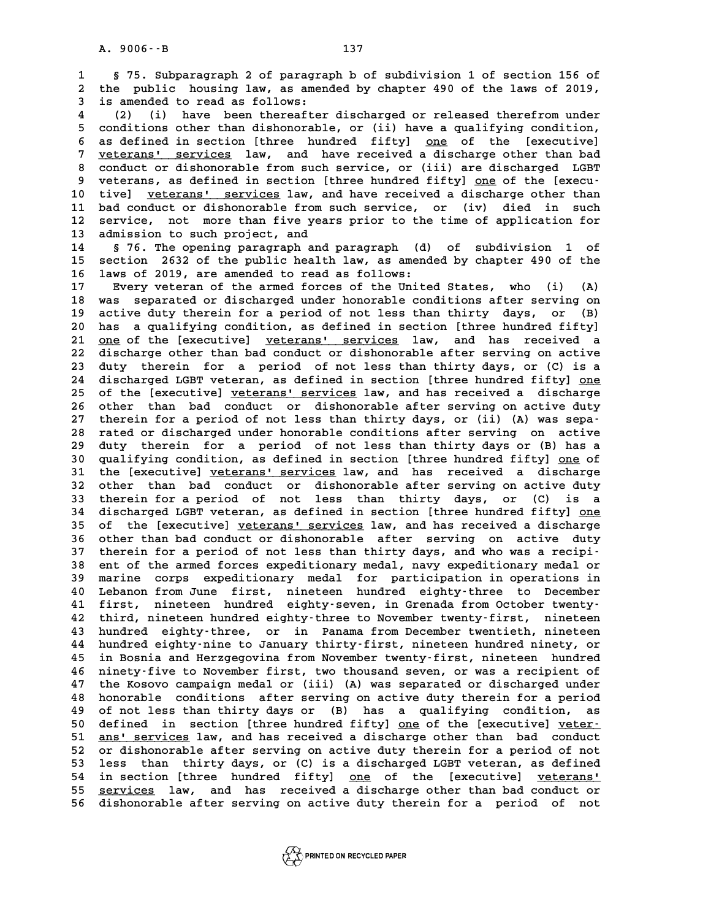§ 75. Subparagraph 2 of paragraph b of subdivision 1 of section 156 of the public housing law, as amended by chapter 490 of the laws of 2019, is amended to read as follows:

(2) (i) have been thereafter discharged or released therefrom under conditions other than dishonorable, or (ii) have a qualifying condition, as defined in section [three hundred fifty] one of the [executive] veterans' services law, and have received a discharge other than bad conduct or dishonorable from such service, or (iii) are discharged LGBT veterans, as defined in section [three hundred fifty] one of the [executive] veterans' services law, and have received a discharge other than bad conduct or dishonorable from such service, or (iv) died in such service, not more than five years prior to the time of application for admission to such project, and

§ 76. The opening paragraph and paragraph (d) of subdivision 1 of section 2632 of the public health law, as amended by chapter 490 of the laws of 2019, are amended to read as follows:

Every veteran of the armed forces of the United States, who (i) (A) was separated or discharged under honorable conditions after serving on active duty therein for a period of not less than thirty days, or (B) has a qualifying condition, as defined in section [three hundred fifty] one of the [executive] veterans' services law, and has received a discharge other than bad conduct or dishonorable after serving on active duty therein for a period of not less than thirty days, or (C) is a discharged LGBT veteran, as defined in section [three hundred fifty] one of the [executive] veterans' services law, and has received a discharge other than bad conduct or dishonorable after serving on active duty therein for a period of not less than thirty days, or (ii) (A) was separated or discharged under honorable conditions after serving on active duty therein for a period of not less than thirty days or (B) has a qualifying condition, as defined in section [three hundred fifty] one of the [executive] veterans' services law, and has received a discharge other than bad conduct or dishonorable after serving on active duty therein for a period of not less than thirty days, or (C) is a discharged LGBT veteran, as defined in section [three hundred fifty] one of the [executive] veterans' services law, and has received a discharge other than bad conduct or dishonorable after serving on active duty therein for a period of not less than thirty days, and who was a recipient of the armed forces expeditionary medal, navy expeditionary medal or marine corps expeditionary medal for participation in operations in Lebanon from June first, nineteen hundred eighty-three to December first, nineteen hundred eighty-seven, in Grenada from October twenty-third, nineteen hundred eighty-three to November twenty-first, nineteen hundred eighty-three, or in Panama from December twentieth, nineteen hundred eighty-nine to January thirty-first, nineteen hundred ninety, or in Bosnia and Herzgegovina from November twenty-first, nineteen hundred ninety-five to November first, two thousand seven, or was a recipient of the Kosovo campaign medal or (iii) (A) was separated or discharged under honorable conditions after serving on active duty therein for a period of not less than thirty days or (B) has a qualifying condition, as defined in section [three hundred fifty] one of the [executive] veterans' services law, and has received a discharge other than bad conduct or dishonorable after serving on active duty therein for a period of not less than thirty days, or (C) is a discharged LGBT veteran, as defined in section [three hundred fifty] one of the [executive] veterans' services law, and has received a discharge other than bad conduct or dishonorable after serving on active duty therein for a period of not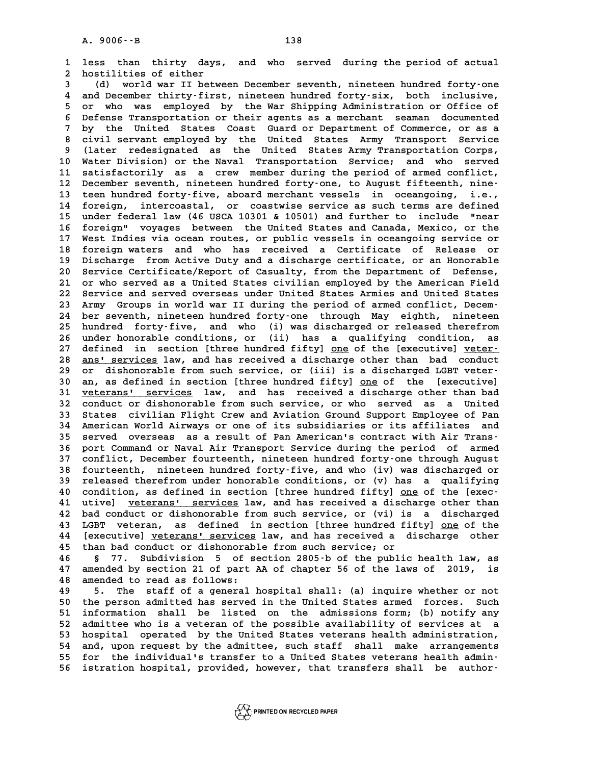less than thirty days, and who served during the period of actual hostilities of either

(d) world war II between December seventh, nineteen hundred forty-one and December thirty-first, nineteen hundred forty-six, both inclusive, or who was employed by the War Shipping Administration or Office of Defense Transportation or their agents as a merchant seaman documented by the United States Coast Guard or Department of Commerce, or as a civil servant employed by the United States Army Transport Service (later redesignated as the United States Army Transportation Corps, Water Division) or the Naval Transportation Service; and who served satisfactorily as a crew member during the period of armed conflict, December seventh, nineteen hundred forty-one, to August fifteenth, nineteen hundred forty-five, aboard merchant vessels in oceangoing, i.e., foreign, intercoastal, or coastwise service as such terms are defined under federal law (46 USCA 10301 & 10501) and further to include "near foreign" voyages between the United States and Canada, Mexico, or the West Indies via ocean routes, or public vessels in oceangoing service or foreign waters and who has received a Certificate of Release or Discharge from Active Duty and a discharge certificate, or an Honorable Service Certificate/Report of Casualty, from the Department of Defense, or who served as a United States civilian employed by the American Field Service and served overseas under United States Armies and United States Army Groups in world war II during the period of armed conflict, December seventh, nineteen hundred forty-one through May eighth, nineteen hundred forty-five, and who (i) was discharged or released therefrom under honorable conditions, or (ii) has a qualifying condition, as defined in section [three hundred fifty] <u>one</u> of the [executive] <u>veterans' services</u> law, and has received a discharge other than bad conduct or dishonorable from such service, or (iii) is a discharged LGBT veteran, as defined in section [three hundred fifty] <u>one</u> of the [executive] <u>veterans' services</u> law, and has received a discharge other than bad conduct or dishonorable from such service, or who served as a United States civilian Flight Crew and Aviation Ground Support Employee of Pan American World Airways or one of its subsidiaries or its affiliates and served overseas as a result of Pan American's contract with Air Transport Command or Naval Air Transport Service during the period of armed conflict, December fourteenth, nineteen hundred forty-one through August fourteenth, nineteen hundred forty-five, and who (iv) was discharged or released therefrom under honorable conditions, or (v) has a qualifying condition, as defined in section [three hundred fifty] <u>one</u> of the [executive] <u>veterans' services</u> law, and has received a discharge other than bad conduct or dishonorable from such service, or (vi) is a discharged LGBT veteran, as defined in section [three hundred fifty] <u>one</u> of the [executive] <u>veterans' services</u> law, and has received a discharge other than bad conduct or dishonorable from such service; or

§ 77. Subdivision 5 of section 2805-b of the public health law, as amended by section 21 of part AA of chapter 56 of the laws of 2019, is amended to read as follows:

5. The staff of a general hospital shall: (a) inquire whether or not the person admitted has served in the United States armed forces. Such information shall be listed on the admissions form; (b) notify any admittee who is a veteran of the possible availability of services at a hospital operated by the United States veterans health administration, and, upon request by the admittee, such staff shall make arrangements for the individual's transfer to a United States veterans health administration hospital, provided, however, that transfers shall be author-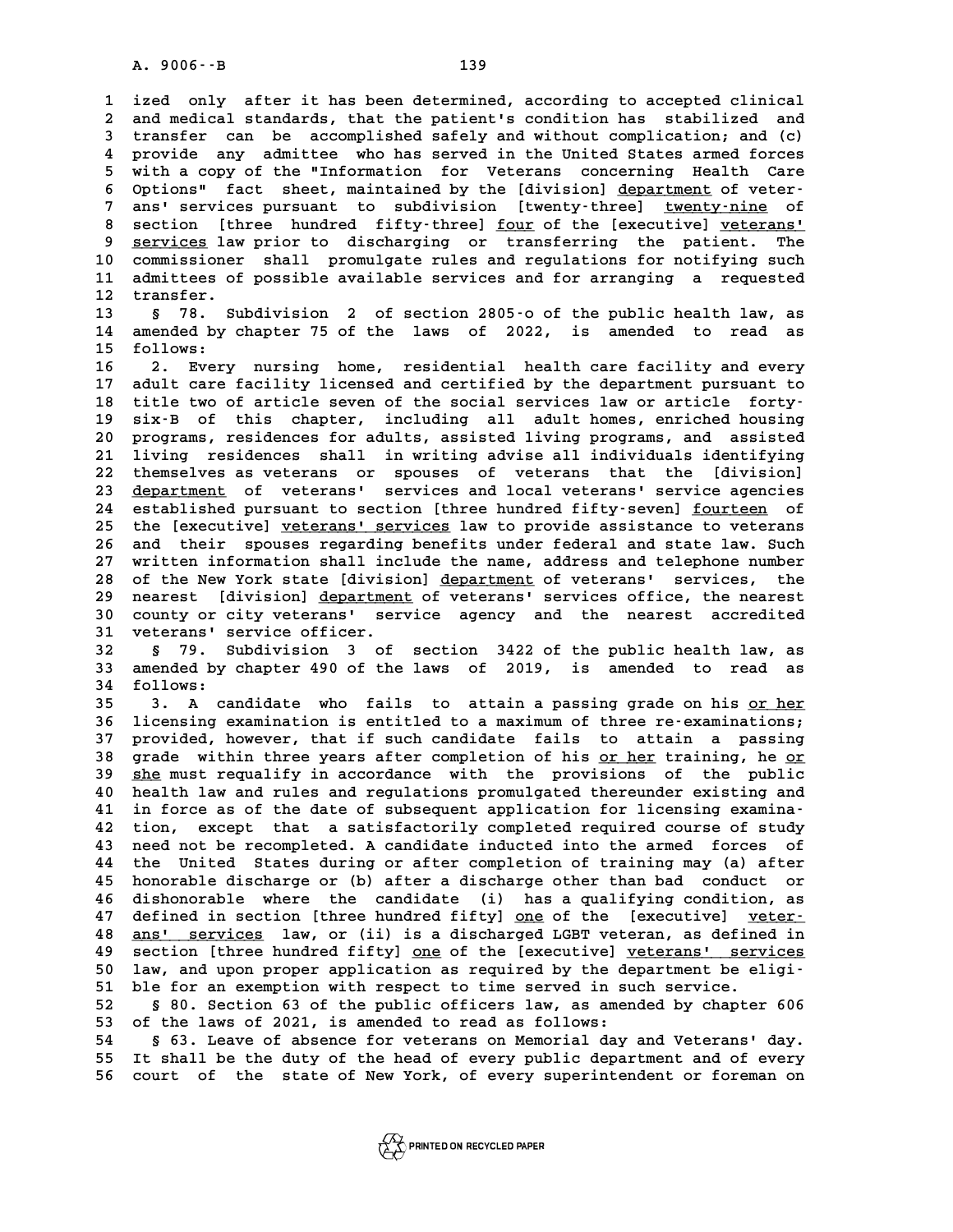ized only after it has been determined, according to accepted clinical and medical standards, that the patient's condition has stabilized and transfer can be accomplished safely and without complication; and (c) provide any admittee who has served in the United States armed forces with a copy of the "Information for Veterans concerning Health Care Options" fact sheet, maintained by the [division] department of veterans' services pursuant to subdivision [twenty-three] twenty-nine of section [three hundred fifty-three] four of the [executive] veterans' services law prior to discharging or transferring the patient. The commissioner shall promulgate rules and regulations for notifying such admittees of possible available services and for arranging a requested transfer.

§ 78. Subdivision 2 of section 2805-o of the public health law, as amended by chapter 75 of the laws of 2022, is amended to read as follows:

2. Every nursing home, residential health care facility and every adult care facility licensed and certified by the department pursuant to title two of article seven of the social services law or article forty-six-B of this chapter, including all adult homes, enriched housing programs, residences for adults, assisted living programs, and assisted living residences shall in writing advise all individuals identifying themselves as veterans or spouses of veterans that the [division] department of veterans' services and local veterans' service agencies established pursuant to section [three hundred fifty-seven] fourteen of the [executive] veterans' services law to provide assistance to veterans and their spouses regarding benefits under federal and state law. Such written information shall include the name, address and telephone number of the New York state [division] department of veterans' services, the nearest [division] department of veterans' services office, the nearest county or city veterans' service agency and the nearest accredited veterans' service officer.

§ 79. Subdivision 3 of section 3422 of the public health law, as amended by chapter 490 of the laws of 2019, is amended to read as follows:

3. A candidate who fails to attain a passing grade on his or her licensing examination is entitled to a maximum of three re-examinations; provided, however, that if such candidate fails to attain a passing grade within three years after completion of his or her training, he or she must requalify in accordance with the provisions of the public health law and rules and regulations promulgated thereunder existing and in force as of the date of subsequent application for licensing examination, except that a satisfactorily completed required course of study need not be recompleted. A candidate inducted into the armed forces of the United States during or after completion of training may (a) after honorable discharge or (b) after a discharge other than bad conduct or dishonorable where the candidate (i) has a qualifying condition, as defined in section [three hundred fifty] one of the [executive] veterans' services law, or (ii) is a discharged LGBT veteran, as defined in section [three hundred fifty] one of the [executive] veterans' services law, and upon proper application as required by the department be eligible for an exemption with respect to time served in such service.

§ 80. Section 63 of the public officers law, as amended by chapter 606 of the laws of 2021, is amended to read as follows:

§ 63. Leave of absence for veterans on Memorial day and Veterans' day. It shall be the duty of the head of every public department and of every court of the state of New York, of every superintendent or foreman on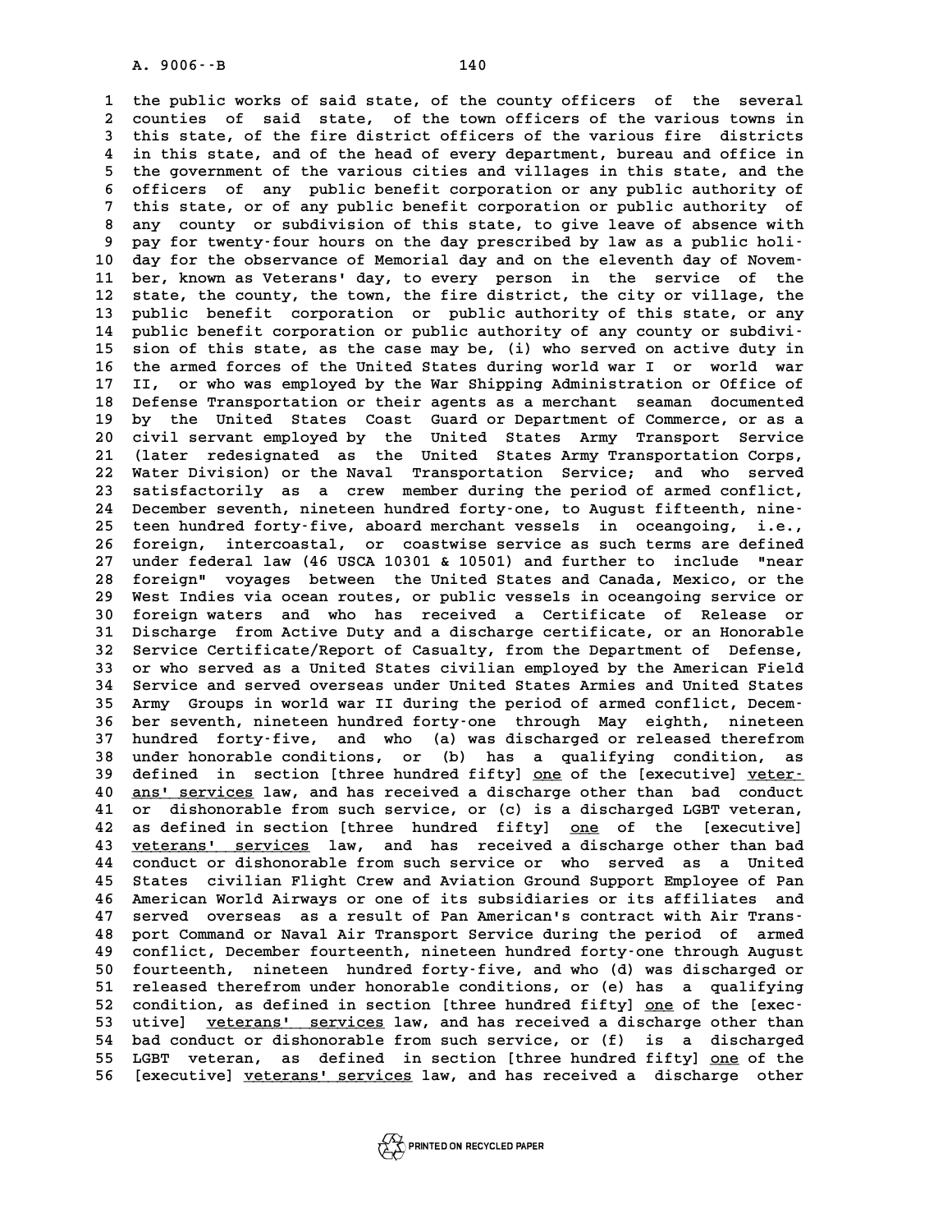the public works of said state, of the county officers of the several counties of said state, of the town officers of the various towns in this state, of the fire district officers of the various fire districts in this state, and of the head of every department, bureau and office in the government of the various cities and villages in this state, and the officers of any public benefit corporation or any public authority of this state, or of any public benefit corporation or public authority of any county or subdivision of this state, to give leave of absence with pay for twenty-four hours on the day prescribed by law as a public holiday for the observance of Memorial day and on the eleventh day of November, known as Veterans' day, to every person in the service of the state, the county, the town, the fire district, the city or village, the public benefit corporation or public authority of this state, or any public benefit corporation or public authority of any county or subdivision of this state, as the case may be, (i) who served on active duty in the armed forces of the United States during world war I or world war II, or who was employed by the War Shipping Administration or Office of Defense Transportation or their agents as a merchant seaman documented by the United States Coast Guard or Department of Commerce, or as a civil servant employed by the United States Army Transport Service (later redesignated as the United States Army Transportation Corps, Water Division) or the Naval Transportation Service; and who served satisfactorily as a crew member during the period of armed conflict, December seventh, nineteen hundred forty-one, to August fifteenth, nineteen hundred forty-five, aboard merchant vessels in oceangoing, i.e., foreign, intercoastal, or coastwise service as such terms are defined under federal law (46 USCA 10301 & 10501) and further to include "near foreign" voyages between the United States and Canada, Mexico, or the West Indies via ocean routes, or public vessels in oceangoing service or foreign waters and who has received a Certificate of Release or Discharge from Active Duty and a discharge certificate, or an Honorable Service Certificate/Report of Casualty, from the Department of Defense, or who served as a United States civilian employed by the American Field Service and served overseas under United States Armies and United States Army Groups in world war II during the period of armed conflict, December seventh, nineteen hundred forty-one through May eighth, nineteen hundred forty-five, and who (a) was discharged or released therefrom under honorable conditions, or (b) has a qualifying condition, as defined in section [three hundred fifty] one of the [executive] veterans' services law, and has received a discharge other than bad conduct or dishonorable from such service, or (c) is a discharged LGBT veteran, as defined in section [three hundred fifty] one of the [executive] veterans' services law, and has received a discharge other than bad conduct or dishonorable from such service or who served as a United States civilian Flight Crew and Aviation Ground Support Employee of Pan American World Airways or one of its subsidiaries or its affiliates and served overseas as a result of Pan American's contract with Air Transport Command or Naval Air Transport Service during the period of armed conflict, December fourteenth, nineteen hundred forty-one through August fourteenth, nineteen hundred forty-five, and who (d) was discharged or released therefrom under honorable conditions, or (e) has a qualifying condition, as defined in section [three hundred fifty] one of the [executive] veterans' services law, and has received a discharge other than bad conduct or dishonorable from such service, or (f) is a discharged LGBT veteran, as defined in section [three hundred fifty] one of the [executive] veterans' services law, and has received a discharge other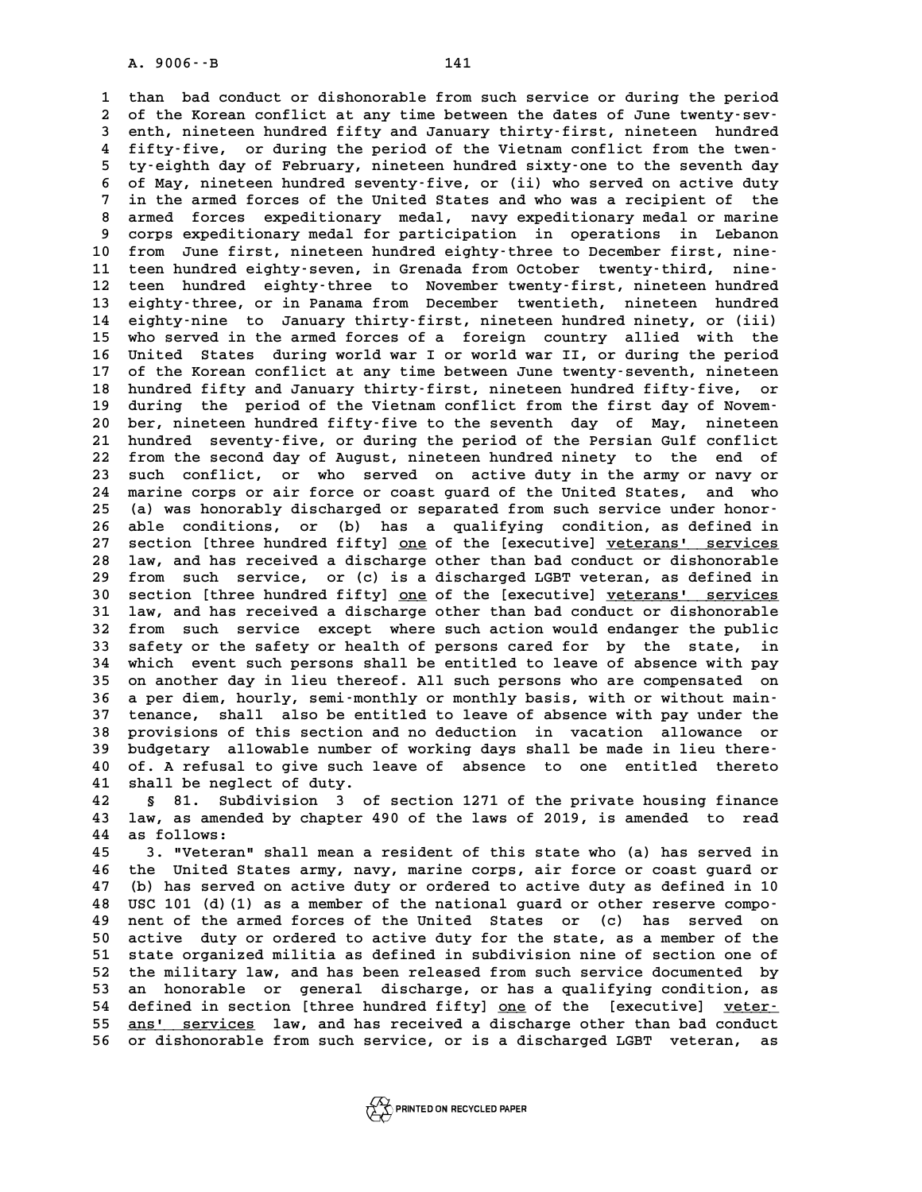than bad conduct or dishonorable from such service or during the period of the Korean conflict at any time between the dates of June twenty-seventh, nineteen hundred fifty and January thirty-first, nineteen hundred fifty-five, or during the period of the Vietnam conflict from the twenty-eighth day of February, nineteen hundred sixty-one to the seventh day of May, nineteen hundred seventy-five, or (ii) who served on active duty in the armed forces of the United States and who was a recipient of the armed forces expeditionary medal, navy expeditionary medal or marine corps expeditionary medal for participation in operations in Lebanon from June first, nineteen hundred eighty-three to December first, nineteen hundred eighty-seven, in Grenada from October twenty-third, nineteen hundred eighty-three to November twenty-first, nineteen hundred eighty-three, or in Panama from December twentieth, nineteen hundred eighty-nine to January thirty-first, nineteen hundred ninety, or (iii) who served in the armed forces of a foreign country allied with the United States during world war I or world war II, or during the period of the Korean conflict at any time between June twenty-seventh, nineteen hundred fifty and January thirty-first, nineteen hundred fifty-five, or during the period of the Vietnam conflict from the first day of November, nineteen hundred fifty-five to the seventh day of May, nineteen hundred seventy-five, or during the period of the Persian Gulf conflict from the second day of August, nineteen hundred ninety to the end of such conflict, or who served on active duty in the army or navy or marine corps or air force or coast guard of the United States, and who (a) was honorably discharged or separated from such service under honorable conditions, or (b) has a qualifying condition, as defined in section [three hundred fifty] <u>one</u> of the [executive] <u>veterans' services</u> law, and has received a discharge other than bad conduct or dishonorable from such service, or (c) is a discharged LGBT veteran, as defined in section [three hundred fifty] <u>one</u> of the [executive] <u>veterans' services</u> law, and has received a discharge other than bad conduct or dishonorable from such service except where such action would endanger the public safety or the safety or health of persons cared for by the state, in which event such persons shall be entitled to leave of absence with pay on another day in lieu thereof. All such persons who are compensated on a per diem, hourly, semi-monthly or monthly basis, with or without maintenance, shall also be entitled to leave of absence with pay under the provisions of this section and no deduction in vacation allowance or budgetary allowable number of working days shall be made in lieu thereof. A refusal to give such leave of absence to one entitled thereto shall be neglect of duty.

§ 81. Subdivision 3 of section 1271 of the private housing finance law, as amended by chapter 490 of the laws of 2019, is amended to read as follows:

3. "Veteran" shall mean a resident of this state who (a) has served in the United States army, navy, marine corps, air force or coast guard or (b) has served on active duty or ordered to active duty as defined in 10 USC 101 (d)(1) as a member of the national guard or other reserve component of the armed forces of the United States or (c) has served on active duty or ordered to active duty for the state, as a member of the state organized militia as defined in subdivision nine of section one of the military law, and has been released from such service documented by an honorable or general discharge, or has a qualifying condition, as defined in section [three hundred fifty] <u>one</u> of the [executive] <u>veterans' services</u> law, and has received a discharge other than bad conduct or dishonorable from such service, or is a discharged LGBT veteran, as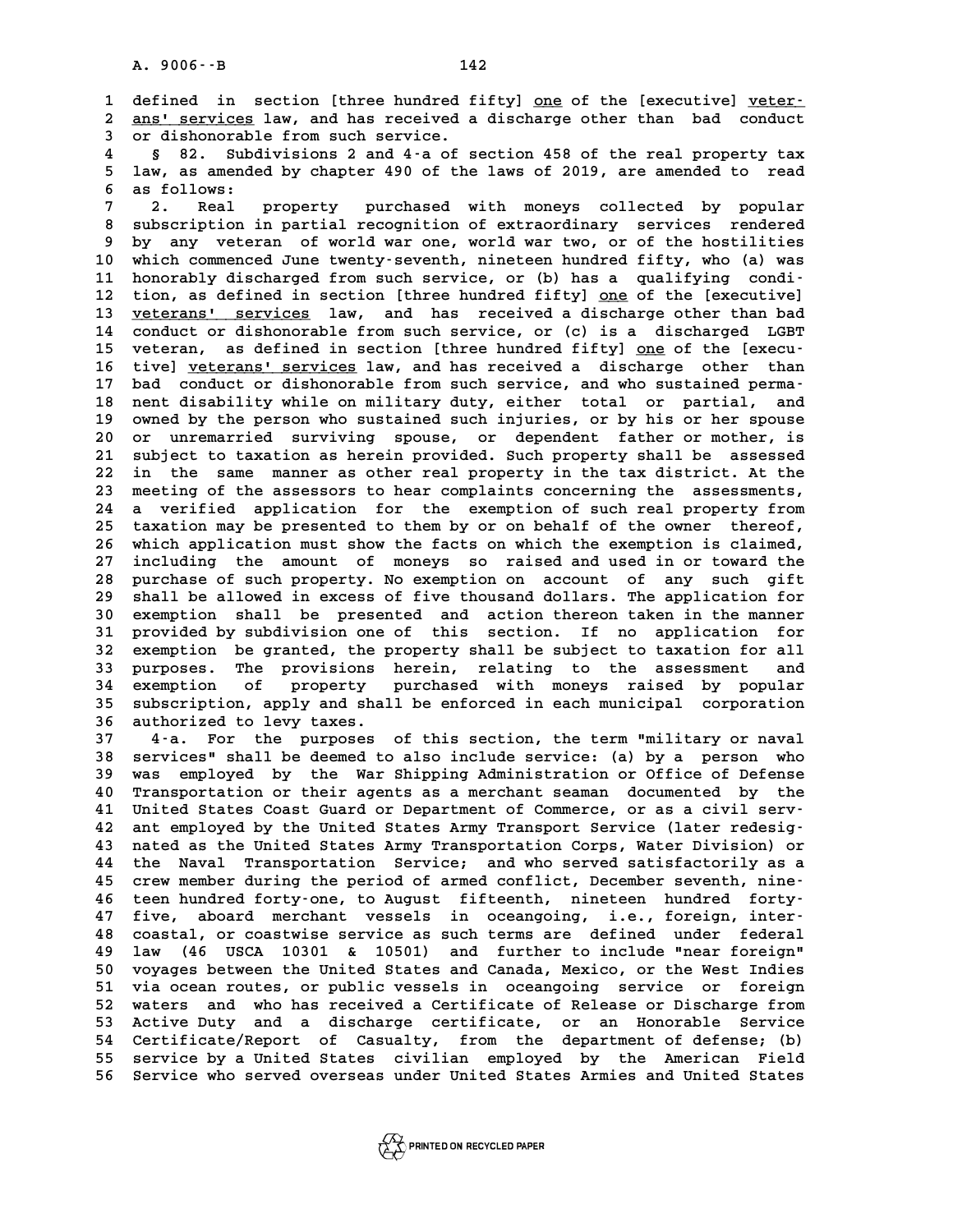defined in section [three hundred fifty] one of the [executive] veterans' services law, and has received a discharge other than bad conduct or dishonorable from such service.

§ 82. Subdivisions 2 and 4-a of section 458 of the real property tax law, as amended by chapter 490 of the laws of 2019, are amended to read as follows:

2. Real property purchased with moneys collected by popular subscription in partial recognition of extraordinary services rendered by any veteran of world war one, world war two, or of the hostilities which commenced June twenty-seventh, nineteen hundred fifty, who (a) was honorably discharged from such service, or (b) has a qualifying condition, as defined in section [three hundred fifty] one of the [executive] veterans' services law, and has received a discharge other than bad conduct or dishonorable from such service, or (c) is a discharged LGBT veteran, as defined in section [three hundred fifty] one of the [executive] veterans' services law, and has received a discharge other than bad conduct or dishonorable from such service, and who sustained permanent disability while on military duty, either total or partial, and owned by the person who sustained such injuries, or by his or her spouse or unremarried surviving spouse, or dependent father or mother, is subject to taxation as herein provided. Such property shall be assessed in the same manner as other real property in the tax district. At the meeting of the assessors to hear complaints concerning the assessments, a verified application for the exemption of such real property from taxation may be presented to them by or on behalf of the owner thereof, which application must show the facts on which the exemption is claimed, including the amount of moneys so raised and used in or toward the purchase of such property. No exemption on account of any such gift shall be allowed in excess of five thousand dollars. The application for exemption shall be presented and action thereon taken in the manner provided by subdivision one of this section. If no application for exemption be granted, the property shall be subject to taxation for all purposes. The provisions herein, relating to the assessment and exemption of property purchased with moneys raised by popular subscription, apply and shall be enforced in each municipal corporation authorized to levy taxes.

4-a. For the purposes of this section, the term "military or naval services" shall be deemed to also include service: (a) by a person who was employed by the War Shipping Administration or Office of Defense Transportation or their agents as a merchant seaman documented by the United States Coast Guard or Department of Commerce, or as a civil servant employed by the United States Army Transport Service (later redesignated as the United States Army Transportation Corps, Water Division) or the Naval Transportation Service; and who served satisfactorily as a crew member during the period of armed conflict, December seventh, nineteen hundred forty-one, to August fifteenth, nineteen hundred forty-five, aboard merchant vessels in oceangoing, i.e., foreign, intercoastal, or coastwise service as such terms are defined under federal law (46 USCA 10301 & 10501) and further to include "near foreign" voyages between the United States and Canada, Mexico, or the West Indies via ocean routes, or public vessels in oceangoing service or foreign waters and who has received a Certificate of Release or Discharge from Active Duty and a discharge certificate, or an Honorable Service Certificate/Report of Casualty, from the department of defense; (b) service by a United States civilian employed by the American Field Service who served overseas under United States Armies and United States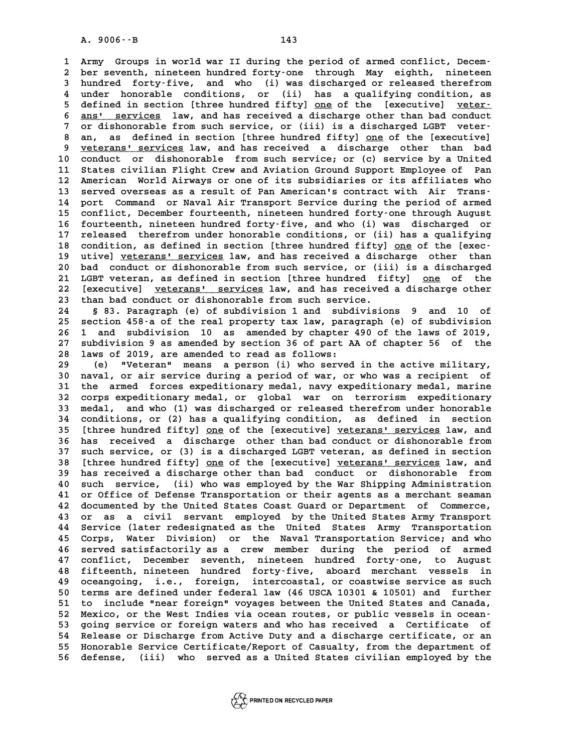Army Groups in world war II during the period of armed conflict, December seventh, nineteen hundred forty-one through May eighth, nineteen hundred forty-five, and who (i) was discharged or released therefrom under honorable conditions, or (ii) has a qualifying condition, as defined in section [three hundred fifty] one of the [executive] veterans' services law, and has received a discharge other than bad conduct or dishonorable from such service, or (iii) is a discharged LGBT veteran, as defined in section [three hundred fifty] one of the [executive] veterans' services law, and has received a discharge other than bad conduct or dishonorable from such service; or (c) service by a United States civilian Flight Crew and Aviation Ground Support Employee of Pan American World Airways or one of its subsidiaries or its affiliates who served overseas as a result of Pan American's contract with Air Transport Command or Naval Air Transport Service during the period of armed conflict, December fourteenth, nineteen hundred forty-one through August fourteenth, nineteen hundred forty-five, and who (i) was discharged or released therefrom under honorable conditions, or (ii) has a qualifying condition, as defined in section [three hundred fifty] one of the [executive] veterans' services law, and has received a discharge other than bad conduct or dishonorable from such service, or (iii) is a discharged LGBT veteran, as defined in section [three hundred fifty] one of the [executive] veterans' services law, and has received a discharge other than bad conduct or dishonorable from such service.

§ 83. Paragraph (e) of subdivision 1 and subdivisions 9 and 10 of section 458-a of the real property tax law, paragraph (e) of subdivision 1 and subdivision 10 as amended by chapter 490 of the laws of 2019, subdivision 9 as amended by section 36 of part AA of chapter 56 of the laws of 2019, are amended to read as follows:

(e) "Veteran" means a person (i) who served in the active military, naval, or air service during a period of war, or who was a recipient of the armed forces expeditionary medal, navy expeditionary medal, marine corps expeditionary medal, or global war on terrorism expeditionary medal, and who (1) was discharged or released therefrom under honorable conditions, or (2) has a qualifying condition, as defined in section [three hundred fifty] one of the [executive] veterans' services law, and has received a discharge other than bad conduct or dishonorable from such service, or (3) is a discharged LGBT veteran, as defined in section [three hundred fifty] one of the [executive] veterans' services law, and has received a discharge other than bad conduct or dishonorable from such service, (ii) who was employed by the War Shipping Administration or Office of Defense Transportation or their agents as a merchant seaman documented by the United States Coast Guard or Department of Commerce, or as a civil servant employed by the United States Army Transport Service (later redesignated as the United States Army Transportation Corps, Water Division) or the Naval Transportation Service; and who served satisfactorily as a crew member during the period of armed conflict, December seventh, nineteen hundred forty-one, to August fifteenth, nineteen hundred forty-five, aboard merchant vessels in oceangoing, i.e., foreign, intercoastal, or coastwise service as such terms are defined under federal law (46 USCA 10301 & 10501) and further to include "near foreign" voyages between the United States and Canada, Mexico, or the West Indies via ocean routes, or public vessels in oceangoing service or foreign waters and who has received a Certificate of Release or Discharge from Active Duty and a discharge certificate, or an Honorable Service Certificate/Report of Casualty, from the department of defense, (iii) who served as a United States civilian employed by the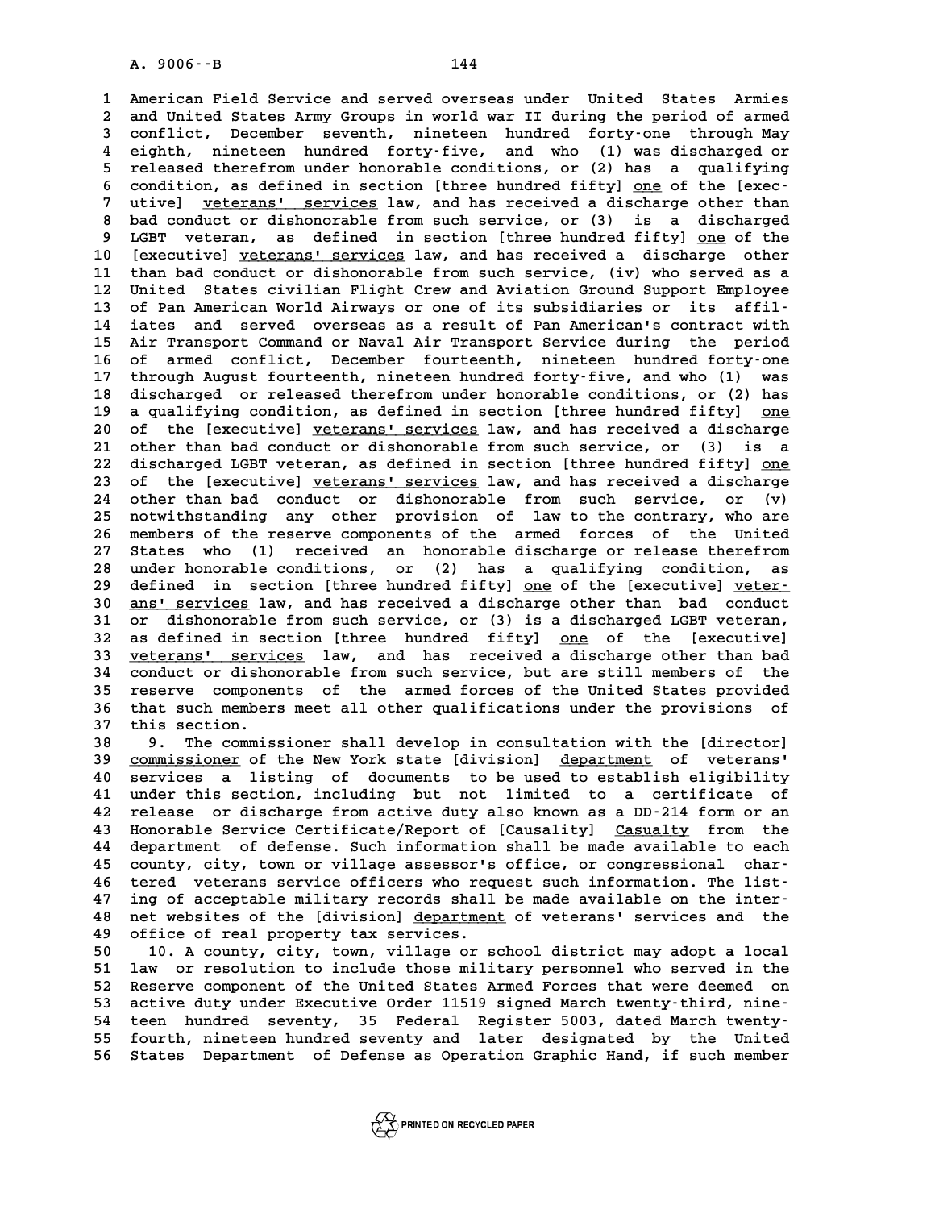American Field Service and served overseas under United States Armies and United States Army Groups in world war II during the period of armed conflict, December seventh, nineteen hundred forty-one through May eighth, nineteen hundred forty-five, and who (1) was discharged or released therefrom under honorable conditions, or (2) has a qualifying condition, as defined in section [three hundred fifty] one of the [executive] veterans' services law, and has received a discharge other than bad conduct or dishonorable from such service, or (3) is a discharged LGBT veteran, as defined in section [three hundred fifty] one of the [executive] veterans' services law, and has received a discharge other than bad conduct or dishonorable from such service, (iv) who served as a United States civilian Flight Crew and Aviation Ground Support Employee of Pan American World Airways or one of its subsidiaries or its affiliates and served overseas as a result of Pan American's contract with Air Transport Command or Naval Air Transport Service during the period of armed conflict, December fourteenth, nineteen hundred forty-one through August fourteenth, nineteen hundred forty-five, and who (1) was discharged or released therefrom under honorable conditions, or (2) has a qualifying condition, as defined in section [three hundred fifty] one of the [executive] veterans' services law, and has received a discharge other than bad conduct or dishonorable from such service, or (3) is a discharged LGBT veteran, as defined in section [three hundred fifty] one of the [executive] veterans' services law, and has received a discharge other than bad conduct or dishonorable from such service, or (v) notwithstanding any other provision of law to the contrary, who are members of the reserve components of the armed forces of the United States who (1) received an honorable discharge or release therefrom under honorable conditions, or (2) has a qualifying condition, as defined in section [three hundred fifty] one of the [executive] veterans' services law, and has received a discharge other than bad conduct or dishonorable from such service, or (3) is a discharged LGBT veteran, as defined in section [three hundred fifty] one of the [executive] veterans' services law, and has received a discharge other than bad conduct or dishonorable from such service, but are still members of the reserve components of the armed forces of the United States provided that such members meet all other qualifications under the provisions of this section.

9. The commissioner shall develop in consultation with the [director] commissioner of the New York state [division] department of veterans' services a listing of documents to be used to establish eligibility under this section, including but not limited to a certificate of release or discharge from active duty also known as a DD-214 form or an Honorable Service Certificate/Report of [Causality] Casualty from the department of defense. Such information shall be made available to each county, city, town or village assessor's office, or congressional chartered veterans service officers who request such information. The listing of acceptable military records shall be made available on the internet websites of the [division] department of veterans' services and the office of real property tax services.

10. A county, city, town, village or school district may adopt a local law or resolution to include those military personnel who served in the Reserve component of the United States Armed Forces that were deemed on active duty under Executive Order 11519 signed March twenty-third, nineteen hundred seventy, 35 Federal Register 5003, dated March twenty-fourth, nineteen hundred seventy and later designated by the United States Department of Defense as Operation Graphic Hand, if such member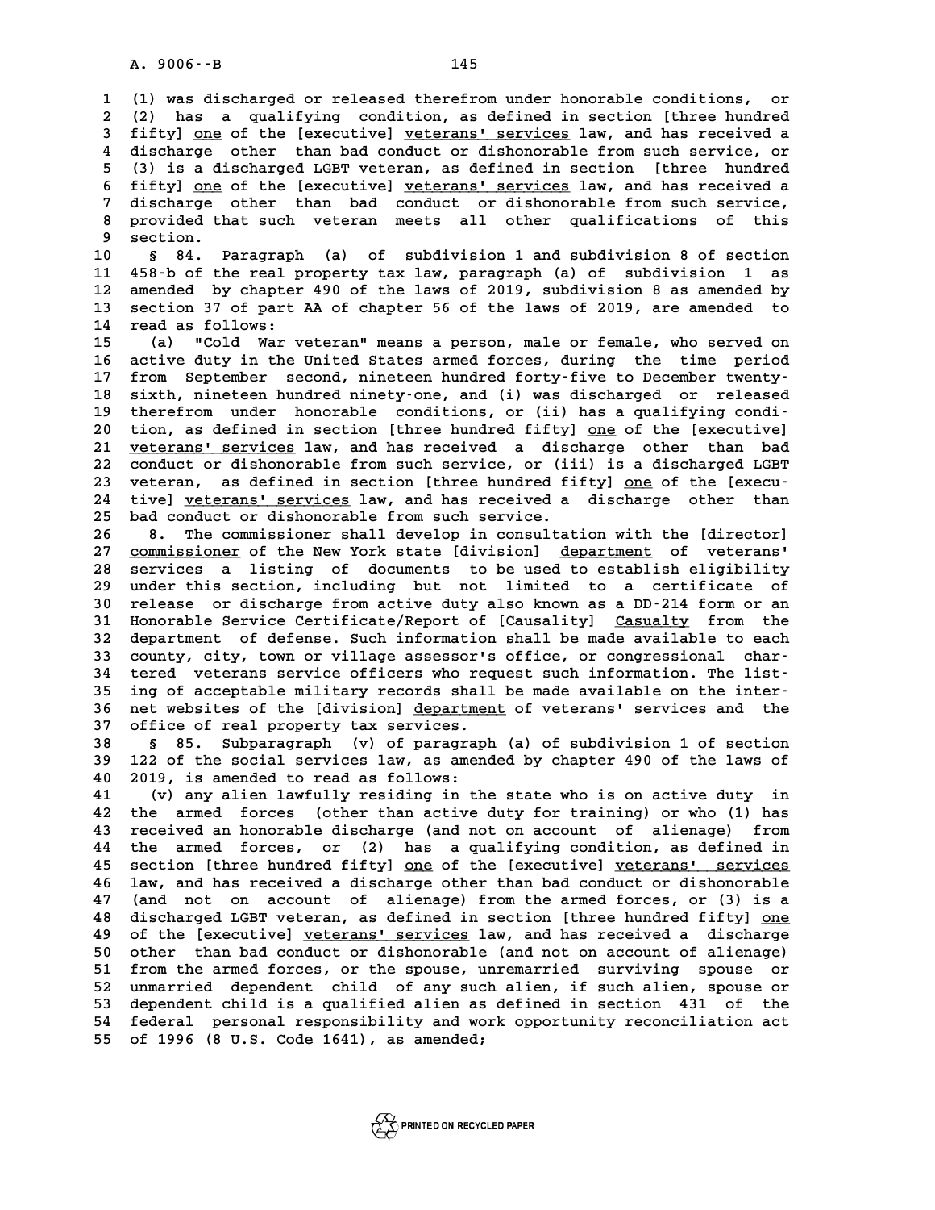(1) was discharged or released therefrom under honorable conditions, or (2) has a qualifying condition, as defined in section [three hundred fifty] one of the [executive] veterans' services law, and has received a discharge other than bad conduct or dishonorable from such service, or (3) is a discharged LGBT veteran, as defined in section [three hundred fifty] one of the [executive] veterans' services law, and has received a discharge other than bad conduct or dishonorable from such service, provided that such veteran meets all other qualifications of this section.

§ 84. Paragraph (a) of subdivision 1 and subdivision 8 of section 458-b of the real property tax law, paragraph (a) of subdivision 1 as amended by chapter 490 of the laws of 2019, subdivision 8 as amended by section 37 of part AA of chapter 56 of the laws of 2019, are amended to read as follows:

(a) "Cold War veteran" means a person, male or female, who served on active duty in the United States armed forces, during the time period from September second, nineteen hundred forty-five to December twenty-sixth, nineteen hundred ninety-one, and (i) was discharged or released therefrom under honorable conditions, or (ii) has a qualifying condition, as defined in section [three hundred fifty] one of the [executive] veterans' services law, and has received a discharge other than bad conduct or dishonorable from such service, or (iii) is a discharged LGBT veteran, as defined in section [three hundred fifty] one of the [executive] veterans' services law, and has received a discharge other than bad conduct or dishonorable from such service.

8. The commissioner shall develop in consultation with the [director] commissioner of the New York state [division] department of veterans' services a listing of documents to be used to establish eligibility under this section, including but not limited to a certificate of release or discharge from active duty also known as a DD-214 form or an Honorable Service Certificate/Report of [Causality] Casualty from the department of defense. Such information shall be made available to each county, city, town or village assessor's office, or congressional chartered veterans service officers who request such information. The listing of acceptable military records shall be made available on the internet websites of the [division] department of veterans' services and the office of real property tax services.

§ 85. Subparagraph (v) of paragraph (a) of subdivision 1 of section 122 of the social services law, as amended by chapter 490 of the laws of 2019, is amended to read as follows:

(v) any alien lawfully residing in the state who is on active duty in the armed forces (other than active duty for training) or who (1) has received an honorable discharge (and not on account of alienage) from the armed forces, or (2) has a qualifying condition, as defined in section [three hundred fifty] one of the [executive] veterans' services law, and has received a discharge other than bad conduct or dishonorable (and not on account of alienage) from the armed forces, or (3) is a discharged LGBT veteran, as defined in section [three hundred fifty] one of the [executive] veterans' services law, and has received a discharge other than bad conduct or dishonorable (and not on account of alienage) from the armed forces, or the spouse, unremarried surviving spouse or unmarried dependent child of any such alien, if such alien, spouse or dependent child is a qualified alien as defined in section 431 of the federal personal responsibility and work opportunity reconciliation act of 1996 (8 U.S. Code 1641), as amended;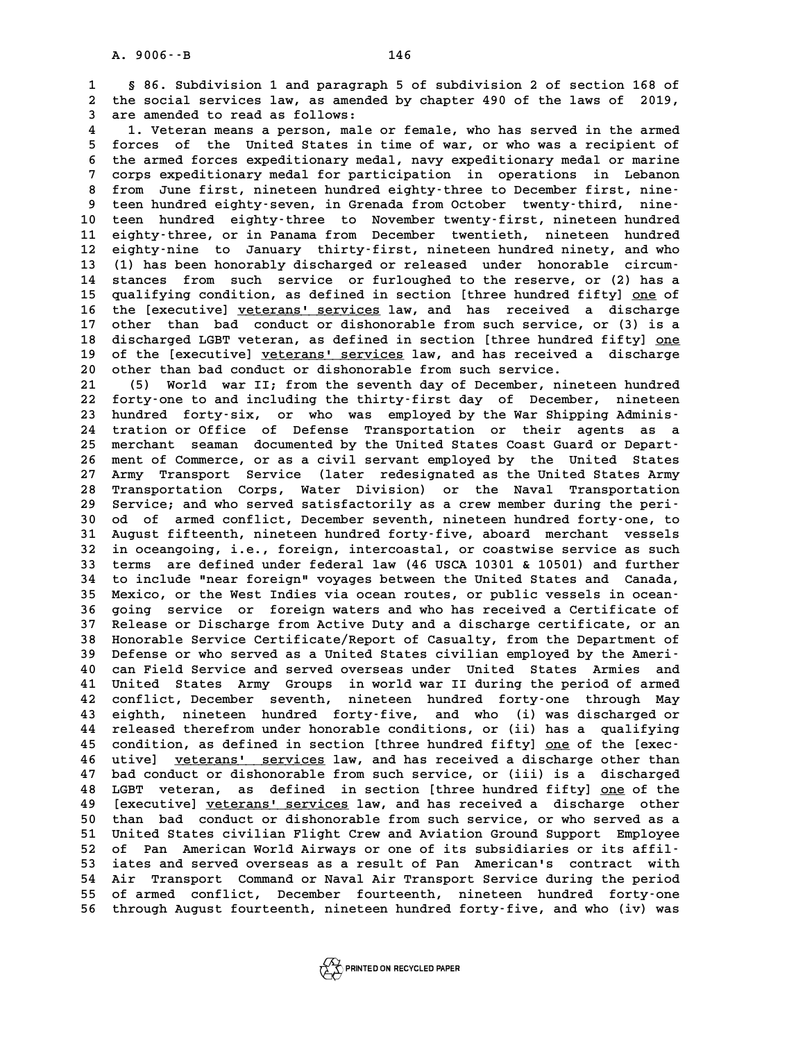§ 86. Subdivision 1 and paragraph 5 of subdivision 2 of section 168 of the social services law, as amended by chapter 490 of the laws of 2019, are amended to read as follows:

1. Veteran means a person, male or female, who has served in the armed forces of the United States in time of war, or who was a recipient of the armed forces expeditionary medal, navy expeditionary medal or marine corps expeditionary medal for participation in operations in Lebanon from June first, nineteen hundred eighty-three to December first, nineteen hundred eighty-seven, in Grenada from October twenty-third, nineteen hundred eighty-three to November twenty-first, nineteen hundred eighty-three, or in Panama from December twentieth, nineteen hundred eighty-nine to January thirty-first, nineteen hundred ninety, and who (1) has been honorably discharged or released under honorable circumstances from such service or furloughed to the reserve, or (2) has a qualifying condition, as defined in section [three hundred fifty] one of the [executive] veterans' services law, and has received a discharge other than bad conduct or dishonorable from such service, or (3) is a discharged LGBT veteran, as defined in section [three hundred fifty] one of the [executive] veterans' services law, and has received a discharge other than bad conduct or dishonorable from such service.

(5) World war II; from the seventh day of December, nineteen hundred forty-one to and including the thirty-first day of December, nineteen hundred forty-six, or who was employed by the War Shipping Administration or Office of Defense Transportation or their agents as a merchant seaman documented by the United States Coast Guard or Department of Commerce, or as a civil servant employed by the United States Army Transport Service (later redesignated as the United States Army Transportation Corps, Water Division) or the Naval Transportation Service; and who served satisfactorily as a crew member during the period of armed conflict, December seventh, nineteen hundred forty-one, to August fifteenth, nineteen hundred forty-five, aboard merchant vessels in oceangoing, i.e., foreign, intercoastal, or coastwise service as such terms are defined under federal law (46 USCA 10301 & 10501) and further to include "near foreign" voyages between the United States and Canada, Mexico, or the West Indies via ocean routes, or public vessels in oceangoing service or foreign waters and who has received a Certificate of Release or Discharge from Active Duty and a discharge certificate, or an Honorable Service Certificate/Report of Casualty, from the Department of Defense or who served as a United States civilian employed by the American Field Service and served overseas under United States Armies and United States Army Groups in world war II during the period of armed conflict, December seventh, nineteen hundred forty-one through May eighth, nineteen hundred forty-five, and who (i) was discharged or released therefrom under honorable conditions, or (ii) has a qualifying condition, as defined in section [three hundred fifty] one of the [executive] veterans' services law, and has received a discharge other than bad conduct or dishonorable from such service, or (iii) is a discharged LGBT veteran, as defined in section [three hundred fifty] one of the [executive] veterans' services law, and has received a discharge other than bad conduct or dishonorable from such service, or who served as a United States civilian Flight Crew and Aviation Ground Support Employee of Pan American World Airways or one of its subsidiaries or its affiliates and served overseas as a result of Pan American's contract with Air Transport Command or Naval Air Transport Service during the period of armed conflict, December fourteenth, nineteen hundred forty-one through August fourteenth, nineteen hundred forty-five, and who (iv) was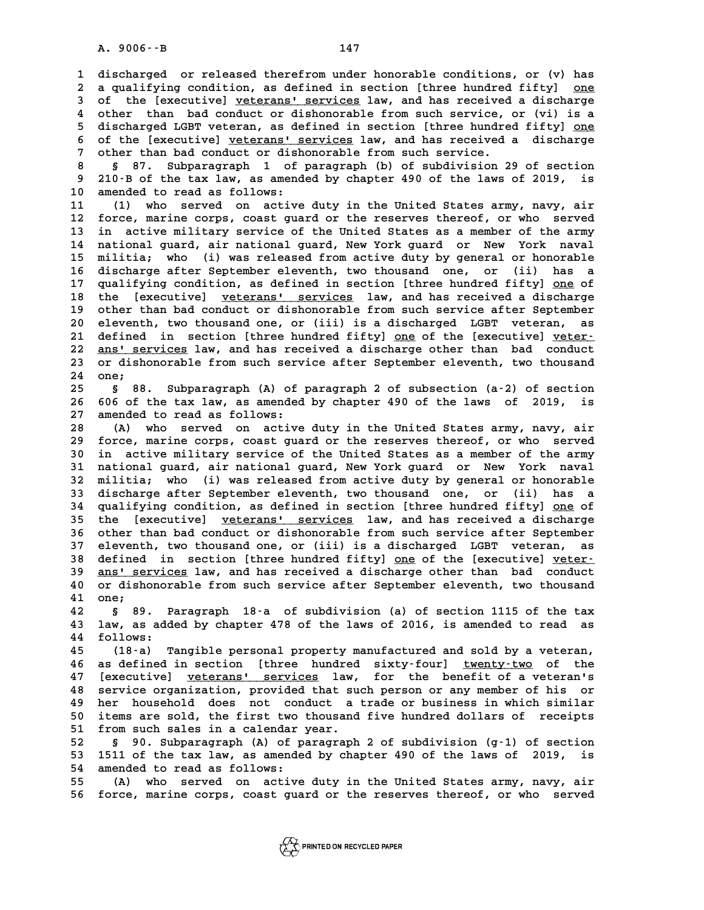discharged or released therefrom under honorable conditions, or (v) has a qualifying condition, as defined in section [three hundred fifty] one of the [executive] veterans' services law, and has received a discharge other than bad conduct or dishonorable from such service, or (vi) is a discharged LGBT veteran, as defined in section [three hundred fifty] one of the [executive] veterans' services law, and has received a discharge other than bad conduct or dishonorable from such service.

§ 87. Subparagraph 1 of paragraph (b) of subdivision 29 of section 210-B of the tax law, as amended by chapter 490 of the laws of 2019, is amended to read as follows:

(1) who served on active duty in the United States army, navy, air force, marine corps, coast guard or the reserves thereof, or who served in active military service of the United States as a member of the army national guard, air national guard, New York guard or New York naval militia; who (i) was released from active duty by general or honorable discharge after September eleventh, two thousand one, or (ii) has a qualifying condition, as defined in section [three hundred fifty] one of the [executive] veterans' services law, and has received a discharge other than bad conduct or dishonorable from such service after September eleventh, two thousand one, or (iii) is a discharged LGBT veteran, as defined in section [three hundred fifty] one of the [executive] veterans' services law, and has received a discharge other than bad conduct or dishonorable from such service after September eleventh, two thousand one;

§ 88. Subparagraph (A) of paragraph 2 of subsection (a-2) of section 606 of the tax law, as amended by chapter 490 of the laws of 2019, is amended to read as follows:

(A) who served on active duty in the United States army, navy, air force, marine corps, coast guard or the reserves thereof, or who served in active military service of the United States as a member of the army national guard, air national guard, New York guard or New York naval militia; who (i) was released from active duty by general or honorable discharge after September eleventh, two thousand one, or (ii) has a qualifying condition, as defined in section [three hundred fifty] one of the [executive] veterans' services law, and has received a discharge other than bad conduct or dishonorable from such service after September eleventh, two thousand one, or (iii) is a discharged LGBT veteran, as defined in section [three hundred fifty] one of the [executive] veterans' services law, and has received a discharge other than bad conduct or dishonorable from such service after September eleventh, two thousand one;

§ 89. Paragraph 18-a of subdivision (a) of section 1115 of the tax law, as added by chapter 478 of the laws of 2016, is amended to read as follows:

(18-a) Tangible personal property manufactured and sold by a veteran, as defined in section [three hundred sixty-four] twenty-two of the [executive] veterans' services law, for the benefit of a veteran's service organization, provided that such person or any member of his or her household does not conduct a trade or business in which similar items are sold, the first two thousand five hundred dollars of receipts from such sales in a calendar year.

§ 90. Subparagraph (A) of paragraph 2 of subdivision (g-1) of section 1511 of the tax law, as amended by chapter 490 of the laws of 2019, is amended to read as follows:

(A) who served on active duty in the United States army, navy, air force, marine corps, coast guard or the reserves thereof, or who served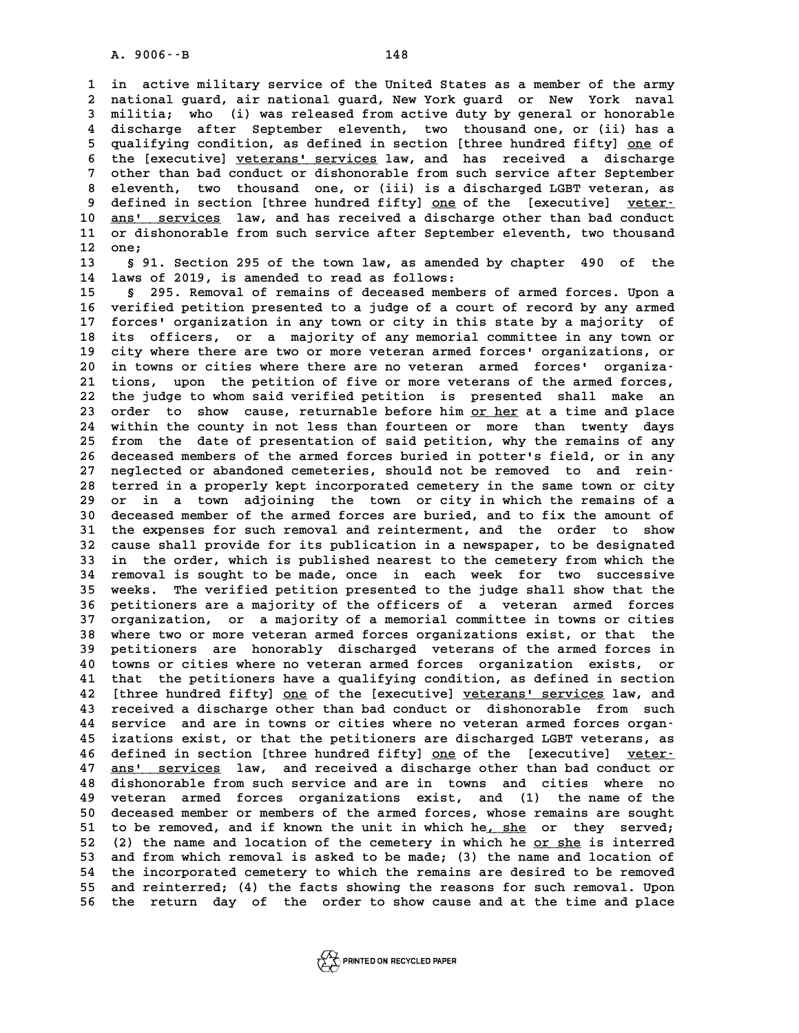in active military service of the United States as a member of the army national guard, air national guard, New York guard or New York naval militia; who (i) was released from active duty by general or honorable discharge after September eleventh, two thousand one, or (ii) has a qualifying condition, as defined in section [three hundred fifty] one of the [executive] veterans' services law, and has received a discharge other than bad conduct or dishonorable from such service after September eleventh, two thousand one, or (iii) is a discharged LGBT veteran, as defined in section [three hundred fifty] one of the [executive] veterans' services law, and has received a discharge other than bad conduct or dishonorable from such service after September eleventh, two thousand one;

§ 91. Section 295 of the town law, as amended by chapter 490 of the laws of 2019, is amended to read as follows:

§ 295. Removal of remains of deceased members of armed forces. Upon a verified petition presented to a judge of a court of record by any armed forces' organization in any town or city in this state by a majority of its officers, or a majority of any memorial committee in any town or city where there are two or more veteran armed forces' organizations, or in towns or cities where there are no veteran armed forces' organizations, upon the petition of five or more veterans of the armed forces, the judge to whom said verified petition is presented shall make an order to show cause, returnable before him or her at a time and place within the county in not less than fourteen or more than twenty days from the date of presentation of said petition, why the remains of any deceased members of the armed forces buried in potter's field, or in any neglected or abandoned cemeteries, should not be removed to and reinterred in a properly kept incorporated cemetery in the same town or city or in a town adjoining the town or city in which the remains of a deceased member of the armed forces are buried, and to fix the amount of the expenses for such removal and reinterment, and the order to show cause shall provide for its publication in a newspaper, to be designated in the order, which is published nearest to the cemetery from which the removal is sought to be made, once in each week for two successive weeks. The verified petition presented to the judge shall show that the petitioners are a majority of the officers of a veteran armed forces organization, or a majority of a memorial committee in towns or cities where two or more veteran armed forces organizations exist, or that the petitioners are honorably discharged veterans of the armed forces in towns or cities where no veteran armed forces organization exists, or that the petitioners have a qualifying condition, as defined in section [three hundred fifty] one of the [executive] veterans' services law, and received a discharge other than bad conduct or dishonorable from such service and are in towns or cities where no veteran armed forces organizations exist, or that the petitioners are discharged LGBT veterans, as defined in section [three hundred fifty] one of the [executive] veterans' services law, and received a discharge other than bad conduct or dishonorable from such service and are in towns and cities where no veteran armed forces organizations exist, and (1) the name of the deceased member or members of the armed forces, whose remains are sought to be removed, and if known the unit in which he, she or they served; (2) the name and location of the cemetery in which he or she is interred and from which removal is asked to be made; (3) the name and location of the incorporated cemetery to which the remains are desired to be removed and reinterred; (4) the facts showing the reasons for such removal. Upon the return day of the order to show cause and at the time and place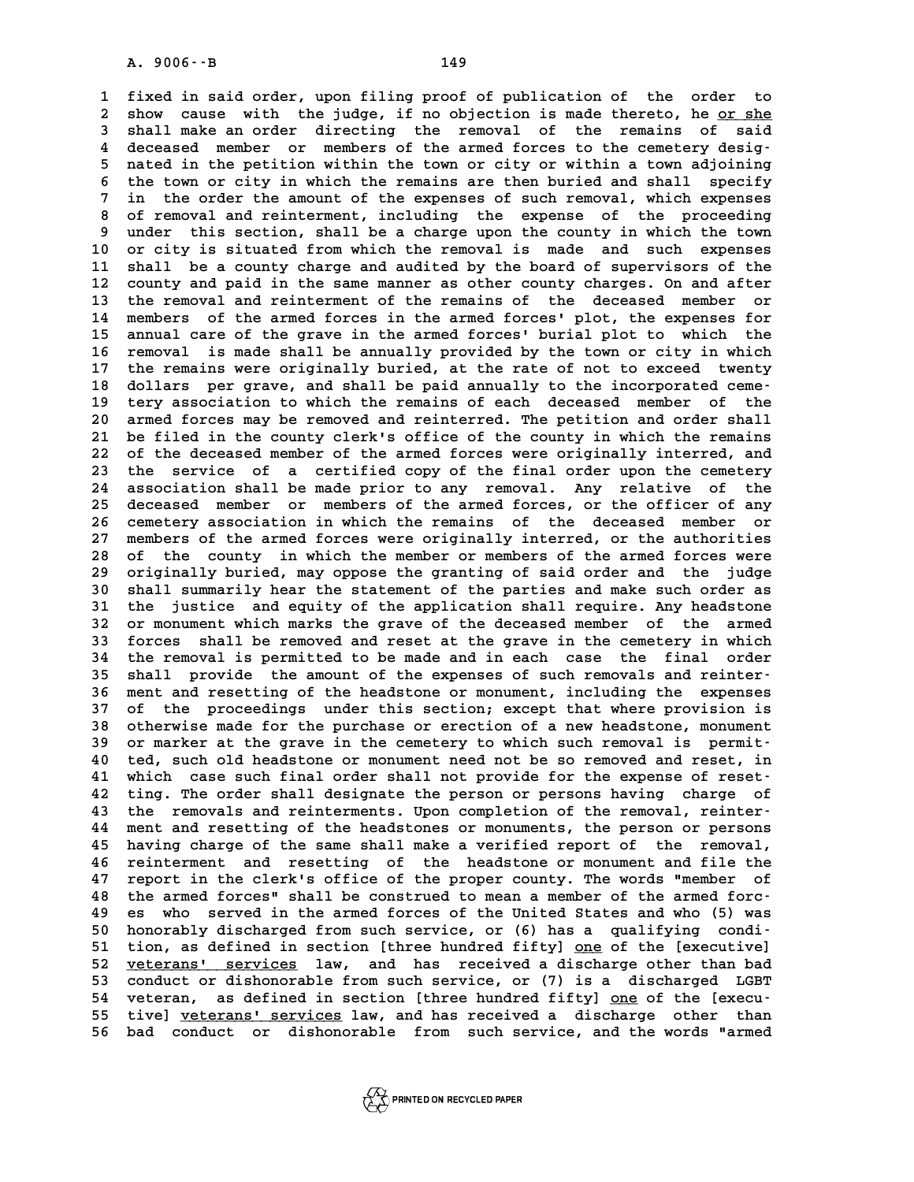fixed in said order, upon filing proof of publication of the order to show cause with the judge, if no objection is made thereto, he or she shall make an order directing the removal of the remains of said deceased member or members of the armed forces to the cemetery designated in the petition within the town or city or within a town adjoining the town or city in which the remains are then buried and shall specify in the order the amount of the expenses of such removal, which expenses of removal and reinterment, including the expense of the proceeding under this section, shall be a charge upon the county in which the town or city is situated from which the removal is made and such expenses shall be a county charge and audited by the board of supervisors of the county and paid in the same manner as other county charges. On and after the removal and reinterment of the remains of the deceased member or members of the armed forces in the armed forces' plot, the expenses for annual care of the grave in the armed forces' burial plot to which the removal is made shall be annually provided by the town or city in which the remains were originally buried, at the rate of not to exceed twenty dollars per grave, and shall be paid annually to the incorporated cemetery association to which the remains of each deceased member of the armed forces may be removed and reinterred. The petition and order shall be filed in the county clerk's office of the county in which the remains of the deceased member of the armed forces were originally interred, and the service of a certified copy of the final order upon the cemetery association shall be made prior to any removal. Any relative of the deceased member or members of the armed forces, or the officer of any cemetery association in which the remains of the deceased member or members of the armed forces were originally interred, or the authorities of the county in which the member or members of the armed forces were originally buried, may oppose the granting of said order and the judge shall summarily hear the statement of the parties and make such order as the justice and equity of the application shall require. Any headstone or monument which marks the grave of the deceased member of the armed forces shall be removed and reset at the grave in the cemetery in which the removal is permitted to be made and in each case the final order shall provide the amount of the expenses of such removals and reinterment and resetting of the headstone or monument, including the expenses of the proceedings under this section; except that where provision is otherwise made for the purchase or erection of a new headstone, monument or marker at the grave in the cemetery to which such removal is permitted, such old headstone or monument need not be so removed and reset, in which case such final order shall not provide for the expense of resetting. The order shall designate the person or persons having charge of the removals and reinterments. Upon completion of the removal, reinterment and resetting of the headstones or monuments, the person or persons having charge of the same shall make a verified report of the removal, reinterment and resetting of the headstone or monument and file the report in the clerk's office of the proper county. The words "member of the armed forces" shall be construed to mean a member of the armed forces who served in the armed forces of the United States and who (5) was honorably discharged from such service, or (6) has a qualifying condition, as defined in section [three hundred fifty] one of the [executive] veterans' services law, and has received a discharge other than bad conduct or dishonorable from such service, or (7) is a discharged LGBT veteran, as defined in section [three hundred fifty] one of the [executive] veterans' services law, and has received a discharge other than bad conduct or dishonorable from such service, and the words "armed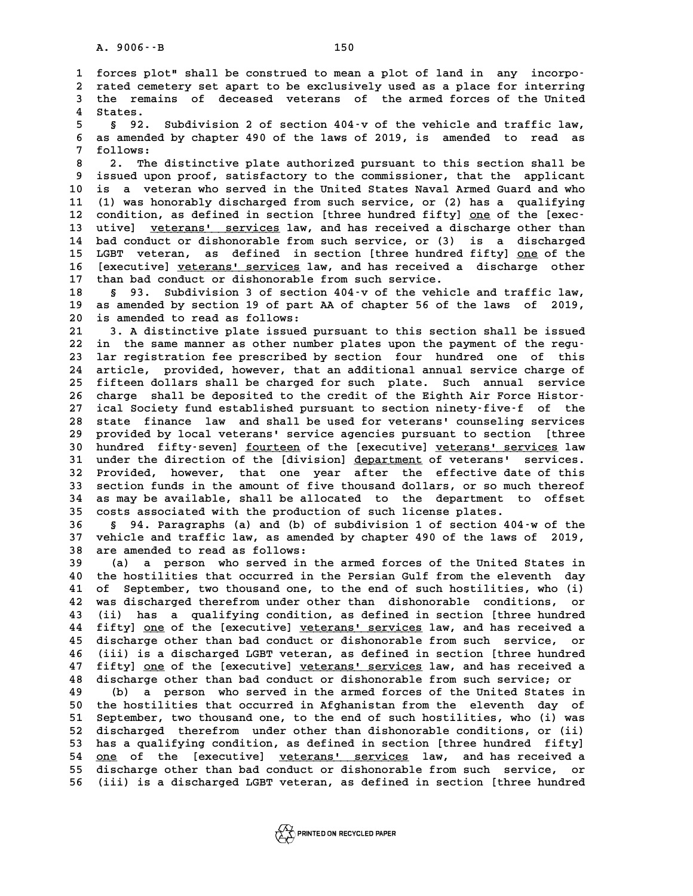forces plot" shall be construed to mean a plot of land in any incorporated cemetery set apart to be exclusively used as a place for interring the remains of deceased veterans of the armed forces of the United States.

§ 92. Subdivision 2 of section 404-v of the vehicle and traffic law, as amended by chapter 490 of the laws of 2019, is amended to read as follows:

2. The distinctive plate authorized pursuant to this section shall be issued upon proof, satisfactory to the commissioner, that the applicant is a veteran who served in the United States Naval Armed Guard and who (1) was honorably discharged from such service, or (2) has a qualifying condition, as defined in section [three hundred fifty] one of the [executive] veterans' services law, and has received a discharge other than bad conduct or dishonorable from such service, or (3) is a discharged LGBT veteran, as defined in section [three hundred fifty] one of the [executive] veterans' services law, and has received a discharge other than bad conduct or dishonorable from such service.

§ 93. Subdivision 3 of section 404-v of the vehicle and traffic law, as amended by section 19 of part AA of chapter 56 of the laws of 2019, is amended to read as follows:

3. A distinctive plate issued pursuant to this section shall be issued in the same manner as other number plates upon the payment of the regular registration fee prescribed by section four hundred one of this article, provided, however, that an additional annual service charge of fifteen dollars shall be charged for such plate. Such annual service charge shall be deposited to the credit of the Eighth Air Force Historical Society fund established pursuant to section ninety-five-f of the state finance law and shall be used for veterans' counseling services provided by local veterans' service agencies pursuant to section [three hundred fifty-seven] fourteen of the [executive] veterans' services law under the direction of the [division] department of veterans' services. Provided, however, that one year after the effective date of this section funds in the amount of five thousand dollars, or so much thereof as may be available, shall be allocated to the department to offset costs associated with the production of such license plates.

§ 94. Paragraphs (a) and (b) of subdivision 1 of section 404-w of the vehicle and traffic law, as amended by chapter 490 of the laws of 2019, are amended to read as follows:

(a) a person who served in the armed forces of the United States in the hostilities that occurred in the Persian Gulf from the eleventh day of September, two thousand one, to the end of such hostilities, who (i) was discharged therefrom under other than dishonorable conditions, or (ii) has a qualifying condition, as defined in section [three hundred fifty] one of the [executive] veterans' services law, and has received a discharge other than bad conduct or dishonorable from such service, or (iii) is a discharged LGBT veteran, as defined in section [three hundred fifty] one of the [executive] veterans' services law, and has received a discharge other than bad conduct or dishonorable from such service; or

(b) a person who served in the armed forces of the United States in the hostilities that occurred in Afghanistan from the eleventh day of September, two thousand one, to the end of such hostilities, who (i) was discharged therefrom under other than dishonorable conditions, or (ii) has a qualifying condition, as defined in section [three hundred fifty] one of the [executive] veterans' services law, and has received a discharge other than bad conduct or dishonorable from such service, or (iii) is a discharged LGBT veteran, as defined in section [three hundred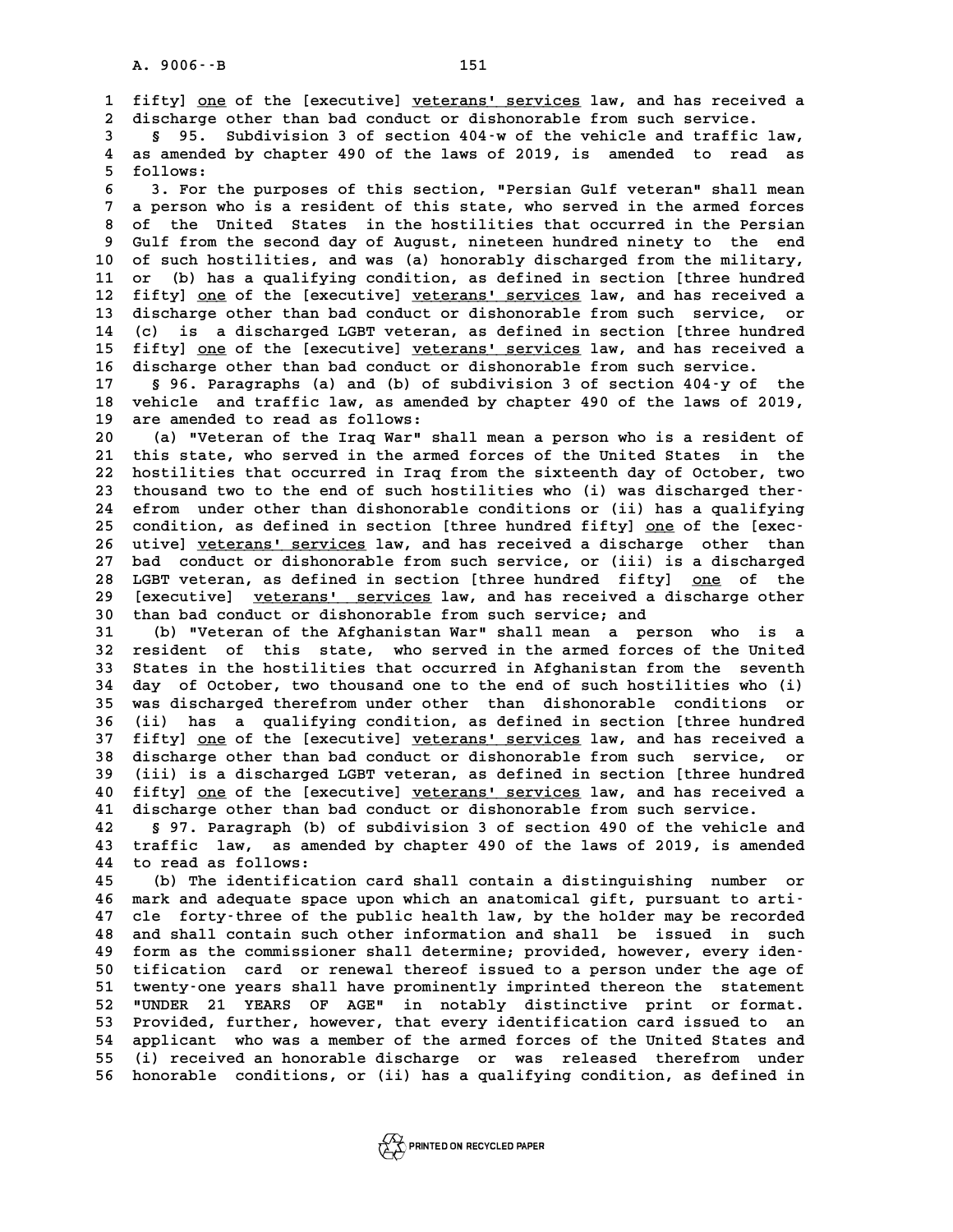fifty] one of the [executive] veterans' services law, and has received a discharge other than bad conduct or dishonorable from such service.

§ 95. Subdivision 3 of section 404-w of the vehicle and traffic law, as amended by chapter 490 of the laws of 2019, is amended to read as follows:

3. For the purposes of this section, "Persian Gulf veteran" shall mean a person who is a resident of this state, who served in the armed forces of the United States in the hostilities that occurred in the Persian Gulf from the second day of August, nineteen hundred ninety to the end of such hostilities, and was (a) honorably discharged from the military, or (b) has a qualifying condition, as defined in section [three hundred fifty] one of the [executive] veterans' services law, and has received a discharge other than bad conduct or dishonorable from such service, or (c) is a discharged LGBT veteran, as defined in section [three hundred fifty] one of the [executive] veterans' services law, and has received a discharge other than bad conduct or dishonorable from such service.

§ 96. Paragraphs (a) and (b) of subdivision 3 of section 404-y of the vehicle and traffic law, as amended by chapter 490 of the laws of 2019, are amended to read as follows:

(a) "Veteran of the Iraq War" shall mean a person who is a resident of this state, who served in the armed forces of the United States in the hostilities that occurred in Iraq from the sixteenth day of October, two thousand two to the end of such hostilities who (i) was discharged therefrom under other than dishonorable conditions or (ii) has a qualifying condition, as defined in section [three hundred fifty] one of the [executive] veterans' services law, and has received a discharge other than bad conduct or dishonorable from such service, or (iii) is a discharged LGBT veteran, as defined in section [three hundred fifty] one of the [executive] veterans' services law, and has received a discharge other than bad conduct or dishonorable from such service; and

(b) "Veteran of the Afghanistan War" shall mean a person who is a resident of this state, who served in the armed forces of the United States in the hostilities that occurred in Afghanistan from the seventh day of October, two thousand one to the end of such hostilities who (i) was discharged therefrom under other than dishonorable conditions or (ii) has a qualifying condition, as defined in section [three hundred fifty] one of the [executive] veterans' services law, and has received a discharge other than bad conduct or dishonorable from such service, or (iii) is a discharged LGBT veteran, as defined in section [three hundred fifty] one of the [executive] veterans' services law, and has received a discharge other than bad conduct or dishonorable from such service.

§ 97. Paragraph (b) of subdivision 3 of section 490 of the vehicle and traffic law, as amended by chapter 490 of the laws of 2019, is amended to read as follows:

(b) The identification card shall contain a distinguishing number or mark and adequate space upon which an anatomical gift, pursuant to article forty-three of the public health law, by the holder may be recorded and shall contain such other information and shall be issued in such form as the commissioner shall determine; provided, however, every identification card or renewal thereof issued to a person under the age of twenty-one years shall have prominently imprinted thereon the statement "UNDER 21 YEARS OF AGE" in notably distinctive print or format. Provided, further, however, that every identification card issued to an applicant who was a member of the armed forces of the United States and (i) received an honorable discharge or was released therefrom under honorable conditions, or (ii) has a qualifying condition, as defined in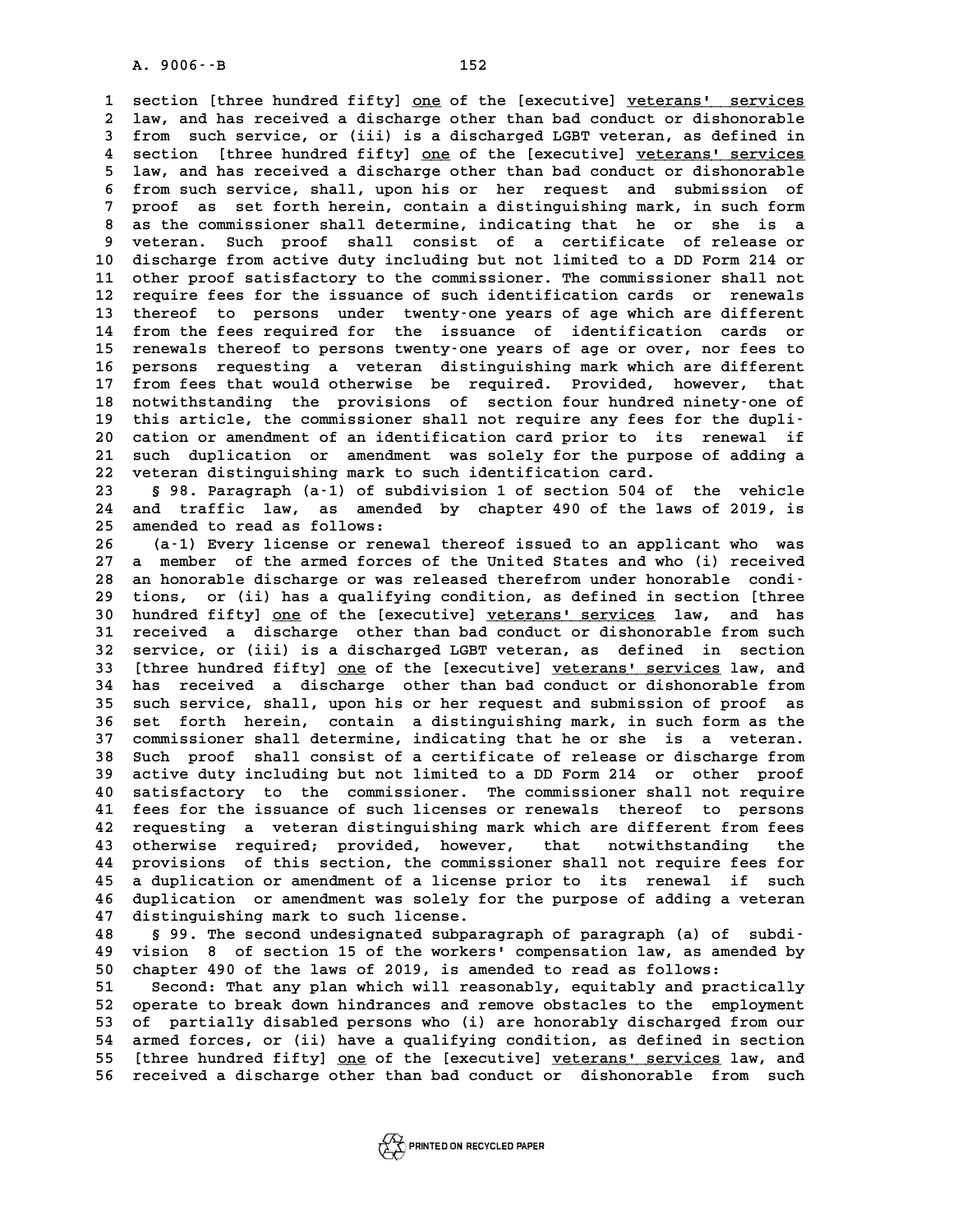section [three hundred fifty] one of the [executive] veterans' services law, and has received a discharge other than bad conduct or dishonorable from such service, or (iii) is a discharged LGBT veteran, as defined in section [three hundred fifty] one of the [executive] veterans' services law, and has received a discharge other than bad conduct or dishonorable from such service, shall, upon his or her request and submission of proof as set forth herein, contain a distinguishing mark, in such form as the commissioner shall determine, indicating that he or she is a veteran. Such proof shall consist of a certificate of release or discharge from active duty including but not limited to a DD Form 214 or other proof satisfactory to the commissioner. The commissioner shall not require fees for the issuance of such identification cards or renewals thereof to persons under twenty-one years of age which are different from the fees required for the issuance of identification cards or renewals thereof to persons twenty-one years of age or over, nor fees to persons requesting a veteran distinguishing mark which are different from fees that would otherwise be required. Provided, however, that notwithstanding the provisions of section four hundred ninety-one of this article, the commissioner shall not require any fees for the duplication or amendment of an identification card prior to its renewal if such duplication or amendment was solely for the purpose of adding a veteran distinguishing mark to such identification card.

§ 98. Paragraph (a-1) of subdivision 1 of section 504 of the vehicle and traffic law, as amended by chapter 490 of the laws of 2019, is amended to read as follows:

(a-1) Every license or renewal thereof issued to an applicant who was a member of the armed forces of the United States and who (i) received an honorable discharge or was released therefrom under honorable conditions, or (ii) has a qualifying condition, as defined in section [three hundred fifty] one of the [executive] veterans' services law, and has received a discharge other than bad conduct or dishonorable from such service, or (iii) is a discharged LGBT veteran, as defined in section [three hundred fifty] one of the [executive] veterans' services law, and has received a discharge other than bad conduct or dishonorable from such service, shall, upon his or her request and submission of proof as set forth herein, contain a distinguishing mark, in such form as the commissioner shall determine, indicating that he or she is a veteran. Such proof shall consist of a certificate of release or discharge from active duty including but not limited to a DD Form 214 or other proof satisfactory to the commissioner. The commissioner shall not require fees for the issuance of such licenses or renewals thereof to persons requesting a veteran distinguishing mark which are different from fees otherwise required; provided, however, that notwithstanding the provisions of this section, the commissioner shall not require fees for a duplication or amendment of a license prior to its renewal if such duplication or amendment was solely for the purpose of adding a veteran distinguishing mark to such license.

§ 99. The second undesignated subparagraph of paragraph (a) of subdivision 8 of section 15 of the workers' compensation law, as amended by chapter 490 of the laws of 2019, is amended to read as follows:

Second: That any plan which will reasonably, equitably and practically operate to break down hindrances and remove obstacles to the employment of partially disabled persons who (i) are honorably discharged from our armed forces, or (ii) have a qualifying condition, as defined in section [three hundred fifty] one of the [executive] veterans' services law, and received a discharge other than bad conduct or dishonorable from such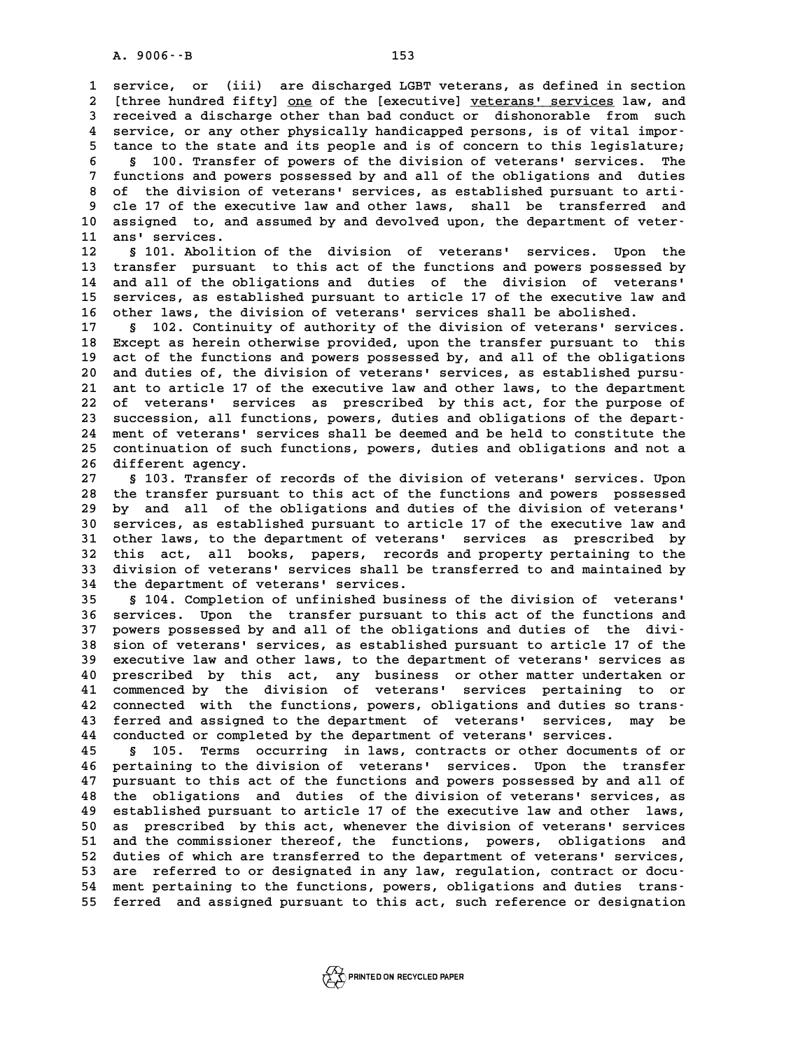service, or (iii) are discharged LGBT veterans, as defined in section [three hundred fifty] one of the [executive] veterans' services law, and received a discharge other than bad conduct or dishonorable from such service, or any other physically handicapped persons, is of vital importance to the state and its people and is of concern to this legislature;

§ 100. Transfer of powers of the division of veterans' services. The functions and powers possessed by and all of the obligations and duties of the division of veterans' services, as established pursuant to article 17 of the executive law and other laws, shall be transferred and assigned to, and assumed by and devolved upon, the department of veterans' services.

§ 101. Abolition of the division of veterans' services. Upon the transfer pursuant to this act of the functions and powers possessed by and all of the obligations and duties of the division of veterans' services, as established pursuant to article 17 of the executive law and other laws, the division of veterans' services shall be abolished.

§ 102. Continuity of authority of the division of veterans' services. Except as herein otherwise provided, upon the transfer pursuant to this act of the functions and powers possessed by, and all of the obligations and duties of, the division of veterans' services, as established pursuant to article 17 of the executive law and other laws, to the department of veterans' services as prescribed by this act, for the purpose of succession, all functions, powers, duties and obligations of the department of veterans' services shall be deemed and be held to constitute the continuation of such functions, powers, duties and obligations and not a different agency.

§ 103. Transfer of records of the division of veterans' services. Upon the transfer pursuant to this act of the functions and powers possessed by and all of the obligations and duties of the division of veterans' services, as established pursuant to article 17 of the executive law and other laws, to the department of veterans' services as prescribed by this act, all books, papers, records and property pertaining to the division of veterans' services shall be transferred to and maintained by the department of veterans' services.

§ 104. Completion of unfinished business of the division of veterans' services. Upon the transfer pursuant to this act of the functions and powers possessed by and all of the obligations and duties of the division of veterans' services, as established pursuant to article 17 of the executive law and other laws, to the department of veterans' services as prescribed by this act, any business or other matter undertaken or commenced by the division of veterans' services pertaining to or connected with the functions, powers, obligations and duties so transferred and assigned to the department of veterans' services, may be conducted or completed by the department of veterans' services.

§ 105. Terms occurring in laws, contracts or other documents of or pertaining to the division of veterans' services. Upon the transfer pursuant to this act of the functions and powers possessed by and all of the obligations and duties of the division of veterans' services, as established pursuant to article 17 of the executive law and other laws, as prescribed by this act, whenever the division of veterans' services and the commissioner thereof, the functions, powers, obligations and duties of which are transferred to the department of veterans' services, are referred to or designated in any law, regulation, contract or document pertaining to the functions, powers, obligations and duties transferred and assigned pursuant to this act, such reference or designation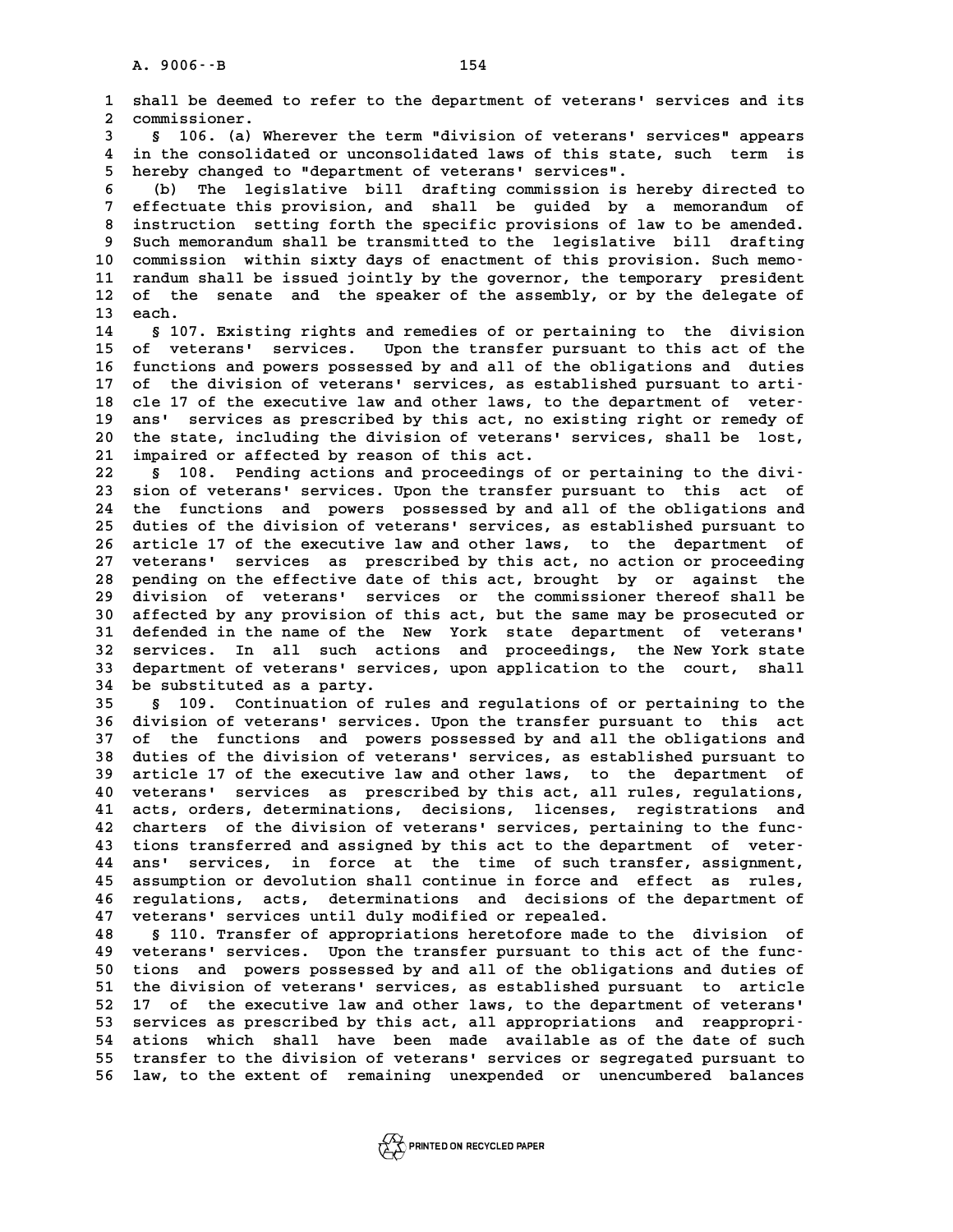shall be deemed to refer to the department of veterans' services and its commissioner.

§ 106. (a) Wherever the term "division of veterans' services" appears in the consolidated or unconsolidated laws of this state, such term is hereby changed to "department of veterans' services".

(b) The legislative bill drafting commission is hereby directed to effectuate this provision, and shall be guided by a memorandum of instruction setting forth the specific provisions of law to be amended. Such memorandum shall be transmitted to the legislative bill drafting commission within sixty days of enactment of this provision. Such memorandum shall be issued jointly by the governor, the temporary president of the senate and the speaker of the assembly, or by the delegate of each.

§ 107. Existing rights and remedies of or pertaining to the division of veterans' services. Upon the transfer pursuant to this act of the functions and powers possessed by and all of the obligations and duties of the division of veterans' services, as established pursuant to article 17 of the executive law and other laws, to the department of veterans' services as prescribed by this act, no existing right or remedy of the state, including the division of veterans' services, shall be lost, impaired or affected by reason of this act.

§ 108. Pending actions and proceedings of or pertaining to the division of veterans' services. Upon the transfer pursuant to this act of the functions and powers possessed by and all of the obligations and duties of the division of veterans' services, as established pursuant to article 17 of the executive law and other laws, to the department of veterans' services as prescribed by this act, no action or proceeding pending on the effective date of this act, brought by or against the division of veterans' services or the commissioner thereof shall be affected by any provision of this act, but the same may be prosecuted or defended in the name of the New York state department of veterans' services. In all such actions and proceedings, the New York state department of veterans' services, upon application to the court, shall be substituted as a party.

§ 109. Continuation of rules and regulations of or pertaining to the division of veterans' services. Upon the transfer pursuant to this act of the functions and powers possessed by and all the obligations and duties of the division of veterans' services, as established pursuant to article 17 of the executive law and other laws, to the department of veterans' services as prescribed by this act, all rules, regulations, acts, orders, determinations, decisions, licenses, registrations and charters of the division of veterans' services, pertaining to the functions transferred and assigned by this act to the department of veterans' services, in force at the time of such transfer, assignment, assumption or devolution shall continue in force and effect as rules, regulations, acts, determinations and decisions of the department of veterans' services until duly modified or repealed.

§ 110. Transfer of appropriations heretofore made to the division of veterans' services. Upon the transfer pursuant to this act of the functions and powers possessed by and all of the obligations and duties of the division of veterans' services, as established pursuant to article 17 of the executive law and other laws, to the department of veterans' services as prescribed by this act, all appropriations and reappropriations which shall have been made available as of the date of such transfer to the division of veterans' services or segregated pursuant to law, to the extent of remaining unexpended or unencumbered balances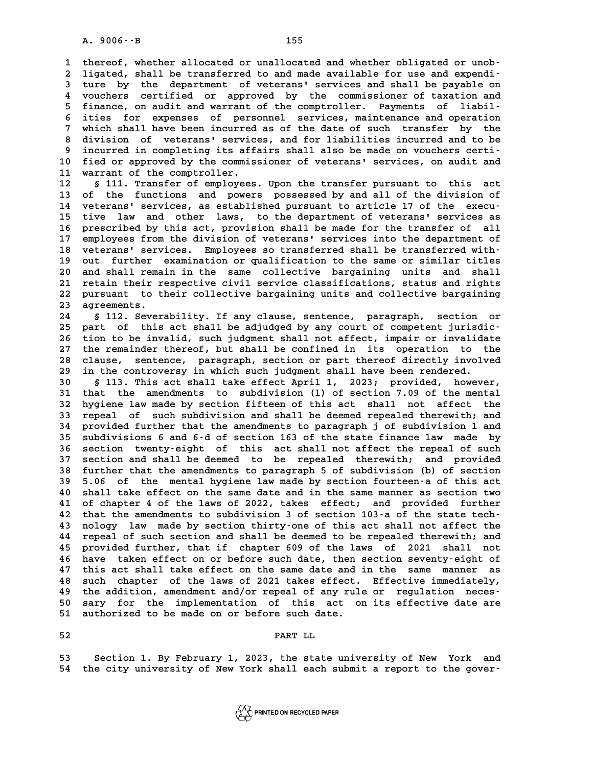thereof, whether allocated or unallocated and whether obligated or unobligated, shall be transferred to and made available for use and expenditure by the department of veterans' services and shall be payable on vouchers certified or approved by the commissioner of taxation and finance, on audit and warrant of the comptroller. Payments of liabilities for expenses of personnel services, maintenance and operation which shall have been incurred as of the date of such transfer by the division of veterans' services, and for liabilities incurred and to be incurred in completing its affairs shall also be made on vouchers certified or approved by the commissioner of veterans' services, on audit and warrant of the comptroller.

§ 111. Transfer of employees. Upon the transfer pursuant to this act of the functions and powers possessed by and all of the division of veterans' services, as established pursuant to article 17 of the executive law and other laws, to the department of veterans' services as prescribed by this act, provision shall be made for the transfer of all employees from the division of veterans' services into the department of veterans' services. Employees so transferred shall be transferred without further examination or qualification to the same or similar titles and shall remain in the same collective bargaining units and shall retain their respective civil service classifications, status and rights pursuant to their collective bargaining units and collective bargaining agreements.

§ 112. Severability. If any clause, sentence, paragraph, section or part of this act shall be adjudged by any court of competent jurisdiction to be invalid, such judgment shall not affect, impair or invalidate the remainder thereof, but shall be confined in its operation to the clause, sentence, paragraph, section or part thereof directly involved in the controversy in which such judgment shall have been rendered.

§ 113. This act shall take effect April 1, 2023; provided, however, that the amendments to subdivision (l) of section 7.09 of the mental hygiene law made by section fifteen of this act shall not affect the repeal of such subdivision and shall be deemed repealed therewith; and provided further that the amendments to paragraph j of subdivision 1 and subdivisions 6 and 6-d of section 163 of the state finance law made by section twenty-eight of this act shall not affect the repeal of such section and shall be deemed to be repealed therewith; and provided further that the amendments to paragraph 5 of subdivision (b) of section 5.06 of the mental hygiene law made by section fourteen-a of this act shall take effect on the same date and in the same manner as section two of chapter 4 of the laws of 2022, takes effect; and provided further that the amendments to subdivision 3 of section 103-a of the state technology law made by section thirty-one of this act shall not affect the repeal of such section and shall be deemed to be repealed therewith; and provided further, that if chapter 609 of the laws of 2021 shall not have taken effect on or before such date, then section seventy-eight of this act shall take effect on the same date and in the same manner as such chapter of the laws of 2021 takes effect. Effective immediately, the addition, amendment and/or repeal of any rule or regulation necessary for the implementation of this act on its effective date are authorized to be made on or before such date.

## PART LL

Section 1. By February 1, 2023, the state university of New York and the city university of New York shall each submit a report to the gover-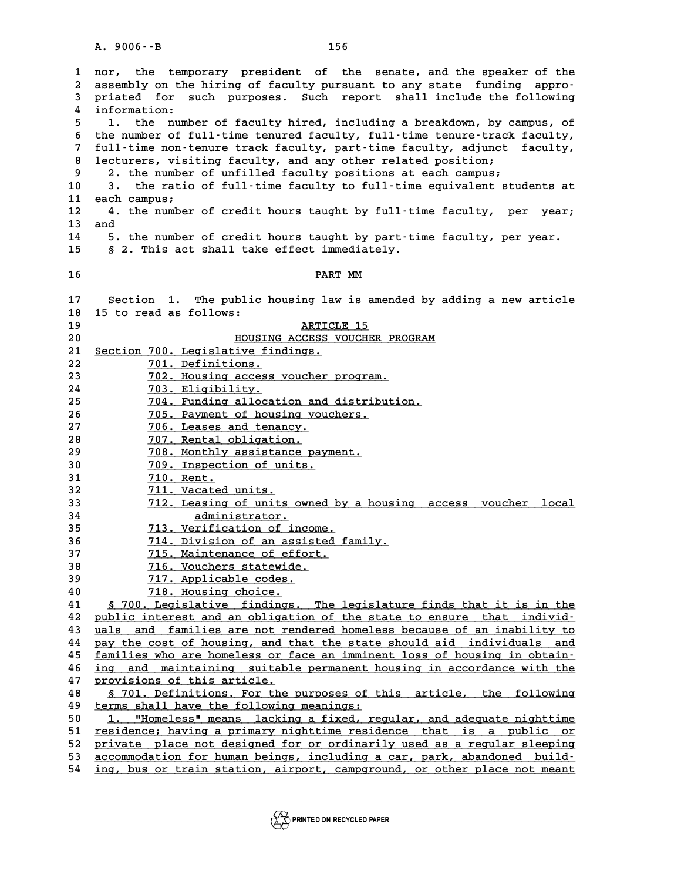nor, the temporary president of the senate, and the speaker of the assembly on the hiring of faculty pursuant to any state funding appropriated for such purposes. Such report shall include the following information:

1. the number of faculty hired, including a breakdown, by campus, of the number of full-time tenured faculty, full-time tenure-track faculty, full-time non-tenure track faculty, part-time faculty, adjunct faculty, lecturers, visiting faculty, and any other related position;

2. the number of unfilled faculty positions at each campus;

3. the ratio of full-time faculty to full-time equivalent students at each campus;

4. the number of credit hours taught by full-time faculty, per year; and

5. the number of credit hours taught by part-time faculty, per year.

§ 2. This act shall take effect immediately.

## PART MM

Section 1. The public housing law is amended by adding a new article 15 to read as follows:

### ARTICLE 15
### HOUSING ACCESS VOUCHER PROGRAM

Section 700. Legislative findings.
701. Definitions.
702. Housing access voucher program.
703. Eligibility.
704. Funding allocation and distribution.
705. Payment of housing vouchers.
706. Leases and tenancy.
707. Rental obligation.
708. Monthly assistance payment.
709. Inspection of units.
710. Rent.
711. Vacated units.
712. Leasing of units owned by a housing access voucher local administrator.
713. Verification of income.
714. Division of an assisted family.
715. Maintenance of effort.
716. Vouchers statewide.
717. Applicable codes.
718. Housing choice.

§ 700. Legislative findings. The legislature finds that it is in the public interest and an obligation of the state to ensure that individuals and families are not rendered homeless because of an inability to pay the cost of housing, and that the state should aid individuals and families who are homeless or face an imminent loss of housing in obtaining and maintaining suitable permanent housing in accordance with the provisions of this article.

§ 701. Definitions. For the purposes of this article, the following terms shall have the following meanings:

1. "Homeless" means lacking a fixed, regular, and adequate nighttime residence; having a primary nighttime residence that is a public or private place not designed for or ordinarily used as a regular sleeping accommodation for human beings, including a car, park, abandoned building, bus or train station, airport, campground, or other place not meant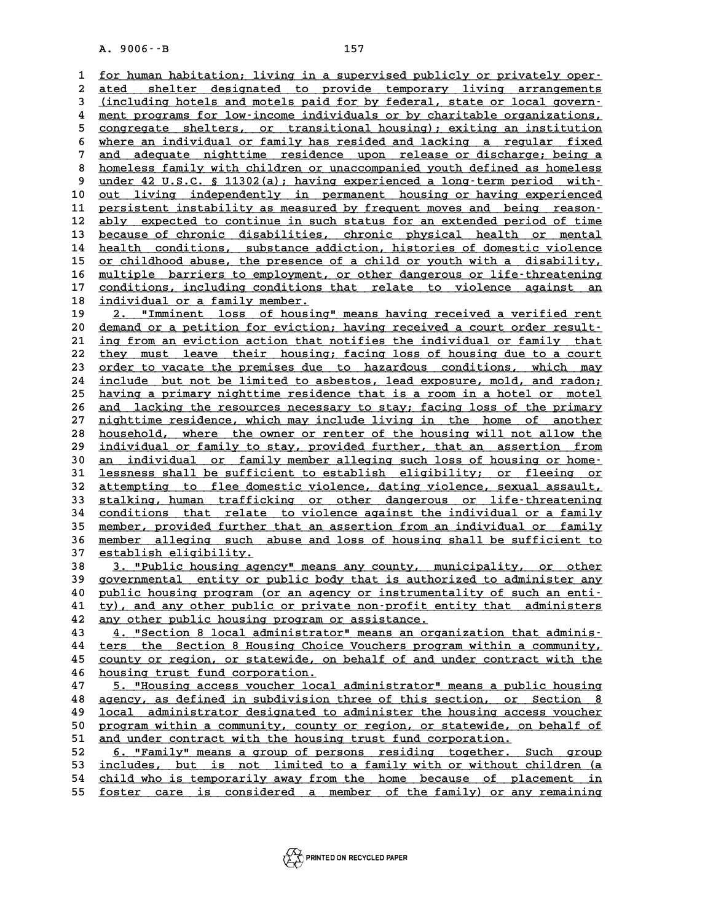for human habitation; living in a supervised publicly or privately operated shelter designated to provide temporary living arrangements (including hotels and motels paid for by federal, state or local government programs for low-income individuals or by charitable organizations, congregate shelters, or transitional housing); exiting an institution where an individual or family has resided and lacking a regular fixed and adequate nighttime residence upon release or discharge; being a homeless family with children or unaccompanied youth defined as homeless under 42 U.S.C. § 11302(a); having experienced a long-term period without living independently in permanent housing or having experienced persistent instability as measured by frequent moves and being reasonably expected to continue in such status for an extended period of time because of chronic disabilities, chronic physical health or mental health conditions, substance addiction, histories of domestic violence or childhood abuse, the presence of a child or youth with a disability, multiple barriers to employment, or other dangerous or life-threatening conditions, including conditions that relate to violence against an individual or a family member.

2. "Imminent loss of housing" means having received a verified rent demand or a petition for eviction; having received a court order resulting from an eviction action that notifies the individual or family that they must leave their housing; facing loss of housing due to a court order to vacate the premises due to hazardous conditions, which may include but not be limited to asbestos, lead exposure, mold, and radon; having a primary nighttime residence that is a room in a hotel or motel and lacking the resources necessary to stay; facing loss of the primary nighttime residence, which may include living in the home of another household, where the owner or renter of the housing will not allow the individual or family to stay, provided further, that an assertion from an individual or family member alleging such loss of housing or homelessness shall be sufficient to establish eligibility; or fleeing or attempting to flee domestic violence, dating violence, sexual assault, stalking, human trafficking or other dangerous or life-threatening conditions that relate to violence against the individual or a family member, provided further that an assertion from an individual or family member alleging such abuse and loss of housing shall be sufficient to establish eligibility.

3. "Public housing agency" means any county, municipality, or other governmental entity or public body that is authorized to administer any public housing program (or an agency or instrumentality of such an entity), and any other public or private non-profit entity that administers any other public housing program or assistance.

4. "Section 8 local administrator" means an organization that administers the Section 8 Housing Choice Vouchers program within a community, county or region, or statewide, on behalf of and under contract with the housing trust fund corporation.

5. "Housing access voucher local administrator" means a public housing agency, as defined in subdivision three of this section, or Section 8 local administrator designated to administer the housing access voucher program within a community, county or region, or statewide, on behalf of and under contract with the housing trust fund corporation.

6. "Family" means a group of persons residing together. Such group includes, but is not limited to a family with or without children (a child who is temporarily away from the home because of placement in foster care is considered a member of the family) or any remaining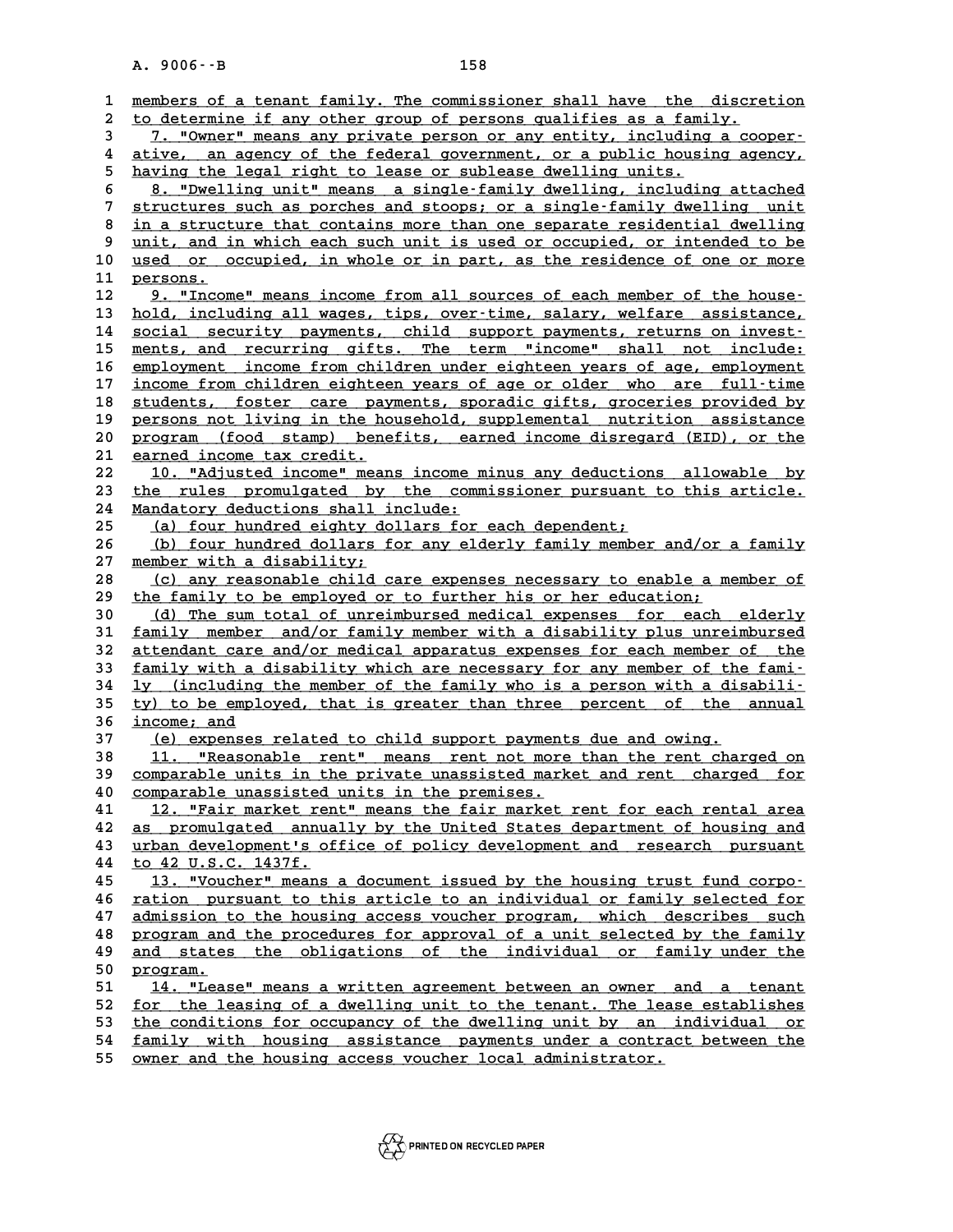members of a tenant family. The commissioner shall have the discretion to determine if any other group of persons qualifies as a family.

7. "Owner" means any private person or any entity, including a cooperative, an agency of the federal government, or a public housing agency, having the legal right to lease or sublease dwelling units.

8. "Dwelling unit" means a single-family dwelling, including attached structures such as porches and stoops; or a single-family dwelling unit in a structure that contains more than one separate residential dwelling unit, and in which each such unit is used or occupied, or intended to be used or occupied, in whole or in part, as the residence of one or more persons.

9. "Income" means income from all sources of each member of the household, including all wages, tips, over-time, salary, welfare assistance, social security payments, child support payments, returns on investments, and recurring gifts. The term "income" shall not include: employment income from children under eighteen years of age, employment income from children eighteen years of age or older who are full-time students, foster care payments, sporadic gifts, groceries provided by persons not living in the household, supplemental nutrition assistance program (food stamp) benefits, earned income disregard (EID), or the earned income tax credit.

10. "Adjusted income" means income minus any deductions allowable by the rules promulgated by the commissioner pursuant to this article. Mandatory deductions shall include:

(a) four hundred eighty dollars for each dependent;

(b) four hundred dollars for any elderly family member and/or a family member with a disability;

(c) any reasonable child care expenses necessary to enable a member of the family to be employed or to further his or her education;

(d) The sum total of unreimbursed medical expenses for each elderly family member and/or family member with a disability plus unreimbursed attendant care and/or medical apparatus expenses for each member of the family with a disability which are necessary for any member of the family (including the member of the family who is a person with a disability) to be employed, that is greater than three percent of the annual income; and

(e) expenses related to child support payments due and owing.

11. "Reasonable rent" means rent not more than the rent charged on comparable units in the private unassisted market and rent charged for comparable unassisted units in the premises.

12. "Fair market rent" means the fair market rent for each rental area as promulgated annually by the United States department of housing and urban development's office of policy development and research pursuant to 42 U.S.C. 1437f.

13. "Voucher" means a document issued by the housing trust fund corporation pursuant to this article to an individual or family selected for admission to the housing access voucher program, which describes such program and the procedures for approval of a unit selected by the family and states the obligations of the individual or family under the program.

14. "Lease" means a written agreement between an owner and a tenant for the leasing of a dwelling unit to the tenant. The lease establishes the conditions for occupancy of the dwelling unit by an individual or family with housing assistance payments under a contract between the owner and the housing access voucher local administrator.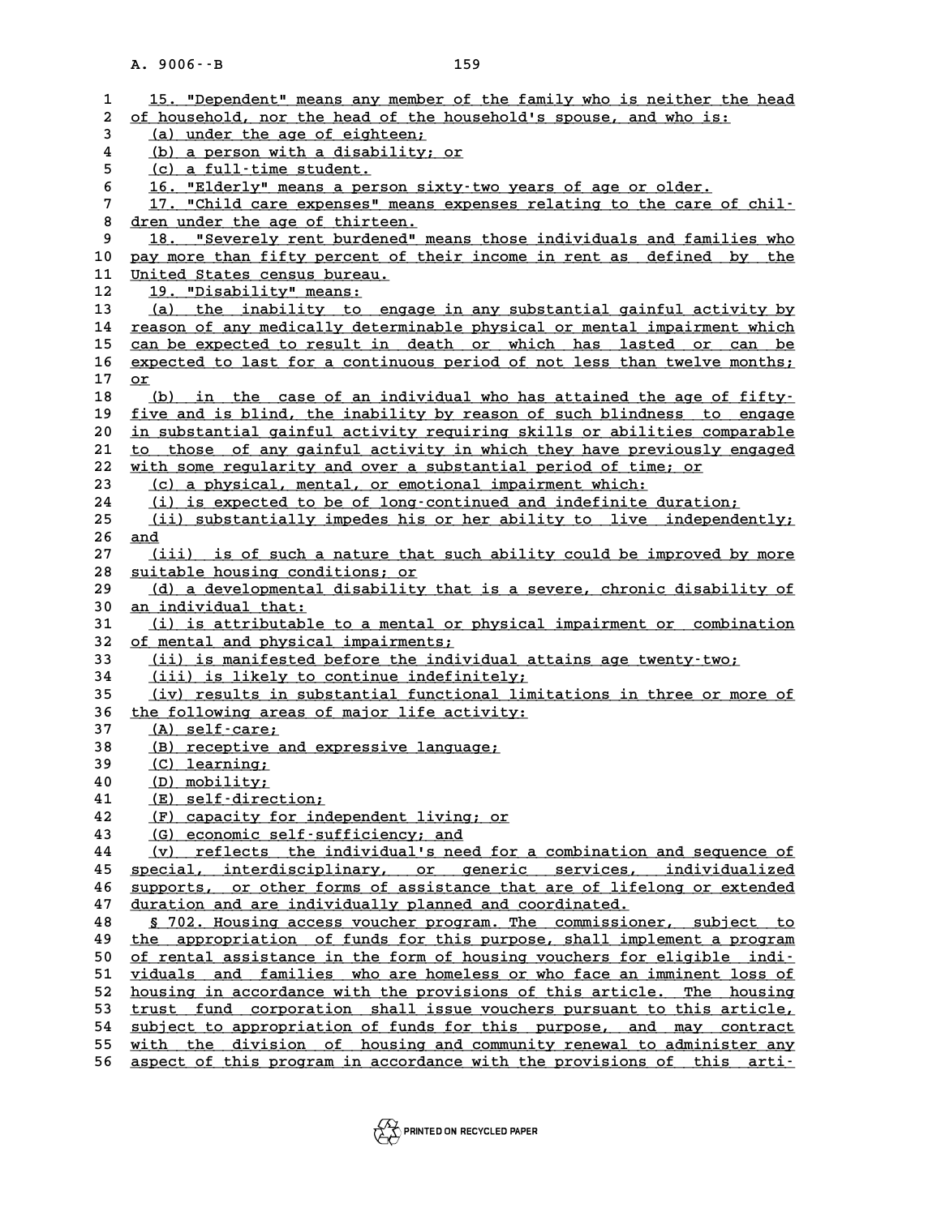15. "Dependent" means any member of the family who is neither the head of household, nor the head of the household's spouse, and who is:

(a) under the age of eighteen;

(b) a person with a disability; or

(c) a full-time student.

16. "Elderly" means a person sixty-two years of age or older.

17. "Child care expenses" means expenses relating to the care of children under the age of thirteen.

18. "Severely rent burdened" means those individuals and families who pay more than fifty percent of their income in rent as defined by the United States census bureau.

19. "Disability" means:

(a) the inability to engage in any substantial gainful activity by reason of any medically determinable physical or mental impairment which can be expected to result in death or which has lasted or can be expected to last for a continuous period of not less than twelve months; or

(b) in the case of an individual who has attained the age of fifty-five and is blind, the inability by reason of such blindness to engage in substantial gainful activity requiring skills or abilities comparable to those of any gainful activity in which they have previously engaged with some regularity and over a substantial period of time; or

(c) a physical, mental, or emotional impairment which:

(i) is expected to be of long-continued and indefinite duration;

(ii) substantially impedes his or her ability to live independently; and

(iii) is of such a nature that such ability could be improved by more suitable housing conditions; or

(d) a developmental disability that is a severe, chronic disability of an individual that:

(i) is attributable to a mental or physical impairment or combination of mental and physical impairments;

(ii) is manifested before the individual attains age twenty-two;

(iii) is likely to continue indefinitely;

(iv) results in substantial functional limitations in three or more of the following areas of major life activity:

(A) self-care;

(B) receptive and expressive language;

(C) learning;

(D) mobility;

(E) self-direction;

(F) capacity for independent living; or

(G) economic self-sufficiency; and

(v) reflects the individual's need for a combination and sequence of special, interdisciplinary, or generic services, individualized supports, or other forms of assistance that are of lifelong or extended duration and are individually planned and coordinated.

§ 702. Housing access voucher program. The commissioner, subject to the appropriation of funds for this purpose, shall implement a program of rental assistance in the form of housing vouchers for eligible individuals and families who are homeless or who face an imminent loss of housing in accordance with the provisions of this article. The housing trust fund corporation shall issue vouchers pursuant to this article, subject to appropriation of funds for this purpose, and may contract with the division of housing and community renewal to administer any aspect of this program in accordance with the provisions of this arti-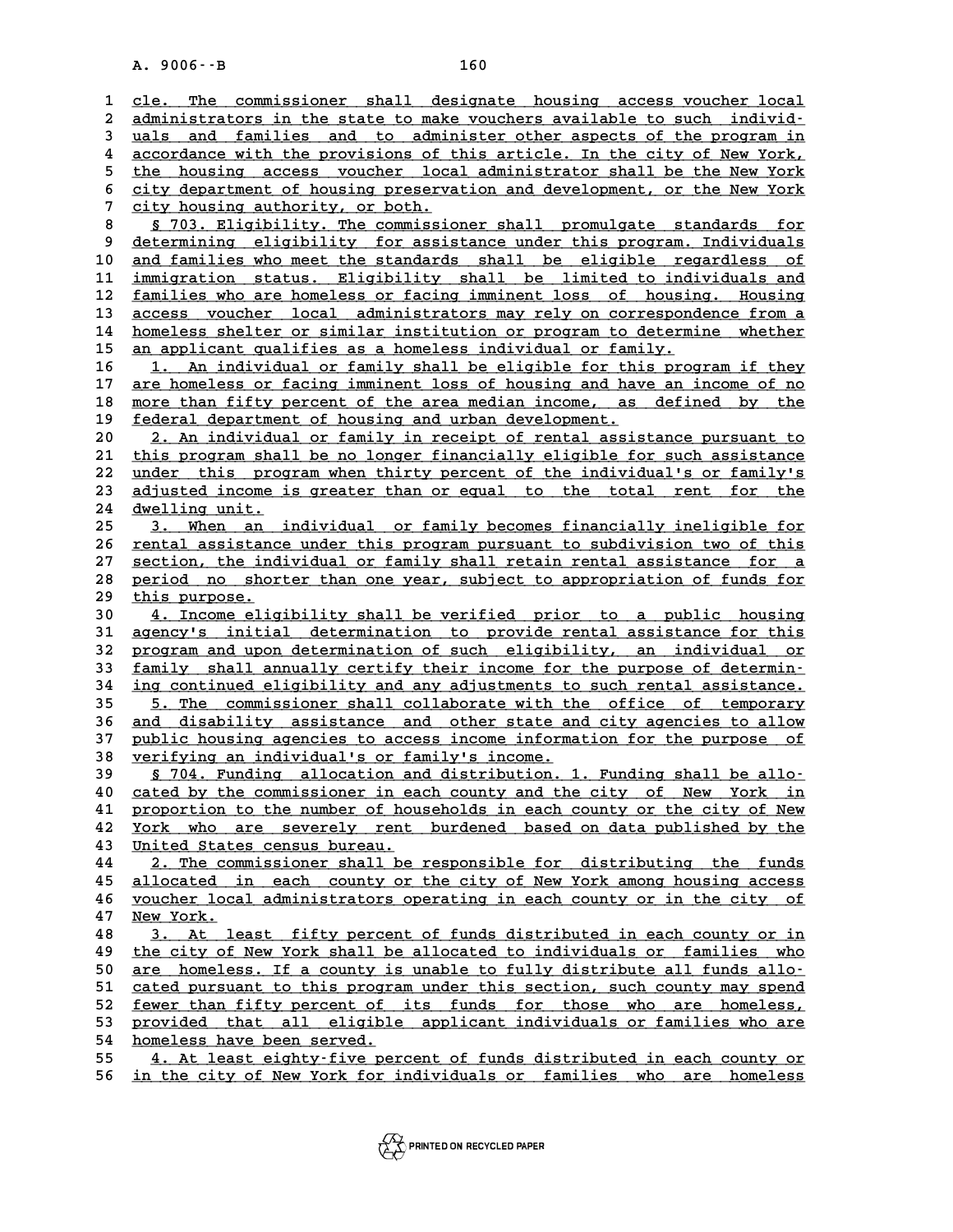cle. The commissioner shall designate housing access voucher local administrators in the state to make vouchers available to such individuals and families and to administer other aspects of the program in accordance with the provisions of this article. In the city of New York, the housing access voucher local administrator shall be the New York city department of housing preservation and development, or the New York city housing authority, or both.

§ 703. Eligibility. The commissioner shall promulgate standards for determining eligibility for assistance under this program. Individuals and families who meet the standards shall be eligible regardless of immigration status. Eligibility shall be limited to individuals and families who are homeless or facing imminent loss of housing. Housing access voucher local administrators may rely on correspondence from a homeless shelter or similar institution or program to determine whether an applicant qualifies as a homeless individual or family.

1. An individual or family shall be eligible for this program if they are homeless or facing imminent loss of housing and have an income of no more than fifty percent of the area median income, as defined by the federal department of housing and urban development.

2. An individual or family in receipt of rental assistance pursuant to this program shall be no longer financially eligible for such assistance under this program when thirty percent of the individual's or family's adjusted income is greater than or equal to the total rent for the dwelling unit.

3. When an individual or family becomes financially ineligible for rental assistance under this program pursuant to subdivision two of this section, the individual or family shall retain rental assistance for a period no shorter than one year, subject to appropriation of funds for this purpose.

4. Income eligibility shall be verified prior to a public housing agency's initial determination to provide rental assistance for this program and upon determination of such eligibility, an individual or family shall annually certify their income for the purpose of determining continued eligibility and any adjustments to such rental assistance.

5. The commissioner shall collaborate with the office of temporary and disability assistance and other state and city agencies to allow public housing agencies to access income information for the purpose of verifying an individual's or family's income.

§ 704. Funding allocation and distribution. 1. Funding shall be allocated by the commissioner in each county and the city of New York in proportion to the number of households in each county or the city of New York who are severely rent burdened based on data published by the United States census bureau.

2. The commissioner shall be responsible for distributing the funds allocated in each county or the city of New York among housing access voucher local administrators operating in each county or in the city of New York.

3. At least fifty percent of funds distributed in each county or in the city of New York shall be allocated to individuals or families who are homeless. If a county is unable to fully distribute all funds allocated pursuant to this program under this section, such county may spend fewer than fifty percent of its funds for those who are homeless, provided that all eligible applicant individuals or families who are homeless have been served.

4. At least eighty-five percent of funds distributed in each county or in the city of New York for individuals or families who are homeless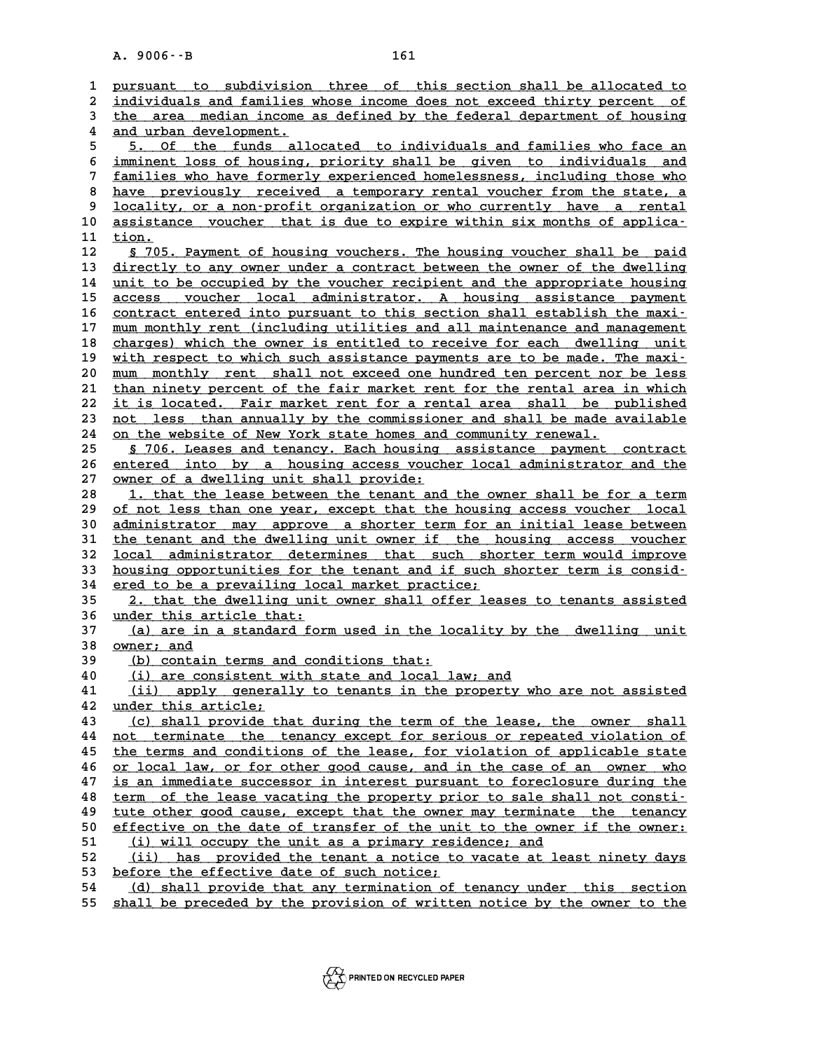pursuant to subdivision three of this section shall be allocated to individuals and families whose income does not exceed thirty percent of the area median income as defined by the federal department of housing and urban development.

5. Of the funds allocated to individuals and families who face an imminent loss of housing, priority shall be given to individuals and families who have formerly experienced homelessness, including those who have previously received a temporary rental voucher from the state, a locality, or a non-profit organization or who currently have a rental assistance voucher that is due to expire within six months of application.

§ 705. Payment of housing vouchers. The housing voucher shall be paid directly to any owner under a contract between the owner of the dwelling unit to be occupied by the voucher recipient and the appropriate housing access voucher local administrator. A housing assistance payment contract entered into pursuant to this section shall establish the maximum monthly rent (including utilities and all maintenance and management charges) which the owner is entitled to receive for each dwelling unit with respect to which such assistance payments are to be made. The maximum monthly rent shall not exceed one hundred ten percent nor be less than ninety percent of the fair market rent for the rental area in which it is located. Fair market rent for a rental area shall be published not less than annually by the commissioner and shall be made available on the website of New York state homes and community renewal.

§ 706. Leases and tenancy. Each housing assistance payment contract entered into by a housing access voucher local administrator and the owner of a dwelling unit shall provide:

1. that the lease between the tenant and the owner shall be for a term of not less than one year, except that the housing access voucher local administrator may approve a shorter term for an initial lease between the tenant and the dwelling unit owner if the housing access voucher local administrator determines that such shorter term would improve housing opportunities for the tenant and if such shorter term is considered to be a prevailing local market practice;

2. that the dwelling unit owner shall offer leases to tenants assisted under this article that:

(a) are in a standard form used in the locality by the dwelling unit owner; and

(b) contain terms and conditions that:

(i) are consistent with state and local law; and

(ii) apply generally to tenants in the property who are not assisted under this article;

(c) shall provide that during the term of the lease, the owner shall not terminate the tenancy except for serious or repeated violation of the terms and conditions of the lease, for violation of applicable state or local law, or for other good cause, and in the case of an owner who is an immediate successor in interest pursuant to foreclosure during the term of the lease vacating the property prior to sale shall not constitute other good cause, except that the owner may terminate the tenancy effective on the date of transfer of the unit to the owner if the owner:

(i) will occupy the unit as a primary residence; and

(ii) has provided the tenant a notice to vacate at least ninety days before the effective date of such notice;

(d) shall provide that any termination of tenancy under this section shall be preceded by the provision of written notice by the owner to the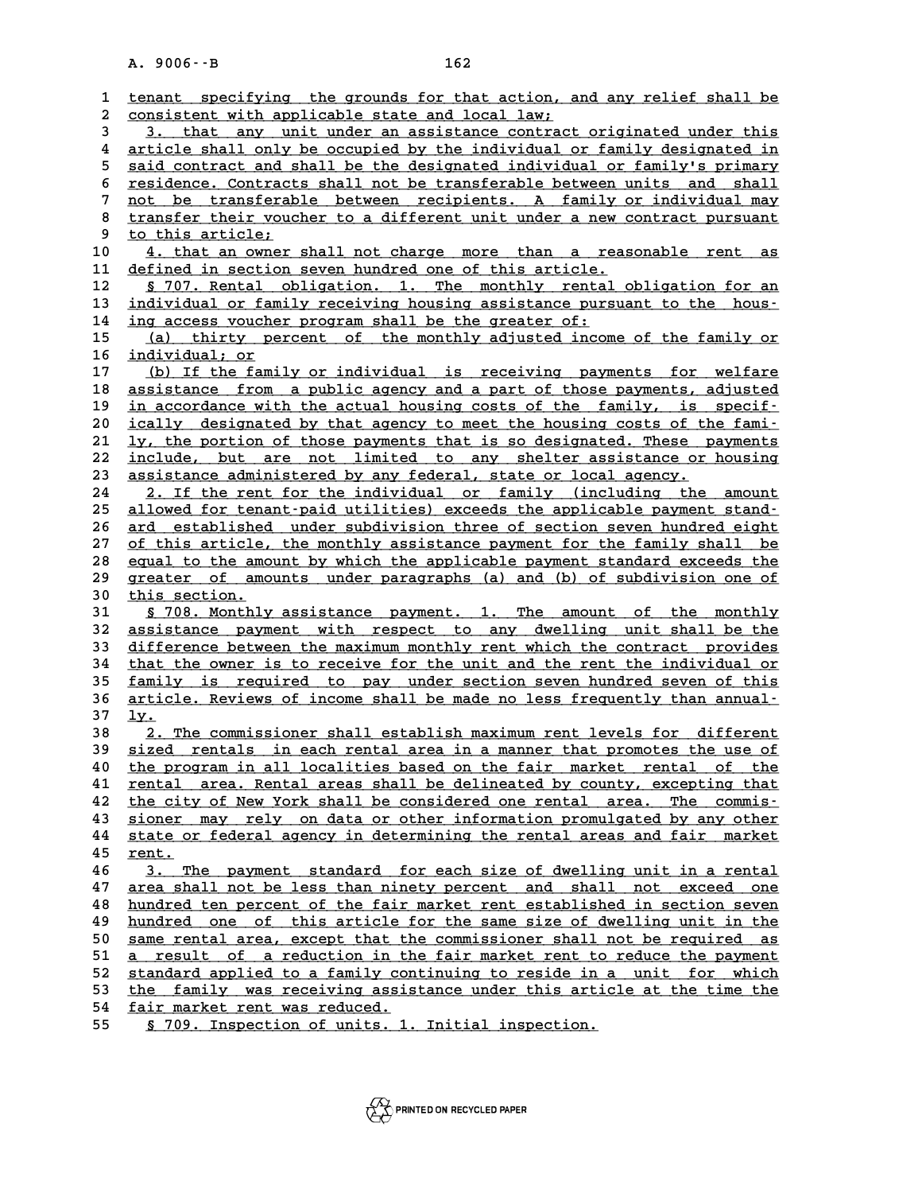tenant specifying the grounds for that action, and any relief shall be consistent with applicable state and local law;

3. that any unit under an assistance contract originated under this article shall only be occupied by the individual or family designated in said contract and shall be the designated individual or family's primary residence. Contracts shall not be transferable between units and shall not be transferable between recipients. A family or individual may transfer their voucher to a different unit under a new contract pursuant to this article;

4. that an owner shall not charge more than a reasonable rent as defined in section seven hundred one of this article.

§ 707. Rental obligation. 1. The monthly rental obligation for an individual or family receiving housing assistance pursuant to the housing access voucher program shall be the greater of:

(a) thirty percent of the monthly adjusted income of the family or individual; or

(b) If the family or individual is receiving payments for welfare assistance from a public agency and a part of those payments, adjusted in accordance with the actual housing costs of the family, is specifically designated by that agency to meet the housing costs of the family, the portion of those payments that is so designated. These payments include, but are not limited to any shelter assistance or housing assistance administered by any federal, state or local agency.

2. If the rent for the individual or family (including the amount allowed for tenant-paid utilities) exceeds the applicable payment standard established under subdivision three of section seven hundred eight of this article, the monthly assistance payment for the family shall be equal to the amount by which the applicable payment standard exceeds the greater of amounts under paragraphs (a) and (b) of subdivision one of this section.

§ 708. Monthly assistance payment. 1. The amount of the monthly assistance payment with respect to any dwelling unit shall be the difference between the maximum monthly rent which the contract provides that the owner is to receive for the unit and the rent the individual or family is required to pay under section seven hundred seven of this article. Reviews of income shall be made no less frequently than annually.

2. The commissioner shall establish maximum rent levels for different sized rentals in each rental area in a manner that promotes the use of the program in all localities based on the fair market rental of the rental area. Rental areas shall be delineated by county, excepting that the city of New York shall be considered one rental area. The commissioner may rely on data or other information promulgated by any other state or federal agency in determining the rental areas and fair market rent.

3. The payment standard for each size of dwelling unit in a rental area shall not be less than ninety percent and shall not exceed one hundred ten percent of the fair market rent established in section seven hundred one of this article for the same size of dwelling unit in the same rental area, except that the commissioner shall not be required as a result of a reduction in the fair market rent to reduce the payment standard applied to a family continuing to reside in a unit for which the family was receiving assistance under this article at the time the fair market rent was reduced.

§ 709. Inspection of units. 1. Initial inspection.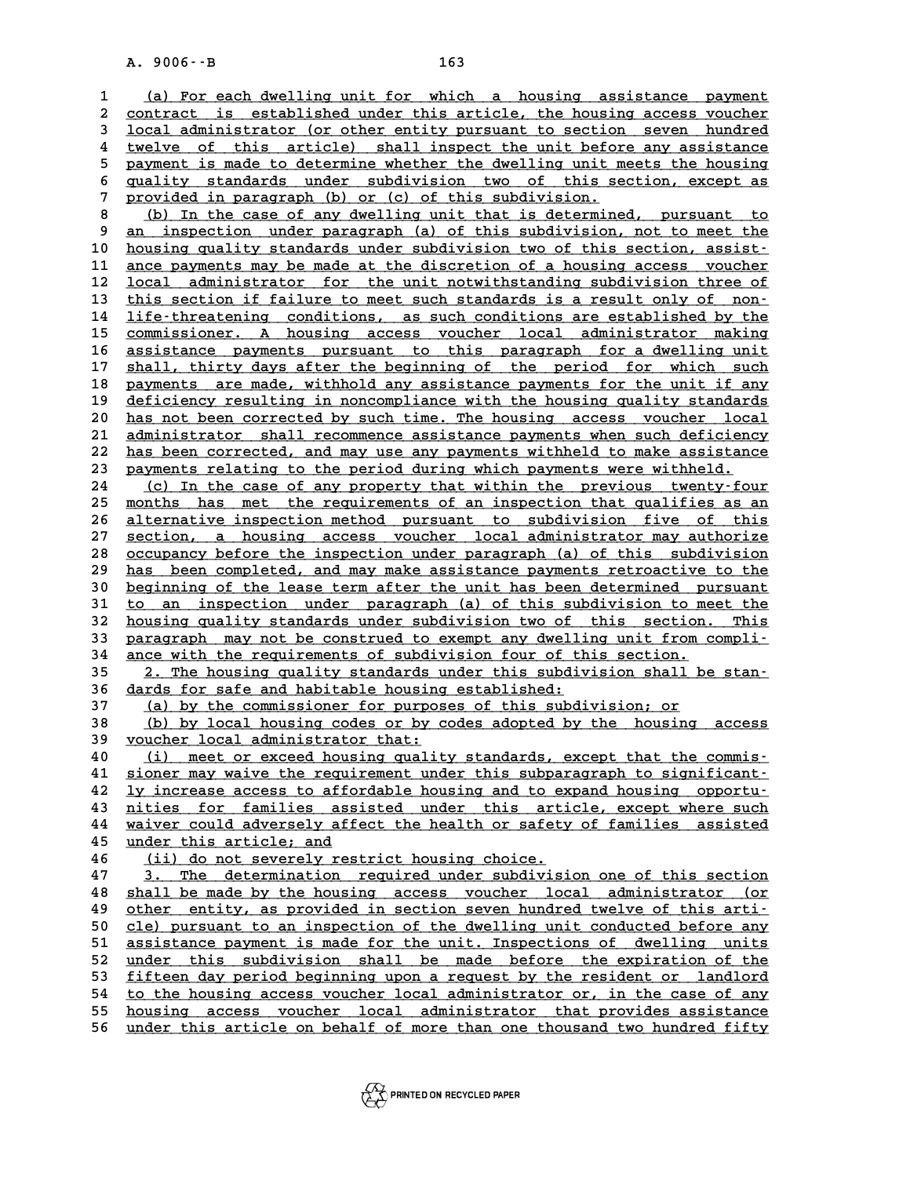(a) For each dwelling unit for which a housing assistance payment contract is established under this article, the housing access voucher local administrator (or other entity pursuant to section seven hundred twelve of this article) shall inspect the unit before any assistance payment is made to determine whether the dwelling unit meets the housing quality standards under subdivision two of this section, except as provided in paragraph (b) or (c) of this subdivision.

(b) In the case of any dwelling unit that is determined, pursuant to an inspection under paragraph (a) of this subdivision, not to meet the housing quality standards under subdivision two of this section, assistance payments may be made at the discretion of a housing access voucher local administrator for the unit notwithstanding subdivision three of this section if failure to meet such standards is a result only of non-life-threatening conditions, as such conditions are established by the commissioner. A housing access voucher local administrator making assistance payments pursuant to this paragraph for a dwelling unit shall, thirty days after the beginning of the period for which such payments are made, withhold any assistance payments for the unit if any deficiency resulting in noncompliance with the housing quality standards has not been corrected by such time. The housing access voucher local administrator shall recommence assistance payments when such deficiency has been corrected, and may use any payments withheld to make assistance payments relating to the period during which payments were withheld.

(c) In the case of any property that within the previous twenty-four months has met the requirements of an inspection that qualifies as an alternative inspection method pursuant to subdivision five of this section, a housing access voucher local administrator may authorize occupancy before the inspection under paragraph (a) of this subdivision has been completed, and may make assistance payments retroactive to the beginning of the lease term after the unit has been determined pursuant to an inspection under paragraph (a) of this subdivision to meet the housing quality standards under subdivision two of this section. This paragraph may not be construed to exempt any dwelling unit from compliance with the requirements of subdivision four of this section.

2. The housing quality standards under this subdivision shall be standards for safe and habitable housing established:

(a) by the commissioner for purposes of this subdivision; or

(b) by local housing codes or by codes adopted by the housing access voucher local administrator that:

(i) meet or exceed housing quality standards, except that the commissioner may waive the requirement under this subparagraph to significantly increase access to affordable housing and to expand housing opportunities for families assisted under this article, except where such waiver could adversely affect the health or safety of families assisted under this article; and

(ii) do not severely restrict housing choice.

3. The determination required under subdivision one of this section shall be made by the housing access voucher local administrator (or other entity, as provided in section seven hundred twelve of this article) pursuant to an inspection of the dwelling unit conducted before any assistance payment is made for the unit. Inspections of dwelling units under this subdivision shall be made before the expiration of the fifteen day period beginning upon a request by the resident or landlord to the housing access voucher local administrator or, in the case of any housing access voucher local administrator that provides assistance under this article on behalf of more than one thousand two hundred fifty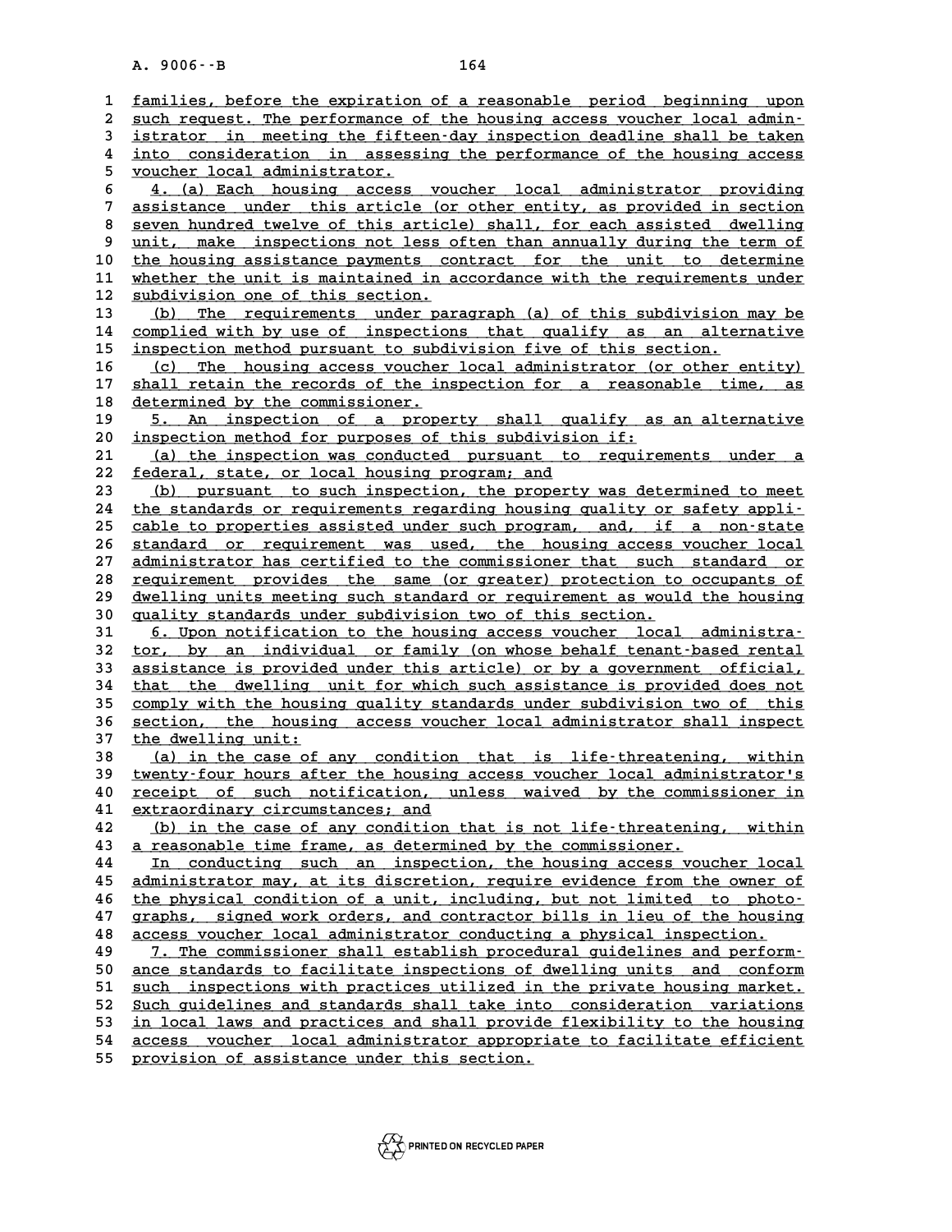families, before the expiration of a reasonable period beginning upon such request. The performance of the housing access voucher local administrator in meeting the fifteen-day inspection deadline shall be taken into consideration in assessing the performance of the housing access voucher local administrator.

4. (a) Each housing access voucher local administrator providing assistance under this article (or other entity, as provided in section seven hundred twelve of this article) shall, for each assisted dwelling unit, make inspections not less often than annually during the term of the housing assistance payments contract for the unit to determine whether the unit is maintained in accordance with the requirements under subdivision one of this section.

(b) The requirements under paragraph (a) of this subdivision may be complied with by use of inspections that qualify as an alternative inspection method pursuant to subdivision five of this section.

(c) The housing access voucher local administrator (or other entity) shall retain the records of the inspection for a reasonable time, as determined by the commissioner.

5. An inspection of a property shall qualify as an alternative inspection method for purposes of this subdivision if:

(a) the inspection was conducted pursuant to requirements under a federal, state, or local housing program; and

(b) pursuant to such inspection, the property was determined to meet the standards or requirements regarding housing quality or safety applicable to properties assisted under such program, and, if a non-state standard or requirement was used, the housing access voucher local administrator has certified to the commissioner that such standard or requirement provides the same (or greater) protection to occupants of dwelling units meeting such standard or requirement as would the housing quality standards under subdivision two of this section.

6. Upon notification to the housing access voucher local administrator, by an individual or family (on whose behalf tenant-based rental assistance is provided under this article) or by a government official, that the dwelling unit for which such assistance is provided does not comply with the housing quality standards under subdivision two of this section, the housing access voucher local administrator shall inspect the dwelling unit:

(a) in the case of any condition that is life-threatening, within twenty-four hours after the housing access voucher local administrator's receipt of such notification, unless waived by the commissioner in extraordinary circumstances; and

(b) in the case of any condition that is not life-threatening, within a reasonable time frame, as determined by the commissioner.

In conducting such an inspection, the housing access voucher local administrator may, at its discretion, require evidence from the owner of the physical condition of a unit, including, but not limited to photographs, signed work orders, and contractor bills in lieu of the housing access voucher local administrator conducting a physical inspection.

7. The commissioner shall establish procedural guidelines and performance standards to facilitate inspections of dwelling units and conform such inspections with practices utilized in the private housing market. Such guidelines and standards shall take into consideration variations in local laws and practices and shall provide flexibility to the housing access voucher local administrator appropriate to facilitate efficient provision of assistance under this section.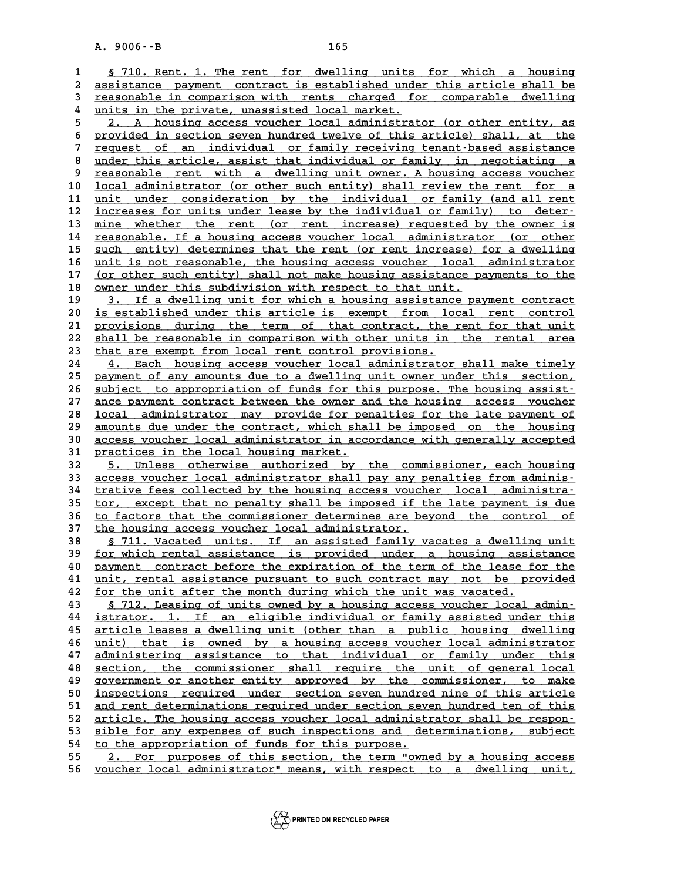§ 710. Rent. 1. The rent for dwelling units for which a housing assistance payment contract is established under this article shall be reasonable in comparison with rents charged for comparable dwelling units in the private, unassisted local market.

2. A housing access voucher local administrator (or other entity, as provided in section seven hundred twelve of this article) shall, at the request of an individual or family receiving tenant-based assistance under this article, assist that individual or family in negotiating a reasonable rent with a dwelling unit owner. A housing access voucher local administrator (or other such entity) shall review the rent for a unit under consideration by the individual or family (and all rent increases for units under lease by the individual or family) to determine whether the rent (or rent increase) requested by the owner is reasonable. If a housing access voucher local administrator (or other such entity) determines that the rent (or rent increase) for a dwelling unit is not reasonable, the housing access voucher local administrator (or other such entity) shall not make housing assistance payments to the owner under this subdivision with respect to that unit.

3. If a dwelling unit for which a housing assistance payment contract is established under this article is exempt from local rent control provisions during the term of that contract, the rent for that unit shall be reasonable in comparison with other units in the rental area that are exempt from local rent control provisions.

4. Each housing access voucher local administrator shall make timely payment of any amounts due to a dwelling unit owner under this section, subject to appropriation of funds for this purpose. The housing assistance payment contract between the owner and the housing access voucher local administrator may provide for penalties for the late payment of amounts due under the contract, which shall be imposed on the housing access voucher local administrator in accordance with generally accepted practices in the local housing market.

5. Unless otherwise authorized by the commissioner, each housing access voucher local administrator shall pay any penalties from administrative fees collected by the housing access voucher local administrator, except that no penalty shall be imposed if the late payment is due to factors that the commissioner determines are beyond the control of the housing access voucher local administrator.

§ 711. Vacated units. If an assisted family vacates a dwelling unit for which rental assistance is provided under a housing assistance payment contract before the expiration of the term of the lease for the unit, rental assistance pursuant to such contract may not be provided for the unit after the month during which the unit was vacated.

§ 712. Leasing of units owned by a housing access voucher local administrator. 1. If an eligible individual or family assisted under this article leases a dwelling unit (other than a public housing dwelling unit) that is owned by a housing access voucher local administrator administering assistance to that individual or family under this section, the commissioner shall require the unit of general local government or another entity approved by the commissioner, to make inspections required under section seven hundred nine of this article and rent determinations required under section seven hundred ten of this article. The housing access voucher local administrator shall be responsible for any expenses of such inspections and determinations, subject to the appropriation of funds for this purpose.

2. For purposes of this section, the term "owned by a housing access voucher local administrator" means, with respect to a dwelling unit,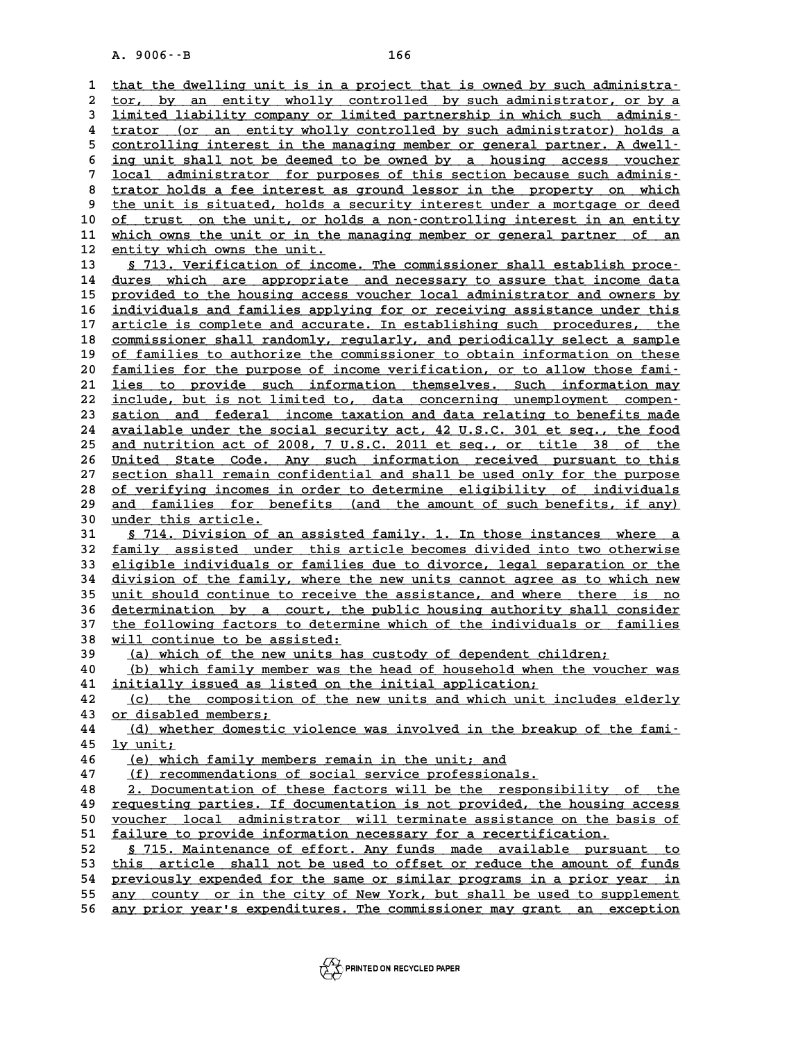that the dwelling unit is in a project that is owned by such administrator, by an entity wholly controlled by such administrator, or by a limited liability company or limited partnership in which such administrator (or an entity wholly controlled by such administrator) holds a controlling interest in the managing member or general partner. A dwelling unit shall not be deemed to be owned by a housing access voucher local administrator for purposes of this section because such administrator holds a fee interest as ground lessor in the property on which the unit is situated, holds a security interest under a mortgage or deed of trust on the unit, or holds a non-controlling interest in an entity which owns the unit or in the managing member or general partner of an entity which owns the unit.

§ 713. Verification of income. The commissioner shall establish procedures which are appropriate and necessary to assure that income data provided to the housing access voucher local administrator and owners by individuals and families applying for or receiving assistance under this article is complete and accurate. In establishing such procedures, the commissioner shall randomly, regularly, and periodically select a sample of families to authorize the commissioner to obtain information on these families for the purpose of income verification, or to allow those families to provide such information themselves. Such information may include, but is not limited to, data concerning unemployment compensation and federal income taxation and data relating to benefits made available under the social security act, 42 U.S.C. 301 et seq., the food and nutrition act of 2008, 7 U.S.C. 2011 et seq., or title 38 of the United State Code. Any such information received pursuant to this section shall remain confidential and shall be used only for the purpose of verifying incomes in order to determine eligibility of individuals and families for benefits (and the amount of such benefits, if any) under this article.

§ 714. Division of an assisted family. 1. In those instances where a family assisted under this article becomes divided into two otherwise eligible individuals or families due to divorce, legal separation or the division of the family, where the new units cannot agree as to which new unit should continue to receive the assistance, and where there is no determination by a court, the public housing authority shall consider the following factors to determine which of the individuals or families will continue to be assisted:

(a) which of the new units has custody of dependent children;

(b) which family member was the head of household when the voucher was initially issued as listed on the initial application;

(c) the composition of the new units and which unit includes elderly or disabled members;

(d) whether domestic violence was involved in the breakup of the family unit;

(e) which family members remain in the unit; and

(f) recommendations of social service professionals.

2. Documentation of these factors will be the responsibility of the requesting parties. If documentation is not provided, the housing access voucher local administrator will terminate assistance on the basis of failure to provide information necessary for a recertification.

§ 715. Maintenance of effort. Any funds made available pursuant to this article shall not be used to offset or reduce the amount of funds previously expended for the same or similar programs in a prior year in any county or in the city of New York, but shall be used to supplement any prior year's expenditures. The commissioner may grant an exception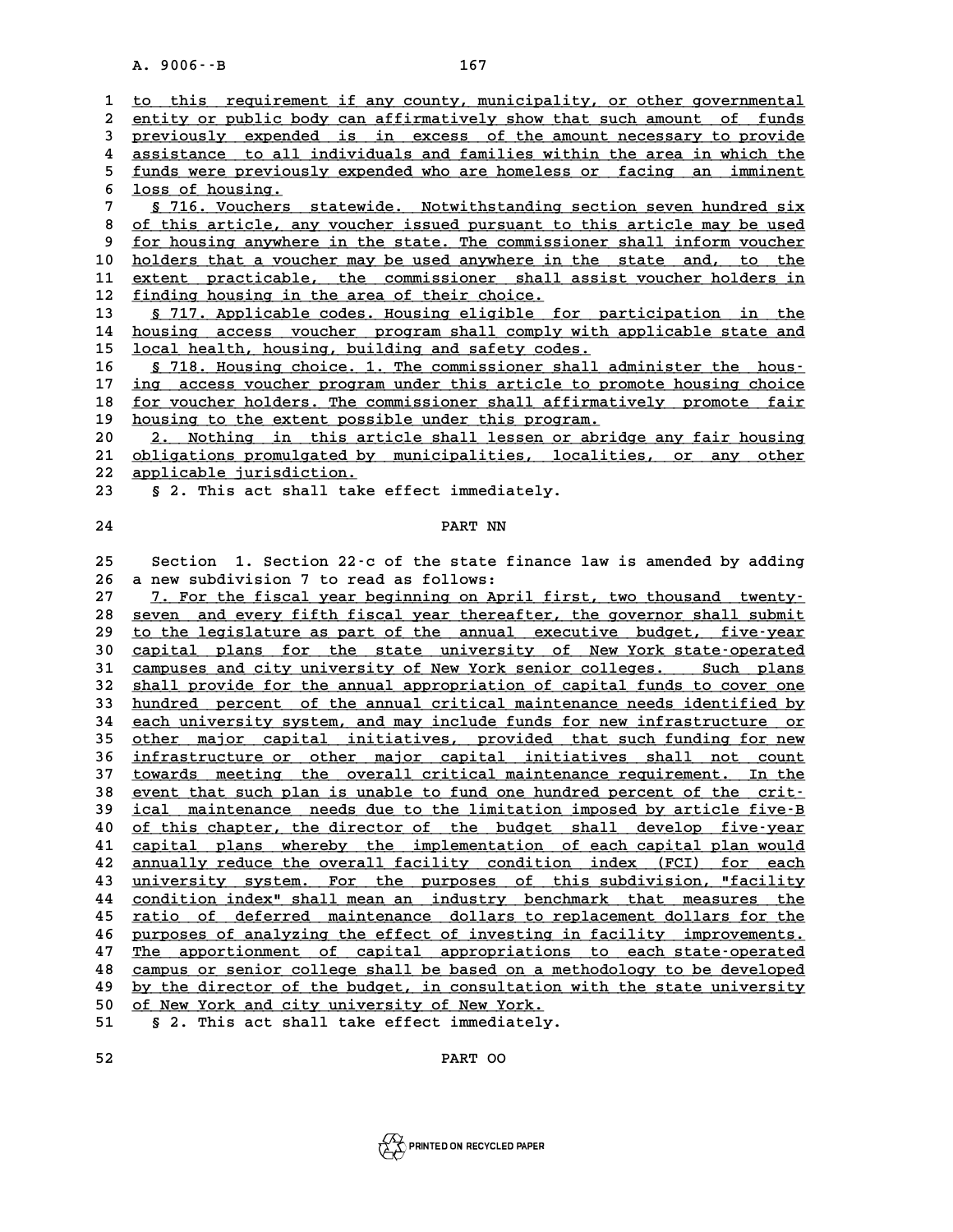to this requirement if any county, municipality, or other governmental entity or public body can affirmatively show that such amount of funds previously expended is in excess of the amount necessary to provide assistance to all individuals and families within the area in which the funds were previously expended who are homeless or facing an imminent loss of housing.

§ 716. Vouchers statewide. Notwithstanding section seven hundred six of this article, any voucher issued pursuant to this article may be used for housing anywhere in the state. The commissioner shall inform voucher holders that a voucher may be used anywhere in the state and, to the extent practicable, the commissioner shall assist voucher holders in finding housing in the area of their choice.

§ 717. Applicable codes. Housing eligible for participation in the housing access voucher program shall comply with applicable state and local health, housing, building and safety codes.

§ 718. Housing choice. 1. The commissioner shall administer the housing access voucher program under this article to promote housing choice for voucher holders. The commissioner shall affirmatively promote fair housing to the extent possible under this program.

2. Nothing in this article shall lessen or abridge any fair housing obligations promulgated by municipalities, localities, or any other applicable jurisdiction.

§ 2. This act shall take effect immediately.

PART NN

Section 1. Section 22-c of the state finance law is amended by adding a new subdivision 7 to read as follows:

7. For the fiscal year beginning on April first, two thousand twenty-seven and every fifth fiscal year thereafter, the governor shall submit to the legislature as part of the annual executive budget, five-year capital plans for the state university of New York state-operated campuses and city university of New York senior colleges. Such plans shall provide for the annual appropriation of capital funds to cover one hundred percent of the annual critical maintenance needs identified by each university system, and may include funds for new infrastructure or other major capital initiatives, provided that such funding for new infrastructure or other major capital initiatives shall not count towards meeting the overall critical maintenance requirement. In the event that such plan is unable to fund one hundred percent of the critical maintenance needs due to the limitation imposed by article five-B of this chapter, the director of the budget shall develop five-year capital plans whereby the implementation of each capital plan would annually reduce the overall facility condition index (FCI) for each university system. For the purposes of this subdivision, "facility condition index" shall mean an industry benchmark that measures the ratio of deferred maintenance dollars to replacement dollars for the purposes of analyzing the effect of investing in facility improvements. The apportionment of capital appropriations to each state-operated campus or senior college shall be based on a methodology to be developed by the director of the budget, in consultation with the state university of New York and city university of New York.

§ 2. This act shall take effect immediately.

PART OO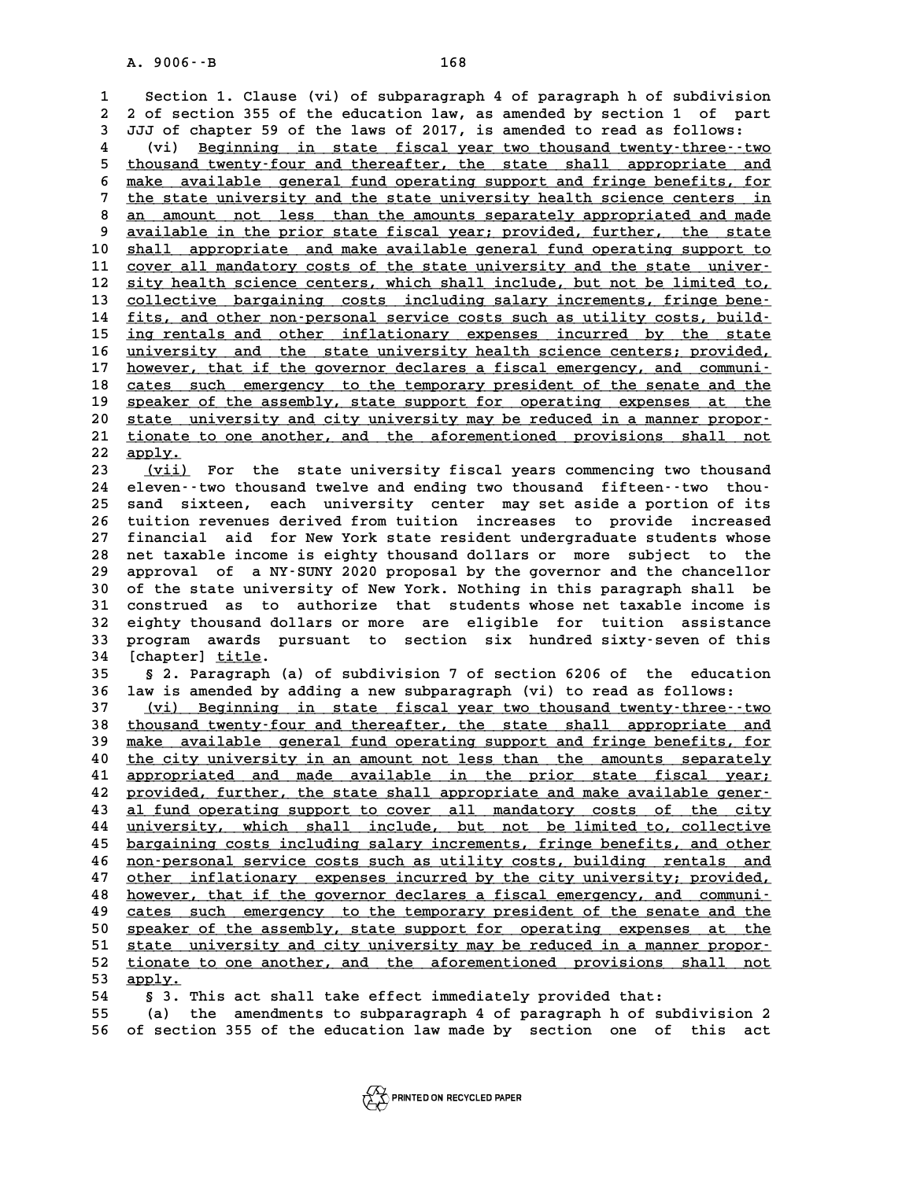Section 1. Clause (vi) of subparagraph 4 of paragraph h of subdivision 2 of section 355 of the education law, as amended by section 1 of part JJJ of chapter 59 of the laws of 2017, is amended to read as follows:

(vi) Beginning in state fiscal year two thousand twenty-three--two thousand twenty-four and thereafter, the state shall appropriate and make available general fund operating support and fringe benefits, for the state university and the state university health science centers in an amount not less than the amounts separately appropriated and made available in the prior state fiscal year; provided, further, the state shall appropriate and make available general fund operating support to cover all mandatory costs of the state university and the state university health science centers, which shall include, but not be limited to, collective bargaining costs including salary increments, fringe benefits, and other non-personal service costs such as utility costs, building rentals and other inflationary expenses incurred by the state university and the state university health science centers; provided, however, that if the governor declares a fiscal emergency, and communicates such emergency to the temporary president of the senate and the speaker of the assembly, state support for operating expenses at the state university and city university may be reduced in a manner proportionate to one another, and the aforementioned provisions shall not apply.

(vii) For the state university fiscal years commencing two thousand eleven--two thousand twelve and ending two thousand fifteen--two thousand sixteen, each university center may set aside a portion of its tuition revenues derived from tuition increases to provide increased financial aid for New York state resident undergraduate students whose net taxable income is eighty thousand dollars or more subject to the approval of a NY-SUNY 2020 proposal by the governor and the chancellor of the state university of New York. Nothing in this paragraph shall be construed as to authorize that students whose net taxable income is eighty thousand dollars or more are eligible for tuition assistance program awards pursuant to section six hundred sixty-seven of this [chapter] title.

§ 2. Paragraph (a) of subdivision 7 of section 6206 of the education law is amended by adding a new subparagraph (vi) to read as follows:

(vi) Beginning in state fiscal year two thousand twenty-three--two thousand twenty-four and thereafter, the state shall appropriate and make available general fund operating support and fringe benefits, for the city university in an amount not less than the amounts separately appropriated and made available in the prior state fiscal year; provided, further, the state shall appropriate and make available general fund operating support to cover all mandatory costs of the city university, which shall include, but not be limited to, collective bargaining costs including salary increments, fringe benefits, and other non-personal service costs such as utility costs, building rentals and other inflationary expenses incurred by the city university; provided, however, that if the governor declares a fiscal emergency, and communicates such emergency to the temporary president of the senate and the speaker of the assembly, state support for operating expenses at the state university and city university may be reduced in a manner proportionate to one another, and the aforementioned provisions shall not apply.

§ 3. This act shall take effect immediately provided that:

(a) the amendments to subparagraph 4 of paragraph h of subdivision 2 of section 355 of the education law made by section one of this act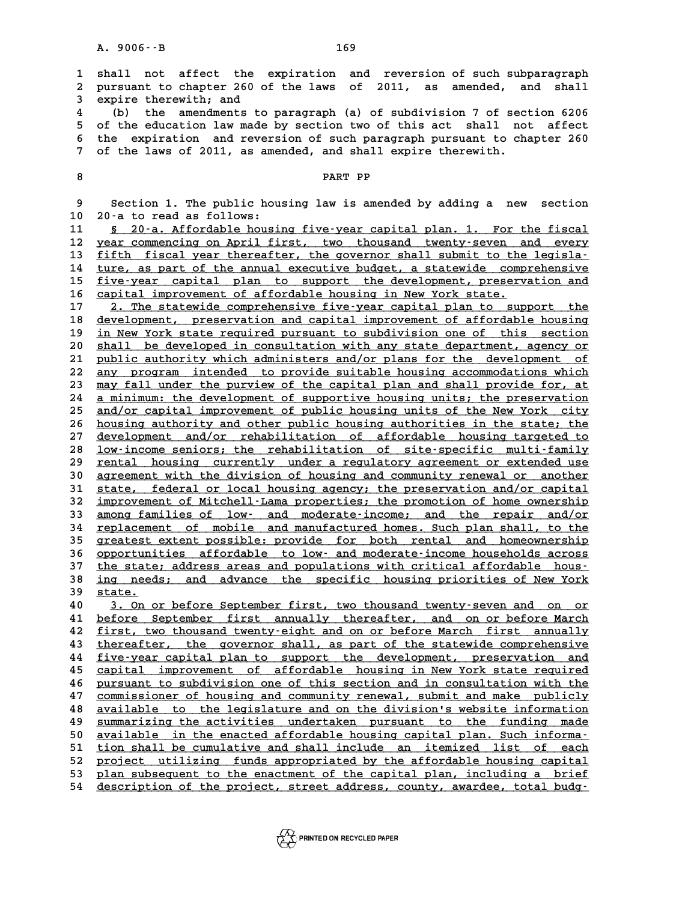shall not affect the expiration and reversion of such subparagraph pursuant to chapter 260 of the laws of 2011, as amended, and shall expire therewith; and

(b) the amendments to paragraph (a) of subdivision 7 of section 6206 of the education law made by section two of this act shall not affect the expiration and reversion of such paragraph pursuant to chapter 260 of the laws of 2011, as amended, and shall expire therewith.

PART PP

Section 1. The public housing law is amended by adding a new section 20-a to read as follows:

§ 20-a. Affordable housing five-year capital plan. 1. For the fiscal year commencing on April first, two thousand twenty-seven and every fifth fiscal year thereafter, the governor shall submit to the legislature, as part of the annual executive budget, a statewide comprehensive five-year capital plan to support the development, preservation and capital improvement of affordable housing in New York state.

2. The statewide comprehensive five-year capital plan to support the development, preservation and capital improvement of affordable housing in New York state required pursuant to subdivision one of this section shall be developed in consultation with any state department, agency or public authority which administers and/or plans for the development of any program intended to provide suitable housing accommodations which may fall under the purview of the capital plan and shall provide for, at a minimum: the development of supportive housing units; the preservation and/or capital improvement of public housing units of the New York city housing authority and other public housing authorities in the state; the development and/or rehabilitation of affordable housing targeted to low-income seniors; the rehabilitation of site-specific multi-family rental housing currently under a regulatory agreement or extended use agreement with the division of housing and community renewal or another state, federal or local housing agency; the preservation and/or capital improvement of Mitchell-Lama properties; the promotion of home ownership among families of low- and moderate-income; and the repair and/or replacement of mobile and manufactured homes. Such plan shall, to the greatest extent possible: provide for both rental and homeownership opportunities affordable to low- and moderate-income households across the state; address areas and populations with critical affordable housing needs; and advance the specific housing priorities of New York state.

3. On or before September first, two thousand twenty-seven and on or before September first annually thereafter, and on or before March first, two thousand twenty-eight and on or before March first annually thereafter, the governor shall, as part of the statewide comprehensive five-year capital plan to support the development, preservation and capital improvement of affordable housing in New York state required pursuant to subdivision one of this section and in consultation with the commissioner of housing and community renewal, submit and make publicly available to the legislature and on the division's website information summarizing the activities undertaken pursuant to the funding made available in the enacted affordable housing capital plan. Such information shall be cumulative and shall include an itemized list of each project utilizing funds appropriated by the affordable housing capital plan subsequent to the enactment of the capital plan, including a brief description of the project, street address, county, awardee, total budg-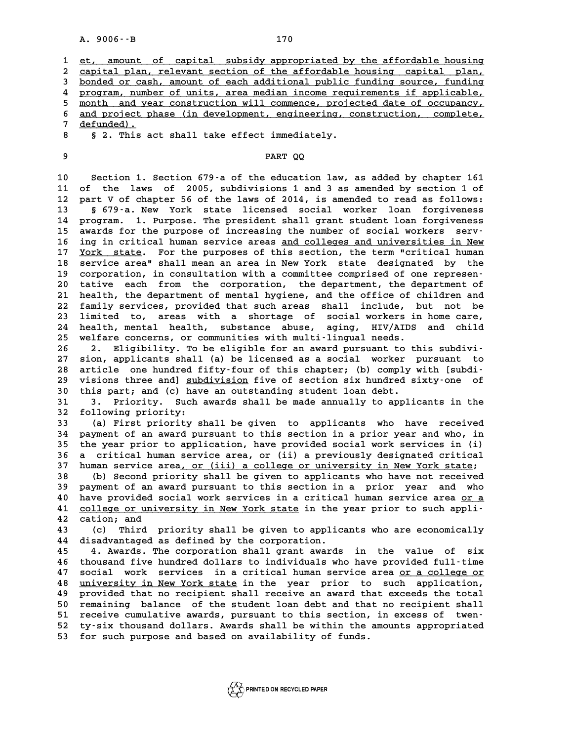et, amount of capital subsidy appropriated by the affordable housing capital plan, relevant section of the affordable housing capital plan, bonded or cash, amount of each additional public funding source, funding program, number of units, area median income requirements if applicable, month and year construction will commence, projected date of occupancy, and project phase (in development, engineering, construction, complete, defunded).

§ 2. This act shall take effect immediately.

PART QQ

Section 1. Section 679-a of the education law, as added by chapter 161 of the laws of 2005, subdivisions 1 and 3 as amended by section 1 of part V of chapter 56 of the laws of 2014, is amended to read as follows:

§ 679-a. New York state licensed social worker loan forgiveness program. 1. Purpose. The president shall grant student loan forgiveness awards for the purpose of increasing the number of social workers serving in critical human service areas and colleges and universities in New York state. For the purposes of this section, the term "critical human service area" shall mean an area in New York state designated by the corporation, in consultation with a committee comprised of one representative each from the corporation, the department, the department of health, the department of mental hygiene, and the office of children and family services, provided that such areas shall include, but not be limited to, areas with a shortage of social workers in home care, health, mental health, substance abuse, aging, HIV/AIDS and child welfare concerns, or communities with multi-lingual needs.

2. Eligibility. To be eligible for an award pursuant to this subdivision, applicants shall (a) be licensed as a social worker pursuant to article one hundred fifty-four of this chapter; (b) comply with [subdivisions three and] subdivision five of section six hundred sixty-one of this part; and (c) have an outstanding student loan debt.

3. Priority. Such awards shall be made annually to applicants in the following priority:

(a) First priority shall be given to applicants who have received payment of an award pursuant to this section in a prior year and who, in the year prior to application, have provided social work services in (i) a critical human service area, or (ii) a previously designated critical human service area, or (iii) a college or university in New York state;

(b) Second priority shall be given to applicants who have not received payment of an award pursuant to this section in a prior year and who have provided social work services in a critical human service area or a college or university in New York state in the year prior to such application; and

(c) Third priority shall be given to applicants who are economically disadvantaged as defined by the corporation.

4. Awards. The corporation shall grant awards in the value of six thousand five hundred dollars to individuals who have provided full-time social work services in a critical human service area or a college or university in New York state in the year prior to such application, provided that no recipient shall receive an award that exceeds the total remaining balance of the student loan debt and that no recipient shall receive cumulative awards, pursuant to this section, in excess of twenty-six thousand dollars. Awards shall be within the amounts appropriated for such purpose and based on availability of funds.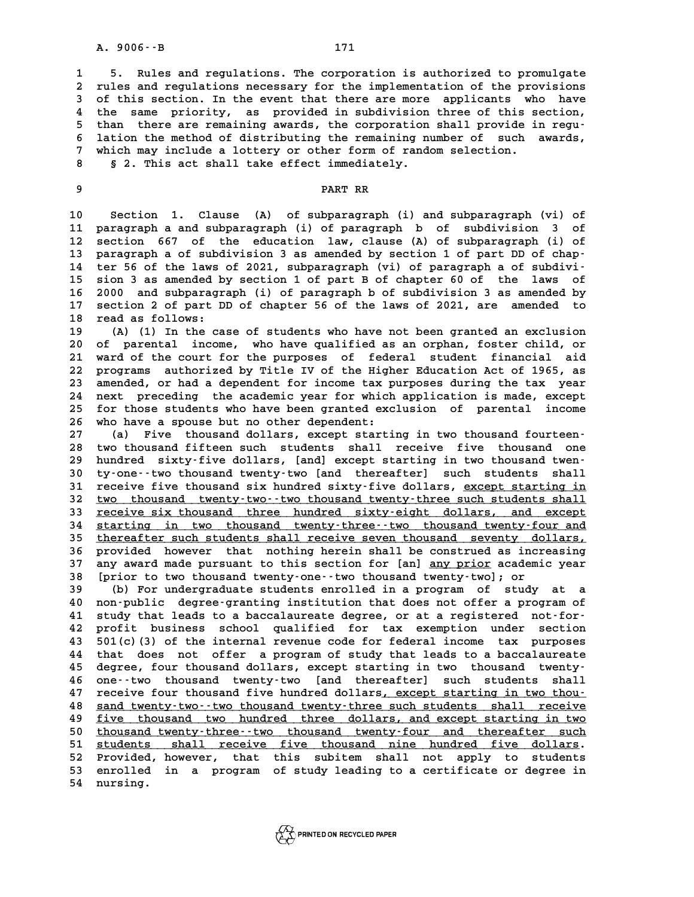5. Rules and regulations. The corporation is authorized to promulgate rules and regulations necessary for the implementation of the provisions of this section. In the event that there are more applicants who have the same priority, as provided in subdivision three of this section, than there are remaining awards, the corporation shall provide in regulation the method of distributing the remaining number of such awards, which may include a lottery or other form of random selection.

§ 2. This act shall take effect immediately.

## PART RR

Section 1. Clause (A) of subparagraph (i) and subparagraph (vi) of paragraph a and subparagraph (i) of paragraph b of subdivision 3 of section 667 of the education law, clause (A) of subparagraph (i) of paragraph a of subdivision 3 as amended by section 1 of part DD of chapter 56 of the laws of 2021, subparagraph (vi) of paragraph a of subdivision 3 as amended by section 1 of part B of chapter 60 of the laws of 2000 and subparagraph (i) of paragraph b of subdivision 3 as amended by section 2 of part DD of chapter 56 of the laws of 2021, are amended to read as follows:

(A) (1) In the case of students who have not been granted an exclusion of parental income, who have qualified as an orphan, foster child, or ward of the court for the purposes of federal student financial aid programs authorized by Title IV of the Higher Education Act of 1965, as amended, or had a dependent for income tax purposes during the tax year next preceding the academic year for which application is made, except for those students who have been granted exclusion of parental income who have a spouse but no other dependent:

(a) Five thousand dollars, except starting in two thousand fourteen--two thousand fifteen such students shall receive five thousand one hundred sixty-five dollars, [and] except starting in two thousand twenty-one--two thousand twenty-two [and thereafter] such students shall receive five thousand six hundred sixty-five dollars, <u>except starting in two thousand twenty-two--two thousand twenty-three such students shall receive six thousand three hundred sixty-eight dollars, and except starting in two thousand twenty-three--two thousand twenty-four and thereafter such students shall receive seven thousand seventy dollars,</u> provided however that nothing herein shall be construed as increasing any award made pursuant to this section for [an] <u>any prior</u> academic year [prior to two thousand twenty-one--two thousand twenty-two]; or

(b) For undergraduate students enrolled in a program of study at a non-public degree-granting institution that does not offer a program of study that leads to a baccalaureate degree, or at a registered not-for-profit business school qualified for tax exemption under section 501(c)(3) of the internal revenue code for federal income tax purposes that does not offer a program of study that leads to a baccalaureate degree, four thousand dollars, except starting in two thousand twenty-one--two thousand twenty-two [and thereafter] such students shall receive four thousand five hundred dollars<u>, except starting in two thousand twenty-two--two thousand twenty-three such students shall receive five thousand two hundred three dollars, and except starting in two thousand twenty-three--two thousand twenty-four and thereafter such students shall receive five thousand nine hundred five dollars</u>. Provided, however, that this subitem shall not apply to students enrolled in a program of study leading to a certificate or degree in nursing.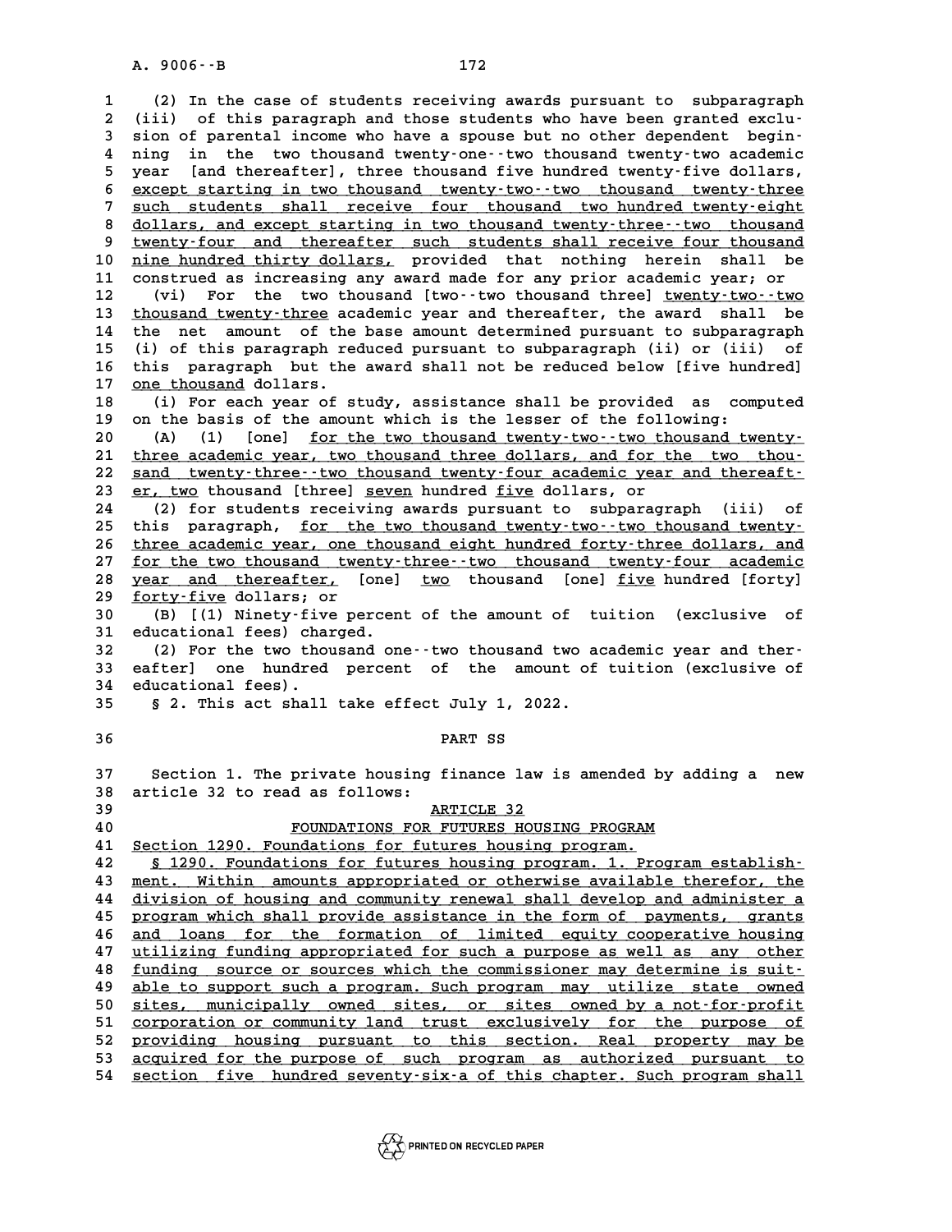(2) In the case of students receiving awards pursuant to subparagraph (iii) of this paragraph and those students who have been granted exclusion of parental income who have a spouse but no other dependent beginning in the two thousand twenty-one--two thousand twenty-two academic year [and thereafter], three thousand five hundred twenty-five dollars, except starting in two thousand twenty-two--two thousand twenty-three such students shall receive four thousand two hundred twenty-eight dollars, and except starting in two thousand twenty-three--two thousand twenty-four and thereafter such students shall receive four thousand nine hundred thirty dollars, provided that nothing herein shall be construed as increasing any award made for any prior academic year; or

(vi) For the two thousand [two--two thousand three] twenty-two--two thousand twenty-three academic year and thereafter, the award shall be the net amount of the base amount determined pursuant to subparagraph (i) of this paragraph reduced pursuant to subparagraph (ii) or (iii) of this paragraph but the award shall not be reduced below [five hundred] one thousand dollars.

(i) For each year of study, assistance shall be provided as computed on the basis of the amount which is the lesser of the following:

(A) (1) [one] for the two thousand twenty-two--two thousand twenty-three academic year, two thousand three dollars, and for the two thousand twenty-three--two thousand twenty-four academic year and thereafter, two thousand [three] seven hundred five dollars, or

(2) for students receiving awards pursuant to subparagraph (iii) of this paragraph, for the two thousand twenty-two--two thousand twenty-three academic year, one thousand eight hundred forty-three dollars, and for the two thousand twenty-three--two thousand twenty-four academic year and thereafter, [one] two thousand [one] five hundred [forty] forty-five dollars; or

(B) [(1) Ninety-five percent of the amount of tuition (exclusive of educational fees) charged.

(2) For the two thousand one--two thousand two academic year and thereafter] one hundred percent of the amount of tuition (exclusive of educational fees).

§ 2. This act shall take effect July 1, 2022.

PART SS

Section 1. The private housing finance law is amended by adding a new article 32 to read as follows:

ARTICLE 32

FOUNDATIONS FOR FUTURES HOUSING PROGRAM

Section 1290. Foundations for futures housing program.

§ 1290. Foundations for futures housing program. 1. Program establishment. Within amounts appropriated or otherwise available therefor, the division of housing and community renewal shall develop and administer a program which shall provide assistance in the form of payments, grants and loans for the formation of limited equity cooperative housing utilizing funding appropriated for such a purpose as well as any other funding source or sources which the commissioner may determine is suitable to support such a program. Such program may utilize state owned sites, municipally owned sites, or sites owned by a not-for-profit corporation or community land trust exclusively for the purpose of providing housing pursuant to this section. Real property may be acquired for the purpose of such program as authorized pursuant to section five hundred seventy-six-a of this chapter. Such program shall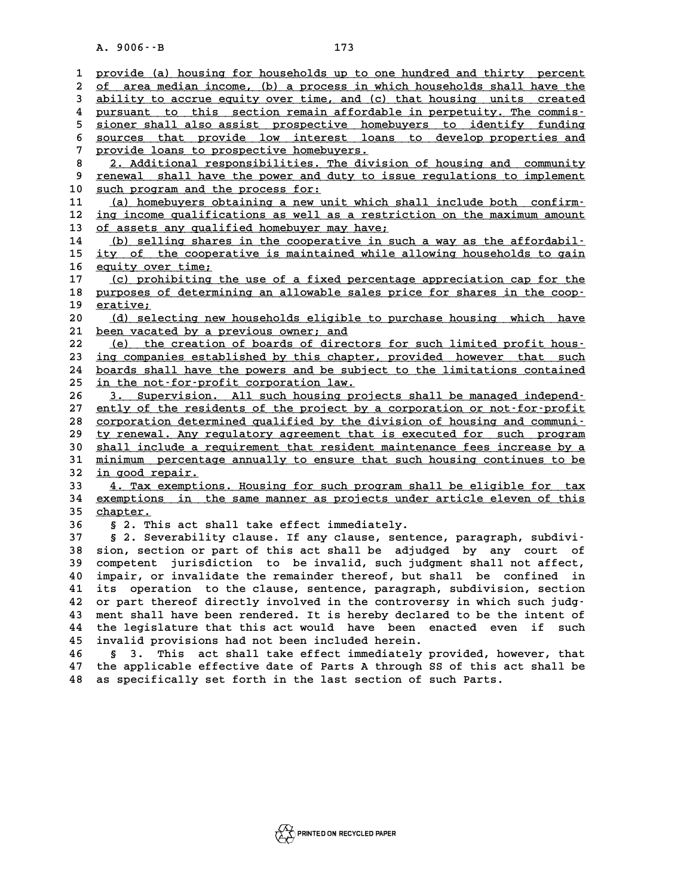provide (a) housing for households up to one hundred and thirty percent of area median income, (b) a process in which households shall have the ability to accrue equity over time, and (c) that housing units created pursuant to this section remain affordable in perpetuity. The commissioner shall also assist prospective homebuyers to identify funding sources that provide low interest loans to develop properties and provide loans to prospective homebuyers.

2. Additional responsibilities. The division of housing and community renewal shall have the power and duty to issue regulations to implement such program and the process for:

(a) homebuyers obtaining a new unit which shall include both confirming income qualifications as well as a restriction on the maximum amount of assets any qualified homebuyer may have;

(b) selling shares in the cooperative in such a way as the affordability of the cooperative is maintained while allowing households to gain equity over time;

(c) prohibiting the use of a fixed percentage appreciation cap for the purposes of determining an allowable sales price for shares in the cooperative;

(d) selecting new households eligible to purchase housing which have been vacated by a previous owner; and

(e) the creation of boards of directors for such limited profit housing companies established by this chapter, provided however that such boards shall have the powers and be subject to the limitations contained in the not-for-profit corporation law.

3. Supervision. All such housing projects shall be managed independently of the residents of the project by a corporation or not-for-profit corporation determined qualified by the division of housing and community renewal. Any regulatory agreement that is executed for such program shall include a requirement that resident maintenance fees increase by a minimum percentage annually to ensure that such housing continues to be in good repair.

4. Tax exemptions. Housing for such program shall be eligible for tax exemptions in the same manner as projects under article eleven of this chapter.

§ 2. This act shall take effect immediately.

§ 2. Severability clause. If any clause, sentence, paragraph, subdivision, section or part of this act shall be adjudged by any court of competent jurisdiction to be invalid, such judgment shall not affect, impair, or invalidate the remainder thereof, but shall be confined in its operation to the clause, sentence, paragraph, subdivision, section or part thereof directly involved in the controversy in which such judgment shall have been rendered. It is hereby declared to be the intent of the legislature that this act would have been enacted even if such invalid provisions had not been included herein.

§ 3. This act shall take effect immediately provided, however, that the applicable effective date of Parts A through SS of this act shall be as specifically set forth in the last section of such Parts.